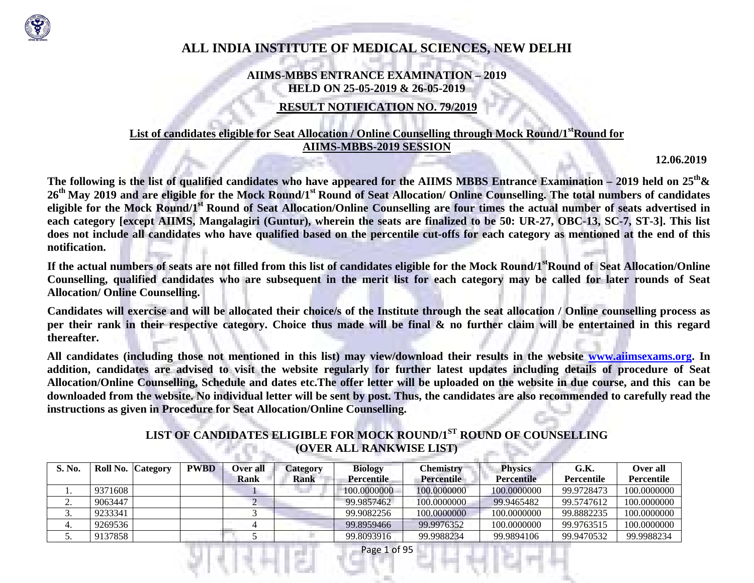# ALL INDIA INSTITUTE OF MEDICAL SCIENCES, NEW DELHI

## AIIMS-MBBS ENTRANCE EXAMINATION – 2019
## HELD ON 25-05-2019 & 26-05-2019

## RESULT NOTIFICATION NO. 79/2019

### List of candidates eligible for Seat Allocation / Online Counselling through Mock Round/1st Round for AIIMS-MBBS-2019 SESSION

**12.06.2019**

**The following is the list of qualified candidates who have appeared for the AIIMS MBBS Entrance Examination – 2019 held on 25th & 26th May 2019 and are eligible for the Mock Round/1st Round of Seat Allocation/ Online Counselling. The total numbers of candidates eligible for the Mock Round/1st Round of Seat Allocation/Online Counselling are four times the actual number of seats advertised in each category [except AIIMS, Mangalagiri (Guntur), wherein the seats are finalized to be 50: UR-27, OBC-13, SC-7, ST-3]. This list does not include all candidates who have qualified based on the percentile cut-offs for each category as mentioned at the end of this notification.**

**If the actual numbers of seats are not filled from this list of candidates eligible for the Mock Round/1st Round of Seat Allocation/Online Counselling, qualified candidates who are subsequent in the merit list for each category may be called for later rounds of Seat Allocation/ Online Counselling.**

**Candidates will exercise and will be allocated their choice/s of the Institute through the seat allocation / Online counselling process as per their rank in their respective category. Choice thus made will be final & no further claim will be entertained in this regard thereafter.**

**All candidates (including those not mentioned in this list) may view/download their results in the website www.aiimsexams.org. In addition, candidates are advised to visit the website regularly for further latest updates including details of procedure of Seat Allocation/Online Counselling, Schedule and dates etc.The offer letter will be uploaded on the website in due course, and this can be downloaded from the website. No individual letter will be sent by post. Thus, the candidates are also recommended to carefully read the instructions as given in Procedure for Seat Allocation/Online Counselling.**

## LIST OF CANDIDATES ELIGIBLE FOR MOCK ROUND/1ST ROUND OF COUNSELLING (OVER ALL RANKWISE LIST)

| S. No. | Roll No. | Category | PWBD | Over all Rank | Category Rank | Biology Percentile | Chemistry Percentile | Physics Percentile | G.K. Percentile | Over all Percentile |
|---|---|---|---|---|---|---|---|---|---|---|
| 1. | 9371608 | | | 1 | | 100.0000000 | 100.0000000 | 100.0000000 | 99.9728473 | 100.0000000 |
| 2. | 9063447 | | | 2 | | 99.9857462 | 100.0000000 | 99.9465482 | 99.5747612 | 100.0000000 |
| 3. | 9233341 | | | 3 | | 99.9082256 | 100.0000000 | 100.0000000 | 99.8882235 | 100.0000000 |
| 4. | 9269536 | | | 4 | | 99.8959466 | 99.9976352 | 100.0000000 | 99.9763515 | 100.0000000 |
| 5. | 9137858 | | | 5 | | 99.8093916 | 99.9988234 | 99.9894106 | 99.9470532 | 99.9988234 |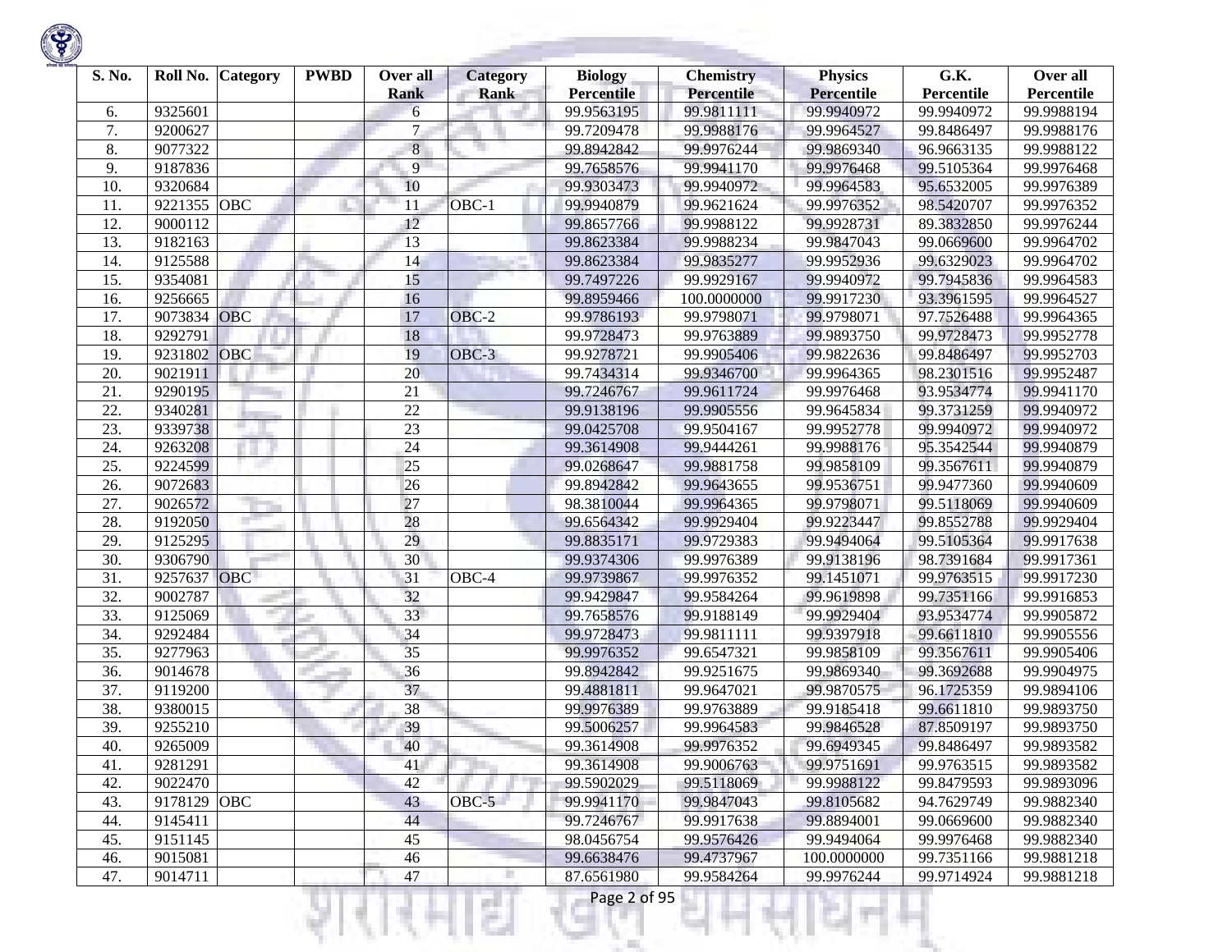| S. No. | Roll No. | Category | PWBD | Over all Rank | Category Rank | Biology Percentile | Chemistry Percentile | Physics Percentile | G.K. Percentile | Over all Percentile |
|---|---|---|---|---|---|---|---|---|---|---|
| 6. | 9325601 | | | 6 | | 99.9563195 | 99.9811111 | 99.9940972 | 99.9940972 | 99.9988194 |
| 7. | 9200627 | | | 7 | | 99.7209478 | 99.9988176 | 99.9964527 | 99.8486497 | 99.9988176 |
| 8. | 9077322 | | | 8 | | 99.8942842 | 99.9976244 | 99.9869340 | 96.9663135 | 99.9988122 |
| 9. | 9187836 | | | 9 | | 99.7658576 | 99.9941170 | 99.9976468 | 99.5105364 | 99.9976468 |
| 10. | 9320684 | | | 10 | | 99.9303473 | 99.9940972 | 99.9964583 | 95.6532005 | 99.9976389 |
| 11. | 9221355 | OBC | | 11 | OBC-1 | 99.9940879 | 99.9621624 | 99.9976352 | 98.5420707 | 99.9976352 |
| 12. | 9000112 | | | 12 | | 99.8657766 | 99.9988122 | 99.9928731 | 89.3832850 | 99.9976244 |
| 13. | 9182163 | | | 13 | | 99.8623384 | 99.9988234 | 99.9847043 | 99.0669600 | 99.9964702 |
| 14. | 9125588 | | | 14 | | 99.8623384 | 99.9835277 | 99.9952936 | 99.6329023 | 99.9964702 |
| 15. | 9354081 | | | 15 | | 99.7497226 | 99.9929167 | 99.9940972 | 99.7945836 | 99.9964583 |
| 16. | 9256665 | | | 16 | | 99.8959466 | 100.0000000 | 99.9917230 | 93.3961595 | 99.9964527 |
| 17. | 9073834 | OBC | | 17 | OBC-2 | 99.9786193 | 99.9798071 | 99.9798071 | 97.7526488 | 99.9964365 |
| 18. | 9292791 | | | 18 | | 99.9728473 | 99.9763889 | 99.9893750 | 99.9728473 | 99.9952778 |
| 19. | 9231802 | OBC | | 19 | OBC-3 | 99.9278721 | 99.9905406 | 99.9822636 | 99.8486497 | 99.9952703 |
| 20. | 9021911 | | | 20 | | 99.7434314 | 99.9346700 | 99.9964365 | 98.2301516 | 99.9952487 |
| 21. | 9290195 | | | 21 | | 99.7246767 | 99.9611724 | 99.9976468 | 93.9534774 | 99.9941170 |
| 22. | 9340281 | | | 22 | | 99.9138196 | 99.9905556 | 99.9645834 | 99.3731259 | 99.9940972 |
| 23. | 9339738 | | | 23 | | 99.0425708 | 99.9504167 | 99.9952778 | 99.9940972 | 99.9940972 |
| 24. | 9263208 | | | 24 | | 99.3614908 | 99.9444261 | 99.9988176 | 95.3542544 | 99.9940879 |
| 25. | 9224599 | | | 25 | | 99.0268647 | 99.9881758 | 99.9858109 | 99.3567611 | 99.9940879 |
| 26. | 9072683 | | | 26 | | 99.8942842 | 99.9643655 | 99.9536751 | 99.9477360 | 99.9940609 |
| 27. | 9026572 | | | 27 | | 98.3810044 | 99.9964365 | 99.9798071 | 99.5118069 | 99.9940609 |
| 28. | 9192050 | | | 28 | | 99.6564342 | 99.9929404 | 99.9223447 | 99.8552788 | 99.9929404 |
| 29. | 9125295 | | | 29 | | 99.8835171 | 99.9729383 | 99.9494064 | 99.5105364 | 99.9917638 |
| 30. | 9306790 | | | 30 | | 99.9374306 | 99.9976389 | 99.9138196 | 98.7391684 | 99.9917361 |
| 31. | 9257637 | OBC | | 31 | OBC-4 | 99.9739867 | 99.9976352 | 99.1451071 | 99.9763515 | 99.9917230 |
| 32. | 9002787 | | | 32 | | 99.9429847 | 99.9584264 | 99.9619898 | 99.7351166 | 99.9916853 |
| 33. | 9125069 | | | 33 | | 99.7658576 | 99.9188149 | 99.9929404 | 93.9534774 | 99.9905872 |
| 34. | 9292484 | | | 34 | | 99.9728473 | 99.9811111 | 99.9397918 | 99.6611810 | 99.9905556 |
| 35. | 9277963 | | | 35 | | 99.9976352 | 99.6547321 | 99.9858109 | 99.3567611 | 99.9905406 |
| 36. | 9014678 | | | 36 | | 99.8942842 | 99.9251675 | 99.9869340 | 99.3692688 | 99.9904975 |
| 37. | 9119200 | | | 37 | | 99.4881811 | 99.9647021 | 99.9870575 | 96.1725359 | 99.9894106 |
| 38. | 9380015 | | | 38 | | 99.9976389 | 99.9763889 | 99.9185418 | 99.6611810 | 99.9893750 |
| 39. | 9255210 | | | 39 | | 99.5006257 | 99.9964583 | 99.9846528 | 87.8509197 | 99.9893750 |
| 40. | 9265009 | | | 40 | | 99.3614908 | 99.9976352 | 99.6949345 | 99.8486497 | 99.9893582 |
| 41. | 9281291 | | | 41 | | 99.3614908 | 99.9006763 | 99.9751691 | 99.9763515 | 99.9893582 |
| 42. | 9022470 | | | 42 | | 99.5902029 | 99.5118069 | 99.9988122 | 99.8479593 | 99.9893096 |
| 43. | 9178129 | OBC | | 43 | OBC-5 | 99.9941170 | 99.9847043 | 99.8105682 | 94.7629749 | 99.9882340 |
| 44. | 9145411 | | | 44 | | 99.7246767 | 99.9917638 | 99.8894001 | 99.0669600 | 99.9882340 |
| 45. | 9151145 | | | 45 | | 98.0456754 | 99.9576426 | 99.9494064 | 99.9976468 | 99.9882340 |
| 46. | 9015081 | | | 46 | | 99.6638476 | 99.4737967 | 100.0000000 | 99.7351166 | 99.9881218 |
| 47. | 9014711 | | | 47 | | 87.6561980 | 99.9584264 | 99.9976244 | 99.9714924 | 99.9881218 |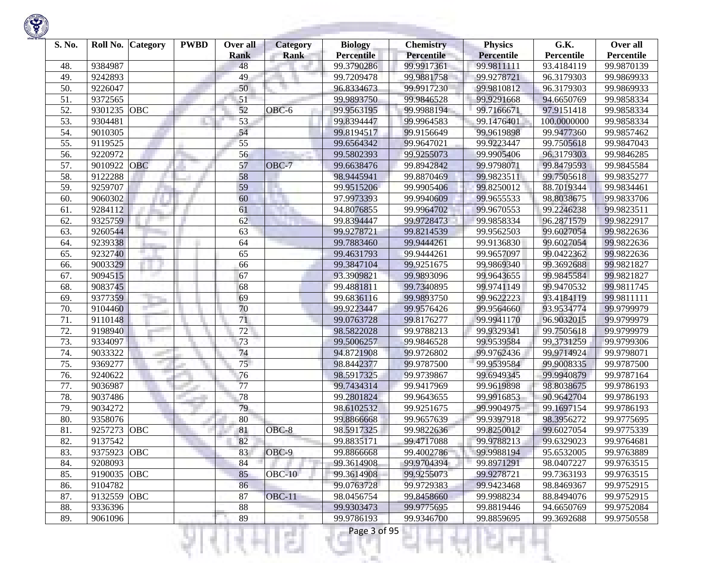| S. No. | Roll No. | Category | PWBD | Over all Rank | Category Rank | Biology Percentile | Chemistry Percentile | Physics Percentile | G.K. Percentile | Over all Percentile |
|---|---|---|---|---|---|---|---|---|---|---|
| 48. | 9384987 | | | 48 | | 99.3790286 | 99.9917361 | 99.9811111 | 93.4184119 | 99.9870139 |
| 49. | 9242893 | | | 49 | | 99.7209478 | 99.9881758 | 99.9278721 | 96.3179303 | 99.9869933 |
| 50. | 9226047 | | | 50 | | 96.8334673 | 99.9917230 | 99.9810812 | 96.3179303 | 99.9869933 |
| 51. | 9372565 | | | 51 | | 99.9893750 | 99.9846528 | 99.9291668 | 94.6650769 | 99.9858334 |
| 52. | 9301235 | OBC | | 52 | OBC-6 | 99.9563195 | 99.9988194 | 99.7166671 | 97.9151418 | 99.9858334 |
| 53. | 9304481 | | | 53 | | 99.8394447 | 99.9964583 | 99.1476401 | 100.0000000 | 99.9858334 |
| 54. | 9010305 | | | 54 | | 99.8194517 | 99.9156649 | 99.9619898 | 99.9477360 | 99.9857462 |
| 55. | 9119525 | | | 55 | | 99.6564342 | 99.9647021 | 99.9223447 | 99.7505618 | 99.9847043 |
| 56. | 9220972 | | | 56 | | 99.5802393 | 99.9255073 | 99.9905406 | 96.3179303 | 99.9846285 |
| 57. | 9010922 | OBC | | 57 | OBC-7 | 99.6638476 | 99.8942842 | 99.9798071 | 99.8479593 | 99.9845584 |
| 58. | 9122288 | | | 58 | | 98.9445941 | 99.8870469 | 99.9823511 | 99.7505618 | 99.9835277 |
| 59. | 9259707 | | | 59 | | 99.9515206 | 99.9905406 | 99.8250012 | 88.7019344 | 99.9834461 |
| 60. | 9060302 | | | 60 | | 97.9973393 | 99.9940609 | 99.9655533 | 98.8038675 | 99.9833706 |
| 61. | 9284112 | | | 61 | | 94.8076855 | 99.9964702 | 99.9670553 | 99.2246238 | 99.9823511 |
| 62. | 9325759 | | | 62 | | 99.8394447 | 99.9728473 | 99.9858334 | 96.2871579 | 99.9822917 |
| 63. | 9260544 | | | 63 | | 99.9278721 | 99.8214539 | 99.9562503 | 99.6027054 | 99.9822636 |
| 64. | 9239338 | | | 64 | | 99.7883460 | 99.9444261 | 99.9136830 | 99.6027054 | 99.9822636 |
| 65. | 9232740 | | | 65 | | 99.4631793 | 99.9444261 | 99.9657097 | 99.0422362 | 99.9822636 |
| 66. | 9003329 | | | 66 | | 99.3847104 | 99.9251675 | 99.9869340 | 99.3692688 | 99.9821827 |
| 67. | 9094515 | | | 67 | | 93.3909821 | 99.9893096 | 99.9643655 | 99.9845584 | 99.9821827 |
| 68. | 9083745 | | | 68 | | 99.4881811 | 99.7340895 | 99.9741149 | 99.9470532 | 99.9811745 |
| 69. | 9377359 | | | 69 | | 99.6836116 | 99.9893750 | 99.9622223 | 93.4184119 | 99.9811111 |
| 70. | 9104460 | | | 70 | | 99.9223447 | 99.9576426 | 99.9564660 | 93.9534774 | 99.9799979 |
| 71. | 9110148 | | | 71 | | 99.0763728 | 99.8176277 | 99.9941170 | 96.9032015 | 99.9799979 |
| 72. | 9198940 | | | 72 | | 98.5822028 | 99.9788213 | 99.9329341 | 99.7505618 | 99.9799979 |
| 73. | 9334097 | | | 73 | | 99.5006257 | 99.9846528 | 99.9539584 | 99.3731259 | 99.9799306 |
| 74. | 9033322 | | | 74 | | 94.8721908 | 99.9726802 | 99.9762436 | 99.9714924 | 99.9798071 |
| 75. | 9369277 | | | 75 | | 98.8442377 | 99.9787500 | 99.9539584 | 99.9008335 | 99.9787500 |
| 76. | 9240622 | | | 76 | | 98.5917325 | 99.9739867 | 99.6949345 | 99.9940879 | 99.9787164 |
| 77. | 9036987 | | | 77 | | 99.7434314 | 99.9417969 | 99.9619898 | 98.8038675 | 99.9786193 |
| 78. | 9037486 | | | 78 | | 99.2801824 | 99.9643655 | 99.9916853 | 90.9642704 | 99.9786193 |
| 79. | 9034272 | | | 79 | | 98.6102532 | 99.9251675 | 99.9904975 | 99.1697154 | 99.9786193 |
| 80. | 9358076 | | | 80 | | 99.8866668 | 99.9657639 | 99.9397918 | 98.3956272 | 99.9775695 |
| 81. | 9257273 | OBC | | 81 | OBC-8 | 98.5917325 | 99.9822636 | 99.8250012 | 99.6027054 | 99.9775339 |
| 82. | 9137542 | | | 82 | | 99.8835171 | 99.4717088 | 99.9788213 | 99.6329023 | 99.9764681 |
| 83. | 9375923 | OBC | | 83 | OBC-9 | 99.8866668 | 99.4002786 | 99.9988194 | 95.6532005 | 99.9763889 |
| 84. | 9208093 | | | 84 | | 99.3614908 | 99.9704394 | 99.8971291 | 98.0407227 | 99.9763515 |
| 85. | 9190035 | OBC | | 85 | OBC-10 | 99.3614908 | 99.9255073 | 99.9278721 | 99.7363193 | 99.9763515 |
| 86. | 9104782 | | | 86 | | 99.0763728 | 99.9729383 | 99.9423468 | 98.8469367 | 99.9752915 |
| 87. | 9132559 | OBC | | 87 | OBC-11 | 98.0456754 | 99.8458660 | 99.9988234 | 88.8494076 | 99.9752915 |
| 88. | 9336396 | | | 88 | | 99.9303473 | 99.9775695 | 99.8819446 | 94.6650769 | 99.9752084 |
| 89. | 9061096 | | | 89 | | 99.9786193 | 99.9346700 | 99.8859695 | 99.3692688 | 99.9750558 |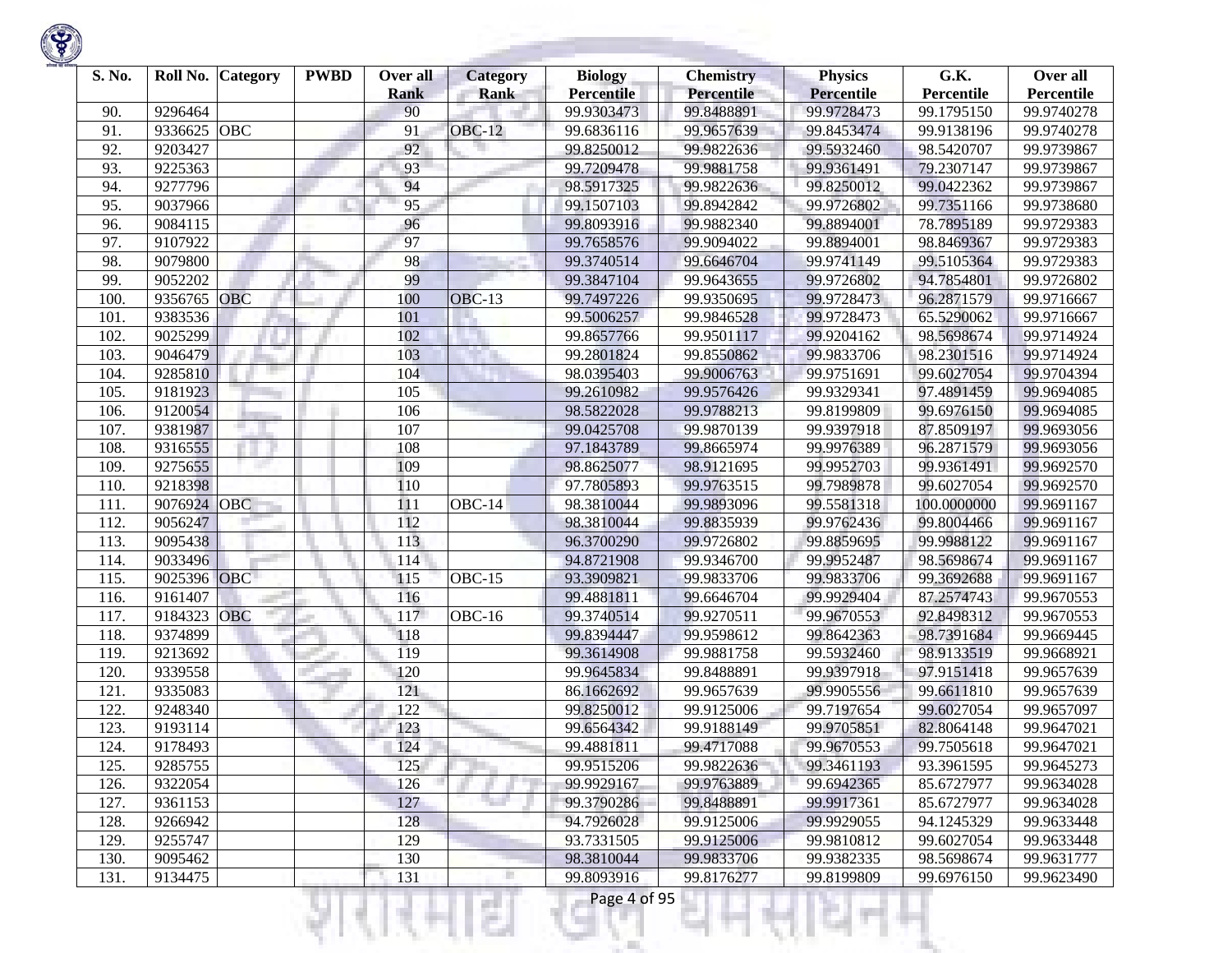| S. No. | Roll No. | Category | PWBD | Over all Rank | Category Rank | Biology Percentile | Chemistry Percentile | Physics Percentile | G.K. Percentile | Over all Percentile |
|---|---|---|---|---|---|---|---|---|---|---|
| 90. | 9296464 | | | 90 | | 99.9303473 | 99.8488891 | 99.9728473 | 99.1795150 | 99.9740278 |
| 91. | 9336625 | OBC | | 91 | OBC-12 | 99.6836116 | 99.9657639 | 99.8453474 | 99.9138196 | 99.9740278 |
| 92. | 9203427 | | | 92 | | 99.8250012 | 99.9822636 | 99.5932460 | 98.5420707 | 99.9739867 |
| 93. | 9225363 | | | 93 | | 99.7209478 | 99.9881758 | 99.9361491 | 79.2307147 | 99.9739867 |
| 94. | 9277796 | | | 94 | | 98.5917325 | 99.9822636 | 99.8250012 | 99.0422362 | 99.9739867 |
| 95. | 9037966 | | | 95 | | 99.1507103 | 99.8942842 | 99.9726802 | 99.7351166 | 99.9738680 |
| 96. | 9084115 | | | 96 | | 99.8093916 | 99.9882340 | 99.8894001 | 78.7895189 | 99.9729383 |
| 97. | 9107922 | | | 97 | | 99.7658576 | 99.9094022 | 99.8894001 | 98.8469367 | 99.9729383 |
| 98. | 9079800 | | | 98 | | 99.3740514 | 99.6646704 | 99.9741149 | 99.5105364 | 99.9729383 |
| 99. | 9052202 | | | 99 | | 99.3847104 | 99.9643655 | 99.9726802 | 94.7854801 | 99.9726802 |
| 100. | 9356765 | OBC | | 100 | OBC-13 | 99.7497226 | 99.9350695 | 99.9728473 | 96.2871579 | 99.9716667 |
| 101. | 9383536 | | | 101 | | 99.5006257 | 99.9846528 | 99.9728473 | 65.5290062 | 99.9716667 |
| 102. | 9025299 | | | 102 | | 99.8657766 | 99.9501117 | 99.9204162 | 98.5698674 | 99.9714924 |
| 103. | 9046479 | | | 103 | | 99.2801824 | 99.8550862 | 99.9833706 | 98.2301516 | 99.9714924 |
| 104. | 9285810 | | | 104 | | 98.0395403 | 99.9006763 | 99.9751691 | 99.6027054 | 99.9704394 |
| 105. | 9181923 | | | 105 | | 99.2610982 | 99.9576426 | 99.9329341 | 97.4891459 | 99.9694085 |
| 106. | 9120054 | | | 106 | | 98.5822028 | 99.9788213 | 99.8199809 | 99.6976150 | 99.9694085 |
| 107. | 9381987 | | | 107 | | 99.0425708 | 99.9870139 | 99.9397918 | 87.8509197 | 99.9693056 |
| 108. | 9316555 | | | 108 | | 97.1843789 | 99.8665974 | 99.9976389 | 96.2871579 | 99.9693056 |
| 109. | 9275655 | | | 109 | | 98.8625077 | 98.9121695 | 99.9952703 | 99.9361491 | 99.9692570 |
| 110. | 9218398 | | | 110 | | 97.7805893 | 99.9763515 | 99.7989878 | 99.6027054 | 99.9692570 |
| 111. | 9076924 | OBC | | 111 | OBC-14 | 98.3810044 | 99.9893096 | 99.5581318 | 100.0000000 | 99.9691167 |
| 112. | 9056247 | | | 112 | | 98.3810044 | 99.8835939 | 99.9762436 | 99.8004466 | 99.9691167 |
| 113. | 9095438 | | | 113 | | 96.3700290 | 99.9726802 | 99.8859695 | 99.9988122 | 99.9691167 |
| 114. | 9033496 | | | 114 | | 94.8721908 | 99.9346700 | 99.9952487 | 98.5698674 | 99.9691167 |
| 115. | 9025396 | OBC | | 115 | OBC-15 | 93.3909821 | 99.9833706 | 99.9833706 | 99.3692688 | 99.9691167 |
| 116. | 9161407 | | | 116 | | 99.4881811 | 99.6646704 | 99.9929404 | 87.2574743 | 99.9670553 |
| 117. | 9184323 | OBC | | 117 | OBC-16 | 99.3740514 | 99.9270511 | 99.9670553 | 92.8498312 | 99.9670553 |
| 118. | 9374899 | | | 118 | | 99.8394447 | 99.9598612 | 99.8642363 | 98.7391684 | 99.9669445 |
| 119. | 9213692 | | | 119 | | 99.3614908 | 99.9881758 | 99.5932460 | 98.9133519 | 99.9668921 |
| 120. | 9339558 | | | 120 | | 99.9645834 | 99.8488891 | 99.9397918 | 97.9151418 | 99.9657639 |
| 121. | 9335083 | | | 121 | | 86.1662692 | 99.9657639 | 99.9905556 | 99.6611810 | 99.9657639 |
| 122. | 9248340 | | | 122 | | 99.8250012 | 99.9125006 | 99.7197654 | 99.6027054 | 99.9657097 |
| 123. | 9193114 | | | 123 | | 99.6564342 | 99.9188149 | 99.9705851 | 82.8064148 | 99.9647021 |
| 124. | 9178493 | | | 124 | | 99.4881811 | 99.4717088 | 99.9670553 | 99.7505618 | 99.9647021 |
| 125. | 9285755 | | | 125 | | 99.9515206 | 99.9822636 | 99.3461193 | 93.3961595 | 99.9645273 |
| 126. | 9322054 | | | 126 | | 99.9929167 | 99.9763889 | 99.6942365 | 85.6727977 | 99.9634028 |
| 127. | 9361153 | | | 127 | | 99.3790286 | 99.8488891 | 99.9917361 | 85.6727977 | 99.9634028 |
| 128. | 9266942 | | | 128 | | 94.7926028 | 99.9125006 | 99.9929055 | 94.1245329 | 99.9633448 |
| 129. | 9255747 | | | 129 | | 93.7331505 | 99.9125006 | 99.9810812 | 99.6027054 | 99.9633448 |
| 130. | 9095462 | | | 130 | | 98.3810044 | 99.9833706 | 99.9382335 | 98.5698674 | 99.9631777 |
| 131. | 9134475 | | | 131 | | 99.8093916 | 99.8176277 | 99.8199809 | 99.6976150 | 99.9623490 |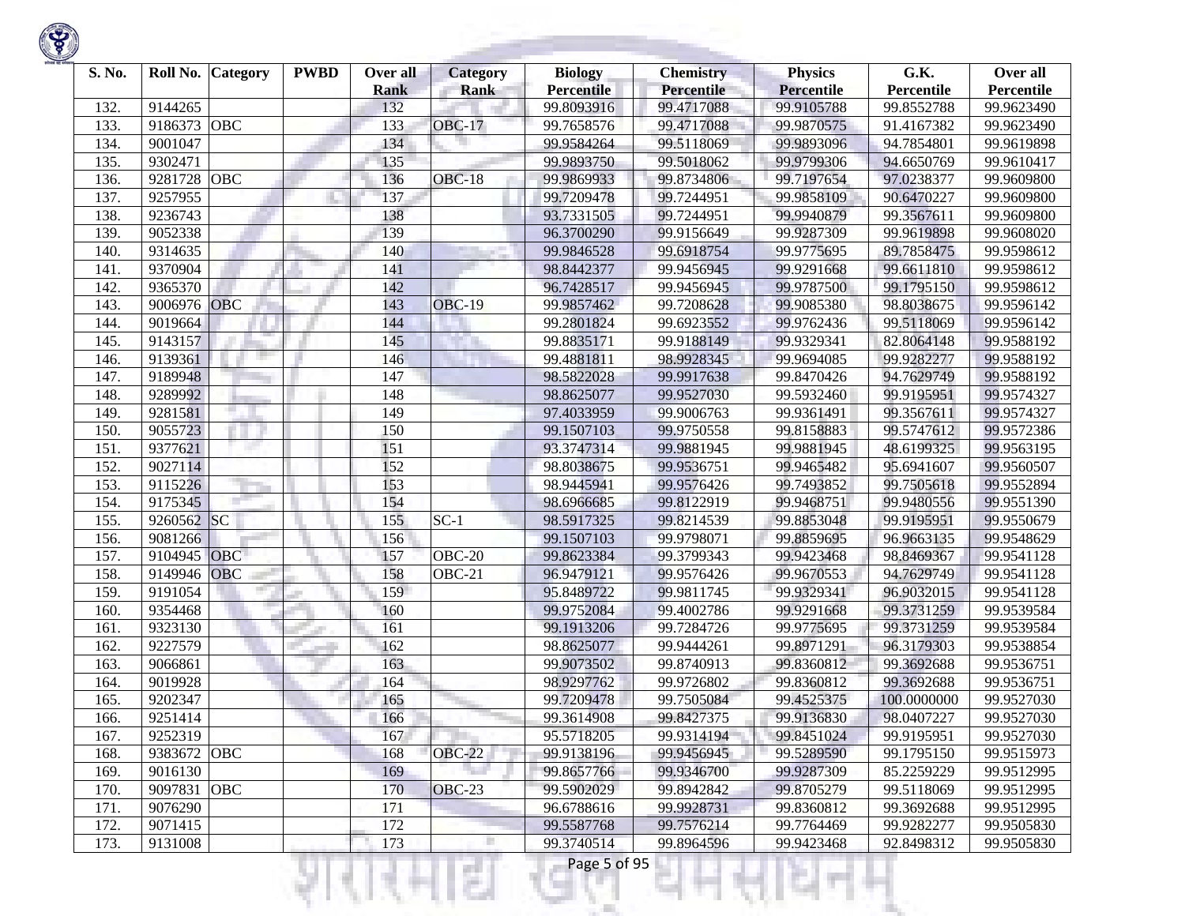| S. No. | Roll No. | Category | PWBD | Over all Rank | Category Rank | Biology Percentile | Chemistry Percentile | Physics Percentile | G.K. Percentile | Over all Percentile |
|---|---|---|---|---|---|---|---|---|---|---|
| 132. | 9144265 | | | 132 | | 99.8093916 | 99.4717088 | 99.9105788 | 99.8552788 | 99.9623490 |
| 133. | 9186373 | OBC | | 133 | OBC-17 | 99.7658576 | 99.4717088 | 99.9870575 | 91.4167382 | 99.9623490 |
| 134. | 9001047 | | | 134 | | 99.9584264 | 99.5118069 | 99.9893096 | 94.7854801 | 99.9619898 |
| 135. | 9302471 | | | 135 | | 99.9893750 | 99.5018062 | 99.9799306 | 94.6650769 | 99.9610417 |
| 136. | 9281728 | OBC | | 136 | OBC-18 | 99.9869933 | 99.8734806 | 99.7197654 | 97.0238377 | 99.9609800 |
| 137. | 9257955 | | | 137 | | 99.7209478 | 99.7244951 | 99.9858109 | 90.6470227 | 99.9609800 |
| 138. | 9236743 | | | 138 | | 93.7331505 | 99.7244951 | 99.9940879 | 99.3567611 | 99.9609800 |
| 139. | 9052338 | | | 139 | | 96.3700290 | 99.9156649 | 99.9287309 | 99.9619898 | 99.9608020 |
| 140. | 9314635 | | | 140 | | 99.9846528 | 99.6918754 | 99.9775695 | 89.7858475 | 99.9598612 |
| 141. | 9370904 | | | 141 | | 98.8442377 | 99.9456945 | 99.9291668 | 99.6611810 | 99.9598612 |
| 142. | 9365370 | | | 142 | | 96.7428517 | 99.9456945 | 99.9787500 | 99.1795150 | 99.9598612 |
| 143. | 9006976 | OBC | | 143 | OBC-19 | 99.9857462 | 99.7208628 | 99.9085380 | 98.8038675 | 99.9596142 |
| 144. | 9019664 | | | 144 | | 99.2801824 | 99.6923552 | 99.9762436 | 99.5118069 | 99.9596142 |
| 145. | 9143157 | | | 145 | | 99.8835171 | 99.9188149 | 99.9329341 | 82.8064148 | 99.9588192 |
| 146. | 9139361 | | | 146 | | 99.4881811 | 98.9928345 | 99.9694085 | 99.9282277 | 99.9588192 |
| 147. | 9189948 | | | 147 | | 98.5822028 | 99.9917638 | 99.8470426 | 94.7629749 | 99.9588192 |
| 148. | 9289992 | | | 148 | | 98.8625077 | 99.9527030 | 99.5932460 | 99.9195951 | 99.9574327 |
| 149. | 9281581 | | | 149 | | 97.4033959 | 99.9006763 | 99.9361491 | 99.3567611 | 99.9574327 |
| 150. | 9055723 | | | 150 | | 99.1507103 | 99.9750558 | 99.8158883 | 99.5747612 | 99.9572386 |
| 151. | 9377621 | | | 151 | | 93.3747314 | 99.9881945 | 99.9881945 | 48.6199325 | 99.9563195 |
| 152. | 9027114 | | | 152 | | 98.8038675 | 99.9536751 | 99.9465482 | 95.6941607 | 99.9560507 |
| 153. | 9115226 | | | 153 | | 98.9445941 | 99.9576426 | 99.7493852 | 99.7505618 | 99.9552894 |
| 154. | 9175345 | | | 154 | | 98.6966685 | 99.8122919 | 99.9468751 | 99.9480556 | 99.9551390 |
| 155. | 9260562 | SC | | 155 | SC-1 | 98.5917325 | 99.8214539 | 99.8853048 | 99.9195951 | 99.9550679 |
| 156. | 9081266 | | | 156 | | 99.1507103 | 99.9798071 | 99.8859695 | 96.9663135 | 99.9548629 |
| 157. | 9104945 | OBC | | 157 | OBC-20 | 99.8623384 | 99.3799343 | 99.9423468 | 98.8469367 | 99.9541128 |
| 158. | 9149946 | OBC | | 158 | OBC-21 | 96.9479121 | 99.9576426 | 99.9670553 | 94.7629749 | 99.9541128 |
| 159. | 9191054 | | | 159 | | 95.8489722 | 99.9811745 | 99.9329341 | 96.9032015 | 99.9541128 |
| 160. | 9354468 | | | 160 | | 99.9752084 | 99.4002786 | 99.9291668 | 99.3731259 | 99.9539584 |
| 161. | 9323130 | | | 161 | | 99.1913206 | 99.7284726 | 99.9775695 | 99.3731259 | 99.9539584 |
| 162. | 9227579 | | | 162 | | 98.8625077 | 99.9444261 | 99.8971291 | 96.3179303 | 99.9538854 |
| 163. | 9066861 | | | 163 | | 99.9073502 | 99.8740913 | 99.8360812 | 99.3692688 | 99.9536751 |
| 164. | 9019928 | | | 164 | | 98.9297762 | 99.9726802 | 99.8360812 | 99.3692688 | 99.9536751 |
| 165. | 9202347 | | | 165 | | 99.7209478 | 99.7505084 | 99.4525375 | 100.0000000 | 99.9527030 |
| 166. | 9251414 | | | 166 | | 99.3614908 | 99.8427375 | 99.9136830 | 98.0407227 | 99.9527030 |
| 167. | 9252319 | | | 167 | | 95.5718205 | 99.9314194 | 99.8451024 | 99.9195951 | 99.9527030 |
| 168. | 9383672 | OBC | | 168 | OBC-22 | 99.9138196 | 99.9456945 | 99.5289590 | 99.1795150 | 99.9515973 |
| 169. | 9016130 | | | 169 | | 99.8657766 | 99.9346700 | 99.9287309 | 85.2259229 | 99.9512995 |
| 170. | 9097831 | OBC | | 170 | OBC-23 | 99.5902029 | 99.8942842 | 99.8705279 | 99.5118069 | 99.9512995 |
| 171. | 9076290 | | | 171 | | 96.6788616 | 99.9928731 | 99.8360812 | 99.3692688 | 99.9512995 |
| 172. | 9071415 | | | 172 | | 99.5587768 | 99.7576214 | 99.7764469 | 99.9282277 | 99.9505830 |
| 173. | 9131008 | | | 173 | | 99.3740514 | 99.8964596 | 99.9423468 | 92.8498312 | 99.9505830 |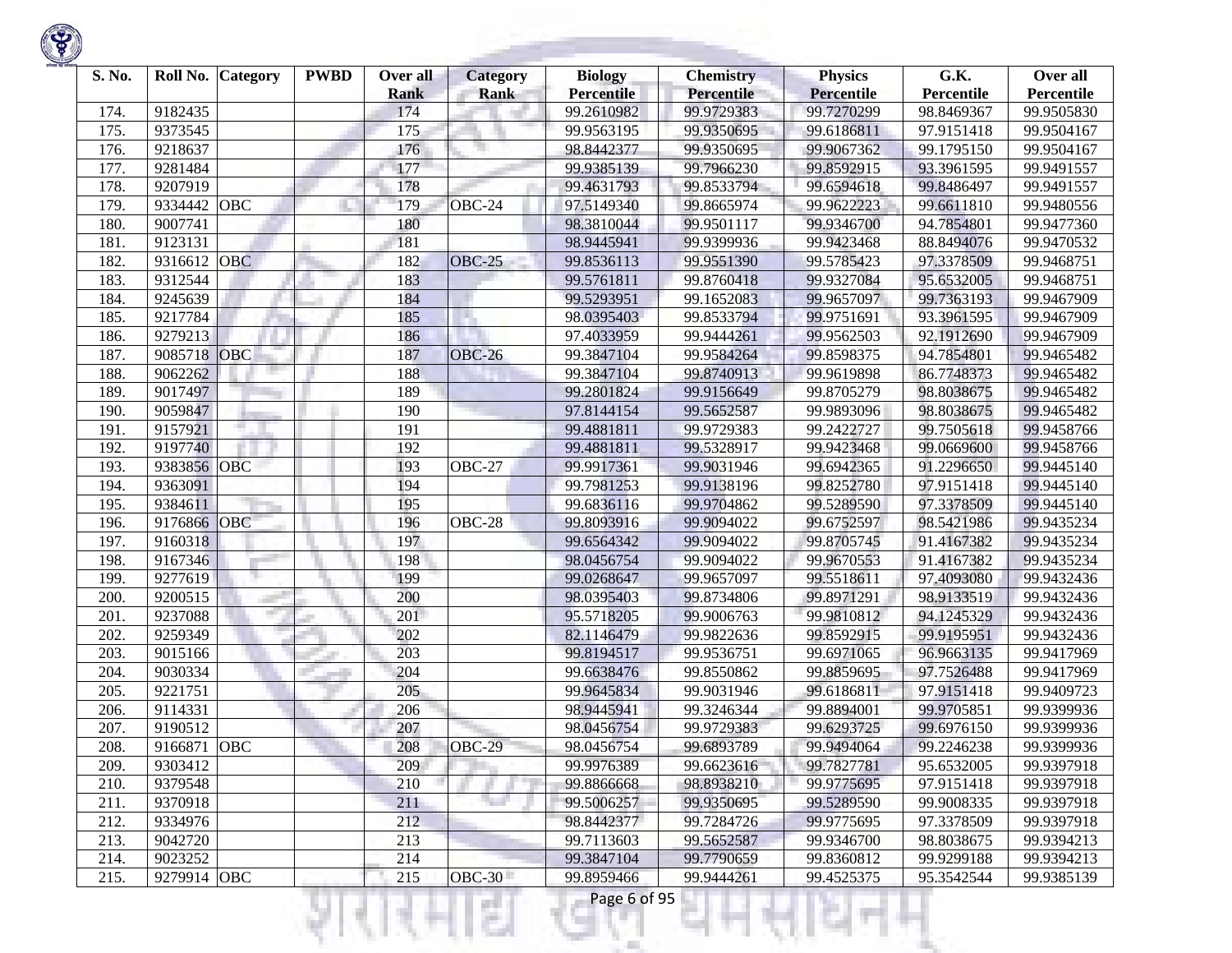| S. No. | Roll No. | Category | PWBD | Over all Rank | Category Rank | Biology Percentile | Chemistry Percentile | Physics Percentile | G.K. Percentile | Over all Percentile |
|---|---|---|---|---|---|---|---|---|---|---|
| 174. | 9182435 | | | 174 | | 99.2610982 | 99.9729383 | 99.7270299 | 98.8469367 | 99.9505830 |
| 175. | 9373545 | | | 175 | | 99.9563195 | 99.9350695 | 99.6186811 | 97.9151418 | 99.9504167 |
| 176. | 9218637 | | | 176 | | 98.8442377 | 99.9350695 | 99.9067362 | 99.1795150 | 99.9504167 |
| 177. | 9281484 | | | 177 | | 99.9385139 | 99.7966230 | 99.8592915 | 93.3961595 | 99.9491557 |
| 178. | 9207919 | | | 178 | | 99.4631793 | 99.8533794 | 99.6594618 | 99.8486497 | 99.9491557 |
| 179. | 9334442 | OBC | | 179 | OBC-24 | 97.5149340 | 99.8665974 | 99.9622223 | 99.6611810 | 99.9480556 |
| 180. | 9007741 | | | 180 | | 98.3810044 | 99.9501117 | 99.9346700 | 94.7854801 | 99.9477360 |
| 181. | 9123131 | | | 181 | | 98.9445941 | 99.9399936 | 99.9423468 | 88.8494076 | 99.9470532 |
| 182. | 9316612 | OBC | | 182 | OBC-25 | 99.8536113 | 99.9551390 | 99.5785423 | 97.3378509 | 99.9468751 |
| 183. | 9312544 | | | 183 | | 99.5761811 | 99.8760418 | 99.9327084 | 95.6532005 | 99.9468751 |
| 184. | 9245639 | | | 184 | | 99.5293951 | 99.1652083 | 99.9657097 | 99.7363193 | 99.9467909 |
| 185. | 9217784 | | | 185 | | 98.0395403 | 99.8533794 | 99.9751691 | 93.3961595 | 99.9467909 |
| 186. | 9279213 | | | 186 | | 97.4033959 | 99.9444261 | 99.9562503 | 92.1912690 | 99.9467909 |
| 187. | 9085718 | OBC | | 187 | OBC-26 | 99.3847104 | 99.9584264 | 99.8598375 | 94.7854801 | 99.9465482 |
| 188. | 9062262 | | | 188 | | 99.3847104 | 99.8740913 | 99.9619898 | 86.7748373 | 99.9465482 |
| 189. | 9017497 | | | 189 | | 99.2801824 | 99.9156649 | 99.8705279 | 98.8038675 | 99.9465482 |
| 190. | 9059847 | | | 190 | | 97.8144154 | 99.5652587 | 99.9893096 | 98.8038675 | 99.9465482 |
| 191. | 9157921 | | | 191 | | 99.4881811 | 99.9729383 | 99.2422727 | 99.7505618 | 99.9458766 |
| 192. | 9197740 | | | 192 | | 99.4881811 | 99.5328917 | 99.9423468 | 99.0669600 | 99.9458766 |
| 193. | 9383856 | OBC | | 193 | OBC-27 | 99.9917361 | 99.9031946 | 99.6942365 | 91.2296650 | 99.9445140 |
| 194. | 9363091 | | | 194 | | 99.7981253 | 99.9138196 | 99.8252780 | 97.9151418 | 99.9445140 |
| 195. | 9384611 | | | 195 | | 99.6836116 | 99.9704862 | 99.5289590 | 97.3378509 | 99.9445140 |
| 196. | 9176866 | OBC | | 196 | OBC-28 | 99.8093916 | 99.9094022 | 99.6752597 | 98.5421986 | 99.9435234 |
| 197. | 9160318 | | | 197 | | 99.6564342 | 99.9094022 | 99.8705745 | 91.4167382 | 99.9435234 |
| 198. | 9167346 | | | 198 | | 98.0456754 | 99.9094022 | 99.9670553 | 91.4167382 | 99.9435234 |
| 199. | 9277619 | | | 199 | | 99.0268647 | 99.9657097 | 99.5518611 | 97.4093080 | 99.9432436 |
| 200. | 9200515 | | | 200 | | 98.0395403 | 99.8734806 | 99.8971291 | 98.9133519 | 99.9432436 |
| 201. | 9237088 | | | 201 | | 95.5718205 | 99.9006763 | 99.9810812 | 94.1245329 | 99.9432436 |
| 202. | 9259349 | | | 202 | | 82.1146479 | 99.9822636 | 99.8592915 | 99.9195951 | 99.9432436 |
| 203. | 9015166 | | | 203 | | 99.8194517 | 99.9536751 | 99.6971065 | 96.9663135 | 99.9417969 |
| 204. | 9030334 | | | 204 | | 99.6638476 | 99.8550862 | 99.8859695 | 97.7526488 | 99.9417969 |
| 205. | 9221751 | | | 205 | | 99.9645834 | 99.9031946 | 99.6186811 | 97.9151418 | 99.9409723 |
| 206. | 9114331 | | | 206 | | 98.9445941 | 99.3246344 | 99.8894001 | 99.9705851 | 99.9399936 |
| 207. | 9190512 | | | 207 | | 98.0456754 | 99.9729383 | 99.6293725 | 99.6976150 | 99.9399936 |
| 208. | 9166871 | OBC | | 208 | OBC-29 | 98.0456754 | 99.6893789 | 99.9494064 | 99.2246238 | 99.9399936 |
| 209. | 9303412 | | | 209 | | 99.9976389 | 99.6623616 | 99.7827781 | 95.6532005 | 99.9397918 |
| 210. | 9379548 | | | 210 | | 99.8866668 | 98.8938210 | 99.9775695 | 97.9151418 | 99.9397918 |
| 211. | 9370918 | | | 211 | | 99.5006257 | 99.9350695 | 99.5289590 | 99.9008335 | 99.9397918 |
| 212. | 9334976 | | | 212 | | 98.8442377 | 99.7284726 | 99.9775695 | 97.3378509 | 99.9397918 |
| 213. | 9042720 | | | 213 | | 99.7113603 | 99.5652587 | 99.9346700 | 98.8038675 | 99.9394213 |
| 214. | 9023252 | | | 214 | | 99.3847104 | 99.7790659 | 99.8360812 | 99.9299188 | 99.9394213 |
| 215. | 9279914 | OBC | | 215 | OBC-30 | 99.8959466 | 99.9444261 | 99.4525375 | 95.3542544 | 99.9385139 |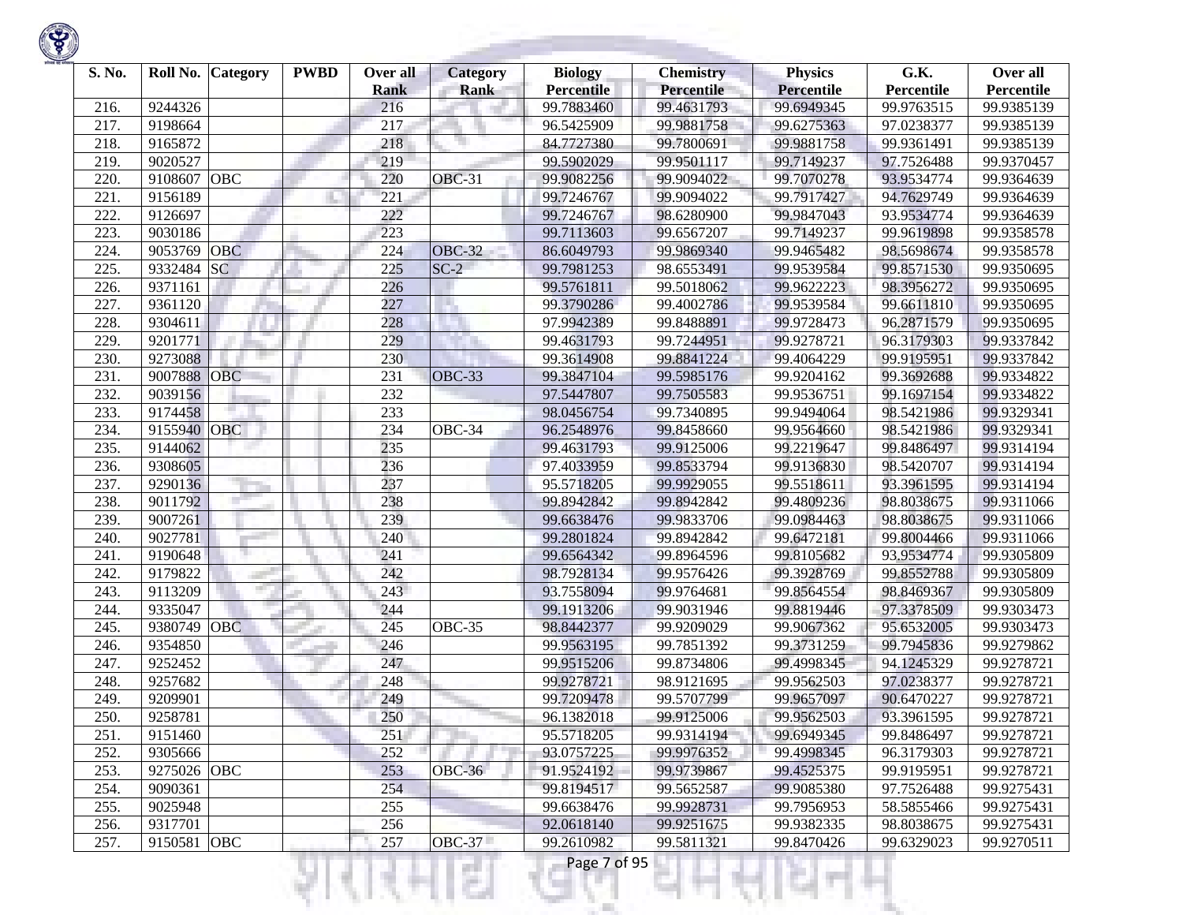| S. No. | Roll No. | Category | PWBD | Over all Rank | Category Rank | Biology Percentile | Chemistry Percentile | Physics Percentile | G.K. Percentile | Over all Percentile |
|---|---|---|---|---|---|---|---|---|---|---|
| 216. | 9244326 | | | 216 | | 99.7883460 | 99.4631793 | 99.6949345 | 99.9763515 | 99.9385139 |
| 217. | 9198664 | | | 217 | | 96.5425909 | 99.9881758 | 99.6275363 | 97.0238377 | 99.9385139 |
| 218. | 9165872 | | | 218 | | 84.7727380 | 99.7800691 | 99.9881758 | 99.9361491 | 99.9385139 |
| 219. | 9020527 | | | 219 | | 99.5902029 | 99.9501117 | 99.7149237 | 97.7526488 | 99.9370457 |
| 220. | 9108607 | OBC | | 220 | OBC-31 | 99.9082256 | 99.9094022 | 99.7070278 | 93.9534774 | 99.9364639 |
| 221. | 9156189 | | | 221 | | 99.7246767 | 99.9094022 | 99.7917427 | 94.7629749 | 99.9364639 |
| 222. | 9126697 | | | 222 | | 99.7246767 | 98.6280900 | 99.9847043 | 93.9534774 | 99.9364639 |
| 223. | 9030186 | | | 223 | | 99.7113603 | 99.6567207 | 99.7149237 | 99.9619898 | 99.9358578 |
| 224. | 9053769 | OBC | | 224 | OBC-32 | 86.6049793 | 99.9869340 | 99.9465482 | 98.5698674 | 99.9358578 |
| 225. | 9332484 | SC | | 225 | SC-2 | 99.7981253 | 98.6553491 | 99.9539584 | 99.8571530 | 99.9350695 |
| 226. | 9371161 | | | 226 | | 99.5761811 | 99.5018062 | 99.9622223 | 98.3956272 | 99.9350695 |
| 227. | 9361120 | | | 227 | | 99.3790286 | 99.4002786 | 99.9539584 | 99.6611810 | 99.9350695 |
| 228. | 9304611 | | | 228 | | 97.9942389 | 99.8488891 | 99.9728473 | 96.2871579 | 99.9350695 |
| 229. | 9201771 | | | 229 | | 99.4631793 | 99.7244951 | 99.9278721 | 96.3179303 | 99.9337842 |
| 230. | 9273088 | | | 230 | | 99.3614908 | 99.8841224 | 99.4064229 | 99.9195951 | 99.9337842 |
| 231. | 9007888 | OBC | | 231 | OBC-33 | 99.3847104 | 99.5985176 | 99.9204162 | 99.3692688 | 99.9334822 |
| 232. | 9039156 | | | 232 | | 97.5447807 | 99.7505583 | 99.9536751 | 99.1697154 | 99.9334822 |
| 233. | 9174458 | | | 233 | | 98.0456754 | 99.7340895 | 99.9494064 | 98.5421986 | 99.9329341 |
| 234. | 9155940 | OBC | | 234 | OBC-34 | 96.2548976 | 99.8458660 | 99.9564660 | 98.5421986 | 99.9329341 |
| 235. | 9144062 | | | 235 | | 99.4631793 | 99.9125006 | 99.2219647 | 99.8486497 | 99.9314194 |
| 236. | 9308605 | | | 236 | | 97.4033959 | 99.8533794 | 99.9136830 | 98.5420707 | 99.9314194 |
| 237. | 9290136 | | | 237 | | 95.5718205 | 99.9929055 | 99.5518611 | 93.3961595 | 99.9314194 |
| 238. | 9011792 | | | 238 | | 99.8942842 | 99.8942842 | 99.4809236 | 98.8038675 | 99.9311066 |
| 239. | 9007261 | | | 239 | | 99.6638476 | 99.9833706 | 99.0984463 | 98.8038675 | 99.9311066 |
| 240. | 9027781 | | | 240 | | 99.2801824 | 99.8942842 | 99.6472181 | 99.8004466 | 99.9311066 |
| 241. | 9190648 | | | 241 | | 99.6564342 | 99.8964596 | 99.8105682 | 93.9534774 | 99.9305809 |
| 242. | 9179822 | | | 242 | | 98.7928134 | 99.9576426 | 99.3928769 | 99.8552788 | 99.9305809 |
| 243. | 9113209 | | | 243 | | 93.7558094 | 99.9764681 | 99.8564554 | 98.8469367 | 99.9305809 |
| 244. | 9335047 | | | 244 | | 99.1913206 | 99.9031946 | 99.8819446 | 97.3378509 | 99.9303473 |
| 245. | 9380749 | OBC | | 245 | OBC-35 | 98.8442377 | 99.9209029 | 99.9067362 | 95.6532005 | 99.9303473 |
| 246. | 9354850 | | | 246 | | 99.9563195 | 99.7851392 | 99.3731259 | 99.7945836 | 99.9279862 |
| 247. | 9252452 | | | 247 | | 99.9515206 | 99.8734806 | 99.4998345 | 94.1245329 | 99.9278721 |
| 248. | 9257682 | | | 248 | | 99.9278721 | 98.9121695 | 99.9562503 | 97.0238377 | 99.9278721 |
| 249. | 9209901 | | | 249 | | 99.7209478 | 99.5707799 | 99.9657097 | 90.6470227 | 99.9278721 |
| 250. | 9258781 | | | 250 | | 96.1382018 | 99.9125006 | 99.9562503 | 93.3961595 | 99.9278721 |
| 251. | 9151460 | | | 251 | | 95.5718205 | 99.9314194 | 99.6949345 | 99.8486497 | 99.9278721 |
| 252. | 9305666 | | | 252 | | 93.0757225 | 99.9976352 | 99.4998345 | 96.3179303 | 99.9278721 |
| 253. | 9275026 | OBC | | 253 | OBC-36 | 91.9524192 | 99.9739867 | 99.4525375 | 99.9195951 | 99.9278721 |
| 254. | 9090361 | | | 254 | | 99.8194517 | 99.5652587 | 99.9085380 | 97.7526488 | 99.9275431 |
| 255. | 9025948 | | | 255 | | 99.6638476 | 99.9928731 | 99.7956953 | 58.5855466 | 99.9275431 |
| 256. | 9317701 | | | 256 | | 92.0618140 | 99.9251675 | 99.9382335 | 98.8038675 | 99.9275431 |
| 257. | 9150581 | OBC | | 257 | OBC-37 | 99.2610982 | 99.5811321 | 99.8470426 | 99.6329023 | 99.9270511 |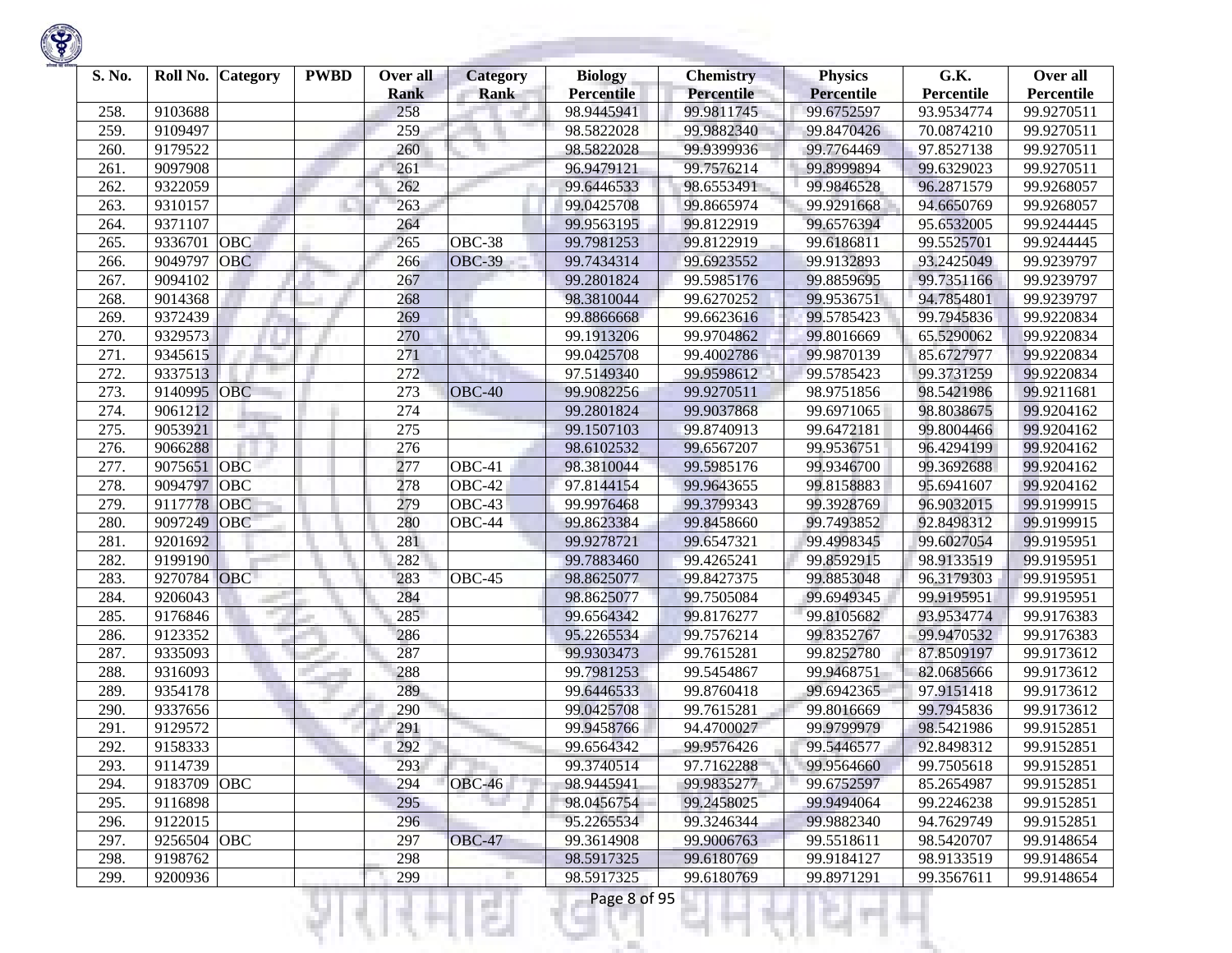| S. No. | Roll No. | Category | PWBD | Over all Rank | Category Rank | Biology Percentile | Chemistry Percentile | Physics Percentile | G.K. Percentile | Over all Percentile |
|---|---|---|---|---|---|---|---|---|---|---|
| 258. | 9103688 | | | 258 | | 98.9445941 | 99.9811745 | 99.6752597 | 93.9534774 | 99.9270511 |
| 259. | 9109497 | | | 259 | | 98.5822028 | 99.9882340 | 99.8470426 | 70.0874210 | 99.9270511 |
| 260. | 9179522 | | | 260 | | 98.5822028 | 99.9399936 | 99.7764469 | 97.8527138 | 99.9270511 |
| 261. | 9097908 | | | 261 | | 96.9479121 | 99.7576214 | 99.8999894 | 99.6329023 | 99.9270511 |
| 262. | 9322059 | | | 262 | | 99.6446533 | 98.6553491 | 99.9846528 | 96.2871579 | 99.9268057 |
| 263. | 9310157 | | | 263 | | 99.0425708 | 99.8665974 | 99.9291668 | 94.6650769 | 99.9268057 |
| 264. | 9371107 | | | 264 | | 99.9563195 | 99.8122919 | 99.6576394 | 95.6532005 | 99.9244445 |
| 265. | 9336701 | OBC | | 265 | OBC-38 | 99.7981253 | 99.8122919 | 99.6186811 | 99.5525701 | 99.9244445 |
| 266. | 9049797 | OBC | | 266 | OBC-39 | 99.7434314 | 99.6923552 | 99.9132893 | 93.2425049 | 99.9239797 |
| 267. | 9094102 | | | 267 | | 99.2801824 | 99.5985176 | 99.8859695 | 99.7351166 | 99.9239797 |
| 268. | 9014368 | | | 268 | | 98.3810044 | 99.6270252 | 99.9536751 | 94.7854801 | 99.9239797 |
| 269. | 9372439 | | | 269 | | 99.8866668 | 99.6623616 | 99.5785423 | 99.7945836 | 99.9220834 |
| 270. | 9329573 | | | 270 | | 99.1913206 | 99.9704862 | 99.8016669 | 65.5290062 | 99.9220834 |
| 271. | 9345615 | | | 271 | | 99.0425708 | 99.4002786 | 99.9870139 | 85.6727977 | 99.9220834 |
| 272. | 9337513 | | | 272 | | 97.5149340 | 99.9598612 | 99.5785423 | 99.3731259 | 99.9220834 |
| 273. | 9140995 | OBC | | 273 | OBC-40 | 99.9082256 | 99.9270511 | 98.9751856 | 98.5421986 | 99.9211681 |
| 274. | 9061212 | | | 274 | | 99.2801824 | 99.9037868 | 99.6971065 | 98.8038675 | 99.9204162 |
| 275. | 9053921 | | | 275 | | 99.1507103 | 99.8740913 | 99.6472181 | 99.8004466 | 99.9204162 |
| 276. | 9066288 | | | 276 | | 98.6102532 | 99.6567207 | 99.9536751 | 96.4294199 | 99.9204162 |
| 277. | 9075651 | OBC | | 277 | OBC-41 | 98.3810044 | 99.5985176 | 99.9346700 | 99.3692688 | 99.9204162 |
| 278. | 9094797 | OBC | | 278 | OBC-42 | 97.8144154 | 99.9643655 | 99.8158883 | 95.6941607 | 99.9204162 |
| 279. | 9117778 | OBC | | 279 | OBC-43 | 99.9976468 | 99.3799343 | 99.3928769 | 96.9032015 | 99.9199915 |
| 280. | 9097249 | OBC | | 280 | OBC-44 | 99.8623384 | 99.8458660 | 99.7493852 | 92.8498312 | 99.9199915 |
| 281. | 9201692 | | | 281 | | 99.9278721 | 99.6547321 | 99.4998345 | 99.6027054 | 99.9195951 |
| 282. | 9199190 | | | 282 | | 99.7883460 | 99.4265241 | 99.8592915 | 98.9133519 | 99.9195951 |
| 283. | 9270784 | OBC | | 283 | OBC-45 | 98.8625077 | 99.8427375 | 99.8853048 | 96.3179303 | 99.9195951 |
| 284. | 9206043 | | | 284 | | 98.8625077 | 99.7505084 | 99.6949345 | 99.9195951 | 99.9195951 |
| 285. | 9176846 | | | 285 | | 99.6564342 | 99.8176277 | 99.8105682 | 93.9534774 | 99.9176383 |
| 286. | 9123352 | | | 286 | | 95.2265534 | 99.7576214 | 99.8352767 | 99.9470532 | 99.9176383 |
| 287. | 9335093 | | | 287 | | 99.9303473 | 99.7615281 | 99.8252780 | 87.8509197 | 99.9173612 |
| 288. | 9316093 | | | 288 | | 99.7981253 | 99.5454867 | 99.9468751 | 82.0685666 | 99.9173612 |
| 289. | 9354178 | | | 289 | | 99.6446533 | 99.8760418 | 99.6942365 | 97.9151418 | 99.9173612 |
| 290. | 9337656 | | | 290 | | 99.0425708 | 99.7615281 | 99.8016669 | 99.7945836 | 99.9173612 |
| 291. | 9129572 | | | 291 | | 99.9458766 | 94.4700027 | 99.9799979 | 98.5421986 | 99.9152851 |
| 292. | 9158333 | | | 292 | | 99.6564342 | 99.9576426 | 99.5446577 | 92.8498312 | 99.9152851 |
| 293. | 9114739 | | | 293 | | 99.3740514 | 97.7162288 | 99.9564660 | 99.7505618 | 99.9152851 |
| 294. | 9183709 | OBC | | 294 | OBC-46 | 98.9445941 | 99.9835277 | 99.6752597 | 85.2654987 | 99.9152851 |
| 295. | 9116898 | | | 295 | | 98.0456754 | 99.2458025 | 99.9494064 | 99.2246238 | 99.9152851 |
| 296. | 9122015 | | | 296 | | 95.2265534 | 99.3246344 | 99.9882340 | 94.7629749 | 99.9152851 |
| 297. | 9256504 | OBC | | 297 | OBC-47 | 99.3614908 | 99.9006763 | 99.5518611 | 98.5420707 | 99.9148654 |
| 298. | 9198762 | | | 298 | | 98.5917325 | 99.6180769 | 99.9184127 | 98.9133519 | 99.9148654 |
| 299. | 9200936 | | | 299 | | 98.5917325 | 99.6180769 | 99.8971291 | 99.3567611 | 99.9148654 |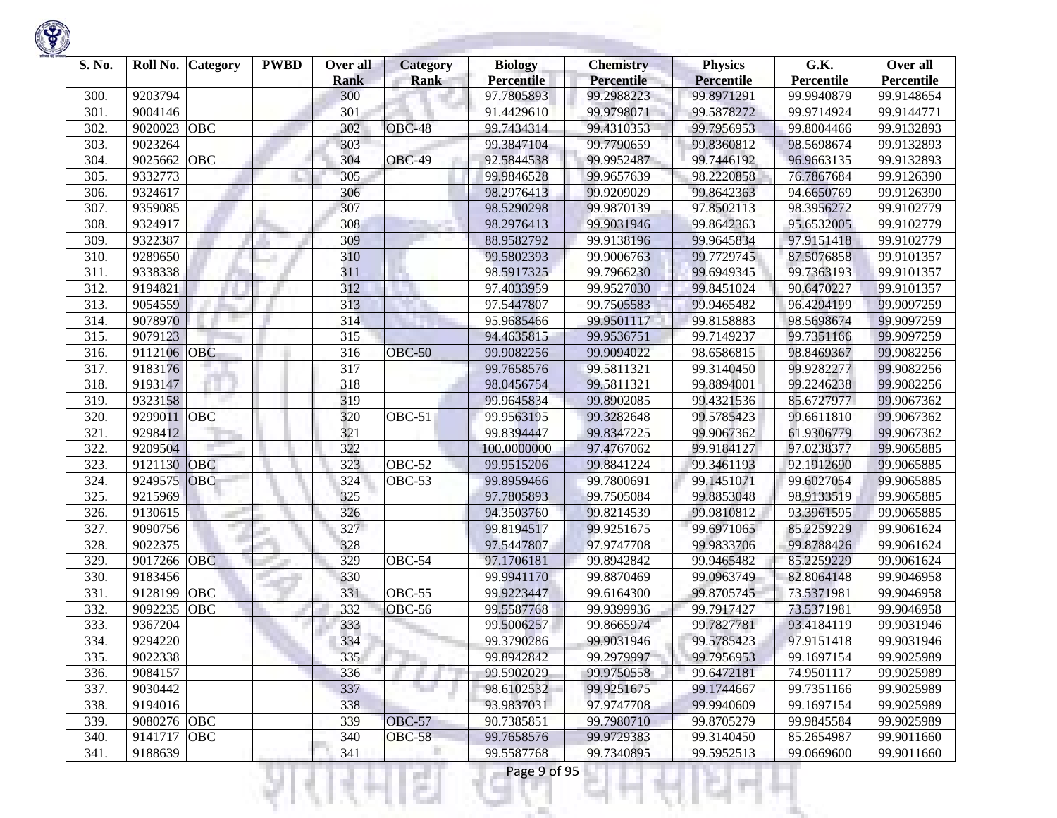| S. No. | Roll No. | Category | PWBD | Over all Rank | Category Rank | Biology Percentile | Chemistry Percentile | Physics Percentile | G.K. Percentile | Over all Percentile |
|---|---|---|---|---|---|---|---|---|---|---|
| 300. | 9203794 | | | 300 | | 97.7805893 | 99.2988223 | 99.8971291 | 99.9940879 | 99.9148654 |
| 301. | 9004146 | | | 301 | | 91.4429610 | 99.9798071 | 99.5878272 | 99.9714924 | 99.9144771 |
| 302. | 9020023 | OBC | | 302 | OBC-48 | 99.7434314 | 99.4310353 | 99.7956953 | 99.8004466 | 99.9132893 |
| 303. | 9023264 | | | 303 | | 99.3847104 | 99.7790659 | 99.8360812 | 98.5698674 | 99.9132893 |
| 304. | 9025662 | OBC | | 304 | OBC-49 | 92.5844538 | 99.9952487 | 99.7446192 | 96.9663135 | 99.9132893 |
| 305. | 9332773 | | | 305 | | 99.9846528 | 99.9657639 | 98.2220858 | 76.7867684 | 99.9126390 |
| 306. | 9324617 | | | 306 | | 98.2976413 | 99.9209029 | 99.8642363 | 94.6650769 | 99.9126390 |
| 307. | 9359085 | | | 307 | | 98.5290298 | 99.9870139 | 97.8502113 | 98.3956272 | 99.9102779 |
| 308. | 9324917 | | | 308 | | 98.2976413 | 99.9031946 | 99.8642363 | 95.6532005 | 99.9102779 |
| 309. | 9322387 | | | 309 | | 88.9582792 | 99.9138196 | 99.9645834 | 97.9151418 | 99.9102779 |
| 310. | 9289650 | | | 310 | | 99.5802393 | 99.9006763 | 99.7729745 | 87.5076858 | 99.9101357 |
| 311. | 9338338 | | | 311 | | 98.5917325 | 99.7966230 | 99.6949345 | 99.7363193 | 99.9101357 |
| 312. | 9194821 | | | 312 | | 97.4033959 | 99.9527030 | 99.8451024 | 90.6470227 | 99.9101357 |
| 313. | 9054559 | | | 313 | | 97.5447807 | 99.7505583 | 99.9465482 | 96.4294199 | 99.9097259 |
| 314. | 9078970 | | | 314 | | 95.9685466 | 99.9501117 | 99.8158883 | 98.5698674 | 99.9097259 |
| 315. | 9079123 | | | 315 | | 94.4635815 | 99.9536751 | 99.7149237 | 99.7351166 | 99.9097259 |
| 316. | 9112106 | OBC | | 316 | OBC-50 | 99.9082256 | 99.9094022 | 98.6586815 | 98.8469367 | 99.9082256 |
| 317. | 9183176 | | | 317 | | 99.7658576 | 99.5811321 | 99.3140450 | 99.9282277 | 99.9082256 |
| 318. | 9193147 | | | 318 | | 98.0456754 | 99.5811321 | 99.8894001 | 99.2246238 | 99.9082256 |
| 319. | 9323158 | | | 319 | | 99.9645834 | 99.8902085 | 99.4321536 | 85.6727977 | 99.9067362 |
| 320. | 9299011 | OBC | | 320 | OBC-51 | 99.9563195 | 99.3282648 | 99.5785423 | 99.6611810 | 99.9067362 |
| 321. | 9298412 | | | 321 | | 99.8394447 | 99.8347225 | 99.9067362 | 61.9306779 | 99.9067362 |
| 322. | 9209504 | | | 322 | | 100.0000000 | 97.4767062 | 99.9184127 | 97.0238377 | 99.9065885 |
| 323. | 9121130 | OBC | | 323 | OBC-52 | 99.9515206 | 99.8841224 | 99.3461193 | 92.1912690 | 99.9065885 |
| 324. | 9249575 | OBC | | 324 | OBC-53 | 99.8959466 | 99.7800691 | 99.1451071 | 99.6027054 | 99.9065885 |
| 325. | 9215969 | | | 325 | | 97.7805893 | 99.7505084 | 99.8853048 | 98.9133519 | 99.9065885 |
| 326. | 9130615 | | | 326 | | 94.3503760 | 99.8214539 | 99.9810812 | 93.3961595 | 99.9065885 |
| 327. | 9090756 | | | 327 | | 99.8194517 | 99.9251675 | 99.6971065 | 85.2259229 | 99.9061624 |
| 328. | 9022375 | | | 328 | | 97.5447807 | 97.9747708 | 99.9833706 | 99.8788426 | 99.9061624 |
| 329. | 9017266 | OBC | | 329 | OBC-54 | 97.1706181 | 99.8942842 | 99.9465482 | 85.2259229 | 99.9061624 |
| 330. | 9183456 | | | 330 | | 99.9941170 | 99.8870469 | 99.0963749 | 82.8064148 | 99.9046958 |
| 331. | 9128199 | OBC | | 331 | OBC-55 | 99.9223447 | 99.6164300 | 99.8705745 | 73.5371981 | 99.9046958 |
| 332. | 9092235 | OBC | | 332 | OBC-56 | 99.5587768 | 99.9399936 | 99.7917427 | 73.5371981 | 99.9046958 |
| 333. | 9367204 | | | 333 | | 99.5006257 | 99.8665974 | 99.7827781 | 93.4184119 | 99.9031946 |
| 334. | 9294220 | | | 334 | | 99.3790286 | 99.9031946 | 99.5785423 | 97.9151418 | 99.9031946 |
| 335. | 9022338 | | | 335 | | 99.8942842 | 99.2979997 | 99.7956953 | 99.1697154 | 99.9025989 |
| 336. | 9084157 | | | 336 | | 99.5902029 | 99.9750558 | 99.6472181 | 74.9501117 | 99.9025989 |
| 337. | 9030442 | | | 337 | | 98.6102532 | 99.9251675 | 99.1744667 | 99.7351166 | 99.9025989 |
| 338. | 9194016 | | | 338 | | 93.9837031 | 97.9747708 | 99.9940609 | 99.1697154 | 99.9025989 |
| 339. | 9080276 | OBC | | 339 | OBC-57 | 90.7385851 | 99.7980710 | 99.8705279 | 99.9845584 | 99.9025989 |
| 340. | 9141717 | OBC | | 340 | OBC-58 | 99.7658576 | 99.9729383 | 99.3140450 | 85.2654987 | 99.9011660 |
| 341. | 9188639 | | | 341 | | 99.5587768 | 99.7340895 | 99.5952513 | 99.0669600 | 99.9011660 |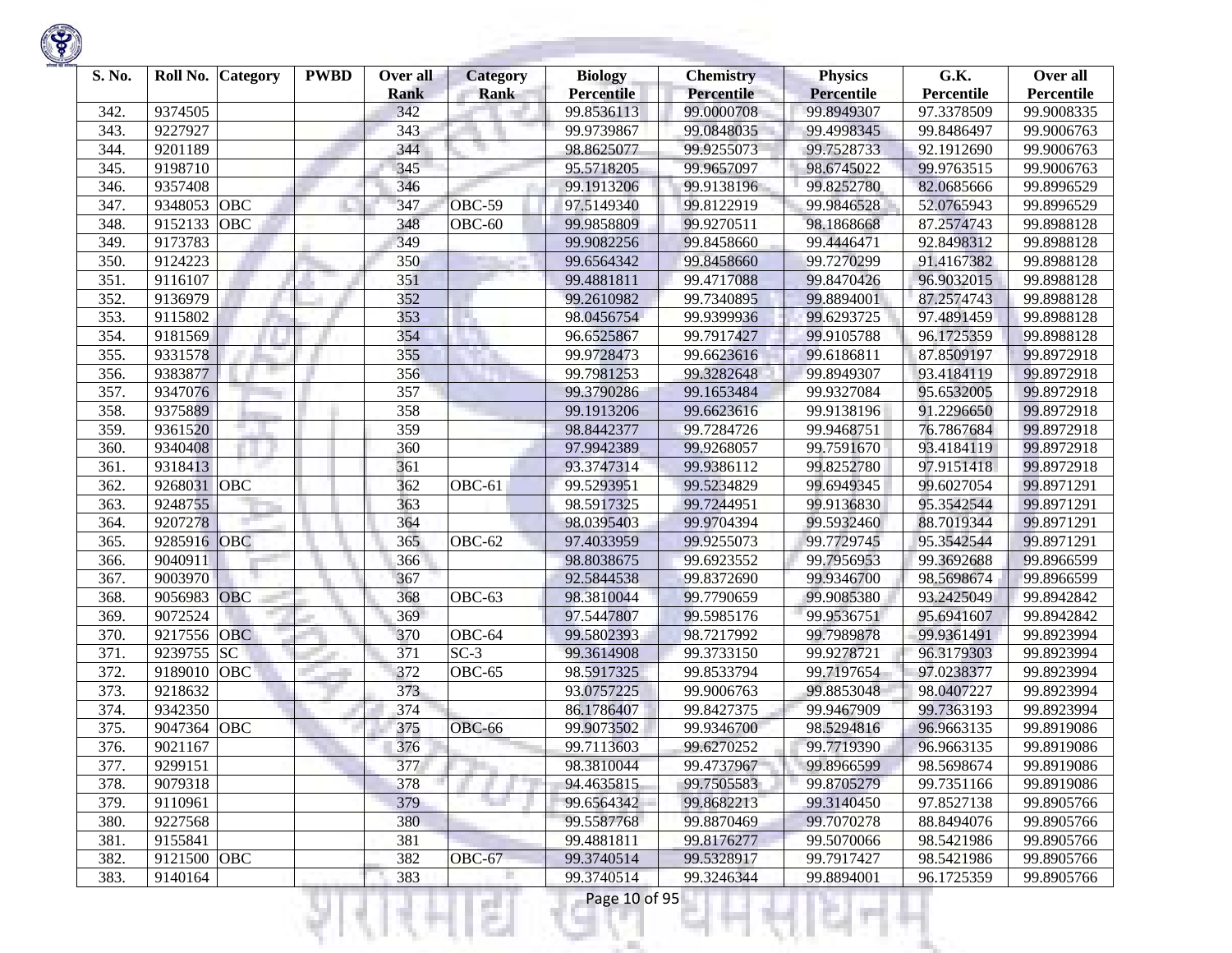| S. No. | Roll No. | Category | PWBD | Over all Rank | Category Rank | Biology Percentile | Chemistry Percentile | Physics Percentile | G.K. Percentile | Over all Percentile |
|---|---|---|---|---|---|---|---|---|---|---|
| 342. | 9374505 | | | 342 | | 99.8536113 | 99.0000708 | 99.8949307 | 97.3378509 | 99.9008335 |
| 343. | 9227927 | | | 343 | | 99.9739867 | 99.0848035 | 99.4998345 | 99.8486497 | 99.9006763 |
| 344. | 9201189 | | | 344 | | 98.8625077 | 99.9255073 | 99.7528733 | 92.1912690 | 99.9006763 |
| 345. | 9198710 | | | 345 | | 95.5718205 | 99.9657097 | 98.6745022 | 99.9763515 | 99.9006763 |
| 346. | 9357408 | | | 346 | | 99.1913206 | 99.9138196 | 99.8252780 | 82.0685666 | 99.8996529 |
| 347. | 9348053 | OBC | | 347 | OBC-59 | 97.5149340 | 99.8122919 | 99.9846528 | 52.0765943 | 99.8996529 |
| 348. | 9152133 | OBC | | 348 | OBC-60 | 99.9858809 | 99.9270511 | 98.1868668 | 87.2574743 | 99.8988128 |
| 349. | 9173783 | | | 349 | | 99.9082256 | 99.8458660 | 99.4446471 | 92.8498312 | 99.8988128 |
| 350. | 9124223 | | | 350 | | 99.6564342 | 99.8458660 | 99.7270299 | 91.4167382 | 99.8988128 |
| 351. | 9116107 | | | 351 | | 99.4881811 | 99.4717088 | 99.8470426 | 96.9032015 | 99.8988128 |
| 352. | 9136979 | | | 352 | | 99.2610982 | 99.7340895 | 99.8894001 | 87.2574743 | 99.8988128 |
| 353. | 9115802 | | | 353 | | 98.0456754 | 99.9399936 | 99.6293725 | 97.4891459 | 99.8988128 |
| 354. | 9181569 | | | 354 | | 96.6525867 | 99.7917427 | 99.9105788 | 96.1725359 | 99.8988128 |
| 355. | 9331578 | | | 355 | | 99.9728473 | 99.6623616 | 99.6186811 | 87.8509197 | 99.8972918 |
| 356. | 9383877 | | | 356 | | 99.7981253 | 99.3282648 | 99.8949307 | 93.4184119 | 99.8972918 |
| 357. | 9347076 | | | 357 | | 99.3790286 | 99.1653484 | 99.9327084 | 95.6532005 | 99.8972918 |
| 358. | 9375889 | | | 358 | | 99.1913206 | 99.6623616 | 99.9138196 | 91.2296650 | 99.8972918 |
| 359. | 9361520 | | | 359 | | 98.8442377 | 99.7284726 | 99.9468751 | 76.7867684 | 99.8972918 |
| 360. | 9340408 | | | 360 | | 97.9942389 | 99.9268057 | 99.7591670 | 93.4184119 | 99.8972918 |
| 361. | 9318413 | | | 361 | | 93.3747314 | 99.9386112 | 99.8252780 | 97.9151418 | 99.8972918 |
| 362. | 9268031 | OBC | | 362 | OBC-61 | 99.5293951 | 99.5234829 | 99.6949345 | 99.6027054 | 99.8971291 |
| 363. | 9248755 | | | 363 | | 98.5917325 | 99.7244951 | 99.9136830 | 95.3542544 | 99.8971291 |
| 364. | 9207278 | | | 364 | | 98.0395403 | 99.9704394 | 99.5932460 | 88.7019344 | 99.8971291 |
| 365. | 9285916 | OBC | | 365 | OBC-62 | 97.4033959 | 99.9255073 | 99.7729745 | 95.3542544 | 99.8971291 |
| 366. | 9040911 | | | 366 | | 98.8038675 | 99.6923552 | 99.7956953 | 99.3692688 | 99.8966599 |
| 367. | 9003970 | | | 367 | | 92.5844538 | 99.8372690 | 99.9346700 | 98.5698674 | 99.8966599 |
| 368. | 9056983 | OBC | | 368 | OBC-63 | 98.3810044 | 99.7790659 | 99.9085380 | 93.2425049 | 99.8942842 |
| 369. | 9072524 | | | 369 | | 97.5447807 | 99.5985176 | 99.9536751 | 95.6941607 | 99.8942842 |
| 370. | 9217556 | OBC | | 370 | OBC-64 | 99.5802393 | 98.7217992 | 99.7989878 | 99.9361491 | 99.8923994 |
| 371. | 9239755 | SC | | 371 | SC-3 | 99.3614908 | 99.3733150 | 99.9278721 | 96.3179303 | 99.8923994 |
| 372. | 9189010 | OBC | | 372 | OBC-65 | 98.5917325 | 99.8533794 | 99.7197654 | 97.0238377 | 99.8923994 |
| 373. | 9218632 | | | 373 | | 93.0757225 | 99.9006763 | 99.8853048 | 98.0407227 | 99.8923994 |
| 374. | 9342350 | | | 374 | | 86.1786407 | 99.8427375 | 99.9467909 | 99.7363193 | 99.8923994 |
| 375. | 9047364 | OBC | | 375 | OBC-66 | 99.9073502 | 99.9346700 | 98.5294816 | 96.9663135 | 99.8919086 |
| 376. | 9021167 | | | 376 | | 99.7113603 | 99.6270252 | 99.7719390 | 96.9663135 | 99.8919086 |
| 377. | 9299151 | | | 377 | | 98.3810044 | 99.4737967 | 99.8966599 | 98.5698674 | 99.8919086 |
| 378. | 9079318 | | | 378 | | 94.4635815 | 99.7505583 | 99.8705279 | 99.7351166 | 99.8919086 |
| 379. | 9110961 | | | 379 | | 99.6564342 | 99.8682213 | 99.3140450 | 97.8527138 | 99.8905766 |
| 380. | 9227568 | | | 380 | | 99.5587768 | 99.8870469 | 99.7070278 | 88.8494076 | 99.8905766 |
| 381. | 9155841 | | | 381 | | 99.4881811 | 99.8176277 | 99.5070066 | 98.5421986 | 99.8905766 |
| 382. | 9121500 | OBC | | 382 | OBC-67 | 99.3740514 | 99.5328917 | 99.7917427 | 98.5421986 | 99.8905766 |
| 383. | 9140164 | | | 383 | | 99.3740514 | 99.3246344 | 99.8894001 | 96.1725359 | 99.8905766 |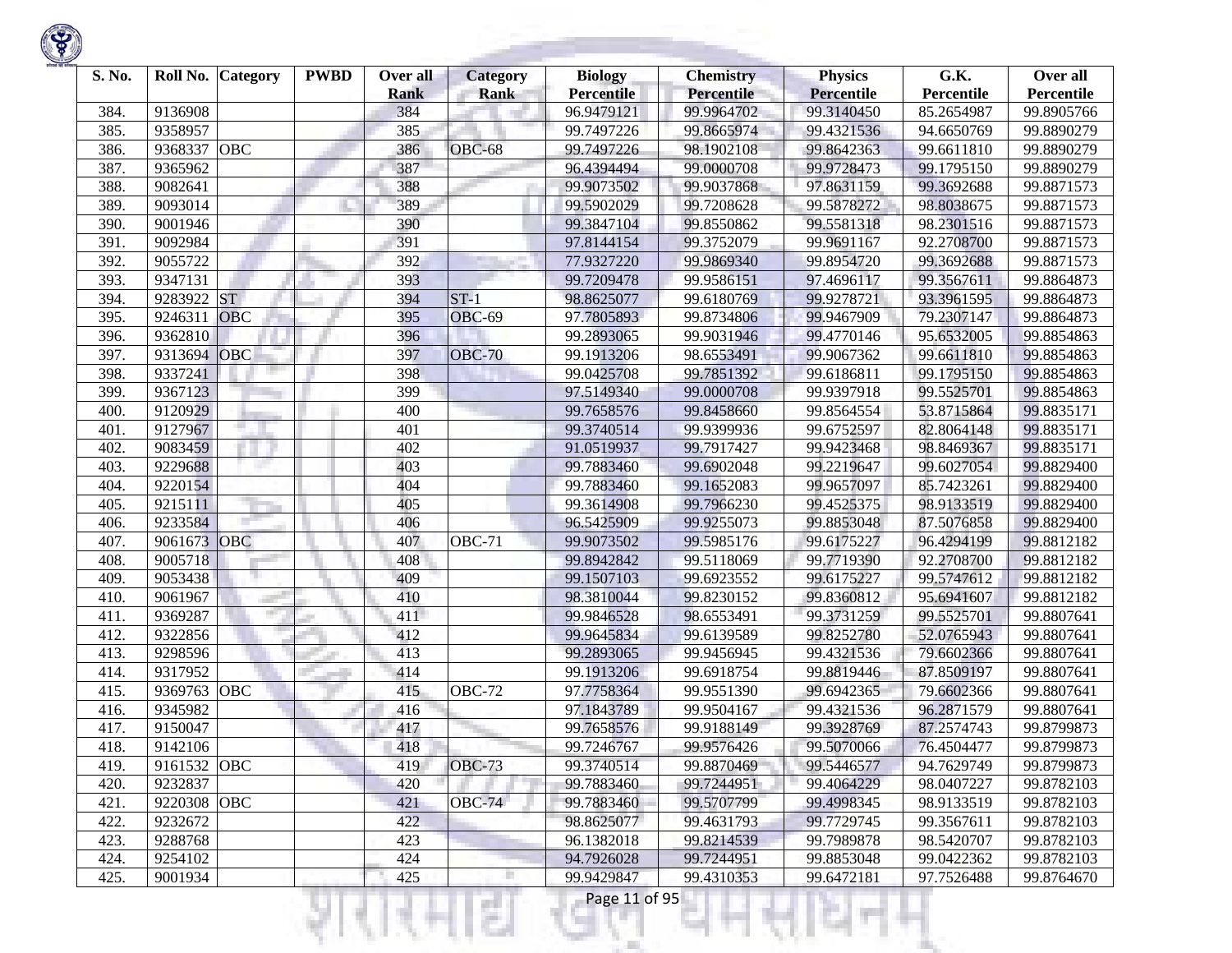| S. No. | Roll No. | Category | PWBD | Over all Rank | Category Rank | Biology Percentile | Chemistry Percentile | Physics Percentile | G.K. Percentile | Over all Percentile |
|---|---|---|---|---|---|---|---|---|---|---|
| 384. | 9136908 | | | 384 | | 96.9479121 | 99.9964702 | 99.3140450 | 85.2654987 | 99.8905766 |
| 385. | 9358957 | | | 385 | | 99.7497226 | 99.8665974 | 99.4321536 | 94.6650769 | 99.8890279 |
| 386. | 9368337 | OBC | | 386 | OBC-68 | 99.7497226 | 98.1902108 | 99.8642363 | 99.6611810 | 99.8890279 |
| 387. | 9365962 | | | 387 | | 96.4394494 | 99.0000708 | 99.9728473 | 99.1795150 | 99.8890279 |
| 388. | 9082641 | | | 388 | | 99.9073502 | 99.9037868 | 97.8631159 | 99.3692688 | 99.8871573 |
| 389. | 9093014 | | | 389 | | 99.5902029 | 99.7208628 | 99.5878272 | 98.8038675 | 99.8871573 |
| 390. | 9001946 | | | 390 | | 99.3847104 | 99.8550862 | 99.5581318 | 98.2301516 | 99.8871573 |
| 391. | 9092984 | | | 391 | | 97.8144154 | 99.3752079 | 99.9691167 | 92.2708700 | 99.8871573 |
| 392. | 9055722 | | | 392 | | 77.9327220 | 99.9869340 | 99.8954720 | 99.3692688 | 99.8871573 |
| 393. | 9347131 | | | 393 | | 99.7209478 | 99.9586151 | 97.4696117 | 99.3567611 | 99.8864873 |
| 394. | 9283922 | ST | | 394 | ST-1 | 98.8625077 | 99.6180769 | 99.9278721 | 93.3961595 | 99.8864873 |
| 395. | 9246311 | OBC | | 395 | OBC-69 | 97.7805893 | 99.8734806 | 99.9467909 | 79.2307147 | 99.8864873 |
| 396. | 9362810 | | | 396 | | 99.2893065 | 99.9031946 | 99.4770146 | 95.6532005 | 99.8854863 |
| 397. | 9313694 | OBC | | 397 | OBC-70 | 99.1913206 | 98.6553491 | 99.9067362 | 99.6611810 | 99.8854863 |
| 398. | 9337241 | | | 398 | | 99.0425708 | 99.7851392 | 99.6186811 | 99.1795150 | 99.8854863 |
| 399. | 9367123 | | | 399 | | 97.5149340 | 99.0000708 | 99.9397918 | 99.5525701 | 99.8854863 |
| 400. | 9120929 | | | 400 | | 99.7658576 | 99.8458660 | 99.8564554 | 53.8715864 | 99.8835171 |
| 401. | 9127967 | | | 401 | | 99.3740514 | 99.9399936 | 99.6752597 | 82.8064148 | 99.8835171 |
| 402. | 9083459 | | | 402 | | 91.0519937 | 99.7917427 | 99.9423468 | 98.8469367 | 99.8835171 |
| 403. | 9229688 | | | 403 | | 99.7883460 | 99.6902048 | 99.2219647 | 99.6027054 | 99.8829400 |
| 404. | 9220154 | | | 404 | | 99.7883460 | 99.1652083 | 99.9657097 | 85.7423261 | 99.8829400 |
| 405. | 9215111 | | | 405 | | 99.3614908 | 99.7966230 | 99.4525375 | 98.9133519 | 99.8829400 |
| 406. | 9233584 | | | 406 | | 96.5425909 | 99.9255073 | 99.8853048 | 87.5076858 | 99.8829400 |
| 407. | 9061673 | OBC | | 407 | OBC-71 | 99.9073502 | 99.5985176 | 99.6175227 | 96.4294199 | 99.8812182 |
| 408. | 9005718 | | | 408 | | 99.8942842 | 99.5118069 | 99.7719390 | 92.2708700 | 99.8812182 |
| 409. | 9053438 | | | 409 | | 99.1507103 | 99.6923552 | 99.6175227 | 99.5747612 | 99.8812182 |
| 410. | 9061967 | | | 410 | | 98.3810044 | 99.8230152 | 99.8360812 | 95.6941607 | 99.8812182 |
| 411. | 9369287 | | | 411 | | 99.9846528 | 98.6553491 | 99.3731259 | 99.5525701 | 99.8807641 |
| 412. | 9322856 | | | 412 | | 99.9645834 | 99.6139589 | 99.8252780 | 52.0765943 | 99.8807641 |
| 413. | 9298596 | | | 413 | | 99.2893065 | 99.9456945 | 99.4321536 | 79.6602366 | 99.8807641 |
| 414. | 9317952 | | | 414 | | 99.1913206 | 99.6918754 | 99.8819446 | 87.8509197 | 99.8807641 |
| 415. | 9369763 | OBC | | 415 | OBC-72 | 97.7758364 | 99.9551390 | 99.6942365 | 79.6602366 | 99.8807641 |
| 416. | 9345982 | | | 416 | | 97.1843789 | 99.9504167 | 99.4321536 | 96.2871579 | 99.8807641 |
| 417. | 9150047 | | | 417 | | 99.7658576 | 99.9188149 | 99.3928769 | 87.2574743 | 99.8799873 |
| 418. | 9142106 | | | 418 | | 99.7246767 | 99.9576426 | 99.5070066 | 76.4504477 | 99.8799873 |
| 419. | 9161532 | OBC | | 419 | OBC-73 | 99.3740514 | 99.8870469 | 99.5446577 | 94.7629749 | 99.8799873 |
| 420. | 9232837 | | | 420 | | 99.7883460 | 99.7244951 | 99.4064229 | 98.0407227 | 99.8782103 |
| 421. | 9220308 | OBC | | 421 | OBC-74 | 99.7883460 | 99.5707799 | 99.4998345 | 98.9133519 | 99.8782103 |
| 422. | 9232672 | | | 422 | | 98.8625077 | 99.4631793 | 99.7729745 | 99.3567611 | 99.8782103 |
| 423. | 9288768 | | | 423 | | 96.1382018 | 99.8214539 | 99.7989878 | 98.5420707 | 99.8782103 |
| 424. | 9254102 | | | 424 | | 94.7926028 | 99.7244951 | 99.8853048 | 99.0422362 | 99.8782103 |
| 425. | 9001934 | | | 425 | | 99.9429847 | 99.4310353 | 99.6472181 | 97.7526488 | 99.8764670 |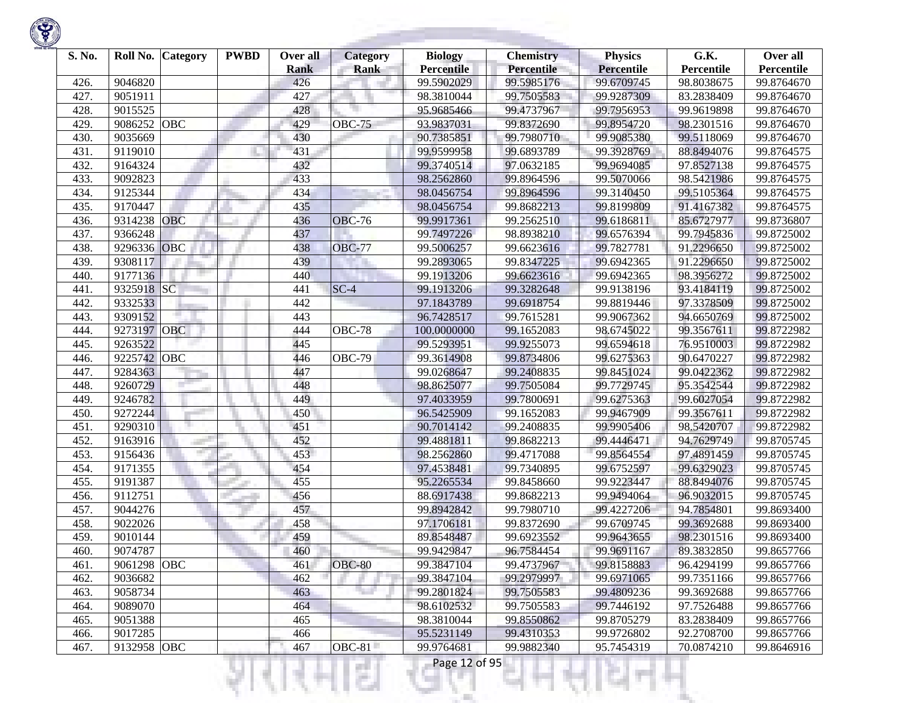| S. No. | Roll No. | Category | PWBD | Over all Rank | Category Rank | Biology Percentile | Chemistry Percentile | Physics Percentile | G.K. Percentile | Over all Percentile |
|---|---|---|---|---|---|---|---|---|---|---|
| 426. | 9046820 | | | 426 | | 99.5902029 | 99.5985176 | 99.6709745 | 98.8038675 | 99.8764670 |
| 427. | 9051911 | | | 427 | | 98.3810044 | 99.7505583 | 99.9287309 | 83.2838409 | 99.8764670 |
| 428. | 9015525 | | | 428 | | 95.9685466 | 99.4737967 | 99.7956953 | 99.9619898 | 99.8764670 |
| 429. | 9086252 | OBC | | 429 | OBC-75 | 93.9837031 | 99.8372690 | 99.8954720 | 98.2301516 | 99.8764670 |
| 430. | 9035669 | | | 430 | | 90.7385851 | 99.7980710 | 99.9085380 | 99.5118069 | 99.8764670 |
| 431. | 9119010 | | | 431 | | 99.9599958 | 99.6893789 | 99.3928769 | 88.8494076 | 99.8764575 |
| 432. | 9164324 | | | 432 | | 99.3740514 | 97.0632185 | 99.9694085 | 97.8527138 | 99.8764575 |
| 433. | 9092823 | | | 433 | | 98.2562860 | 99.8964596 | 99.5070066 | 98.5421986 | 99.8764575 |
| 434. | 9125344 | | | 434 | | 98.0456754 | 99.8964596 | 99.3140450 | 99.5105364 | 99.8764575 |
| 435. | 9170447 | | | 435 | | 98.0456754 | 99.8682213 | 99.8199809 | 91.4167382 | 99.8764575 |
| 436. | 9314238 | OBC | | 436 | OBC-76 | 99.9917361 | 99.2562510 | 99.6186811 | 85.6727977 | 99.8736807 |
| 437. | 9366248 | | | 437 | | 99.7497226 | 98.8938210 | 99.6576394 | 99.7945836 | 99.8725002 |
| 438. | 9296336 | OBC | | 438 | OBC-77 | 99.5006257 | 99.6623616 | 99.7827781 | 91.2296650 | 99.8725002 |
| 439. | 9308117 | | | 439 | | 99.2893065 | 99.8347225 | 99.6942365 | 91.2296650 | 99.8725002 |
| 440. | 9177136 | | | 440 | | 99.1913206 | 99.6623616 | 99.6942365 | 98.3956272 | 99.8725002 |
| 441. | 9325918 | SC | | 441 | SC-4 | 99.1913206 | 99.3282648 | 99.9138196 | 93.4184119 | 99.8725002 |
| 442. | 9332533 | | | 442 | | 97.1843789 | 99.6918754 | 99.8819446 | 97.3378509 | 99.8725002 |
| 443. | 9309152 | | | 443 | | 96.7428517 | 99.7615281 | 99.9067362 | 94.6650769 | 99.8725002 |
| 444. | 9273197 | OBC | | 444 | OBC-78 | 100.0000000 | 99.1652083 | 98.6745022 | 99.3567611 | 99.8722982 |
| 445. | 9263522 | | | 445 | | 99.5293951 | 99.9255073 | 99.6594618 | 76.9510003 | 99.8722982 |
| 446. | 9225742 | OBC | | 446 | OBC-79 | 99.3614908 | 99.8734806 | 99.6275363 | 90.6470227 | 99.8722982 |
| 447. | 9284363 | | | 447 | | 99.0268647 | 99.2408835 | 99.8451024 | 99.0422362 | 99.8722982 |
| 448. | 9260729 | | | 448 | | 98.8625077 | 99.7505084 | 99.7729745 | 95.3542544 | 99.8722982 |
| 449. | 9246782 | | | 449 | | 97.4033959 | 99.7800691 | 99.6275363 | 99.6027054 | 99.8722982 |
| 450. | 9272244 | | | 450 | | 96.5425909 | 99.1652083 | 99.9467909 | 99.3567611 | 99.8722982 |
| 451. | 9290310 | | | 451 | | 90.7014142 | 99.2408835 | 99.9905406 | 98.5420707 | 99.8722982 |
| 452. | 9163916 | | | 452 | | 99.4881811 | 99.8682213 | 99.4446471 | 94.7629749 | 99.8705745 |
| 453. | 9156436 | | | 453 | | 98.2562860 | 99.4717088 | 99.8564554 | 97.4891459 | 99.8705745 |
| 454. | 9171355 | | | 454 | | 97.4538481 | 99.7340895 | 99.6752597 | 99.6329023 | 99.8705745 |
| 455. | 9191387 | | | 455 | | 95.2265534 | 99.8458660 | 99.9223447 | 88.8494076 | 99.8705745 |
| 456. | 9112751 | | | 456 | | 88.6917438 | 99.8682213 | 99.9494064 | 96.9032015 | 99.8705745 |
| 457. | 9044276 | | | 457 | | 99.8942842 | 99.7980710 | 99.4227206 | 94.7854801 | 99.8693400 |
| 458. | 9022026 | | | 458 | | 97.1706181 | 99.8372690 | 99.6709745 | 99.3692688 | 99.8693400 |
| 459. | 9010144 | | | 459 | | 89.8548487 | 99.6923552 | 99.9643655 | 98.2301516 | 99.8693400 |
| 460. | 9074787 | | | 460 | | 99.9429847 | 96.7584454 | 99.9691167 | 89.3832850 | 99.8657766 |
| 461. | 9061298 | OBC | | 461 | OBC-80 | 99.3847104 | 99.4737967 | 99.8158883 | 96.4294199 | 99.8657766 |
| 462. | 9036682 | | | 462 | | 99.3847104 | 99.2979997 | 99.6971065 | 99.7351166 | 99.8657766 |
| 463. | 9058734 | | | 463 | | 99.2801824 | 99.7505583 | 99.4809236 | 99.3692688 | 99.8657766 |
| 464. | 9089070 | | | 464 | | 98.6102532 | 99.7505583 | 99.7446192 | 97.7526488 | 99.8657766 |
| 465. | 9051388 | | | 465 | | 98.3810044 | 99.8550862 | 99.8705279 | 83.2838409 | 99.8657766 |
| 466. | 9017285 | | | 466 | | 95.5231149 | 99.4310353 | 99.9726802 | 92.2708700 | 99.8657766 |
| 467. | 9132958 | OBC | | 467 | OBC-81 | 99.9764681 | 99.9882340 | 95.7454319 | 70.0874210 | 99.8646916 |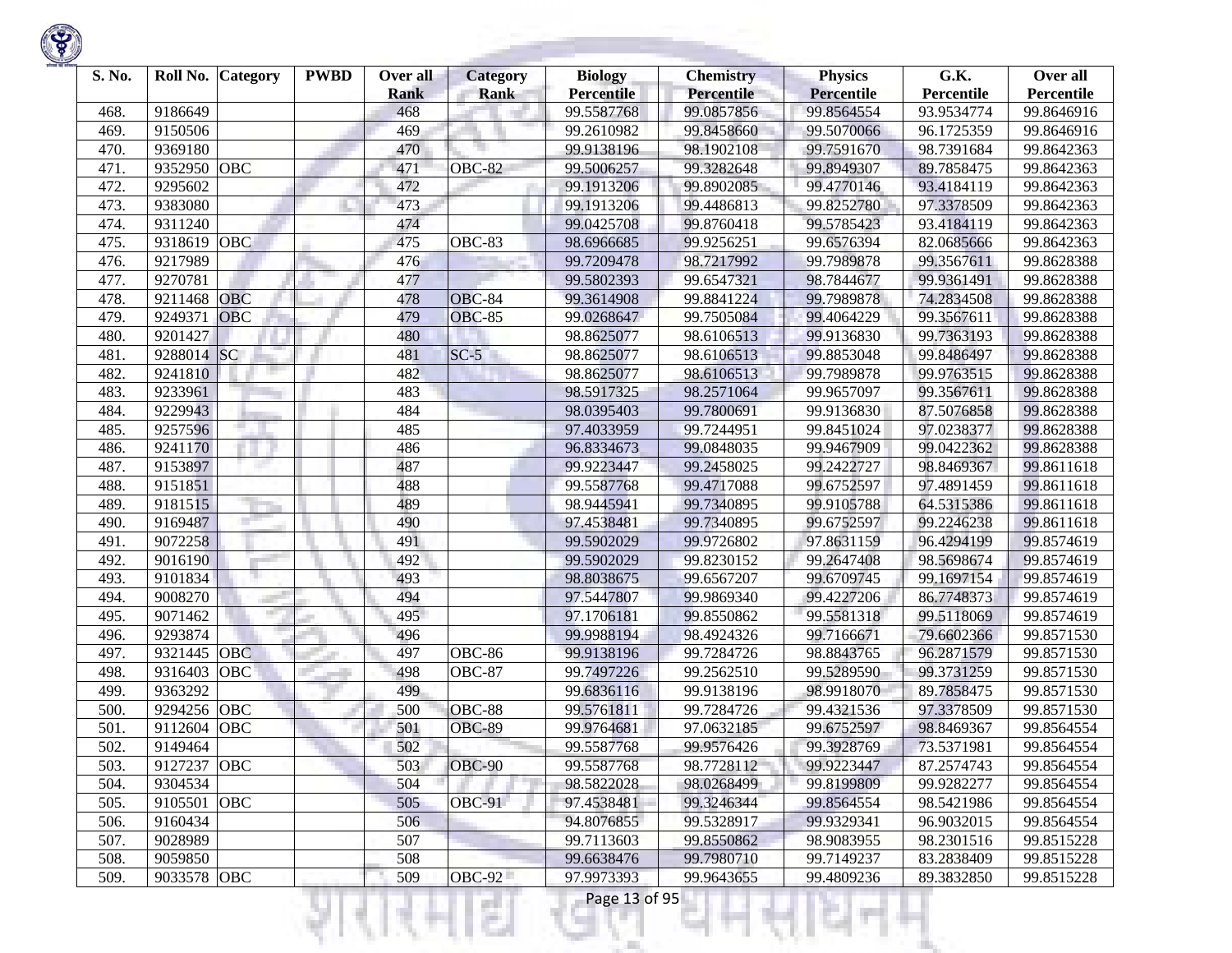| S. No. | Roll No. | Category | PWBD | Over all Rank | Category Rank | Biology Percentile | Chemistry Percentile | Physics Percentile | G.K. Percentile | Over all Percentile |
|---|---|---|---|---|---|---|---|---|---|---|
| 468. | 9186649 | | | 468 | | 99.5587768 | 99.0857856 | 99.8564554 | 93.9534774 | 99.8646916 |
| 469. | 9150506 | | | 469 | | 99.2610982 | 99.8458660 | 99.5070066 | 96.1725359 | 99.8646916 |
| 470. | 9369180 | | | 470 | | 99.9138196 | 98.1902108 | 99.7591670 | 98.7391684 | 99.8642363 |
| 471. | 9352950 | OBC | | 471 | OBC-82 | 99.5006257 | 99.3282648 | 99.8949307 | 89.7858475 | 99.8642363 |
| 472. | 9295602 | | | 472 | | 99.1913206 | 99.8902085 | 99.4770146 | 93.4184119 | 99.8642363 |
| 473. | 9383080 | | | 473 | | 99.1913206 | 99.4486813 | 99.8252780 | 97.3378509 | 99.8642363 |
| 474. | 9311240 | | | 474 | | 99.0425708 | 99.8760418 | 99.5785423 | 93.4184119 | 99.8642363 |
| 475. | 9318619 | OBC | | 475 | OBC-83 | 98.6966685 | 99.9256251 | 99.6576394 | 82.0685666 | 99.8642363 |
| 476. | 9217989 | | | 476 | | 99.7209478 | 98.7217992 | 99.7989878 | 99.3567611 | 99.8628388 |
| 477. | 9270781 | | | 477 | | 99.5802393 | 99.6547321 | 98.7844677 | 99.9361491 | 99.8628388 |
| 478. | 9211468 | OBC | | 478 | OBC-84 | 99.3614908 | 99.8841224 | 99.7989878 | 74.2834508 | 99.8628388 |
| 479. | 9249371 | OBC | | 479 | OBC-85 | 99.0268647 | 99.7505084 | 99.4064229 | 99.3567611 | 99.8628388 |
| 480. | 9201427 | | | 480 | | 98.8625077 | 98.6106513 | 99.9136830 | 99.7363193 | 99.8628388 |
| 481. | 9288014 | SC | | 481 | SC-5 | 98.8625077 | 98.6106513 | 99.8853048 | 99.8486497 | 99.8628388 |
| 482. | 9241810 | | | 482 | | 98.8625077 | 98.6106513 | 99.7989878 | 99.9763515 | 99.8628388 |
| 483. | 9233961 | | | 483 | | 98.5917325 | 98.2571064 | 99.9657097 | 99.3567611 | 99.8628388 |
| 484. | 9229943 | | | 484 | | 98.0395403 | 99.7800691 | 99.9136830 | 87.5076858 | 99.8628388 |
| 485. | 9257596 | | | 485 | | 97.4033959 | 99.7244951 | 99.8451024 | 97.0238377 | 99.8628388 |
| 486. | 9241170 | | | 486 | | 96.8334673 | 99.0848035 | 99.9467909 | 99.0422362 | 99.8628388 |
| 487. | 9153897 | | | 487 | | 99.9223447 | 99.2458025 | 99.2422727 | 98.8469367 | 99.8611618 |
| 488. | 9151851 | | | 488 | | 99.5587768 | 99.4717088 | 99.6752597 | 97.4891459 | 99.8611618 |
| 489. | 9181515 | | | 489 | | 98.9445941 | 99.7340895 | 99.9105788 | 64.5315386 | 99.8611618 |
| 490. | 9169487 | | | 490 | | 97.4538481 | 99.7340895 | 99.6752597 | 99.2246238 | 99.8611618 |
| 491. | 9072258 | | | 491 | | 99.5902029 | 99.9726802 | 97.8631159 | 96.4294199 | 99.8574619 |
| 492. | 9016190 | | | 492 | | 99.5902029 | 99.8230152 | 99.2647408 | 98.5698674 | 99.8574619 |
| 493. | 9101834 | | | 493 | | 98.8038675 | 99.6567207 | 99.6709745 | 99.1697154 | 99.8574619 |
| 494. | 9008270 | | | 494 | | 97.5447807 | 99.9869340 | 99.4227206 | 86.7748373 | 99.8574619 |
| 495. | 9071462 | | | 495 | | 97.1706181 | 99.8550862 | 99.5581318 | 99.5118069 | 99.8574619 |
| 496. | 9293874 | | | 496 | | 99.9988194 | 98.4924326 | 99.7166671 | 79.6602366 | 99.8571530 |
| 497. | 9321445 | OBC | | 497 | OBC-86 | 99.9138196 | 99.7284726 | 98.8843765 | 96.2871579 | 99.8571530 |
| 498. | 9316403 | OBC | | 498 | OBC-87 | 99.7497226 | 99.2562510 | 99.5289590 | 99.3731259 | 99.8571530 |
| 499. | 9363292 | | | 499 | | 99.6836116 | 99.9138196 | 98.9918070 | 89.7858475 | 99.8571530 |
| 500. | 9294256 | OBC | | 500 | OBC-88 | 99.5761811 | 99.7284726 | 99.4321536 | 97.3378509 | 99.8571530 |
| 501. | 9112604 | OBC | | 501 | OBC-89 | 99.9764681 | 97.0632185 | 99.6752597 | 98.8469367 | 99.8564554 |
| 502. | 9149464 | | | 502 | | 99.5587768 | 99.9576426 | 99.3928769 | 73.5371981 | 99.8564554 |
| 503. | 9127237 | OBC | | 503 | OBC-90 | 99.5587768 | 98.7728112 | 99.9223447 | 87.2574743 | 99.8564554 |
| 504. | 9304534 | | | 504 | | 98.5822028 | 98.0268499 | 99.8199809 | 99.9282277 | 99.8564554 |
| 505. | 9105501 | OBC | | 505 | OBC-91 | 97.4538481 | 99.3246344 | 99.8564554 | 98.5421986 | 99.8564554 |
| 506. | 9160434 | | | 506 | | 94.8076855 | 99.5328917 | 99.9329341 | 96.9032015 | 99.8564554 |
| 507. | 9028989 | | | 507 | | 99.7113603 | 99.8550862 | 98.9083955 | 98.2301516 | 99.8515228 |
| 508. | 9059850 | | | 508 | | 99.6638476 | 99.7980710 | 99.7149237 | 83.2838409 | 99.8515228 |
| 509. | 9033578 | OBC | | 509 | OBC-92 | 97.9973393 | 99.9643655 | 99.4809236 | 89.3832850 | 99.8515228 |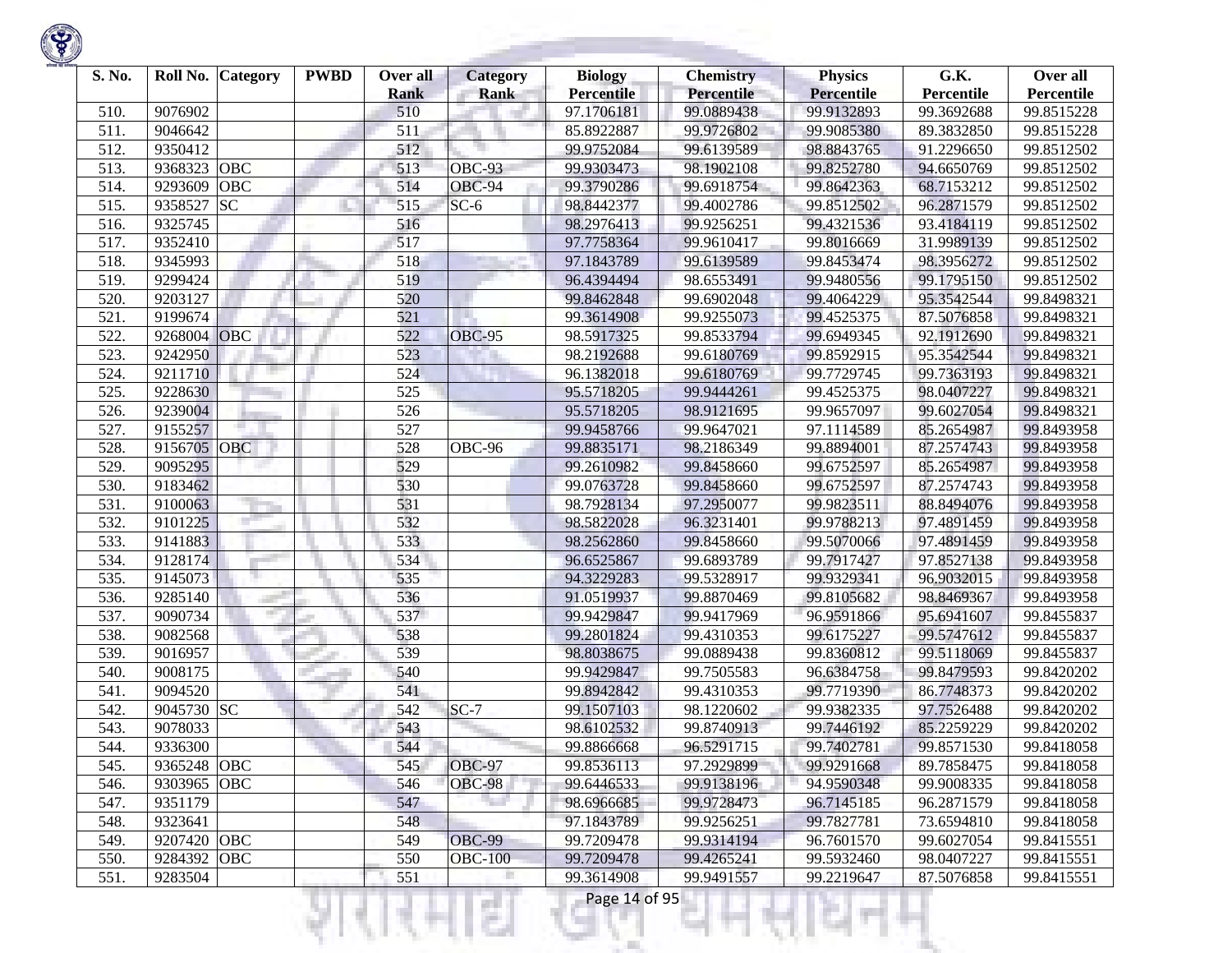| S. No. | Roll No. | Category | PWBD | Over all Rank | Category Rank | Biology Percentile | Chemistry Percentile | Physics Percentile | G.K. Percentile | Over all Percentile |
|---|---|---|---|---|---|---|---|---|---|---|
| 510. | 9076902 | | | 510 | | 97.1706181 | 99.0889438 | 99.9132893 | 99.3692688 | 99.8515228 |
| 511. | 9046642 | | | 511 | | 85.8922887 | 99.9726802 | 99.9085380 | 89.3832850 | 99.8515228 |
| 512. | 9350412 | | | 512 | | 99.9752084 | 99.6139589 | 98.8843765 | 91.2296650 | 99.8512502 |
| 513. | 9368323 | OBC | | 513 | OBC-93 | 99.9303473 | 98.1902108 | 99.8252780 | 94.6650769 | 99.8512502 |
| 514. | 9293609 | OBC | | 514 | OBC-94 | 99.3790286 | 99.6918754 | 99.8642363 | 68.7153212 | 99.8512502 |
| 515. | 9358527 | SC | | 515 | SC-6 | 98.8442377 | 99.4002786 | 99.8512502 | 96.2871579 | 99.8512502 |
| 516. | 9325745 | | | 516 | | 98.2976413 | 99.9256251 | 99.4321536 | 93.4184119 | 99.8512502 |
| 517. | 9352410 | | | 517 | | 97.7758364 | 99.9610417 | 99.8016669 | 31.9989139 | 99.8512502 |
| 518. | 9345993 | | | 518 | | 97.1843789 | 99.6139589 | 99.8453474 | 98.3956272 | 99.8512502 |
| 519. | 9299424 | | | 519 | | 96.4394494 | 98.6553491 | 99.9480556 | 99.1795150 | 99.8512502 |
| 520. | 9203127 | | | 520 | | 99.8462848 | 99.6902048 | 99.4064229 | 95.3542544 | 99.8498321 |
| 521. | 9199674 | | | 521 | | 99.3614908 | 99.9255073 | 99.4525375 | 87.5076858 | 99.8498321 |
| 522. | 9268004 | OBC | | 522 | OBC-95 | 98.5917325 | 99.8533794 | 99.6949345 | 92.1912690 | 99.8498321 |
| 523. | 9242950 | | | 523 | | 98.2192688 | 99.6180769 | 99.8592915 | 95.3542544 | 99.8498321 |
| 524. | 9211710 | | | 524 | | 96.1382018 | 99.6180769 | 99.7729745 | 99.7363193 | 99.8498321 |
| 525. | 9228630 | | | 525 | | 95.5718205 | 99.9444261 | 99.4525375 | 98.0407227 | 99.8498321 |
| 526. | 9239004 | | | 526 | | 95.5718205 | 98.9121695 | 99.9657097 | 99.6027054 | 99.8498321 |
| 527. | 9155257 | | | 527 | | 99.9458766 | 99.9647021 | 97.1114589 | 85.2654987 | 99.8493958 |
| 528. | 9156705 | OBC | | 528 | OBC-96 | 99.8835171 | 98.2186349 | 99.8894001 | 87.2574743 | 99.8493958 |
| 529. | 9095295 | | | 529 | | 99.2610982 | 99.8458660 | 99.6752597 | 85.2654987 | 99.8493958 |
| 530. | 9183462 | | | 530 | | 99.0763728 | 99.8458660 | 99.6752597 | 87.2574743 | 99.8493958 |
| 531. | 9100063 | | | 531 | | 98.7928134 | 97.2950077 | 99.9823511 | 88.8494076 | 99.8493958 |
| 532. | 9101225 | | | 532 | | 98.5822028 | 96.3231401 | 99.9788213 | 97.4891459 | 99.8493958 |
| 533. | 9141883 | | | 533 | | 98.2562860 | 99.8458660 | 99.5070066 | 97.4891459 | 99.8493958 |
| 534. | 9128174 | | | 534 | | 96.6525867 | 99.6893789 | 99.7917427 | 97.8527138 | 99.8493958 |
| 535. | 9145073 | | | 535 | | 94.3229283 | 99.5328917 | 99.9329341 | 96.9032015 | 99.8493958 |
| 536. | 9285140 | | | 536 | | 91.0519937 | 99.8870469 | 99.8105682 | 98.8469367 | 99.8493958 |
| 537. | 9090734 | | | 537 | | 99.9429847 | 99.9417969 | 96.9591866 | 95.6941607 | 99.8455837 |
| 538. | 9082568 | | | 538 | | 99.2801824 | 99.4310353 | 99.6175227 | 99.5747612 | 99.8455837 |
| 539. | 9016957 | | | 539 | | 98.8038675 | 99.0889438 | 99.8360812 | 99.5118069 | 99.8455837 |
| 540. | 9008175 | | | 540 | | 99.9429847 | 99.7505583 | 96.6384758 | 99.8479593 | 99.8420202 |
| 541. | 9094520 | | | 541 | | 99.8942842 | 99.4310353 | 99.7719390 | 86.7748373 | 99.8420202 |
| 542. | 9045730 | SC | | 542 | SC-7 | 99.1507103 | 98.1220602 | 99.9382335 | 97.7526488 | 99.8420202 |
| 543. | 9078033 | | | 543 | | 98.6102532 | 99.8740913 | 99.7446192 | 85.2259229 | 99.8420202 |
| 544. | 9336300 | | | 544 | | 99.8866668 | 96.5291715 | 99.7402781 | 99.8571530 | 99.8418058 |
| 545. | 9365248 | OBC | | 545 | OBC-97 | 99.8536113 | 97.2929899 | 99.9291668 | 89.7858475 | 99.8418058 |
| 546. | 9303965 | OBC | | 546 | OBC-98 | 99.6446533 | 99.9138196 | 94.9590348 | 99.9008335 | 99.8418058 |
| 547. | 9351179 | | | 547 | | 98.6966685 | 99.9728473 | 96.7145185 | 96.2871579 | 99.8418058 |
| 548. | 9323641 | | | 548 | | 97.1843789 | 99.9256251 | 99.7827781 | 73.6594810 | 99.8418058 |
| 549. | 9207420 | OBC | | 549 | OBC-99 | 99.7209478 | 99.9314194 | 96.7601570 | 99.6027054 | 99.8415551 |
| 550. | 9284392 | OBC | | 550 | OBC-100 | 99.7209478 | 99.4265241 | 99.5932460 | 98.0407227 | 99.8415551 |
| 551. | 9283504 | | | 551 | | 99.3614908 | 99.9491557 | 99.2219647 | 87.5076858 | 99.8415551 |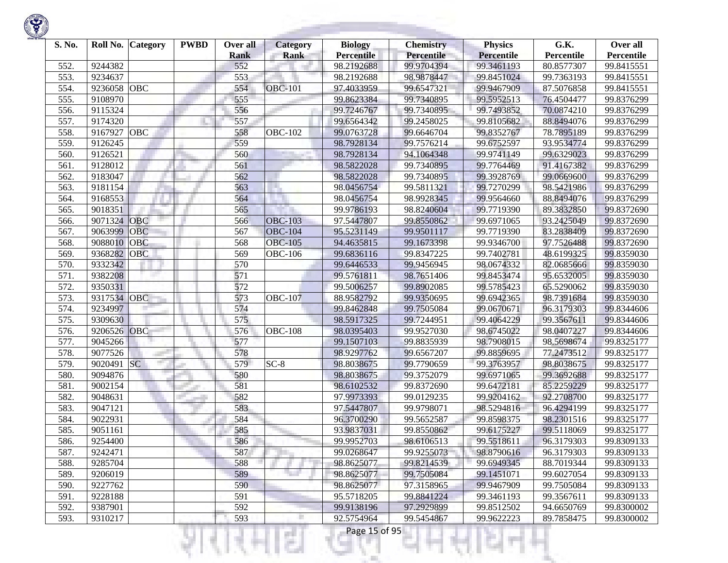| S. No. | Roll No. | Category | PWBD | Over all Rank | Category Rank | Biology Percentile | Chemistry Percentile | Physics Percentile | G.K. Percentile | Over all Percentile |
|---|---|---|---|---|---|---|---|---|---|---|
| 552. | 9244382 | | | 552 | | 98.2192688 | 99.9704394 | 99.3461193 | 80.8577307 | 99.8415551 |
| 553. | 9234637 | | | 553 | | 98.2192688 | 98.9878447 | 99.8451024 | 99.7363193 | 99.8415551 |
| 554. | 9236058 | OBC | | 554 | OBC-101 | 97.4033959 | 99.6547321 | 99.9467909 | 87.5076858 | 99.8415551 |
| 555. | 9108970 | | | 555 | | 99.8623384 | 99.7340895 | 99.5952513 | 76.4504477 | 99.8376299 |
| 556. | 9115324 | | | 556 | | 99.7246767 | 99.7340895 | 99.7493852 | 70.0874210 | 99.8376299 |
| 557. | 9174320 | | | 557 | | 99.6564342 | 99.2458025 | 99.8105682 | 88.8494076 | 99.8376299 |
| 558. | 9167927 | OBC | | 558 | OBC-102 | 99.0763728 | 99.6646704 | 99.8352767 | 78.7895189 | 99.8376299 |
| 559. | 9126245 | | | 559 | | 98.7928134 | 99.7576214 | 99.6752597 | 93.9534774 | 99.8376299 |
| 560. | 9126521 | | | 560 | | 98.7928134 | 94.1064348 | 99.9741149 | 99.6329023 | 99.8376299 |
| 561. | 9128012 | | | 561 | | 98.5822028 | 99.7340895 | 99.7764469 | 91.4167382 | 99.8376299 |
| 562. | 9183047 | | | 562 | | 98.5822028 | 99.7340895 | 99.3928769 | 99.0669600 | 99.8376299 |
| 563. | 9181154 | | | 563 | | 98.0456754 | 99.5811321 | 99.7270299 | 98.5421986 | 99.8376299 |
| 564. | 9168553 | | | 564 | | 98.0456754 | 98.9928345 | 99.9564660 | 88.8494076 | 99.8376299 |
| 565. | 9018351 | | | 565 | | 99.9786193 | 98.8240604 | 99.7719390 | 89.3832850 | 99.8372690 |
| 566. | 9071324 | OBC | | 566 | OBC-103 | 97.5447807 | 99.8550862 | 99.6971065 | 93.2425049 | 99.8372690 |
| 567. | 9063999 | OBC | | 567 | OBC-104 | 95.5231149 | 99.9501117 | 99.7719390 | 83.2838409 | 99.8372690 |
| 568. | 9088010 | OBC | | 568 | OBC-105 | 94.4635815 | 99.1673398 | 99.9346700 | 97.7526488 | 99.8372690 |
| 569. | 9368282 | OBC | | 569 | OBC-106 | 99.6836116 | 99.8347225 | 99.7402781 | 48.6199325 | 99.8359030 |
| 570. | 9332342 | | | 570 | | 99.6446533 | 99.9456945 | 98.0674332 | 82.0685666 | 99.8359030 |
| 571. | 9382208 | | | 571 | | 99.5761811 | 98.7651406 | 99.8453474 | 95.6532005 | 99.8359030 |
| 572. | 9350331 | | | 572 | | 99.5006257 | 99.8902085 | 99.5785423 | 65.5290062 | 99.8359030 |
| 573. | 9317534 | OBC | | 573 | OBC-107 | 88.9582792 | 99.9350695 | 99.6942365 | 98.7391684 | 99.8359030 |
| 574. | 9234997 | | | 574 | | 99.8462848 | 99.7505084 | 99.0670671 | 96.3179303 | 99.8344606 |
| 575. | 9309630 | | | 575 | | 98.5917325 | 99.7244951 | 99.4064229 | 99.3567611 | 99.8344606 |
| 576. | 9206526 | OBC | | 576 | OBC-108 | 98.0395403 | 99.9527030 | 98.6745022 | 98.0407227 | 99.8344606 |
| 577. | 9045266 | | | 577 | | 99.1507103 | 99.8835939 | 98.7908015 | 98.5698674 | 99.8325177 |
| 578. | 9077526 | | | 578 | | 98.9297762 | 99.6567207 | 99.8859695 | 77.2473512 | 99.8325177 |
| 579. | 9020491 | SC | | 579 | SC-8 | 98.8038675 | 99.7790659 | 99.3763957 | 98.8038675 | 99.8325177 |
| 580. | 9094876 | | | 580 | | 98.8038675 | 99.3752079 | 99.6971065 | 99.3692688 | 99.8325177 |
| 581. | 9002154 | | | 581 | | 98.6102532 | 99.8372690 | 99.6472181 | 85.2259229 | 99.8325177 |
| 582. | 9048631 | | | 582 | | 97.9973393 | 99.0129235 | 99.9204162 | 92.2708700 | 99.8325177 |
| 583. | 9047121 | | | 583 | | 97.5447807 | 99.9798071 | 98.5294816 | 96.4294199 | 99.8325177 |
| 584. | 9022931 | | | 584 | | 96.3700290 | 99.5652587 | 99.8598375 | 98.2301516 | 99.8325177 |
| 585. | 9051161 | | | 585 | | 93.9837031 | 99.8550862 | 99.6175227 | 99.5118069 | 99.8325177 |
| 586. | 9254400 | | | 586 | | 99.9952703 | 98.6106513 | 99.5518611 | 96.3179303 | 99.8309133 |
| 587. | 9242471 | | | 587 | | 99.0268647 | 99.9255073 | 98.8790616 | 96.3179303 | 99.8309133 |
| 588. | 9285704 | | | 588 | | 98.8625077 | 99.8214539 | 99.6949345 | 88.7019344 | 99.8309133 |
| 589. | 9206019 | | | 589 | | 98.8625077 | 99.7505084 | 99.1451071 | 99.6027054 | 99.8309133 |
| 590. | 9227762 | | | 590 | | 98.8625077 | 97.3158965 | 99.9467909 | 99.7505084 | 99.8309133 |
| 591. | 9228188 | | | 591 | | 95.5718205 | 99.8841224 | 99.3461193 | 99.3567611 | 99.8309133 |
| 592. | 9387901 | | | 592 | | 99.9138196 | 97.2929899 | 99.8512502 | 94.6650769 | 99.8300002 |
| 593. | 9310217 | | | 593 | | 92.5754964 | 99.5454867 | 99.9622223 | 89.7858475 | 99.8300002 |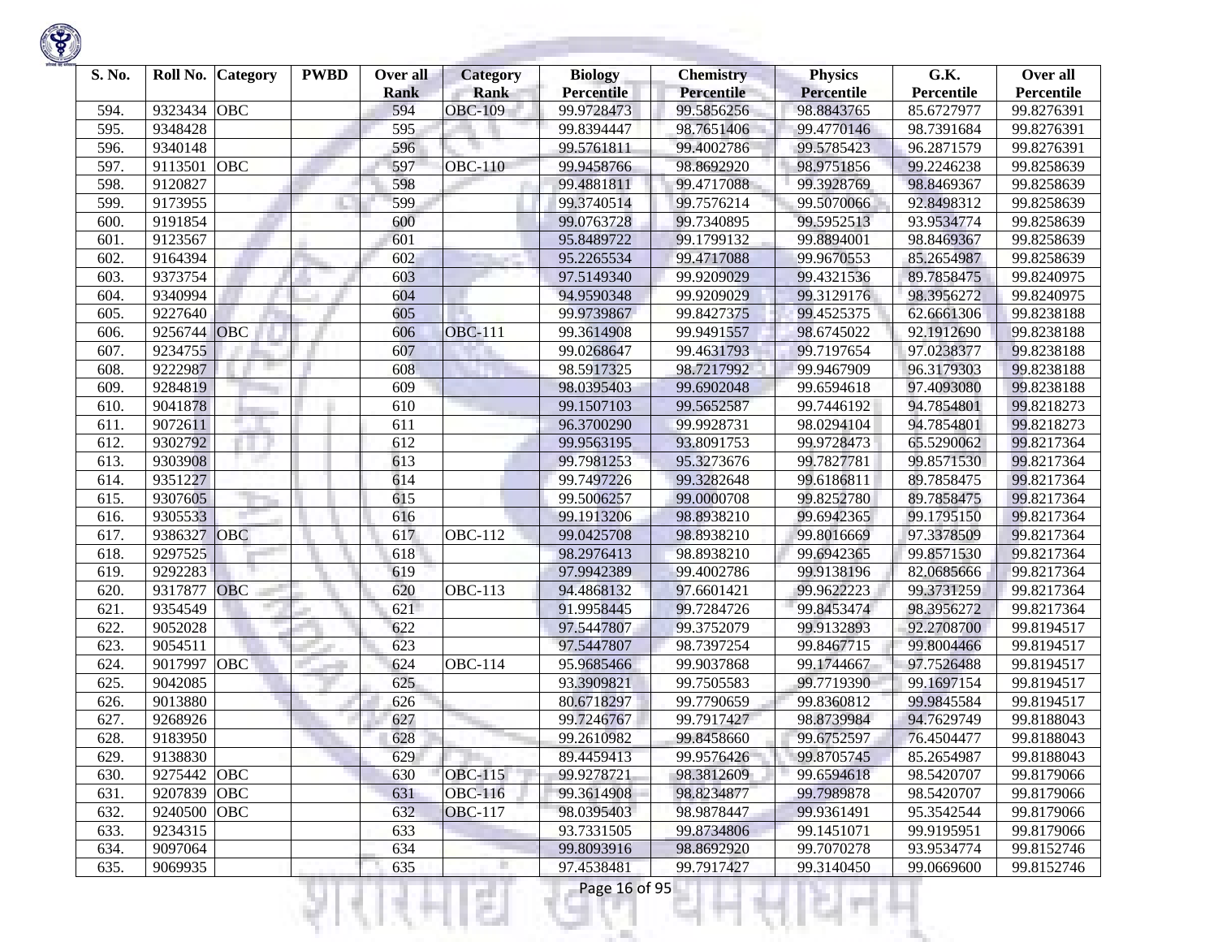| S. No. | Roll No. | Category | PWBD | Over all Rank | Category Rank | Biology Percentile | Chemistry Percentile | Physics Percentile | G.K. Percentile | Over all Percentile |
|---|---|---|---|---|---|---|---|---|---|---|
| 594. | 9323434 | OBC | | 594 | OBC-109 | 99.9728473 | 99.5856256 | 98.8843765 | 85.6727977 | 99.8276391 |
| 595. | 9348428 | | | 595 | | 99.8394447 | 98.7651406 | 99.4770146 | 98.7391684 | 99.8276391 |
| 596. | 9340148 | | | 596 | | 99.5761811 | 99.4002786 | 99.5785423 | 96.2871579 | 99.8276391 |
| 597. | 9113501 | OBC | | 597 | OBC-110 | 99.9458766 | 98.8692920 | 98.9751856 | 99.2246238 | 99.8258639 |
| 598. | 9120827 | | | 598 | | 99.4881811 | 99.4717088 | 99.3928769 | 98.8469367 | 99.8258639 |
| 599. | 9173955 | | | 599 | | 99.3740514 | 99.7576214 | 99.5070066 | 92.8498312 | 99.8258639 |
| 600. | 9191854 | | | 600 | | 99.0763728 | 99.7340895 | 99.5952513 | 93.9534774 | 99.8258639 |
| 601. | 9123567 | | | 601 | | 95.8489722 | 99.1799132 | 99.8894001 | 98.8469367 | 99.8258639 |
| 602. | 9164394 | | | 602 | | 95.2265534 | 99.4717088 | 99.9670553 | 85.2654987 | 99.8258639 |
| 603. | 9373754 | | | 603 | | 97.5149340 | 99.9209029 | 99.4321536 | 89.7858475 | 99.8240975 |
| 604. | 9340994 | | | 604 | | 94.9590348 | 99.9209029 | 99.3129176 | 98.3956272 | 99.8240975 |
| 605. | 9227640 | | | 605 | | 99.9739867 | 99.8427375 | 99.4525375 | 62.6661306 | 99.8238188 |
| 606. | 9256744 | OBC | | 606 | OBC-111 | 99.3614908 | 99.9491557 | 98.6745022 | 92.1912690 | 99.8238188 |
| 607. | 9234755 | | | 607 | | 99.0268647 | 99.4631793 | 99.7197654 | 97.0238377 | 99.8238188 |
| 608. | 9222987 | | | 608 | | 98.5917325 | 98.7217992 | 99.9467909 | 96.3179303 | 99.8238188 |
| 609. | 9284819 | | | 609 | | 98.0395403 | 99.6902048 | 99.6594618 | 97.4093080 | 99.8238188 |
| 610. | 9041878 | | | 610 | | 99.1507103 | 99.5652587 | 99.7446192 | 94.7854801 | 99.8218273 |
| 611. | 9072611 | | | 611 | | 96.3700290 | 99.9928731 | 98.0294104 | 94.7854801 | 99.8218273 |
| 612. | 9302792 | | | 612 | | 99.9563195 | 93.8091753 | 99.9728473 | 65.5290062 | 99.8217364 |
| 613. | 9303908 | | | 613 | | 99.7981253 | 95.3273676 | 99.7827781 | 99.8571530 | 99.8217364 |
| 614. | 9351227 | | | 614 | | 99.7497226 | 99.3282648 | 99.6186811 | 89.7858475 | 99.8217364 |
| 615. | 9307605 | | | 615 | | 99.5006257 | 99.0000708 | 99.8252780 | 89.7858475 | 99.8217364 |
| 616. | 9305533 | | | 616 | | 99.1913206 | 98.8938210 | 99.6942365 | 99.1795150 | 99.8217364 |
| 617. | 9386327 | OBC | | 617 | OBC-112 | 99.0425708 | 98.8938210 | 99.8016669 | 97.3378509 | 99.8217364 |
| 618. | 9297525 | | | 618 | | 98.2976413 | 98.8938210 | 99.6942365 | 99.8571530 | 99.8217364 |
| 619. | 9292283 | | | 619 | | 97.9942389 | 99.4002786 | 99.9138196 | 82.0685666 | 99.8217364 |
| 620. | 9317877 | OBC | | 620 | OBC-113 | 94.4868132 | 97.6601421 | 99.9622223 | 99.3731259 | 99.8217364 |
| 621. | 9354549 | | | 621 | | 91.9958445 | 99.7284726 | 99.8453474 | 98.3956272 | 99.8217364 |
| 622. | 9052028 | | | 622 | | 97.5447807 | 99.3752079 | 99.9132893 | 92.2708700 | 99.8194517 |
| 623. | 9054511 | | | 623 | | 97.5447807 | 98.7397254 | 99.8467715 | 99.8004466 | 99.8194517 |
| 624. | 9017997 | OBC | | 624 | OBC-114 | 95.9685466 | 99.9037868 | 99.1744667 | 97.7526488 | 99.8194517 |
| 625. | 9042085 | | | 625 | | 93.3909821 | 99.7505583 | 99.7719390 | 99.1697154 | 99.8194517 |
| 626. | 9013880 | | | 626 | | 80.6718297 | 99.7790659 | 99.8360812 | 99.9845584 | 99.8194517 |
| 627. | 9268926 | | | 627 | | 99.7246767 | 99.7917427 | 98.8739984 | 94.7629749 | 99.8188043 |
| 628. | 9183950 | | | 628 | | 99.2610982 | 99.8458660 | 99.6752597 | 76.4504477 | 99.8188043 |
| 629. | 9138830 | | | 629 | | 89.4459413 | 99.9576426 | 99.8705745 | 85.2654987 | 99.8188043 |
| 630. | 9275442 | OBC | | 630 | OBC-115 | 99.9278721 | 98.3812609 | 99.6594618 | 98.5420707 | 99.8179066 |
| 631. | 9207839 | OBC | | 631 | OBC-116 | 99.3614908 | 98.8234877 | 99.7989878 | 98.5420707 | 99.8179066 |
| 632. | 9240500 | OBC | | 632 | OBC-117 | 98.0395403 | 98.9878447 | 99.9361491 | 95.3542544 | 99.8179066 |
| 633. | 9234315 | | | 633 | | 93.7331505 | 99.8734806 | 99.1451071 | 99.9195951 | 99.8179066 |
| 634. | 9097064 | | | 634 | | 99.8093916 | 98.8692920 | 99.7070278 | 93.9534774 | 99.8152746 |
| 635. | 9069935 | | | 635 | | 97.4538481 | 99.7917427 | 99.3140450 | 99.0669600 | 99.8152746 |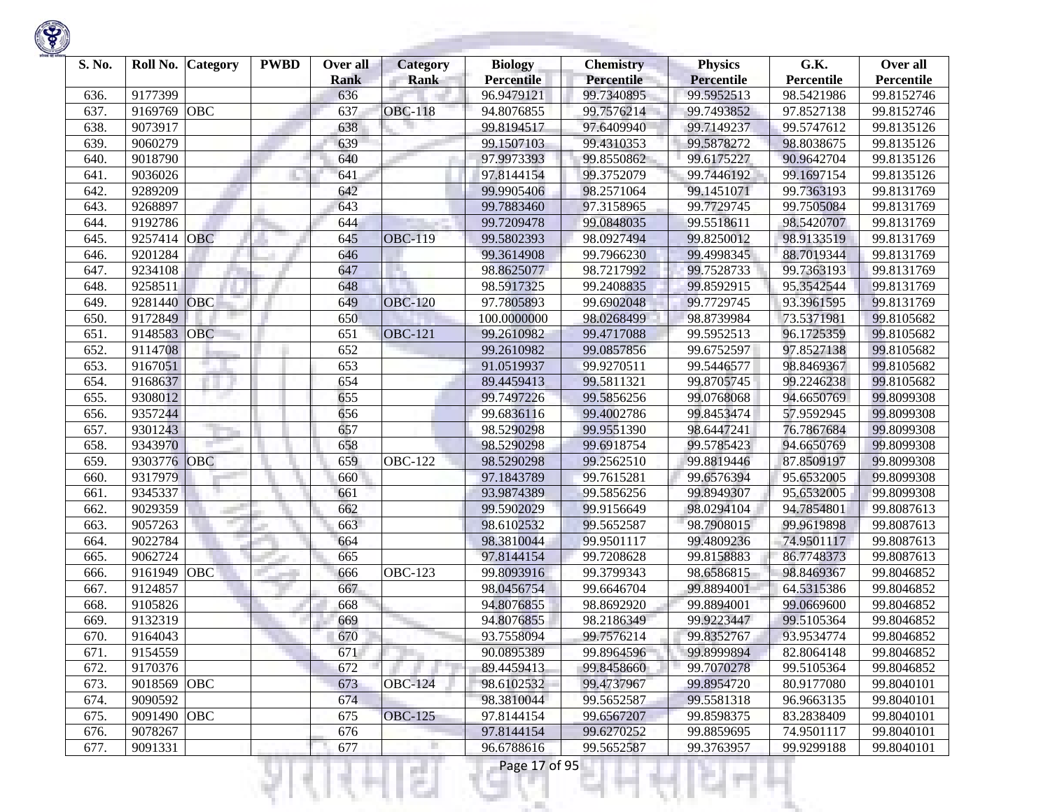| S. No. | Roll No. | Category | PWBD | Over all Rank | Category Rank | Biology Percentile | Chemistry Percentile | Physics Percentile | G.K. Percentile | Over all Percentile |
|---|---|---|---|---|---|---|---|---|---|---|
| 636. | 9177399 | | | 636 | | 96.9479121 | 99.7340895 | 99.5952513 | 98.5421986 | 99.8152746 |
| 637. | 9169769 | OBC | | 637 | OBC-118 | 94.8076855 | 99.7576214 | 99.7493852 | 97.8527138 | 99.8152746 |
| 638. | 9073917 | | | 638 | | 99.8194517 | 97.6409940 | 99.7149237 | 99.5747612 | 99.8135126 |
| 639. | 9060279 | | | 639 | | 99.1507103 | 99.4310353 | 99.5878272 | 98.8038675 | 99.8135126 |
| 640. | 9018790 | | | 640 | | 97.9973393 | 99.8550862 | 99.6175227 | 90.9642704 | 99.8135126 |
| 641. | 9036026 | | | 641 | | 97.8144154 | 99.3752079 | 99.7446192 | 99.1697154 | 99.8135126 |
| 642. | 9289209 | | | 642 | | 99.9905406 | 98.2571064 | 99.1451071 | 99.7363193 | 99.8131769 |
| 643. | 9268897 | | | 643 | | 99.7883460 | 97.3158965 | 99.7729745 | 99.7505084 | 99.8131769 |
| 644. | 9192786 | | | 644 | | 99.7209478 | 99.0848035 | 99.5518611 | 98.5420707 | 99.8131769 |
| 645. | 9257414 | OBC | | 645 | OBC-119 | 99.5802393 | 98.0927494 | 99.8250012 | 98.9133519 | 99.8131769 |
| 646. | 9201284 | | | 646 | | 99.3614908 | 99.7966230 | 99.4998345 | 88.7019344 | 99.8131769 |
| 647. | 9234108 | | | 647 | | 98.8625077 | 98.7217992 | 99.7528733 | 99.7363193 | 99.8131769 |
| 648. | 9258511 | | | 648 | | 98.5917325 | 99.2408835 | 99.8592915 | 95.3542544 | 99.8131769 |
| 649. | 9281440 | OBC | | 649 | OBC-120 | 97.7805893 | 99.6902048 | 99.7729745 | 93.3961595 | 99.8131769 |
| 650. | 9172849 | | | 650 | | 100.0000000 | 98.0268499 | 98.8739984 | 73.5371981 | 99.8105682 |
| 651. | 9148583 | OBC | | 651 | OBC-121 | 99.2610982 | 99.4717088 | 99.5952513 | 96.1725359 | 99.8105682 |
| 652. | 9114708 | | | 652 | | 99.2610982 | 99.0857856 | 99.6752597 | 97.8527138 | 99.8105682 |
| 653. | 9167051 | | | 653 | | 91.0519937 | 99.9270511 | 99.5446577 | 98.8469367 | 99.8105682 |
| 654. | 9168637 | | | 654 | | 89.4459413 | 99.5811321 | 99.8705745 | 99.2246238 | 99.8105682 |
| 655. | 9308012 | | | 655 | | 99.7497226 | 99.5856256 | 99.0768068 | 94.6650769 | 99.8099308 |
| 656. | 9357244 | | | 656 | | 99.6836116 | 99.4002786 | 99.8453474 | 57.9592945 | 99.8099308 |
| 657. | 9301243 | | | 657 | | 98.5290298 | 99.9551390 | 98.6447241 | 76.7867684 | 99.8099308 |
| 658. | 9343970 | | | 658 | | 98.5290298 | 99.6918754 | 99.5785423 | 94.6650769 | 99.8099308 |
| 659. | 9303776 | OBC | | 659 | OBC-122 | 98.5290298 | 99.2562510 | 99.8819446 | 87.8509197 | 99.8099308 |
| 660. | 9317979 | | | 660 | | 97.1843789 | 99.7615281 | 99.6576394 | 95.6532005 | 99.8099308 |
| 661. | 9345337 | | | 661 | | 93.9874389 | 99.5856256 | 99.8949307 | 95.6532005 | 99.8099308 |
| 662. | 9029359 | | | 662 | | 99.5902029 | 99.9156649 | 98.0294104 | 94.7854801 | 99.8087613 |
| 663. | 9057263 | | | 663 | | 98.6102532 | 99.5652587 | 98.7908015 | 99.9619898 | 99.8087613 |
| 664. | 9022784 | | | 664 | | 98.3810044 | 99.9501117 | 99.4809236 | 74.9501117 | 99.8087613 |
| 665. | 9062724 | | | 665 | | 97.8144154 | 99.7208628 | 99.8158883 | 86.7748373 | 99.8087613 |
| 666. | 9161949 | OBC | | 666 | OBC-123 | 99.8093916 | 99.3799343 | 98.6586815 | 98.8469367 | 99.8046852 |
| 667. | 9124857 | | | 667 | | 98.0456754 | 99.6646704 | 99.8894001 | 64.5315386 | 99.8046852 |
| 668. | 9105826 | | | 668 | | 94.8076855 | 98.8692920 | 99.8894001 | 99.0669600 | 99.8046852 |
| 669. | 9132319 | | | 669 | | 94.8076855 | 98.2186349 | 99.9223447 | 99.5105364 | 99.8046852 |
| 670. | 9164043 | | | 670 | | 93.7558094 | 99.7576214 | 99.8352767 | 93.9534774 | 99.8046852 |
| 671. | 9154559 | | | 671 | | 90.0895389 | 99.8964596 | 99.8999894 | 82.8064148 | 99.8046852 |
| 672. | 9170376 | | | 672 | | 89.4459413 | 99.8458660 | 99.7070278 | 99.5105364 | 99.8046852 |
| 673. | 9018569 | OBC | | 673 | OBC-124 | 98.6102532 | 99.4737967 | 99.8954720 | 80.9177080 | 99.8040101 |
| 674. | 9090592 | | | 674 | | 98.3810044 | 99.5652587 | 99.5581318 | 96.9663135 | 99.8040101 |
| 675. | 9091490 | OBC | | 675 | OBC-125 | 97.8144154 | 99.6567207 | 99.8598375 | 83.2838409 | 99.8040101 |
| 676. | 9078267 | | | 676 | | 97.8144154 | 99.6270252 | 99.8859695 | 74.9501117 | 99.8040101 |
| 677. | 9091331 | | | 677 | | 96.6788616 | 99.5652587 | 99.3763957 | 99.9299188 | 99.8040101 |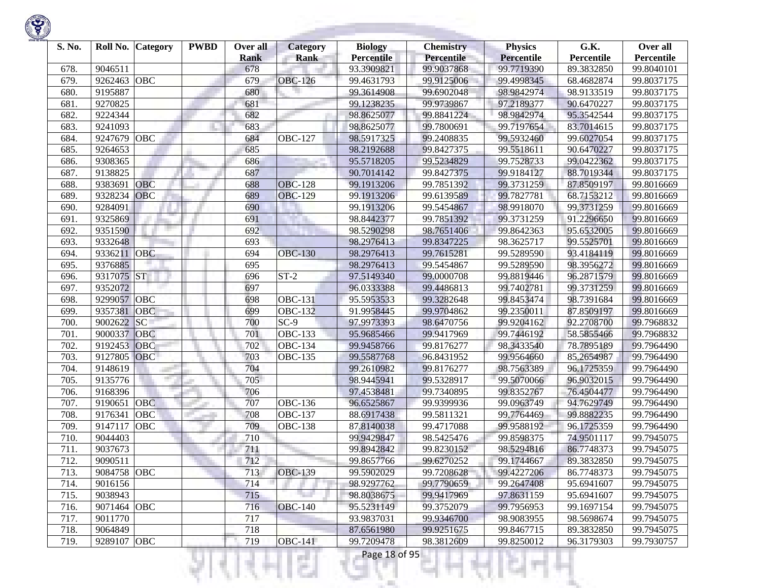| S. No. | Roll No. | Category | PWBD | Over all Rank | Category Rank | Biology Percentile | Chemistry Percentile | Physics Percentile | G.K. Percentile | Over all Percentile |
|---|---|---|---|---|---|---|---|---|---|---|
| 678. | 9046511 | | | 678 | | 93.3909821 | 99.9037868 | 99.7719390 | 89.3832850 | 99.8040101 |
| 679. | 9262463 | OBC | | 679 | OBC-126 | 99.4631793 | 99.9125006 | 99.4998345 | 68.4682874 | 99.8037175 |
| 680. | 9195887 | | | 680 | | 99.3614908 | 99.6902048 | 98.9842974 | 98.9133519 | 99.8037175 |
| 681. | 9270825 | | | 681 | | 99.1238235 | 99.9739867 | 97.2189377 | 90.6470227 | 99.8037175 |
| 682. | 9224344 | | | 682 | | 98.8625077 | 99.8841224 | 98.9842974 | 95.3542544 | 99.8037175 |
| 683. | 9241093 | | | 683 | | 98.8625077 | 99.7800691 | 99.7197654 | 83.7014615 | 99.8037175 |
| 684. | 9247679 | OBC | | 684 | OBC-127 | 98.5917325 | 99.2408835 | 99.5932460 | 99.6027054 | 99.8037175 |
| 685. | 9264653 | | | 685 | | 98.2192688 | 99.8427375 | 99.5518611 | 90.6470227 | 99.8037175 |
| 686. | 9308365 | | | 686 | | 95.5718205 | 99.5234829 | 99.7528733 | 99.0422362 | 99.8037175 |
| 687. | 9138825 | | | 687 | | 90.7014142 | 99.8427375 | 99.9184127 | 88.7019344 | 99.8037175 |
| 688. | 9383691 | OBC | | 688 | OBC-128 | 99.1913206 | 99.7851392 | 99.3731259 | 87.8509197 | 99.8016669 |
| 689. | 9328234 | OBC | | 689 | OBC-129 | 99.1913206 | 99.6139589 | 99.7827781 | 68.7153212 | 99.8016669 |
| 690. | 9284091 | | | 690 | | 99.1913206 | 99.5454867 | 98.9918070 | 99.3731259 | 99.8016669 |
| 691. | 9325869 | | | 691 | | 98.8442377 | 99.7851392 | 99.3731259 | 91.2296650 | 99.8016669 |
| 692. | 9351590 | | | 692 | | 98.5290298 | 98.7651406 | 99.8642363 | 95.6532005 | 99.8016669 |
| 693. | 9332648 | | | 693 | | 98.2976413 | 99.8347225 | 98.3625717 | 99.5525701 | 99.8016669 |
| 694. | 9336211 | OBC | | 694 | OBC-130 | 98.2976413 | 99.7615281 | 99.5289590 | 93.4184119 | 99.8016669 |
| 695. | 9376885 | | | 695 | | 98.2976413 | 99.5454867 | 99.5289590 | 98.3956272 | 99.8016669 |
| 696. | 9317075 | ST | | 696 | ST-2 | 97.5149340 | 99.0000708 | 99.8819446 | 96.2871579 | 99.8016669 |
| 697. | 9352072 | | | 697 | | 96.0333388 | 99.4486813 | 99.7402781 | 99.3731259 | 99.8016669 |
| 698. | 9299057 | OBC | | 698 | OBC-131 | 95.5953533 | 99.3282648 | 99.8453474 | 98.7391684 | 99.8016669 |
| 699. | 9357381 | OBC | | 699 | OBC-132 | 91.9958445 | 99.9704862 | 99.2350011 | 87.8509197 | 99.8016669 |
| 700. | 9002622 | SC | | 700 | SC-9 | 97.9973393 | 98.6470756 | 99.9204162 | 92.2708700 | 99.7968832 |
| 701. | 9000337 | OBC | | 701 | OBC-133 | 95.9685466 | 99.9417969 | 99.7446192 | 58.5855466 | 99.7968832 |
| 702. | 9192453 | OBC | | 702 | OBC-134 | 99.9458766 | 99.8176277 | 98.3433540 | 78.7895189 | 99.7964490 |
| 703. | 9127805 | OBC | | 703 | OBC-135 | 99.5587768 | 96.8431952 | 99.9564660 | 85.2654987 | 99.7964490 |
| 704. | 9148619 | | | 704 | | 99.2610982 | 99.8176277 | 98.7563389 | 96.1725359 | 99.7964490 |
| 705. | 9135776 | | | 705 | | 98.9445941 | 99.5328917 | 99.5070066 | 96.9032015 | 99.7964490 |
| 706. | 9168396 | | | 706 | | 97.4538481 | 99.7340895 | 99.8352767 | 76.4504477 | 99.7964490 |
| 707. | 9190651 | OBC | | 707 | OBC-136 | 96.6525867 | 99.9399936 | 99.0963749 | 94.7629749 | 99.7964490 |
| 708. | 9176341 | OBC | | 708 | OBC-137 | 88.6917438 | 99.5811321 | 99.7764469 | 99.8882235 | 99.7964490 |
| 709. | 9147117 | OBC | | 709 | OBC-138 | 87.8140038 | 99.4717088 | 99.9588192 | 96.1725359 | 99.7964490 |
| 710. | 9044403 | | | 710 | | 99.9429847 | 98.5425476 | 99.8598375 | 74.9501117 | 99.7945075 |
| 711. | 9037673 | | | 711 | | 99.8942842 | 99.8230152 | 98.5294816 | 86.7748373 | 99.7945075 |
| 712. | 9090511 | | | 712 | | 99.8657766 | 99.6270252 | 99.1744667 | 89.3832850 | 99.7945075 |
| 713. | 9084758 | OBC | | 713 | OBC-139 | 99.5902029 | 99.7208628 | 99.4227206 | 86.7748373 | 99.7945075 |
| 714. | 9016156 | | | 714 | | 98.9297762 | 99.7790659 | 99.2647408 | 95.6941607 | 99.7945075 |
| 715. | 9038943 | | | 715 | | 98.8038675 | 99.9417969 | 97.8631159 | 95.6941607 | 99.7945075 |
| 716. | 9071464 | OBC | | 716 | OBC-140 | 95.5231149 | 99.3752079 | 99.7956953 | 99.1697154 | 99.7945075 |
| 717. | 9011770 | | | 717 | | 93.9837031 | 99.9346700 | 98.9083955 | 98.5698674 | 99.7945075 |
| 718. | 9064849 | | | 718 | | 87.6561980 | 99.9251675 | 99.8467715 | 89.3832850 | 99.7945075 |
| 719. | 9289107 | OBC | | 719 | OBC-141 | 99.7209478 | 98.3812609 | 99.8250012 | 96.3179303 | 99.7930757 |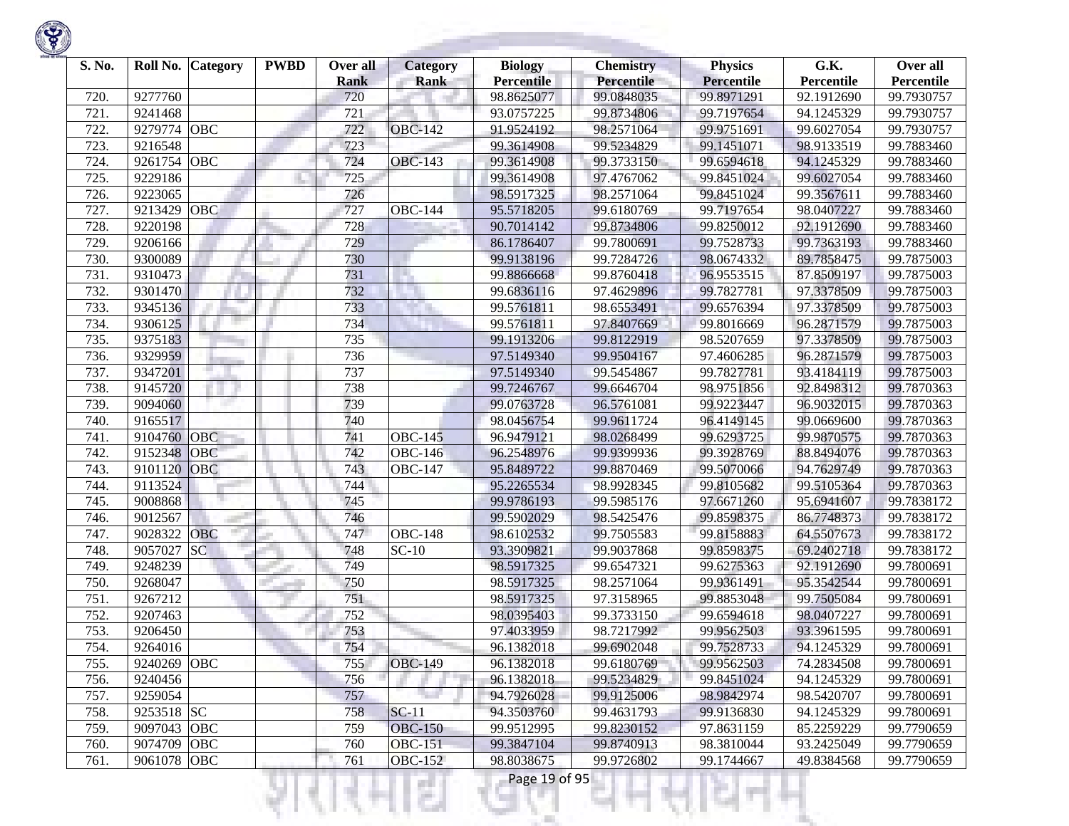| S. No. | Roll No. | Category | PWBD | Over all Rank | Category Rank | Biology Percentile | Chemistry Percentile | Physics Percentile | G.K. Percentile | Over all Percentile |
|---|---|---|---|---|---|---|---|---|---|---|
| 720. | 9277760 | | | 720 | | 98.8625077 | 99.0848035 | 99.8971291 | 92.1912690 | 99.7930757 |
| 721. | 9241468 | | | 721 | | 93.0757225 | 99.8734806 | 99.7197654 | 94.1245329 | 99.7930757 |
| 722. | 9279774 | OBC | | 722 | OBC-142 | 91.9524192 | 98.2571064 | 99.9751691 | 99.6027054 | 99.7930757 |
| 723. | 9216548 | | | 723 | | 99.3614908 | 99.5234829 | 99.1451071 | 98.9133519 | 99.7883460 |
| 724. | 9261754 | OBC | | 724 | OBC-143 | 99.3614908 | 99.3733150 | 99.6594618 | 94.1245329 | 99.7883460 |
| 725. | 9229186 | | | 725 | | 99.3614908 | 97.4767062 | 99.8451024 | 99.6027054 | 99.7883460 |
| 726. | 9223065 | | | 726 | | 98.5917325 | 98.2571064 | 99.8451024 | 99.3567611 | 99.7883460 |
| 727. | 9213429 | OBC | | 727 | OBC-144 | 95.5718205 | 99.6180769 | 99.7197654 | 98.0407227 | 99.7883460 |
| 728. | 9220198 | | | 728 | | 90.7014142 | 99.8734806 | 99.8250012 | 92.1912690 | 99.7883460 |
| 729. | 9206166 | | | 729 | | 86.1786407 | 99.7800691 | 99.7528733 | 99.7363193 | 99.7883460 |
| 730. | 9300089 | | | 730 | | 99.9138196 | 99.7284726 | 98.0674332 | 89.7858475 | 99.7875003 |
| 731. | 9310473 | | | 731 | | 99.8866668 | 99.8760418 | 96.9553515 | 87.8509197 | 99.7875003 |
| 732. | 9301470 | | | 732 | | 99.6836116 | 97.4629896 | 99.7827781 | 97.3378509 | 99.7875003 |
| 733. | 9345136 | | | 733 | | 99.5761811 | 98.6553491 | 99.6576394 | 97.3378509 | 99.7875003 |
| 734. | 9306125 | | | 734 | | 99.5761811 | 97.8407669 | 99.8016669 | 96.2871579 | 99.7875003 |
| 735. | 9375183 | | | 735 | | 99.1913206 | 99.8122919 | 98.5207659 | 97.3378509 | 99.7875003 |
| 736. | 9329959 | | | 736 | | 97.5149340 | 99.9504167 | 97.4606285 | 96.2871579 | 99.7875003 |
| 737. | 9347201 | | | 737 | | 97.5149340 | 99.5454867 | 99.7827781 | 93.4184119 | 99.7875003 |
| 738. | 9145720 | | | 738 | | 99.7246767 | 99.6646704 | 98.9751856 | 92.8498312 | 99.7870363 |
| 739. | 9094060 | | | 739 | | 99.0763728 | 96.5761081 | 99.9223447 | 96.9032015 | 99.7870363 |
| 740. | 9165517 | | | 740 | | 98.0456754 | 99.9611724 | 96.4149145 | 99.0669600 | 99.7870363 |
| 741. | 9104760 | OBC | | 741 | OBC-145 | 96.9479121 | 98.0268499 | 99.6293725 | 99.9870575 | 99.7870363 |
| 742. | 9152348 | OBC | | 742 | OBC-146 | 96.2548976 | 99.9399936 | 99.3928769 | 88.8494076 | 99.7870363 |
| 743. | 9101120 | OBC | | 743 | OBC-147 | 95.8489722 | 99.8870469 | 99.5070066 | 94.7629749 | 99.7870363 |
| 744. | 9113524 | | | 744 | | 95.2265534 | 98.9928345 | 99.8105682 | 99.5105364 | 99.7870363 |
| 745. | 9008868 | | | 745 | | 99.9786193 | 99.5985176 | 97.6671260 | 95.6941607 | 99.7838172 |
| 746. | 9012567 | | | 746 | | 99.5902029 | 98.5425476 | 99.8598375 | 86.7748373 | 99.7838172 |
| 747. | 9028322 | OBC | | 747 | OBC-148 | 98.6102532 | 99.7505583 | 99.8158883 | 64.5507673 | 99.7838172 |
| 748. | 9057027 | SC | | 748 | SC-10 | 93.3909821 | 99.9037868 | 99.8598375 | 69.2402718 | 99.7838172 |
| 749. | 9248239 | | | 749 | | 98.5917325 | 99.6547321 | 99.6275363 | 92.1912690 | 99.7800691 |
| 750. | 9268047 | | | 750 | | 98.5917325 | 98.2571064 | 99.9361491 | 95.3542544 | 99.7800691 |
| 751. | 9267212 | | | 751 | | 98.5917325 | 97.3158965 | 99.8853048 | 99.7505084 | 99.7800691 |
| 752. | 9207463 | | | 752 | | 98.0395403 | 99.3733150 | 99.6594618 | 98.0407227 | 99.7800691 |
| 753. | 9206450 | | | 753 | | 97.4033959 | 98.7217992 | 99.9562503 | 93.3961595 | 99.7800691 |
| 754. | 9264016 | | | 754 | | 96.1382018 | 99.6902048 | 99.7528733 | 94.1245329 | 99.7800691 |
| 755. | 9240269 | OBC | | 755 | OBC-149 | 96.1382018 | 99.6180769 | 99.9562503 | 74.2834508 | 99.7800691 |
| 756. | 9240456 | | | 756 | | 96.1382018 | 99.5234829 | 99.8451024 | 94.1245329 | 99.7800691 |
| 757. | 9259054 | | | 757 | | 94.7926028 | 99.9125006 | 98.9842974 | 98.5420707 | 99.7800691 |
| 758. | 9253518 | SC | | 758 | SC-11 | 94.3503760 | 99.4631793 | 99.9136830 | 94.1245329 | 99.7800691 |
| 759. | 9097043 | OBC | | 759 | OBC-150 | 99.9512995 | 99.8230152 | 97.8631159 | 85.2259229 | 99.7790659 |
| 760. | 9074709 | OBC | | 760 | OBC-151 | 99.3847104 | 99.8740913 | 98.3810044 | 93.2425049 | 99.7790659 |
| 761. | 9061078 | OBC | | 761 | OBC-152 | 98.8038675 | 99.9726802 | 99.1744667 | 49.8384568 | 99.7790659 |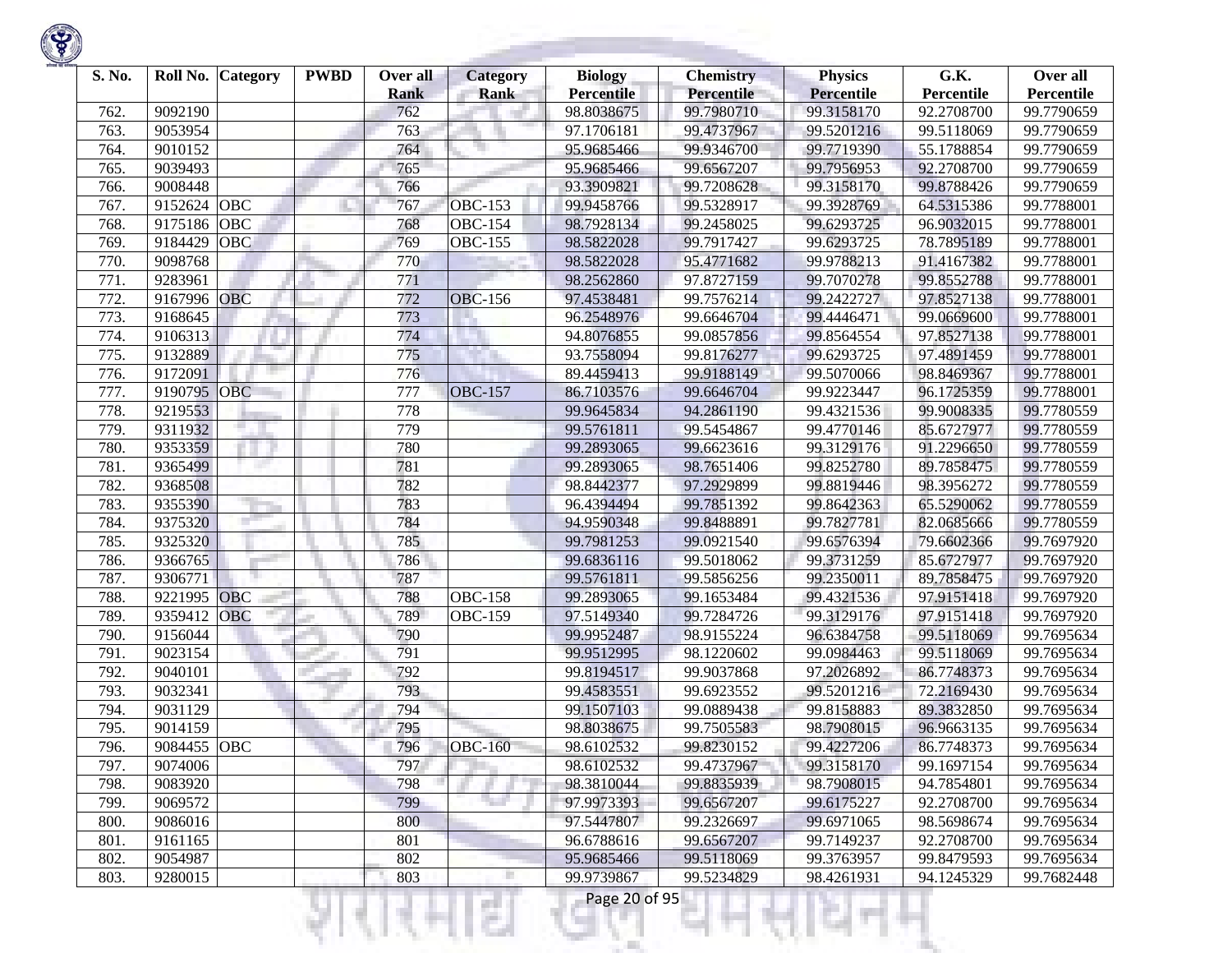| S. No. | Roll No. | Category | PWBD | Over all Rank | Category Rank | Biology Percentile | Chemistry Percentile | Physics Percentile | G.K. Percentile | Over all Percentile |
|---|---|---|---|---|---|---|---|---|---|---|
| 762. | 9092190 | | | 762 | | 98.8038675 | 99.7980710 | 99.3158170 | 92.2708700 | 99.7790659 |
| 763. | 9053954 | | | 763 | | 97.1706181 | 99.4737967 | 99.5201216 | 99.5118069 | 99.7790659 |
| 764. | 9010152 | | | 764 | | 95.9685466 | 99.9346700 | 99.7719390 | 55.1788854 | 99.7790659 |
| 765. | 9039493 | | | 765 | | 95.9685466 | 99.6567207 | 99.7956953 | 92.2708700 | 99.7790659 |
| 766. | 9008448 | | | 766 | | 93.3909821 | 99.7208628 | 99.3158170 | 99.8788426 | 99.7790659 |
| 767. | 9152624 | OBC | | 767 | OBC-153 | 99.9458766 | 99.5328917 | 99.3928769 | 64.5315386 | 99.7788001 |
| 768. | 9175186 | OBC | | 768 | OBC-154 | 98.7928134 | 99.2458025 | 99.6293725 | 96.9032015 | 99.7788001 |
| 769. | 9184429 | OBC | | 769 | OBC-155 | 98.5822028 | 99.7917427 | 99.6293725 | 78.7895189 | 99.7788001 |
| 770. | 9098768 | | | 770 | | 98.5822028 | 95.4771682 | 99.9788213 | 91.4167382 | 99.7788001 |
| 771. | 9283961 | | | 771 | | 98.2562860 | 97.8727159 | 99.7070278 | 99.8552788 | 99.7788001 |
| 772. | 9167996 | OBC | | 772 | OBC-156 | 97.4538481 | 99.7576214 | 99.2422727 | 97.8527138 | 99.7788001 |
| 773. | 9168645 | | | 773 | | 96.2548976 | 99.6646704 | 99.4446471 | 99.0669600 | 99.7788001 |
| 774. | 9106313 | | | 774 | | 94.8076855 | 99.0857856 | 99.8564554 | 97.8527138 | 99.7788001 |
| 775. | 9132889 | | | 775 | | 93.7558094 | 99.8176277 | 99.6293725 | 97.4891459 | 99.7788001 |
| 776. | 9172091 | | | 776 | | 89.4459413 | 99.9188149 | 99.5070066 | 98.8469367 | 99.7788001 |
| 777. | 9190795 | OBC | | 777 | OBC-157 | 86.7103576 | 99.6646704 | 99.9223447 | 96.1725359 | 99.7788001 |
| 778. | 9219553 | | | 778 | | 99.9645834 | 94.2861190 | 99.4321536 | 99.9008335 | 99.7780559 |
| 779. | 9311932 | | | 779 | | 99.5761811 | 99.5454867 | 99.4770146 | 85.6727977 | 99.7780559 |
| 780. | 9353359 | | | 780 | | 99.2893065 | 99.6623616 | 99.3129176 | 91.2296650 | 99.7780559 |
| 781. | 9365499 | | | 781 | | 99.2893065 | 98.7651406 | 99.8252780 | 89.7858475 | 99.7780559 |
| 782. | 9368508 | | | 782 | | 98.8442377 | 97.2929899 | 99.8819446 | 98.3956272 | 99.7780559 |
| 783. | 9355390 | | | 783 | | 96.4394494 | 99.7851392 | 99.8642363 | 65.5290062 | 99.7780559 |
| 784. | 9375320 | | | 784 | | 94.9590348 | 99.8488891 | 99.7827781 | 82.0685666 | 99.7780559 |
| 785. | 9325320 | | | 785 | | 99.7981253 | 99.0921540 | 99.6576394 | 79.6602366 | 99.7697920 |
| 786. | 9366765 | | | 786 | | 99.6836116 | 99.5018062 | 99.3731259 | 85.6727977 | 99.7697920 |
| 787. | 9306771 | | | 787 | | 99.5761811 | 99.5856256 | 99.2350011 | 89.7858475 | 99.7697920 |
| 788. | 9221995 | OBC | | 788 | OBC-158 | 99.2893065 | 99.1653484 | 99.4321536 | 97.9151418 | 99.7697920 |
| 789. | 9359412 | OBC | | 789 | OBC-159 | 97.5149340 | 99.7284726 | 99.3129176 | 97.9151418 | 99.7697920 |
| 790. | 9156044 | | | 790 | | 99.9952487 | 98.9155224 | 96.6384758 | 99.5118069 | 99.7695634 |
| 791. | 9023154 | | | 791 | | 99.9512995 | 98.1220602 | 99.0984463 | 99.5118069 | 99.7695634 |
| 792. | 9040101 | | | 792 | | 99.8194517 | 99.9037868 | 97.2026892 | 86.7748373 | 99.7695634 |
| 793. | 9032341 | | | 793 | | 99.4583551 | 99.6923552 | 99.5201216 | 72.2169430 | 99.7695634 |
| 794. | 9031129 | | | 794 | | 99.1507103 | 99.0889438 | 99.8158883 | 89.3832850 | 99.7695634 |
| 795. | 9014159 | | | 795 | | 98.8038675 | 99.7505583 | 98.7908015 | 96.9663135 | 99.7695634 |
| 796. | 9084455 | OBC | | 796 | OBC-160 | 98.6102532 | 99.8230152 | 99.4227206 | 86.7748373 | 99.7695634 |
| 797. | 9074006 | | | 797 | | 98.6102532 | 99.4737967 | 99.3158170 | 99.1697154 | 99.7695634 |
| 798. | 9083920 | | | 798 | | 98.3810044 | 99.8835939 | 98.7908015 | 94.7854801 | 99.7695634 |
| 799. | 9069572 | | | 799 | | 97.9973393 | 99.6567207 | 99.6175227 | 92.2708700 | 99.7695634 |
| 800. | 9086016 | | | 800 | | 97.5447807 | 99.2326697 | 99.6971065 | 98.5698674 | 99.7695634 |
| 801. | 9161165 | | | 801 | | 96.6788616 | 99.6567207 | 99.7149237 | 92.2708700 | 99.7695634 |
| 802. | 9054987 | | | 802 | | 95.9685466 | 99.5118069 | 99.3763957 | 99.8479593 | 99.7695634 |
| 803. | 9280015 | | | 803 | | 99.9739867 | 99.5234829 | 98.4261931 | 94.1245329 | 99.7682448 |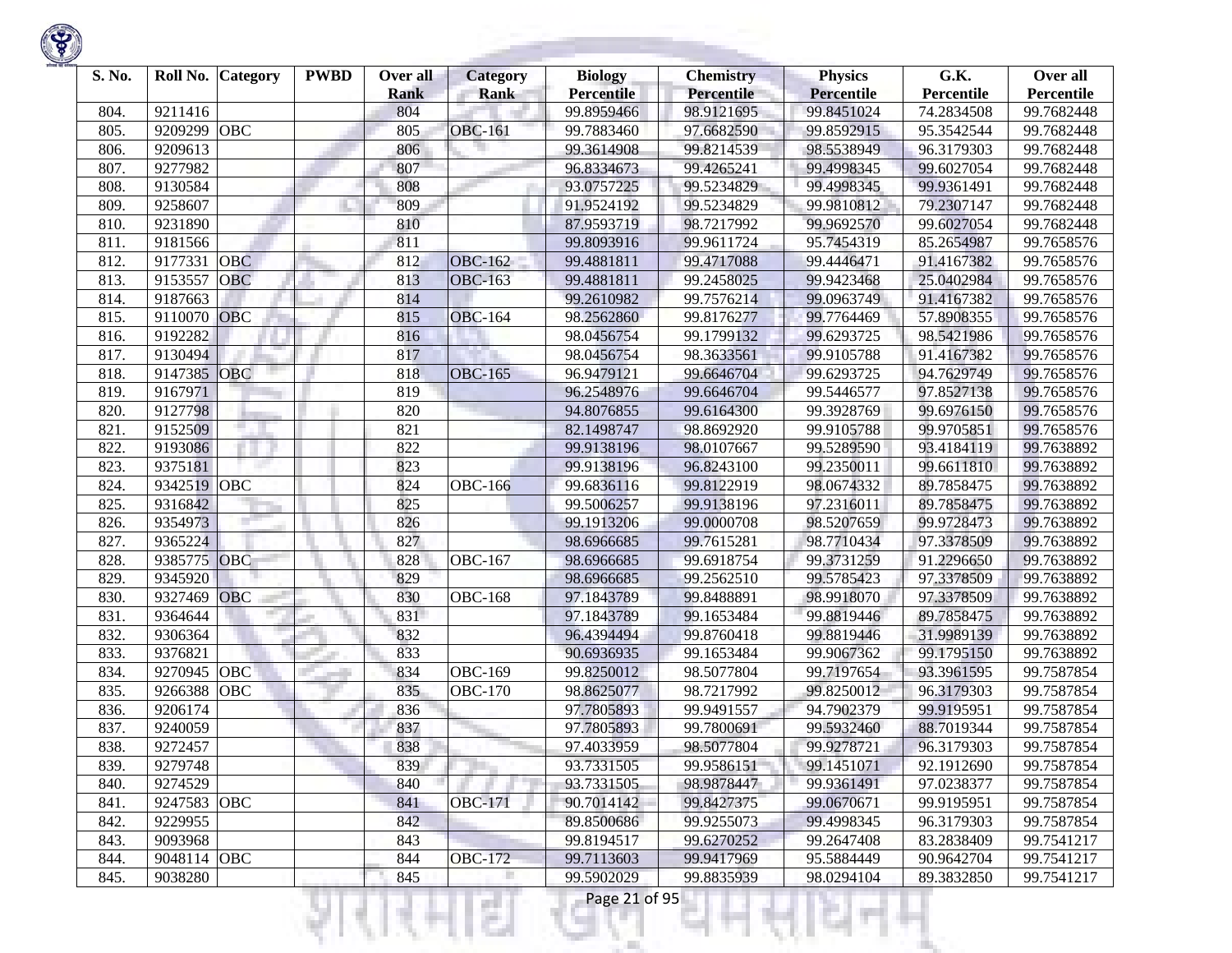| S. No. | Roll No. | Category | PWBD | Over all Rank | Category Rank | Biology Percentile | Chemistry Percentile | Physics Percentile | G.K. Percentile | Over all Percentile |
|---|---|---|---|---|---|---|---|---|---|---|
| 804. | 9211416 | | | 804 | | 99.8959466 | 98.9121695 | 99.8451024 | 74.2834508 | 99.7682448 |
| 805. | 9209299 | OBC | | 805 | OBC-161 | 99.7883460 | 97.6682590 | 99.8592915 | 95.3542544 | 99.7682448 |
| 806. | 9209613 | | | 806 | | 99.3614908 | 99.8214539 | 98.5538949 | 96.3179303 | 99.7682448 |
| 807. | 9277982 | | | 807 | | 96.8334673 | 99.4265241 | 99.4998345 | 99.6027054 | 99.7682448 |
| 808. | 9130584 | | | 808 | | 93.0757225 | 99.5234829 | 99.4998345 | 99.9361491 | 99.7682448 |
| 809. | 9258607 | | | 809 | | 91.9524192 | 99.5234829 | 99.9810812 | 79.2307147 | 99.7682448 |
| 810. | 9231890 | | | 810 | | 87.9593719 | 98.7217992 | 99.9692570 | 99.6027054 | 99.7682448 |
| 811. | 9181566 | | | 811 | | 99.8093916 | 99.9611724 | 95.7454319 | 85.2654987 | 99.7658576 |
| 812. | 9177331 | OBC | | 812 | OBC-162 | 99.4881811 | 99.4717088 | 99.4446471 | 91.4167382 | 99.7658576 |
| 813. | 9153557 | OBC | | 813 | OBC-163 | 99.4881811 | 99.2458025 | 99.9423468 | 25.0402984 | 99.7658576 |
| 814. | 9187663 | | | 814 | | 99.2610982 | 99.7576214 | 99.0963749 | 91.4167382 | 99.7658576 |
| 815. | 9110070 | OBC | | 815 | OBC-164 | 98.2562860 | 99.8176277 | 99.7764469 | 57.8908355 | 99.7658576 |
| 816. | 9192282 | | | 816 | | 98.0456754 | 99.1799132 | 99.6293725 | 98.5421986 | 99.7658576 |
| 817. | 9130494 | | | 817 | | 98.0456754 | 98.3633561 | 99.9105788 | 91.4167382 | 99.7658576 |
| 818. | 9147385 | OBC | | 818 | OBC-165 | 96.9479121 | 99.6646704 | 99.6293725 | 94.7629749 | 99.7658576 |
| 819. | 9167971 | | | 819 | | 96.2548976 | 99.6646704 | 99.5446577 | 97.8527138 | 99.7658576 |
| 820. | 9127798 | | | 820 | | 94.8076855 | 99.6164300 | 99.3928769 | 99.6976150 | 99.7658576 |
| 821. | 9152509 | | | 821 | | 82.1498747 | 98.8692920 | 99.9105788 | 99.9705851 | 99.7658576 |
| 822. | 9193086 | | | 822 | | 99.9138196 | 98.0107667 | 99.5289590 | 93.4184119 | 99.7638892 |
| 823. | 9375181 | | | 823 | | 99.9138196 | 96.8243100 | 99.2350011 | 99.6611810 | 99.7638892 |
| 824. | 9342519 | OBC | | 824 | OBC-166 | 99.6836116 | 99.8122919 | 98.0674332 | 89.7858475 | 99.7638892 |
| 825. | 9316842 | | | 825 | | 99.5006257 | 99.9138196 | 97.2316011 | 89.7858475 | 99.7638892 |
| 826. | 9354973 | | | 826 | | 99.1913206 | 99.0000708 | 98.5207659 | 99.9728473 | 99.7638892 |
| 827. | 9365224 | | | 827 | | 98.6966685 | 99.7615281 | 98.7710434 | 97.3378509 | 99.7638892 |
| 828. | 9385775 | OBC | | 828 | OBC-167 | 98.6966685 | 99.6918754 | 99.3731259 | 91.2296650 | 99.7638892 |
| 829. | 9345920 | | | 829 | | 98.6966685 | 99.2562510 | 99.5785423 | 97.3378509 | 99.7638892 |
| 830. | 9327469 | OBC | | 830 | OBC-168 | 97.1843789 | 99.8488891 | 98.9918070 | 97.3378509 | 99.7638892 |
| 831. | 9364644 | | | 831 | | 97.1843789 | 99.1653484 | 99.8819446 | 89.7858475 | 99.7638892 |
| 832. | 9306364 | | | 832 | | 96.4394494 | 99.8760418 | 99.8819446 | 31.9989139 | 99.7638892 |
| 833. | 9376821 | | | 833 | | 90.6936935 | 99.1653484 | 99.9067362 | 99.1795150 | 99.7638892 |
| 834. | 9270945 | OBC | | 834 | OBC-169 | 99.8250012 | 98.5077804 | 99.7197654 | 93.3961595 | 99.7587854 |
| 835. | 9266388 | OBC | | 835 | OBC-170 | 98.8625077 | 98.7217992 | 99.8250012 | 96.3179303 | 99.7587854 |
| 836. | 9206174 | | | 836 | | 97.7805893 | 99.9491557 | 94.7902379 | 99.9195951 | 99.7587854 |
| 837. | 9240059 | | | 837 | | 97.7805893 | 99.7800691 | 99.5932460 | 88.7019344 | 99.7587854 |
| 838. | 9272457 | | | 838 | | 97.4033959 | 98.5077804 | 99.9278721 | 96.3179303 | 99.7587854 |
| 839. | 9279748 | | | 839 | | 93.7331505 | 99.9586151 | 99.1451071 | 92.1912690 | 99.7587854 |
| 840. | 9274529 | | | 840 | | 93.7331505 | 98.9878447 | 99.9361491 | 97.0238377 | 99.7587854 |
| 841. | 9247583 | OBC | | 841 | OBC-171 | 90.7014142 | 99.8427375 | 99.0670671 | 99.9195951 | 99.7587854 |
| 842. | 9229955 | | | 842 | | 89.8500686 | 99.9255073 | 99.4998345 | 96.3179303 | 99.7587854 |
| 843. | 9093968 | | | 843 | | 99.8194517 | 99.6270252 | 99.2647408 | 83.2838409 | 99.7541217 |
| 844. | 9048114 | OBC | | 844 | OBC-172 | 99.7113603 | 99.9417969 | 95.5884449 | 90.9642704 | 99.7541217 |
| 845. | 9038280 | | | 845 | | 99.5902029 | 99.8835939 | 98.0294104 | 89.3832850 | 99.7541217 |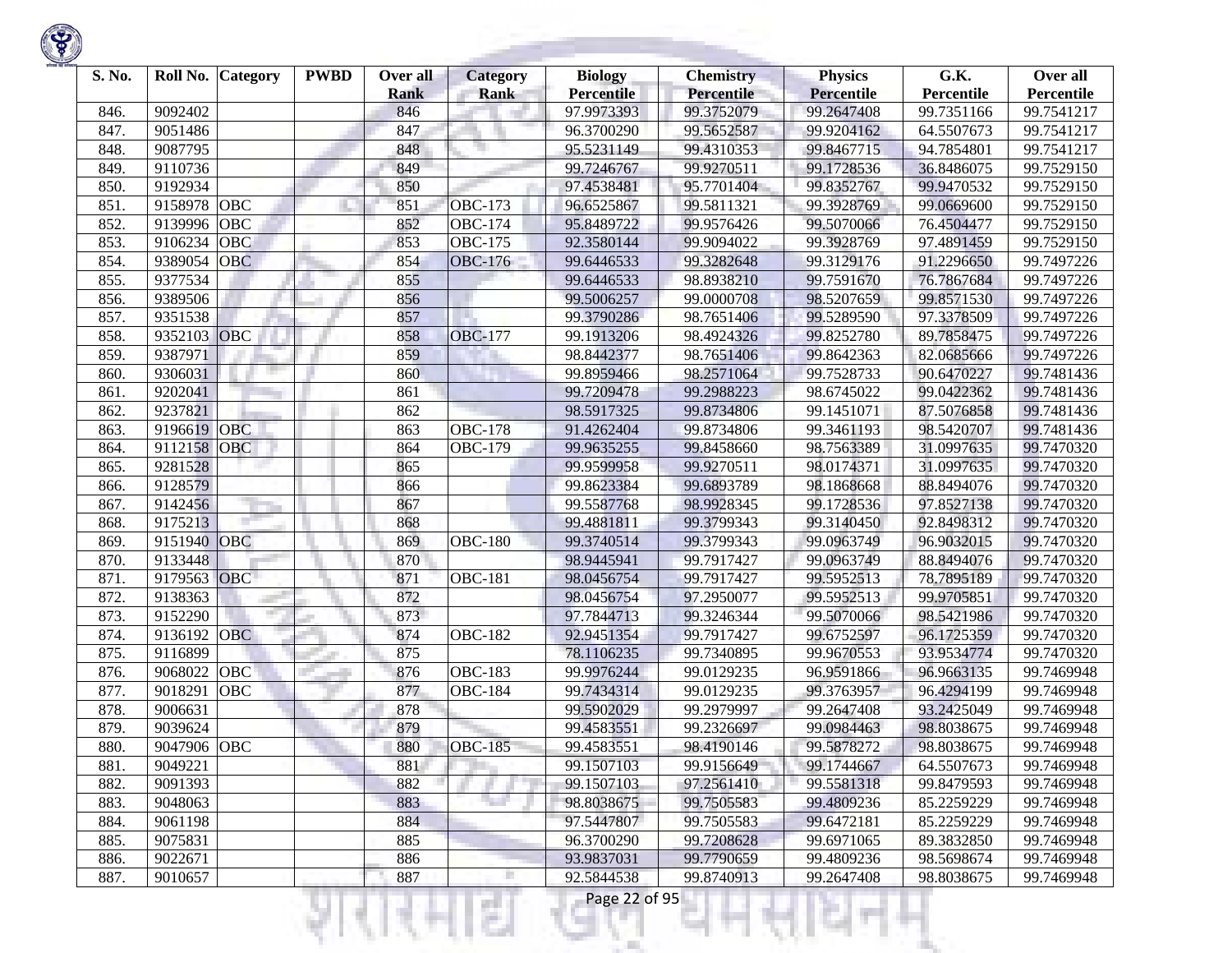| S. No. | Roll No. | Category | PWBD | Over all Rank | Category Rank | Biology Percentile | Chemistry Percentile | Physics Percentile | G.K. Percentile | Over all Percentile |
|---|---|---|---|---|---|---|---|---|---|---|
| 846. | 9092402 | | | 846 | | 97.9973393 | 99.3752079 | 99.2647408 | 99.7351166 | 99.7541217 |
| 847. | 9051486 | | | 847 | | 96.3700290 | 99.5652587 | 99.9204162 | 64.5507673 | 99.7541217 |
| 848. | 9087795 | | | 848 | | 95.5231149 | 99.4310353 | 99.8467715 | 94.7854801 | 99.7541217 |
| 849. | 9110736 | | | 849 | | 99.7246767 | 99.9270511 | 99.1728536 | 36.8486075 | 99.7529150 |
| 850. | 9192934 | | | 850 | | 97.4538481 | 95.7701404 | 99.8352767 | 99.9470532 | 99.7529150 |
| 851. | 9158978 | OBC | | 851 | OBC-173 | 96.6525867 | 99.5811321 | 99.3928769 | 99.0669600 | 99.7529150 |
| 852. | 9139996 | OBC | | 852 | OBC-174 | 95.8489722 | 99.9576426 | 99.5070066 | 76.4504477 | 99.7529150 |
| 853. | 9106234 | OBC | | 853 | OBC-175 | 92.3580144 | 99.9094022 | 99.3928769 | 97.4891459 | 99.7529150 |
| 854. | 9389054 | OBC | | 854 | OBC-176 | 99.6446533 | 99.3282648 | 99.3129176 | 91.2296650 | 99.7497226 |
| 855. | 9377534 | | | 855 | | 99.6446533 | 98.8938210 | 99.7591670 | 76.7867684 | 99.7497226 |
| 856. | 9389506 | | | 856 | | 99.5006257 | 99.0000708 | 98.5207659 | 99.8571530 | 99.7497226 |
| 857. | 9351538 | | | 857 | | 99.3790286 | 98.7651406 | 99.5289590 | 97.3378509 | 99.7497226 |
| 858. | 9352103 | OBC | | 858 | OBC-177 | 99.1913206 | 98.4924326 | 99.8252780 | 89.7858475 | 99.7497226 |
| 859. | 9387971 | | | 859 | | 98.8442377 | 98.7651406 | 99.8642363 | 82.0685666 | 99.7497226 |
| 860. | 9306031 | | | 860 | | 99.8959466 | 98.2571064 | 99.7528733 | 90.6470227 | 99.7481436 |
| 861. | 9202041 | | | 861 | | 99.7209478 | 99.2988223 | 98.6745022 | 99.0422362 | 99.7481436 |
| 862. | 9237821 | | | 862 | | 98.5917325 | 99.8734806 | 99.1451071 | 87.5076858 | 99.7481436 |
| 863. | 9196619 | OBC | | 863 | OBC-178 | 91.4262404 | 99.8734806 | 99.3461193 | 98.5420707 | 99.7481436 |
| 864. | 9112158 | OBC | | 864 | OBC-179 | 99.9635255 | 99.8458660 | 98.7563389 | 31.0997635 | 99.7470320 |
| 865. | 9281528 | | | 865 | | 99.9599958 | 99.9270511 | 98.0174371 | 31.0997635 | 99.7470320 |
| 866. | 9128579 | | | 866 | | 99.8623384 | 99.6893789 | 98.1868668 | 88.8494076 | 99.7470320 |
| 867. | 9142456 | | | 867 | | 99.5587768 | 98.9928345 | 99.1728536 | 97.8527138 | 99.7470320 |
| 868. | 9175213 | | | 868 | | 99.4881811 | 99.3799343 | 99.3140450 | 92.8498312 | 99.7470320 |
| 869. | 9151940 | OBC | | 869 | OBC-180 | 99.3740514 | 99.3799343 | 99.0963749 | 96.9032015 | 99.7470320 |
| 870. | 9133448 | | | 870 | | 98.9445941 | 99.7917427 | 99.0963749 | 88.8494076 | 99.7470320 |
| 871. | 9179563 | OBC | | 871 | OBC-181 | 98.0456754 | 99.7917427 | 99.5952513 | 78.7895189 | 99.7470320 |
| 872. | 9138363 | | | 872 | | 98.0456754 | 97.2950077 | 99.5952513 | 99.9705851 | 99.7470320 |
| 873. | 9152290 | | | 873 | | 97.7844713 | 99.3246344 | 99.5070066 | 98.5421986 | 99.7470320 |
| 874. | 9136192 | OBC | | 874 | OBC-182 | 92.9451354 | 99.7917427 | 99.6752597 | 96.1725359 | 99.7470320 |
| 875. | 9116899 | | | 875 | | 78.1106235 | 99.7340895 | 99.9670553 | 93.9534774 | 99.7470320 |
| 876. | 9068022 | OBC | | 876 | OBC-183 | 99.9976244 | 99.0129235 | 96.9591866 | 96.9663135 | 99.7469948 |
| 877. | 9018291 | OBC | | 877 | OBC-184 | 99.7434314 | 99.0129235 | 99.3763957 | 96.4294199 | 99.7469948 |
| 878. | 9006631 | | | 878 | | 99.5902029 | 99.2979997 | 99.2647408 | 93.2425049 | 99.7469948 |
| 879. | 9039624 | | | 879 | | 99.4583551 | 99.2326697 | 99.0984463 | 98.8038675 | 99.7469948 |
| 880. | 9047906 | OBC | | 880 | OBC-185 | 99.4583551 | 98.4190146 | 99.5878272 | 98.8038675 | 99.7469948 |
| 881. | 9049221 | | | 881 | | 99.1507103 | 99.9156649 | 99.1744667 | 64.5507673 | 99.7469948 |
| 882. | 9091393 | | | 882 | | 99.1507103 | 97.2561410 | 99.5581318 | 99.8479593 | 99.7469948 |
| 883. | 9048063 | | | 883 | | 98.8038675 | 99.7505583 | 99.4809236 | 85.2259229 | 99.7469948 |
| 884. | 9061198 | | | 884 | | 97.5447807 | 99.7505583 | 99.6472181 | 85.2259229 | 99.7469948 |
| 885. | 9075831 | | | 885 | | 96.3700290 | 99.7208628 | 99.6971065 | 89.3832850 | 99.7469948 |
| 886. | 9022671 | | | 886 | | 93.9837031 | 99.7790659 | 99.4809236 | 98.5698674 | 99.7469948 |
| 887. | 9010657 | | | 887 | | 92.5844538 | 99.8740913 | 99.2647408 | 98.8038675 | 99.7469948 |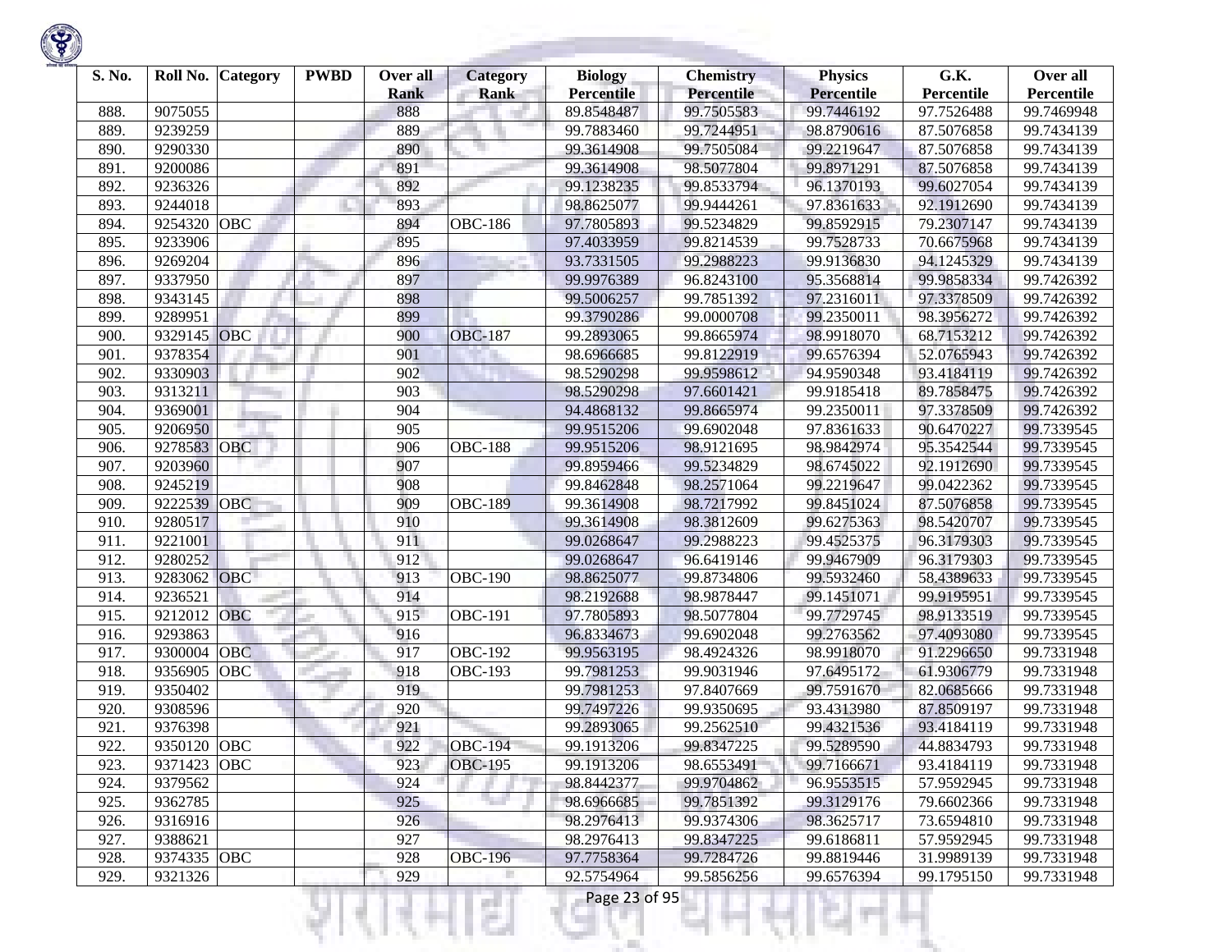| S. No. | Roll No. | Category | PWBD | Over all Rank | Category Rank | Biology Percentile | Chemistry Percentile | Physics Percentile | G.K. Percentile | Over all Percentile |
|---|---|---|---|---|---|---|---|---|---|---|
| 888. | 9075055 | | | 888 | | 89.8548487 | 99.7505583 | 99.7446192 | 97.7526488 | 99.7469948 |
| 889. | 9239259 | | | 889 | | 99.7883460 | 99.7244951 | 98.8790616 | 87.5076858 | 99.7434139 |
| 890. | 9290330 | | | 890 | | 99.3614908 | 99.7505084 | 99.2219647 | 87.5076858 | 99.7434139 |
| 891. | 9200086 | | | 891 | | 99.3614908 | 98.5077804 | 99.8971291 | 87.5076858 | 99.7434139 |
| 892. | 9236326 | | | 892 | | 99.1238235 | 99.8533794 | 96.1370193 | 99.6027054 | 99.7434139 |
| 893. | 9244018 | | | 893 | | 98.8625077 | 99.9444261 | 97.8361633 | 92.1912690 | 99.7434139 |
| 894. | 9254320 | OBC | | 894 | OBC-186 | 97.7805893 | 99.5234829 | 99.8592915 | 79.2307147 | 99.7434139 |
| 895. | 9233906 | | | 895 | | 97.4033959 | 99.8214539 | 99.7528733 | 70.6675968 | 99.7434139 |
| 896. | 9269204 | | | 896 | | 93.7331505 | 99.2988223 | 99.9136830 | 94.1245329 | 99.7434139 |
| 897. | 9337950 | | | 897 | | 99.9976389 | 96.8243100 | 95.3568814 | 99.9858334 | 99.7426392 |
| 898. | 9343145 | | | 898 | | 99.5006257 | 99.7851392 | 97.2316011 | 97.3378509 | 99.7426392 |
| 899. | 9289951 | | | 899 | | 99.3790286 | 99.0000708 | 99.2350011 | 98.3956272 | 99.7426392 |
| 900. | 9329145 | OBC | | 900 | OBC-187 | 99.2893065 | 99.8665974 | 98.9918070 | 68.7153212 | 99.7426392 |
| 901. | 9378354 | | | 901 | | 98.6966685 | 99.8122919 | 99.6576394 | 52.0765943 | 99.7426392 |
| 902. | 9330903 | | | 902 | | 98.5290298 | 99.9598612 | 94.9590348 | 93.4184119 | 99.7426392 |
| 903. | 9313211 | | | 903 | | 98.5290298 | 97.6601421 | 99.9185418 | 89.7858475 | 99.7426392 |
| 904. | 9369001 | | | 904 | | 94.4868132 | 99.8665974 | 99.2350011 | 97.3378509 | 99.7426392 |
| 905. | 9206950 | | | 905 | | 99.9515206 | 99.6902048 | 97.8361633 | 90.6470227 | 99.7339545 |
| 906. | 9278583 | OBC | | 906 | OBC-188 | 99.9515206 | 98.9121695 | 98.9842974 | 95.3542544 | 99.7339545 |
| 907. | 9203960 | | | 907 | | 99.8959466 | 99.5234829 | 98.6745022 | 92.1912690 | 99.7339545 |
| 908. | 9245219 | | | 908 | | 99.8462848 | 98.2571064 | 99.2219647 | 99.0422362 | 99.7339545 |
| 909. | 9222539 | OBC | | 909 | OBC-189 | 99.3614908 | 98.7217992 | 99.8451024 | 87.5076858 | 99.7339545 |
| 910. | 9280517 | | | 910 | | 99.3614908 | 98.3812609 | 99.6275363 | 98.5420707 | 99.7339545 |
| 911. | 9221001 | | | 911 | | 99.0268647 | 99.2988223 | 99.4525375 | 96.3179303 | 99.7339545 |
| 912. | 9280252 | | | 912 | | 99.0268647 | 96.6419146 | 99.9467909 | 96.3179303 | 99.7339545 |
| 913. | 9283062 | OBC | | 913 | OBC-190 | 98.8625077 | 99.8734806 | 99.5932460 | 58.4389633 | 99.7339545 |
| 914. | 9236521 | | | 914 | | 98.2192688 | 98.9878447 | 99.1451071 | 99.9195951 | 99.7339545 |
| 915. | 9212012 | OBC | | 915 | OBC-191 | 97.7805893 | 98.5077804 | 99.7729745 | 98.9133519 | 99.7339545 |
| 916. | 9293863 | | | 916 | | 96.8334673 | 99.6902048 | 99.2763562 | 97.4093080 | 99.7339545 |
| 917. | 9300004 | OBC | | 917 | OBC-192 | 99.9563195 | 98.4924326 | 98.9918070 | 91.2296650 | 99.7331948 |
| 918. | 9356905 | OBC | | 918 | OBC-193 | 99.7981253 | 99.9031946 | 97.6495172 | 61.9306779 | 99.7331948 |
| 919. | 9350402 | | | 919 | | 99.7981253 | 97.8407669 | 99.7591670 | 82.0685666 | 99.7331948 |
| 920. | 9308596 | | | 920 | | 99.7497226 | 99.9350695 | 93.4313980 | 87.8509197 | 99.7331948 |
| 921. | 9376398 | | | 921 | | 99.2893065 | 99.2562510 | 99.4321536 | 93.4184119 | 99.7331948 |
| 922. | 9350120 | OBC | | 922 | OBC-194 | 99.1913206 | 99.8347225 | 99.5289590 | 44.8834793 | 99.7331948 |
| 923. | 9371423 | OBC | | 923 | OBC-195 | 99.1913206 | 98.6553491 | 99.7166671 | 93.4184119 | 99.7331948 |
| 924. | 9379562 | | | 924 | | 98.8442377 | 99.9704862 | 96.9553515 | 57.9592945 | 99.7331948 |
| 925. | 9362785 | | | 925 | | 98.6966685 | 99.7851392 | 99.3129176 | 79.6602366 | 99.7331948 |
| 926. | 9316916 | | | 926 | | 98.2976413 | 99.9374306 | 98.3625717 | 73.6594810 | 99.7331948 |
| 927. | 9388621 | | | 927 | | 98.2976413 | 99.8347225 | 99.6186811 | 57.9592945 | 99.7331948 |
| 928. | 9374335 | OBC | | 928 | OBC-196 | 97.7758364 | 99.7284726 | 99.8819446 | 31.9989139 | 99.7331948 |
| 929. | 9321326 | | | 929 | | 92.5754964 | 99.5856256 | 99.6576394 | 99.1795150 | 99.7331948 |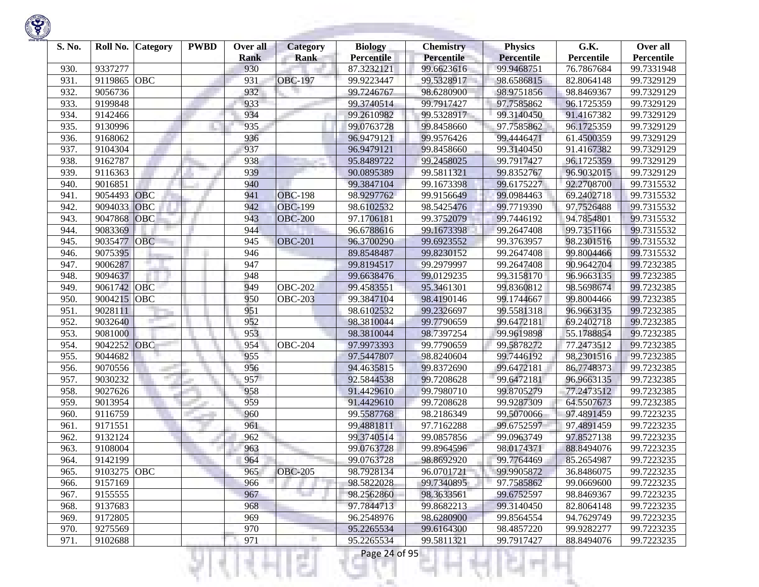| S. No. | Roll No. | Category | PWBD | Over all Rank | Category Rank | Biology Percentile | Chemistry Percentile | Physics Percentile | G.K. Percentile | Over all Percentile |
|---|---|---|---|---|---|---|---|---|---|---|
| 930. | 9337277 | | | 930 | | 87.3232121 | 99.6623616 | 99.9468751 | 76.7867684 | 99.7331948 |
| 931. | 9119865 | OBC | | 931 | OBC-197 | 99.9223447 | 99.5328917 | 98.6586815 | 82.8064148 | 99.7329129 |
| 932. | 9056736 | | | 932 | | 99.7246767 | 98.6280900 | 98.9751856 | 98.8469367 | 99.7329129 |
| 933. | 9199848 | | | 933 | | 99.3740514 | 99.7917427 | 97.7585862 | 96.1725359 | 99.7329129 |
| 934. | 9142466 | | | 934 | | 99.2610982 | 99.5328917 | 99.3140450 | 91.4167382 | 99.7329129 |
| 935. | 9130996 | | | 935 | | 99.0763728 | 99.8458660 | 97.7585862 | 96.1725359 | 99.7329129 |
| 936. | 9168062 | | | 936 | | 96.9479121 | 99.9576426 | 99.4446471 | 61.4500359 | 99.7329129 |
| 937. | 9104304 | | | 937 | | 96.9479121 | 99.8458660 | 99.3140450 | 91.4167382 | 99.7329129 |
| 938. | 9162787 | | | 938 | | 95.8489722 | 99.2458025 | 99.7917427 | 96.1725359 | 99.7329129 |
| 939. | 9116363 | | | 939 | | 90.0895389 | 99.5811321 | 99.8352767 | 96.9032015 | 99.7329129 |
| 940. | 9016851 | | | 940 | | 99.3847104 | 99.1673398 | 99.6175227 | 92.2708700 | 99.7315532 |
| 941. | 9054493 | OBC | | 941 | OBC-198 | 98.9297762 | 99.9156649 | 99.0984463 | 69.2402718 | 99.7315532 |
| 942. | 9094033 | OBC | | 942 | OBC-199 | 98.6102532 | 98.5425476 | 99.7719390 | 97.7526488 | 99.7315532 |
| 943. | 9047868 | OBC | | 943 | OBC-200 | 97.1706181 | 99.3752079 | 99.7446192 | 94.7854801 | 99.7315532 |
| 944. | 9083369 | | | 944 | | 96.6788616 | 99.1673398 | 99.2647408 | 99.7351166 | 99.7315532 |
| 945. | 9035477 | OBC | | 945 | OBC-201 | 96.3700290 | 99.6923552 | 99.3763957 | 98.2301516 | 99.7315532 |
| 946. | 9075395 | | | 946 | | 89.8548487 | 99.8230152 | 99.2647408 | 99.8004466 | 99.7315532 |
| 947. | 9006287 | | | 947 | | 99.8194517 | 99.2979997 | 99.2647408 | 90.9642704 | 99.7232385 |
| 948. | 9094637 | | | 948 | | 99.6638476 | 99.0129235 | 99.3158170 | 96.9663135 | 99.7232385 |
| 949. | 9061742 | OBC | | 949 | OBC-202 | 99.4583551 | 95.3461301 | 99.8360812 | 98.5698674 | 99.7232385 |
| 950. | 9004215 | OBC | | 950 | OBC-203 | 99.3847104 | 98.4190146 | 99.1744667 | 99.8004466 | 99.7232385 |
| 951. | 9028111 | | | 951 | | 98.6102532 | 99.2326697 | 99.5581318 | 96.9663135 | 99.7232385 |
| 952. | 9032640 | | | 952 | | 98.3810044 | 99.7790659 | 99.6472181 | 69.2402718 | 99.7232385 |
| 953. | 9081000 | | | 953 | | 98.3810044 | 98.7397254 | 99.9619898 | 55.1788854 | 99.7232385 |
| 954. | 9042252 | OBC | | 954 | OBC-204 | 97.9973393 | 99.7790659 | 99.5878272 | 77.2473512 | 99.7232385 |
| 955. | 9044682 | | | 955 | | 97.5447807 | 98.8240604 | 99.7446192 | 98.2301516 | 99.7232385 |
| 956. | 9070556 | | | 956 | | 94.4635815 | 99.8372690 | 99.6472181 | 86.7748373 | 99.7232385 |
| 957. | 9030232 | | | 957 | | 92.5844538 | 99.7208628 | 99.6472181 | 96.9663135 | 99.7232385 |
| 958. | 9027626 | | | 958 | | 91.4429610 | 99.7980710 | 99.8705279 | 77.2473512 | 99.7232385 |
| 959. | 9013954 | | | 959 | | 91.4429610 | 99.7208628 | 99.9287309 | 64.5507673 | 99.7232385 |
| 960. | 9116759 | | | 960 | | 99.5587768 | 98.2186349 | 99.5070066 | 97.4891459 | 99.7223235 |
| 961. | 9171551 | | | 961 | | 99.4881811 | 97.7162288 | 99.6752597 | 97.4891459 | 99.7223235 |
| 962. | 9132124 | | | 962 | | 99.3740514 | 99.0857856 | 99.0963749 | 97.8527138 | 99.7223235 |
| 963. | 9108004 | | | 963 | | 99.0763728 | 99.8964596 | 98.0174371 | 88.8494076 | 99.7223235 |
| 964. | 9142199 | | | 964 | | 99.0763728 | 98.8692920 | 99.7764469 | 85.2654987 | 99.7223235 |
| 965. | 9103275 | OBC | | 965 | OBC-205 | 98.7928134 | 96.0701721 | 99.9905872 | 36.8486075 | 99.7223235 |
| 966. | 9157169 | | | 966 | | 98.5822028 | 99.7340895 | 97.7585862 | 99.0669600 | 99.7223235 |
| 967. | 9155555 | | | 967 | | 98.2562860 | 98.3633561 | 99.6752597 | 98.8469367 | 99.7223235 |
| 968. | 9137683 | | | 968 | | 97.7844713 | 99.8682213 | 99.3140450 | 82.8064148 | 99.7223235 |
| 969. | 9172805 | | | 969 | | 96.2548976 | 98.6280900 | 99.8564554 | 94.7629749 | 99.7223235 |
| 970. | 9275569 | | | 970 | | 95.2265534 | 99.6164300 | 98.4857220 | 99.9282277 | 99.7223235 |
| 971. | 9102688 | | | 971 | | 95.2265534 | 99.5811321 | 99.7917427 | 88.8494076 | 99.7223235 |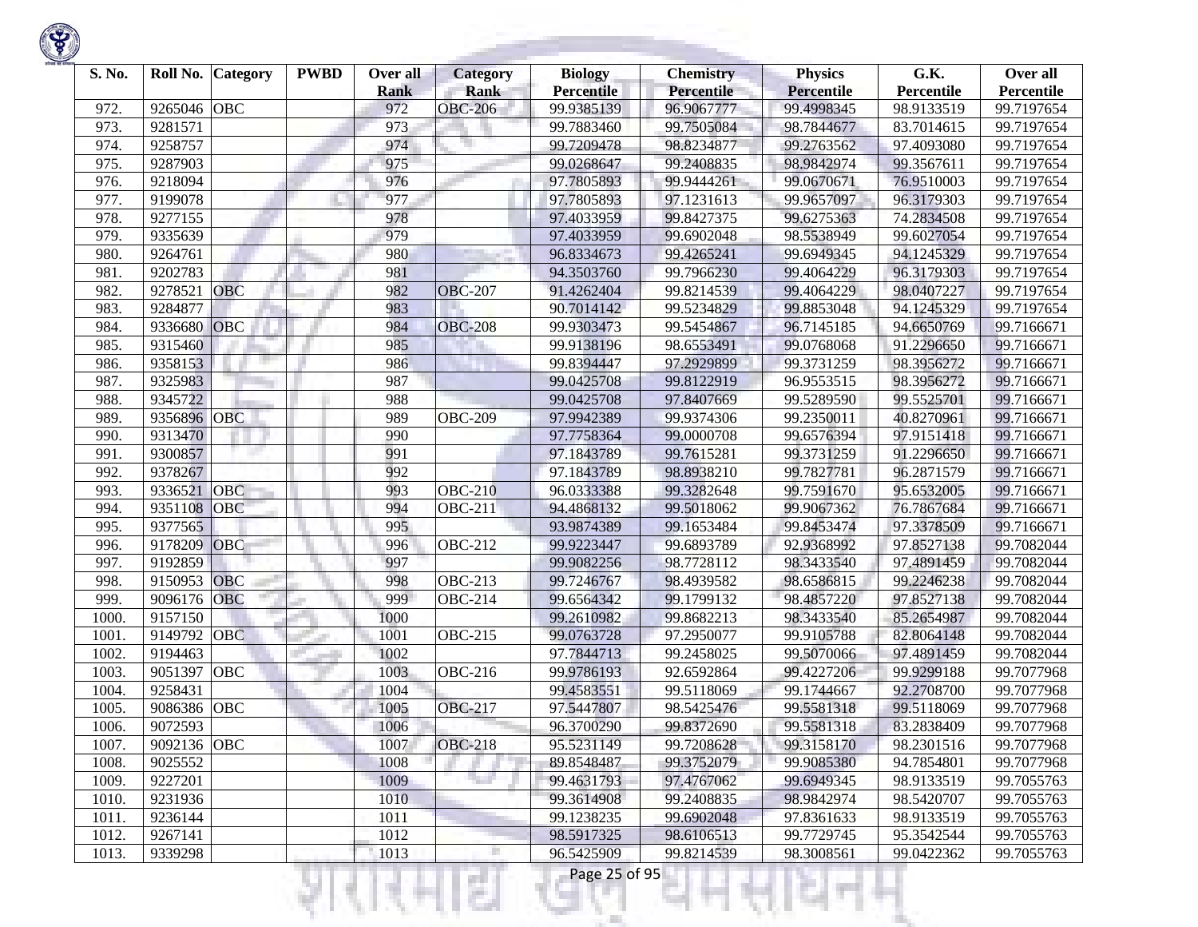| S. No. | Roll No. | Category | PWBD | Over all Rank | Category Rank | Biology Percentile | Chemistry Percentile | Physics Percentile | G.K. Percentile | Over all Percentile |
|---|---|---|---|---|---|---|---|---|---|---|
| 972. | 9265046 | OBC | | 972 | OBC-206 | 99.9385139 | 96.9067777 | 99.4998345 | 98.9133519 | 99.7197654 |
| 973. | 9281571 | | | 973 | | 99.7883460 | 99.7505084 | 98.7844677 | 83.7014615 | 99.7197654 |
| 974. | 9258757 | | | 974 | | 99.7209478 | 98.8234877 | 99.2763562 | 97.4093080 | 99.7197654 |
| 975. | 9287903 | | | 975 | | 99.0268647 | 99.2408835 | 98.9842974 | 99.3567611 | 99.7197654 |
| 976. | 9218094 | | | 976 | | 97.7805893 | 99.9444261 | 99.0670671 | 76.9510003 | 99.7197654 |
| 977. | 9199078 | | | 977 | | 97.7805893 | 97.1231613 | 99.9657097 | 96.3179303 | 99.7197654 |
| 978. | 9277155 | | | 978 | | 97.4033959 | 99.8427375 | 99.6275363 | 74.2834508 | 99.7197654 |
| 979. | 9335639 | | | 979 | | 97.4033959 | 99.6902048 | 98.5538949 | 99.6027054 | 99.7197654 |
| 980. | 9264761 | | | 980 | | 96.8334673 | 99.4265241 | 99.6949345 | 94.1245329 | 99.7197654 |
| 981. | 9202783 | | | 981 | | 94.3503760 | 99.7966230 | 99.4064229 | 96.3179303 | 99.7197654 |
| 982. | 9278521 | OBC | | 982 | OBC-207 | 91.4262404 | 99.8214539 | 99.4064229 | 98.0407227 | 99.7197654 |
| 983. | 9284877 | | | 983 | | 90.7014142 | 99.5234829 | 99.8853048 | 94.1245329 | 99.7197654 |
| 984. | 9336680 | OBC | | 984 | OBC-208 | 99.9303473 | 99.5454867 | 96.7145185 | 94.6650769 | 99.7166671 |
| 985. | 9315460 | | | 985 | | 99.9138196 | 98.6553491 | 99.0768068 | 91.2296650 | 99.7166671 |
| 986. | 9358153 | | | 986 | | 99.8394447 | 97.2929899 | 99.3731259 | 98.3956272 | 99.7166671 |
| 987. | 9325983 | | | 987 | | 99.0425708 | 99.8122919 | 96.9553515 | 98.3956272 | 99.7166671 |
| 988. | 9345722 | | | 988 | | 99.0425708 | 97.8407669 | 99.5289590 | 99.5525701 | 99.7166671 |
| 989. | 9356896 | OBC | | 989 | OBC-209 | 97.9942389 | 99.9374306 | 99.2350011 | 40.8270961 | 99.7166671 |
| 990. | 9313470 | | | 990 | | 97.7758364 | 99.0000708 | 99.6576394 | 97.9151418 | 99.7166671 |
| 991. | 9300857 | | | 991 | | 97.1843789 | 99.7615281 | 99.3731259 | 91.2296650 | 99.7166671 |
| 992. | 9378267 | | | 992 | | 97.1843789 | 98.8938210 | 99.7827781 | 96.2871579 | 99.7166671 |
| 993. | 9336521 | OBC | | 993 | OBC-210 | 96.0333388 | 99.3282648 | 99.7591670 | 95.6532005 | 99.7166671 |
| 994. | 9351108 | OBC | | 994 | OBC-211 | 94.4868132 | 99.5018062 | 99.9067362 | 76.7867684 | 99.7166671 |
| 995. | 9377565 | | | 995 | | 93.9874389 | 99.1653484 | 99.8453474 | 97.3378509 | 99.7166671 |
| 996. | 9178209 | OBC | | 996 | OBC-212 | 99.9223447 | 99.6893789 | 92.9368992 | 97.8527138 | 99.7082044 |
| 997. | 9192859 | | | 997 | | 99.9082256 | 98.7728112 | 98.3433540 | 97.4891459 | 99.7082044 |
| 998. | 9150953 | OBC | | 998 | OBC-213 | 99.7246767 | 98.4939582 | 98.6586815 | 99.2246238 | 99.7082044 |
| 999. | 9096176 | OBC | | 999 | OBC-214 | 99.6564342 | 99.1799132 | 98.4857220 | 97.8527138 | 99.7082044 |
| 1000. | 9157150 | | | 1000 | | 99.2610982 | 99.8682213 | 98.3433540 | 85.2654987 | 99.7082044 |
| 1001. | 9149792 | OBC | | 1001 | OBC-215 | 99.0763728 | 97.2950077 | 99.9105788 | 82.8064148 | 99.7082044 |
| 1002. | 9194463 | | | 1002 | | 97.7844713 | 99.2458025 | 99.5070066 | 97.4891459 | 99.7082044 |
| 1003. | 9051397 | OBC | | 1003 | OBC-216 | 99.9786193 | 92.6592864 | 99.4227206 | 99.9299188 | 99.7077968 |
| 1004. | 9258431 | | | 1004 | | 99.4583551 | 99.5118069 | 99.1744667 | 92.2708700 | 99.7077968 |
| 1005. | 9086386 | OBC | | 1005 | OBC-217 | 97.5447807 | 98.5425476 | 99.5581318 | 99.5118069 | 99.7077968 |
| 1006. | 9072593 | | | 1006 | | 96.3700290 | 99.8372690 | 99.5581318 | 83.2838409 | 99.7077968 |
| 1007. | 9092136 | OBC | | 1007 | OBC-218 | 95.5231149 | 99.7208628 | 99.3158170 | 98.2301516 | 99.7077968 |
| 1008. | 9025552 | | | 1008 | | 89.8548487 | 99.3752079 | 99.9085380 | 94.7854801 | 99.7077968 |
| 1009. | 9227201 | | | 1009 | | 99.4631793 | 97.4767062 | 99.6949345 | 98.9133519 | 99.7055763 |
| 1010. | 9231936 | | | 1010 | | 99.3614908 | 99.2408835 | 98.9842974 | 98.5420707 | 99.7055763 |
| 1011. | 9236144 | | | 1011 | | 99.1238235 | 99.6902048 | 97.8361633 | 98.9133519 | 99.7055763 |
| 1012. | 9267141 | | | 1012 | | 98.5917325 | 98.6106513 | 99.7729745 | 95.3542544 | 99.7055763 |
| 1013. | 9339298 | | | 1013 | | 96.5425909 | 99.8214539 | 98.3008561 | 99.0422362 | 99.7055763 |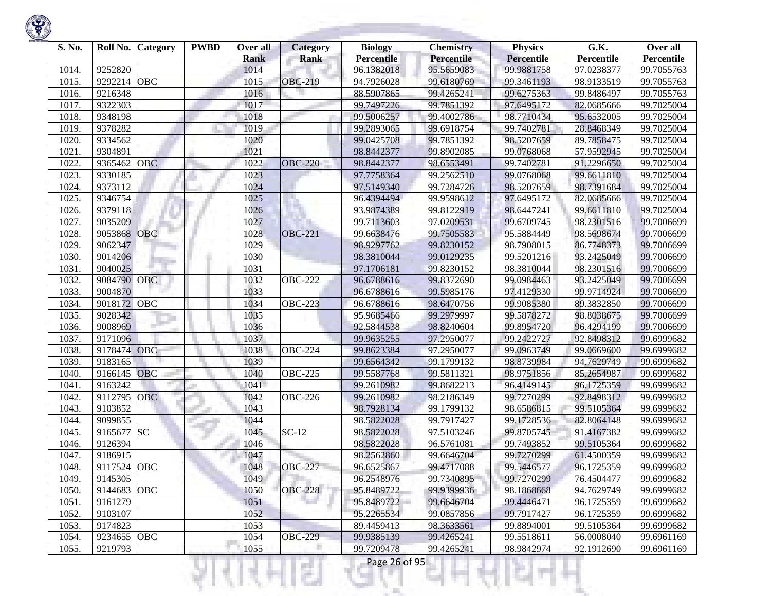| S. No. | Roll No. | Category | PWBD | Over all Rank | Category Rank | Biology Percentile | Chemistry Percentile | Physics Percentile | G.K. Percentile | Over all Percentile |
|---|---|---|---|---|---|---|---|---|---|---|
| 1014. | 9252820 | | | 1014 | | 96.1382018 | 95.5659083 | 99.9881758 | 97.0238377 | 99.7055763 |
| 1015. | 9292214 | OBC | | 1015 | OBC-219 | 94.7926028 | 99.6180769 | 99.3461193 | 98.9133519 | 99.7055763 |
| 1016. | 9216348 | | | 1016 | | 88.5907865 | 99.4265241 | 99.6275363 | 99.8486497 | 99.7055763 |
| 1017. | 9322303 | | | 1017 | | 99.7497226 | 99.7851392 | 97.6495172 | 82.0685666 | 99.7025004 |
| 1018. | 9348198 | | | 1018 | | 99.5006257 | 99.4002786 | 98.7710434 | 95.6532005 | 99.7025004 |
| 1019. | 9378282 | | | 1019 | | 99.2893065 | 99.6918754 | 99.7402781 | 28.8468349 | 99.7025004 |
| 1020. | 9334562 | | | 1020 | | 99.0425708 | 99.7851392 | 98.5207659 | 89.7858475 | 99.7025004 |
| 1021. | 9304891 | | | 1021 | | 98.8442377 | 99.8902085 | 99.0768068 | 57.9592945 | 99.7025004 |
| 1022. | 9365462 | OBC | | 1022 | OBC-220 | 98.8442377 | 98.6553491 | 99.7402781 | 91.2296650 | 99.7025004 |
| 1023. | 9330185 | | | 1023 | | 97.7758364 | 99.2562510 | 99.0768068 | 99.6611810 | 99.7025004 |
| 1024. | 9373112 | | | 1024 | | 97.5149340 | 99.7284726 | 98.5207659 | 98.7391684 | 99.7025004 |
| 1025. | 9346754 | | | 1025 | | 96.4394494 | 99.9598612 | 97.6495172 | 82.0685666 | 99.7025004 |
| 1026. | 9379118 | | | 1026 | | 93.9874389 | 99.8122919 | 98.6447241 | 99.6611810 | 99.7025004 |
| 1027. | 9035209 | | | 1027 | | 99.7113603 | 97.0209531 | 99.6709745 | 98.2301516 | 99.7006699 |
| 1028. | 9053868 | OBC | | 1028 | OBC-221 | 99.6638476 | 99.7505583 | 95.5884449 | 98.5698674 | 99.7006699 |
| 1029. | 9062347 | | | 1029 | | 98.9297762 | 99.8230152 | 98.7908015 | 86.7748373 | 99.7006699 |
| 1030. | 9014206 | | | 1030 | | 98.3810044 | 99.0129235 | 99.5201216 | 93.2425049 | 99.7006699 |
| 1031. | 9040025 | | | 1031 | | 97.1706181 | 99.8230152 | 98.3810044 | 98.2301516 | 99.7006699 |
| 1032. | 9084790 | OBC | | 1032 | OBC-222 | 96.6788616 | 99.8372690 | 99.0984463 | 93.2425049 | 99.7006699 |
| 1033. | 9004870 | | | 1033 | | 96.6788616 | 99.5985176 | 97.4129330 | 99.9714924 | 99.7006699 |
| 1034. | 9018172 | OBC | | 1034 | OBC-223 | 96.6788616 | 98.6470756 | 99.9085380 | 89.3832850 | 99.7006699 |
| 1035. | 9028342 | | | 1035 | | 95.9685466 | 99.2979997 | 99.5878272 | 98.8038675 | 99.7006699 |
| 1036. | 9008969 | | | 1036 | | 92.5844538 | 98.8240604 | 99.8954720 | 96.4294199 | 99.7006699 |
| 1037. | 9171096 | | | 1037 | | 99.9635255 | 97.2950077 | 99.2422727 | 92.8498312 | 99.6999682 |
| 1038. | 9178474 | OBC | | 1038 | OBC-224 | 99.8623384 | 97.2950077 | 99.0963749 | 99.0669600 | 99.6999682 |
| 1039. | 9183165 | | | 1039 | | 99.6564342 | 99.1799132 | 98.8739984 | 94.7629749 | 99.6999682 |
| 1040. | 9166145 | OBC | | 1040 | OBC-225 | 99.5587768 | 99.5811321 | 98.9751856 | 85.2654987 | 99.6999682 |
| 1041. | 9163242 | | | 1041 | | 99.2610982 | 99.8682213 | 96.4149145 | 96.1725359 | 99.6999682 |
| 1042. | 9112795 | OBC | | 1042 | OBC-226 | 99.2610982 | 98.2186349 | 99.7270299 | 92.8498312 | 99.6999682 |
| 1043. | 9103852 | | | 1043 | | 98.7928134 | 99.1799132 | 98.6586815 | 99.5105364 | 99.6999682 |
| 1044. | 9099855 | | | 1044 | | 98.5822028 | 99.7917427 | 99.1728536 | 82.8064148 | 99.6999682 |
| 1045. | 9165677 | SC | | 1045 | SC-12 | 98.5822028 | 97.5103246 | 99.8705745 | 91.4167382 | 99.6999682 |
| 1046. | 9126394 | | | 1046 | | 98.5822028 | 96.5761081 | 99.7493852 | 99.5105364 | 99.6999682 |
| 1047. | 9186915 | | | 1047 | | 98.2562860 | 99.6646704 | 99.7270299 | 61.4500359 | 99.6999682 |
| 1048. | 9117524 | OBC | | 1048 | OBC-227 | 96.6525867 | 99.4717088 | 99.5446577 | 96.1725359 | 99.6999682 |
| 1049. | 9145305 | | | 1049 | | 96.2548976 | 99.7340895 | 99.7270299 | 76.4504477 | 99.6999682 |
| 1050. | 9144683 | OBC | | 1050 | OBC-228 | 95.8489722 | 99.9399936 | 98.1868668 | 94.7629749 | 99.6999682 |
| 1051. | 9161279 | | | 1051 | | 95.8489722 | 99.6646704 | 99.4446471 | 96.1725359 | 99.6999682 |
| 1052. | 9103107 | | | 1052 | | 95.2265534 | 99.0857856 | 99.7917427 | 96.1725359 | 99.6999682 |
| 1053. | 9174823 | | | 1053 | | 89.4459413 | 98.3633561 | 99.8894001 | 99.5105364 | 99.6999682 |
| 1054. | 9234655 | OBC | | 1054 | OBC-229 | 99.9385139 | 99.4265241 | 99.5518611 | 56.0008040 | 99.6961169 |
| 1055. | 9219793 | | | 1055 | | 99.7209478 | 99.4265241 | 98.9842974 | 92.1912690 | 99.6961169 |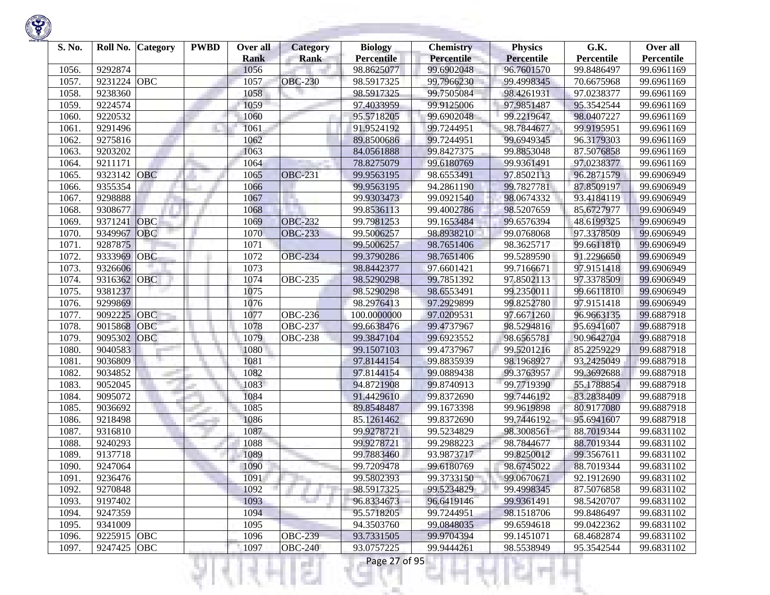| S. No. | Roll No. | Category | PWBD | Over all Rank | Category Rank | Biology Percentile | Chemistry Percentile | Physics Percentile | G.K. Percentile | Over all Percentile |
|---|---|---|---|---|---|---|---|---|---|---|
| 1056. | 9292874 | | | 1056 | | 98.8625077 | 99.6902048 | 96.7601570 | 99.8486497 | 99.6961169 |
| 1057. | 9231224 | OBC | | 1057 | OBC-230 | 98.5917325 | 99.7966230 | 99.4998345 | 70.6675968 | 99.6961169 |
| 1058. | 9238360 | | | 1058 | | 98.5917325 | 99.7505084 | 98.4261931 | 97.0238377 | 99.6961169 |
| 1059. | 9224574 | | | 1059 | | 97.4033959 | 99.9125006 | 97.9851487 | 95.3542544 | 99.6961169 |
| 1060. | 9220532 | | | 1060 | | 95.5718205 | 99.6902048 | 99.2219647 | 98.0407227 | 99.6961169 |
| 1061. | 9291496 | | | 1061 | | 91.9524192 | 99.7244951 | 98.7844677 | 99.9195951 | 99.6961169 |
| 1062. | 9275816 | | | 1062 | | 89.8500686 | 99.7244951 | 99.6949345 | 96.3179303 | 99.6961169 |
| 1063. | 9203202 | | | 1063 | | 84.0561888 | 99.8427375 | 99.8853048 | 87.5076858 | 99.6961169 |
| 1064. | 9211171 | | | 1064 | | 78.8275079 | 99.6180769 | 99.9361491 | 97.0238377 | 99.6961169 |
| 1065. | 9323142 | OBC | | 1065 | OBC-231 | 99.9563195 | 98.6553491 | 97.8502113 | 96.2871579 | 99.6906949 |
| 1066. | 9355354 | | | 1066 | | 99.9563195 | 94.2861190 | 99.7827781 | 87.8509197 | 99.6906949 |
| 1067. | 9298888 | | | 1067 | | 99.9303473 | 99.0921540 | 98.0674332 | 93.4184119 | 99.6906949 |
| 1068. | 9308677 | | | 1068 | | 99.8536113 | 99.4002786 | 98.5207659 | 85.6727977 | 99.6906949 |
| 1069. | 9371241 | OBC | | 1069 | OBC-232 | 99.7981253 | 99.1653484 | 99.6576394 | 48.6199325 | 99.6906949 |
| 1070. | 9349967 | OBC | | 1070 | OBC-233 | 99.5006257 | 98.8938210 | 99.0768068 | 97.3378509 | 99.6906949 |
| 1071. | 9287875 | | | 1071 | | 99.5006257 | 98.7651406 | 98.3625717 | 99.6611810 | 99.6906949 |
| 1072. | 9333969 | OBC | | 1072 | OBC-234 | 99.3790286 | 98.7651406 | 99.5289590 | 91.2296650 | 99.6906949 |
| 1073. | 9326606 | | | 1073 | | 98.8442377 | 97.6601421 | 99.7166671 | 97.9151418 | 99.6906949 |
| 1074. | 9316362 | OBC | | 1074 | OBC-235 | 98.5290298 | 99.7851392 | 97.8502113 | 97.3378509 | 99.6906949 |
| 1075. | 9381237 | | | 1075 | | 98.5290298 | 98.6553491 | 99.2350011 | 99.6611810 | 99.6906949 |
| 1076. | 9299869 | | | 1076 | | 98.2976413 | 97.2929899 | 99.8252780 | 97.9151418 | 99.6906949 |
| 1077. | 9092225 | OBC | | 1077 | OBC-236 | 100.0000000 | 97.0209531 | 97.6671260 | 96.9663135 | 99.6887918 |
| 1078. | 9015868 | OBC | | 1078 | OBC-237 | 99.6638476 | 99.4737967 | 98.5294816 | 95.6941607 | 99.6887918 |
| 1079. | 9095302 | OBC | | 1079 | OBC-238 | 99.3847104 | 99.6923552 | 98.6565781 | 90.9642704 | 99.6887918 |
| 1080. | 9040583 | | | 1080 | | 99.1507103 | 99.4737967 | 99.5201216 | 85.2259229 | 99.6887918 |
| 1081. | 9036809 | | | 1081 | | 97.8144154 | 99.8835939 | 98.1968927 | 93.2425049 | 99.6887918 |
| 1082. | 9034852 | | | 1082 | | 97.8144154 | 99.0889438 | 99.3763957 | 99.3692688 | 99.6887918 |
| 1083. | 9052045 | | | 1083 | | 94.8721908 | 99.8740913 | 99.7719390 | 55.1788854 | 99.6887918 |
| 1084. | 9095072 | | | 1084 | | 91.4429610 | 99.8372690 | 99.7446192 | 83.2838409 | 99.6887918 |
| 1085. | 9036692 | | | 1085 | | 89.8548487 | 99.1673398 | 99.9619898 | 80.9177080 | 99.6887918 |
| 1086. | 9218498 | | | 1086 | | 85.1261462 | 99.8372690 | 99.7446192 | 95.6941607 | 99.6887918 |
| 1087. | 9316810 | | | 1087 | | 99.9278721 | 99.5234829 | 98.3008561 | 88.7019344 | 99.6831102 |
| 1088. | 9240293 | | | 1088 | | 99.9278721 | 99.2988223 | 98.7844677 | 88.7019344 | 99.6831102 |
| 1089. | 9137718 | | | 1089 | | 99.7883460 | 93.9873717 | 99.8250012 | 99.3567611 | 99.6831102 |
| 1090. | 9247064 | | | 1090 | | 99.7209478 | 99.6180769 | 98.6745022 | 88.7019344 | 99.6831102 |
| 1091. | 9236476 | | | 1091 | | 99.5802393 | 99.3733150 | 99.0670671 | 92.1912690 | 99.6831102 |
| 1092. | 9270848 | | | 1092 | | 98.5917325 | 99.5234829 | 99.4998345 | 87.5076858 | 99.6831102 |
| 1093. | 9197402 | | | 1093 | | 96.8334673 | 96.6419146 | 99.9361491 | 98.5420707 | 99.6831102 |
| 1094. | 9247359 | | | 1094 | | 95.5718205 | 99.7244951 | 98.1518706 | 99.8486497 | 99.6831102 |
| 1095. | 9341009 | | | 1095 | | 94.3503760 | 99.0848035 | 99.6594618 | 99.0422362 | 99.6831102 |
| 1096. | 9225915 | OBC | | 1096 | OBC-239 | 93.7331505 | 99.9704394 | 99.1451071 | 68.4682874 | 99.6831102 |
| 1097. | 9247425 | OBC | | 1097 | OBC-240 | 93.0757225 | 99.9444261 | 98.5538949 | 95.3542544 | 99.6831102 |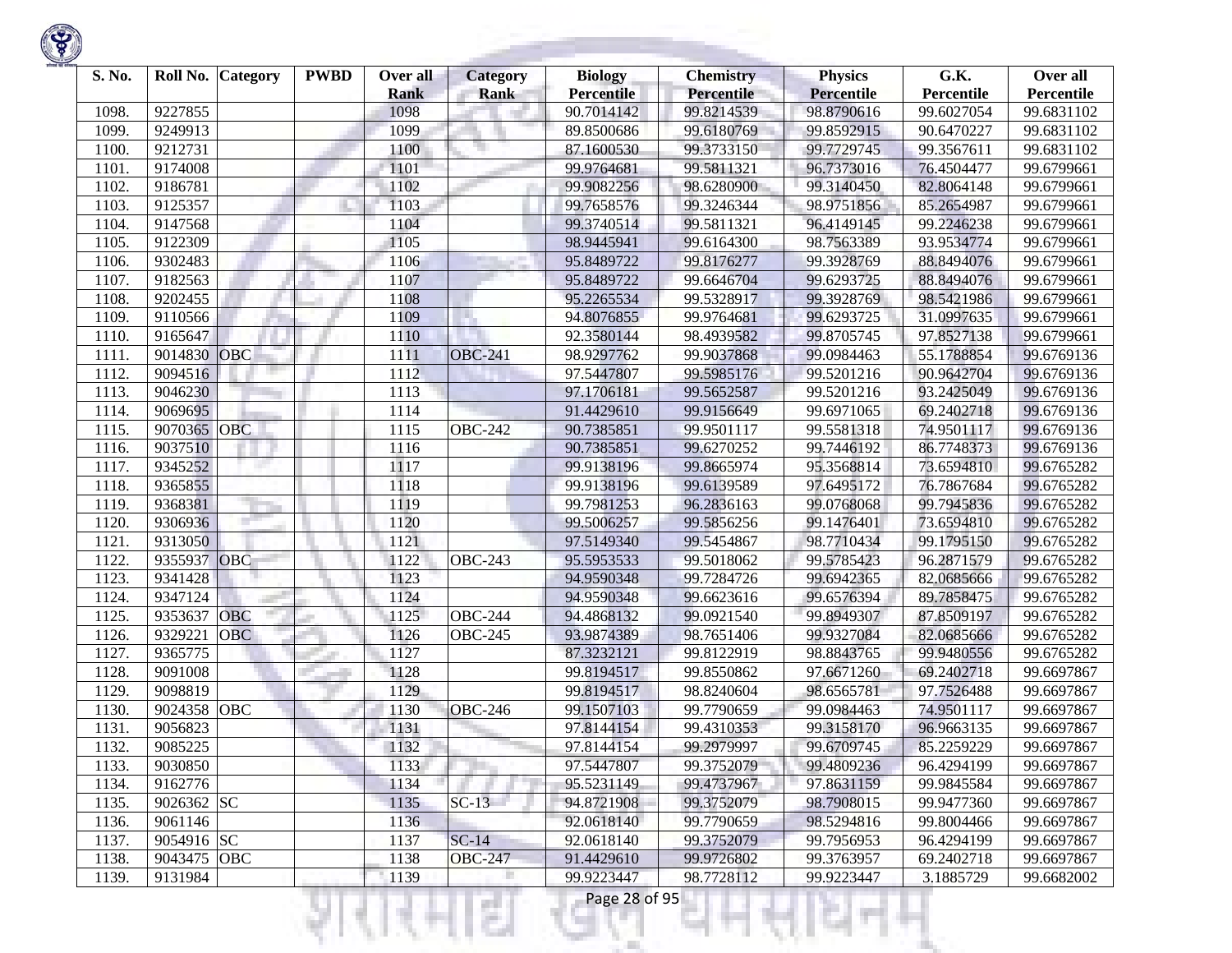| S. No. | Roll No. | Category | PWBD | Over all Rank | Category Rank | Biology Percentile | Chemistry Percentile | Physics Percentile | G.K. Percentile | Over all Percentile |
|---|---|---|---|---|---|---|---|---|---|---|
| 1098. | 9227855 | | | 1098 | | 90.7014142 | 99.8214539 | 98.8790616 | 99.6027054 | 99.6831102 |
| 1099. | 9249913 | | | 1099 | | 89.8500686 | 99.6180769 | 99.8592915 | 90.6470227 | 99.6831102 |
| 1100. | 9212731 | | | 1100 | | 87.1600530 | 99.3733150 | 99.7729745 | 99.3567611 | 99.6831102 |
| 1101. | 9174008 | | | 1101 | | 99.9764681 | 99.5811321 | 96.7373016 | 76.4504477 | 99.6799661 |
| 1102. | 9186781 | | | 1102 | | 99.9082256 | 98.6280900 | 99.3140450 | 82.8064148 | 99.6799661 |
| 1103. | 9125357 | | | 1103 | | 99.7658576 | 99.3246344 | 98.9751856 | 85.2654987 | 99.6799661 |
| 1104. | 9147568 | | | 1104 | | 99.3740514 | 99.5811321 | 96.4149145 | 99.2246238 | 99.6799661 |
| 1105. | 9122309 | | | 1105 | | 98.9445941 | 99.6164300 | 98.7563389 | 93.9534774 | 99.6799661 |
| 1106. | 9302483 | | | 1106 | | 95.8489722 | 99.8176277 | 99.3928769 | 88.8494076 | 99.6799661 |
| 1107. | 9182563 | | | 1107 | | 95.8489722 | 99.6646704 | 99.6293725 | 88.8494076 | 99.6799661 |
| 1108. | 9202455 | | | 1108 | | 95.2265534 | 99.5328917 | 99.3928769 | 98.5421986 | 99.6799661 |
| 1109. | 9110566 | | | 1109 | | 94.8076855 | 99.9764681 | 99.6293725 | 31.0997635 | 99.6799661 |
| 1110. | 9165647 | | | 1110 | | 92.3580144 | 98.4939582 | 99.8705745 | 97.8527138 | 99.6799661 |
| 1111. | 9014830 | OBC | | 1111 | OBC-241 | 98.9297762 | 99.9037868 | 99.0984463 | 55.1788854 | 99.6769136 |
| 1112. | 9094516 | | | 1112 | | 97.5447807 | 99.5985176 | 99.5201216 | 90.9642704 | 99.6769136 |
| 1113. | 9046230 | | | 1113 | | 97.1706181 | 99.5652587 | 99.5201216 | 93.2425049 | 99.6769136 |
| 1114. | 9069695 | | | 1114 | | 91.4429610 | 99.9156649 | 99.6971065 | 69.2402718 | 99.6769136 |
| 1115. | 9070365 | OBC | | 1115 | OBC-242 | 90.7385851 | 99.9501117 | 99.5581318 | 74.9501117 | 99.6769136 |
| 1116. | 9037510 | | | 1116 | | 90.7385851 | 99.6270252 | 99.7446192 | 86.7748373 | 99.6769136 |
| 1117. | 9345252 | | | 1117 | | 99.9138196 | 99.8665974 | 95.3568814 | 73.6594810 | 99.6765282 |
| 1118. | 9365855 | | | 1118 | | 99.9138196 | 99.6139589 | 97.6495172 | 76.7867684 | 99.6765282 |
| 1119. | 9368381 | | | 1119 | | 99.7981253 | 96.2836163 | 99.0768068 | 99.7945836 | 99.6765282 |
| 1120. | 9306936 | | | 1120 | | 99.5006257 | 99.5856256 | 99.1476401 | 73.6594810 | 99.6765282 |
| 1121. | 9313050 | | | 1121 | | 97.5149340 | 99.5454867 | 98.7710434 | 99.1795150 | 99.6765282 |
| 1122. | 9355937 | OBC | | 1122 | OBC-243 | 95.5953533 | 99.5018062 | 99.5785423 | 96.2871579 | 99.6765282 |
| 1123. | 9341428 | | | 1123 | | 94.9590348 | 99.7284726 | 99.6942365 | 82.0685666 | 99.6765282 |
| 1124. | 9347124 | | | 1124 | | 94.9590348 | 99.6623616 | 99.6576394 | 89.7858475 | 99.6765282 |
| 1125. | 9353637 | OBC | | 1125 | OBC-244 | 94.4868132 | 99.0921540 | 99.8949307 | 87.8509197 | 99.6765282 |
| 1126. | 9329221 | OBC | | 1126 | OBC-245 | 93.9874389 | 98.7651406 | 99.9327084 | 82.0685666 | 99.6765282 |
| 1127. | 9365775 | | | 1127 | | 87.3232121 | 99.8122919 | 98.8843765 | 99.9480556 | 99.6765282 |
| 1128. | 9091008 | | | 1128 | | 99.8194517 | 99.8550862 | 97.6671260 | 69.2402718 | 99.6697867 |
| 1129. | 9098819 | | | 1129 | | 99.8194517 | 98.8240604 | 98.6565781 | 97.7526488 | 99.6697867 |
| 1130. | 9024358 | OBC | | 1130 | OBC-246 | 99.1507103 | 99.7790659 | 99.0984463 | 74.9501117 | 99.6697867 |
| 1131. | 9056823 | | | 1131 | | 97.8144154 | 99.4310353 | 99.3158170 | 96.9663135 | 99.6697867 |
| 1132. | 9085225 | | | 1132 | | 97.8144154 | 99.2979997 | 99.6709745 | 85.2259229 | 99.6697867 |
| 1133. | 9030850 | | | 1133 | | 97.5447807 | 99.3752079 | 99.4809236 | 96.4294199 | 99.6697867 |
| 1134. | 9162776 | | | 1134 | | 95.5231149 | 99.4737967 | 97.8631159 | 99.9845584 | 99.6697867 |
| 1135. | 9026362 | SC | | 1135 | SC-13 | 94.8721908 | 99.3752079 | 98.7908015 | 99.9477360 | 99.6697867 |
| 1136. | 9061146 | | | 1136 | | 92.0618140 | 99.7790659 | 98.5294816 | 99.8004466 | 99.6697867 |
| 1137. | 9054916 | SC | | 1137 | SC-14 | 92.0618140 | 99.3752079 | 99.7956953 | 96.4294199 | 99.6697867 |
| 1138. | 9043475 | OBC | | 1138 | OBC-247 | 91.4429610 | 99.9726802 | 99.3763957 | 69.2402718 | 99.6697867 |
| 1139. | 9131984 | | | 1139 | | 99.9223447 | 98.7728112 | 99.9223447 | 3.1885729 | 99.6682002 |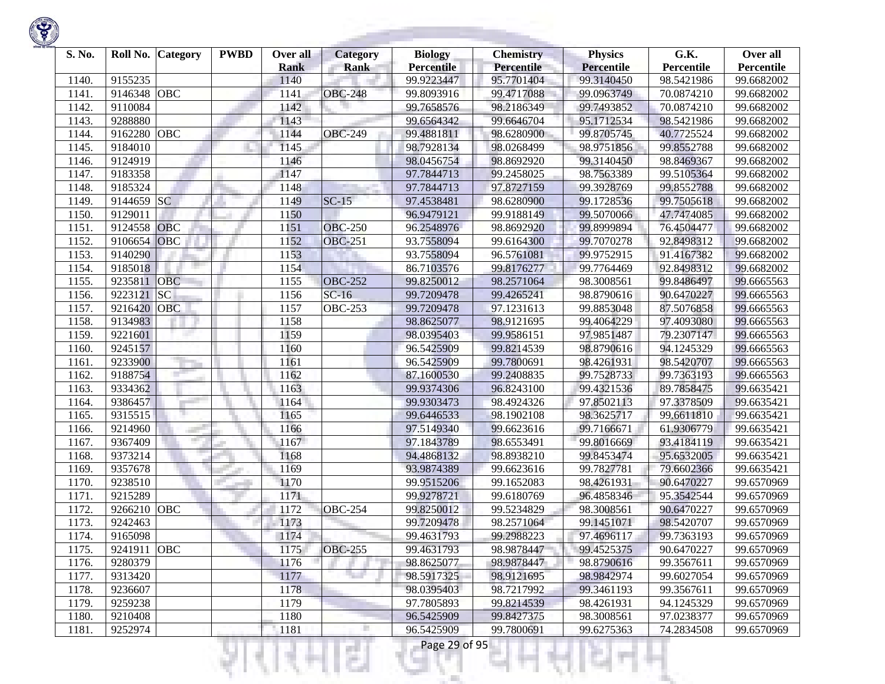| S. No. | Roll No. | Category | PWBD | Over all Rank | Category Rank | Biology Percentile | Chemistry Percentile | Physics Percentile | G.K. Percentile | Over all Percentile |
|---|---|---|---|---|---|---|---|---|---|---|
| 1140. | 9155235 | | | 1140 | | 99.9223447 | 95.7701404 | 99.3140450 | 98.5421986 | 99.6682002 |
| 1141. | 9146348 | OBC | | 1141 | OBC-248 | 99.8093916 | 99.4717088 | 99.0963749 | 70.0874210 | 99.6682002 |
| 1142. | 9110084 | | | 1142 | | 99.7658576 | 98.2186349 | 99.7493852 | 70.0874210 | 99.6682002 |
| 1143. | 9288880 | | | 1143 | | 99.6564342 | 99.6646704 | 95.1712534 | 98.5421986 | 99.6682002 |
| 1144. | 9162280 | OBC | | 1144 | OBC-249 | 99.4881811 | 98.6280900 | 99.8705745 | 40.7725524 | 99.6682002 |
| 1145. | 9184010 | | | 1145 | | 98.7928134 | 98.0268499 | 98.9751856 | 99.8552788 | 99.6682002 |
| 1146. | 9124919 | | | 1146 | | 98.0456754 | 98.8692920 | 99.3140450 | 98.8469367 | 99.6682002 |
| 1147. | 9183358 | | | 1147 | | 97.7844713 | 99.2458025 | 98.7563389 | 99.5105364 | 99.6682002 |
| 1148. | 9185324 | | | 1148 | | 97.7844713 | 97.8727159 | 99.3928769 | 99.8552788 | 99.6682002 |
| 1149. | 9144659 | SC | | 1149 | SC-15 | 97.4538481 | 98.6280900 | 99.1728536 | 99.7505618 | 99.6682002 |
| 1150. | 9129011 | | | 1150 | | 96.9479121 | 99.9188149 | 99.5070066 | 47.7474085 | 99.6682002 |
| 1151. | 9124558 | OBC | | 1151 | OBC-250 | 96.2548976 | 98.8692920 | 99.8999894 | 76.4504477 | 99.6682002 |
| 1152. | 9106654 | OBC | | 1152 | OBC-251 | 93.7558094 | 99.6164300 | 99.7070278 | 92.8498312 | 99.6682002 |
| 1153. | 9140290 | | | 1153 | | 93.7558094 | 96.5761081 | 99.9752915 | 91.4167382 | 99.6682002 |
| 1154. | 9185018 | | | 1154 | | 86.7103576 | 99.8176277 | 99.7764469 | 92.8498312 | 99.6682002 |
| 1155. | 9235811 | OBC | | 1155 | OBC-252 | 99.8250012 | 98.2571064 | 98.3008561 | 99.8486497 | 99.6665563 |
| 1156. | 9223121 | SC | | 1156 | SC-16 | 99.7209478 | 99.4265241 | 98.8790616 | 90.6470227 | 99.6665563 |
| 1157. | 9216420 | OBC | | 1157 | OBC-253 | 99.7209478 | 97.1231613 | 99.8853048 | 87.5076858 | 99.6665563 |
| 1158. | 9134983 | | | 1158 | | 98.8625077 | 98.9121695 | 99.4064229 | 97.4093080 | 99.6665563 |
| 1159. | 9221601 | | | 1159 | | 98.0395403 | 99.9586151 | 97.9851487 | 79.2307147 | 99.6665563 |
| 1160. | 9245157 | | | 1160 | | 96.5425909 | 99.8214539 | 98.8790616 | 94.1245329 | 99.6665563 |
| 1161. | 9233900 | | | 1161 | | 96.5425909 | 99.7800691 | 98.4261931 | 98.5420707 | 99.6665563 |
| 1162. | 9188754 | | | 1162 | | 87.1600530 | 99.2408835 | 99.7528733 | 99.7363193 | 99.6665563 |
| 1163. | 9334362 | | | 1163 | | 99.9374306 | 96.8243100 | 99.4321536 | 89.7858475 | 99.6635421 |
| 1164. | 9386457 | | | 1164 | | 99.9303473 | 98.4924326 | 97.8502113 | 97.3378509 | 99.6635421 |
| 1165. | 9315515 | | | 1165 | | 99.6446533 | 98.1902108 | 98.3625717 | 99.6611810 | 99.6635421 |
| 1166. | 9214960 | | | 1166 | | 97.5149340 | 99.6623616 | 99.7166671 | 61.9306779 | 99.6635421 |
| 1167. | 9367409 | | | 1167 | | 97.1843789 | 98.6553491 | 99.8016669 | 93.4184119 | 99.6635421 |
| 1168. | 9373214 | | | 1168 | | 94.4868132 | 98.8938210 | 99.8453474 | 95.6532005 | 99.6635421 |
| 1169. | 9357678 | | | 1169 | | 93.9874389 | 99.6623616 | 99.7827781 | 79.6602366 | 99.6635421 |
| 1170. | 9238510 | | | 1170 | | 99.9515206 | 99.1652083 | 98.4261931 | 90.6470227 | 99.6570969 |
| 1171. | 9215289 | | | 1171 | | 99.9278721 | 99.6180769 | 96.4858346 | 95.3542544 | 99.6570969 |
| 1172. | 9266210 | OBC | | 1172 | OBC-254 | 99.8250012 | 99.5234829 | 98.3008561 | 90.6470227 | 99.6570969 |
| 1173. | 9242463 | | | 1173 | | 99.7209478 | 98.2571064 | 99.1451071 | 98.5420707 | 99.6570969 |
| 1174. | 9165098 | | | 1174 | | 99.4631793 | 99.2988223 | 97.4696117 | 99.7363193 | 99.6570969 |
| 1175. | 9241911 | OBC | | 1175 | OBC-255 | 99.4631793 | 98.9878447 | 99.4525375 | 90.6470227 | 99.6570969 |
| 1176. | 9280379 | | | 1176 | | 98.8625077 | 98.9878447 | 98.8790616 | 99.3567611 | 99.6570969 |
| 1177. | 9313420 | | | 1177 | | 98.5917325 | 98.9121695 | 98.9842974 | 99.6027054 | 99.6570969 |
| 1178. | 9236607 | | | 1178 | | 98.0395403 | 98.7217992 | 99.3461193 | 99.3567611 | 99.6570969 |
| 1179. | 9259238 | | | 1179 | | 97.7805893 | 99.8214539 | 98.4261931 | 94.1245329 | 99.6570969 |
| 1180. | 9210408 | | | 1180 | | 96.5425909 | 99.8427375 | 98.3008561 | 97.0238377 | 99.6570969 |
| 1181. | 9252974 | | | 1181 | | 96.5425909 | 99.7800691 | 99.6275363 | 74.2834508 | 99.6570969 |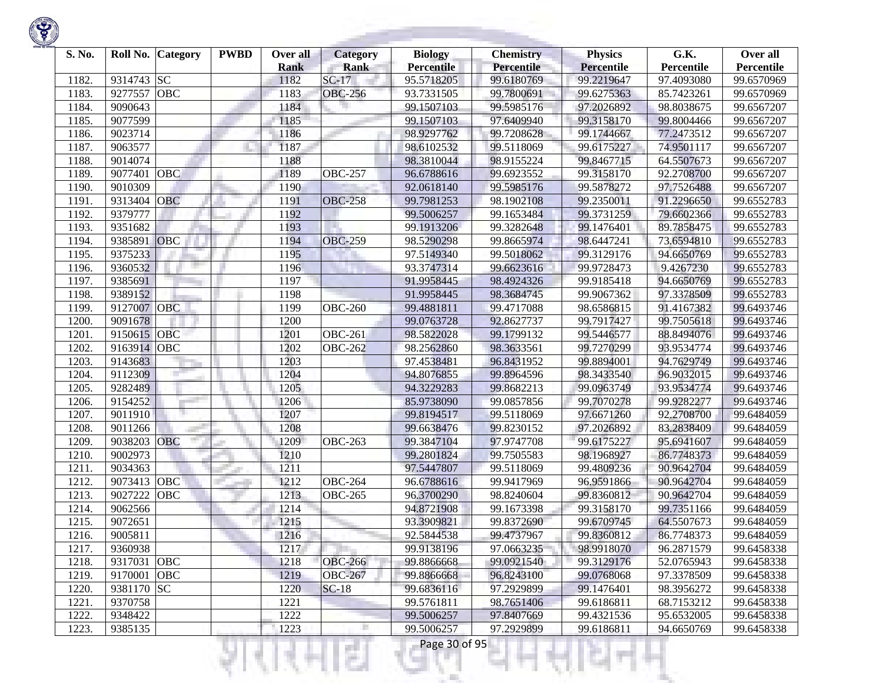| S. No. | Roll No. | Category | PWBD | Over all Rank | Category Rank | Biology Percentile | Chemistry Percentile | Physics Percentile | G.K. Percentile | Over all Percentile |
|---|---|---|---|---|---|---|---|---|---|---|
| 1182. | 9314743 | SC | | 1182 | SC-17 | 95.5718205 | 99.6180769 | 99.2219647 | 97.4093080 | 99.6570969 |
| 1183. | 9277557 | OBC | | 1183 | OBC-256 | 93.7331505 | 99.7800691 | 99.6275363 | 85.7423261 | 99.6570969 |
| 1184. | 9090643 | | | 1184 | | 99.1507103 | 99.5985176 | 97.2026892 | 98.8038675 | 99.6567207 |
| 1185. | 9077599 | | | 1185 | | 99.1507103 | 97.6409940 | 99.3158170 | 99.8004466 | 99.6567207 |
| 1186. | 9023714 | | | 1186 | | 98.9297762 | 99.7208628 | 99.1744667 | 77.2473512 | 99.6567207 |
| 1187. | 9063577 | | | 1187 | | 98.6102532 | 99.5118069 | 99.6175227 | 74.9501117 | 99.6567207 |
| 1188. | 9014074 | | | 1188 | | 98.3810044 | 98.9155224 | 99.8467715 | 64.5507673 | 99.6567207 |
| 1189. | 9077401 | OBC | | 1189 | OBC-257 | 96.6788616 | 99.6923552 | 99.3158170 | 92.2708700 | 99.6567207 |
| 1190. | 9010309 | | | 1190 | | 92.0618140 | 99.5985176 | 99.5878272 | 97.7526488 | 99.6567207 |
| 1191. | 9313404 | OBC | | 1191 | OBC-258 | 99.7981253 | 98.1902108 | 99.2350011 | 91.2296650 | 99.6552783 |
| 1192. | 9379777 | | | 1192 | | 99.5006257 | 99.1653484 | 99.3731259 | 79.6602366 | 99.6552783 |
| 1193. | 9351682 | | | 1193 | | 99.1913206 | 99.3282648 | 99.1476401 | 89.7858475 | 99.6552783 |
| 1194. | 9385891 | OBC | | 1194 | OBC-259 | 98.5290298 | 99.8665974 | 98.6447241 | 73.6594810 | 99.6552783 |
| 1195. | 9375233 | | | 1195 | | 97.5149340 | 99.5018062 | 99.3129176 | 94.6650769 | 99.6552783 |
| 1196. | 9360532 | | | 1196 | | 93.3747314 | 99.6623616 | 99.9728473 | 9.4267230 | 99.6552783 |
| 1197. | 9385691 | | | 1197 | | 91.9958445 | 98.4924326 | 99.9185418 | 94.6650769 | 99.6552783 |
| 1198. | 9389152 | | | 1198 | | 91.9958445 | 98.3684745 | 99.9067362 | 97.3378509 | 99.6552783 |
| 1199. | 9127007 | OBC | | 1199 | OBC-260 | 99.4881811 | 99.4717088 | 98.6586815 | 91.4167382 | 99.6493746 |
| 1200. | 9091678 | | | 1200 | | 99.0763728 | 92.8627737 | 99.7917427 | 99.7505618 | 99.6493746 |
| 1201. | 9150615 | OBC | | 1201 | OBC-261 | 98.5822028 | 99.1799132 | 99.5446577 | 88.8494076 | 99.6493746 |
| 1202. | 9163914 | OBC | | 1202 | OBC-262 | 98.2562860 | 98.3633561 | 99.7270299 | 93.9534774 | 99.6493746 |
| 1203. | 9143683 | | | 1203 | | 97.4538481 | 96.8431952 | 99.8894001 | 94.7629749 | 99.6493746 |
| 1204. | 9112309 | | | 1204 | | 94.8076855 | 99.8964596 | 98.3433540 | 96.9032015 | 99.6493746 |
| 1205. | 9282489 | | | 1205 | | 94.3229283 | 99.8682213 | 99.0963749 | 93.9534774 | 99.6493746 |
| 1206. | 9154252 | | | 1206 | | 85.9738090 | 99.0857856 | 99.7070278 | 99.9282277 | 99.6493746 |
| 1207. | 9011910 | | | 1207 | | 99.8194517 | 99.5118069 | 97.6671260 | 92.2708700 | 99.6484059 |
| 1208. | 9011266 | | | 1208 | | 99.6638476 | 99.8230152 | 97.2026892 | 83.2838409 | 99.6484059 |
| 1209. | 9038203 | OBC | | 1209 | OBC-263 | 99.3847104 | 97.9747708 | 99.6175227 | 95.6941607 | 99.6484059 |
| 1210. | 9002973 | | | 1210 | | 99.2801824 | 99.7505583 | 98.1968927 | 86.7748373 | 99.6484059 |
| 1211. | 9034363 | | | 1211 | | 97.5447807 | 99.5118069 | 99.4809236 | 90.9642704 | 99.6484059 |
| 1212. | 9073413 | OBC | | 1212 | OBC-264 | 96.6788616 | 99.9417969 | 96.9591866 | 90.9642704 | 99.6484059 |
| 1213. | 9027222 | OBC | | 1213 | OBC-265 | 96.3700290 | 98.8240604 | 99.8360812 | 90.9642704 | 99.6484059 |
| 1214. | 9062566 | | | 1214 | | 94.8721908 | 99.1673398 | 99.3158170 | 99.7351166 | 99.6484059 |
| 1215. | 9072651 | | | 1215 | | 93.3909821 | 99.8372690 | 99.6709745 | 64.5507673 | 99.6484059 |
| 1216. | 9005811 | | | 1216 | | 92.5844538 | 99.4737967 | 99.8360812 | 86.7748373 | 99.6484059 |
| 1217. | 9360938 | | | 1217 | | 99.9138196 | 97.0663235 | 98.9918070 | 96.2871579 | 99.6458338 |
| 1218. | 9317031 | OBC | | 1218 | OBC-266 | 99.8866668 | 99.0921540 | 99.3129176 | 52.0765943 | 99.6458338 |
| 1219. | 9170001 | OBC | | 1219 | OBC-267 | 99.8866668 | 96.8243100 | 99.0768068 | 97.3378509 | 99.6458338 |
| 1220. | 9381170 | SC | | 1220 | SC-18 | 99.6836116 | 97.2929899 | 99.1476401 | 98.3956272 | 99.6458338 |
| 1221. | 9370758 | | | 1221 | | 99.5761811 | 98.7651406 | 99.6186811 | 68.7153212 | 99.6458338 |
| 1222. | 9348422 | | | 1222 | | 99.5006257 | 97.8407669 | 99.4321536 | 95.6532005 | 99.6458338 |
| 1223. | 9385135 | | | 1223 | | 99.5006257 | 97.2929899 | 99.6186811 | 94.6650769 | 99.6458338 |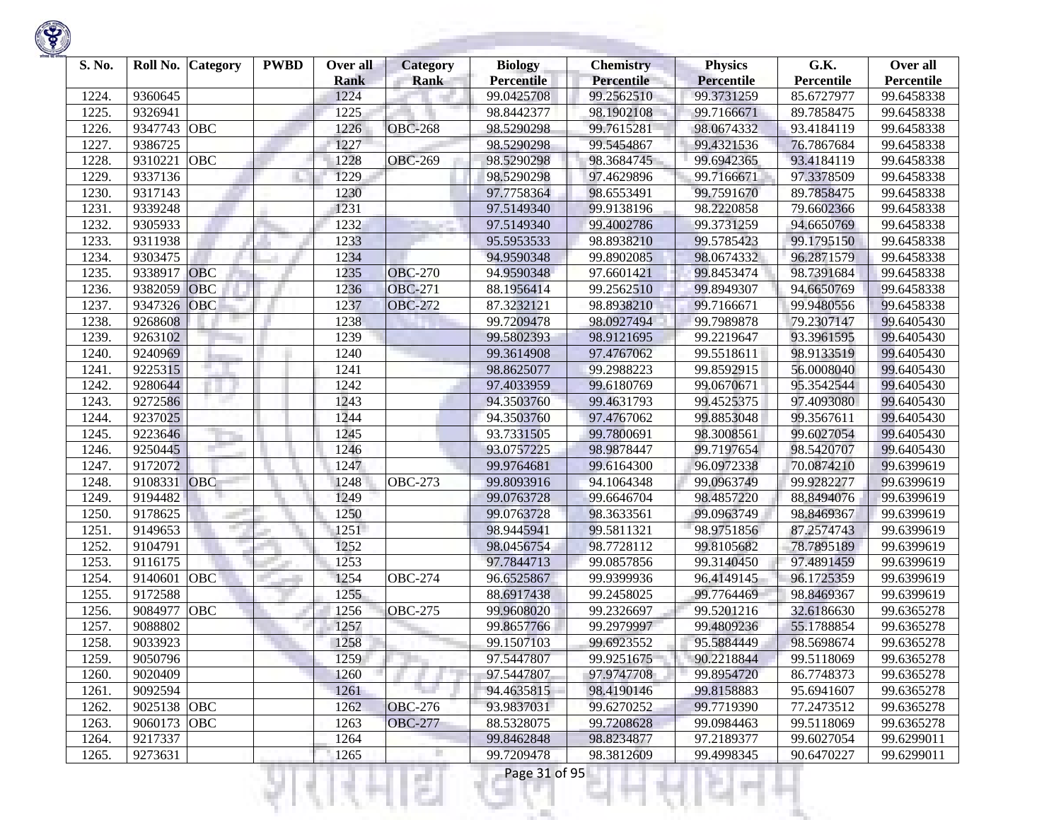| S. No. | Roll No. | Category | PWBD | Over all Rank | Category Rank | Biology Percentile | Chemistry Percentile | Physics Percentile | G.K. Percentile | Over all Percentile |
|---|---|---|---|---|---|---|---|---|---|---|
| 1224. | 9360645 | | | 1224 | | 99.0425708 | 99.2562510 | 99.3731259 | 85.6727977 | 99.6458338 |
| 1225. | 9326941 | | | 1225 | | 98.8442377 | 98.1902108 | 99.7166671 | 89.7858475 | 99.6458338 |
| 1226. | 9347743 | OBC | | 1226 | OBC-268 | 98.5290298 | 99.7615281 | 98.0674332 | 93.4184119 | 99.6458338 |
| 1227. | 9386725 | | | 1227 | | 98.5290298 | 99.5454867 | 99.4321536 | 76.7867684 | 99.6458338 |
| 1228. | 9310221 | OBC | | 1228 | OBC-269 | 98.5290298 | 98.3684745 | 99.6942365 | 93.4184119 | 99.6458338 |
| 1229. | 9337136 | | | 1229 | | 98.5290298 | 97.4629896 | 99.7166671 | 97.3378509 | 99.6458338 |
| 1230. | 9317143 | | | 1230 | | 97.7758364 | 98.6553491 | 99.7591670 | 89.7858475 | 99.6458338 |
| 1231. | 9339248 | | | 1231 | | 97.5149340 | 99.9138196 | 98.2220858 | 79.6602366 | 99.6458338 |
| 1232. | 9305933 | | | 1232 | | 97.5149340 | 99.4002786 | 99.3731259 | 94.6650769 | 99.6458338 |
| 1233. | 9311938 | | | 1233 | | 95.5953533 | 98.8938210 | 99.5785423 | 99.1795150 | 99.6458338 |
| 1234. | 9303475 | | | 1234 | | 94.9590348 | 99.8902085 | 98.0674332 | 96.2871579 | 99.6458338 |
| 1235. | 9338917 | OBC | | 1235 | OBC-270 | 94.9590348 | 97.6601421 | 99.8453474 | 98.7391684 | 99.6458338 |
| 1236. | 9382059 | OBC | | 1236 | OBC-271 | 88.1956414 | 99.2562510 | 99.8949307 | 94.6650769 | 99.6458338 |
| 1237. | 9347326 | OBC | | 1237 | OBC-272 | 87.3232121 | 98.8938210 | 99.7166671 | 99.9480556 | 99.6458338 |
| 1238. | 9268608 | | | 1238 | | 99.7209478 | 98.0927494 | 99.7989878 | 79.2307147 | 99.6405430 |
| 1239. | 9263102 | | | 1239 | | 99.5802393 | 98.9121695 | 99.2219647 | 93.3961595 | 99.6405430 |
| 1240. | 9240969 | | | 1240 | | 99.3614908 | 97.4767062 | 99.5518611 | 98.9133519 | 99.6405430 |
| 1241. | 9225315 | | | 1241 | | 98.8625077 | 99.2988223 | 99.8592915 | 56.0008040 | 99.6405430 |
| 1242. | 9280644 | | | 1242 | | 97.4033959 | 99.6180769 | 99.0670671 | 95.3542544 | 99.6405430 |
| 1243. | 9272586 | | | 1243 | | 94.3503760 | 99.4631793 | 99.4525375 | 97.4093080 | 99.6405430 |
| 1244. | 9237025 | | | 1244 | | 94.3503760 | 97.4767062 | 99.8853048 | 99.3567611 | 99.6405430 |
| 1245. | 9223646 | | | 1245 | | 93.7331505 | 99.7800691 | 98.3008561 | 99.6027054 | 99.6405430 |
| 1246. | 9250445 | | | 1246 | | 93.0757225 | 98.9878447 | 99.7197654 | 98.5420707 | 99.6405430 |
| 1247. | 9172072 | | | 1247 | | 99.9764681 | 99.6164300 | 96.0972338 | 70.0874210 | 99.6399619 |
| 1248. | 9108331 | OBC | | 1248 | OBC-273 | 99.8093916 | 94.1064348 | 99.0963749 | 99.9282277 | 99.6399619 |
| 1249. | 9194482 | | | 1249 | | 99.0763728 | 99.6646704 | 98.4857220 | 88.8494076 | 99.6399619 |
| 1250. | 9178625 | | | 1250 | | 99.0763728 | 98.3633561 | 99.0963749 | 98.8469367 | 99.6399619 |
| 1251. | 9149653 | | | 1251 | | 98.9445941 | 99.5811321 | 98.9751856 | 87.2574743 | 99.6399619 |
| 1252. | 9104791 | | | 1252 | | 98.0456754 | 98.7728112 | 99.8105682 | 78.7895189 | 99.6399619 |
| 1253. | 9116175 | | | 1253 | | 97.7844713 | 99.0857856 | 99.3140450 | 97.4891459 | 99.6399619 |
| 1254. | 9140601 | OBC | | 1254 | OBC-274 | 96.6525867 | 99.9399936 | 96.4149145 | 96.1725359 | 99.6399619 |
| 1255. | 9172588 | | | 1255 | | 88.6917438 | 99.2458025 | 99.7764469 | 98.8469367 | 99.6399619 |
| 1256. | 9084977 | OBC | | 1256 | OBC-275 | 99.9608020 | 99.2326697 | 99.5201216 | 32.6186630 | 99.6365278 |
| 1257. | 9088802 | | | 1257 | | 99.8657766 | 99.2979997 | 99.4809236 | 55.1788854 | 99.6365278 |
| 1258. | 9033923 | | | 1258 | | 99.1507103 | 99.6923552 | 95.5884449 | 98.5698674 | 99.6365278 |
| 1259. | 9050796 | | | 1259 | | 97.5447807 | 99.9251675 | 90.2218844 | 99.5118069 | 99.6365278 |
| 1260. | 9020409 | | | 1260 | | 97.5447807 | 97.9747708 | 99.8954720 | 86.7748373 | 99.6365278 |
| 1261. | 9092594 | | | 1261 | | 94.4635815 | 98.4190146 | 99.8158883 | 95.6941607 | 99.6365278 |
| 1262. | 9025138 | OBC | | 1262 | OBC-276 | 93.9837031 | 99.6270252 | 99.7719390 | 77.2473512 | 99.6365278 |
| 1263. | 9060173 | OBC | | 1263 | OBC-277 | 88.5328075 | 99.7208628 | 99.0984463 | 99.5118069 | 99.6365278 |
| 1264. | 9217337 | | | 1264 | | 99.8462848 | 98.8234877 | 97.2189377 | 99.6027054 | 99.6299011 |
| 1265. | 9273631 | | | 1265 | | 99.7209478 | 98.3812609 | 99.4998345 | 90.6470227 | 99.6299011 |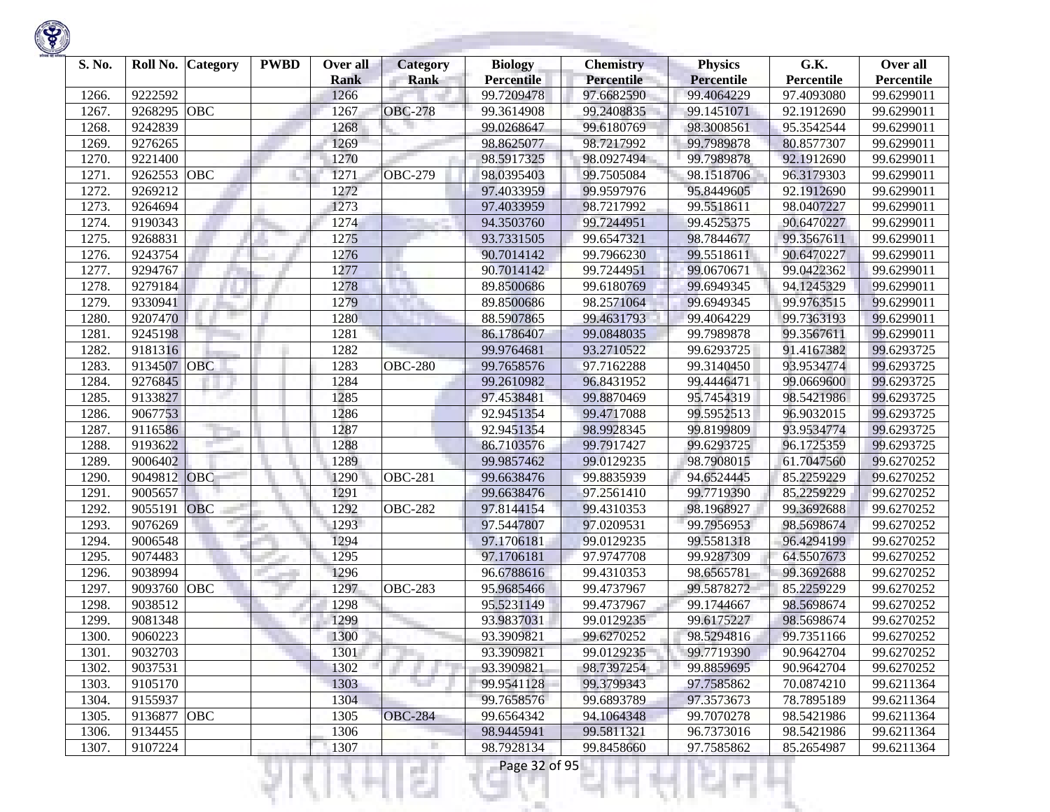| S. No. | Roll No. | Category | PWBD | Over all Rank | Category Rank | Biology Percentile | Chemistry Percentile | Physics Percentile | G.K. Percentile | Over all Percentile |
|---|---|---|---|---|---|---|---|---|---|---|
| 1266. | 9222592 | | | 1266 | | 99.7209478 | 97.6682590 | 99.4064229 | 97.4093080 | 99.6299011 |
| 1267. | 9268295 | OBC | | 1267 | OBC-278 | 99.3614908 | 99.2408835 | 99.1451071 | 92.1912690 | 99.6299011 |
| 1268. | 9242839 | | | 1268 | | 99.0268647 | 99.6180769 | 98.3008561 | 95.3542544 | 99.6299011 |
| 1269. | 9276265 | | | 1269 | | 98.8625077 | 98.7217992 | 99.7989878 | 80.8577307 | 99.6299011 |
| 1270. | 9221400 | | | 1270 | | 98.5917325 | 98.0927494 | 99.7989878 | 92.1912690 | 99.6299011 |
| 1271. | 9262553 | OBC | | 1271 | OBC-279 | 98.0395403 | 99.7505084 | 98.1518706 | 96.3179303 | 99.6299011 |
| 1272. | 9269212 | | | 1272 | | 97.4033959 | 99.9597976 | 95.8449605 | 92.1912690 | 99.6299011 |
| 1273. | 9264694 | | | 1273 | | 97.4033959 | 98.7217992 | 99.5518611 | 98.0407227 | 99.6299011 |
| 1274. | 9190343 | | | 1274 | | 94.3503760 | 99.7244951 | 99.4525375 | 90.6470227 | 99.6299011 |
| 1275. | 9268831 | | | 1275 | | 93.7331505 | 99.6547321 | 98.7844677 | 99.3567611 | 99.6299011 |
| 1276. | 9243754 | | | 1276 | | 90.7014142 | 99.7966230 | 99.5518611 | 90.6470227 | 99.6299011 |
| 1277. | 9294767 | | | 1277 | | 90.7014142 | 99.7244951 | 99.0670671 | 99.0422362 | 99.6299011 |
| 1278. | 9279184 | | | 1278 | | 89.8500686 | 99.6180769 | 99.6949345 | 94.1245329 | 99.6299011 |
| 1279. | 9330941 | | | 1279 | | 89.8500686 | 98.2571064 | 99.6949345 | 99.9763515 | 99.6299011 |
| 1280. | 9207470 | | | 1280 | | 88.5907865 | 99.4631793 | 99.4064229 | 99.7363193 | 99.6299011 |
| 1281. | 9245198 | | | 1281 | | 86.1786407 | 99.0848035 | 99.7989878 | 99.3567611 | 99.6299011 |
| 1282. | 9181316 | | | 1282 | | 99.9764681 | 93.2710522 | 99.6293725 | 91.4167382 | 99.6293725 |
| 1283. | 9134507 | OBC | | 1283 | OBC-280 | 99.7658576 | 97.7162288 | 99.3140450 | 93.9534774 | 99.6293725 |
| 1284. | 9276845 | | | 1284 | | 99.2610982 | 96.8431952 | 99.4446471 | 99.0669600 | 99.6293725 |
| 1285. | 9133827 | | | 1285 | | 97.4538481 | 99.8870469 | 95.7454319 | 98.5421986 | 99.6293725 |
| 1286. | 9067753 | | | 1286 | | 92.9451354 | 99.4717088 | 99.5952513 | 96.9032015 | 99.6293725 |
| 1287. | 9116586 | | | 1287 | | 92.9451354 | 98.9928345 | 99.8199809 | 93.9534774 | 99.6293725 |
| 1288. | 9193622 | | | 1288 | | 86.7103576 | 99.7917427 | 99.6293725 | 96.1725359 | 99.6293725 |
| 1289. | 9006402 | | | 1289 | | 99.9857462 | 99.0129235 | 98.7908015 | 61.7047560 | 99.6270252 |
| 1290. | 9049812 | OBC | | 1290 | OBC-281 | 99.6638476 | 99.8835939 | 94.6524445 | 85.2259229 | 99.6270252 |
| 1291. | 9005657 | | | 1291 | | 99.6638476 | 97.2561410 | 99.7719390 | 85.2259229 | 99.6270252 |
| 1292. | 9055191 | OBC | | 1292 | OBC-282 | 97.8144154 | 99.4310353 | 98.1968927 | 99.3692688 | 99.6270252 |
| 1293. | 9076269 | | | 1293 | | 97.5447807 | 97.0209531 | 99.7956953 | 98.5698674 | 99.6270252 |
| 1294. | 9006548 | | | 1294 | | 97.1706181 | 99.0129235 | 99.5581318 | 96.4294199 | 99.6270252 |
| 1295. | 9074483 | | | 1295 | | 97.1706181 | 97.9747708 | 99.9287309 | 64.5507673 | 99.6270252 |
| 1296. | 9038994 | | | 1296 | | 96.6788616 | 99.4310353 | 98.6565781 | 99.3692688 | 99.6270252 |
| 1297. | 9093760 | OBC | | 1297 | OBC-283 | 95.9685466 | 99.4737967 | 99.5878272 | 85.2259229 | 99.6270252 |
| 1298. | 9038512 | | | 1298 | | 95.5231149 | 99.4737967 | 99.1744667 | 98.5698674 | 99.6270252 |
| 1299. | 9081348 | | | 1299 | | 93.9837031 | 99.0129235 | 99.6175227 | 98.5698674 | 99.6270252 |
| 1300. | 9060223 | | | 1300 | | 93.3909821 | 99.6270252 | 98.5294816 | 99.7351166 | 99.6270252 |
| 1301. | 9032703 | | | 1301 | | 93.3909821 | 99.0129235 | 99.7719390 | 90.9642704 | 99.6270252 |
| 1302. | 9037531 | | | 1302 | | 93.3909821 | 98.7397254 | 99.8859695 | 90.9642704 | 99.6270252 |
| 1303. | 9105170 | | | 1303 | | 99.9541128 | 99.3799343 | 97.7585862 | 70.0874210 | 99.6211364 |
| 1304. | 9155937 | | | 1304 | | 99.7658576 | 99.6893789 | 97.3573673 | 78.7895189 | 99.6211364 |
| 1305. | 9136877 | OBC | | 1305 | OBC-284 | 99.6564342 | 94.1064348 | 99.7070278 | 98.5421986 | 99.6211364 |
| 1306. | 9134455 | | | 1306 | | 98.9445941 | 99.5811321 | 96.7373016 | 98.5421986 | 99.6211364 |
| 1307. | 9107224 | | | 1307 | | 98.7928134 | 99.8458660 | 97.7585862 | 85.2654987 | 99.6211364 |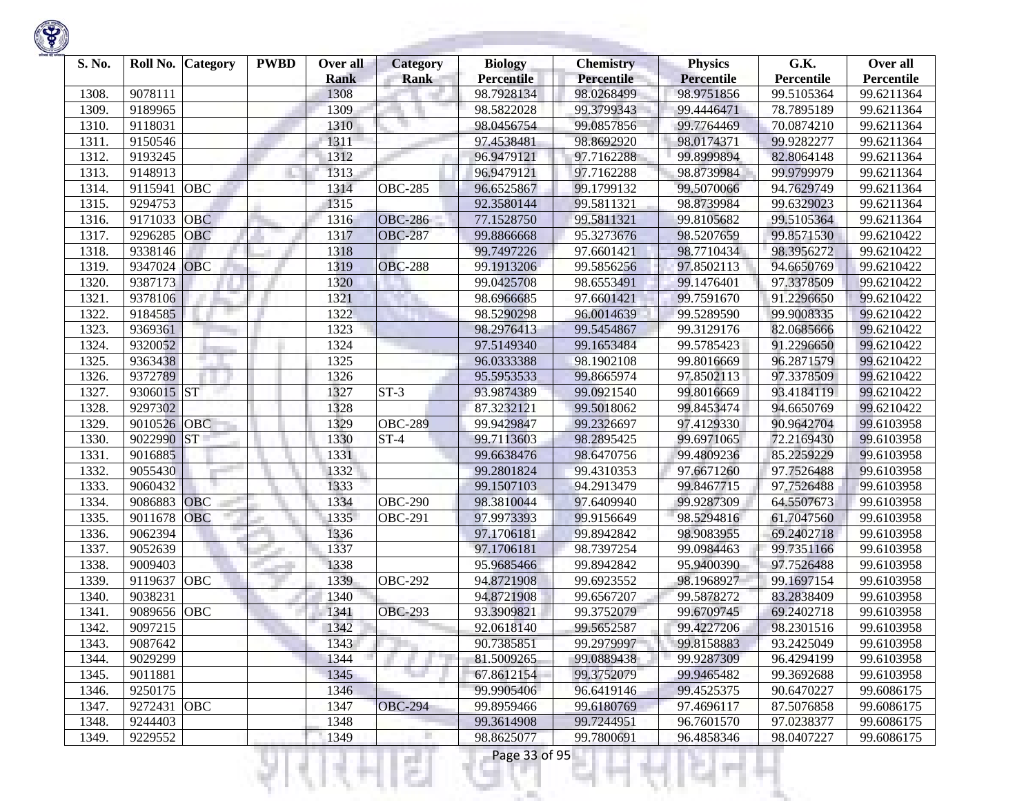| S. No. | Roll No. | Category | PWBD | Over all Rank | Category Rank | Biology Percentile | Chemistry Percentile | Physics Percentile | G.K. Percentile | Over all Percentile |
|---|---|---|---|---|---|---|---|---|---|---|
| 1308. | 9078111 | | | 1308 | | 98.7928134 | 98.0268499 | 98.9751856 | 99.5105364 | 99.6211364 |
| 1309. | 9189965 | | | 1309 | | 98.5822028 | 99.3799343 | 99.4446471 | 78.7895189 | 99.6211364 |
| 1310. | 9118031 | | | 1310 | | 98.0456754 | 99.0857856 | 99.7764469 | 70.0874210 | 99.6211364 |
| 1311. | 9150546 | | | 1311 | | 97.4538481 | 98.8692920 | 98.0174371 | 99.9282277 | 99.6211364 |
| 1312. | 9193245 | | | 1312 | | 96.9479121 | 97.7162288 | 99.8999894 | 82.8064148 | 99.6211364 |
| 1313. | 9148913 | | | 1313 | | 96.9479121 | 97.7162288 | 98.8739984 | 99.9799979 | 99.6211364 |
| 1314. | 9115941 | OBC | | 1314 | OBC-285 | 96.6525867 | 99.1799132 | 99.5070066 | 94.7629749 | 99.6211364 |
| 1315. | 9294753 | | | 1315 | | 92.3580144 | 99.5811321 | 98.8739984 | 99.6329023 | 99.6211364 |
| 1316. | 9171033 | OBC | | 1316 | OBC-286 | 77.1528750 | 99.5811321 | 99.8105682 | 99.5105364 | 99.6211364 |
| 1317. | 9296285 | OBC | | 1317 | OBC-287 | 99.8866668 | 95.3273676 | 98.5207659 | 99.8571530 | 99.6210422 |
| 1318. | 9338146 | | | 1318 | | 99.7497226 | 97.6601421 | 98.7710434 | 98.3956272 | 99.6210422 |
| 1319. | 9347024 | OBC | | 1319 | OBC-288 | 99.1913206 | 99.5856256 | 97.8502113 | 94.6650769 | 99.6210422 |
| 1320. | 9387173 | | | 1320 | | 99.0425708 | 98.6553491 | 99.1476401 | 97.3378509 | 99.6210422 |
| 1321. | 9378106 | | | 1321 | | 98.6966685 | 97.6601421 | 99.7591670 | 91.2296650 | 99.6210422 |
| 1322. | 9184585 | | | 1322 | | 98.5290298 | 96.0014639 | 99.5289590 | 99.9008335 | 99.6210422 |
| 1323. | 9369361 | | | 1323 | | 98.2976413 | 99.5454867 | 99.3129176 | 82.0685666 | 99.6210422 |
| 1324. | 9320052 | | | 1324 | | 97.5149340 | 99.1653484 | 99.5785423 | 91.2296650 | 99.6210422 |
| 1325. | 9363438 | | | 1325 | | 96.0333388 | 98.1902108 | 99.8016669 | 96.2871579 | 99.6210422 |
| 1326. | 9372789 | | | 1326 | | 95.5953533 | 99.8665974 | 97.8502113 | 97.3378509 | 99.6210422 |
| 1327. | 9306015 | ST | | 1327 | ST-3 | 93.9874389 | 99.0921540 | 99.8016669 | 93.4184119 | 99.6210422 |
| 1328. | 9297302 | | | 1328 | | 87.3232121 | 99.5018062 | 99.8453474 | 94.6650769 | 99.6210422 |
| 1329. | 9010526 | OBC | | 1329 | OBC-289 | 99.9429847 | 99.2326697 | 97.4129330 | 90.9642704 | 99.6103958 |
| 1330. | 9022990 | ST | | 1330 | ST-4 | 99.7113603 | 98.2895425 | 99.6971065 | 72.2169430 | 99.6103958 |
| 1331. | 9016885 | | | 1331 | | 99.6638476 | 98.6470756 | 99.4809236 | 85.2259229 | 99.6103958 |
| 1332. | 9055430 | | | 1332 | | 99.2801824 | 99.4310353 | 97.6671260 | 97.7526488 | 99.6103958 |
| 1333. | 9060432 | | | 1333 | | 99.1507103 | 94.2913479 | 99.8467715 | 97.7526488 | 99.6103958 |
| 1334. | 9086883 | OBC | | 1334 | OBC-290 | 98.3810044 | 97.6409940 | 99.9287309 | 64.5507673 | 99.6103958 |
| 1335. | 9011678 | OBC | | 1335 | OBC-291 | 97.9973393 | 99.9156649 | 98.5294816 | 61.7047560 | 99.6103958 |
| 1336. | 9062394 | | | 1336 | | 97.1706181 | 99.8942842 | 98.9083955 | 69.2402718 | 99.6103958 |
| 1337. | 9052639 | | | 1337 | | 97.1706181 | 98.7397254 | 99.0984463 | 99.7351166 | 99.6103958 |
| 1338. | 9009403 | | | 1338 | | 95.9685466 | 99.8942842 | 95.9400390 | 97.7526488 | 99.6103958 |
| 1339. | 9119637 | OBC | | 1339 | OBC-292 | 94.8721908 | 99.6923552 | 98.1968927 | 99.1697154 | 99.6103958 |
| 1340. | 9038231 | | | 1340 | | 94.8721908 | 99.6567207 | 99.5878272 | 83.2838409 | 99.6103958 |
| 1341. | 9089656 | OBC | | 1341 | OBC-293 | 93.3909821 | 99.3752079 | 99.6709745 | 69.2402718 | 99.6103958 |
| 1342. | 9097215 | | | 1342 | | 92.0618140 | 99.5652587 | 99.4227206 | 98.2301516 | 99.6103958 |
| 1343. | 9087642 | | | 1343 | | 90.7385851 | 99.2979997 | 99.8158883 | 93.2425049 | 99.6103958 |
| 1344. | 9029299 | | | 1344 | | 81.5009265 | 99.0889438 | 99.9287309 | 96.4294199 | 99.6103958 |
| 1345. | 9011881 | | | 1345 | | 67.8612154 | 99.3752079 | 99.9465482 | 99.3692688 | 99.6103958 |
| 1346. | 9250175 | | | 1346 | | 99.9905406 | 96.6419146 | 99.4525375 | 90.6470227 | 99.6086175 |
| 1347. | 9272431 | OBC | | 1347 | OBC-294 | 99.8959466 | 99.6180769 | 97.4696117 | 87.5076858 | 99.6086175 |
| 1348. | 9244403 | | | 1348 | | 99.3614908 | 99.7244951 | 96.7601570 | 97.0238377 | 99.6086175 |
| 1349. | 9229552 | | | 1349 | | 98.8625077 | 99.7800691 | 96.4858346 | 98.0407227 | 99.6086175 |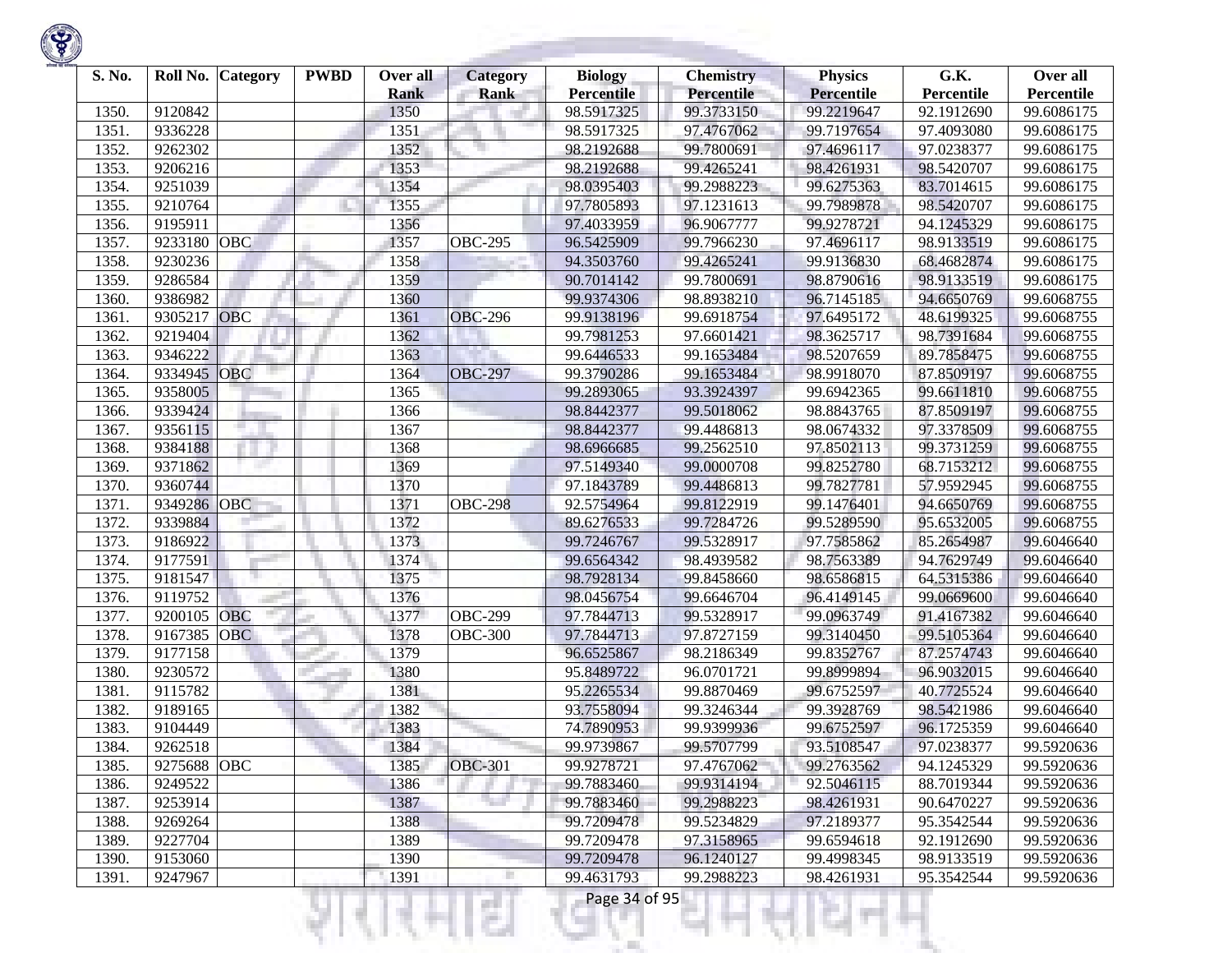| S. No. | Roll No. | Category | PWBD | Over all Rank | Category Rank | Biology Percentile | Chemistry Percentile | Physics Percentile | G.K. Percentile | Over all Percentile |
|---|---|---|---|---|---|---|---|---|---|---|
| 1350. | 9120842 | | | 1350 | | 98.5917325 | 99.3733150 | 99.2219647 | 92.1912690 | 99.6086175 |
| 1351. | 9336228 | | | 1351 | | 98.5917325 | 97.4767062 | 99.7197654 | 97.4093080 | 99.6086175 |
| 1352. | 9262302 | | | 1352 | | 98.2192688 | 99.7800691 | 97.4696117 | 97.0238377 | 99.6086175 |
| 1353. | 9206216 | | | 1353 | | 98.2192688 | 99.4265241 | 98.4261931 | 98.5420707 | 99.6086175 |
| 1354. | 9251039 | | | 1354 | | 98.0395403 | 99.2988223 | 99.6275363 | 83.7014615 | 99.6086175 |
| 1355. | 9210764 | | | 1355 | | 97.7805893 | 97.1231613 | 99.7989878 | 98.5420707 | 99.6086175 |
| 1356. | 9195911 | | | 1356 | | 97.4033959 | 96.9067777 | 99.9278721 | 94.1245329 | 99.6086175 |
| 1357. | 9233180 | OBC | | 1357 | OBC-295 | 96.5425909 | 99.7966230 | 97.4696117 | 98.9133519 | 99.6086175 |
| 1358. | 9230236 | | | 1358 | | 94.3503760 | 99.4265241 | 99.9136830 | 68.4682874 | 99.6086175 |
| 1359. | 9286584 | | | 1359 | | 90.7014142 | 99.7800691 | 98.8790616 | 98.9133519 | 99.6086175 |
| 1360. | 9386982 | | | 1360 | | 99.9374306 | 98.8938210 | 96.7145185 | 94.6650769 | 99.6068755 |
| 1361. | 9305217 | OBC | | 1361 | OBC-296 | 99.9138196 | 99.6918754 | 97.6495172 | 48.6199325 | 99.6068755 |
| 1362. | 9219404 | | | 1362 | | 99.7981253 | 97.6601421 | 98.3625717 | 98.7391684 | 99.6068755 |
| 1363. | 9346222 | | | 1363 | | 99.6446533 | 99.1653484 | 98.5207659 | 89.7858475 | 99.6068755 |
| 1364. | 9334945 | OBC | | 1364 | OBC-297 | 99.3790286 | 99.1653484 | 98.9918070 | 87.8509197 | 99.6068755 |
| 1365. | 9358005 | | | 1365 | | 99.2893065 | 93.3924397 | 99.6942365 | 99.6611810 | 99.6068755 |
| 1366. | 9339424 | | | 1366 | | 98.8442377 | 99.5018062 | 98.8843765 | 87.8509197 | 99.6068755 |
| 1367. | 9356115 | | | 1367 | | 98.8442377 | 99.4486813 | 98.0674332 | 97.3378509 | 99.6068755 |
| 1368. | 9384188 | | | 1368 | | 98.6966685 | 99.2562510 | 97.8502113 | 99.3731259 | 99.6068755 |
| 1369. | 9371862 | | | 1369 | | 97.5149340 | 99.0000708 | 99.8252780 | 68.7153212 | 99.6068755 |
| 1370. | 9360744 | | | 1370 | | 97.1843789 | 99.4486813 | 99.7827781 | 57.9592945 | 99.6068755 |
| 1371. | 9349286 | OBC | | 1371 | OBC-298 | 92.5754964 | 99.8122919 | 99.1476401 | 94.6650769 | 99.6068755 |
| 1372. | 9339884 | | | 1372 | | 89.6276533 | 99.7284726 | 99.5289590 | 95.6532005 | 99.6068755 |
| 1373. | 9186922 | | | 1373 | | 99.7246767 | 99.5328917 | 97.7585862 | 85.2654987 | 99.6046640 |
| 1374. | 9177591 | | | 1374 | | 99.6564342 | 98.4939582 | 98.7563389 | 94.7629749 | 99.6046640 |
| 1375. | 9181547 | | | 1375 | | 98.7928134 | 99.8458660 | 98.6586815 | 64.5315386 | 99.6046640 |
| 1376. | 9119752 | | | 1376 | | 98.0456754 | 99.6646704 | 96.4149145 | 99.0669600 | 99.6046640 |
| 1377. | 9200105 | OBC | | 1377 | OBC-299 | 97.7844713 | 99.5328917 | 99.0963749 | 91.4167382 | 99.6046640 |
| 1378. | 9167385 | OBC | | 1378 | OBC-300 | 97.7844713 | 97.8727159 | 99.3140450 | 99.5105364 | 99.6046640 |
| 1379. | 9177158 | | | 1379 | | 96.6525867 | 98.2186349 | 99.8352767 | 87.2574743 | 99.6046640 |
| 1380. | 9230572 | | | 1380 | | 95.8489722 | 96.0701721 | 99.8999894 | 96.9032015 | 99.6046640 |
| 1381. | 9115782 | | | 1381 | | 95.2265534 | 99.8870469 | 99.6752597 | 40.7725524 | 99.6046640 |
| 1382. | 9189165 | | | 1382 | | 93.7558094 | 99.3246344 | 99.3928769 | 98.5421986 | 99.6046640 |
| 1383. | 9104449 | | | 1383 | | 74.7890953 | 99.9399936 | 99.6752597 | 96.1725359 | 99.6046640 |
| 1384. | 9262518 | | | 1384 | | 99.9739867 | 99.5707799 | 93.5108547 | 97.0238377 | 99.5920636 |
| 1385. | 9275688 | OBC | | 1385 | OBC-301 | 99.9278721 | 97.4767062 | 99.2763562 | 94.1245329 | 99.5920636 |
| 1386. | 9249522 | | | 1386 | | 99.7883460 | 99.9314194 | 92.5046115 | 88.7019344 | 99.5920636 |
| 1387. | 9253914 | | | 1387 | | 99.7883460 | 99.2988223 | 98.4261931 | 90.6470227 | 99.5920636 |
| 1388. | 9269264 | | | 1388 | | 99.7209478 | 99.5234829 | 97.2189377 | 95.3542544 | 99.5920636 |
| 1389. | 9227704 | | | 1389 | | 99.7209478 | 97.3158965 | 99.6594618 | 92.1912690 | 99.5920636 |
| 1390. | 9153060 | | | 1390 | | 99.7209478 | 96.1240127 | 99.4998345 | 98.9133519 | 99.5920636 |
| 1391. | 9247967 | | | 1391 | | 99.4631793 | 99.2988223 | 98.4261931 | 95.3542544 | 99.5920636 |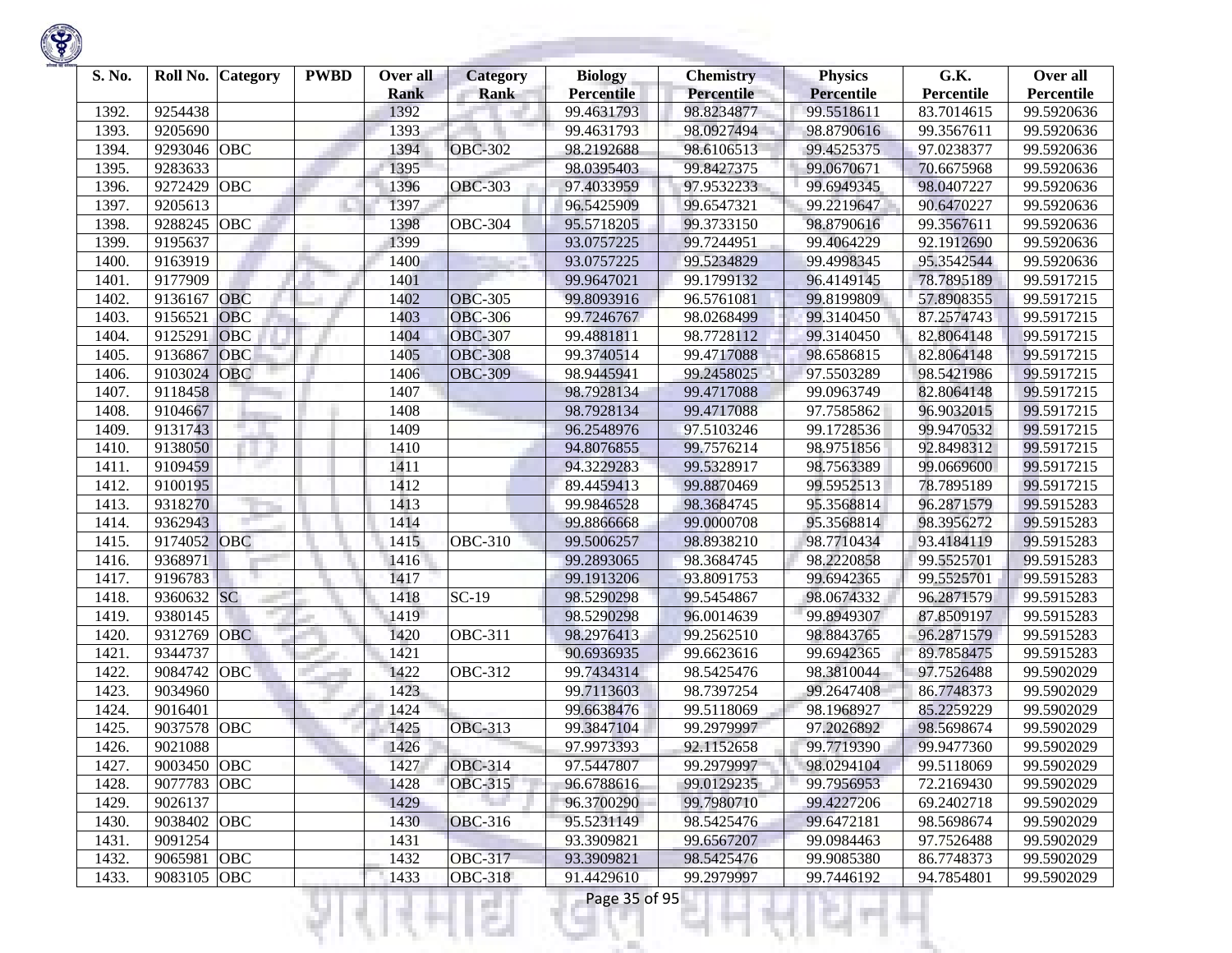| S. No. | Roll No. | Category | PWBD | Over all Rank | Category Rank | Biology Percentile | Chemistry Percentile | Physics Percentile | G.K. Percentile | Over all Percentile |
|---|---|---|---|---|---|---|---|---|---|---|
| 1392. | 9254438 | | | 1392 | | 99.4631793 | 98.8234877 | 99.5518611 | 83.7014615 | 99.5920636 |
| 1393. | 9205690 | | | 1393 | | 99.4631793 | 98.0927494 | 98.8790616 | 99.3567611 | 99.5920636 |
| 1394. | 9293046 | OBC | | 1394 | OBC-302 | 98.2192688 | 98.6106513 | 99.4525375 | 97.0238377 | 99.5920636 |
| 1395. | 9283633 | | | 1395 | | 98.0395403 | 99.8427375 | 99.0670671 | 70.6675968 | 99.5920636 |
| 1396. | 9272429 | OBC | | 1396 | OBC-303 | 97.4033959 | 97.9532233 | 99.6949345 | 98.0407227 | 99.5920636 |
| 1397. | 9205613 | | | 1397 | | 96.5425909 | 99.6547321 | 99.2219647 | 90.6470227 | 99.5920636 |
| 1398. | 9288245 | OBC | | 1398 | OBC-304 | 95.5718205 | 99.3733150 | 98.8790616 | 99.3567611 | 99.5920636 |
| 1399. | 9195637 | | | 1399 | | 93.0757225 | 99.7244951 | 99.4064229 | 92.1912690 | 99.5920636 |
| 1400. | 9163919 | | | 1400 | | 93.0757225 | 99.5234829 | 99.4998345 | 95.3542544 | 99.5920636 |
| 1401. | 9177909 | | | 1401 | | 99.9647021 | 99.1799132 | 96.4149145 | 78.7895189 | 99.5917215 |
| 1402. | 9136167 | OBC | | 1402 | OBC-305 | 99.8093916 | 96.5761081 | 99.8199809 | 57.8908355 | 99.5917215 |
| 1403. | 9156521 | OBC | | 1403 | OBC-306 | 99.7246767 | 98.0268499 | 99.3140450 | 87.2574743 | 99.5917215 |
| 1404. | 9125291 | OBC | | 1404 | OBC-307 | 99.4881811 | 98.7728112 | 99.3140450 | 82.8064148 | 99.5917215 |
| 1405. | 9136867 | OBC | | 1405 | OBC-308 | 99.3740514 | 99.4717088 | 98.6586815 | 82.8064148 | 99.5917215 |
| 1406. | 9103024 | OBC | | 1406 | OBC-309 | 98.9445941 | 99.2458025 | 97.5503289 | 98.5421986 | 99.5917215 |
| 1407. | 9118458 | | | 1407 | | 98.7928134 | 99.4717088 | 99.0963749 | 82.8064148 | 99.5917215 |
| 1408. | 9104667 | | | 1408 | | 98.7928134 | 99.4717088 | 97.7585862 | 96.9032015 | 99.5917215 |
| 1409. | 9131743 | | | 1409 | | 96.2548976 | 97.5103246 | 99.1728536 | 99.9470532 | 99.5917215 |
| 1410. | 9138050 | | | 1410 | | 94.8076855 | 99.7576214 | 98.9751856 | 92.8498312 | 99.5917215 |
| 1411. | 9109459 | | | 1411 | | 94.3229283 | 99.5328917 | 98.7563389 | 99.0669600 | 99.5917215 |
| 1412. | 9100195 | | | 1412 | | 89.4459413 | 99.8870469 | 99.5952513 | 78.7895189 | 99.5917215 |
| 1413. | 9318270 | | | 1413 | | 99.9846528 | 98.3684745 | 95.3568814 | 96.2871579 | 99.5915283 |
| 1414. | 9362943 | | | 1414 | | 99.8866668 | 99.0000708 | 95.3568814 | 98.3956272 | 99.5915283 |
| 1415. | 9174052 | OBC | | 1415 | OBC-310 | 99.5006257 | 98.8938210 | 98.7710434 | 93.4184119 | 99.5915283 |
| 1416. | 9368971 | | | 1416 | | 99.2893065 | 98.3684745 | 98.2220858 | 99.5525701 | 99.5915283 |
| 1417. | 9196783 | | | 1417 | | 99.1913206 | 93.8091753 | 99.6942365 | 99.5525701 | 99.5915283 |
| 1418. | 9360632 | SC | | 1418 | SC-19 | 98.5290298 | 99.5454867 | 98.0674332 | 96.2871579 | 99.5915283 |
| 1419. | 9380145 | | | 1419 | | 98.5290298 | 96.0014639 | 99.8949307 | 87.8509197 | 99.5915283 |
| 1420. | 9312769 | OBC | | 1420 | OBC-311 | 98.2976413 | 99.2562510 | 98.8843765 | 96.2871579 | 99.5915283 |
| 1421. | 9344737 | | | 1421 | | 90.6936935 | 99.6623616 | 99.6942365 | 89.7858475 | 99.5915283 |
| 1422. | 9084742 | OBC | | 1422 | OBC-312 | 99.7434314 | 98.5425476 | 98.3810044 | 97.7526488 | 99.5902029 |
| 1423. | 9034960 | | | 1423 | | 99.7113603 | 98.7397254 | 99.2647408 | 86.7748373 | 99.5902029 |
| 1424. | 9016401 | | | 1424 | | 99.6638476 | 99.5118069 | 98.1968927 | 85.2259229 | 99.5902029 |
| 1425. | 9037578 | OBC | | 1425 | OBC-313 | 99.3847104 | 99.2979997 | 97.2026892 | 98.5698674 | 99.5902029 |
| 1426. | 9021088 | | | 1426 | | 97.9973393 | 92.1152658 | 99.7719390 | 99.9477360 | 99.5902029 |
| 1427. | 9003450 | OBC | | 1427 | OBC-314 | 97.5447807 | 99.2979997 | 98.0294104 | 99.5118069 | 99.5902029 |
| 1428. | 9077783 | OBC | | 1428 | OBC-315 | 96.6788616 | 99.0129235 | 99.7956953 | 72.2169430 | 99.5902029 |
| 1429. | 9026137 | | | 1429 | | 96.3700290 | 99.7980710 | 99.4227206 | 69.2402718 | 99.5902029 |
| 1430. | 9038402 | OBC | | 1430 | OBC-316 | 95.5231149 | 98.5425476 | 99.6472181 | 98.5698674 | 99.5902029 |
| 1431. | 9091254 | | | 1431 | | 93.3909821 | 99.6567207 | 99.0984463 | 97.7526488 | 99.5902029 |
| 1432. | 9065981 | OBC | | 1432 | OBC-317 | 93.3909821 | 98.5425476 | 99.9085380 | 86.7748373 | 99.5902029 |
| 1433. | 9083105 | OBC | | 1433 | OBC-318 | 91.4429610 | 99.2979997 | 99.7446192 | 94.7854801 | 99.5902029 |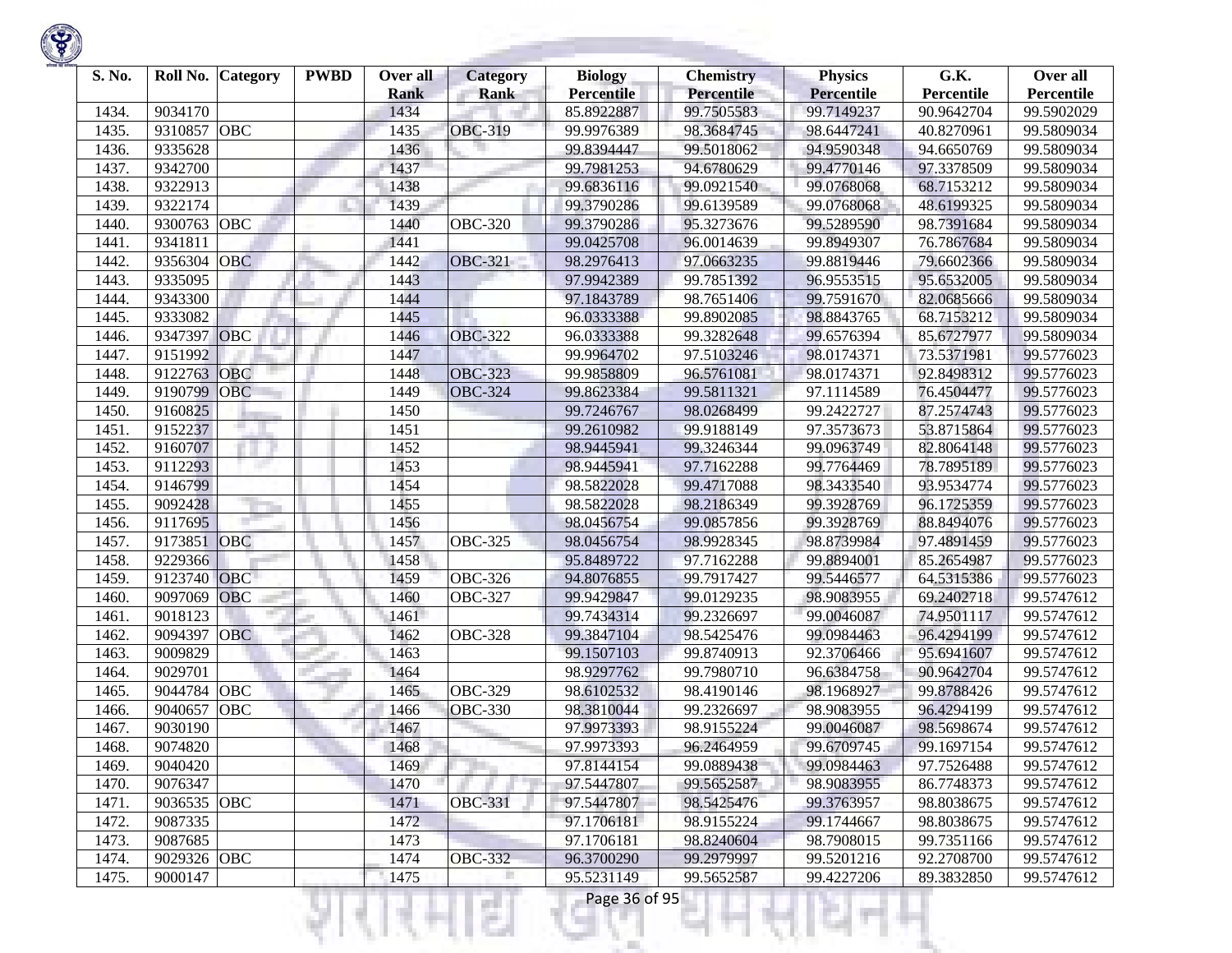| S. No. | Roll No. | Category | PWBD | Over all Rank | Category Rank | Biology Percentile | Chemistry Percentile | Physics Percentile | G.K. Percentile | Over all Percentile |
|---|---|---|---|---|---|---|---|---|---|---|
| 1434. | 9034170 | | | 1434 | | 85.8922887 | 99.7505583 | 99.7149237 | 90.9642704 | 99.5902029 |
| 1435. | 9310857 | OBC | | 1435 | OBC-319 | 99.9976389 | 98.3684745 | 98.6447241 | 40.8270961 | 99.5809034 |
| 1436. | 9335628 | | | 1436 | | 99.8394447 | 99.5018062 | 94.9590348 | 94.6650769 | 99.5809034 |
| 1437. | 9342700 | | | 1437 | | 99.7981253 | 94.6780629 | 99.4770146 | 97.3378509 | 99.5809034 |
| 1438. | 9322913 | | | 1438 | | 99.6836116 | 99.0921540 | 99.0768068 | 68.7153212 | 99.5809034 |
| 1439. | 9322174 | | | 1439 | | 99.3790286 | 99.6139589 | 99.0768068 | 48.6199325 | 99.5809034 |
| 1440. | 9300763 | OBC | | 1440 | OBC-320 | 99.3790286 | 95.3273676 | 99.5289590 | 98.7391684 | 99.5809034 |
| 1441. | 9341811 | | | 1441 | | 99.0425708 | 96.0014639 | 99.8949307 | 76.7867684 | 99.5809034 |
| 1442. | 9356304 | OBC | | 1442 | OBC-321 | 98.2976413 | 97.0663235 | 99.8819446 | 79.6602366 | 99.5809034 |
| 1443. | 9335095 | | | 1443 | | 97.9942389 | 99.7851392 | 96.9553515 | 95.6532005 | 99.5809034 |
| 1444. | 9343300 | | | 1444 | | 97.1843789 | 98.7651406 | 99.7591670 | 82.0685666 | 99.5809034 |
| 1445. | 9333082 | | | 1445 | | 96.0333388 | 99.8902085 | 98.8843765 | 68.7153212 | 99.5809034 |
| 1446. | 9347397 | OBC | | 1446 | OBC-322 | 96.0333388 | 99.3282648 | 99.6576394 | 85.6727977 | 99.5809034 |
| 1447. | 9151992 | | | 1447 | | 99.9964702 | 97.5103246 | 98.0174371 | 73.5371981 | 99.5776023 |
| 1448. | 9122763 | OBC | | 1448 | OBC-323 | 99.9858809 | 96.5761081 | 98.0174371 | 92.8498312 | 99.5776023 |
| 1449. | 9190799 | OBC | | 1449 | OBC-324 | 99.8623384 | 99.5811321 | 97.1114589 | 76.4504477 | 99.5776023 |
| 1450. | 9160825 | | | 1450 | | 99.7246767 | 98.0268499 | 99.2422727 | 87.2574743 | 99.5776023 |
| 1451. | 9152237 | | | 1451 | | 99.2610982 | 99.9188149 | 97.3573673 | 53.8715864 | 99.5776023 |
| 1452. | 9160707 | | | 1452 | | 98.9445941 | 99.3246344 | 99.0963749 | 82.8064148 | 99.5776023 |
| 1453. | 9112293 | | | 1453 | | 98.9445941 | 97.7162288 | 99.7764469 | 78.7895189 | 99.5776023 |
| 1454. | 9146799 | | | 1454 | | 98.5822028 | 99.4717088 | 98.3433540 | 93.9534774 | 99.5776023 |
| 1455. | 9092428 | | | 1455 | | 98.5822028 | 98.2186349 | 99.3928769 | 96.1725359 | 99.5776023 |
| 1456. | 9117695 | | | 1456 | | 98.0456754 | 99.0857856 | 99.3928769 | 88.8494076 | 99.5776023 |
| 1457. | 9173851 | OBC | | 1457 | OBC-325 | 98.0456754 | 98.9928345 | 98.8739984 | 97.4891459 | 99.5776023 |
| 1458. | 9229366 | | | 1458 | | 95.8489722 | 97.7162288 | 99.8894001 | 85.2654987 | 99.5776023 |
| 1459. | 9123740 | OBC | | 1459 | OBC-326 | 94.8076855 | 99.7917427 | 99.5446577 | 64.5315386 | 99.5776023 |
| 1460. | 9097069 | OBC | | 1460 | OBC-327 | 99.9429847 | 99.0129235 | 98.9083955 | 69.2402718 | 99.5747612 |
| 1461. | 9018123 | | | 1461 | | 99.7434314 | 99.2326697 | 99.0046087 | 74.9501117 | 99.5747612 |
| 1462. | 9094397 | OBC | | 1462 | OBC-328 | 99.3847104 | 98.5425476 | 99.0984463 | 96.4294199 | 99.5747612 |
| 1463. | 9009829 | | | 1463 | | 99.1507103 | 99.8740913 | 92.3706466 | 95.6941607 | 99.5747612 |
| 1464. | 9029701 | | | 1464 | | 98.9297762 | 99.7980710 | 96.6384758 | 90.9642704 | 99.5747612 |
| 1465. | 9044784 | OBC | | 1465 | OBC-329 | 98.6102532 | 98.4190146 | 98.1968927 | 99.8788426 | 99.5747612 |
| 1466. | 9040657 | OBC | | 1466 | OBC-330 | 98.3810044 | 99.2326697 | 98.9083955 | 96.4294199 | 99.5747612 |
| 1467. | 9030190 | | | 1467 | | 97.9973393 | 98.9155224 | 99.0046087 | 98.5698674 | 99.5747612 |
| 1468. | 9074820 | | | 1468 | | 97.9973393 | 96.2464959 | 99.6709745 | 99.1697154 | 99.5747612 |
| 1469. | 9040420 | | | 1469 | | 97.8144154 | 99.0889438 | 99.0984463 | 97.7526488 | 99.5747612 |
| 1470. | 9076347 | | | 1470 | | 97.5447807 | 99.5652587 | 98.9083955 | 86.7748373 | 99.5747612 |
| 1471. | 9036535 | OBC | | 1471 | OBC-331 | 97.5447807 | 98.5425476 | 99.3763957 | 98.8038675 | 99.5747612 |
| 1472. | 9087335 | | | 1472 | | 97.1706181 | 98.9155224 | 99.1744667 | 98.8038675 | 99.5747612 |
| 1473. | 9087685 | | | 1473 | | 97.1706181 | 98.8240604 | 98.7908015 | 99.7351166 | 99.5747612 |
| 1474. | 9029326 | OBC | | 1474 | OBC-332 | 96.3700290 | 99.2979997 | 99.5201216 | 92.2708700 | 99.5747612 |
| 1475. | 9000147 | | | 1475 | | 95.5231149 | 99.5652587 | 99.4227206 | 89.3832850 | 99.5747612 |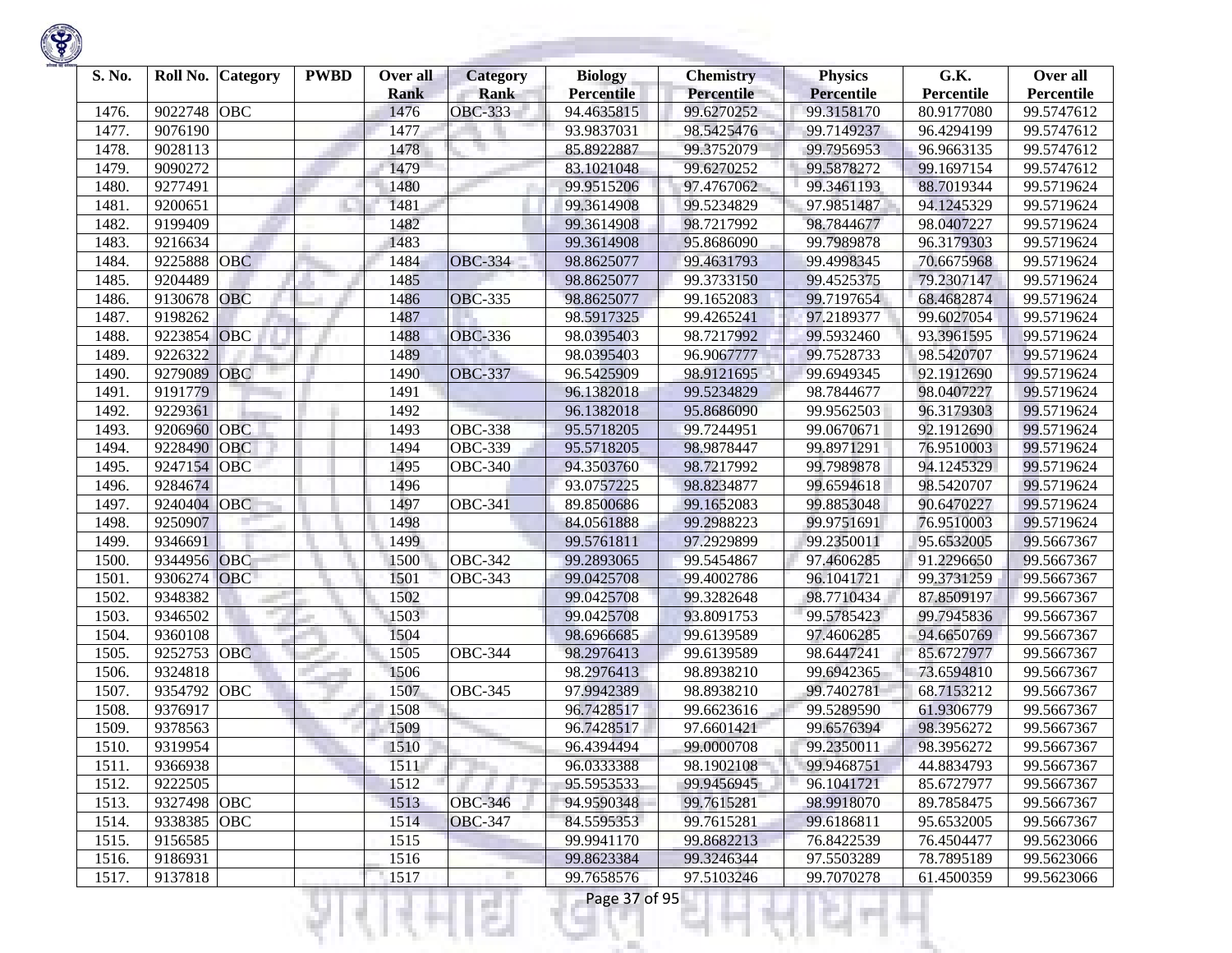| S. No. | Roll No. | Category | PWBD | Over all Rank | Category Rank | Biology Percentile | Chemistry Percentile | Physics Percentile | G.K. Percentile | Over all Percentile |
|---|---|---|---|---|---|---|---|---|---|---|
| 1476. | 9022748 | OBC | | 1476 | OBC-333 | 94.4635815 | 99.6270252 | 99.3158170 | 80.9177080 | 99.5747612 |
| 1477. | 9076190 | | | 1477 | | 93.9837031 | 98.5425476 | 99.7149237 | 96.4294199 | 99.5747612 |
| 1478. | 9028113 | | | 1478 | | 85.8922887 | 99.3752079 | 99.7956953 | 96.9663135 | 99.5747612 |
| 1479. | 9090272 | | | 1479 | | 83.1021048 | 99.6270252 | 99.5878272 | 99.1697154 | 99.5747612 |
| 1480. | 9277491 | | | 1480 | | 99.9515206 | 97.4767062 | 99.3461193 | 88.7019344 | 99.5719624 |
| 1481. | 9200651 | | | 1481 | | 99.3614908 | 99.5234829 | 97.9851487 | 94.1245329 | 99.5719624 |
| 1482. | 9199409 | | | 1482 | | 99.3614908 | 98.7217992 | 98.7844677 | 98.0407227 | 99.5719624 |
| 1483. | 9216634 | | | 1483 | | 99.3614908 | 95.8686090 | 99.7989878 | 96.3179303 | 99.5719624 |
| 1484. | 9225888 | OBC | | 1484 | OBC-334 | 98.8625077 | 99.4631793 | 99.4998345 | 70.6675968 | 99.5719624 |
| 1485. | 9204489 | | | 1485 | | 98.8625077 | 99.3733150 | 99.4525375 | 79.2307147 | 99.5719624 |
| 1486. | 9130678 | OBC | | 1486 | OBC-335 | 98.8625077 | 99.1652083 | 99.7197654 | 68.4682874 | 99.5719624 |
| 1487. | 9198262 | | | 1487 | | 98.5917325 | 99.4265241 | 97.2189377 | 99.6027054 | 99.5719624 |
| 1488. | 9223854 | OBC | | 1488 | OBC-336 | 98.0395403 | 98.7217992 | 99.5932460 | 93.3961595 | 99.5719624 |
| 1489. | 9226322 | | | 1489 | | 98.0395403 | 96.9067777 | 99.7528733 | 98.5420707 | 99.5719624 |
| 1490. | 9279089 | OBC | | 1490 | OBC-337 | 96.5425909 | 98.9121695 | 99.6949345 | 92.1912690 | 99.5719624 |
| 1491. | 9191779 | | | 1491 | | 96.1382018 | 99.5234829 | 98.7844677 | 98.0407227 | 99.5719624 |
| 1492. | 9229361 | | | 1492 | | 96.1382018 | 95.8686090 | 99.9562503 | 96.3179303 | 99.5719624 |
| 1493. | 9206960 | OBC | | 1493 | OBC-338 | 95.5718205 | 99.7244951 | 99.0670671 | 92.1912690 | 99.5719624 |
| 1494. | 9228490 | OBC | | 1494 | OBC-339 | 95.5718205 | 98.9878447 | 99.8971291 | 76.9510003 | 99.5719624 |
| 1495. | 9247154 | OBC | | 1495 | OBC-340 | 94.3503760 | 98.7217992 | 99.7989878 | 94.1245329 | 99.5719624 |
| 1496. | 9284674 | | | 1496 | | 93.0757225 | 98.8234877 | 99.6594618 | 98.5420707 | 99.5719624 |
| 1497. | 9240404 | OBC | | 1497 | OBC-341 | 89.8500686 | 99.1652083 | 99.8853048 | 90.6470227 | 99.5719624 |
| 1498. | 9250907 | | | 1498 | | 84.0561888 | 99.2988223 | 99.9751691 | 76.9510003 | 99.5719624 |
| 1499. | 9346691 | | | 1499 | | 99.5761811 | 97.2929899 | 99.2350011 | 95.6532005 | 99.5667367 |
| 1500. | 9344956 | OBC | | 1500 | OBC-342 | 99.2893065 | 99.5454867 | 97.4606285 | 91.2296650 | 99.5667367 |
| 1501. | 9306274 | OBC | | 1501 | OBC-343 | 99.0425708 | 99.4002786 | 96.1041721 | 99.3731259 | 99.5667367 |
| 1502. | 9348382 | | | 1502 | | 99.0425708 | 99.3282648 | 98.7710434 | 87.8509197 | 99.5667367 |
| 1503. | 9346502 | | | 1503 | | 99.0425708 | 93.8091753 | 99.5785423 | 99.7945836 | 99.5667367 |
| 1504. | 9360108 | | | 1504 | | 98.6966685 | 99.6139589 | 97.4606285 | 94.6650769 | 99.5667367 |
| 1505. | 9252753 | OBC | | 1505 | OBC-344 | 98.2976413 | 99.6139589 | 98.6447241 | 85.6727977 | 99.5667367 |
| 1506. | 9324818 | | | 1506 | | 98.2976413 | 98.8938210 | 99.6942365 | 73.6594810 | 99.5667367 |
| 1507. | 9354792 | OBC | | 1507 | OBC-345 | 97.9942389 | 98.8938210 | 99.7402781 | 68.7153212 | 99.5667367 |
| 1508. | 9376917 | | | 1508 | | 96.7428517 | 99.6623616 | 99.5289590 | 61.9306779 | 99.5667367 |
| 1509. | 9378563 | | | 1509 | | 96.7428517 | 97.6601421 | 99.6576394 | 98.3956272 | 99.5667367 |
| 1510. | 9319954 | | | 1510 | | 96.4394494 | 99.0000708 | 99.2350011 | 98.3956272 | 99.5667367 |
| 1511. | 9366938 | | | 1511 | | 96.0333388 | 98.1902108 | 99.9468751 | 44.8834793 | 99.5667367 |
| 1512. | 9222505 | | | 1512 | | 95.5953533 | 99.9456945 | 96.1041721 | 85.6727977 | 99.5667367 |
| 1513. | 9327498 | OBC | | 1513 | OBC-346 | 94.9590348 | 99.7615281 | 98.9918070 | 89.7858475 | 99.5667367 |
| 1514. | 9338385 | OBC | | 1514 | OBC-347 | 84.5595353 | 99.7615281 | 99.6186811 | 95.6532005 | 99.5667367 |
| 1515. | 9156585 | | | 1515 | | 99.9941170 | 99.8682213 | 76.8422539 | 76.4504477 | 99.5623066 |
| 1516. | 9186931 | | | 1516 | | 99.8623384 | 99.3246344 | 97.5503289 | 78.7895189 | 99.5623066 |
| 1517. | 9137818 | | | 1517 | | 99.7658576 | 97.5103246 | 99.7070278 | 61.4500359 | 99.5623066 |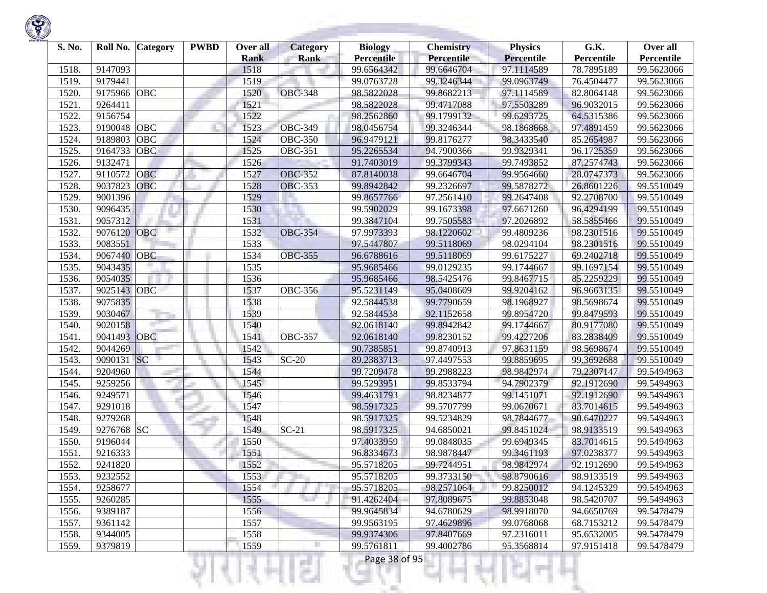| S. No. | Roll No. | Category | PWBD | Over all Rank | Category Rank | Biology Percentile | Chemistry Percentile | Physics Percentile | G.K. Percentile | Over all Percentile |
|---|---|---|---|---|---|---|---|---|---|---|
| 1518. | 9147093 | | | 1518 | | 99.6564342 | 99.6646704 | 97.1114589 | 78.7895189 | 99.5623066 |
| 1519. | 9179441 | | | 1519 | | 99.0763728 | 99.3246344 | 99.0963749 | 76.4504477 | 99.5623066 |
| 1520. | 9175966 | OBC | | 1520 | OBC-348 | 98.5822028 | 99.8682213 | 97.1114589 | 82.8064148 | 99.5623066 |
| 1521. | 9264411 | | | 1521 | | 98.5822028 | 99.4717088 | 97.5503289 | 96.9032015 | 99.5623066 |
| 1522. | 9156754 | | | 1522 | | 98.2562860 | 99.1799132 | 99.6293725 | 64.5315386 | 99.5623066 |
| 1523. | 9190048 | OBC | | 1523 | OBC-349 | 98.0456754 | 99.3246344 | 98.1868668 | 97.4891459 | 99.5623066 |
| 1524. | 9189803 | OBC | | 1524 | OBC-350 | 96.9479121 | 99.8176277 | 98.3433540 | 85.2654987 | 99.5623066 |
| 1525. | 9164733 | OBC | | 1525 | OBC-351 | 95.2265534 | 94.7900366 | 99.9329341 | 96.1725359 | 99.5623066 |
| 1526. | 9132471 | | | 1526 | | 91.7403019 | 99.3799343 | 99.7493852 | 87.2574743 | 99.5623066 |
| 1527. | 9110572 | OBC | | 1527 | OBC-352 | 87.8140038 | 99.6646704 | 99.9564660 | 28.0747373 | 99.5623066 |
| 1528. | 9037823 | OBC | | 1528 | OBC-353 | 99.8942842 | 99.2326697 | 99.5878272 | 26.8601226 | 99.5510049 |
| 1529. | 9001396 | | | 1529 | | 99.8657766 | 97.2561410 | 99.2647408 | 92.2708700 | 99.5510049 |
| 1530. | 9096435 | | | 1530 | | 99.5902029 | 99.1673398 | 97.6671260 | 96.4294199 | 99.5510049 |
| 1531. | 9057312 | | | 1531 | | 99.3847104 | 99.7505583 | 97.2026892 | 58.5855466 | 99.5510049 |
| 1532. | 9076120 | OBC | | 1532 | OBC-354 | 97.9973393 | 98.1220602 | 99.4809236 | 98.2301516 | 99.5510049 |
| 1533. | 9083551 | | | 1533 | | 97.5447807 | 99.5118069 | 98.0294104 | 98.2301516 | 99.5510049 |
| 1534. | 9067440 | OBC | | 1534 | OBC-355 | 96.6788616 | 99.5118069 | 99.6175227 | 69.2402718 | 99.5510049 |
| 1535. | 9043435 | | | 1535 | | 95.9685466 | 99.0129235 | 99.1744667 | 99.1697154 | 99.5510049 |
| 1536. | 9054035 | | | 1536 | | 95.9685466 | 98.5425476 | 99.8467715 | 85.2259229 | 99.5510049 |
| 1537. | 9025143 | OBC | | 1537 | OBC-356 | 95.5231149 | 95.0408609 | 99.9204162 | 96.9663135 | 99.5510049 |
| 1538. | 9075835 | | | 1538 | | 92.5844538 | 99.7790659 | 98.1968927 | 98.5698674 | 99.5510049 |
| 1539. | 9030467 | | | 1539 | | 92.5844538 | 92.1152658 | 99.8954720 | 99.8479593 | 99.5510049 |
| 1540. | 9020158 | | | 1540 | | 92.0618140 | 99.8942842 | 99.1744667 | 80.9177080 | 99.5510049 |
| 1541. | 9041493 | OBC | | 1541 | OBC-357 | 92.0618140 | 99.8230152 | 99.4227206 | 83.2838409 | 99.5510049 |
| 1542. | 9044269 | | | 1542 | | 90.7385851 | 99.8740913 | 97.8631159 | 98.5698674 | 99.5510049 |
| 1543. | 9090131 | SC | | 1543 | SC-20 | 89.2383713 | 97.4497553 | 99.8859695 | 99.3692688 | 99.5510049 |
| 1544. | 9204960 | | | 1544 | | 99.7209478 | 99.2988223 | 98.9842974 | 79.2307147 | 99.5494963 |
| 1545. | 9259256 | | | 1545 | | 99.5293951 | 99.8533794 | 94.7902379 | 92.1912690 | 99.5494963 |
| 1546. | 9249571 | | | 1546 | | 99.4631793 | 98.8234877 | 99.1451071 | 92.1912690 | 99.5494963 |
| 1547. | 9291018 | | | 1547 | | 98.5917325 | 99.5707799 | 99.0670671 | 83.7014615 | 99.5494963 |
| 1548. | 9279268 | | | 1548 | | 98.5917325 | 99.5234829 | 98.7844677 | 90.6470227 | 99.5494963 |
| 1549. | 9276768 | SC | | 1549 | SC-21 | 98.5917325 | 94.6850021 | 99.8451024 | 98.9133519 | 99.5494963 |
| 1550. | 9196044 | | | 1550 | | 97.4033959 | 99.0848035 | 99.6949345 | 83.7014615 | 99.5494963 |
| 1551. | 9216333 | | | 1551 | | 96.8334673 | 98.9878447 | 99.3461193 | 97.0238377 | 99.5494963 |
| 1552. | 9241820 | | | 1552 | | 95.5718205 | 99.7244951 | 98.9842974 | 92.1912690 | 99.5494963 |
| 1553. | 9232552 | | | 1553 | | 95.5718205 | 99.3733150 | 98.8790616 | 98.9133519 | 99.5494963 |
| 1554. | 9258677 | | | 1554 | | 95.5718205 | 98.2571064 | 99.8250012 | 94.1245329 | 99.5494963 |
| 1555. | 9260285 | | | 1555 | | 91.4262404 | 97.8089675 | 99.8853048 | 98.5420707 | 99.5494963 |
| 1556. | 9389187 | | | 1556 | | 99.9645834 | 94.6780629 | 98.9918070 | 94.6650769 | 99.5478479 |
| 1557. | 9361142 | | | 1557 | | 99.9563195 | 97.4629896 | 99.0768068 | 68.7153212 | 99.5478479 |
| 1558. | 9344005 | | | 1558 | | 99.9374306 | 97.8407669 | 97.2316011 | 95.6532005 | 99.5478479 |
| 1559. | 9379819 | | | 1559 | | 99.5761811 | 99.4002786 | 95.3568814 | 97.9151418 | 99.5478479 |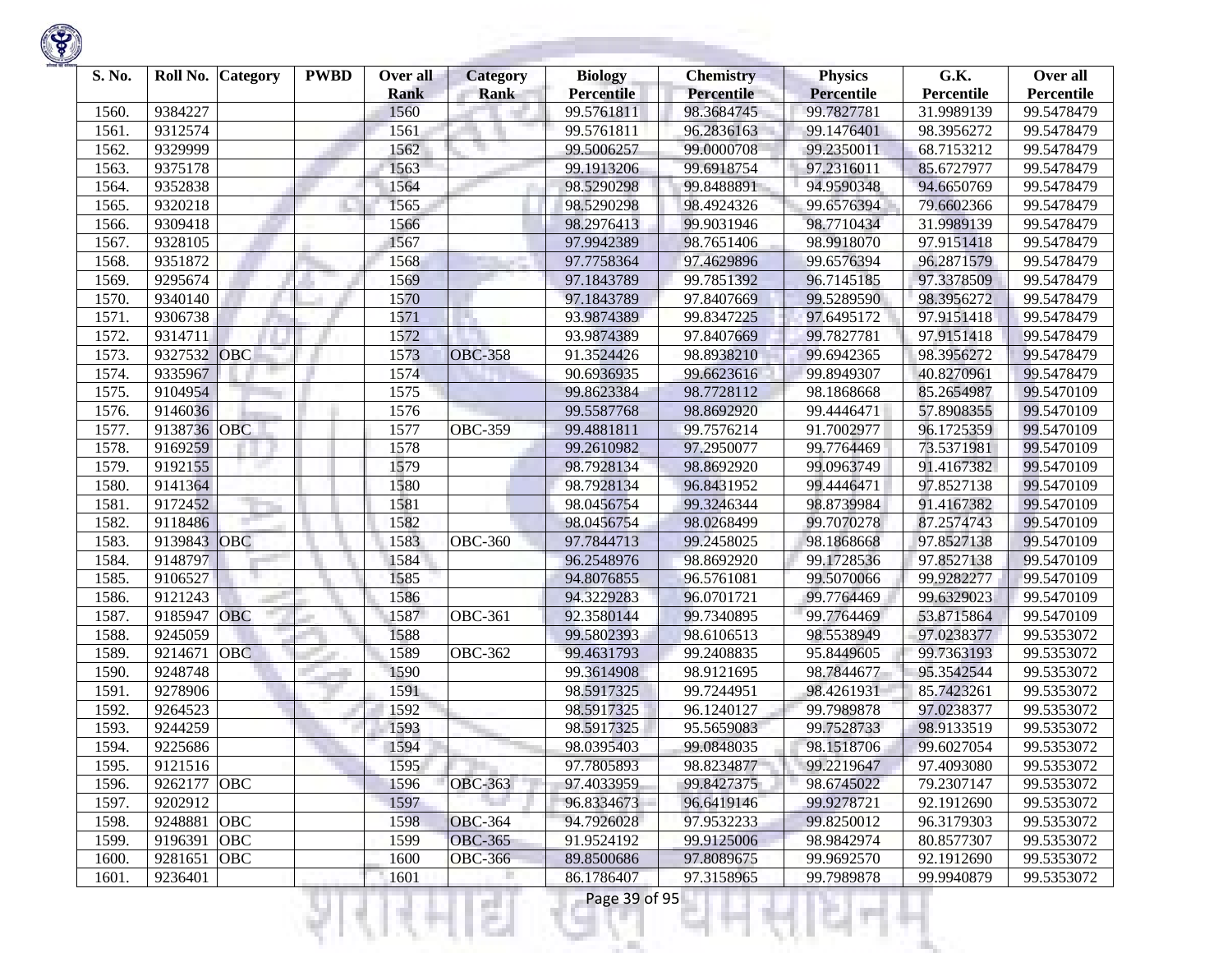| S. No. | Roll No. | Category | PWBD | Over all Rank | Category Rank | Biology Percentile | Chemistry Percentile | Physics Percentile | G.K. Percentile | Over all Percentile |
|---|---|---|---|---|---|---|---|---|---|---|
| 1560. | 9384227 | | | 1560 | | 99.5761811 | 98.3684745 | 99.7827781 | 31.9989139 | 99.5478479 |
| 1561. | 9312574 | | | 1561 | | 99.5761811 | 96.2836163 | 99.1476401 | 98.3956272 | 99.5478479 |
| 1562. | 9329999 | | | 1562 | | 99.5006257 | 99.0000708 | 99.2350011 | 68.7153212 | 99.5478479 |
| 1563. | 9375178 | | | 1563 | | 99.1913206 | 99.6918754 | 97.2316011 | 85.6727977 | 99.5478479 |
| 1564. | 9352838 | | | 1564 | | 98.5290298 | 99.8488891 | 94.9590348 | 94.6650769 | 99.5478479 |
| 1565. | 9320218 | | | 1565 | | 98.5290298 | 98.4924326 | 99.6576394 | 79.6602366 | 99.5478479 |
| 1566. | 9309418 | | | 1566 | | 98.2976413 | 99.9031946 | 98.7710434 | 31.9989139 | 99.5478479 |
| 1567. | 9328105 | | | 1567 | | 97.9942389 | 98.7651406 | 98.9918070 | 97.9151418 | 99.5478479 |
| 1568. | 9351872 | | | 1568 | | 97.7758364 | 97.4629896 | 99.6576394 | 96.2871579 | 99.5478479 |
| 1569. | 9295674 | | | 1569 | | 97.1843789 | 99.7851392 | 96.7145185 | 97.3378509 | 99.5478479 |
| 1570. | 9340140 | | | 1570 | | 97.1843789 | 97.8407669 | 99.5289590 | 98.3956272 | 99.5478479 |
| 1571. | 9306738 | | | 1571 | | 93.9874389 | 99.8347225 | 97.6495172 | 97.9151418 | 99.5478479 |
| 1572. | 9314711 | | | 1572 | | 93.9874389 | 97.8407669 | 99.7827781 | 97.9151418 | 99.5478479 |
| 1573. | 9327532 | OBC | | 1573 | OBC-358 | 91.3524426 | 98.8938210 | 99.6942365 | 98.3956272 | 99.5478479 |
| 1574. | 9335967 | | | 1574 | | 90.6936935 | 99.6623616 | 99.8949307 | 40.8270961 | 99.5478479 |
| 1575. | 9104954 | | | 1575 | | 99.8623384 | 98.7728112 | 98.1868668 | 85.2654987 | 99.5470109 |
| 1576. | 9146036 | | | 1576 | | 99.5587768 | 98.8692920 | 99.4446471 | 57.8908355 | 99.5470109 |
| 1577. | 9138736 | OBC | | 1577 | OBC-359 | 99.4881811 | 99.7576214 | 91.7002977 | 96.1725359 | 99.5470109 |
| 1578. | 9169259 | | | 1578 | | 99.2610982 | 97.2950077 | 99.7764469 | 73.5371981 | 99.5470109 |
| 1579. | 9192155 | | | 1579 | | 98.7928134 | 98.8692920 | 99.0963749 | 91.4167382 | 99.5470109 |
| 1580. | 9141364 | | | 1580 | | 98.7928134 | 96.8431952 | 99.4446471 | 97.8527138 | 99.5470109 |
| 1581. | 9172452 | | | 1581 | | 98.0456754 | 99.3246344 | 98.8739984 | 91.4167382 | 99.5470109 |
| 1582. | 9118486 | | | 1582 | | 98.0456754 | 98.0268499 | 99.7070278 | 87.2574743 | 99.5470109 |
| 1583. | 9139843 | OBC | | 1583 | OBC-360 | 97.7844713 | 99.2458025 | 98.1868668 | 97.8527138 | 99.5470109 |
| 1584. | 9148797 | | | 1584 | | 96.2548976 | 98.8692920 | 99.1728536 | 97.8527138 | 99.5470109 |
| 1585. | 9106527 | | | 1585 | | 94.8076855 | 96.5761081 | 99.5070066 | 99.9282277 | 99.5470109 |
| 1586. | 9121243 | | | 1586 | | 94.3229283 | 96.0701721 | 99.7764469 | 99.6329023 | 99.5470109 |
| 1587. | 9185947 | OBC | | 1587 | OBC-361 | 92.3580144 | 99.7340895 | 99.7764469 | 53.8715864 | 99.5470109 |
| 1588. | 9245059 | | | 1588 | | 99.5802393 | 98.6106513 | 98.5538949 | 97.0238377 | 99.5353072 |
| 1589. | 9214671 | OBC | | 1589 | OBC-362 | 99.4631793 | 99.2408835 | 95.8449605 | 99.7363193 | 99.5353072 |
| 1590. | 9248748 | | | 1590 | | 99.3614908 | 98.9121695 | 98.7844677 | 95.3542544 | 99.5353072 |
| 1591. | 9278906 | | | 1591 | | 98.5917325 | 99.7244951 | 98.4261931 | 85.7423261 | 99.5353072 |
| 1592. | 9264523 | | | 1592 | | 98.5917325 | 96.1240127 | 99.7989878 | 97.0238377 | 99.5353072 |
| 1593. | 9244259 | | | 1593 | | 98.5917325 | 95.5659083 | 99.7528733 | 98.9133519 | 99.5353072 |
| 1594. | 9225686 | | | 1594 | | 98.0395403 | 99.0848035 | 98.1518706 | 99.6027054 | 99.5353072 |
| 1595. | 9121516 | | | 1595 | | 97.7805893 | 98.8234877 | 99.2219647 | 97.4093080 | 99.5353072 |
| 1596. | 9262177 | OBC | | 1596 | OBC-363 | 97.4033959 | 99.8427375 | 98.6745022 | 79.2307147 | 99.5353072 |
| 1597. | 9202912 | | | 1597 | | 96.8334673 | 96.6419146 | 99.9278721 | 92.1912690 | 99.5353072 |
| 1598. | 9248881 | OBC | | 1598 | OBC-364 | 94.7926028 | 97.9532233 | 99.8250012 | 96.3179303 | 99.5353072 |
| 1599. | 9196391 | OBC | | 1599 | OBC-365 | 91.9524192 | 99.9125006 | 98.9842974 | 80.8577307 | 99.5353072 |
| 1600. | 9281651 | OBC | | 1600 | OBC-366 | 89.8500686 | 97.8089675 | 99.9692570 | 92.1912690 | 99.5353072 |
| 1601. | 9236401 | | | 1601 | | 86.1786407 | 97.3158965 | 99.7989878 | 99.9940879 | 99.5353072 |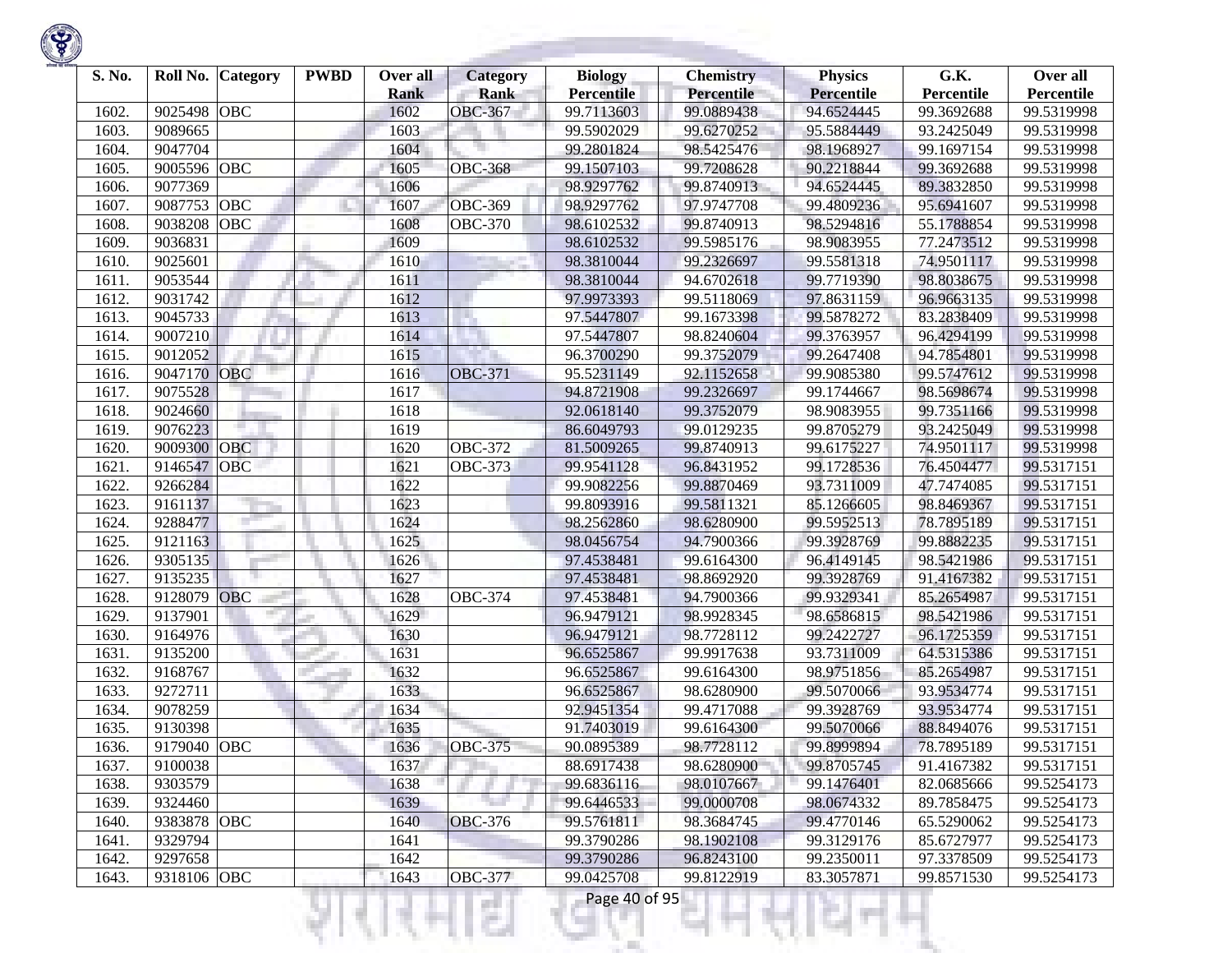| S. No. | Roll No. | Category | PWBD | Over all Rank | Category Rank | Biology Percentile | Chemistry Percentile | Physics Percentile | G.K. Percentile | Over all Percentile |
|---|---|---|---|---|---|---|---|---|---|---|
| 1602. | 9025498 | OBC | | 1602 | OBC-367 | 99.7113603 | 99.0889438 | 94.6524445 | 99.3692688 | 99.5319998 |
| 1603. | 9089665 | | | 1603 | | 99.5902029 | 99.6270252 | 95.5884449 | 93.2425049 | 99.5319998 |
| 1604. | 9047704 | | | 1604 | | 99.2801824 | 98.5425476 | 98.1968927 | 99.1697154 | 99.5319998 |
| 1605. | 9005596 | OBC | | 1605 | OBC-368 | 99.1507103 | 99.7208628 | 90.2218844 | 99.3692688 | 99.5319998 |
| 1606. | 9077369 | | | 1606 | | 98.9297762 | 99.8740913 | 94.6524445 | 89.3832850 | 99.5319998 |
| 1607. | 9087753 | OBC | | 1607 | OBC-369 | 98.9297762 | 97.9747708 | 99.4809236 | 95.6941607 | 99.5319998 |
| 1608. | 9038208 | OBC | | 1608 | OBC-370 | 98.6102532 | 99.8740913 | 98.5294816 | 55.1788854 | 99.5319998 |
| 1609. | 9036831 | | | 1609 | | 98.6102532 | 99.5985176 | 98.9083955 | 77.2473512 | 99.5319998 |
| 1610. | 9025601 | | | 1610 | | 98.3810044 | 99.2326697 | 99.5581318 | 74.9501117 | 99.5319998 |
| 1611. | 9053544 | | | 1611 | | 98.3810044 | 94.6702618 | 99.7719390 | 98.8038675 | 99.5319998 |
| 1612. | 9031742 | | | 1612 | | 97.9973393 | 99.5118069 | 97.8631159 | 96.9663135 | 99.5319998 |
| 1613. | 9045733 | | | 1613 | | 97.5447807 | 99.1673398 | 99.5878272 | 83.2838409 | 99.5319998 |
| 1614. | 9007210 | | | 1614 | | 97.5447807 | 98.8240604 | 99.3763957 | 96.4294199 | 99.5319998 |
| 1615. | 9012052 | | | 1615 | | 96.3700290 | 99.3752079 | 99.2647408 | 94.7854801 | 99.5319998 |
| 1616. | 9047170 | OBC | | 1616 | OBC-371 | 95.5231149 | 92.1152658 | 99.9085380 | 99.5747612 | 99.5319998 |
| 1617. | 9075528 | | | 1617 | | 94.8721908 | 99.2326697 | 99.1744667 | 98.5698674 | 99.5319998 |
| 1618. | 9024660 | | | 1618 | | 92.0618140 | 99.3752079 | 98.9083955 | 99.7351166 | 99.5319998 |
| 1619. | 9076223 | | | 1619 | | 86.6049793 | 99.0129235 | 99.8705279 | 93.2425049 | 99.5319998 |
| 1620. | 9009300 | OBC | | 1620 | OBC-372 | 81.5009265 | 99.8740913 | 99.6175227 | 74.9501117 | 99.5319998 |
| 1621. | 9146547 | OBC | | 1621 | OBC-373 | 99.9541128 | 96.8431952 | 99.1728536 | 76.4504477 | 99.5317151 |
| 1622. | 9266284 | | | 1622 | | 99.9082256 | 99.8870469 | 93.7311009 | 47.7474085 | 99.5317151 |
| 1623. | 9161137 | | | 1623 | | 99.8093916 | 99.5811321 | 85.1266605 | 98.8469367 | 99.5317151 |
| 1624. | 9288477 | | | 1624 | | 98.2562860 | 98.6280900 | 99.5952513 | 78.7895189 | 99.5317151 |
| 1625. | 9121163 | | | 1625 | | 98.0456754 | 94.7900366 | 99.3928769 | 99.8882235 | 99.5317151 |
| 1626. | 9305135 | | | 1626 | | 97.4538481 | 99.6164300 | 96.4149145 | 98.5421986 | 99.5317151 |
| 1627. | 9135235 | | | 1627 | | 97.4538481 | 98.8692920 | 99.3928769 | 91.4167382 | 99.5317151 |
| 1628. | 9128079 | OBC | | 1628 | OBC-374 | 97.4538481 | 94.7900366 | 99.9329341 | 85.2654987 | 99.5317151 |
| 1629. | 9137901 | | | 1629 | | 96.9479121 | 98.9928345 | 98.6586815 | 98.5421986 | 99.5317151 |
| 1630. | 9164976 | | | 1630 | | 96.9479121 | 98.7728112 | 99.2422727 | 96.1725359 | 99.5317151 |
| 1631. | 9135200 | | | 1631 | | 96.6525867 | 99.9917638 | 93.7311009 | 64.5315386 | 99.5317151 |
| 1632. | 9168767 | | | 1632 | | 96.6525867 | 99.6164300 | 98.9751856 | 85.2654987 | 99.5317151 |
| 1633. | 9272711 | | | 1633 | | 96.6525867 | 98.6280900 | 99.5070066 | 93.9534774 | 99.5317151 |
| 1634. | 9078259 | | | 1634 | | 92.9451354 | 99.4717088 | 99.3928769 | 93.9534774 | 99.5317151 |
| 1635. | 9130398 | | | 1635 | | 91.7403019 | 99.6164300 | 99.5070066 | 88.8494076 | 99.5317151 |
| 1636. | 9179040 | OBC | | 1636 | OBC-375 | 90.0895389 | 98.7728112 | 99.8999894 | 78.7895189 | 99.5317151 |
| 1637. | 9100038 | | | 1637 | | 88.6917438 | 98.6280900 | 99.8705745 | 91.4167382 | 99.5317151 |
| 1638. | 9303579 | | | 1638 | | 99.6836116 | 98.0107667 | 99.1476401 | 82.0685666 | 99.5254173 |
| 1639. | 9324460 | | | 1639 | | 99.6446533 | 99.0000708 | 98.0674332 | 89.7858475 | 99.5254173 |
| 1640. | 9383878 | OBC | | 1640 | OBC-376 | 99.5761811 | 98.3684745 | 99.4770146 | 65.5290062 | 99.5254173 |
| 1641. | 9329794 | | | 1641 | | 99.3790286 | 98.1902108 | 99.3129176 | 85.6727977 | 99.5254173 |
| 1642. | 9297658 | | | 1642 | | 99.3790286 | 96.8243100 | 99.2350011 | 97.3378509 | 99.5254173 |
| 1643. | 9318106 | OBC | | 1643 | OBC-377 | 99.0425708 | 99.8122919 | 83.3057871 | 99.8571530 | 99.5254173 |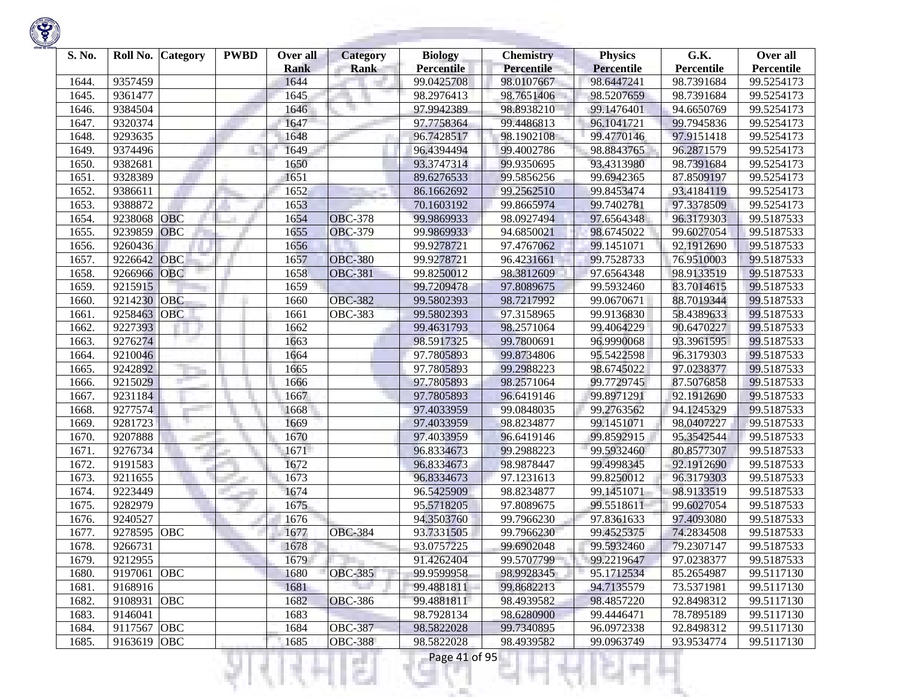| S. No. | Roll No. | Category | PWBD | Over all Rank | Category Rank | Biology Percentile | Chemistry Percentile | Physics Percentile | G.K. Percentile | Over all Percentile |
|---|---|---|---|---|---|---|---|---|---|---|
| 1644. | 9357459 | | | 1644 | | 99.0425708 | 98.0107667 | 98.6447241 | 98.7391684 | 99.5254173 |
| 1645. | 9361477 | | | 1645 | | 98.2976413 | 98.7651406 | 98.5207659 | 98.7391684 | 99.5254173 |
| 1646. | 9384504 | | | 1646 | | 97.9942389 | 98.8938210 | 99.1476401 | 94.6650769 | 99.5254173 |
| 1647. | 9320374 | | | 1647 | | 97.7758364 | 99.4486813 | 96.1041721 | 99.7945836 | 99.5254173 |
| 1648. | 9293635 | | | 1648 | | 96.7428517 | 98.1902108 | 99.4770146 | 97.9151418 | 99.5254173 |
| 1649. | 9374496 | | | 1649 | | 96.4394494 | 99.4002786 | 98.8843765 | 96.2871579 | 99.5254173 |
| 1650. | 9382681 | | | 1650 | | 93.3747314 | 99.9350695 | 93.4313980 | 98.7391684 | 99.5254173 |
| 1651. | 9328389 | | | 1651 | | 89.6276533 | 99.5856256 | 99.6942365 | 87.8509197 | 99.5254173 |
| 1652. | 9386611 | | | 1652 | | 86.1662692 | 99.2562510 | 99.8453474 | 93.4184119 | 99.5254173 |
| 1653. | 9388872 | | | 1653 | | 70.1603192 | 99.8665974 | 99.7402781 | 97.3378509 | 99.5254173 |
| 1654. | 9238068 | OBC | | 1654 | OBC-378 | 99.9869933 | 98.0927494 | 97.6564348 | 96.3179303 | 99.5187533 |
| 1655. | 9239859 | OBC | | 1655 | OBC-379 | 99.9869933 | 94.6850021 | 98.6745022 | 99.6027054 | 99.5187533 |
| 1656. | 9260436 | | | 1656 | | 99.9278721 | 97.4767062 | 99.1451071 | 92.1912690 | 99.5187533 |
| 1657. | 9226642 | OBC | | 1657 | OBC-380 | 99.9278721 | 96.4231661 | 99.7528733 | 76.9510003 | 99.5187533 |
| 1658. | 9266966 | OBC | | 1658 | OBC-381 | 99.8250012 | 98.3812609 | 97.6564348 | 98.9133519 | 99.5187533 |
| 1659. | 9215915 | | | 1659 | | 99.7209478 | 97.8089675 | 99.5932460 | 83.7014615 | 99.5187533 |
| 1660. | 9214230 | OBC | | 1660 | OBC-382 | 99.5802393 | 98.7217992 | 99.0670671 | 88.7019344 | 99.5187533 |
| 1661. | 9258463 | OBC | | 1661 | OBC-383 | 99.5802393 | 97.3158965 | 99.9136830 | 58.4389633 | 99.5187533 |
| 1662. | 9227393 | | | 1662 | | 99.4631793 | 98.2571064 | 99.4064229 | 90.6470227 | 99.5187533 |
| 1663. | 9276274 | | | 1663 | | 98.5917325 | 99.7800691 | 96.9990068 | 93.3961595 | 99.5187533 |
| 1664. | 9210046 | | | 1664 | | 97.7805893 | 99.8734806 | 95.5422598 | 96.3179303 | 99.5187533 |
| 1665. | 9242892 | | | 1665 | | 97.7805893 | 99.2988223 | 98.6745022 | 97.0238377 | 99.5187533 |
| 1666. | 9215029 | | | 1666 | | 97.7805893 | 98.2571064 | 99.7729745 | 87.5076858 | 99.5187533 |
| 1667. | 9231184 | | | 1667 | | 97.7805893 | 96.6419146 | 99.8971291 | 92.1912690 | 99.5187533 |
| 1668. | 9277574 | | | 1668 | | 97.4033959 | 99.0848035 | 99.2763562 | 94.1245329 | 99.5187533 |
| 1669. | 9281723 | | | 1669 | | 97.4033959 | 98.8234877 | 99.1451071 | 98.0407227 | 99.5187533 |
| 1670. | 9207888 | | | 1670 | | 97.4033959 | 96.6419146 | 99.8592915 | 95.3542544 | 99.5187533 |
| 1671. | 9276734 | | | 1671 | | 96.8334673 | 99.2988223 | 99.5932460 | 80.8577307 | 99.5187533 |
| 1672. | 9191583 | | | 1672 | | 96.8334673 | 98.9878447 | 99.4998345 | 92.1912690 | 99.5187533 |
| 1673. | 9211655 | | | 1673 | | 96.8334673 | 97.1231613 | 99.8250012 | 96.3179303 | 99.5187533 |
| 1674. | 9223449 | | | 1674 | | 96.5425909 | 98.8234877 | 99.1451071 | 98.9133519 | 99.5187533 |
| 1675. | 9282979 | | | 1675 | | 95.5718205 | 97.8089675 | 99.5518611 | 99.6027054 | 99.5187533 |
| 1676. | 9240527 | | | 1676 | | 94.3503760 | 99.7966230 | 97.8361633 | 97.4093080 | 99.5187533 |
| 1677. | 9278595 | OBC | | 1677 | OBC-384 | 93.7331505 | 99.7966230 | 99.4525375 | 74.2834508 | 99.5187533 |
| 1678. | 9266731 | | | 1678 | | 93.0757225 | 99.6902048 | 99.5932460 | 79.2307147 | 99.5187533 |
| 1679. | 9212955 | | | 1679 | | 91.4262404 | 99.5707799 | 99.2219647 | 97.0238377 | 99.5187533 |
| 1680. | 9197061 | OBC | | 1680 | OBC-385 | 99.9599958 | 98.9928345 | 95.1712534 | 85.2654987 | 99.5117130 |
| 1681. | 9168916 | | | 1681 | | 99.4881811 | 99.8682213 | 94.7135579 | 73.5371981 | 99.5117130 |
| 1682. | 9108931 | OBC | | 1682 | OBC-386 | 99.4881811 | 98.4939582 | 98.4857220 | 92.8498312 | 99.5117130 |
| 1683. | 9146041 | | | 1683 | | 98.7928134 | 98.6280900 | 99.4446471 | 78.7895189 | 99.5117130 |
| 1684. | 9117567 | OBC | | 1684 | OBC-387 | 98.5822028 | 99.7340895 | 96.0972338 | 92.8498312 | 99.5117130 |
| 1685. | 9163619 | OBC | | 1685 | OBC-388 | 98.5822028 | 98.4939582 | 99.0963749 | 93.9534774 | 99.5117130 |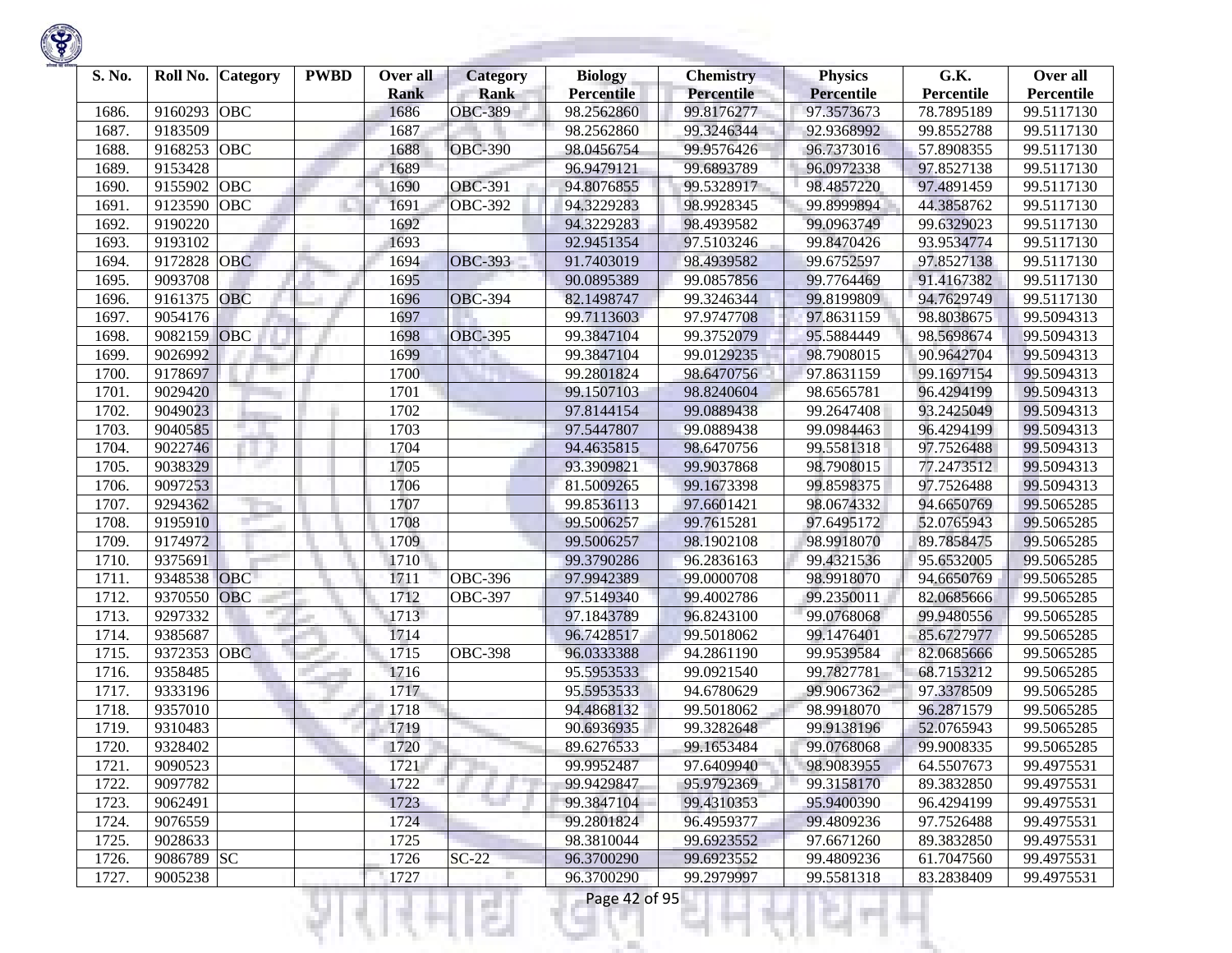| S. No. | Roll No. | Category | PWBD | Over all Rank | Category Rank | Biology Percentile | Chemistry Percentile | Physics Percentile | G.K. Percentile | Over all Percentile |
|---|---|---|---|---|---|---|---|---|---|---|
| 1686. | 9160293 | OBC | | 1686 | OBC-389 | 98.2562860 | 99.8176277 | 97.3573673 | 78.7895189 | 99.5117130 |
| 1687. | 9183509 | | | 1687 | | 98.2562860 | 99.3246344 | 92.9368992 | 99.8552788 | 99.5117130 |
| 1688. | 9168253 | OBC | | 1688 | OBC-390 | 98.0456754 | 99.9576426 | 96.7373016 | 57.8908355 | 99.5117130 |
| 1689. | 9153428 | | | 1689 | | 96.9479121 | 99.6893789 | 96.0972338 | 97.8527138 | 99.5117130 |
| 1690. | 9155902 | OBC | | 1690 | OBC-391 | 94.8076855 | 99.5328917 | 98.4857220 | 97.4891459 | 99.5117130 |
| 1691. | 9123590 | OBC | | 1691 | OBC-392 | 94.3229283 | 98.9928345 | 99.8999894 | 44.3858762 | 99.5117130 |
| 1692. | 9190220 | | | 1692 | | 94.3229283 | 98.4939582 | 99.0963749 | 99.6329023 | 99.5117130 |
| 1693. | 9193102 | | | 1693 | | 92.9451354 | 97.5103246 | 99.8470426 | 93.9534774 | 99.5117130 |
| 1694. | 9172828 | OBC | | 1694 | OBC-393 | 91.7403019 | 98.4939582 | 99.6752597 | 97.8527138 | 99.5117130 |
| 1695. | 9093708 | | | 1695 | | 90.0895389 | 99.0857856 | 99.7764469 | 91.4167382 | 99.5117130 |
| 1696. | 9161375 | OBC | | 1696 | OBC-394 | 82.1498747 | 99.3246344 | 99.8199809 | 94.7629749 | 99.5117130 |
| 1697. | 9054176 | | | 1697 | | 99.7113603 | 97.9747708 | 97.8631159 | 98.8038675 | 99.5094313 |
| 1698. | 9082159 | OBC | | 1698 | OBC-395 | 99.3847104 | 99.3752079 | 95.5884449 | 98.5698674 | 99.5094313 |
| 1699. | 9026992 | | | 1699 | | 99.3847104 | 99.0129235 | 98.7908015 | 90.9642704 | 99.5094313 |
| 1700. | 9178697 | | | 1700 | | 99.2801824 | 98.6470756 | 97.8631159 | 99.1697154 | 99.5094313 |
| 1701. | 9029420 | | | 1701 | | 99.1507103 | 98.8240604 | 98.6565781 | 96.4294199 | 99.5094313 |
| 1702. | 9049023 | | | 1702 | | 97.8144154 | 99.0889438 | 99.2647408 | 93.2425049 | 99.5094313 |
| 1703. | 9040585 | | | 1703 | | 97.5447807 | 99.0889438 | 99.0984463 | 96.4294199 | 99.5094313 |
| 1704. | 9022746 | | | 1704 | | 94.4635815 | 98.6470756 | 99.5581318 | 97.7526488 | 99.5094313 |
| 1705. | 9038329 | | | 1705 | | 93.3909821 | 99.9037868 | 98.7908015 | 77.2473512 | 99.5094313 |
| 1706. | 9097253 | | | 1706 | | 81.5009265 | 99.1673398 | 99.8598375 | 97.7526488 | 99.5094313 |
| 1707. | 9294362 | | | 1707 | | 99.8536113 | 97.6601421 | 98.0674332 | 94.6650769 | 99.5065285 |
| 1708. | 9195910 | | | 1708 | | 99.5006257 | 99.7615281 | 97.6495172 | 52.0765943 | 99.5065285 |
| 1709. | 9174972 | | | 1709 | | 99.5006257 | 98.1902108 | 98.9918070 | 89.7858475 | 99.5065285 |
| 1710. | 9375691 | | | 1710 | | 99.3790286 | 96.2836163 | 99.4321536 | 95.6532005 | 99.5065285 |
| 1711. | 9348538 | OBC | | 1711 | OBC-396 | 97.9942389 | 99.0000708 | 98.9918070 | 94.6650769 | 99.5065285 |
| 1712. | 9370550 | OBC | | 1712 | OBC-397 | 97.5149340 | 99.4002786 | 99.2350011 | 82.0685666 | 99.5065285 |
| 1713. | 9297332 | | | 1713 | | 97.1843789 | 96.8243100 | 99.0768068 | 99.9480556 | 99.5065285 |
| 1714. | 9385687 | | | 1714 | | 96.7428517 | 99.5018062 | 99.1476401 | 85.6727977 | 99.5065285 |
| 1715. | 9372353 | OBC | | 1715 | OBC-398 | 96.0333388 | 94.2861190 | 99.9539584 | 82.0685666 | 99.5065285 |
| 1716. | 9358485 | | | 1716 | | 95.5953533 | 99.0921540 | 99.7827781 | 68.7153212 | 99.5065285 |
| 1717. | 9333196 | | | 1717 | | 95.5953533 | 94.6780629 | 99.9067362 | 97.3378509 | 99.5065285 |
| 1718. | 9357010 | | | 1718 | | 94.4868132 | 99.5018062 | 98.9918070 | 96.2871579 | 99.5065285 |
| 1719. | 9310483 | | | 1719 | | 90.6936935 | 99.3282648 | 99.9138196 | 52.0765943 | 99.5065285 |
| 1720. | 9328402 | | | 1720 | | 89.6276533 | 99.1653484 | 99.0768068 | 99.9008335 | 99.5065285 |
| 1721. | 9090523 | | | 1721 | | 99.9952487 | 97.6409940 | 98.9083955 | 64.5507673 | 99.4975531 |
| 1722. | 9097782 | | | 1722 | | 99.9429847 | 95.9792369 | 99.3158170 | 89.3832850 | 99.4975531 |
| 1723. | 9062491 | | | 1723 | | 99.3847104 | 99.4310353 | 95.9400390 | 96.4294199 | 99.4975531 |
| 1724. | 9076559 | | | 1724 | | 99.2801824 | 96.4959377 | 99.4809236 | 97.7526488 | 99.4975531 |
| 1725. | 9028633 | | | 1725 | | 98.3810044 | 99.6923552 | 97.6671260 | 89.3832850 | 99.4975531 |
| 1726. | 9086789 | SC | | 1726 | SC-22 | 96.3700290 | 99.6923552 | 99.4809236 | 61.7047560 | 99.4975531 |
| 1727. | 9005238 | | | 1727 | | 96.3700290 | 99.2979997 | 99.5581318 | 83.2838409 | 99.4975531 |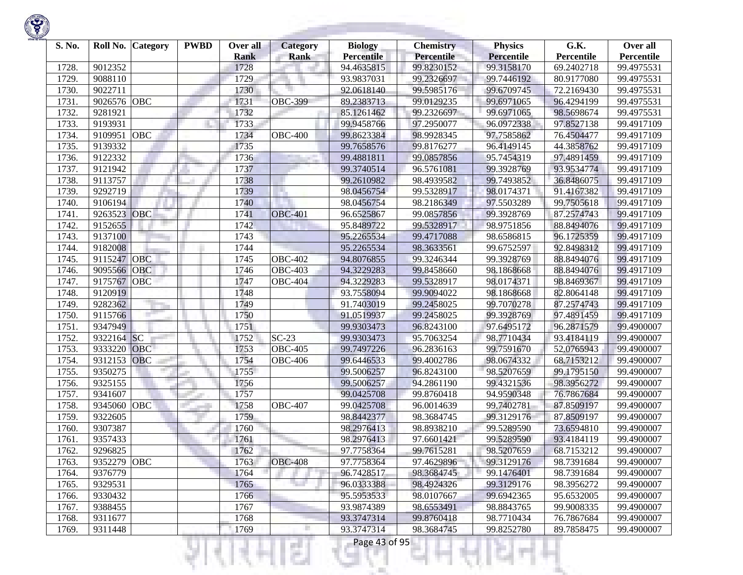| S. No. | Roll No. | Category | PWBD | Over all Rank | Category Rank | Biology Percentile | Chemistry Percentile | Physics Percentile | G.K. Percentile | Over all Percentile |
|---|---|---|---|---|---|---|---|---|---|---|
| 1728. | 9012352 | | | 1728 | | 94.4635815 | 99.8230152 | 99.3158170 | 69.2402718 | 99.4975531 |
| 1729. | 9088110 | | | 1729 | | 93.9837031 | 99.2326697 | 99.7446192 | 80.9177080 | 99.4975531 |
| 1730. | 9022711 | | | 1730 | | 92.0618140 | 99.5985176 | 99.6709745 | 72.2169430 | 99.4975531 |
| 1731. | 9026576 | OBC | | 1731 | OBC-399 | 89.2383713 | 99.0129235 | 99.6971065 | 96.4294199 | 99.4975531 |
| 1732. | 9281921 | | | 1732 | | 85.1261462 | 99.2326697 | 99.6971065 | 98.5698674 | 99.4975531 |
| 1733. | 9193931 | | | 1733 | | 99.9458766 | 97.2950077 | 96.0972338 | 97.8527138 | 99.4917109 |
| 1734. | 9109951 | OBC | | 1734 | OBC-400 | 99.8623384 | 98.9928345 | 97.7585862 | 76.4504477 | 99.4917109 |
| 1735. | 9139332 | | | 1735 | | 99.7658576 | 99.8176277 | 96.4149145 | 44.3858762 | 99.4917109 |
| 1736. | 9122332 | | | 1736 | | 99.4881811 | 99.0857856 | 95.7454319 | 97.4891459 | 99.4917109 |
| 1737. | 9121942 | | | 1737 | | 99.3740514 | 96.5761081 | 99.3928769 | 93.9534774 | 99.4917109 |
| 1738. | 9113757 | | | 1738 | | 99.2610982 | 98.4939582 | 99.7493852 | 36.8486075 | 99.4917109 |
| 1739. | 9292719 | | | 1739 | | 98.0456754 | 99.5328917 | 98.0174371 | 91.4167382 | 99.4917109 |
| 1740. | 9106194 | | | 1740 | | 98.0456754 | 98.2186349 | 97.5503289 | 99.7505618 | 99.4917109 |
| 1741. | 9263523 | OBC | | 1741 | OBC-401 | 96.6525867 | 99.0857856 | 99.3928769 | 87.2574743 | 99.4917109 |
| 1742. | 9152655 | | | 1742 | | 95.8489722 | 99.5328917 | 98.9751856 | 88.8494076 | 99.4917109 |
| 1743. | 9137100 | | | 1743 | | 95.2265534 | 99.4717088 | 98.6586815 | 96.1725359 | 99.4917109 |
| 1744. | 9182008 | | | 1744 | | 95.2265534 | 98.3633561 | 99.6752597 | 92.8498312 | 99.4917109 |
| 1745. | 9115247 | OBC | | 1745 | OBC-402 | 94.8076855 | 99.3246344 | 99.3928769 | 88.8494076 | 99.4917109 |
| 1746. | 9095566 | OBC | | 1746 | OBC-403 | 94.3229283 | 99.8458660 | 98.1868668 | 88.8494076 | 99.4917109 |
| 1747. | 9175767 | OBC | | 1747 | OBC-404 | 94.3229283 | 99.5328917 | 98.0174371 | 98.8469367 | 99.4917109 |
| 1748. | 9120919 | | | 1748 | | 93.7558094 | 99.9094022 | 98.1868668 | 82.8064148 | 99.4917109 |
| 1749. | 9282362 | | | 1749 | | 91.7403019 | 99.2458025 | 99.7070278 | 87.2574743 | 99.4917109 |
| 1750. | 9115766 | | | 1750 | | 91.0519937 | 99.2458025 | 99.3928769 | 97.4891459 | 99.4917109 |
| 1751. | 9347949 | | | 1751 | | 99.9303473 | 96.8243100 | 97.6495172 | 96.2871579 | 99.4900007 |
| 1752. | 9322164 | SC | | 1752 | SC-23 | 99.9303473 | 95.7063254 | 98.7710434 | 93.4184119 | 99.4900007 |
| 1753. | 9333220 | OBC | | 1753 | OBC-405 | 99.7497226 | 96.2836163 | 99.7591670 | 52.0765943 | 99.4900007 |
| 1754. | 9312153 | OBC | | 1754 | OBC-406 | 99.6446533 | 99.4002786 | 98.0674332 | 68.7153212 | 99.4900007 |
| 1755. | 9350275 | | | 1755 | | 99.5006257 | 96.8243100 | 98.5207659 | 99.1795150 | 99.4900007 |
| 1756. | 9325155 | | | 1756 | | 99.5006257 | 94.2861190 | 99.4321536 | 98.3956272 | 99.4900007 |
| 1757. | 9341607 | | | 1757 | | 99.0425708 | 99.8760418 | 94.9590348 | 76.7867684 | 99.4900007 |
| 1758. | 9345060 | OBC | | 1758 | OBC-407 | 99.0425708 | 96.0014639 | 99.7402781 | 87.8509197 | 99.4900007 |
| 1759. | 9322605 | | | 1759 | | 98.8442377 | 98.3684745 | 99.3129176 | 87.8509197 | 99.4900007 |
| 1760. | 9307387 | | | 1760 | | 98.2976413 | 98.8938210 | 99.5289590 | 73.6594810 | 99.4900007 |
| 1761. | 9357433 | | | 1761 | | 98.2976413 | 97.6601421 | 99.5289590 | 93.4184119 | 99.4900007 |
| 1762. | 9296825 | | | 1762 | | 97.7758364 | 99.7615281 | 98.5207659 | 68.7153212 | 99.4900007 |
| 1763. | 9352279 | OBC | | 1763 | OBC-408 | 97.7758364 | 97.4629896 | 99.3129176 | 98.7391684 | 99.4900007 |
| 1764. | 9376779 | | | 1764 | | 96.7428517 | 98.3684745 | 99.1476401 | 98.7391684 | 99.4900007 |
| 1765. | 9329531 | | | 1765 | | 96.0333388 | 98.4924326 | 99.3129176 | 98.3956272 | 99.4900007 |
| 1766. | 9330432 | | | 1766 | | 95.5953533 | 98.0107667 | 99.6942365 | 95.6532005 | 99.4900007 |
| 1767. | 9388455 | | | 1767 | | 93.9874389 | 98.6553491 | 98.8843765 | 99.9008335 | 99.4900007 |
| 1768. | 9311677 | | | 1768 | | 93.3747314 | 99.8760418 | 98.7710434 | 76.7867684 | 99.4900007 |
| 1769. | 9311448 | | | 1769 | | 93.3747314 | 98.3684745 | 99.8252780 | 89.7858475 | 99.4900007 |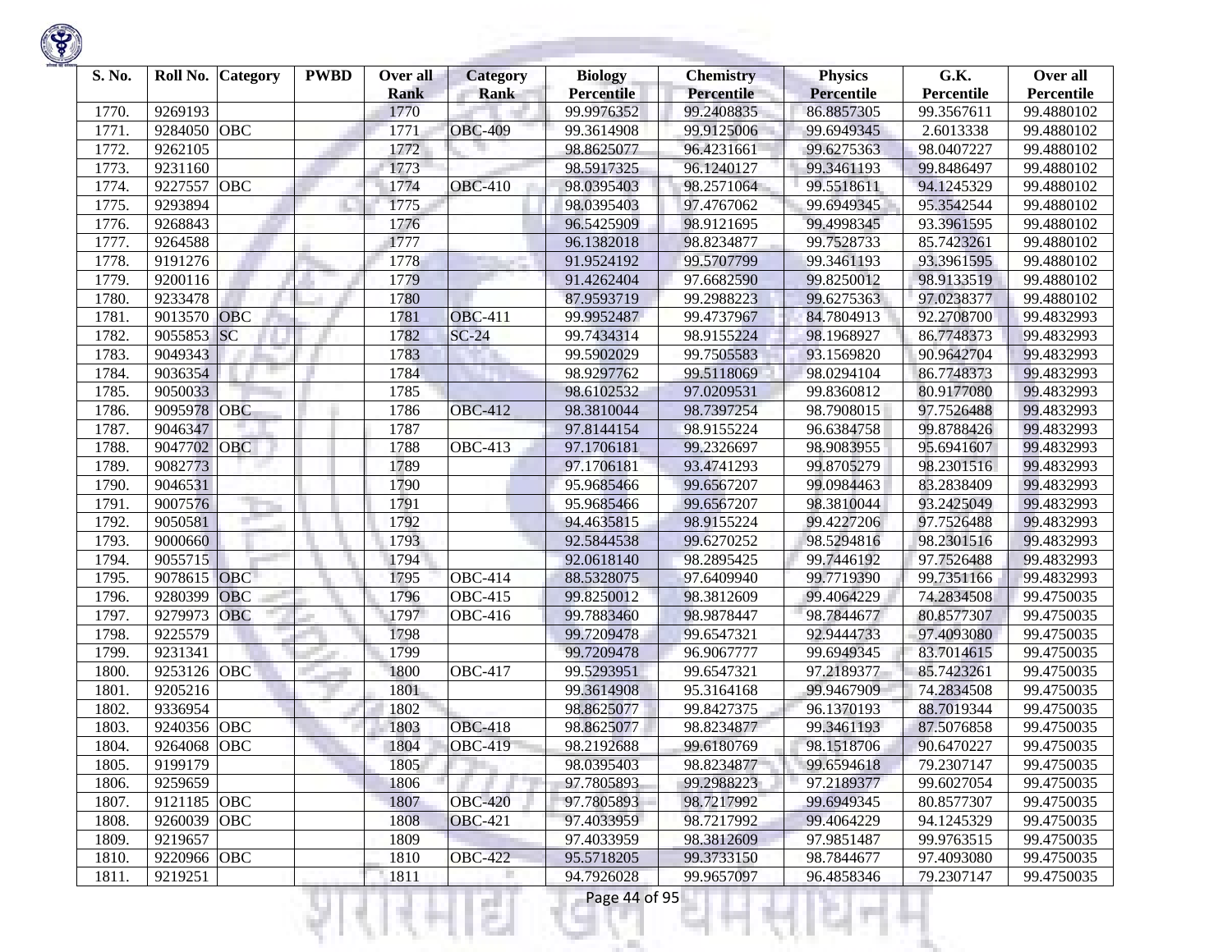| S. No. | Roll No. | Category | PWBD | Over all Rank | Category Rank | Biology Percentile | Chemistry Percentile | Physics Percentile | G.K. Percentile | Over all Percentile |
|---|---|---|---|---|---|---|---|---|---|---|
| 1770. | 9269193 | | | 1770 | | 99.9976352 | 99.2408835 | 86.8857305 | 99.3567611 | 99.4880102 |
| 1771. | 9284050 | OBC | | 1771 | OBC-409 | 99.3614908 | 99.9125006 | 99.6949345 | 2.6013338 | 99.4880102 |
| 1772. | 9262105 | | | 1772 | | 98.8625077 | 96.4231661 | 99.6275363 | 98.0407227 | 99.4880102 |
| 1773. | 9231160 | | | 1773 | | 98.5917325 | 96.1240127 | 99.3461193 | 99.8486497 | 99.4880102 |
| 1774. | 9227557 | OBC | | 1774 | OBC-410 | 98.0395403 | 98.2571064 | 99.5518611 | 94.1245329 | 99.4880102 |
| 1775. | 9293894 | | | 1775 | | 98.0395403 | 97.4767062 | 99.6949345 | 95.3542544 | 99.4880102 |
| 1776. | 9268843 | | | 1776 | | 96.5425909 | 98.9121695 | 99.4998345 | 93.3961595 | 99.4880102 |
| 1777. | 9264588 | | | 1777 | | 96.1382018 | 98.8234877 | 99.7528733 | 85.7423261 | 99.4880102 |
| 1778. | 9191276 | | | 1778 | | 91.9524192 | 99.5707799 | 99.3461193 | 93.3961595 | 99.4880102 |
| 1779. | 9200116 | | | 1779 | | 91.4262404 | 97.6682590 | 99.8250012 | 98.9133519 | 99.4880102 |
| 1780. | 9233478 | | | 1780 | | 87.9593719 | 99.2988223 | 99.6275363 | 97.0238377 | 99.4880102 |
| 1781. | 9013570 | OBC | | 1781 | OBC-411 | 99.9952487 | 99.4737967 | 84.7804913 | 92.2708700 | 99.4832993 |
| 1782. | 9055853 | SC | | 1782 | SC-24 | 99.7434314 | 98.9155224 | 98.1968927 | 86.7748373 | 99.4832993 |
| 1783. | 9049343 | | | 1783 | | 99.5902029 | 99.7505583 | 93.1569820 | 90.9642704 | 99.4832993 |
| 1784. | 9036354 | | | 1784 | | 98.9297762 | 99.5118069 | 98.0294104 | 86.7748373 | 99.4832993 |
| 1785. | 9050033 | | | 1785 | | 98.6102532 | 97.0209531 | 99.8360812 | 80.9177080 | 99.4832993 |
| 1786. | 9095978 | OBC | | 1786 | OBC-412 | 98.3810044 | 98.7397254 | 98.7908015 | 97.7526488 | 99.4832993 |
| 1787. | 9046347 | | | 1787 | | 97.8144154 | 98.9155224 | 96.6384758 | 99.8788426 | 99.4832993 |
| 1788. | 9047702 | OBC | | 1788 | OBC-413 | 97.1706181 | 99.2326697 | 98.9083955 | 95.6941607 | 99.4832993 |
| 1789. | 9082773 | | | 1789 | | 97.1706181 | 93.4741293 | 99.8705279 | 98.2301516 | 99.4832993 |
| 1790. | 9046531 | | | 1790 | | 95.9685466 | 99.6567207 | 99.0984463 | 83.2838409 | 99.4832993 |
| 1791. | 9007576 | | | 1791 | | 95.9685466 | 99.6567207 | 98.3810044 | 93.2425049 | 99.4832993 |
| 1792. | 9050581 | | | 1792 | | 94.4635815 | 98.9155224 | 99.4227206 | 97.7526488 | 99.4832993 |
| 1793. | 9000660 | | | 1793 | | 92.5844538 | 99.6270252 | 98.5294816 | 98.2301516 | 99.4832993 |
| 1794. | 9055715 | | | 1794 | | 92.0618140 | 98.2895425 | 99.7446192 | 97.7526488 | 99.4832993 |
| 1795. | 9078615 | OBC | | 1795 | OBC-414 | 88.5328075 | 97.6409940 | 99.7719390 | 99.7351166 | 99.4832993 |
| 1796. | 9280399 | OBC | | 1796 | OBC-415 | 99.8250012 | 98.3812609 | 99.4064229 | 74.2834508 | 99.4750035 |
| 1797. | 9279973 | OBC | | 1797 | OBC-416 | 99.7883460 | 98.9878447 | 98.7844677 | 80.8577307 | 99.4750035 |
| 1798. | 9225579 | | | 1798 | | 99.7209478 | 99.6547321 | 92.9444733 | 97.4093080 | 99.4750035 |
| 1799. | 9231341 | | | 1799 | | 99.7209478 | 96.9067777 | 99.6949345 | 83.7014615 | 99.4750035 |
| 1800. | 9253126 | OBC | | 1800 | OBC-417 | 99.5293951 | 99.6547321 | 97.2189377 | 85.7423261 | 99.4750035 |
| 1801. | 9205216 | | | 1801 | | 99.3614908 | 95.3164168 | 99.9467909 | 74.2834508 | 99.4750035 |
| 1802. | 9336954 | | | 1802 | | 98.8625077 | 99.8427375 | 96.1370193 | 88.7019344 | 99.4750035 |
| 1803. | 9240356 | OBC | | 1803 | OBC-418 | 98.8625077 | 98.8234877 | 99.3461193 | 87.5076858 | 99.4750035 |
| 1804. | 9264068 | OBC | | 1804 | OBC-419 | 98.2192688 | 99.6180769 | 98.1518706 | 90.6470227 | 99.4750035 |
| 1805. | 9199179 | | | 1805 | | 98.0395403 | 98.8234877 | 99.6594618 | 79.2307147 | 99.4750035 |
| 1806. | 9259659 | | | 1806 | | 97.7805893 | 99.2988223 | 97.2189377 | 99.6027054 | 99.4750035 |
| 1807. | 9121185 | OBC | | 1807 | OBC-420 | 97.7805893 | 98.7217992 | 99.6949345 | 80.8577307 | 99.4750035 |
| 1808. | 9260039 | OBC | | 1808 | OBC-421 | 97.4033959 | 98.7217992 | 99.4064229 | 94.1245329 | 99.4750035 |
| 1809. | 9219657 | | | 1809 | | 97.4033959 | 98.3812609 | 97.9851487 | 99.9763515 | 99.4750035 |
| 1810. | 9220966 | OBC | | 1810 | OBC-422 | 95.5718205 | 99.3733150 | 98.7844677 | 97.4093080 | 99.4750035 |
| 1811. | 9219251 | | | 1811 | | 94.7926028 | 99.9657097 | 96.4858346 | 79.2307147 | 99.4750035 |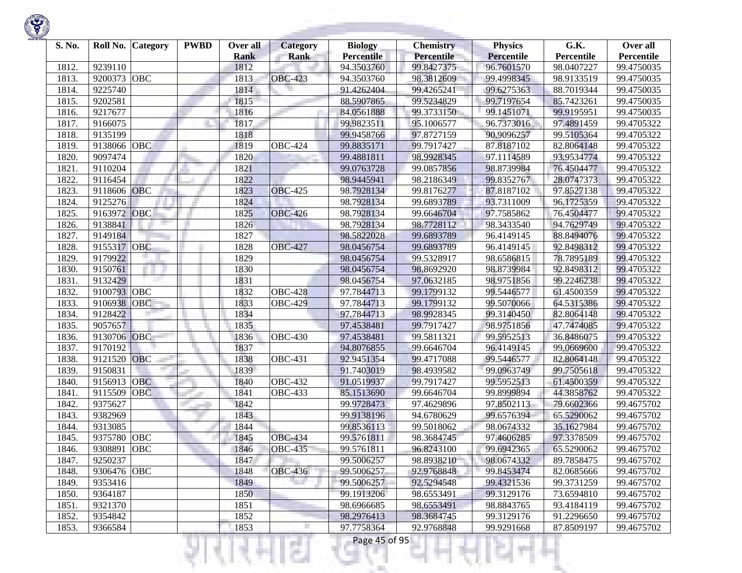| S. No. | Roll No. | Category | PWBD | Over all Rank | Category Rank | Biology Percentile | Chemistry Percentile | Physics Percentile | G.K. Percentile | Over all Percentile |
|---|---|---|---|---|---|---|---|---|---|---|
| 1812. | 9239110 | | | 1812 | | 94.3503760 | 99.8427375 | 96.7601570 | 98.0407227 | 99.4750035 |
| 1813. | 9200373 | OBC | | 1813 | OBC-423 | 94.3503760 | 98.3812609 | 99.4998345 | 98.9133519 | 99.4750035 |
| 1814. | 9225740 | | | 1814 | | 91.4262404 | 99.4265241 | 99.6275363 | 88.7019344 | 99.4750035 |
| 1815. | 9202581 | | | 1815 | | 88.5907865 | 99.5234829 | 99.7197654 | 85.7423261 | 99.4750035 |
| 1816. | 9217677 | | | 1816 | | 84.0561888 | 99.3733150 | 99.1451071 | 99.9195951 | 99.4750035 |
| 1817. | 9166075 | | | 1817 | | 99.9823511 | 95.1006577 | 96.7373016 | 97.4891459 | 99.4705322 |
| 1818. | 9135199 | | | 1818 | | 99.9458766 | 97.8727159 | 90.9096257 | 99.5105364 | 99.4705322 |
| 1819. | 9138066 | OBC | | 1819 | OBC-424 | 99.8835171 | 99.7917427 | 87.8187102 | 82.8064148 | 99.4705322 |
| 1820. | 9097474 | | | 1820 | | 99.4881811 | 98.9928345 | 97.1114589 | 93.9534774 | 99.4705322 |
| 1821. | 9110204 | | | 1821 | | 99.0763728 | 99.0857856 | 98.8739984 | 76.4504477 | 99.4705322 |
| 1822. | 9116454 | | | 1822 | | 98.9445941 | 98.2186349 | 99.8352767 | 28.0747373 | 99.4705322 |
| 1823. | 9118606 | OBC | | 1823 | OBC-425 | 98.7928134 | 99.8176277 | 87.8187102 | 97.8527138 | 99.4705322 |
| 1824. | 9125276 | | | 1824 | | 98.7928134 | 99.6893789 | 93.7311009 | 96.1725359 | 99.4705322 |
| 1825. | 9163972 | OBC | | 1825 | OBC-426 | 98.7928134 | 99.6646704 | 97.7585862 | 76.4504477 | 99.4705322 |
| 1826. | 9138841 | | | 1826 | | 98.7928134 | 98.7728112 | 98.3433540 | 94.7629749 | 99.4705322 |
| 1827. | 9149184 | | | 1827 | | 98.5822028 | 99.6893789 | 96.4149145 | 88.8494076 | 99.4705322 |
| 1828. | 9155317 | OBC | | 1828 | OBC-427 | 98.0456754 | 99.6893789 | 96.4149145 | 92.8498312 | 99.4705322 |
| 1829. | 9179922 | | | 1829 | | 98.0456754 | 99.5328917 | 98.6586815 | 78.7895189 | 99.4705322 |
| 1830. | 9150761 | | | 1830 | | 98.0456754 | 98.8692920 | 98.8739984 | 92.8498312 | 99.4705322 |
| 1831. | 9132429 | | | 1831 | | 98.0456754 | 97.0632185 | 98.9751856 | 99.2246238 | 99.4705322 |
| 1832. | 9100793 | OBC | | 1832 | OBC-428 | 97.7844713 | 99.1799132 | 99.5446577 | 61.4500359 | 99.4705322 |
| 1833. | 9106938 | OBC | | 1833 | OBC-429 | 97.7844713 | 99.1799132 | 99.5070066 | 64.5315386 | 99.4705322 |
| 1834. | 9128422 | | | 1834 | | 97.7844713 | 98.9928345 | 99.3140450 | 82.8064148 | 99.4705322 |
| 1835. | 9057657 | | | 1835 | | 97.4538481 | 99.7917427 | 98.9751856 | 47.7474085 | 99.4705322 |
| 1836. | 9130706 | OBC | | 1836 | OBC-430 | 97.4538481 | 99.5811321 | 99.5952513 | 36.8486075 | 99.4705322 |
| 1837. | 9170192 | | | 1837 | | 94.8076855 | 99.6646704 | 96.4149145 | 99.0669600 | 99.4705322 |
| 1838. | 9121520 | OBC | | 1838 | OBC-431 | 92.9451354 | 99.4717088 | 99.5446577 | 82.8064148 | 99.4705322 |
| 1839. | 9150831 | | | 1839 | | 91.7403019 | 98.4939582 | 99.0963749 | 99.7505618 | 99.4705322 |
| 1840. | 9156913 | OBC | | 1840 | OBC-432 | 91.0519937 | 99.7917427 | 99.5952513 | 61.4500359 | 99.4705322 |
| 1841. | 9115509 | OBC | | 1841 | OBC-433 | 85.1513690 | 99.6646704 | 99.8999894 | 44.3858762 | 99.4705322 |
| 1842. | 9375627 | | | 1842 | | 99.9728473 | 97.4629896 | 97.8502113 | 79.6602366 | 99.4675702 |
| 1843. | 9382969 | | | 1843 | | 99.9138196 | 94.6780629 | 99.6576394 | 65.5290062 | 99.4675702 |
| 1844. | 9313085 | | | 1844 | | 99.8536113 | 99.5018062 | 98.0674332 | 35.1627984 | 99.4675702 |
| 1845. | 9375780 | OBC | | 1845 | OBC-434 | 99.5761811 | 98.3684745 | 97.4606285 | 97.3378509 | 99.4675702 |
| 1846. | 9308891 | OBC | | 1846 | OBC-435 | 99.5761811 | 96.8243100 | 99.6942365 | 65.5290062 | 99.4675702 |
| 1847. | 9250237 | | | 1847 | | 99.5006257 | 98.8938210 | 98.0674332 | 89.7858475 | 99.4675702 |
| 1848. | 9306476 | OBC | | 1848 | OBC-436 | 99.5006257 | 92.9768848 | 99.8453474 | 82.0685666 | 99.4675702 |
| 1849. | 9353416 | | | 1849 | | 99.5006257 | 92.5294548 | 99.4321536 | 99.3731259 | 99.4675702 |
| 1850. | 9364187 | | | 1850 | | 99.1913206 | 98.6553491 | 99.3129176 | 73.6594810 | 99.4675702 |
| 1851. | 9321370 | | | 1851 | | 98.6966685 | 98.6553491 | 98.8843765 | 93.4184119 | 99.4675702 |
| 1852. | 9354842 | | | 1852 | | 98.2976413 | 98.3684745 | 99.3129176 | 91.2296650 | 99.4675702 |
| 1853. | 9366584 | | | 1853 | | 97.7758364 | 92.9768848 | 99.9291668 | 87.8509197 | 99.4675702 |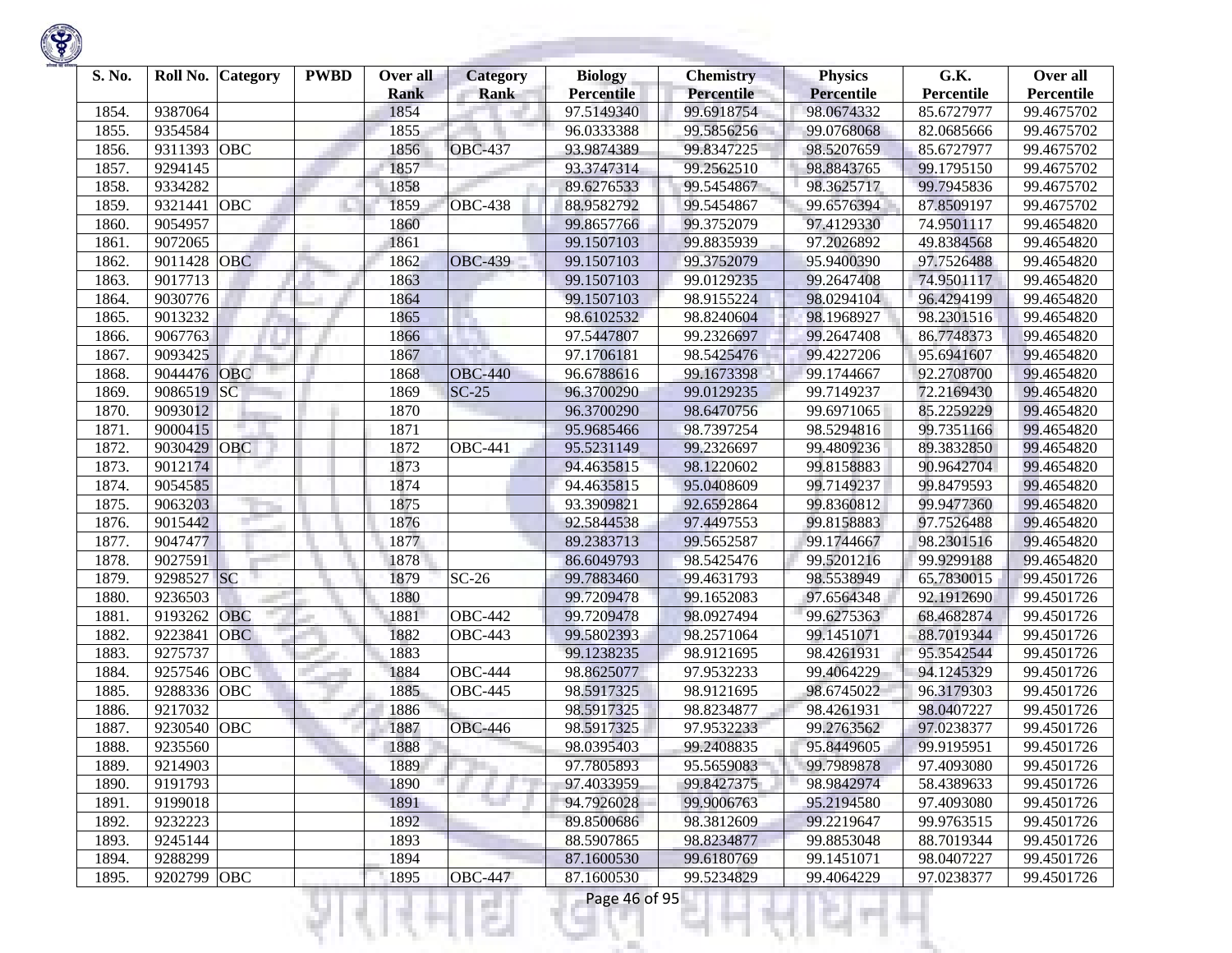| S. No. | Roll No. | Category | PWBD | Over all Rank | Category Rank | Biology Percentile | Chemistry Percentile | Physics Percentile | G.K. Percentile | Over all Percentile |
|---|---|---|---|---|---|---|---|---|---|---|
| 1854. | 9387064 | | | 1854 | | 97.5149340 | 99.6918754 | 98.0674332 | 85.6727977 | 99.4675702 |
| 1855. | 9354584 | | | 1855 | | 96.0333388 | 99.5856256 | 99.0768068 | 82.0685666 | 99.4675702 |
| 1856. | 9311393 | OBC | | 1856 | OBC-437 | 93.9874389 | 99.8347225 | 98.5207659 | 85.6727977 | 99.4675702 |
| 1857. | 9294145 | | | 1857 | | 93.3747314 | 99.2562510 | 98.8843765 | 99.1795150 | 99.4675702 |
| 1858. | 9334282 | | | 1858 | | 89.6276533 | 99.5454867 | 98.3625717 | 99.7945836 | 99.4675702 |
| 1859. | 9321441 | OBC | | 1859 | OBC-438 | 88.9582792 | 99.5454867 | 99.6576394 | 87.8509197 | 99.4675702 |
| 1860. | 9054957 | | | 1860 | | 99.8657766 | 99.3752079 | 97.4129330 | 74.9501117 | 99.4654820 |
| 1861. | 9072065 | | | 1861 | | 99.1507103 | 99.8835939 | 97.2026892 | 49.8384568 | 99.4654820 |
| 1862. | 9011428 | OBC | | 1862 | OBC-439 | 99.1507103 | 99.3752079 | 95.9400390 | 97.7526488 | 99.4654820 |
| 1863. | 9017713 | | | 1863 | | 99.1507103 | 99.0129235 | 99.2647408 | 74.9501117 | 99.4654820 |
| 1864. | 9030776 | | | 1864 | | 99.1507103 | 98.9155224 | 98.0294104 | 96.4294199 | 99.4654820 |
| 1865. | 9013232 | | | 1865 | | 98.6102532 | 98.8240604 | 98.1968927 | 98.2301516 | 99.4654820 |
| 1866. | 9067763 | | | 1866 | | 97.5447807 | 99.2326697 | 99.2647408 | 86.7748373 | 99.4654820 |
| 1867. | 9093425 | | | 1867 | | 97.1706181 | 98.5425476 | 99.4227206 | 95.6941607 | 99.4654820 |
| 1868. | 9044476 | OBC | | 1868 | OBC-440 | 96.6788616 | 99.1673398 | 99.1744667 | 92.2708700 | 99.4654820 |
| 1869. | 9086519 | SC | | 1869 | SC-25 | 96.3700290 | 99.0129235 | 99.7149237 | 72.2169430 | 99.4654820 |
| 1870. | 9093012 | | | 1870 | | 96.3700290 | 98.6470756 | 99.6971065 | 85.2259229 | 99.4654820 |
| 1871. | 9000415 | | | 1871 | | 95.9685466 | 98.7397254 | 98.5294816 | 99.7351166 | 99.4654820 |
| 1872. | 9030429 | OBC | | 1872 | OBC-441 | 95.5231149 | 99.2326697 | 99.4809236 | 89.3832850 | 99.4654820 |
| 1873. | 9012174 | | | 1873 | | 94.4635815 | 98.1220602 | 99.8158883 | 90.9642704 | 99.4654820 |
| 1874. | 9054585 | | | 1874 | | 94.4635815 | 95.0408609 | 99.7149237 | 99.8479593 | 99.4654820 |
| 1875. | 9063203 | | | 1875 | | 93.3909821 | 92.6592864 | 99.8360812 | 99.9477360 | 99.4654820 |
| 1876. | 9015442 | | | 1876 | | 92.5844538 | 97.4497553 | 99.8158883 | 97.7526488 | 99.4654820 |
| 1877. | 9047477 | | | 1877 | | 89.2383713 | 99.5652587 | 99.1744667 | 98.2301516 | 99.4654820 |
| 1878. | 9027591 | | | 1878 | | 86.6049793 | 98.5425476 | 99.5201216 | 99.9299188 | 99.4654820 |
| 1879. | 9298527 | SC | | 1879 | SC-26 | 99.7883460 | 99.4631793 | 98.5538949 | 65.7830015 | 99.4501726 |
| 1880. | 9236503 | | | 1880 | | 99.7209478 | 99.1652083 | 97.6564348 | 92.1912690 | 99.4501726 |
| 1881. | 9193262 | OBC | | 1881 | OBC-442 | 99.7209478 | 98.0927494 | 99.6275363 | 68.4682874 | 99.4501726 |
| 1882. | 9223841 | OBC | | 1882 | OBC-443 | 99.5802393 | 98.2571064 | 99.1451071 | 88.7019344 | 99.4501726 |
| 1883. | 9275737 | | | 1883 | | 99.1238235 | 98.9121695 | 98.4261931 | 95.3542544 | 99.4501726 |
| 1884. | 9257546 | OBC | | 1884 | OBC-444 | 98.8625077 | 97.9532233 | 99.4064229 | 94.1245329 | 99.4501726 |
| 1885. | 9288336 | OBC | | 1885 | OBC-445 | 98.5917325 | 98.9121695 | 98.6745022 | 96.3179303 | 99.4501726 |
| 1886. | 9217032 | | | 1886 | | 98.5917325 | 98.8234877 | 98.4261931 | 98.0407227 | 99.4501726 |
| 1887. | 9230540 | OBC | | 1887 | OBC-446 | 98.5917325 | 97.9532233 | 99.2763562 | 97.0238377 | 99.4501726 |
| 1888. | 9235560 | | | 1888 | | 98.0395403 | 99.2408835 | 95.8449605 | 99.9195951 | 99.4501726 |
| 1889. | 9214903 | | | 1889 | | 97.7805893 | 95.5659083 | 99.7989878 | 97.4093080 | 99.4501726 |
| 1890. | 9191793 | | | 1890 | | 97.4033959 | 99.8427375 | 98.9842974 | 58.4389633 | 99.4501726 |
| 1891. | 9199018 | | | 1891 | | 94.7926028 | 99.9006763 | 95.2194580 | 97.4093080 | 99.4501726 |
| 1892. | 9232223 | | | 1892 | | 89.8500686 | 98.3812609 | 99.2219647 | 99.9763515 | 99.4501726 |
| 1893. | 9245144 | | | 1893 | | 88.5907865 | 98.8234877 | 99.8853048 | 88.7019344 | 99.4501726 |
| 1894. | 9288299 | | | 1894 | | 87.1600530 | 99.6180769 | 99.1451071 | 98.0407227 | 99.4501726 |
| 1895. | 9202799 | OBC | | 1895 | OBC-447 | 87.1600530 | 99.5234829 | 99.4064229 | 97.0238377 | 99.4501726 |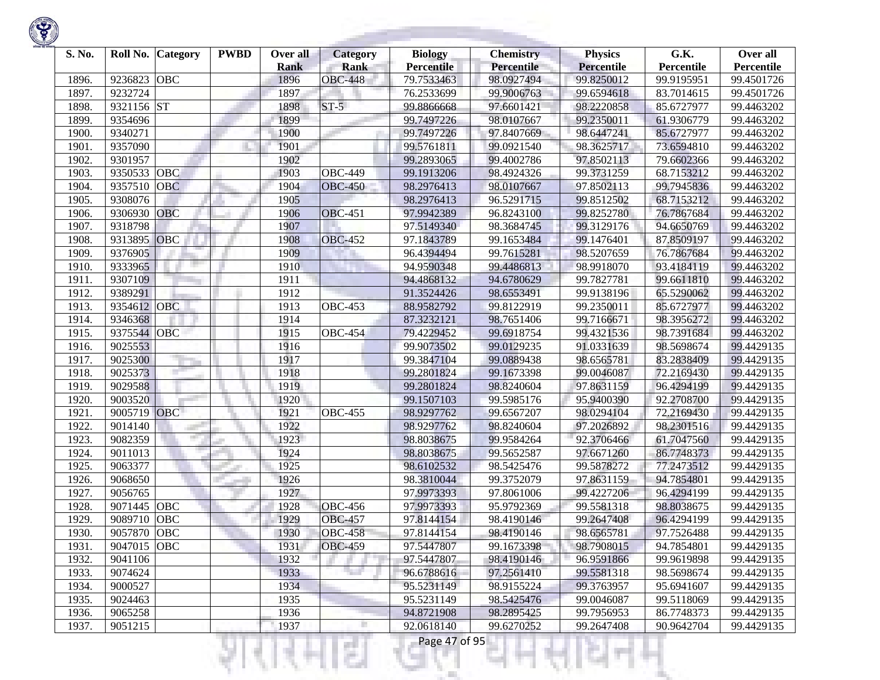| S. No. | Roll No. | Category | PWBD | Over all Rank | Category Rank | Biology Percentile | Chemistry Percentile | Physics Percentile | G.K. Percentile | Over all Percentile |
|---|---|---|---|---|---|---|---|---|---|---|
| 1896. | 9236823 | OBC | | 1896 | OBC-448 | 79.7533463 | 98.0927494 | 99.8250012 | 99.9195951 | 99.4501726 |
| 1897. | 9232724 | | | 1897 | | 76.2533699 | 99.9006763 | 99.6594618 | 83.7014615 | 99.4501726 |
| 1898. | 9321156 | ST | | 1898 | ST-5 | 99.8866668 | 97.6601421 | 98.2220858 | 85.6727977 | 99.4463202 |
| 1899. | 9354696 | | | 1899 | | 99.7497226 | 98.0107667 | 99.2350011 | 61.9306779 | 99.4463202 |
| 1900. | 9340271 | | | 1900 | | 99.7497226 | 97.8407669 | 98.6447241 | 85.6727977 | 99.4463202 |
| 1901. | 9357090 | | | 1901 | | 99.5761811 | 99.0921540 | 98.3625717 | 73.6594810 | 99.4463202 |
| 1902. | 9301957 | | | 1902 | | 99.2893065 | 99.4002786 | 97.8502113 | 79.6602366 | 99.4463202 |
| 1903. | 9350533 | OBC | | 1903 | OBC-449 | 99.1913206 | 98.4924326 | 99.3731259 | 68.7153212 | 99.4463202 |
| 1904. | 9357510 | OBC | | 1904 | OBC-450 | 98.2976413 | 98.0107667 | 97.8502113 | 99.7945836 | 99.4463202 |
| 1905. | 9308076 | | | 1905 | | 98.2976413 | 96.5291715 | 99.8512502 | 68.7153212 | 99.4463202 |
| 1906. | 9306930 | OBC | | 1906 | OBC-451 | 97.9942389 | 96.8243100 | 99.8252780 | 76.7867684 | 99.4463202 |
| 1907. | 9318798 | | | 1907 | | 97.5149340 | 98.3684745 | 99.3129176 | 94.6650769 | 99.4463202 |
| 1908. | 9313895 | OBC | | 1908 | OBC-452 | 97.1843789 | 99.1653484 | 99.1476401 | 87.8509197 | 99.4463202 |
| 1909. | 9376905 | | | 1909 | | 96.4394494 | 99.7615281 | 98.5207659 | 76.7867684 | 99.4463202 |
| 1910. | 9333965 | | | 1910 | | 94.9590348 | 99.4486813 | 98.9918070 | 93.4184119 | 99.4463202 |
| 1911. | 9307109 | | | 1911 | | 94.4868132 | 94.6780629 | 99.7827781 | 99.6611810 | 99.4463202 |
| 1912. | 9389291 | | | 1912 | | 91.3524426 | 98.6553491 | 99.9138196 | 65.5290062 | 99.4463202 |
| 1913. | 9354612 | OBC | | 1913 | OBC-453 | 88.9582792 | 99.8122919 | 99.2350011 | 85.6727977 | 99.4463202 |
| 1914. | 9346368 | | | 1914 | | 87.3232121 | 98.7651406 | 99.7166671 | 98.3956272 | 99.4463202 |
| 1915. | 9375544 | OBC | | 1915 | OBC-454 | 79.4229452 | 99.6918754 | 99.4321536 | 98.7391684 | 99.4463202 |
| 1916. | 9025553 | | | 1916 | | 99.9073502 | 99.0129235 | 91.0331639 | 98.5698674 | 99.4429135 |
| 1917. | 9025300 | | | 1917 | | 99.3847104 | 99.0889438 | 98.6565781 | 83.2838409 | 99.4429135 |
| 1918. | 9025373 | | | 1918 | | 99.2801824 | 99.1673398 | 99.0046087 | 72.2169430 | 99.4429135 |
| 1919. | 9029588 | | | 1919 | | 99.2801824 | 98.8240604 | 97.8631159 | 96.4294199 | 99.4429135 |
| 1920. | 9003520 | | | 1920 | | 99.1507103 | 99.5985176 | 95.9400390 | 92.2708700 | 99.4429135 |
| 1921. | 9005719 | OBC | | 1921 | OBC-455 | 98.9297762 | 99.6567207 | 98.0294104 | 72.2169430 | 99.4429135 |
| 1922. | 9014140 | | | 1922 | | 98.9297762 | 98.8240604 | 97.2026892 | 98.2301516 | 99.4429135 |
| 1923. | 9082359 | | | 1923 | | 98.8038675 | 99.9584264 | 92.3706466 | 61.7047560 | 99.4429135 |
| 1924. | 9011013 | | | 1924 | | 98.8038675 | 99.5652587 | 97.6671260 | 86.7748373 | 99.4429135 |
| 1925. | 9063377 | | | 1925 | | 98.6102532 | 98.5425476 | 99.5878272 | 77.2473512 | 99.4429135 |
| 1926. | 9068650 | | | 1926 | | 98.3810044 | 99.3752079 | 97.8631159 | 94.7854801 | 99.4429135 |
| 1927. | 9056765 | | | 1927 | | 97.9973393 | 97.8061006 | 99.4227206 | 96.4294199 | 99.4429135 |
| 1928. | 9071445 | OBC | | 1928 | OBC-456 | 97.9973393 | 95.9792369 | 99.5581318 | 98.8038675 | 99.4429135 |
| 1929. | 9089710 | OBC | | 1929 | OBC-457 | 97.8144154 | 98.4190146 | 99.2647408 | 96.4294199 | 99.4429135 |
| 1930. | 9057870 | OBC | | 1930 | OBC-458 | 97.8144154 | 98.4190146 | 98.6565781 | 97.7526488 | 99.4429135 |
| 1931. | 9047015 | OBC | | 1931 | OBC-459 | 97.5447807 | 99.1673398 | 98.7908015 | 94.7854801 | 99.4429135 |
| 1932. | 9041106 | | | 1932 | | 97.5447807 | 98.4190146 | 96.9591866 | 99.9619898 | 99.4429135 |
| 1933. | 9074624 | | | 1933 | | 96.6788616 | 97.2561410 | 99.5581318 | 98.5698674 | 99.4429135 |
| 1934. | 9000527 | | | 1934 | | 95.5231149 | 98.9155224 | 99.3763957 | 95.6941607 | 99.4429135 |
| 1935. | 9024463 | | | 1935 | | 95.5231149 | 98.5425476 | 99.0046087 | 99.5118069 | 99.4429135 |
| 1936. | 9065258 | | | 1936 | | 94.8721908 | 98.2895425 | 99.7956953 | 86.7748373 | 99.4429135 |
| 1937. | 9051215 | | | 1937 | | 92.0618140 | 99.6270252 | 99.2647408 | 90.9642704 | 99.4429135 |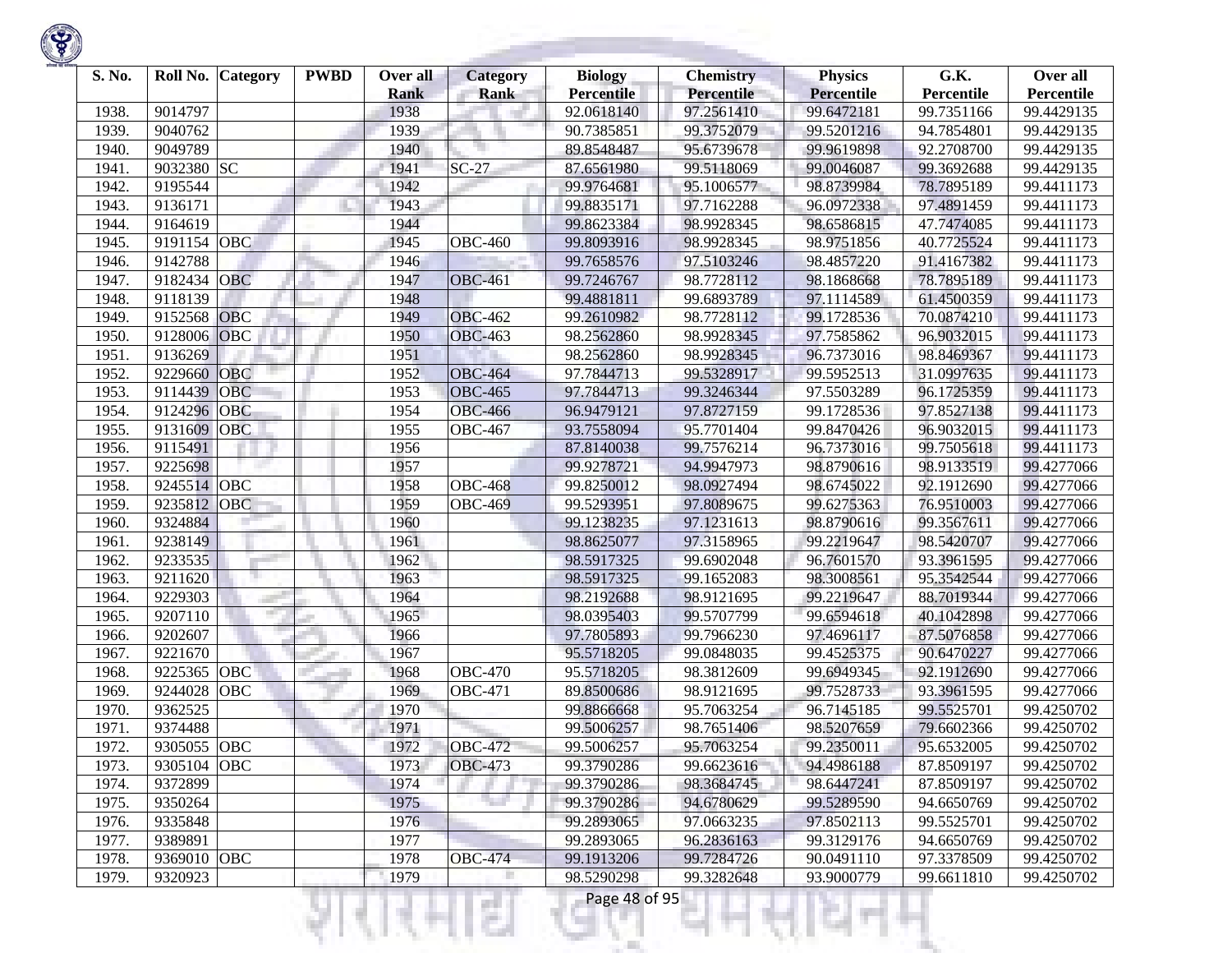| S. No. | Roll No. | Category | PWBD | Over all Rank | Category Rank | Biology Percentile | Chemistry Percentile | Physics Percentile | G.K. Percentile | Over all Percentile |
|---|---|---|---|---|---|---|---|---|---|---|
| 1938. | 9014797 | | | 1938 | | 92.0618140 | 97.2561410 | 99.6472181 | 99.7351166 | 99.4429135 |
| 1939. | 9040762 | | | 1939 | | 90.7385851 | 99.3752079 | 99.5201216 | 94.7854801 | 99.4429135 |
| 1940. | 9049789 | | | 1940 | | 89.8548487 | 95.6739678 | 99.9619898 | 92.2708700 | 99.4429135 |
| 1941. | 9032380 | SC | | 1941 | SC-27 | 87.6561980 | 99.5118069 | 99.0046087 | 99.3692688 | 99.4429135 |
| 1942. | 9195544 | | | 1942 | | 99.9764681 | 95.1006577 | 98.8739984 | 78.7895189 | 99.4411173 |
| 1943. | 9136171 | | | 1943 | | 99.8835171 | 97.7162288 | 96.0972338 | 97.4891459 | 99.4411173 |
| 1944. | 9164619 | | | 1944 | | 99.8623384 | 98.9928345 | 98.6586815 | 47.7474085 | 99.4411173 |
| 1945. | 9191154 | OBC | | 1945 | OBC-460 | 99.8093916 | 98.9928345 | 98.9751856 | 40.7725524 | 99.4411173 |
| 1946. | 9142788 | | | 1946 | | 99.7658576 | 97.5103246 | 98.4857220 | 91.4167382 | 99.4411173 |
| 1947. | 9182434 | OBC | | 1947 | OBC-461 | 99.7246767 | 98.7728112 | 98.1868668 | 78.7895189 | 99.4411173 |
| 1948. | 9118139 | | | 1948 | | 99.4881811 | 99.6893789 | 97.1114589 | 61.4500359 | 99.4411173 |
| 1949. | 9152568 | OBC | | 1949 | OBC-462 | 99.2610982 | 98.7728112 | 99.1728536 | 70.0874210 | 99.4411173 |
| 1950. | 9128006 | OBC | | 1950 | OBC-463 | 98.2562860 | 98.9928345 | 97.7585862 | 96.9032015 | 99.4411173 |
| 1951. | 9136269 | | | 1951 | | 98.2562860 | 98.9928345 | 96.7373016 | 98.8469367 | 99.4411173 |
| 1952. | 9229660 | OBC | | 1952 | OBC-464 | 97.7844713 | 99.5328917 | 99.5952513 | 31.0997635 | 99.4411173 |
| 1953. | 9114439 | OBC | | 1953 | OBC-465 | 97.7844713 | 99.3246344 | 97.5503289 | 96.1725359 | 99.4411173 |
| 1954. | 9124296 | OBC | | 1954 | OBC-466 | 96.9479121 | 97.8727159 | 99.1728536 | 97.8527138 | 99.4411173 |
| 1955. | 9131609 | OBC | | 1955 | OBC-467 | 93.7558094 | 95.7701404 | 99.8470426 | 96.9032015 | 99.4411173 |
| 1956. | 9115491 | | | 1956 | | 87.8140038 | 99.7576214 | 96.7373016 | 99.7505618 | 99.4411173 |
| 1957. | 9225698 | | | 1957 | | 99.9278721 | 94.9947973 | 98.8790616 | 98.9133519 | 99.4277066 |
| 1958. | 9245514 | OBC | | 1958 | OBC-468 | 99.8250012 | 98.0927494 | 98.6745022 | 92.1912690 | 99.4277066 |
| 1959. | 9235812 | OBC | | 1959 | OBC-469 | 99.5293951 | 97.8089675 | 99.6275363 | 76.9510003 | 99.4277066 |
| 1960. | 9324884 | | | 1960 | | 99.1238235 | 97.1231613 | 98.8790616 | 99.3567611 | 99.4277066 |
| 1961. | 9238149 | | | 1961 | | 98.8625077 | 97.3158965 | 99.2219647 | 98.5420707 | 99.4277066 |
| 1962. | 9233535 | | | 1962 | | 98.5917325 | 99.6902048 | 96.7601570 | 93.3961595 | 99.4277066 |
| 1963. | 9211620 | | | 1963 | | 98.5917325 | 99.1652083 | 98.3008561 | 95.3542544 | 99.4277066 |
| 1964. | 9229303 | | | 1964 | | 98.2192688 | 98.9121695 | 99.2219647 | 88.7019344 | 99.4277066 |
| 1965. | 9207110 | | | 1965 | | 98.0395403 | 99.5707799 | 99.6594618 | 40.1042898 | 99.4277066 |
| 1966. | 9202607 | | | 1966 | | 97.7805893 | 99.7966230 | 97.4696117 | 87.5076858 | 99.4277066 |
| 1967. | 9221670 | | | 1967 | | 95.5718205 | 99.0848035 | 99.4525375 | 90.6470227 | 99.4277066 |
| 1968. | 9225365 | OBC | | 1968 | OBC-470 | 95.5718205 | 98.3812609 | 99.6949345 | 92.1912690 | 99.4277066 |
| 1969. | 9244028 | OBC | | 1969 | OBC-471 | 89.8500686 | 98.9121695 | 99.7528733 | 93.3961595 | 99.4277066 |
| 1970. | 9362525 | | | 1970 | | 99.8866668 | 95.7063254 | 96.7145185 | 99.5525701 | 99.4250702 |
| 1971. | 9374488 | | | 1971 | | 99.5006257 | 98.7651406 | 98.5207659 | 79.6602366 | 99.4250702 |
| 1972. | 9305055 | OBC | | 1972 | OBC-472 | 99.5006257 | 95.7063254 | 99.2350011 | 95.6532005 | 99.4250702 |
| 1973. | 9305104 | OBC | | 1973 | OBC-473 | 99.3790286 | 99.6623616 | 94.4986188 | 87.8509197 | 99.4250702 |
| 1974. | 9372899 | | | 1974 | | 99.3790286 | 98.3684745 | 98.6447241 | 87.8509197 | 99.4250702 |
| 1975. | 9350264 | | | 1975 | | 99.3790286 | 94.6780629 | 99.5289590 | 94.6650769 | 99.4250702 |
| 1976. | 9335848 | | | 1976 | | 99.2893065 | 97.0663235 | 97.8502113 | 99.5525701 | 99.4250702 |
| 1977. | 9389891 | | | 1977 | | 99.2893065 | 96.2836163 | 99.3129176 | 94.6650769 | 99.4250702 |
| 1978. | 9369010 | OBC | | 1978 | OBC-474 | 99.1913206 | 99.7284726 | 90.0491110 | 97.3378509 | 99.4250702 |
| 1979. | 9320923 | | | 1979 | | 98.5290298 | 99.3282648 | 93.9000779 | 99.6611810 | 99.4250702 |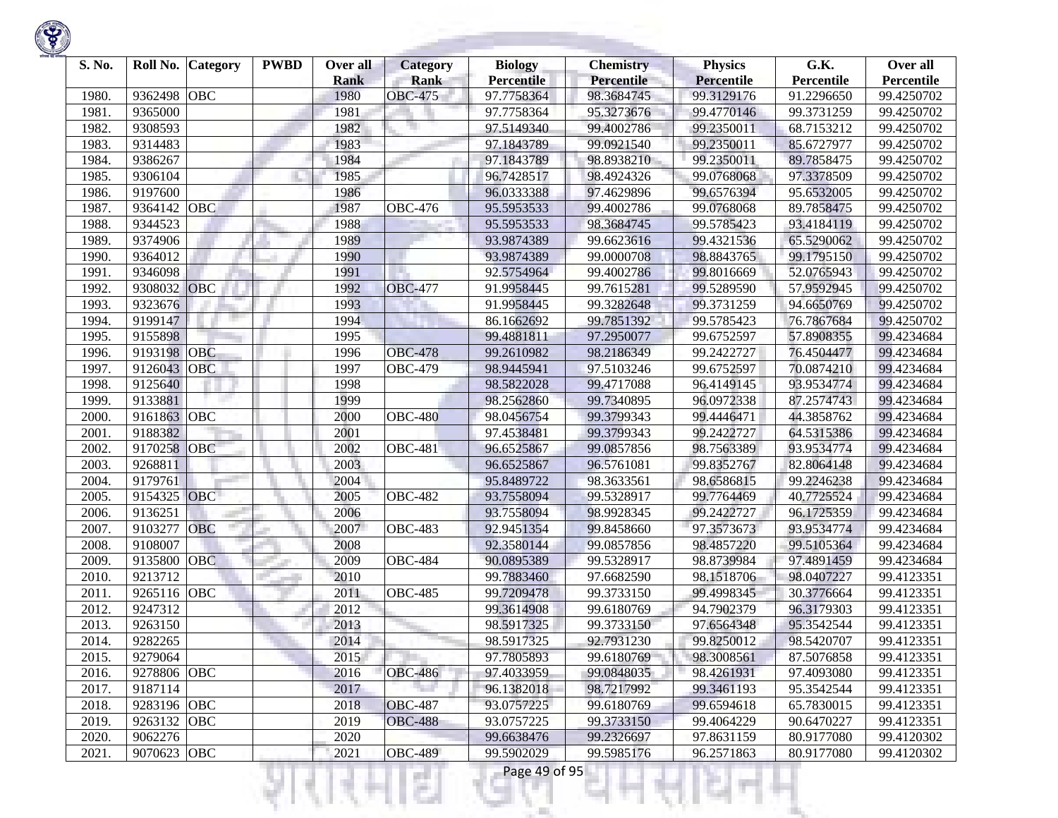| S. No. | Roll No. | Category | PWBD | Over all Rank | Category Rank | Biology Percentile | Chemistry Percentile | Physics Percentile | G.K. Percentile | Over all Percentile |
|---|---|---|---|---|---|---|---|---|---|---|
| 1980. | 9362498 | OBC | | 1980 | OBC-475 | 97.7758364 | 98.3684745 | 99.3129176 | 91.2296650 | 99.4250702 |
| 1981. | 9365000 | | | 1981 | | 97.7758364 | 95.3273676 | 99.4770146 | 99.3731259 | 99.4250702 |
| 1982. | 9308593 | | | 1982 | | 97.5149340 | 99.4002786 | 99.2350011 | 68.7153212 | 99.4250702 |
| 1983. | 9314483 | | | 1983 | | 97.1843789 | 99.0921540 | 99.2350011 | 85.6727977 | 99.4250702 |
| 1984. | 9386267 | | | 1984 | | 97.1843789 | 98.8938210 | 99.2350011 | 89.7858475 | 99.4250702 |
| 1985. | 9306104 | | | 1985 | | 96.7428517 | 98.4924326 | 99.0768068 | 97.3378509 | 99.4250702 |
| 1986. | 9197600 | | | 1986 | | 96.0333388 | 97.4629896 | 99.6576394 | 95.6532005 | 99.4250702 |
| 1987. | 9364142 | OBC | | 1987 | OBC-476 | 95.5953533 | 99.4002786 | 99.0768068 | 89.7858475 | 99.4250702 |
| 1988. | 9344523 | | | 1988 | | 95.5953533 | 98.3684745 | 99.5785423 | 93.4184119 | 99.4250702 |
| 1989. | 9374906 | | | 1989 | | 93.9874389 | 99.6623616 | 99.4321536 | 65.5290062 | 99.4250702 |
| 1990. | 9364012 | | | 1990 | | 93.9874389 | 99.0000708 | 98.8843765 | 99.1795150 | 99.4250702 |
| 1991. | 9346098 | | | 1991 | | 92.5754964 | 99.4002786 | 99.8016669 | 52.0765943 | 99.4250702 |
| 1992. | 9308032 | OBC | | 1992 | OBC-477 | 91.9958445 | 99.7615281 | 99.5289590 | 57.9592945 | 99.4250702 |
| 1993. | 9323676 | | | 1993 | | 91.9958445 | 99.3282648 | 99.3731259 | 94.6650769 | 99.4250702 |
| 1994. | 9199147 | | | 1994 | | 86.1662692 | 99.7851392 | 99.5785423 | 76.7867684 | 99.4250702 |
| 1995. | 9155898 | | | 1995 | | 99.4881811 | 97.2950077 | 99.6752597 | 57.8908355 | 99.4234684 |
| 1996. | 9193198 | OBC | | 1996 | OBC-478 | 99.2610982 | 98.2186349 | 99.2422727 | 76.4504477 | 99.4234684 |
| 1997. | 9126043 | OBC | | 1997 | OBC-479 | 98.9445941 | 97.5103246 | 99.6752597 | 70.0874210 | 99.4234684 |
| 1998. | 9125640 | | | 1998 | | 98.5822028 | 99.4717088 | 96.4149145 | 93.9534774 | 99.4234684 |
| 1999. | 9133881 | | | 1999 | | 98.2562860 | 99.7340895 | 96.0972338 | 87.2574743 | 99.4234684 |
| 2000. | 9161863 | OBC | | 2000 | OBC-480 | 98.0456754 | 99.3799343 | 99.4446471 | 44.3858762 | 99.4234684 |
| 2001. | 9188382 | | | 2001 | | 97.4538481 | 99.3799343 | 99.2422727 | 64.5315386 | 99.4234684 |
| 2002. | 9170258 | OBC | | 2002 | OBC-481 | 96.6525867 | 99.0857856 | 98.7563389 | 93.9534774 | 99.4234684 |
| 2003. | 9268811 | | | 2003 | | 96.6525867 | 96.5761081 | 99.8352767 | 82.8064148 | 99.4234684 |
| 2004. | 9179761 | | | 2004 | | 95.8489722 | 98.3633561 | 98.6586815 | 99.2246238 | 99.4234684 |
| 2005. | 9154325 | OBC | | 2005 | OBC-482 | 93.7558094 | 99.5328917 | 99.7764469 | 40.7725524 | 99.4234684 |
| 2006. | 9136251 | | | 2006 | | 93.7558094 | 98.9928345 | 99.2422727 | 96.1725359 | 99.4234684 |
| 2007. | 9103277 | OBC | | 2007 | OBC-483 | 92.9451354 | 99.8458660 | 97.3573673 | 93.9534774 | 99.4234684 |
| 2008. | 9108007 | | | 2008 | | 92.3580144 | 99.0857856 | 98.4857220 | 99.5105364 | 99.4234684 |
| 2009. | 9135800 | OBC | | 2009 | OBC-484 | 90.0895389 | 99.5328917 | 98.8739984 | 97.4891459 | 99.4234684 |
| 2010. | 9213712 | | | 2010 | | 99.7883460 | 97.6682590 | 98.1518706 | 98.0407227 | 99.4123351 |
| 2011. | 9265116 | OBC | | 2011 | OBC-485 | 99.7209478 | 99.3733150 | 99.4998345 | 30.3776664 | 99.4123351 |
| 2012. | 9247312 | | | 2012 | | 99.3614908 | 99.6180769 | 94.7902379 | 96.3179303 | 99.4123351 |
| 2013. | 9263150 | | | 2013 | | 98.5917325 | 99.3733150 | 97.6564348 | 95.3542544 | 99.4123351 |
| 2014. | 9282265 | | | 2014 | | 98.5917325 | 92.7931230 | 99.8250012 | 98.5420707 | 99.4123351 |
| 2015. | 9279064 | | | 2015 | | 97.7805893 | 99.6180769 | 98.3008561 | 87.5076858 | 99.4123351 |
| 2016. | 9278806 | OBC | | 2016 | OBC-486 | 97.4033959 | 99.0848035 | 98.4261931 | 97.4093080 | 99.4123351 |
| 2017. | 9187114 | | | 2017 | | 96.1382018 | 98.7217992 | 99.3461193 | 95.3542544 | 99.4123351 |
| 2018. | 9283196 | OBC | | 2018 | OBC-487 | 93.0757225 | 99.6180769 | 99.6594618 | 65.7830015 | 99.4123351 |
| 2019. | 9263132 | OBC | | 2019 | OBC-488 | 93.0757225 | 99.3733150 | 99.4064229 | 90.6470227 | 99.4123351 |
| 2020. | 9062276 | | | 2020 | | 99.6638476 | 99.2326697 | 97.8631159 | 80.9177080 | 99.4120302 |
| 2021. | 9070623 | OBC | | 2021 | OBC-489 | 99.5902029 | 99.5985176 | 96.2571863 | 80.9177080 | 99.4120302 |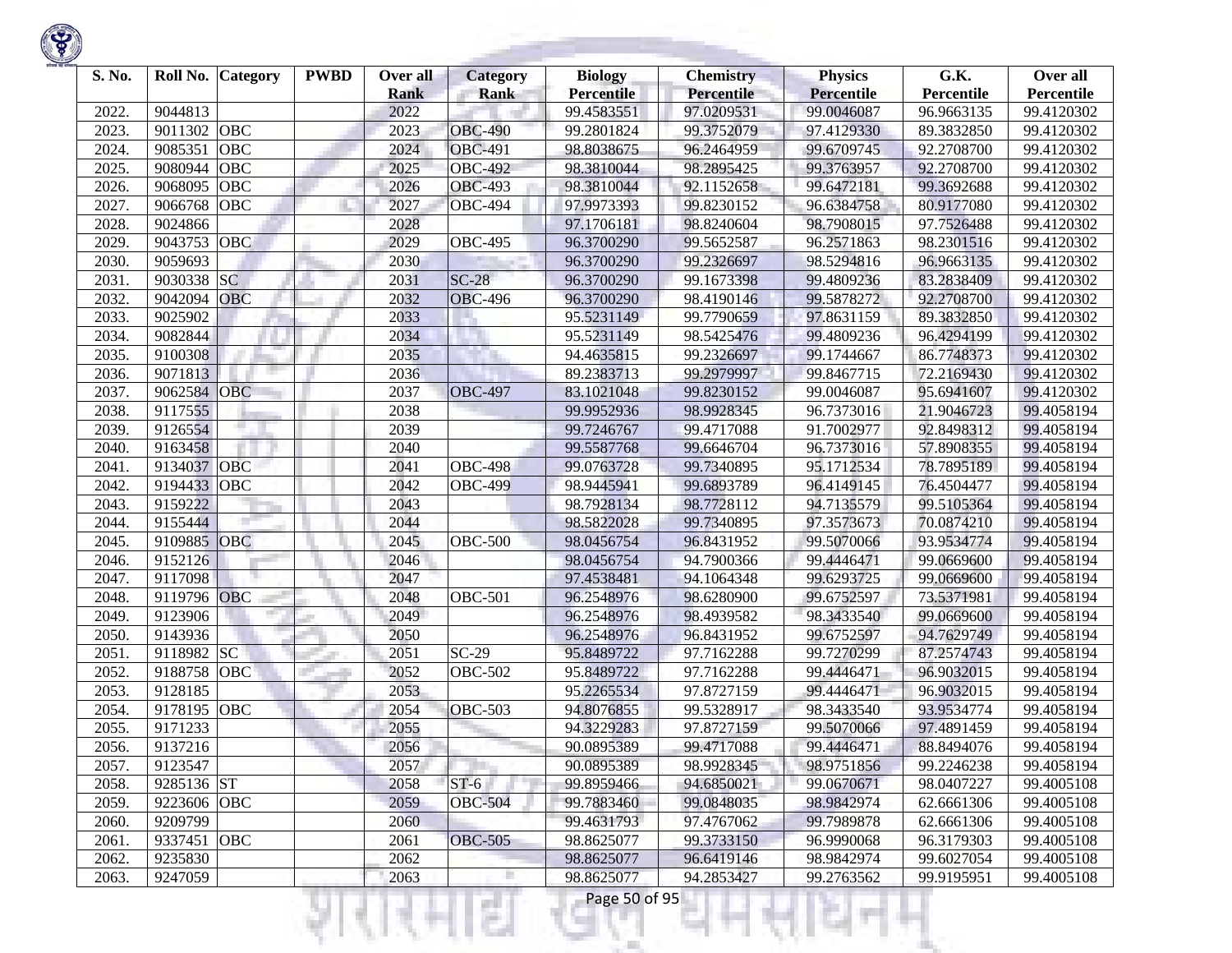| S. No. | Roll No. | Category | PWBD | Over all Rank | Category Rank | Biology Percentile | Chemistry Percentile | Physics Percentile | G.K. Percentile | Over all Percentile |
|---|---|---|---|---|---|---|---|---|---|---|
| 2022. | 9044813 | | | 2022 | | 99.4583551 | 97.0209531 | 99.0046087 | 96.9663135 | 99.4120302 |
| 2023. | 9011302 | OBC | | 2023 | OBC-490 | 99.2801824 | 99.3752079 | 97.4129330 | 89.3832850 | 99.4120302 |
| 2024. | 9085351 | OBC | | 2024 | OBC-491 | 98.8038675 | 96.2464959 | 99.6709745 | 92.2708700 | 99.4120302 |
| 2025. | 9080944 | OBC | | 2025 | OBC-492 | 98.3810044 | 98.2895425 | 99.3763957 | 92.2708700 | 99.4120302 |
| 2026. | 9068095 | OBC | | 2026 | OBC-493 | 98.3810044 | 92.1152658 | 99.6472181 | 99.3692688 | 99.4120302 |
| 2027. | 9066768 | OBC | | 2027 | OBC-494 | 97.9973393 | 99.8230152 | 96.6384758 | 80.9177080 | 99.4120302 |
| 2028. | 9024866 | | | 2028 | | 97.1706181 | 98.8240604 | 98.7908015 | 97.7526488 | 99.4120302 |
| 2029. | 9043753 | OBC | | 2029 | OBC-495 | 96.3700290 | 99.5652587 | 96.2571863 | 98.2301516 | 99.4120302 |
| 2030. | 9059693 | | | 2030 | | 96.3700290 | 99.2326697 | 98.5294816 | 96.9663135 | 99.4120302 |
| 2031. | 9030338 | SC | | 2031 | SC-28 | 96.3700290 | 99.1673398 | 99.4809236 | 83.2838409 | 99.4120302 |
| 2032. | 9042094 | OBC | | 2032 | OBC-496 | 96.3700290 | 98.4190146 | 99.5878272 | 92.2708700 | 99.4120302 |
| 2033. | 9025902 | | | 2033 | | 95.5231149 | 99.7790659 | 97.8631159 | 89.3832850 | 99.4120302 |
| 2034. | 9082844 | | | 2034 | | 95.5231149 | 98.5425476 | 99.4809236 | 96.4294199 | 99.4120302 |
| 2035. | 9100308 | | | 2035 | | 94.4635815 | 99.2326697 | 99.1744667 | 86.7748373 | 99.4120302 |
| 2036. | 9071813 | | | 2036 | | 89.2383713 | 99.2979997 | 99.8467715 | 72.2169430 | 99.4120302 |
| 2037. | 9062584 | OBC | | 2037 | OBC-497 | 83.1021048 | 99.8230152 | 99.0046087 | 95.6941607 | 99.4120302 |
| 2038. | 9117555 | | | 2038 | | 99.9952936 | 98.9928345 | 96.7373016 | 21.9046723 | 99.4058194 |
| 2039. | 9126554 | | | 2039 | | 99.7246767 | 99.4717088 | 91.7002977 | 92.8498312 | 99.4058194 |
| 2040. | 9163458 | | | 2040 | | 99.5587768 | 99.6646704 | 96.7373016 | 57.8908355 | 99.4058194 |
| 2041. | 9134037 | OBC | | 2041 | OBC-498 | 99.0763728 | 99.7340895 | 95.1712534 | 78.7895189 | 99.4058194 |
| 2042. | 9194433 | OBC | | 2042 | OBC-499 | 98.9445941 | 99.6893789 | 96.4149145 | 76.4504477 | 99.4058194 |
| 2043. | 9159222 | | | 2043 | | 98.7928134 | 98.7728112 | 94.7135579 | 99.5105364 | 99.4058194 |
| 2044. | 9155444 | | | 2044 | | 98.5822028 | 99.7340895 | 97.3573673 | 70.0874210 | 99.4058194 |
| 2045. | 9109885 | OBC | | 2045 | OBC-500 | 98.0456754 | 96.8431952 | 99.5070066 | 93.9534774 | 99.4058194 |
| 2046. | 9152126 | | | 2046 | | 98.0456754 | 94.7900366 | 99.4446471 | 99.0669600 | 99.4058194 |
| 2047. | 9117098 | | | 2047 | | 97.4538481 | 94.1064348 | 99.6293725 | 99.0669600 | 99.4058194 |
| 2048. | 9119796 | OBC | | 2048 | OBC-501 | 96.2548976 | 98.6280900 | 99.6752597 | 73.5371981 | 99.4058194 |
| 2049. | 9123906 | | | 2049 | | 96.2548976 | 98.4939582 | 98.3433540 | 99.0669600 | 99.4058194 |
| 2050. | 9143936 | | | 2050 | | 96.2548976 | 96.8431952 | 99.6752597 | 94.7629749 | 99.4058194 |
| 2051. | 9118982 | SC | | 2051 | SC-29 | 95.8489722 | 97.7162288 | 99.7270299 | 87.2574743 | 99.4058194 |
| 2052. | 9188758 | OBC | | 2052 | OBC-502 | 95.8489722 | 97.7162288 | 99.4446471 | 96.9032015 | 99.4058194 |
| 2053. | 9128185 | | | 2053 | | 95.2265534 | 97.8727159 | 99.4446471 | 96.9032015 | 99.4058194 |
| 2054. | 9178195 | OBC | | 2054 | OBC-503 | 94.8076855 | 99.5328917 | 98.3433540 | 93.9534774 | 99.4058194 |
| 2055. | 9171233 | | | 2055 | | 94.3229283 | 97.8727159 | 99.5070066 | 97.4891459 | 99.4058194 |
| 2056. | 9137216 | | | 2056 | | 90.0895389 | 99.4717088 | 99.4446471 | 88.8494076 | 99.4058194 |
| 2057. | 9123547 | | | 2057 | | 90.0895389 | 98.9928345 | 98.9751856 | 99.2246238 | 99.4058194 |
| 2058. | 9285136 | ST | | 2058 | ST-6 | 99.8959466 | 94.6850021 | 99.0670671 | 98.0407227 | 99.4005108 |
| 2059. | 9223606 | OBC | | 2059 | OBC-504 | 99.7883460 | 99.0848035 | 98.9842974 | 62.6661306 | 99.4005108 |
| 2060. | 9209799 | | | 2060 | | 99.4631793 | 97.4767062 | 99.7989878 | 62.6661306 | 99.4005108 |
| 2061. | 9337451 | OBC | | 2061 | OBC-505 | 98.8625077 | 99.3733150 | 96.9990068 | 96.3179303 | 99.4005108 |
| 2062. | 9235830 | | | 2062 | | 98.8625077 | 96.6419146 | 98.9842974 | 99.6027054 | 99.4005108 |
| 2063. | 9247059 | | | 2063 | | 98.8625077 | 94.2853427 | 99.2763562 | 99.9195951 | 99.4005108 |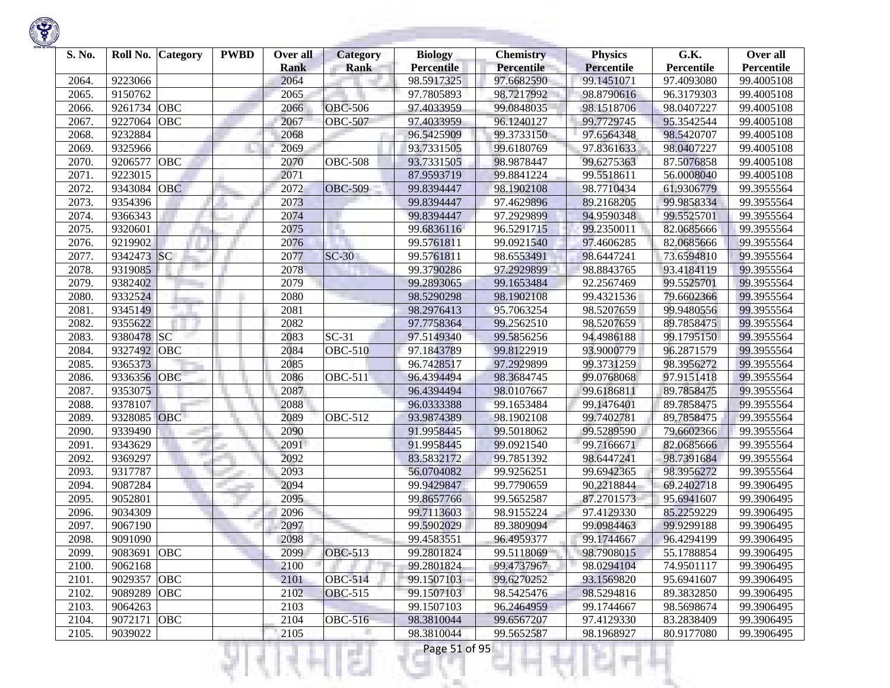| S. No. | Roll No. | Category | PWBD | Over all Rank | Category Rank | Biology Percentile | Chemistry Percentile | Physics Percentile | G.K. Percentile | Over all Percentile |
|---|---|---|---|---|---|---|---|---|---|---|
| 2064. | 9223066 | | | 2064 | | 98.5917325 | 97.6682590 | 99.1451071 | 97.4093080 | 99.4005108 |
| 2065. | 9150762 | | | 2065 | | 97.7805893 | 98.7217992 | 98.8790616 | 96.3179303 | 99.4005108 |
| 2066. | 9261734 | OBC | | 2066 | OBC-506 | 97.4033959 | 99.0848035 | 98.1518706 | 98.0407227 | 99.4005108 |
| 2067. | 9227064 | OBC | | 2067 | OBC-507 | 97.4033959 | 96.1240127 | 99.7729745 | 95.3542544 | 99.4005108 |
| 2068. | 9232884 | | | 2068 | | 96.5425909 | 99.3733150 | 97.6564348 | 98.5420707 | 99.4005108 |
| 2069. | 9325966 | | | 2069 | | 93.7331505 | 99.6180769 | 97.8361633 | 98.0407227 | 99.4005108 |
| 2070. | 9206577 | OBC | | 2070 | OBC-508 | 93.7331505 | 98.9878447 | 99.6275363 | 87.5076858 | 99.4005108 |
| 2071. | 9223015 | | | 2071 | | 87.9593719 | 99.8841224 | 99.5518611 | 56.0008040 | 99.4005108 |
| 2072. | 9343084 | OBC | | 2072 | OBC-509 | 99.8394447 | 98.1902108 | 98.7710434 | 61.9306779 | 99.3955564 |
| 2073. | 9354396 | | | 2073 | | 99.8394447 | 97.4629896 | 89.2168205 | 99.9858334 | 99.3955564 |
| 2074. | 9366343 | | | 2074 | | 99.8394447 | 97.2929899 | 94.9590348 | 99.5525701 | 99.3955564 |
| 2075. | 9320601 | | | 2075 | | 99.6836116 | 96.5291715 | 99.2350011 | 82.0685666 | 99.3955564 |
| 2076. | 9219902 | | | 2076 | | 99.5761811 | 99.0921540 | 97.4606285 | 82.0685666 | 99.3955564 |
| 2077. | 9342473 | SC | | 2077 | SC-30 | 99.5761811 | 98.6553491 | 98.6447241 | 73.6594810 | 99.3955564 |
| 2078. | 9319085 | | | 2078 | | 99.3790286 | 97.2929899 | 98.8843765 | 93.4184119 | 99.3955564 |
| 2079. | 9382402 | | | 2079 | | 99.2893065 | 99.1653484 | 92.2567469 | 99.5525701 | 99.3955564 |
| 2080. | 9332524 | | | 2080 | | 98.5290298 | 98.1902108 | 99.4321536 | 79.6602366 | 99.3955564 |
| 2081. | 9345149 | | | 2081 | | 98.2976413 | 95.7063254 | 98.5207659 | 99.9480556 | 99.3955564 |
| 2082. | 9355622 | | | 2082 | | 97.7758364 | 99.2562510 | 98.5207659 | 89.7858475 | 99.3955564 |
| 2083. | 9380478 | SC | | 2083 | SC-31 | 97.5149340 | 99.5856256 | 94.4986188 | 99.1795150 | 99.3955564 |
| 2084. | 9327492 | OBC | | 2084 | OBC-510 | 97.1843789 | 99.8122919 | 93.9000779 | 96.2871579 | 99.3955564 |
| 2085. | 9365373 | | | 2085 | | 96.7428517 | 97.2929899 | 99.3731259 | 98.3956272 | 99.3955564 |
| 2086. | 9336356 | OBC | | 2086 | OBC-511 | 96.4394494 | 98.3684745 | 99.0768068 | 97.9151418 | 99.3955564 |
| 2087. | 9353075 | | | 2087 | | 96.4394494 | 98.0107667 | 99.6186811 | 89.7858475 | 99.3955564 |
| 2088. | 9378107 | | | 2088 | | 96.0333388 | 99.1653484 | 99.1476401 | 89.7858475 | 99.3955564 |
| 2089. | 9328085 | OBC | | 2089 | OBC-512 | 93.9874389 | 98.1902108 | 99.7402781 | 89.7858475 | 99.3955564 |
| 2090. | 9339490 | | | 2090 | | 91.9958445 | 99.5018062 | 99.5289590 | 79.6602366 | 99.3955564 |
| 2091. | 9343629 | | | 2091 | | 91.9958445 | 99.0921540 | 99.7166671 | 82.0685666 | 99.3955564 |
| 2092. | 9369297 | | | 2092 | | 83.5832172 | 99.7851392 | 98.6447241 | 98.7391684 | 99.3955564 |
| 2093. | 9317787 | | | 2093 | | 56.0704082 | 99.9256251 | 99.6942365 | 98.3956272 | 99.3955564 |
| 2094. | 9087284 | | | 2094 | | 99.9429847 | 99.7790659 | 90.2218844 | 69.2402718 | 99.3906495 |
| 2095. | 9052801 | | | 2095 | | 99.8657766 | 99.5652587 | 87.2701573 | 95.6941607 | 99.3906495 |
| 2096. | 9034309 | | | 2096 | | 99.7113603 | 98.9155224 | 97.4129330 | 85.2259229 | 99.3906495 |
| 2097. | 9067190 | | | 2097 | | 99.5902029 | 89.3809094 | 99.0984463 | 99.9299188 | 99.3906495 |
| 2098. | 9091090 | | | 2098 | | 99.4583551 | 96.4959377 | 99.1744667 | 96.4294199 | 99.3906495 |
| 2099. | 9083691 | OBC | | 2099 | OBC-513 | 99.2801824 | 99.5118069 | 98.7908015 | 55.1788854 | 99.3906495 |
| 2100. | 9062168 | | | 2100 | | 99.2801824 | 99.4737967 | 98.0294104 | 74.9501117 | 99.3906495 |
| 2101. | 9029357 | OBC | | 2101 | OBC-514 | 99.1507103 | 99.6270252 | 93.1569820 | 95.6941607 | 99.3906495 |
| 2102. | 9089289 | OBC | | 2102 | OBC-515 | 99.1507103 | 98.5425476 | 98.5294816 | 89.3832850 | 99.3906495 |
| 2103. | 9064263 | | | 2103 | | 99.1507103 | 96.2464959 | 99.1744667 | 98.5698674 | 99.3906495 |
| 2104. | 9072171 | OBC | | 2104 | OBC-516 | 98.3810044 | 99.6567207 | 97.4129330 | 83.2838409 | 99.3906495 |
| 2105. | 9039022 | | | 2105 | | 98.3810044 | 99.5652587 | 98.1968927 | 80.9177080 | 99.3906495 |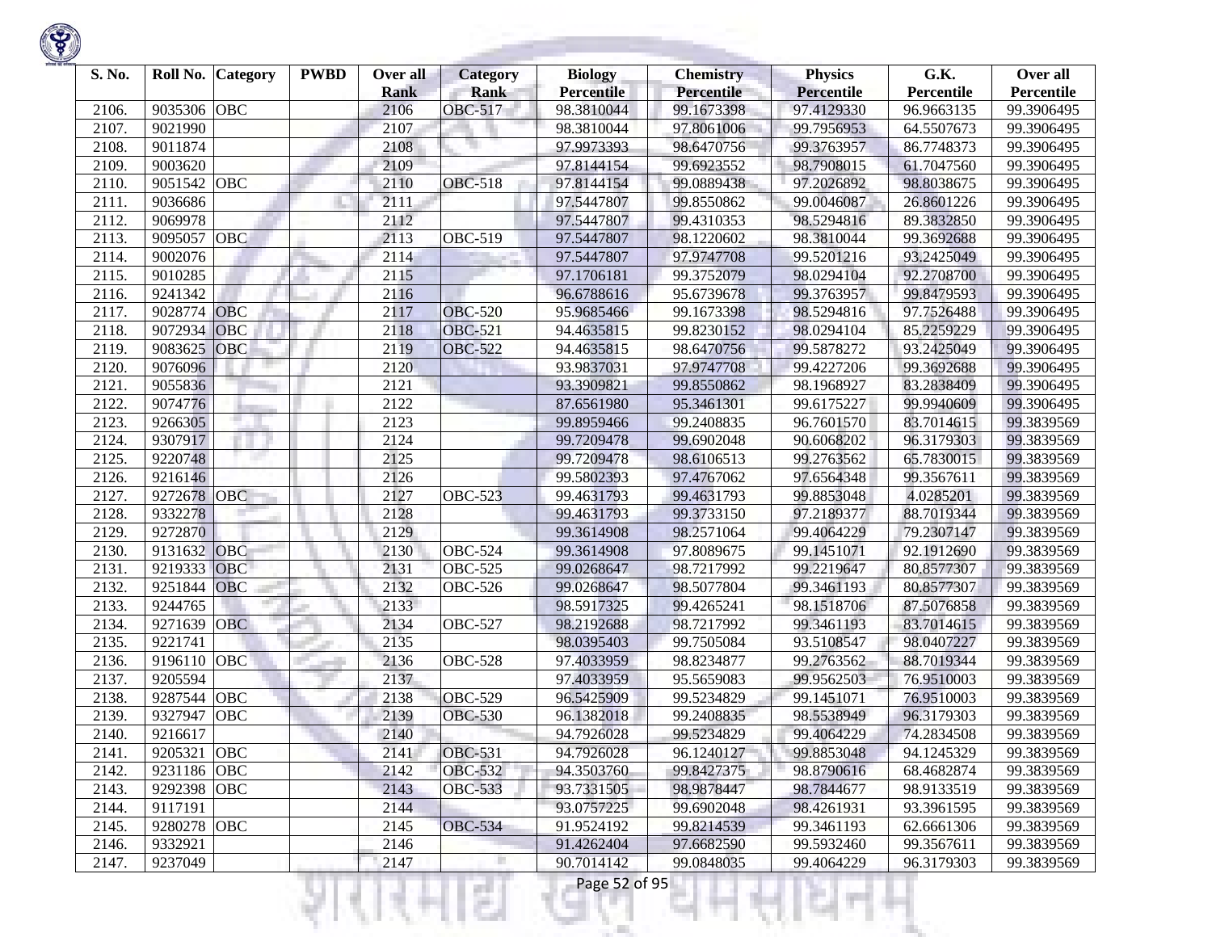| S. No. | Roll No. | Category | PWBD | Over all Rank | Category Rank | Biology Percentile | Chemistry Percentile | Physics Percentile | G.K. Percentile | Over all Percentile |
|---|---|---|---|---|---|---|---|---|---|---|
| 2106. | 9035306 | OBC | | 2106 | OBC-517 | 98.3810044 | 99.1673398 | 97.4129330 | 96.9663135 | 99.3906495 |
| 2107. | 9021990 | | | 2107 | | 98.3810044 | 97.8061006 | 99.7956953 | 64.5507673 | 99.3906495 |
| 2108. | 9011874 | | | 2108 | | 97.9973393 | 98.6470756 | 99.3763957 | 86.7748373 | 99.3906495 |
| 2109. | 9003620 | | | 2109 | | 97.8144154 | 99.6923552 | 98.7908015 | 61.7047560 | 99.3906495 |
| 2110. | 9051542 | OBC | | 2110 | OBC-518 | 97.8144154 | 99.0889438 | 97.2026892 | 98.8038675 | 99.3906495 |
| 2111. | 9036686 | | | 2111 | | 97.5447807 | 99.8550862 | 99.0046087 | 26.8601226 | 99.3906495 |
| 2112. | 9069978 | | | 2112 | | 97.5447807 | 99.4310353 | 98.5294816 | 89.3832850 | 99.3906495 |
| 2113. | 9095057 | OBC | | 2113 | OBC-519 | 97.5447807 | 98.1220602 | 98.3810044 | 99.3692688 | 99.3906495 |
| 2114. | 9002076 | | | 2114 | | 97.5447807 | 97.9747708 | 99.5201216 | 93.2425049 | 99.3906495 |
| 2115. | 9010285 | | | 2115 | | 97.1706181 | 99.3752079 | 98.0294104 | 92.2708700 | 99.3906495 |
| 2116. | 9241342 | | | 2116 | | 96.6788616 | 95.6739678 | 99.3763957 | 99.8479593 | 99.3906495 |
| 2117. | 9028774 | OBC | | 2117 | OBC-520 | 95.9685466 | 99.1673398 | 98.5294816 | 97.7526488 | 99.3906495 |
| 2118. | 9072934 | OBC | | 2118 | OBC-521 | 94.4635815 | 99.8230152 | 98.0294104 | 85.2259229 | 99.3906495 |
| 2119. | 9083625 | OBC | | 2119 | OBC-522 | 94.4635815 | 98.6470756 | 99.5878272 | 93.2425049 | 99.3906495 |
| 2120. | 9076096 | | | 2120 | | 93.9837031 | 97.9747708 | 99.4227206 | 99.3692688 | 99.3906495 |
| 2121. | 9055836 | | | 2121 | | 93.3909821 | 99.8550862 | 98.1968927 | 83.2838409 | 99.3906495 |
| 2122. | 9074776 | | | 2122 | | 87.6561980 | 95.3461301 | 99.6175227 | 99.9940609 | 99.3906495 |
| 2123. | 9266305 | | | 2123 | | 99.8959466 | 99.2408835 | 96.7601570 | 83.7014615 | 99.3839569 |
| 2124. | 9307917 | | | 2124 | | 99.7209478 | 99.6902048 | 90.6068202 | 96.3179303 | 99.3839569 |
| 2125. | 9220748 | | | 2125 | | 99.7209478 | 98.6106513 | 99.2763562 | 65.7830015 | 99.3839569 |
| 2126. | 9216146 | | | 2126 | | 99.5802393 | 97.4767062 | 97.6564348 | 99.3567611 | 99.3839569 |
| 2127. | 9272678 | OBC | | 2127 | OBC-523 | 99.4631793 | 99.4631793 | 99.8853048 | 4.0285201 | 99.3839569 |
| 2128. | 9332278 | | | 2128 | | 99.4631793 | 99.3733150 | 97.2189377 | 88.7019344 | 99.3839569 |
| 2129. | 9272870 | | | 2129 | | 99.3614908 | 98.2571064 | 99.4064229 | 79.2307147 | 99.3839569 |
| 2130. | 9131632 | OBC | | 2130 | OBC-524 | 99.3614908 | 97.8089675 | 99.1451071 | 92.1912690 | 99.3839569 |
| 2131. | 9219333 | OBC | | 2131 | OBC-525 | 99.0268647 | 98.7217992 | 99.2219647 | 80.8577307 | 99.3839569 |
| 2132. | 9251844 | OBC | | 2132 | OBC-526 | 99.0268647 | 98.5077804 | 99.3461193 | 80.8577307 | 99.3839569 |
| 2133. | 9244765 | | | 2133 | | 98.5917325 | 99.4265241 | 98.1518706 | 87.5076858 | 99.3839569 |
| 2134. | 9271639 | OBC | | 2134 | OBC-527 | 98.2192688 | 98.7217992 | 99.3461193 | 83.7014615 | 99.3839569 |
| 2135. | 9221741 | | | 2135 | | 98.0395403 | 99.7505084 | 93.5108547 | 98.0407227 | 99.3839569 |
| 2136. | 9196110 | OBC | | 2136 | OBC-528 | 97.4033959 | 98.8234877 | 99.2763562 | 88.7019344 | 99.3839569 |
| 2137. | 9205594 | | | 2137 | | 97.4033959 | 95.5659083 | 99.9562503 | 76.9510003 | 99.3839569 |
| 2138. | 9287544 | OBC | | 2138 | OBC-529 | 96.5425909 | 99.5234829 | 99.1451071 | 76.9510003 | 99.3839569 |
| 2139. | 9327947 | OBC | | 2139 | OBC-530 | 96.1382018 | 99.2408835 | 98.5538949 | 96.3179303 | 99.3839569 |
| 2140. | 9216617 | | | 2140 | | 94.7926028 | 99.5234829 | 99.4064229 | 74.2834508 | 99.3839569 |
| 2141. | 9205321 | OBC | | 2141 | OBC-531 | 94.7926028 | 96.1240127 | 99.8853048 | 94.1245329 | 99.3839569 |
| 2142. | 9231186 | OBC | | 2142 | OBC-532 | 94.3503760 | 99.8427375 | 98.8790616 | 68.4682874 | 99.3839569 |
| 2143. | 9292398 | OBC | | 2143 | OBC-533 | 93.7331505 | 98.9878447 | 98.7844677 | 98.9133519 | 99.3839569 |
| 2144. | 9117191 | | | 2144 | | 93.0757225 | 99.6902048 | 98.4261931 | 93.3961595 | 99.3839569 |
| 2145. | 9280278 | OBC | | 2145 | OBC-534 | 91.9524192 | 99.8214539 | 99.3461193 | 62.6661306 | 99.3839569 |
| 2146. | 9332921 | | | 2146 | | 91.4262404 | 97.6682590 | 99.5932460 | 99.3567611 | 99.3839569 |
| 2147. | 9237049 | | | 2147 | | 90.7014142 | 99.0848035 | 99.4064229 | 96.3179303 | 99.3839569 |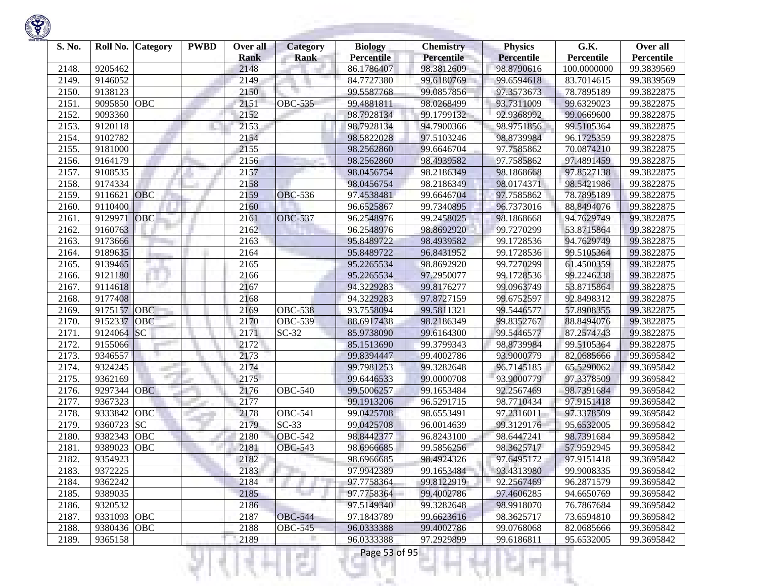| S. No. | Roll No. | Category | PWBD | Over all Rank | Category Rank | Biology Percentile | Chemistry Percentile | Physics Percentile | G.K. Percentile | Over all Percentile |
|---|---|---|---|---|---|---|---|---|---|---|
| 2148. | 9205462 | | | 2148 | | 86.1786407 | 98.3812609 | 98.8790616 | 100.0000000 | 99.3839569 |
| 2149. | 9146052 | | | 2149 | | 84.7727380 | 99.6180769 | 99.6594618 | 83.7014615 | 99.3839569 |
| 2150. | 9138123 | | | 2150 | | 99.5587768 | 99.0857856 | 97.3573673 | 78.7895189 | 99.3822875 |
| 2151. | 9095850 | OBC | | 2151 | OBC-535 | 99.4881811 | 98.0268499 | 93.7311009 | 99.6329023 | 99.3822875 |
| 2152. | 9093360 | | | 2152 | | 98.7928134 | 99.1799132 | 92.9368992 | 99.0669600 | 99.3822875 |
| 2153. | 9120118 | | | 2153 | | 98.7928134 | 94.7900366 | 98.9751856 | 99.5105364 | 99.3822875 |
| 2154. | 9102782 | | | 2154 | | 98.5822028 | 97.5103246 | 98.8739984 | 96.1725359 | 99.3822875 |
| 2155. | 9181000 | | | 2155 | | 98.2562860 | 99.6646704 | 97.7585862 | 70.0874210 | 99.3822875 |
| 2156. | 9164179 | | | 2156 | | 98.2562860 | 98.4939582 | 97.7585862 | 97.4891459 | 99.3822875 |
| 2157. | 9108535 | | | 2157 | | 98.0456754 | 98.2186349 | 98.1868668 | 97.8527138 | 99.3822875 |
| 2158. | 9174334 | | | 2158 | | 98.0456754 | 98.2186349 | 98.0174371 | 98.5421986 | 99.3822875 |
| 2159. | 9116621 | OBC | | 2159 | OBC-536 | 97.4538481 | 99.6646704 | 97.7585862 | 78.7895189 | 99.3822875 |
| 2160. | 9110400 | | | 2160 | | 96.6525867 | 99.7340895 | 96.7373016 | 88.8494076 | 99.3822875 |
| 2161. | 9129971 | OBC | | 2161 | OBC-537 | 96.2548976 | 99.2458025 | 98.1868668 | 94.7629749 | 99.3822875 |
| 2162. | 9160763 | | | 2162 | | 96.2548976 | 98.8692920 | 99.7270299 | 53.8715864 | 99.3822875 |
| 2163. | 9173666 | | | 2163 | | 95.8489722 | 98.4939582 | 99.1728536 | 94.7629749 | 99.3822875 |
| 2164. | 9189635 | | | 2164 | | 95.8489722 | 96.8431952 | 99.1728536 | 99.5105364 | 99.3822875 |
| 2165. | 9139465 | | | 2165 | | 95.2265534 | 98.8692920 | 99.7270299 | 61.4500359 | 99.3822875 |
| 2166. | 9121180 | | | 2166 | | 95.2265534 | 97.2950077 | 99.1728536 | 99.2246238 | 99.3822875 |
| 2167. | 9114618 | | | 2167 | | 94.3229283 | 99.8176277 | 99.0963749 | 53.8715864 | 99.3822875 |
| 2168. | 9177408 | | | 2168 | | 94.3229283 | 97.8727159 | 99.6752597 | 92.8498312 | 99.3822875 |
| 2169. | 9175157 | OBC | | 2169 | OBC-538 | 93.7558094 | 99.5811321 | 99.5446577 | 57.8908355 | 99.3822875 |
| 2170. | 9152337 | OBC | | 2170 | OBC-539 | 88.6917438 | 98.2186349 | 99.8352767 | 88.8494076 | 99.3822875 |
| 2171. | 9124064 | SC | | 2171 | SC-32 | 85.9738090 | 99.6164300 | 99.5446577 | 87.2574743 | 99.3822875 |
| 2172. | 9155066 | | | 2172 | | 85.1513690 | 99.3799343 | 98.8739984 | 99.5105364 | 99.3822875 |
| 2173. | 9346557 | | | 2173 | | 99.8394447 | 99.4002786 | 93.9000779 | 82.0685666 | 99.3695842 |
| 2174. | 9324245 | | | 2174 | | 99.7981253 | 99.3282648 | 96.7145185 | 65.5290062 | 99.3695842 |
| 2175. | 9362169 | | | 2175 | | 99.6446533 | 99.0000708 | 93.9000779 | 97.3378509 | 99.3695842 |
| 2176. | 9297344 | OBC | | 2176 | OBC-540 | 99.5006257 | 99.1653484 | 92.2567469 | 98.7391684 | 99.3695842 |
| 2177. | 9367323 | | | 2177 | | 99.1913206 | 96.5291715 | 98.7710434 | 97.9151418 | 99.3695842 |
| 2178. | 9333842 | OBC | | 2178 | OBC-541 | 99.0425708 | 98.6553491 | 97.2316011 | 97.3378509 | 99.3695842 |
| 2179. | 9360723 | SC | | 2179 | SC-33 | 99.0425708 | 96.0014639 | 99.3129176 | 95.6532005 | 99.3695842 |
| 2180. | 9382343 | OBC | | 2180 | OBC-542 | 98.8442377 | 96.8243100 | 98.6447241 | 98.7391684 | 99.3695842 |
| 2181. | 9389023 | OBC | | 2181 | OBC-543 | 98.6966685 | 99.5856256 | 98.3625717 | 57.9592945 | 99.3695842 |
| 2182. | 9354923 | | | 2182 | | 98.6966685 | 98.4924326 | 97.6495172 | 97.9151418 | 99.3695842 |
| 2183. | 9372225 | | | 2183 | | 97.9942389 | 99.1653484 | 93.4313980 | 99.9008335 | 99.3695842 |
| 2184. | 9362242 | | | 2184 | | 97.7758364 | 99.8122919 | 92.2567469 | 96.2871579 | 99.3695842 |
| 2185. | 9389035 | | | 2185 | | 97.7758364 | 99.4002786 | 97.4606285 | 94.6650769 | 99.3695842 |
| 2186. | 9320532 | | | 2186 | | 97.5149340 | 99.3282648 | 98.9918070 | 76.7867684 | 99.3695842 |
| 2187. | 9331093 | OBC | | 2187 | OBC-544 | 97.1843789 | 99.6623616 | 98.3625717 | 73.6594810 | 99.3695842 |
| 2188. | 9380436 | OBC | | 2188 | OBC-545 | 96.0333388 | 99.4002786 | 99.0768068 | 82.0685666 | 99.3695842 |
| 2189. | 9365158 | | | 2189 | | 96.0333388 | 97.2929899 | 99.6186811 | 95.6532005 | 99.3695842 |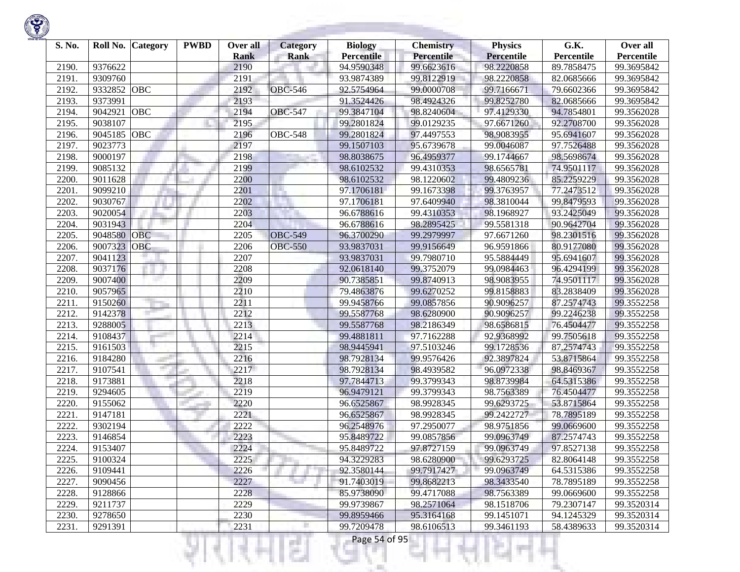| S. No. | Roll No. | Category | PWBD | Over all Rank | Category Rank | Biology Percentile | Chemistry Percentile | Physics Percentile | G.K. Percentile | Over all Percentile |
|---|---|---|---|---|---|---|---|---|---|---|
| 2190. | 9376622 | | | 2190 | | 94.9590348 | 99.6623616 | 98.2220858 | 89.7858475 | 99.3695842 |
| 2191. | 9309760 | | | 2191 | | 93.9874389 | 99.8122919 | 98.2220858 | 82.0685666 | 99.3695842 |
| 2192. | 9332852 | OBC | | 2192 | OBC-546 | 92.5754964 | 99.0000708 | 99.7166671 | 79.6602366 | 99.3695842 |
| 2193. | 9373991 | | | 2193 | | 91.3524426 | 98.4924326 | 99.8252780 | 82.0685666 | 99.3695842 |
| 2194. | 9042921 | OBC | | 2194 | OBC-547 | 99.3847104 | 98.8240604 | 97.4129330 | 94.7854801 | 99.3562028 |
| 2195. | 9038107 | | | 2195 | | 99.2801824 | 99.0129235 | 97.6671260 | 92.2708700 | 99.3562028 |
| 2196. | 9045185 | OBC | | 2196 | OBC-548 | 99.2801824 | 97.4497553 | 98.9083955 | 95.6941607 | 99.3562028 |
| 2197. | 9023773 | | | 2197 | | 99.1507103 | 95.6739678 | 99.0046087 | 97.7526488 | 99.3562028 |
| 2198. | 9000197 | | | 2198 | | 98.8038675 | 96.4959377 | 99.1744667 | 98.5698674 | 99.3562028 |
| 2199. | 9085132 | | | 2199 | | 98.6102532 | 99.4310353 | 98.6565781 | 74.9501117 | 99.3562028 |
| 2200. | 9011628 | | | 2200 | | 98.6102532 | 98.1220602 | 99.4809236 | 85.2259229 | 99.3562028 |
| 2201. | 9099210 | | | 2201 | | 97.1706181 | 99.1673398 | 99.3763957 | 77.2473512 | 99.3562028 |
| 2202. | 9030767 | | | 2202 | | 97.1706181 | 97.6409940 | 98.3810044 | 99.8479593 | 99.3562028 |
| 2203. | 9020054 | | | 2203 | | 96.6788616 | 99.4310353 | 98.1968927 | 93.2425049 | 99.3562028 |
| 2204. | 9031943 | | | 2204 | | 96.6788616 | 98.2895425 | 99.5581318 | 90.9642704 | 99.3562028 |
| 2205. | 9048580 | OBC | | 2205 | OBC-549 | 96.3700290 | 99.2979997 | 97.6671260 | 98.2301516 | 99.3562028 |
| 2206. | 9007323 | OBC | | 2206 | OBC-550 | 93.9837031 | 99.9156649 | 96.9591866 | 80.9177080 | 99.3562028 |
| 2207. | 9041123 | | | 2207 | | 93.9837031 | 99.7980710 | 95.5884449 | 95.6941607 | 99.3562028 |
| 2208. | 9037176 | | | 2208 | | 92.0618140 | 99.3752079 | 99.0984463 | 96.4294199 | 99.3562028 |
| 2209. | 9007400 | | | 2209 | | 90.7385851 | 99.8740913 | 98.9083955 | 74.9501117 | 99.3562028 |
| 2210. | 9057965 | | | 2210 | | 79.4863876 | 99.6270252 | 99.8158883 | 83.2838409 | 99.3562028 |
| 2211. | 9150260 | | | 2211 | | 99.9458766 | 99.0857856 | 90.9096257 | 87.2574743 | 99.3552258 |
| 2212. | 9142378 | | | 2212 | | 99.5587768 | 98.6280900 | 90.9096257 | 99.2246238 | 99.3552258 |
| 2213. | 9288005 | | | 2213 | | 99.5587768 | 98.2186349 | 98.6586815 | 76.4504477 | 99.3552258 |
| 2214. | 9108437 | | | 2214 | | 99.4881811 | 97.7162288 | 92.9368992 | 99.7505618 | 99.3552258 |
| 2215. | 9161503 | | | 2215 | | 98.9445941 | 97.5103246 | 99.1728536 | 87.2574743 | 99.3552258 |
| 2216. | 9184280 | | | 2216 | | 98.7928134 | 99.9576426 | 92.3897824 | 53.8715864 | 99.3552258 |
| 2217. | 9107541 | | | 2217 | | 98.7928134 | 98.4939582 | 96.0972338 | 98.8469367 | 99.3552258 |
| 2218. | 9173881 | | | 2218 | | 97.7844713 | 99.3799343 | 98.8739984 | 64.5315386 | 99.3552258 |
| 2219. | 9294605 | | | 2219 | | 96.9479121 | 99.3799343 | 98.7563389 | 76.4504477 | 99.3552258 |
| 2220. | 9155062 | | | 2220 | | 96.6525867 | 98.9928345 | 99.6293725 | 53.8715864 | 99.3552258 |
| 2221. | 9147181 | | | 2221 | | 96.6525867 | 98.9928345 | 99.2422727 | 78.7895189 | 99.3552258 |
| 2222. | 9302194 | | | 2222 | | 96.2548976 | 97.2950077 | 98.9751856 | 99.0669600 | 99.3552258 |
| 2223. | 9146854 | | | 2223 | | 95.8489722 | 99.0857856 | 99.0963749 | 87.2574743 | 99.3552258 |
| 2224. | 9153407 | | | 2224 | | 95.8489722 | 97.8727159 | 99.0963749 | 97.8527138 | 99.3552258 |
| 2225. | 9100324 | | | 2225 | | 94.3229283 | 98.6280900 | 99.6293725 | 82.8064148 | 99.3552258 |
| 2226. | 9109441 | | | 2226 | | 92.3580144 | 99.7917427 | 99.0963749 | 64.5315386 | 99.3552258 |
| 2227. | 9090456 | | | 2227 | | 91.7403019 | 99.8682213 | 98.3433540 | 78.7895189 | 99.3552258 |
| 2228. | 9128866 | | | 2228 | | 85.9738090 | 99.4717088 | 98.7563389 | 99.0669600 | 99.3552258 |
| 2229. | 9211737 | | | 2229 | | 99.9739867 | 98.2571064 | 98.1518706 | 79.2307147 | 99.3520314 |
| 2230. | 9278650 | | | 2230 | | 99.8959466 | 95.3164168 | 99.1451071 | 94.1245329 | 99.3520314 |
| 2231. | 9291391 | | | 2231 | | 99.7209478 | 98.6106513 | 99.3461193 | 58.4389633 | 99.3520314 |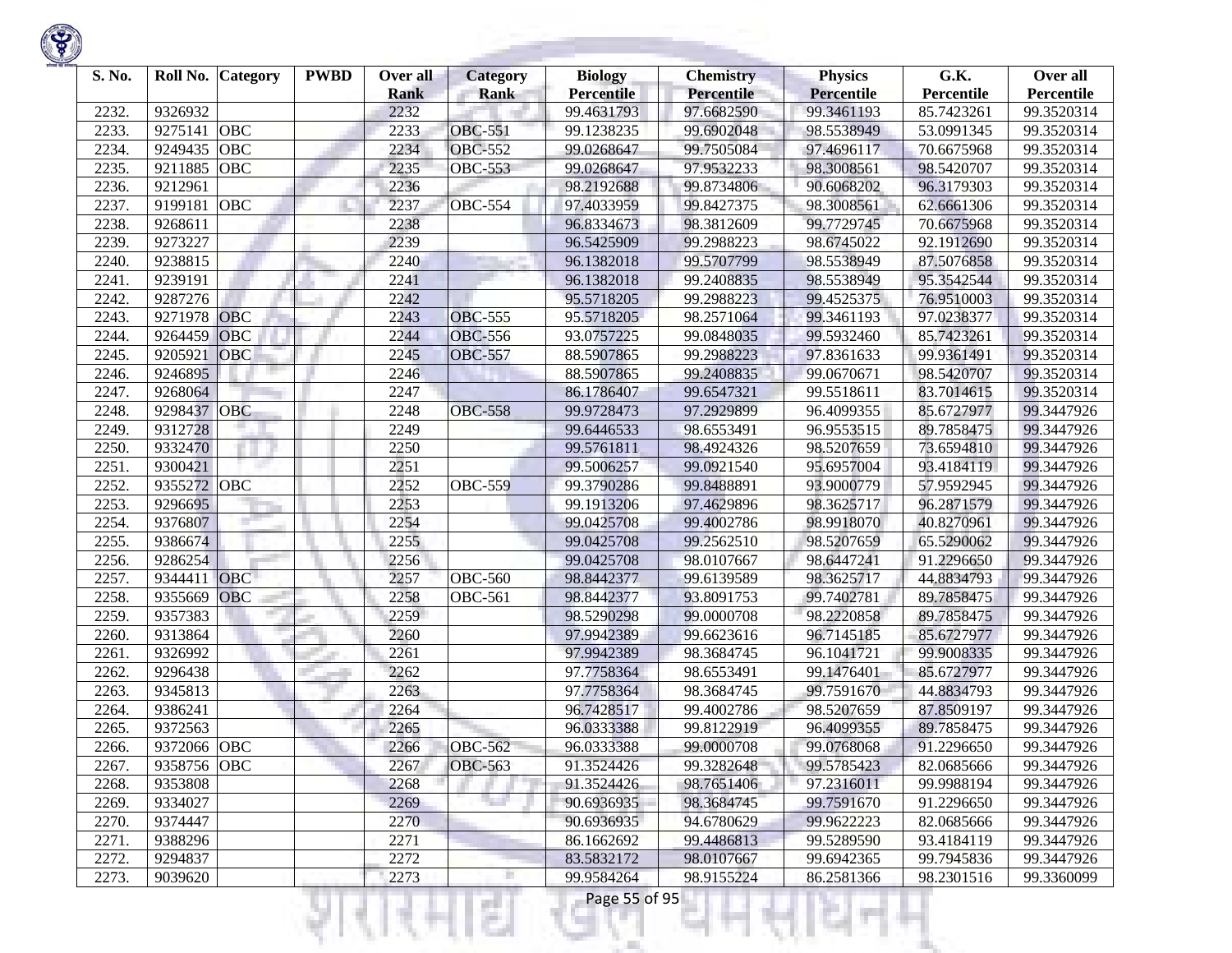| S. No. | Roll No. | Category | PWBD | Over all Rank | Category Rank | Biology Percentile | Chemistry Percentile | Physics Percentile | G.K. Percentile | Over all Percentile |
|---|---|---|---|---|---|---|---|---|---|---|
| 2232. | 9326932 | | | 2232 | | 99.4631793 | 97.6682590 | 99.3461193 | 85.7423261 | 99.3520314 |
| 2233. | 9275141 | OBC | | 2233 | OBC-551 | 99.1238235 | 99.6902048 | 98.5538949 | 53.0991345 | 99.3520314 |
| 2234. | 9249435 | OBC | | 2234 | OBC-552 | 99.0268647 | 99.7505084 | 97.4696117 | 70.6675968 | 99.3520314 |
| 2235. | 9211885 | OBC | | 2235 | OBC-553 | 99.0268647 | 97.9532233 | 98.3008561 | 98.5420707 | 99.3520314 |
| 2236. | 9212961 | | | 2236 | | 98.2192688 | 99.8734806 | 90.6068202 | 96.3179303 | 99.3520314 |
| 2237. | 9199181 | OBC | | 2237 | OBC-554 | 97.4033959 | 99.8427375 | 98.3008561 | 62.6661306 | 99.3520314 |
| 2238. | 9268611 | | | 2238 | | 96.8334673 | 98.3812609 | 99.7729745 | 70.6675968 | 99.3520314 |
| 2239. | 9273227 | | | 2239 | | 96.5425909 | 99.2988223 | 98.6745022 | 92.1912690 | 99.3520314 |
| 2240. | 9238815 | | | 2240 | | 96.1382018 | 99.5707799 | 98.5538949 | 87.5076858 | 99.3520314 |
| 2241. | 9239191 | | | 2241 | | 96.1382018 | 99.2408835 | 98.5538949 | 95.3542544 | 99.3520314 |
| 2242. | 9287276 | | | 2242 | | 95.5718205 | 99.2988223 | 99.4525375 | 76.9510003 | 99.3520314 |
| 2243. | 9271978 | OBC | | 2243 | OBC-555 | 95.5718205 | 98.2571064 | 99.3461193 | 97.0238377 | 99.3520314 |
| 2244. | 9264459 | OBC | | 2244 | OBC-556 | 93.0757225 | 99.0848035 | 99.5932460 | 85.7423261 | 99.3520314 |
| 2245. | 9205921 | OBC | | 2245 | OBC-557 | 88.5907865 | 99.2988223 | 97.8361633 | 99.9361491 | 99.3520314 |
| 2246. | 9246895 | | | 2246 | | 88.5907865 | 99.2408835 | 99.0670671 | 98.5420707 | 99.3520314 |
| 2247. | 9268064 | | | 2247 | | 86.1786407 | 99.6547321 | 99.5518611 | 83.7014615 | 99.3520314 |
| 2248. | 9298437 | OBC | | 2248 | OBC-558 | 99.9728473 | 97.2929899 | 96.4099355 | 85.6727977 | 99.3447926 |
| 2249. | 9312728 | | | 2249 | | 99.6446533 | 98.6553491 | 96.9553515 | 89.7858475 | 99.3447926 |
| 2250. | 9332470 | | | 2250 | | 99.5761811 | 98.4924326 | 98.5207659 | 73.6594810 | 99.3447926 |
| 2251. | 9300421 | | | 2251 | | 99.5006257 | 99.0921540 | 95.6957004 | 93.4184119 | 99.3447926 |
| 2252. | 9355272 | OBC | | 2252 | OBC-559 | 99.3790286 | 99.8488891 | 93.9000779 | 57.9592945 | 99.3447926 |
| 2253. | 9296695 | | | 2253 | | 99.1913206 | 97.4629896 | 98.3625717 | 96.2871579 | 99.3447926 |
| 2254. | 9376807 | | | 2254 | | 99.0425708 | 99.4002786 | 98.9918070 | 40.8270961 | 99.3447926 |
| 2255. | 9386674 | | | 2255 | | 99.0425708 | 99.2562510 | 98.5207659 | 65.5290062 | 99.3447926 |
| 2256. | 9286254 | | | 2256 | | 99.0425708 | 98.0107667 | 98.6447241 | 91.2296650 | 99.3447926 |
| 2257. | 9344411 | OBC | | 2257 | OBC-560 | 98.8442377 | 99.6139589 | 98.3625717 | 44.8834793 | 99.3447926 |
| 2258. | 9355669 | OBC | | 2258 | OBC-561 | 98.8442377 | 93.8091753 | 99.7402781 | 89.7858475 | 99.3447926 |
| 2259. | 9357383 | | | 2259 | | 98.5290298 | 99.0000708 | 98.2220858 | 89.7858475 | 99.3447926 |
| 2260. | 9313864 | | | 2260 | | 97.9942389 | 99.6623616 | 96.7145185 | 85.6727977 | 99.3447926 |
| 2261. | 9326992 | | | 2261 | | 97.9942389 | 98.3684745 | 96.1041721 | 99.9008335 | 99.3447926 |
| 2262. | 9296438 | | | 2262 | | 97.7758364 | 98.6553491 | 99.1476401 | 85.6727977 | 99.3447926 |
| 2263. | 9345813 | | | 2263 | | 97.7758364 | 98.3684745 | 99.7591670 | 44.8834793 | 99.3447926 |
| 2264. | 9386241 | | | 2264 | | 96.7428517 | 99.4002786 | 98.5207659 | 87.8509197 | 99.3447926 |
| 2265. | 9372563 | | | 2265 | | 96.0333388 | 99.8122919 | 96.4099355 | 89.7858475 | 99.3447926 |
| 2266. | 9372066 | OBC | | 2266 | OBC-562 | 96.0333388 | 99.0000708 | 99.0768068 | 91.2296650 | 99.3447926 |
| 2267. | 9358756 | OBC | | 2267 | OBC-563 | 91.3524426 | 99.3282648 | 99.5785423 | 82.0685666 | 99.3447926 |
| 2268. | 9353808 | | | 2268 | | 91.3524426 | 98.7651406 | 97.2316011 | 99.9988194 | 99.3447926 |
| 2269. | 9334027 | | | 2269 | | 90.6936935 | 98.3684745 | 99.7591670 | 91.2296650 | 99.3447926 |
| 2270. | 9374447 | | | 2270 | | 90.6936935 | 94.6780629 | 99.9622223 | 82.0685666 | 99.3447926 |
| 2271. | 9388296 | | | 2271 | | 86.1662692 | 99.4486813 | 99.5289590 | 93.4184119 | 99.3447926 |
| 2272. | 9294837 | | | 2272 | | 83.5832172 | 98.0107667 | 99.6942365 | 99.7945836 | 99.3447926 |
| 2273. | 9039620 | | | 2273 | | 99.9584264 | 98.9155224 | 86.2581366 | 98.2301516 | 99.3360099 |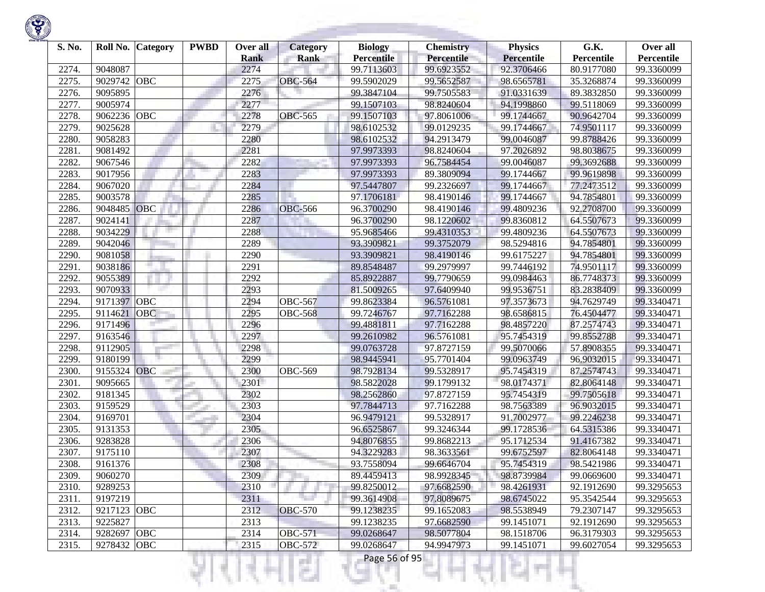| S. No. | Roll No. | Category | PWBD | Over all Rank | Category Rank | Biology Percentile | Chemistry Percentile | Physics Percentile | G.K. Percentile | Over all Percentile |
|---|---|---|---|---|---|---|---|---|---|---|
| 2274. | 9048087 | | | 2274 | | 99.7113603 | 99.6923552 | 92.3706466 | 80.9177080 | 99.3360099 |
| 2275. | 9029742 | OBC | | 2275 | OBC-564 | 99.5902029 | 99.5652587 | 98.6565781 | 35.3268874 | 99.3360099 |
| 2276. | 9095895 | | | 2276 | | 99.3847104 | 99.7505583 | 91.0331639 | 89.3832850 | 99.3360099 |
| 2277. | 9005974 | | | 2277 | | 99.1507103 | 98.8240604 | 94.1998860 | 99.5118069 | 99.3360099 |
| 2278. | 9062236 | OBC | | 2278 | OBC-565 | 99.1507103 | 97.8061006 | 99.1744667 | 90.9642704 | 99.3360099 |
| 2279. | 9025628 | | | 2279 | | 98.6102532 | 99.0129235 | 99.1744667 | 74.9501117 | 99.3360099 |
| 2280. | 9058283 | | | 2280 | | 98.6102532 | 94.2913479 | 99.0046087 | 99.8788426 | 99.3360099 |
| 2281. | 9081492 | | | 2281 | | 97.9973393 | 98.8240604 | 97.2026892 | 98.8038675 | 99.3360099 |
| 2282. | 9067546 | | | 2282 | | 97.9973393 | 96.7584454 | 99.0046087 | 99.3692688 | 99.3360099 |
| 2283. | 9017956 | | | 2283 | | 97.9973393 | 89.3809094 | 99.1744667 | 99.9619898 | 99.3360099 |
| 2284. | 9067020 | | | 2284 | | 97.5447807 | 99.2326697 | 99.1744667 | 77.2473512 | 99.3360099 |
| 2285. | 9003578 | | | 2285 | | 97.1706181 | 98.4190146 | 99.1744667 | 94.7854801 | 99.3360099 |
| 2286. | 9048485 | OBC | | 2286 | OBC-566 | 96.3700290 | 98.4190146 | 99.4809236 | 92.2708700 | 99.3360099 |
| 2287. | 9024141 | | | 2287 | | 96.3700290 | 98.1220602 | 99.8360812 | 64.5507673 | 99.3360099 |
| 2288. | 9034229 | | | 2288 | | 95.9685466 | 99.4310353 | 99.4809236 | 64.5507673 | 99.3360099 |
| 2289. | 9042046 | | | 2289 | | 93.3909821 | 99.3752079 | 98.5294816 | 94.7854801 | 99.3360099 |
| 2290. | 9081058 | | | 2290 | | 93.3909821 | 98.4190146 | 99.6175227 | 94.7854801 | 99.3360099 |
| 2291. | 9038186 | | | 2291 | | 89.8548487 | 99.2979997 | 99.7446192 | 74.9501117 | 99.3360099 |
| 2292. | 9055389 | | | 2292 | | 85.8922887 | 99.7790659 | 99.0984463 | 86.7748373 | 99.3360099 |
| 2293. | 9070933 | | | 2293 | | 81.5009265 | 97.6409940 | 99.9536751 | 83.2838409 | 99.3360099 |
| 2294. | 9171397 | OBC | | 2294 | OBC-567 | 99.8623384 | 96.5761081 | 97.3573673 | 94.7629749 | 99.3340471 |
| 2295. | 9114621 | OBC | | 2295 | OBC-568 | 99.7246767 | 97.7162288 | 98.6586815 | 76.4504477 | 99.3340471 |
| 2296. | 9171496 | | | 2296 | | 99.4881811 | 97.7162288 | 98.4857220 | 87.2574743 | 99.3340471 |
| 2297. | 9163546 | | | 2297 | | 99.2610982 | 96.5761081 | 95.7454319 | 99.8552788 | 99.3340471 |
| 2298. | 9112905 | | | 2298 | | 99.0763728 | 97.8727159 | 99.5070066 | 57.8908355 | 99.3340471 |
| 2299. | 9180199 | | | 2299 | | 98.9445941 | 95.7701404 | 99.0963749 | 96.9032015 | 99.3340471 |
| 2300. | 9155324 | OBC | | 2300 | OBC-569 | 98.7928134 | 99.5328917 | 95.7454319 | 87.2574743 | 99.3340471 |
| 2301. | 9095665 | | | 2301 | | 98.5822028 | 99.1799132 | 98.0174371 | 82.8064148 | 99.3340471 |
| 2302. | 9181345 | | | 2302 | | 98.2562860 | 97.8727159 | 95.7454319 | 99.7505618 | 99.3340471 |
| 2303. | 9159529 | | | 2303 | | 97.7844713 | 97.7162288 | 98.7563389 | 96.9032015 | 99.3340471 |
| 2304. | 9169701 | | | 2304 | | 96.9479121 | 99.5328917 | 91.7002977 | 99.2246238 | 99.3340471 |
| 2305. | 9131353 | | | 2305 | | 96.6525867 | 99.3246344 | 99.1728536 | 64.5315386 | 99.3340471 |
| 2306. | 9283828 | | | 2306 | | 94.8076855 | 99.8682213 | 95.1712534 | 91.4167382 | 99.3340471 |
| 2307. | 9175110 | | | 2307 | | 94.3229283 | 98.3633561 | 99.6752597 | 82.8064148 | 99.3340471 |
| 2308. | 9161376 | | | 2308 | | 93.7558094 | 99.6646704 | 95.7454319 | 98.5421986 | 99.3340471 |
| 2309. | 9060270 | | | 2309 | | 89.4459413 | 98.9928345 | 98.8739984 | 99.0669600 | 99.3340471 |
| 2310. | 9289253 | | | 2310 | | 99.8250012 | 97.6682590 | 98.4261931 | 92.1912690 | 99.3295653 |
| 2311. | 9197219 | | | 2311 | | 99.3614908 | 97.8089675 | 98.6745022 | 95.3542544 | 99.3295653 |
| 2312. | 9217123 | OBC | | 2312 | OBC-570 | 99.1238235 | 99.1652083 | 98.5538949 | 79.2307147 | 99.3295653 |
| 2313. | 9225827 | | | 2313 | | 99.1238235 | 97.6682590 | 99.1451071 | 92.1912690 | 99.3295653 |
| 2314. | 9282697 | OBC | | 2314 | OBC-571 | 99.0268647 | 98.5077804 | 98.1518706 | 96.3179303 | 99.3295653 |
| 2315. | 9278432 | OBC | | 2315 | OBC-572 | 99.0268647 | 94.9947973 | 99.1451071 | 99.6027054 | 99.3295653 |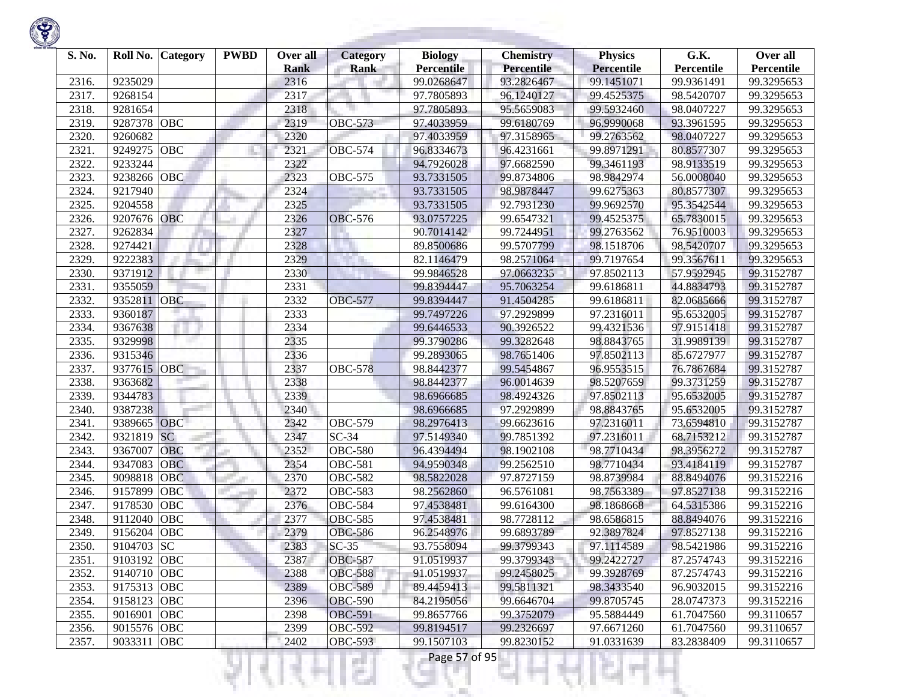| S. No. | Roll No. | Category | PWBD | Over all Rank | Category Rank | Biology Percentile | Chemistry Percentile | Physics Percentile | G.K. Percentile | Over all Percentile |
|---|---|---|---|---|---|---|---|---|---|---|
| 2316. | 9235029 | | | 2316 | | 99.0268647 | 93.2826467 | 99.1451071 | 99.9361491 | 99.3295653 |
| 2317. | 9268154 | | | 2317 | | 97.7805893 | 96.1240127 | 99.4525375 | 98.5420707 | 99.3295653 |
| 2318. | 9281654 | | | 2318 | | 97.7805893 | 95.5659083 | 99.5932460 | 98.0407227 | 99.3295653 |
| 2319. | 9287378 | OBC | | 2319 | OBC-573 | 97.4033959 | 99.6180769 | 96.9990068 | 93.3961595 | 99.3295653 |
| 2320. | 9260682 | | | 2320 | | 97.4033959 | 97.3158965 | 99.2763562 | 98.0407227 | 99.3295653 |
| 2321. | 9249275 | OBC | | 2321 | OBC-574 | 96.8334673 | 96.4231661 | 99.8971291 | 80.8577307 | 99.3295653 |
| 2322. | 9233244 | | | 2322 | | 94.7926028 | 97.6682590 | 99.3461193 | 98.9133519 | 99.3295653 |
| 2323. | 9238266 | OBC | | 2323 | OBC-575 | 93.7331505 | 99.8734806 | 98.9842974 | 56.0008040 | 99.3295653 |
| 2324. | 9217940 | | | 2324 | | 93.7331505 | 98.9878447 | 99.6275363 | 80.8577307 | 99.3295653 |
| 2325. | 9204558 | | | 2325 | | 93.7331505 | 92.7931230 | 99.9692570 | 95.3542544 | 99.3295653 |
| 2326. | 9207676 | OBC | | 2326 | OBC-576 | 93.0757225 | 99.6547321 | 99.4525375 | 65.7830015 | 99.3295653 |
| 2327. | 9262834 | | | 2327 | | 90.7014142 | 99.7244951 | 99.2763562 | 76.9510003 | 99.3295653 |
| 2328. | 9274421 | | | 2328 | | 89.8500686 | 99.5707799 | 98.1518706 | 98.5420707 | 99.3295653 |
| 2329. | 9222383 | | | 2329 | | 82.1146479 | 98.2571064 | 99.7197654 | 99.3567611 | 99.3295653 |
| 2330. | 9371912 | | | 2330 | | 99.9846528 | 97.0663235 | 97.8502113 | 57.9592945 | 99.3152787 |
| 2331. | 9355059 | | | 2331 | | 99.8394447 | 95.7063254 | 99.6186811 | 44.8834793 | 99.3152787 |
| 2332. | 9352811 | OBC | | 2332 | OBC-577 | 99.8394447 | 91.4504285 | 99.6186811 | 82.0685666 | 99.3152787 |
| 2333. | 9360187 | | | 2333 | | 99.7497226 | 97.2929899 | 97.2316011 | 95.6532005 | 99.3152787 |
| 2334. | 9367638 | | | 2334 | | 99.6446533 | 90.3926522 | 99.4321536 | 97.9151418 | 99.3152787 |
| 2335. | 9329998 | | | 2335 | | 99.3790286 | 99.3282648 | 98.8843765 | 31.9989139 | 99.3152787 |
| 2336. | 9315346 | | | 2336 | | 99.2893065 | 98.7651406 | 97.8502113 | 85.6727977 | 99.3152787 |
| 2337. | 9377615 | OBC | | 2337 | OBC-578 | 98.8442377 | 99.5454867 | 96.9553515 | 76.7867684 | 99.3152787 |
| 2338. | 9363682 | | | 2338 | | 98.8442377 | 96.0014639 | 98.5207659 | 99.3731259 | 99.3152787 |
| 2339. | 9344783 | | | 2339 | | 98.6966685 | 98.4924326 | 97.8502113 | 95.6532005 | 99.3152787 |
| 2340. | 9387238 | | | 2340 | | 98.6966685 | 97.2929899 | 98.8843765 | 95.6532005 | 99.3152787 |
| 2341. | 9389665 | OBC | | 2342 | OBC-579 | 98.2976413 | 99.6623616 | 97.2316011 | 73.6594810 | 99.3152787 |
| 2342. | 9321819 | SC | | 2347 | SC-34 | 97.5149340 | 99.7851392 | 97.2316011 | 68.7153212 | 99.3152787 |
| 2343. | 9367007 | OBC | | 2352 | OBC-580 | 96.4394494 | 98.1902108 | 98.7710434 | 98.3956272 | 99.3152787 |
| 2344. | 9347083 | OBC | | 2354 | OBC-581 | 94.9590348 | 99.2562510 | 98.7710434 | 93.4184119 | 99.3152787 |
| 2345. | 9098818 | OBC | | 2370 | OBC-582 | 98.5822028 | 97.8727159 | 98.8739984 | 88.8494076 | 99.3152216 |
| 2346. | 9157899 | OBC | | 2372 | OBC-583 | 98.2562860 | 96.5761081 | 98.7563389 | 97.8527138 | 99.3152216 |
| 2347. | 9178530 | OBC | | 2376 | OBC-584 | 97.4538481 | 99.6164300 | 98.1868668 | 64.5315386 | 99.3152216 |
| 2348. | 9112040 | OBC | | 2377 | OBC-585 | 97.4538481 | 98.7728112 | 98.6586815 | 88.8494076 | 99.3152216 |
| 2349. | 9156204 | OBC | | 2379 | OBC-586 | 96.2548976 | 99.6893789 | 92.3897824 | 97.8527138 | 99.3152216 |
| 2350. | 9104703 | SC | | 2383 | SC-35 | 93.7558094 | 99.3799343 | 97.1114589 | 98.5421986 | 99.3152216 |
| 2351. | 9103192 | OBC | | 2387 | OBC-587 | 91.0519937 | 99.3799343 | 99.2422727 | 87.2574743 | 99.3152216 |
| 2352. | 9140710 | OBC | | 2388 | OBC-588 | 91.0519937 | 99.2458025 | 99.3928769 | 87.2574743 | 99.3152216 |
| 2353. | 9175313 | OBC | | 2389 | OBC-589 | 89.4459413 | 99.5811321 | 98.3433540 | 96.9032015 | 99.3152216 |
| 2354. | 9158123 | OBC | | 2396 | OBC-590 | 84.2195056 | 99.6646704 | 99.8705745 | 28.0747373 | 99.3152216 |
| 2355. | 9016901 | OBC | | 2398 | OBC-591 | 99.8657766 | 99.3752079 | 95.5884449 | 61.7047560 | 99.3110657 |
| 2356. | 9015576 | OBC | | 2399 | OBC-592 | 99.8194517 | 99.2326697 | 97.6671260 | 61.7047560 | 99.3110657 |
| 2357. | 9033311 | OBC | | 2402 | OBC-593 | 99.1507103 | 99.8230152 | 91.0331639 | 83.2838409 | 99.3110657 |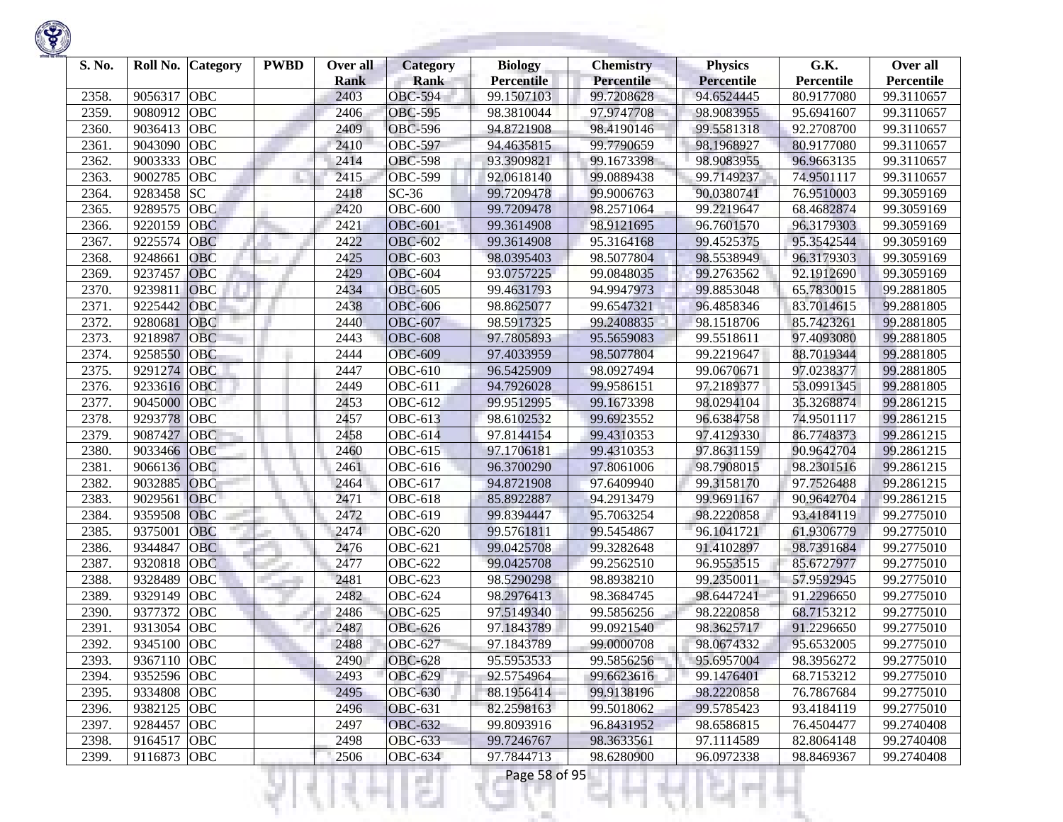| S. No. | Roll No. | Category | PWBD | Over all Rank | Category Rank | Biology Percentile | Chemistry Percentile | Physics Percentile | G.K. Percentile | Over all Percentile |
|---|---|---|---|---|---|---|---|---|---|---|
| 2358. | 9056317 | OBC | | 2403 | OBC-594 | 99.1507103 | 99.7208628 | 94.6524445 | 80.9177080 | 99.3110657 |
| 2359. | 9080912 | OBC | | 2406 | OBC-595 | 98.3810044 | 97.9747708 | 98.9083955 | 95.6941607 | 99.3110657 |
| 2360. | 9036413 | OBC | | 2409 | OBC-596 | 94.8721908 | 98.4190146 | 99.5581318 | 92.2708700 | 99.3110657 |
| 2361. | 9043090 | OBC | | 2410 | OBC-597 | 94.4635815 | 99.7790659 | 98.1968927 | 80.9177080 | 99.3110657 |
| 2362. | 9003333 | OBC | | 2414 | OBC-598 | 93.3909821 | 99.1673398 | 98.9083955 | 96.9663135 | 99.3110657 |
| 2363. | 9002785 | OBC | | 2415 | OBC-599 | 92.0618140 | 99.0889438 | 99.7149237 | 74.9501117 | 99.3110657 |
| 2364. | 9283458 | SC | | 2418 | SC-36 | 99.7209478 | 99.9006763 | 90.0380741 | 76.9510003 | 99.3059169 |
| 2365. | 9289575 | OBC | | 2420 | OBC-600 | 99.7209478 | 98.2571064 | 99.2219647 | 68.4682874 | 99.3059169 |
| 2366. | 9220159 | OBC | | 2421 | OBC-601 | 99.3614908 | 98.9121695 | 96.7601570 | 96.3179303 | 99.3059169 |
| 2367. | 9225574 | OBC | | 2422 | OBC-602 | 99.3614908 | 95.3164168 | 99.4525375 | 95.3542544 | 99.3059169 |
| 2368. | 9248661 | OBC | | 2425 | OBC-603 | 98.0395403 | 98.5077804 | 98.5538949 | 96.3179303 | 99.3059169 |
| 2369. | 9237457 | OBC | | 2429 | OBC-604 | 93.0757225 | 99.0848035 | 99.2763562 | 92.1912690 | 99.3059169 |
| 2370. | 9239811 | OBC | | 2434 | OBC-605 | 99.4631793 | 94.9947973 | 99.8853048 | 65.7830015 | 99.2881805 |
| 2371. | 9225442 | OBC | | 2438 | OBC-606 | 98.8625077 | 99.6547321 | 96.4858346 | 83.7014615 | 99.2881805 |
| 2372. | 9280681 | OBC | | 2440 | OBC-607 | 98.5917325 | 99.2408835 | 98.1518706 | 85.7423261 | 99.2881805 |
| 2373. | 9218987 | OBC | | 2443 | OBC-608 | 97.7805893 | 95.5659083 | 99.5518611 | 97.4093080 | 99.2881805 |
| 2374. | 9258550 | OBC | | 2444 | OBC-609 | 97.4033959 | 98.5077804 | 99.2219647 | 88.7019344 | 99.2881805 |
| 2375. | 9291274 | OBC | | 2447 | OBC-610 | 96.5425909 | 98.0927494 | 99.0670671 | 97.0238377 | 99.2881805 |
| 2376. | 9233616 | OBC | | 2449 | OBC-611 | 94.7926028 | 99.9586151 | 97.2189377 | 53.0991345 | 99.2881805 |
| 2377. | 9045000 | OBC | | 2453 | OBC-612 | 99.9512995 | 99.1673398 | 98.0294104 | 35.3268874 | 99.2861215 |
| 2378. | 9293778 | OBC | | 2457 | OBC-613 | 98.6102532 | 99.6923552 | 96.6384758 | 74.9501117 | 99.2861215 |
| 2379. | 9087427 | OBC | | 2458 | OBC-614 | 97.8144154 | 99.4310353 | 97.4129330 | 86.7748373 | 99.2861215 |
| 2380. | 9033466 | OBC | | 2460 | OBC-615 | 97.1706181 | 99.4310353 | 97.8631159 | 90.9642704 | 99.2861215 |
| 2381. | 9066136 | OBC | | 2461 | OBC-616 | 96.3700290 | 97.8061006 | 98.7908015 | 98.2301516 | 99.2861215 |
| 2382. | 9032885 | OBC | | 2464 | OBC-617 | 94.8721908 | 97.6409940 | 99.3158170 | 97.7526488 | 99.2861215 |
| 2383. | 9029561 | OBC | | 2471 | OBC-618 | 85.8922887 | 94.2913479 | 99.9691167 | 90.9642704 | 99.2861215 |
| 2384. | 9359508 | OBC | | 2472 | OBC-619 | 99.8394447 | 95.7063254 | 98.2220858 | 93.4184119 | 99.2775010 |
| 2385. | 9375001 | OBC | | 2474 | OBC-620 | 99.5761811 | 99.5454867 | 96.1041721 | 61.9306779 | 99.2775010 |
| 2386. | 9344847 | OBC | | 2476 | OBC-621 | 99.0425708 | 99.3282648 | 91.4102897 | 98.7391684 | 99.2775010 |
| 2387. | 9320818 | OBC | | 2477 | OBC-622 | 99.0425708 | 99.2562510 | 96.9553515 | 85.6727977 | 99.2775010 |
| 2388. | 9328489 | OBC | | 2481 | OBC-623 | 98.5290298 | 98.8938210 | 99.2350011 | 57.9592945 | 99.2775010 |
| 2389. | 9329149 | OBC | | 2482 | OBC-624 | 98.2976413 | 98.3684745 | 98.6447241 | 91.2296650 | 99.2775010 |
| 2390. | 9377372 | OBC | | 2486 | OBC-625 | 97.5149340 | 99.5856256 | 98.2220858 | 68.7153212 | 99.2775010 |
| 2391. | 9313054 | OBC | | 2487 | OBC-626 | 97.1843789 | 99.0921540 | 98.3625717 | 91.2296650 | 99.2775010 |
| 2392. | 9345100 | OBC | | 2488 | OBC-627 | 97.1843789 | 99.0000708 | 98.0674332 | 95.6532005 | 99.2775010 |
| 2393. | 9367110 | OBC | | 2490 | OBC-628 | 95.5953533 | 99.5856256 | 95.6957004 | 98.3956272 | 99.2775010 |
| 2394. | 9352596 | OBC | | 2493 | OBC-629 | 92.5754964 | 99.6623616 | 99.1476401 | 68.7153212 | 99.2775010 |
| 2395. | 9334808 | OBC | | 2495 | OBC-630 | 88.1956414 | 99.9138196 | 98.2220858 | 76.7867684 | 99.2775010 |
| 2396. | 9382125 | OBC | | 2496 | OBC-631 | 82.2598163 | 99.5018062 | 99.5785423 | 93.4184119 | 99.2775010 |
| 2397. | 9284457 | OBC | | 2497 | OBC-632 | 99.8093916 | 96.8431952 | 98.6586815 | 76.4504477 | 99.2740408 |
| 2398. | 9164517 | OBC | | 2498 | OBC-633 | 99.7246767 | 98.3633561 | 97.1114589 | 82.8064148 | 99.2740408 |
| 2399. | 9116873 | OBC | | 2506 | OBC-634 | 97.7844713 | 98.6280900 | 96.0972338 | 98.8469367 | 99.2740408 |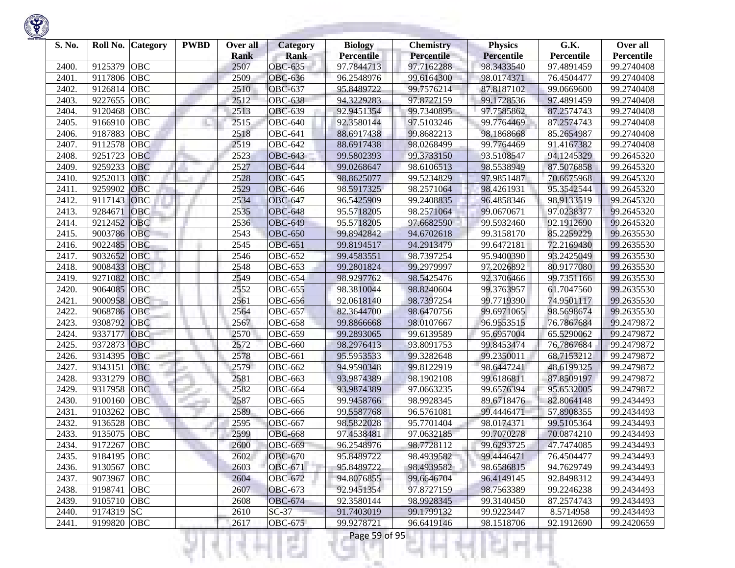| S. No. | Roll No. | Category | PWBD | Over all Rank | Category Rank | Biology Percentile | Chemistry Percentile | Physics Percentile | G.K. Percentile | Over all Percentile |
|---|---|---|---|---|---|---|---|---|---|---|
| 2400. | 9125379 | OBC | | 2507 | OBC-635 | 97.7844713 | 97.7162288 | 98.3433540 | 97.4891459 | 99.2740408 |
| 2401. | 9117806 | OBC | | 2509 | OBC-636 | 96.2548976 | 99.6164300 | 98.0174371 | 76.4504477 | 99.2740408 |
| 2402. | 9126814 | OBC | | 2510 | OBC-637 | 95.8489722 | 99.7576214 | 87.8187102 | 99.0669600 | 99.2740408 |
| 2403. | 9227655 | OBC | | 2512 | OBC-638 | 94.3229283 | 97.8727159 | 99.1728536 | 97.4891459 | 99.2740408 |
| 2404. | 9120468 | OBC | | 2513 | OBC-639 | 92.9451354 | 99.7340895 | 97.7585862 | 87.2574743 | 99.2740408 |
| 2405. | 9166910 | OBC | | 2515 | OBC-640 | 92.3580144 | 97.5103246 | 99.7764469 | 87.2574743 | 99.2740408 |
| 2406. | 9187883 | OBC | | 2518 | OBC-641 | 88.6917438 | 99.8682213 | 98.1868668 | 85.2654987 | 99.2740408 |
| 2407. | 9112578 | OBC | | 2519 | OBC-642 | 88.6917438 | 98.0268499 | 99.7764469 | 91.4167382 | 99.2740408 |
| 2408. | 9251723 | OBC | | 2523 | OBC-643 | 99.5802393 | 99.3733150 | 93.5108547 | 94.1245329 | 99.2645320 |
| 2409. | 9259233 | OBC | | 2527 | OBC-644 | 99.0268647 | 98.6106513 | 98.5538949 | 87.5076858 | 99.2645320 |
| 2410. | 9252013 | OBC | | 2528 | OBC-645 | 98.8625077 | 99.5234829 | 97.9851487 | 70.6675968 | 99.2645320 |
| 2411. | 9259902 | OBC | | 2529 | OBC-646 | 98.5917325 | 98.2571064 | 98.4261931 | 95.3542544 | 99.2645320 |
| 2412. | 9117143 | OBC | | 2534 | OBC-647 | 96.5425909 | 99.2408835 | 96.4858346 | 98.9133519 | 99.2645320 |
| 2413. | 9284671 | OBC | | 2535 | OBC-648 | 95.5718205 | 98.2571064 | 99.0670671 | 97.0238377 | 99.2645320 |
| 2414. | 9212452 | OBC | | 2536 | OBC-649 | 95.5718205 | 97.6682590 | 99.5932460 | 92.1912690 | 99.2645320 |
| 2415. | 9003786 | OBC | | 2543 | OBC-650 | 99.8942842 | 94.6702618 | 99.3158170 | 85.2259229 | 99.2635530 |
| 2416. | 9022485 | OBC | | 2545 | OBC-651 | 99.8194517 | 94.2913479 | 99.6472181 | 72.2169430 | 99.2635530 |
| 2417. | 9032652 | OBC | | 2546 | OBC-652 | 99.4583551 | 98.7397254 | 95.9400390 | 93.2425049 | 99.2635530 |
| 2418. | 9008433 | OBC | | 2548 | OBC-653 | 99.2801824 | 99.2979997 | 97.2026892 | 80.9177080 | 99.2635530 |
| 2419. | 9271082 | OBC | | 2549 | OBC-654 | 98.9297762 | 98.5425476 | 92.3706466 | 99.7351166 | 99.2635530 |
| 2420. | 9064085 | OBC | | 2552 | OBC-655 | 98.3810044 | 98.8240604 | 99.3763957 | 61.7047560 | 99.2635530 |
| 2421. | 9000958 | OBC | | 2561 | OBC-656 | 92.0618140 | 98.7397254 | 99.7719390 | 74.9501117 | 99.2635530 |
| 2422. | 9068786 | OBC | | 2564 | OBC-657 | 82.3644700 | 98.6470756 | 99.6971065 | 98.5698674 | 99.2635530 |
| 2423. | 9308792 | OBC | | 2567 | OBC-658 | 99.8866668 | 98.0107667 | 96.9553515 | 76.7867684 | 99.2479872 |
| 2424. | 9337177 | OBC | | 2570 | OBC-659 | 99.2893065 | 99.6139589 | 95.6957004 | 65.5290062 | 99.2479872 |
| 2425. | 9372873 | OBC | | 2572 | OBC-660 | 98.2976413 | 93.8091753 | 99.8453474 | 76.7867684 | 99.2479872 |
| 2426. | 9314395 | OBC | | 2578 | OBC-661 | 95.5953533 | 99.3282648 | 99.2350011 | 68.7153212 | 99.2479872 |
| 2427. | 9343151 | OBC | | 2579 | OBC-662 | 94.9590348 | 99.8122919 | 98.6447241 | 48.6199325 | 99.2479872 |
| 2428. | 9331279 | OBC | | 2581 | OBC-663 | 93.9874389 | 98.1902108 | 99.6186811 | 87.8509197 | 99.2479872 |
| 2429. | 9317958 | OBC | | 2582 | OBC-664 | 93.9874389 | 97.0663235 | 99.6576394 | 95.6532005 | 99.2479872 |
| 2430. | 9100160 | OBC | | 2587 | OBC-665 | 99.9458766 | 98.9928345 | 89.6718476 | 82.8064148 | 99.2434493 |
| 2431. | 9103262 | OBC | | 2589 | OBC-666 | 99.5587768 | 96.5761081 | 99.4446471 | 57.8908355 | 99.2434493 |
| 2432. | 9136528 | OBC | | 2595 | OBC-667 | 98.5822028 | 95.7701404 | 98.0174371 | 99.5105364 | 99.2434493 |
| 2433. | 9135075 | OBC | | 2599 | OBC-668 | 97.4538481 | 97.0632185 | 99.7070278 | 70.0874210 | 99.2434493 |
| 2434. | 9172267 | OBC | | 2600 | OBC-669 | 96.2548976 | 98.7728112 | 99.6293725 | 47.7474085 | 99.2434493 |
| 2435. | 9184195 | OBC | | 2602 | OBC-670 | 95.8489722 | 98.4939582 | 99.4446471 | 76.4504477 | 99.2434493 |
| 2436. | 9130567 | OBC | | 2603 | OBC-671 | 95.8489722 | 98.4939582 | 98.6586815 | 94.7629749 | 99.2434493 |
| 2437. | 9073967 | OBC | | 2604 | OBC-672 | 94.8076855 | 99.6646704 | 96.4149145 | 92.8498312 | 99.2434493 |
| 2438. | 9198741 | OBC | | 2607 | OBC-673 | 92.9451354 | 97.8727159 | 98.7563389 | 99.2246238 | 99.2434493 |
| 2439. | 9105710 | OBC | | 2608 | OBC-674 | 92.3580144 | 98.9928345 | 99.3140450 | 87.2574743 | 99.2434493 |
| 2440. | 9174319 | SC | | 2610 | SC-37 | 91.7403019 | 99.1799132 | 99.9223447 | 8.5714958 | 99.2434493 |
| 2441. | 9199820 | OBC | | 2617 | OBC-675 | 99.9278721 | 96.6419146 | 98.1518706 | 92.1912690 | 99.2420659 |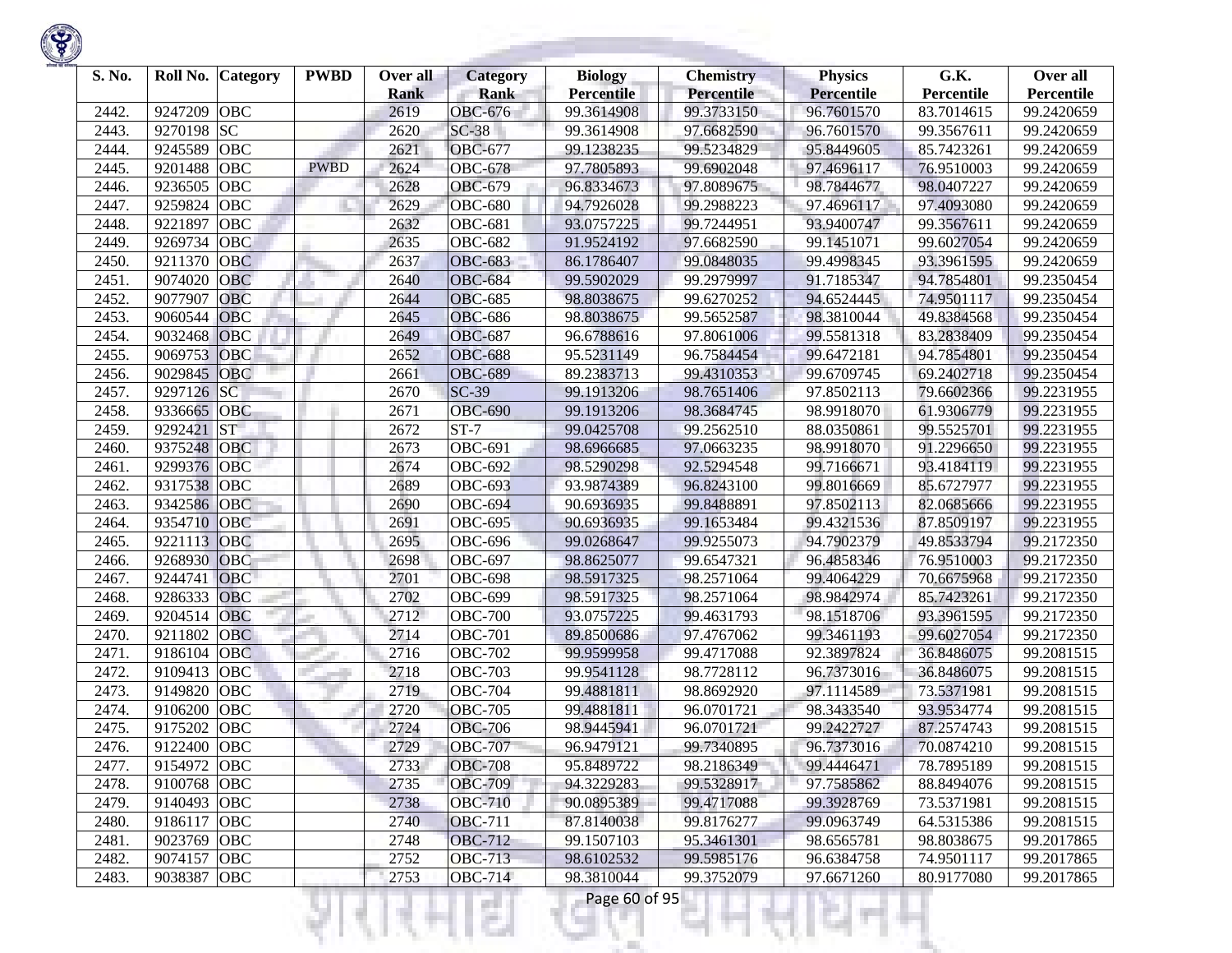| S. No. | Roll No. | Category | PWBD | Over all Rank | Category Rank | Biology Percentile | Chemistry Percentile | Physics Percentile | G.K. Percentile | Over all Percentile |
|---|---|---|---|---|---|---|---|---|---|---|
| 2442. | 9247209 | OBC | | 2619 | OBC-676 | 99.3614908 | 99.3733150 | 96.7601570 | 83.7014615 | 99.2420659 |
| 2443. | 9270198 | SC | | 2620 | SC-38 | 99.3614908 | 97.6682590 | 96.7601570 | 99.3567611 | 99.2420659 |
| 2444. | 9245589 | OBC | | 2621 | OBC-677 | 99.1238235 | 99.5234829 | 95.8449605 | 85.7423261 | 99.2420659 |
| 2445. | 9201488 | OBC | PWBD | 2624 | OBC-678 | 97.7805893 | 99.6902048 | 97.4696117 | 76.9510003 | 99.2420659 |
| 2446. | 9236505 | OBC | | 2628 | OBC-679 | 96.8334673 | 97.8089675 | 98.7844677 | 98.0407227 | 99.2420659 |
| 2447. | 9259824 | OBC | | 2629 | OBC-680 | 94.7926028 | 99.2988223 | 97.4696117 | 97.4093080 | 99.2420659 |
| 2448. | 9221897 | OBC | | 2632 | OBC-681 | 93.0757225 | 99.7244951 | 93.9400747 | 99.3567611 | 99.2420659 |
| 2449. | 9269734 | OBC | | 2635 | OBC-682 | 91.9524192 | 97.6682590 | 99.1451071 | 99.6027054 | 99.2420659 |
| 2450. | 9211370 | OBC | | 2637 | OBC-683 | 86.1786407 | 99.0848035 | 99.4998345 | 93.3961595 | 99.2420659 |
| 2451. | 9074020 | OBC | | 2640 | OBC-684 | 99.5902029 | 99.2979997 | 91.7185347 | 94.7854801 | 99.2350454 |
| 2452. | 9077907 | OBC | | 2644 | OBC-685 | 98.8038675 | 99.6270252 | 94.6524445 | 74.9501117 | 99.2350454 |
| 2453. | 9060544 | OBC | | 2645 | OBC-686 | 98.8038675 | 99.5652587 | 98.3810044 | 49.8384568 | 99.2350454 |
| 2454. | 9032468 | OBC | | 2649 | OBC-687 | 96.6788616 | 97.8061006 | 99.5581318 | 83.2838409 | 99.2350454 |
| 2455. | 9069753 | OBC | | 2652 | OBC-688 | 95.5231149 | 96.7584454 | 99.6472181 | 94.7854801 | 99.2350454 |
| 2456. | 9029845 | OBC | | 2661 | OBC-689 | 89.2383713 | 99.4310353 | 99.6709745 | 69.2402718 | 99.2350454 |
| 2457. | 9297126 | SC | | 2670 | SC-39 | 99.1913206 | 98.7651406 | 97.8502113 | 79.6602366 | 99.2231955 |
| 2458. | 9336665 | OBC | | 2671 | OBC-690 | 99.1913206 | 98.3684745 | 98.9918070 | 61.9306779 | 99.2231955 |
| 2459. | 9292421 | ST | | 2672 | ST-7 | 99.0425708 | 99.2562510 | 88.0350861 | 99.5525701 | 99.2231955 |
| 2460. | 9375248 | OBC | | 2673 | OBC-691 | 98.6966685 | 97.0663235 | 98.9918070 | 91.2296650 | 99.2231955 |
| 2461. | 9299376 | OBC | | 2674 | OBC-692 | 98.5290298 | 92.5294548 | 99.7166671 | 93.4184119 | 99.2231955 |
| 2462. | 9317538 | OBC | | 2689 | OBC-693 | 93.9874389 | 96.8243100 | 99.8016669 | 85.6727977 | 99.2231955 |
| 2463. | 9342586 | OBC | | 2690 | OBC-694 | 90.6936935 | 99.8488891 | 97.8502113 | 82.0685666 | 99.2231955 |
| 2464. | 9354710 | OBC | | 2691 | OBC-695 | 90.6936935 | 99.1653484 | 99.4321536 | 87.8509197 | 99.2231955 |
| 2465. | 9221113 | OBC | | 2695 | OBC-696 | 99.0268647 | 99.9255073 | 94.7902379 | 49.8533794 | 99.2172350 |
| 2466. | 9268930 | OBC | | 2698 | OBC-697 | 98.8625077 | 99.6547321 | 96.4858346 | 76.9510003 | 99.2172350 |
| 2467. | 9244741 | OBC | | 2701 | OBC-698 | 98.5917325 | 98.2571064 | 99.4064229 | 70.6675968 | 99.2172350 |
| 2468. | 9286333 | OBC | | 2702 | OBC-699 | 98.5917325 | 98.2571064 | 98.9842974 | 85.7423261 | 99.2172350 |
| 2469. | 9204514 | OBC | | 2712 | OBC-700 | 93.0757225 | 99.4631793 | 98.1518706 | 93.3961595 | 99.2172350 |
| 2470. | 9211802 | OBC | | 2714 | OBC-701 | 89.8500686 | 97.4767062 | 99.3461193 | 99.6027054 | 99.2172350 |
| 2471. | 9186104 | OBC | | 2716 | OBC-702 | 99.9599958 | 99.4717088 | 92.3897824 | 36.8486075 | 99.2081515 |
| 2472. | 9109413 | OBC | | 2718 | OBC-703 | 99.9541128 | 98.7728112 | 96.7373016 | 36.8486075 | 99.2081515 |
| 2473. | 9149820 | OBC | | 2719 | OBC-704 | 99.4881811 | 98.8692920 | 97.1114589 | 73.5371981 | 99.2081515 |
| 2474. | 9106200 | OBC | | 2720 | OBC-705 | 99.4881811 | 96.0701721 | 98.3433540 | 93.9534774 | 99.2081515 |
| 2475. | 9175202 | OBC | | 2724 | OBC-706 | 98.9445941 | 96.0701721 | 99.2422727 | 87.2574743 | 99.2081515 |
| 2476. | 9122400 | OBC | | 2729 | OBC-707 | 96.9479121 | 99.7340895 | 96.7373016 | 70.0874210 | 99.2081515 |
| 2477. | 9154972 | OBC | | 2733 | OBC-708 | 95.8489722 | 98.2186349 | 99.4446471 | 78.7895189 | 99.2081515 |
| 2478. | 9100768 | OBC | | 2735 | OBC-709 | 94.3229283 | 99.5328917 | 97.7585862 | 88.8494076 | 99.2081515 |
| 2479. | 9140493 | OBC | | 2738 | OBC-710 | 90.0895389 | 99.4717088 | 99.3928769 | 73.5371981 | 99.2081515 |
| 2480. | 9186117 | OBC | | 2740 | OBC-711 | 87.8140038 | 99.8176277 | 99.0963749 | 64.5315386 | 99.2081515 |
| 2481. | 9023769 | OBC | | 2748 | OBC-712 | 99.1507103 | 95.3461301 | 98.6565781 | 98.8038675 | 99.2017865 |
| 2482. | 9074157 | OBC | | 2752 | OBC-713 | 98.6102532 | 99.5985176 | 96.6384758 | 74.9501117 | 99.2017865 |
| 2483. | 9038387 | OBC | | 2753 | OBC-714 | 98.3810044 | 99.3752079 | 97.6671260 | 80.9177080 | 99.2017865 |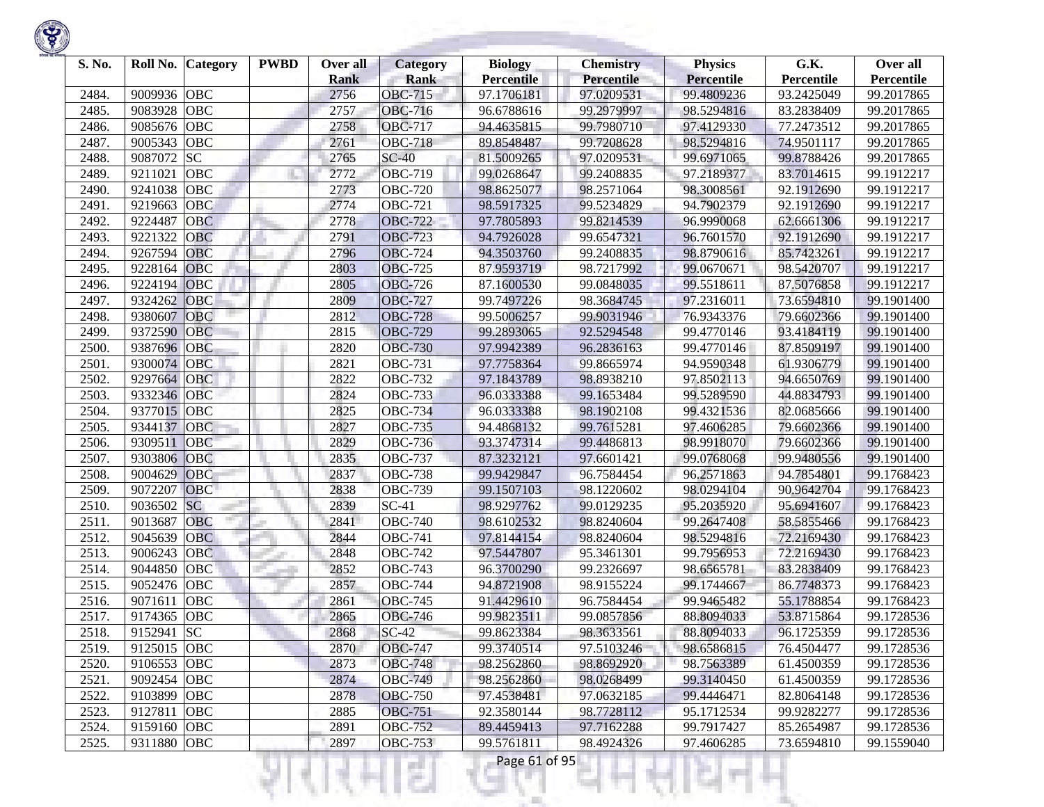| S. No. | Roll No. | Category | PWBD | Over all Rank | Category Rank | Biology Percentile | Chemistry Percentile | Physics Percentile | G.K. Percentile | Over all Percentile |
|---|---|---|---|---|---|---|---|---|---|---|
| 2484. | 9009936 | OBC | | 2756 | OBC-715 | 97.1706181 | 97.0209531 | 99.4809236 | 93.2425049 | 99.2017865 |
| 2485. | 9083928 | OBC | | 2757 | OBC-716 | 96.6788616 | 99.2979997 | 98.5294816 | 83.2838409 | 99.2017865 |
| 2486. | 9085676 | OBC | | 2758 | OBC-717 | 94.4635815 | 99.7980710 | 97.4129330 | 77.2473512 | 99.2017865 |
| 2487. | 9005343 | OBC | | 2761 | OBC-718 | 89.8548487 | 99.7208628 | 98.5294816 | 74.9501117 | 99.2017865 |
| 2488. | 9087072 | SC | | 2765 | SC-40 | 81.5009265 | 97.0209531 | 99.6971065 | 99.8788426 | 99.2017865 |
| 2489. | 9211021 | OBC | | 2772 | OBC-719 | 99.0268647 | 99.2408835 | 97.2189377 | 83.7014615 | 99.1912217 |
| 2490. | 9241038 | OBC | | 2773 | OBC-720 | 98.8625077 | 98.2571064 | 98.3008561 | 92.1912690 | 99.1912217 |
| 2491. | 9219663 | OBC | | 2774 | OBC-721 | 98.5917325 | 99.5234829 | 94.7902379 | 92.1912690 | 99.1912217 |
| 2492. | 9224487 | OBC | | 2778 | OBC-722 | 97.7805893 | 99.8214539 | 96.9990068 | 62.6661306 | 99.1912217 |
| 2493. | 9221322 | OBC | | 2791 | OBC-723 | 94.7926028 | 99.6547321 | 96.7601570 | 92.1912690 | 99.1912217 |
| 2494. | 9267594 | OBC | | 2796 | OBC-724 | 94.3503760 | 99.2408835 | 98.8790616 | 85.7423261 | 99.1912217 |
| 2495. | 9228164 | OBC | | 2803 | OBC-725 | 87.9593719 | 98.7217992 | 99.0670671 | 98.5420707 | 99.1912217 |
| 2496. | 9224194 | OBC | | 2805 | OBC-726 | 87.1600530 | 99.0848035 | 99.5518611 | 87.5076858 | 99.1912217 |
| 2497. | 9324262 | OBC | | 2809 | OBC-727 | 99.7497226 | 98.3684745 | 97.2316011 | 73.6594810 | 99.1901400 |
| 2498. | 9380607 | OBC | | 2812 | OBC-728 | 99.5006257 | 99.9031946 | 76.9343376 | 79.6602366 | 99.1901400 |
| 2499. | 9372590 | OBC | | 2815 | OBC-729 | 99.2893065 | 92.5294548 | 99.4770146 | 93.4184119 | 99.1901400 |
| 2500. | 9387696 | OBC | | 2820 | OBC-730 | 97.9942389 | 96.2836163 | 99.4770146 | 87.8509197 | 99.1901400 |
| 2501. | 9300074 | OBC | | 2821 | OBC-731 | 97.7758364 | 99.8665974 | 94.9590348 | 61.9306779 | 99.1901400 |
| 2502. | 9297664 | OBC | | 2822 | OBC-732 | 97.1843789 | 98.8938210 | 97.8502113 | 94.6650769 | 99.1901400 |
| 2503. | 9332346 | OBC | | 2824 | OBC-733 | 96.0333388 | 99.1653484 | 99.5289590 | 44.8834793 | 99.1901400 |
| 2504. | 9377015 | OBC | | 2825 | OBC-734 | 96.0333388 | 98.1902108 | 99.4321536 | 82.0685666 | 99.1901400 |
| 2505. | 9344137 | OBC | | 2827 | OBC-735 | 94.4868132 | 99.7615281 | 97.4606285 | 79.6602366 | 99.1901400 |
| 2506. | 9309511 | OBC | | 2829 | OBC-736 | 93.3747314 | 99.4486813 | 98.9918070 | 79.6602366 | 99.1901400 |
| 2507. | 9303806 | OBC | | 2835 | OBC-737 | 87.3232121 | 97.6601421 | 99.0768068 | 99.9480556 | 99.1901400 |
| 2508. | 9004629 | OBC | | 2837 | OBC-738 | 99.9429847 | 96.7584454 | 96.2571863 | 94.7854801 | 99.1768423 |
| 2509. | 9072207 | OBC | | 2838 | OBC-739 | 99.1507103 | 98.1220602 | 98.0294104 | 90.9642704 | 99.1768423 |
| 2510. | 9036502 | SC | | 2839 | SC-41 | 98.9297762 | 99.0129235 | 95.2035920 | 95.6941607 | 99.1768423 |
| 2511. | 9013687 | OBC | | 2841 | OBC-740 | 98.6102532 | 98.8240604 | 99.2647408 | 58.5855466 | 99.1768423 |
| 2512. | 9045639 | OBC | | 2844 | OBC-741 | 97.8144154 | 98.8240604 | 98.5294816 | 72.2169430 | 99.1768423 |
| 2513. | 9006243 | OBC | | 2848 | OBC-742 | 97.5447807 | 95.3461301 | 99.7956953 | 72.2169430 | 99.1768423 |
| 2514. | 9044850 | OBC | | 2852 | OBC-743 | 96.3700290 | 99.2326697 | 98.6565781 | 83.2838409 | 99.1768423 |
| 2515. | 9052476 | OBC | | 2857 | OBC-744 | 94.8721908 | 98.9155224 | 99.1744667 | 86.7748373 | 99.1768423 |
| 2516. | 9071611 | OBC | | 2861 | OBC-745 | 91.4429610 | 96.7584454 | 99.9465482 | 55.1788854 | 99.1768423 |
| 2517. | 9174365 | OBC | | 2865 | OBC-746 | 99.9823511 | 99.0857856 | 88.8094033 | 53.8715864 | 99.1728536 |
| 2518. | 9152941 | SC | | 2868 | SC-42 | 99.8623384 | 98.3633561 | 88.8094033 | 96.1725359 | 99.1728536 |
| 2519. | 9125015 | OBC | | 2870 | OBC-747 | 99.3740514 | 97.5103246 | 98.6586815 | 76.4504477 | 99.1728536 |
| 2520. | 9106553 | OBC | | 2873 | OBC-748 | 98.2562860 | 98.8692920 | 98.7563389 | 61.4500359 | 99.1728536 |
| 2521. | 9092454 | OBC | | 2874 | OBC-749 | 98.2562860 | 98.0268499 | 99.3140450 | 61.4500359 | 99.1728536 |
| 2522. | 9103899 | OBC | | 2878 | OBC-750 | 97.4538481 | 97.0632185 | 99.4446471 | 82.8064148 | 99.1728536 |
| 2523. | 9127811 | OBC | | 2885 | OBC-751 | 92.3580144 | 98.7728112 | 95.1712534 | 99.9282277 | 99.1728536 |
| 2524. | 9159160 | OBC | | 2891 | OBC-752 | 89.4459413 | 97.7162288 | 99.7917427 | 85.2654987 | 99.1728536 |
| 2525. | 9311880 | OBC | | 2897 | OBC-753 | 99.5761811 | 98.4924326 | 97.4606285 | 73.6594810 | 99.1559040 |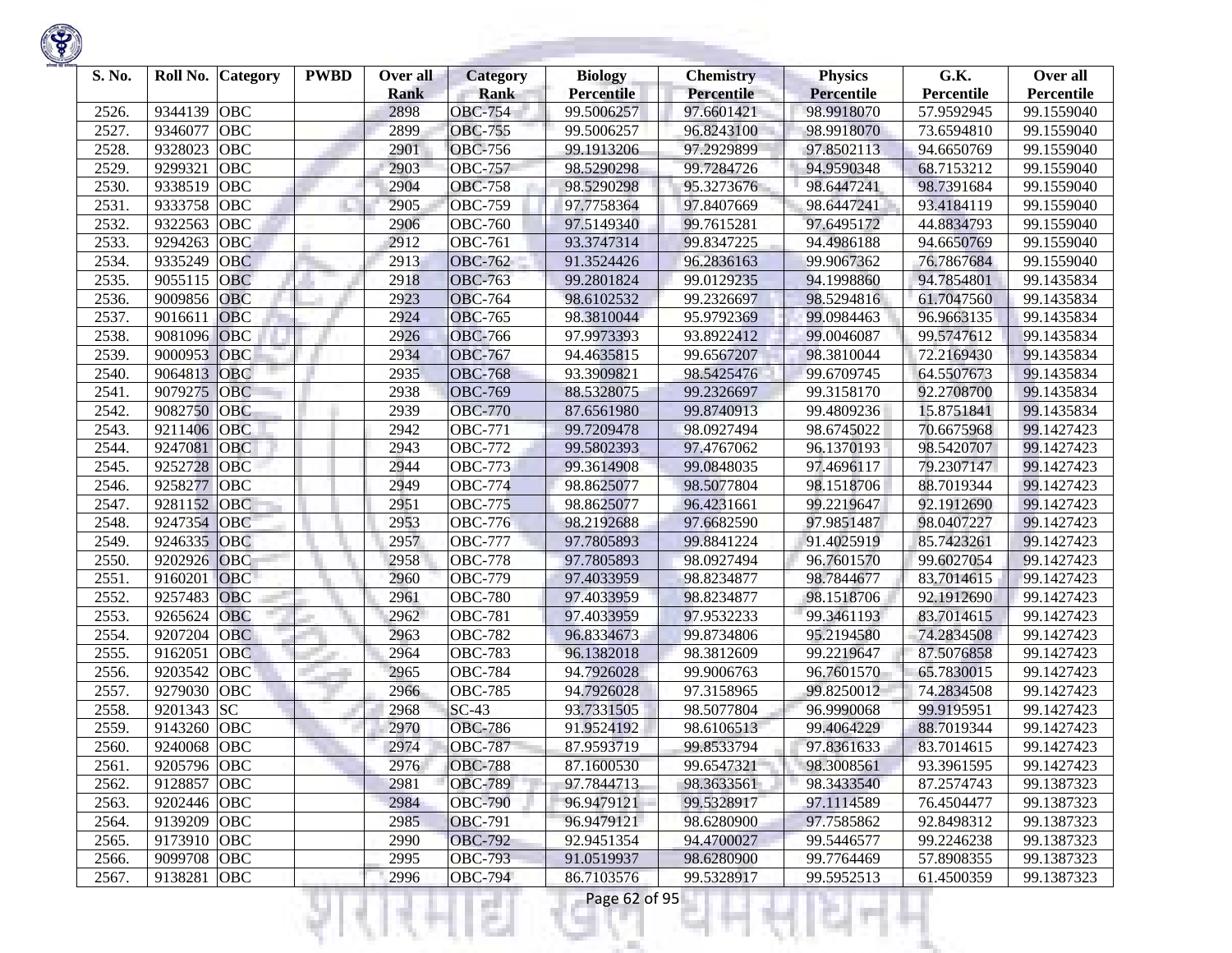| S. No. | Roll No. | Category | PWBD | Over all Rank | Category Rank | Biology Percentile | Chemistry Percentile | Physics Percentile | G.K. Percentile | Over all Percentile |
|---|---|---|---|---|---|---|---|---|---|---|
| 2526. | 9344139 | OBC | | 2898 | OBC-754 | 99.5006257 | 97.6601421 | 98.9918070 | 57.9592945 | 99.1559040 |
| 2527. | 9346077 | OBC | | 2899 | OBC-755 | 99.5006257 | 96.8243100 | 98.9918070 | 73.6594810 | 99.1559040 |
| 2528. | 9328023 | OBC | | 2901 | OBC-756 | 99.1913206 | 97.2929899 | 97.8502113 | 94.6650769 | 99.1559040 |
| 2529. | 9299321 | OBC | | 2903 | OBC-757 | 98.5290298 | 99.7284726 | 94.9590348 | 68.7153212 | 99.1559040 |
| 2530. | 9338519 | OBC | | 2904 | OBC-758 | 98.5290298 | 95.3273676 | 98.6447241 | 98.7391684 | 99.1559040 |
| 2531. | 9333758 | OBC | | 2905 | OBC-759 | 97.7758364 | 97.8407669 | 98.6447241 | 93.4184119 | 99.1559040 |
| 2532. | 9322563 | OBC | | 2906 | OBC-760 | 97.5149340 | 99.7615281 | 97.6495172 | 44.8834793 | 99.1559040 |
| 2533. | 9294263 | OBC | | 2912 | OBC-761 | 93.3747314 | 99.8347225 | 94.4986188 | 94.6650769 | 99.1559040 |
| 2534. | 9335249 | OBC | | 2913 | OBC-762 | 91.3524426 | 96.2836163 | 99.9067362 | 76.7867684 | 99.1559040 |
| 2535. | 9055115 | OBC | | 2918 | OBC-763 | 99.2801824 | 99.0129235 | 94.1998860 | 94.7854801 | 99.1435834 |
| 2536. | 9009856 | OBC | | 2923 | OBC-764 | 98.6102532 | 99.2326697 | 98.5294816 | 61.7047560 | 99.1435834 |
| 2537. | 9016611 | OBC | | 2924 | OBC-765 | 98.3810044 | 95.9792369 | 99.0984463 | 96.9663135 | 99.1435834 |
| 2538. | 9081096 | OBC | | 2926 | OBC-766 | 97.9973393 | 93.8922412 | 99.0046087 | 99.5747612 | 99.1435834 |
| 2539. | 9000953 | OBC | | 2934 | OBC-767 | 94.4635815 | 99.6567207 | 98.3810044 | 72.2169430 | 99.1435834 |
| 2540. | 9064813 | OBC | | 2935 | OBC-768 | 93.3909821 | 98.5425476 | 99.6709745 | 64.5507673 | 99.1435834 |
| 2541. | 9079275 | OBC | | 2938 | OBC-769 | 88.5328075 | 99.2326697 | 99.3158170 | 92.2708700 | 99.1435834 |
| 2542. | 9082750 | OBC | | 2939 | OBC-770 | 87.6561980 | 99.8740913 | 99.4809236 | 15.8751841 | 99.1435834 |
| 2543. | 9211406 | OBC | | 2942 | OBC-771 | 99.7209478 | 98.0927494 | 98.6745022 | 70.6675968 | 99.1427423 |
| 2544. | 9247081 | OBC | | 2943 | OBC-772 | 99.5802393 | 97.4767062 | 96.1370193 | 98.5420707 | 99.1427423 |
| 2545. | 9252728 | OBC | | 2944 | OBC-773 | 99.3614908 | 99.0848035 | 97.4696117 | 79.2307147 | 99.1427423 |
| 2546. | 9258277 | OBC | | 2949 | OBC-774 | 98.8625077 | 98.5077804 | 98.1518706 | 88.7019344 | 99.1427423 |
| 2547. | 9281152 | OBC | | 2951 | OBC-775 | 98.8625077 | 96.4231661 | 99.2219647 | 92.1912690 | 99.1427423 |
| 2548. | 9247354 | OBC | | 2953 | OBC-776 | 98.2192688 | 97.6682590 | 97.9851487 | 98.0407227 | 99.1427423 |
| 2549. | 9246335 | OBC | | 2957 | OBC-777 | 97.7805893 | 99.8841224 | 91.4025919 | 85.7423261 | 99.1427423 |
| 2550. | 9202926 | OBC | | 2958 | OBC-778 | 97.7805893 | 98.0927494 | 96.7601570 | 99.6027054 | 99.1427423 |
| 2551. | 9160201 | OBC | | 2960 | OBC-779 | 97.4033959 | 98.8234877 | 98.7844677 | 83.7014615 | 99.1427423 |
| 2552. | 9257483 | OBC | | 2961 | OBC-780 | 97.4033959 | 98.8234877 | 98.1518706 | 92.1912690 | 99.1427423 |
| 2553. | 9265624 | OBC | | 2962 | OBC-781 | 97.4033959 | 97.9532233 | 99.3461193 | 83.7014615 | 99.1427423 |
| 2554. | 9207204 | OBC | | 2963 | OBC-782 | 96.8334673 | 99.8734806 | 95.2194580 | 74.2834508 | 99.1427423 |
| 2555. | 9162051 | OBC | | 2964 | OBC-783 | 96.1382018 | 98.3812609 | 99.2219647 | 87.5076858 | 99.1427423 |
| 2556. | 9203542 | OBC | | 2965 | OBC-784 | 94.7926028 | 99.9006763 | 96.7601570 | 65.7830015 | 99.1427423 |
| 2557. | 9279030 | OBC | | 2966 | OBC-785 | 94.7926028 | 97.3158965 | 99.8250012 | 74.2834508 | 99.1427423 |
| 2558. | 9201343 | SC | | 2968 | SC-43 | 93.7331505 | 98.5077804 | 96.9990068 | 99.9195951 | 99.1427423 |
| 2559. | 9143260 | OBC | | 2970 | OBC-786 | 91.9524192 | 98.6106513 | 99.4064229 | 88.7019344 | 99.1427423 |
| 2560. | 9240068 | OBC | | 2974 | OBC-787 | 87.9593719 | 99.8533794 | 97.8361633 | 83.7014615 | 99.1427423 |
| 2561. | 9205796 | OBC | | 2976 | OBC-788 | 87.1600530 | 99.6547321 | 98.3008561 | 93.3961595 | 99.1427423 |
| 2562. | 9128857 | OBC | | 2981 | OBC-789 | 97.7844713 | 98.3633561 | 98.3433540 | 87.2574743 | 99.1387323 |
| 2563. | 9202446 | OBC | | 2984 | OBC-790 | 96.9479121 | 99.5328917 | 97.1114589 | 76.4504477 | 99.1387323 |
| 2564. | 9139209 | OBC | | 2985 | OBC-791 | 96.9479121 | 98.6280900 | 97.7585862 | 92.8498312 | 99.1387323 |
| 2565. | 9173910 | OBC | | 2990 | OBC-792 | 92.9451354 | 94.4700027 | 99.5446577 | 99.2246238 | 99.1387323 |
| 2566. | 9099708 | OBC | | 2995 | OBC-793 | 91.0519937 | 98.6280900 | 99.7764469 | 57.8908355 | 99.1387323 |
| 2567. | 9138281 | OBC | | 2996 | OBC-794 | 86.7103576 | 99.5328917 | 99.5952513 | 61.4500359 | 99.1387323 |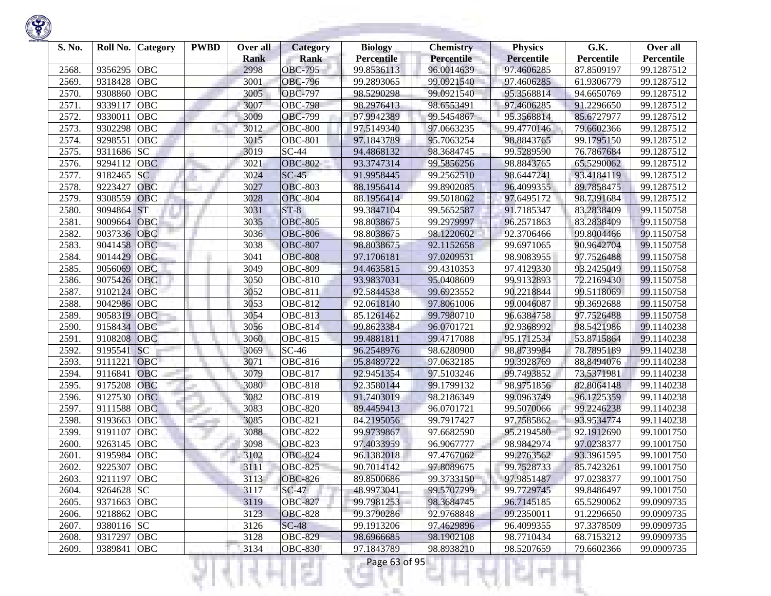| S. No. | Roll No. | Category | PWBD | Over all Rank | Category Rank | Biology Percentile | Chemistry Percentile | Physics Percentile | G.K. Percentile | Over all Percentile |
|---|---|---|---|---|---|---|---|---|---|---|
| 2568. | 9356295 | OBC | | 2998 | OBC-795 | 99.8536113 | 96.0014639 | 97.4606285 | 87.8509197 | 99.1287512 |
| 2569. | 9318428 | OBC | | 3001 | OBC-796 | 99.2893065 | 99.0921540 | 97.4606285 | 61.9306779 | 99.1287512 |
| 2570. | 9308860 | OBC | | 3005 | OBC-797 | 98.5290298 | 99.0921540 | 95.3568814 | 94.6650769 | 99.1287512 |
| 2571. | 9339117 | OBC | | 3007 | OBC-798 | 98.2976413 | 98.6553491 | 97.4606285 | 91.2296650 | 99.1287512 |
| 2572. | 9330011 | OBC | | 3009 | OBC-799 | 97.9942389 | 99.5454867 | 95.3568814 | 85.6727977 | 99.1287512 |
| 2573. | 9302298 | OBC | | 3012 | OBC-800 | 97.5149340 | 97.0663235 | 99.4770146 | 79.6602366 | 99.1287512 |
| 2574. | 9298551 | OBC | | 3015 | OBC-801 | 97.1843789 | 95.7063254 | 98.8843765 | 99.1795150 | 99.1287512 |
| 2575. | 9311686 | SC | | 3019 | SC-44 | 94.4868132 | 98.3684745 | 99.5289590 | 76.7867684 | 99.1287512 |
| 2576. | 9294112 | OBC | | 3021 | OBC-802 | 93.3747314 | 99.5856256 | 98.8843765 | 65.5290062 | 99.1287512 |
| 2577. | 9182465 | SC | | 3024 | SC-45 | 91.9958445 | 99.2562510 | 98.6447241 | 93.4184119 | 99.1287512 |
| 2578. | 9223427 | OBC | | 3027 | OBC-803 | 88.1956414 | 99.8902085 | 96.4099355 | 89.7858475 | 99.1287512 |
| 2579. | 9308559 | OBC | | 3028 | OBC-804 | 88.1956414 | 99.5018062 | 97.6495172 | 98.7391684 | 99.1287512 |
| 2580. | 9094864 | ST | | 3031 | ST-8 | 99.3847104 | 99.5652587 | 91.7185347 | 83.2838409 | 99.1150758 |
| 2581. | 9009664 | OBC | | 3035 | OBC-805 | 98.8038675 | 99.2979997 | 96.2571863 | 83.2838409 | 99.1150758 |
| 2582. | 9037336 | OBC | | 3036 | OBC-806 | 98.8038675 | 98.1220602 | 92.3706466 | 99.8004466 | 99.1150758 |
| 2583. | 9041458 | OBC | | 3038 | OBC-807 | 98.8038675 | 92.1152658 | 99.6971065 | 90.9642704 | 99.1150758 |
| 2584. | 9014429 | OBC | | 3041 | OBC-808 | 97.1706181 | 97.0209531 | 98.9083955 | 97.7526488 | 99.1150758 |
| 2585. | 9056069 | OBC | | 3049 | OBC-809 | 94.4635815 | 99.4310353 | 97.4129330 | 93.2425049 | 99.1150758 |
| 2586. | 9075426 | OBC | | 3050 | OBC-810 | 93.9837031 | 95.0408609 | 99.9132893 | 72.2169430 | 99.1150758 |
| 2587. | 9102124 | OBC | | 3052 | OBC-811 | 92.5844538 | 99.6923552 | 90.2218844 | 99.5118069 | 99.1150758 |
| 2588. | 9042986 | OBC | | 3053 | OBC-812 | 92.0618140 | 97.8061006 | 99.0046087 | 99.3692688 | 99.1150758 |
| 2589. | 9058319 | OBC | | 3054 | OBC-813 | 85.1261462 | 99.7980710 | 96.6384758 | 97.7526488 | 99.1150758 |
| 2590. | 9158434 | OBC | | 3056 | OBC-814 | 99.8623384 | 96.0701721 | 92.9368992 | 98.5421986 | 99.1140238 |
| 2591. | 9108208 | OBC | | 3060 | OBC-815 | 99.4881811 | 99.4717088 | 95.1712534 | 53.8715864 | 99.1140238 |
| 2592. | 9195541 | SC | | 3069 | SC-46 | 96.2548976 | 98.6280900 | 98.8739984 | 78.7895189 | 99.1140238 |
| 2593. | 9111221 | OBC | | 3071 | OBC-816 | 95.8489722 | 97.0632185 | 99.3928769 | 88.8494076 | 99.1140238 |
| 2594. | 9116841 | OBC | | 3079 | OBC-817 | 92.9451354 | 97.5103246 | 99.7493852 | 73.5371981 | 99.1140238 |
| 2595. | 9175208 | OBC | | 3080 | OBC-818 | 92.3580144 | 99.1799132 | 98.9751856 | 82.8064148 | 99.1140238 |
| 2596. | 9127530 | OBC | | 3082 | OBC-819 | 91.7403019 | 98.2186349 | 99.0963749 | 96.1725359 | 99.1140238 |
| 2597. | 9111588 | OBC | | 3083 | OBC-820 | 89.4459413 | 96.0701721 | 99.5070066 | 99.2246238 | 99.1140238 |
| 2598. | 9193663 | OBC | | 3085 | OBC-821 | 84.2195056 | 99.7917427 | 97.7585862 | 93.9534774 | 99.1140238 |
| 2599. | 9191107 | OBC | | 3088 | OBC-822 | 99.9739867 | 97.6682590 | 95.2194580 | 92.1912690 | 99.1001750 |
| 2600. | 9263145 | OBC | | 3098 | OBC-823 | 97.4033959 | 96.9067777 | 98.9842974 | 97.0238377 | 99.1001750 |
| 2601. | 9195984 | OBC | | 3102 | OBC-824 | 96.1382018 | 97.4767062 | 99.2763562 | 93.3961595 | 99.1001750 |
| 2602. | 9225307 | OBC | | 3111 | OBC-825 | 90.7014142 | 97.8089675 | 99.7528733 | 85.7423261 | 99.1001750 |
| 2603. | 9211197 | OBC | | 3113 | OBC-826 | 89.8500686 | 99.3733150 | 97.9851487 | 97.0238377 | 99.1001750 |
| 2604. | 9264628 | SC | | 3117 | SC-47 | 48.9973041 | 99.5707799 | 99.7729745 | 99.8486497 | 99.1001750 |
| 2605. | 9371663 | OBC | | 3119 | OBC-827 | 99.7981253 | 98.3684745 | 96.7145185 | 65.5290062 | 99.0909735 |
| 2606. | 9218862 | OBC | | 3123 | OBC-828 | 99.3790286 | 92.9768848 | 99.2350011 | 91.2296650 | 99.0909735 |
| 2607. | 9380116 | SC | | 3126 | SC-48 | 99.1913206 | 97.4629896 | 96.4099355 | 97.3378509 | 99.0909735 |
| 2608. | 9317297 | OBC | | 3128 | OBC-829 | 98.6966685 | 98.1902108 | 98.7710434 | 68.7153212 | 99.0909735 |
| 2609. | 9389841 | OBC | | 3134 | OBC-830 | 97.1843789 | 98.8938210 | 98.5207659 | 79.6602366 | 99.0909735 |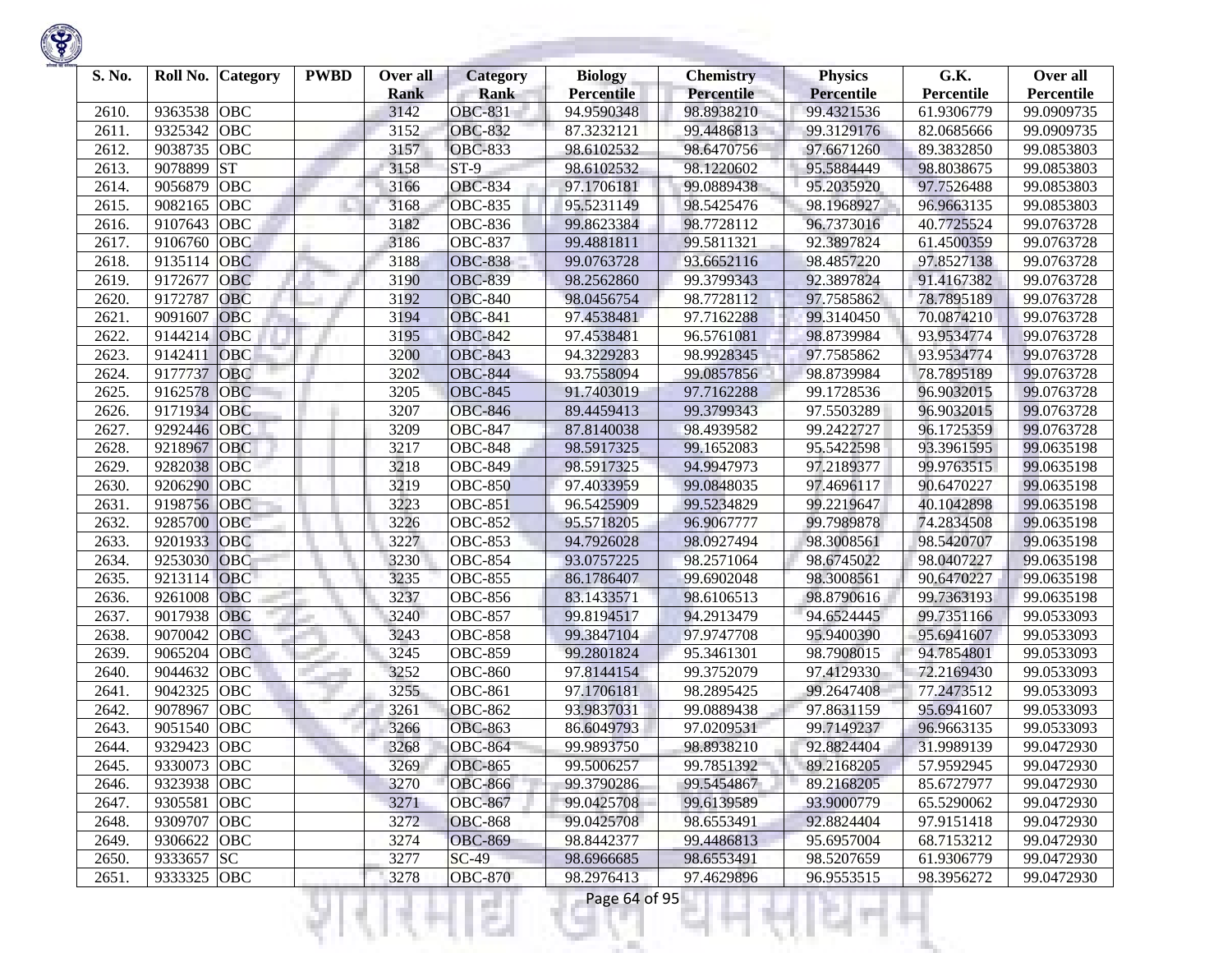| S. No. | Roll No. | Category | PWBD | Over all Rank | Category Rank | Biology Percentile | Chemistry Percentile | Physics Percentile | G.K. Percentile | Over all Percentile |
|---|---|---|---|---|---|---|---|---|---|---|
| 2610. | 9363538 | OBC | | 3142 | OBC-831 | 94.9590348 | 98.8938210 | 99.4321536 | 61.9306779 | 99.0909735 |
| 2611. | 9325342 | OBC | | 3152 | OBC-832 | 87.3232121 | 99.4486813 | 99.3129176 | 82.0685666 | 99.0909735 |
| 2612. | 9038735 | OBC | | 3157 | OBC-833 | 98.6102532 | 98.6470756 | 97.6671260 | 89.3832850 | 99.0853803 |
| 2613. | 9078899 | ST | | 3158 | ST-9 | 98.6102532 | 98.1220602 | 95.5884449 | 98.8038675 | 99.0853803 |
| 2614. | 9056879 | OBC | | 3166 | OBC-834 | 97.1706181 | 99.0889438 | 95.2035920 | 97.7526488 | 99.0853803 |
| 2615. | 9082165 | OBC | | 3168 | OBC-835 | 95.5231149 | 98.5425476 | 98.1968927 | 96.9663135 | 99.0853803 |
| 2616. | 9107643 | OBC | | 3182 | OBC-836 | 99.8623384 | 98.7728112 | 96.7373016 | 40.7725524 | 99.0763728 |
| 2617. | 9106760 | OBC | | 3186 | OBC-837 | 99.4881811 | 99.5811321 | 92.3897824 | 61.4500359 | 99.0763728 |
| 2618. | 9135114 | OBC | | 3188 | OBC-838 | 99.0763728 | 93.6652116 | 98.4857220 | 97.8527138 | 99.0763728 |
| 2619. | 9172677 | OBC | | 3190 | OBC-839 | 98.2562860 | 99.3799343 | 92.3897824 | 91.4167382 | 99.0763728 |
| 2620. | 9172787 | OBC | | 3192 | OBC-840 | 98.0456754 | 98.7728112 | 97.7585862 | 78.7895189 | 99.0763728 |
| 2621. | 9091607 | OBC | | 3194 | OBC-841 | 97.4538481 | 97.7162288 | 99.3140450 | 70.0874210 | 99.0763728 |
| 2622. | 9144214 | OBC | | 3195 | OBC-842 | 97.4538481 | 96.5761081 | 98.8739984 | 93.9534774 | 99.0763728 |
| 2623. | 9142411 | OBC | | 3200 | OBC-843 | 94.3229283 | 98.9928345 | 97.7585862 | 93.9534774 | 99.0763728 |
| 2624. | 9177737 | OBC | | 3202 | OBC-844 | 93.7558094 | 99.0857856 | 98.8739984 | 78.7895189 | 99.0763728 |
| 2625. | 9162578 | OBC | | 3205 | OBC-845 | 91.7403019 | 97.7162288 | 99.1728536 | 96.9032015 | 99.0763728 |
| 2626. | 9171934 | OBC | | 3207 | OBC-846 | 89.4459413 | 99.3799343 | 97.5503289 | 96.9032015 | 99.0763728 |
| 2627. | 9292446 | OBC | | 3209 | OBC-847 | 87.8140038 | 98.4939582 | 99.2422727 | 96.1725359 | 99.0763728 |
| 2628. | 9218967 | OBC | | 3217 | OBC-848 | 98.5917325 | 99.1652083 | 95.5422598 | 93.3961595 | 99.0635198 |
| 2629. | 9282038 | OBC | | 3218 | OBC-849 | 98.5917325 | 94.9947973 | 97.2189377 | 99.9763515 | 99.0635198 |
| 2630. | 9206290 | OBC | | 3219 | OBC-850 | 97.4033959 | 99.0848035 | 97.4696117 | 90.6470227 | 99.0635198 |
| 2631. | 9198756 | OBC | | 3223 | OBC-851 | 96.5425909 | 99.5234829 | 99.2219647 | 40.1042898 | 99.0635198 |
| 2632. | 9285700 | OBC | | 3226 | OBC-852 | 95.5718205 | 96.9067777 | 99.7989878 | 74.2834508 | 99.0635198 |
| 2633. | 9201933 | OBC | | 3227 | OBC-853 | 94.7926028 | 98.0927494 | 98.3008561 | 98.5420707 | 99.0635198 |
| 2634. | 9253030 | OBC | | 3230 | OBC-854 | 93.0757225 | 98.2571064 | 98.6745022 | 98.0407227 | 99.0635198 |
| 2635. | 9213114 | OBC | | 3235 | OBC-855 | 86.1786407 | 99.6902048 | 98.3008561 | 90.6470227 | 99.0635198 |
| 2636. | 9261008 | OBC | | 3237 | OBC-856 | 83.1433571 | 98.6106513 | 98.8790616 | 99.7363193 | 99.0635198 |
| 2637. | 9017938 | OBC | | 3240 | OBC-857 | 99.8194517 | 94.2913479 | 94.6524445 | 99.7351166 | 99.0533093 |
| 2638. | 9070042 | OBC | | 3243 | OBC-858 | 99.3847104 | 97.9747708 | 95.9400390 | 95.6941607 | 99.0533093 |
| 2639. | 9065204 | OBC | | 3245 | OBC-859 | 99.2801824 | 95.3461301 | 98.7908015 | 94.7854801 | 99.0533093 |
| 2640. | 9044632 | OBC | | 3252 | OBC-860 | 97.8144154 | 99.3752079 | 97.4129330 | 72.2169430 | 99.0533093 |
| 2641. | 9042325 | OBC | | 3255 | OBC-861 | 97.1706181 | 98.2895425 | 99.2647408 | 77.2473512 | 99.0533093 |
| 2642. | 9078967 | OBC | | 3261 | OBC-862 | 93.9837031 | 99.0889438 | 97.8631159 | 95.6941607 | 99.0533093 |
| 2643. | 9051540 | OBC | | 3266 | OBC-863 | 86.6049793 | 97.0209531 | 99.7149237 | 96.9663135 | 99.0533093 |
| 2644. | 9329423 | OBC | | 3268 | OBC-864 | 99.9893750 | 98.8938210 | 92.8824404 | 31.9989139 | 99.0472930 |
| 2645. | 9330073 | OBC | | 3269 | OBC-865 | 99.5006257 | 99.7851392 | 89.2168205 | 57.9592945 | 99.0472930 |
| 2646. | 9323938 | OBC | | 3270 | OBC-866 | 99.3790286 | 99.5454867 | 89.2168205 | 85.6727977 | 99.0472930 |
| 2647. | 9305581 | OBC | | 3271 | OBC-867 | 99.0425708 | 99.6139589 | 93.9000779 | 65.5290062 | 99.0472930 |
| 2648. | 9309707 | OBC | | 3272 | OBC-868 | 99.0425708 | 98.6553491 | 92.8824404 | 97.9151418 | 99.0472930 |
| 2649. | 9306622 | OBC | | 3274 | OBC-869 | 98.8442377 | 99.4486813 | 95.6957004 | 68.7153212 | 99.0472930 |
| 2650. | 9333657 | SC | | 3277 | SC-49 | 98.6966685 | 98.6553491 | 98.5207659 | 61.9306779 | 99.0472930 |
| 2651. | 9333325 | OBC | | 3278 | OBC-870 | 98.2976413 | 97.4629896 | 96.9553515 | 98.3956272 | 99.0472930 |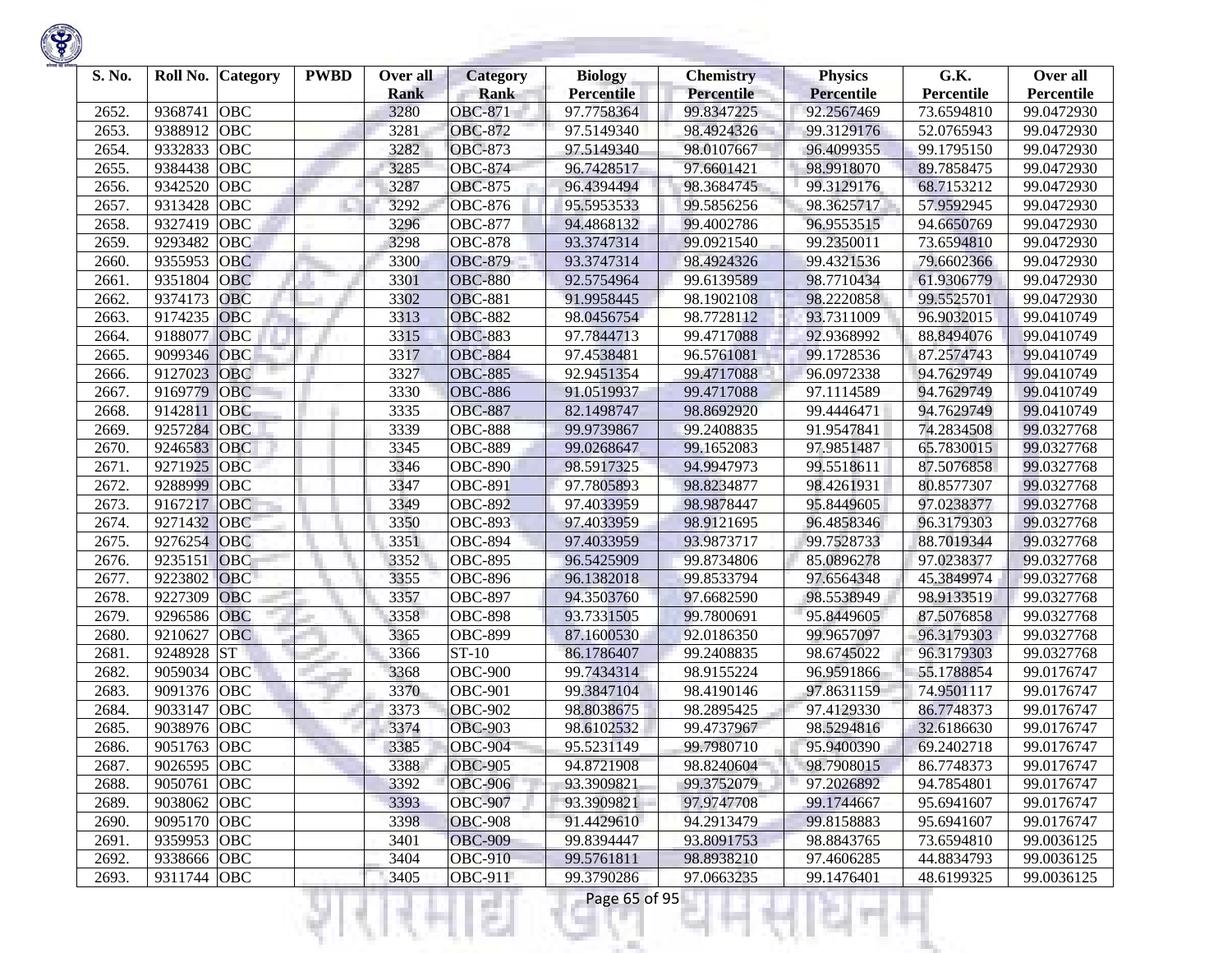| S. No. | Roll No. | Category | PWBD | Over all Rank | Category Rank | Biology Percentile | Chemistry Percentile | Physics Percentile | G.K. Percentile | Over all Percentile |
|---|---|---|---|---|---|---|---|---|---|---|
| 2652. | 9368741 | OBC | | 3280 | OBC-871 | 97.7758364 | 99.8347225 | 92.2567469 | 73.6594810 | 99.0472930 |
| 2653. | 9388912 | OBC | | 3281 | OBC-872 | 97.5149340 | 98.4924326 | 99.3129176 | 52.0765943 | 99.0472930 |
| 2654. | 9332833 | OBC | | 3282 | OBC-873 | 97.5149340 | 98.0107667 | 96.4099355 | 99.1795150 | 99.0472930 |
| 2655. | 9384438 | OBC | | 3285 | OBC-874 | 96.7428517 | 97.6601421 | 98.9918070 | 89.7858475 | 99.0472930 |
| 2656. | 9342520 | OBC | | 3287 | OBC-875 | 96.4394494 | 98.3684745 | 99.3129176 | 68.7153212 | 99.0472930 |
| 2657. | 9313428 | OBC | | 3292 | OBC-876 | 95.5953533 | 99.5856256 | 98.3625717 | 57.9592945 | 99.0472930 |
| 2658. | 9327419 | OBC | | 3296 | OBC-877 | 94.4868132 | 99.4002786 | 96.9553515 | 94.6650769 | 99.0472930 |
| 2659. | 9293482 | OBC | | 3298 | OBC-878 | 93.3747314 | 99.0921540 | 99.2350011 | 73.6594810 | 99.0472930 |
| 2660. | 9355953 | OBC | | 3300 | OBC-879 | 93.3747314 | 98.4924326 | 99.4321536 | 79.6602366 | 99.0472930 |
| 2661. | 9351804 | OBC | | 3301 | OBC-880 | 92.5754964 | 99.6139589 | 98.7710434 | 61.9306779 | 99.0472930 |
| 2662. | 9374173 | OBC | | 3302 | OBC-881 | 91.9958445 | 98.1902108 | 98.2220858 | 99.5525701 | 99.0472930 |
| 2663. | 9174235 | OBC | | 3313 | OBC-882 | 98.0456754 | 98.7728112 | 93.7311009 | 96.9032015 | 99.0410749 |
| 2664. | 9188077 | OBC | | 3315 | OBC-883 | 97.7844713 | 99.4717088 | 92.9368992 | 88.8494076 | 99.0410749 |
| 2665. | 9099346 | OBC | | 3317 | OBC-884 | 97.4538481 | 96.5761081 | 99.1728536 | 87.2574743 | 99.0410749 |
| 2666. | 9127023 | OBC | | 3327 | OBC-885 | 92.9451354 | 99.4717088 | 96.0972338 | 94.7629749 | 99.0410749 |
| 2667. | 9169779 | OBC | | 3330 | OBC-886 | 91.0519937 | 99.4717088 | 97.1114589 | 94.7629749 | 99.0410749 |
| 2668. | 9142811 | OBC | | 3335 | OBC-887 | 82.1498747 | 98.8692920 | 99.4446471 | 94.7629749 | 99.0410749 |
| 2669. | 9257284 | OBC | | 3339 | OBC-888 | 99.9739867 | 99.2408835 | 91.9547841 | 74.2834508 | 99.0327768 |
| 2670. | 9246583 | OBC | | 3345 | OBC-889 | 99.0268647 | 99.1652083 | 97.9851487 | 65.7830015 | 99.0327768 |
| 2671. | 9271925 | OBC | | 3346 | OBC-890 | 98.5917325 | 94.9947973 | 99.5518611 | 87.5076858 | 99.0327768 |
| 2672. | 9288999 | OBC | | 3347 | OBC-891 | 97.7805893 | 98.8234877 | 98.4261931 | 80.8577307 | 99.0327768 |
| 2673. | 9167217 | OBC | | 3349 | OBC-892 | 97.4033959 | 98.9878447 | 95.8449605 | 97.0238377 | 99.0327768 |
| 2674. | 9271432 | OBC | | 3350 | OBC-893 | 97.4033959 | 98.9121695 | 96.4858346 | 96.3179303 | 99.0327768 |
| 2675. | 9276254 | OBC | | 3351 | OBC-894 | 97.4033959 | 93.9873717 | 99.7528733 | 88.7019344 | 99.0327768 |
| 2676. | 9235151 | OBC | | 3352 | OBC-895 | 96.5425909 | 99.8734806 | 85.0896278 | 97.0238377 | 99.0327768 |
| 2677. | 9223802 | OBC | | 3355 | OBC-896 | 96.1382018 | 99.8533794 | 97.6564348 | 45.3849974 | 99.0327768 |
| 2678. | 9227309 | OBC | | 3357 | OBC-897 | 94.3503760 | 97.6682590 | 98.5538949 | 98.9133519 | 99.0327768 |
| 2679. | 9296586 | OBC | | 3358 | OBC-898 | 93.7331505 | 99.7800691 | 95.8449605 | 87.5076858 | 99.0327768 |
| 2680. | 9210627 | OBC | | 3365 | OBC-899 | 87.1600530 | 92.0186350 | 99.9657097 | 96.3179303 | 99.0327768 |
| 2681. | 9248928 | ST | | 3366 | ST-10 | 86.1786407 | 99.2408835 | 98.6745022 | 96.3179303 | 99.0327768 |
| 2682. | 9059034 | OBC | | 3368 | OBC-900 | 99.7434314 | 98.9155224 | 96.9591866 | 55.1788854 | 99.0176747 |
| 2683. | 9091376 | OBC | | 3370 | OBC-901 | 99.3847104 | 98.4190146 | 97.8631159 | 74.9501117 | 99.0176747 |
| 2684. | 9033147 | OBC | | 3373 | OBC-902 | 98.8038675 | 98.2895425 | 97.4129330 | 86.7748373 | 99.0176747 |
| 2685. | 9038976 | OBC | | 3374 | OBC-903 | 98.6102532 | 99.4737967 | 98.5294816 | 32.6186630 | 99.0176747 |
| 2686. | 9051763 | OBC | | 3385 | OBC-904 | 95.5231149 | 99.7980710 | 95.9400390 | 69.2402718 | 99.0176747 |
| 2687. | 9026595 | OBC | | 3388 | OBC-905 | 94.8721908 | 98.8240604 | 98.7908015 | 86.7748373 | 99.0176747 |
| 2688. | 9050761 | OBC | | 3392 | OBC-906 | 93.3909821 | 99.3752079 | 97.2026892 | 94.7854801 | 99.0176747 |
| 2689. | 9038062 | OBC | | 3393 | OBC-907 | 93.3909821 | 97.9747708 | 99.1744667 | 95.6941607 | 99.0176747 |
| 2690. | 9095170 | OBC | | 3398 | OBC-908 | 91.4429610 | 94.2913479 | 99.8158883 | 95.6941607 | 99.0176747 |
| 2691. | 9359953 | OBC | | 3401 | OBC-909 | 99.8394447 | 93.8091753 | 98.8843765 | 73.6594810 | 99.0036125 |
| 2692. | 9338666 | OBC | | 3404 | OBC-910 | 99.5761811 | 98.8938210 | 97.4606285 | 44.8834793 | 99.0036125 |
| 2693. | 9311744 | OBC | | 3405 | OBC-911 | 99.3790286 | 97.0663235 | 99.1476401 | 48.6199325 | 99.0036125 |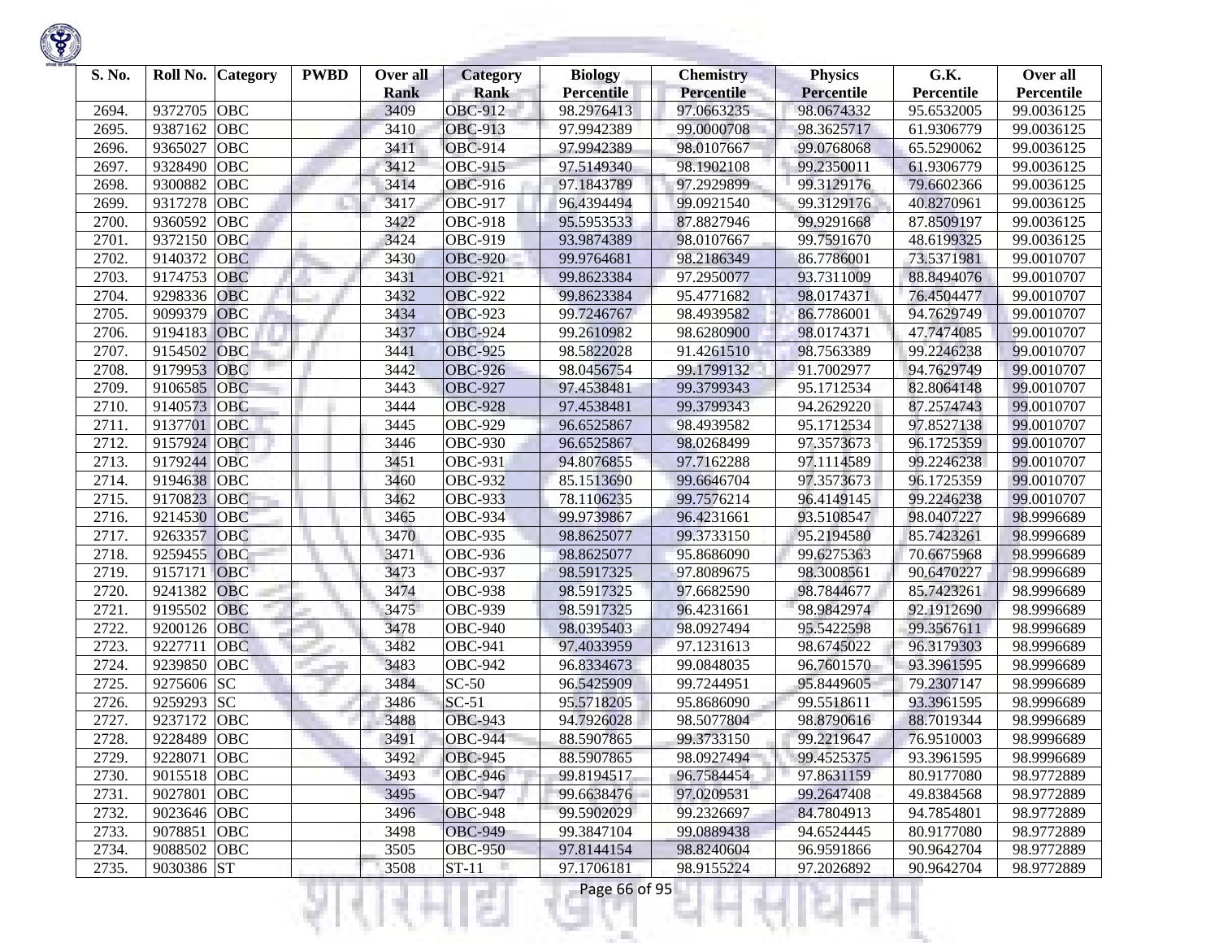| S. No. | Roll No. | Category | PWBD | Over all Rank | Category Rank | Biology Percentile | Chemistry Percentile | Physics Percentile | G.K. Percentile | Over all Percentile |
|---|---|---|---|---|---|---|---|---|---|---|
| 2694. | 9372705 | OBC | | 3409 | OBC-912 | 98.2976413 | 97.0663235 | 98.0674332 | 95.6532005 | 99.0036125 |
| 2695. | 9387162 | OBC | | 3410 | OBC-913 | 97.9942389 | 99.0000708 | 98.3625717 | 61.9306779 | 99.0036125 |
| 2696. | 9365027 | OBC | | 3411 | OBC-914 | 97.9942389 | 98.0107667 | 99.0768068 | 65.5290062 | 99.0036125 |
| 2697. | 9328490 | OBC | | 3412 | OBC-915 | 97.5149340 | 98.1902108 | 99.2350011 | 61.9306779 | 99.0036125 |
| 2698. | 9300882 | OBC | | 3414 | OBC-916 | 97.1843789 | 97.2929899 | 99.3129176 | 79.6602366 | 99.0036125 |
| 2699. | 9317278 | OBC | | 3417 | OBC-917 | 96.4394494 | 99.0921540 | 99.3129176 | 40.8270961 | 99.0036125 |
| 2700. | 9360592 | OBC | | 3422 | OBC-918 | 95.5953533 | 87.8827946 | 99.9291668 | 87.8509197 | 99.0036125 |
| 2701. | 9372150 | OBC | | 3424 | OBC-919 | 93.9874389 | 98.0107667 | 99.7591670 | 48.6199325 | 99.0036125 |
| 2702. | 9140372 | OBC | | 3430 | OBC-920 | 99.9764681 | 98.2186349 | 86.7786001 | 73.5371981 | 99.0010707 |
| 2703. | 9174753 | OBC | | 3431 | OBC-921 | 99.8623384 | 97.2950077 | 93.7311009 | 88.8494076 | 99.0010707 |
| 2704. | 9298336 | OBC | | 3432 | OBC-922 | 99.8623384 | 95.4771682 | 98.0174371 | 76.4504477 | 99.0010707 |
| 2705. | 9099379 | OBC | | 3434 | OBC-923 | 99.7246767 | 98.4939582 | 86.7786001 | 94.7629749 | 99.0010707 |
| 2706. | 9194183 | OBC | | 3437 | OBC-924 | 99.2610982 | 98.6280900 | 98.0174371 | 47.7474085 | 99.0010707 |
| 2707. | 9154502 | OBC | | 3441 | OBC-925 | 98.5822028 | 91.4261510 | 98.7563389 | 99.2246238 | 99.0010707 |
| 2708. | 9179953 | OBC | | 3442 | OBC-926 | 98.0456754 | 99.1799132 | 91.7002977 | 94.7629749 | 99.0010707 |
| 2709. | 9106585 | OBC | | 3443 | OBC-927 | 97.4538481 | 99.3799343 | 95.1712534 | 82.8064148 | 99.0010707 |
| 2710. | 9140573 | OBC | | 3444 | OBC-928 | 97.4538481 | 99.3799343 | 94.2629220 | 87.2574743 | 99.0010707 |
| 2711. | 9137701 | OBC | | 3445 | OBC-929 | 96.6525867 | 98.4939582 | 95.1712534 | 97.8527138 | 99.0010707 |
| 2712. | 9157924 | OBC | | 3446 | OBC-930 | 96.6525867 | 98.0268499 | 97.3573673 | 96.1725359 | 99.0010707 |
| 2713. | 9179244 | OBC | | 3451 | OBC-931 | 94.8076855 | 97.7162288 | 97.1114589 | 99.2246238 | 99.0010707 |
| 2714. | 9194638 | OBC | | 3460 | OBC-932 | 85.1513690 | 99.6646704 | 97.3573673 | 96.1725359 | 99.0010707 |
| 2715. | 9170823 | OBC | | 3462 | OBC-933 | 78.1106235 | 99.7576214 | 96.4149145 | 99.2246238 | 99.0010707 |
| 2716. | 9214530 | OBC | | 3465 | OBC-934 | 99.9739867 | 96.4231661 | 93.5108547 | 98.0407227 | 98.9996689 |
| 2717. | 9263357 | OBC | | 3470 | OBC-935 | 98.8625077 | 99.3733150 | 95.2194580 | 85.7423261 | 98.9996689 |
| 2718. | 9259455 | OBC | | 3471 | OBC-936 | 98.8625077 | 95.8686090 | 99.6275363 | 70.6675968 | 98.9996689 |
| 2719. | 9157171 | OBC | | 3473 | OBC-937 | 98.5917325 | 97.8089675 | 98.3008561 | 90.6470227 | 98.9996689 |
| 2720. | 9241382 | OBC | | 3474 | OBC-938 | 98.5917325 | 97.6682590 | 98.7844677 | 85.7423261 | 98.9996689 |
| 2721. | 9195502 | OBC | | 3475 | OBC-939 | 98.5917325 | 96.4231661 | 98.9842974 | 92.1912690 | 98.9996689 |
| 2722. | 9200126 | OBC | | 3478 | OBC-940 | 98.0395403 | 98.0927494 | 95.5422598 | 99.3567611 | 98.9996689 |
| 2723. | 9227711 | OBC | | 3482 | OBC-941 | 97.4033959 | 97.1231613 | 98.6745022 | 96.3179303 | 98.9996689 |
| 2724. | 9239850 | OBC | | 3483 | OBC-942 | 96.8334673 | 99.0848035 | 96.7601570 | 93.3961595 | 98.9996689 |
| 2725. | 9275606 | SC | | 3484 | SC-50 | 96.5425909 | 99.7244951 | 95.8449605 | 79.2307147 | 98.9996689 |
| 2726. | 9259293 | SC | | 3486 | SC-51 | 95.5718205 | 95.8686090 | 99.5518611 | 93.3961595 | 98.9996689 |
| 2727. | 9237172 | OBC | | 3488 | OBC-943 | 94.7926028 | 98.5077804 | 98.8790616 | 88.7019344 | 98.9996689 |
| 2728. | 9228489 | OBC | | 3491 | OBC-944 | 88.5907865 | 99.3733150 | 99.2219647 | 76.9510003 | 98.9996689 |
| 2729. | 9228071 | OBC | | 3492 | OBC-945 | 88.5907865 | 98.0927494 | 99.4525375 | 93.3961595 | 98.9996689 |
| 2730. | 9015518 | OBC | | 3493 | OBC-946 | 99.8194517 | 96.7584454 | 97.8631159 | 80.9177080 | 98.9772889 |
| 2731. | 9027801 | OBC | | 3495 | OBC-947 | 99.6638476 | 97.0209531 | 99.2647408 | 49.8384568 | 98.9772889 |
| 2732. | 9023646 | OBC | | 3496 | OBC-948 | 99.5902029 | 99.2326697 | 84.7804913 | 94.7854801 | 98.9772889 |
| 2733. | 9078851 | OBC | | 3498 | OBC-949 | 99.3847104 | 99.0889438 | 94.6524445 | 80.9177080 | 98.9772889 |
| 2734. | 9088502 | OBC | | 3505 | OBC-950 | 97.8144154 | 98.8240604 | 96.9591866 | 90.9642704 | 98.9772889 |
| 2735. | 9030386 | ST | | 3508 | ST-11 | 97.1706181 | 98.9155224 | 97.2026892 | 90.9642704 | 98.9772889 |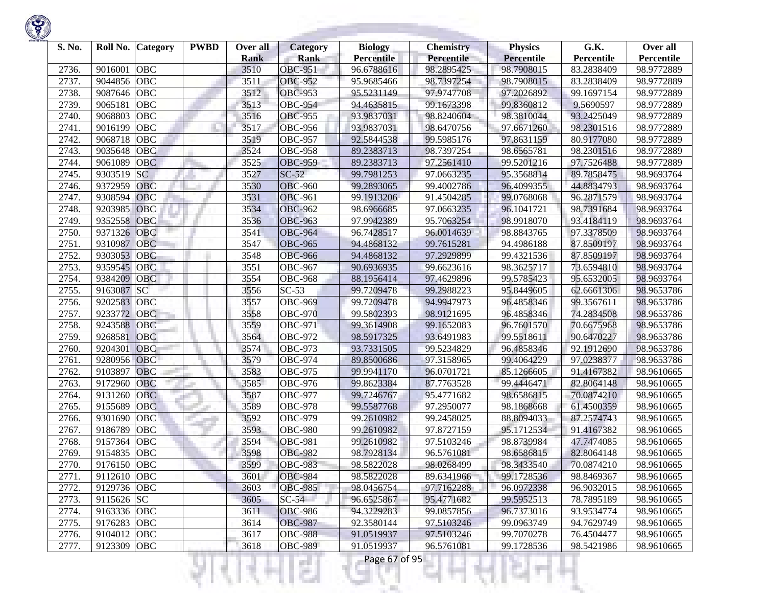| S. No. | Roll No. | Category | PWBD | Over all Rank | Category Rank | Biology Percentile | Chemistry Percentile | Physics Percentile | G.K. Percentile | Over all Percentile |
|---|---|---|---|---|---|---|---|---|---|---|
| 2736. | 9016001 | OBC | | 3510 | OBC-951 | 96.6788616 | 98.2895425 | 98.7908015 | 83.2838409 | 98.9772889 |
| 2737. | 9044856 | OBC | | 3511 | OBC-952 | 95.9685466 | 98.7397254 | 98.7908015 | 83.2838409 | 98.9772889 |
| 2738. | 9087646 | OBC | | 3512 | OBC-953 | 95.5231149 | 97.9747708 | 97.2026892 | 99.1697154 | 98.9772889 |
| 2739. | 9065181 | OBC | | 3513 | OBC-954 | 94.4635815 | 99.1673398 | 99.8360812 | 9.5690597 | 98.9772889 |
| 2740. | 9068803 | OBC | | 3516 | OBC-955 | 93.9837031 | 98.8240604 | 98.3810044 | 93.2425049 | 98.9772889 |
| 2741. | 9016199 | OBC | | 3517 | OBC-956 | 93.9837031 | 98.6470756 | 97.6671260 | 98.2301516 | 98.9772889 |
| 2742. | 9068718 | OBC | | 3519 | OBC-957 | 92.5844538 | 99.5985176 | 97.8631159 | 80.9177080 | 98.9772889 |
| 2743. | 9035648 | OBC | | 3524 | OBC-958 | 89.2383713 | 98.7397254 | 98.6565781 | 98.2301516 | 98.9772889 |
| 2744. | 9061089 | OBC | | 3525 | OBC-959 | 89.2383713 | 97.2561410 | 99.5201216 | 97.7526488 | 98.9772889 |
| 2745. | 9303519 | SC | | 3527 | SC-52 | 99.7981253 | 97.0663235 | 95.3568814 | 89.7858475 | 98.9693764 |
| 2746. | 9372959 | OBC | | 3530 | OBC-960 | 99.2893065 | 99.4002786 | 96.4099355 | 44.8834793 | 98.9693764 |
| 2747. | 9308594 | OBC | | 3531 | OBC-961 | 99.1913206 | 91.4504285 | 99.0768068 | 96.2871579 | 98.9693764 |
| 2748. | 9203985 | OBC | | 3534 | OBC-962 | 98.6966685 | 97.0663235 | 96.1041721 | 98.7391684 | 98.9693764 |
| 2749. | 9352558 | OBC | | 3536 | OBC-963 | 97.9942389 | 95.7063254 | 98.9918070 | 93.4184119 | 98.9693764 |
| 2750. | 9371326 | OBC | | 3541 | OBC-964 | 96.7428517 | 96.0014639 | 98.8843765 | 97.3378509 | 98.9693764 |
| 2751. | 9310987 | OBC | | 3547 | OBC-965 | 94.4868132 | 99.7615281 | 94.4986188 | 87.8509197 | 98.9693764 |
| 2752. | 9303053 | OBC | | 3548 | OBC-966 | 94.4868132 | 97.2929899 | 99.4321536 | 87.8509197 | 98.9693764 |
| 2753. | 9359545 | OBC | | 3551 | OBC-967 | 90.6936935 | 99.6623616 | 98.3625717 | 73.6594810 | 98.9693764 |
| 2754. | 9384209 | OBC | | 3554 | OBC-968 | 88.1956414 | 97.4629896 | 99.5785423 | 95.6532005 | 98.9693764 |
| 2755. | 9163087 | SC | | 3556 | SC-53 | 99.7209478 | 99.2988223 | 95.8449605 | 62.6661306 | 98.9653786 |
| 2756. | 9202583 | OBC | | 3557 | OBC-969 | 99.7209478 | 94.9947973 | 96.4858346 | 99.3567611 | 98.9653786 |
| 2757. | 9233772 | OBC | | 3558 | OBC-970 | 99.5802393 | 98.9121695 | 96.4858346 | 74.2834508 | 98.9653786 |
| 2758. | 9243588 | OBC | | 3559 | OBC-971 | 99.3614908 | 99.1652083 | 96.7601570 | 70.6675968 | 98.9653786 |
| 2759. | 9268581 | OBC | | 3564 | OBC-972 | 98.5917325 | 93.6491983 | 99.5518611 | 90.6470227 | 98.9653786 |
| 2760. | 9204301 | OBC | | 3574 | OBC-973 | 93.7331505 | 99.5234829 | 96.4858346 | 92.1912690 | 98.9653786 |
| 2761. | 9280956 | OBC | | 3579 | OBC-974 | 89.8500686 | 97.3158965 | 99.4064229 | 97.0238377 | 98.9653786 |
| 2762. | 9103897 | OBC | | 3583 | OBC-975 | 99.9941170 | 96.0701721 | 85.1266605 | 91.4167382 | 98.9610665 |
| 2763. | 9172960 | OBC | | 3585 | OBC-976 | 99.8623384 | 87.7763528 | 99.4446471 | 82.8064148 | 98.9610665 |
| 2764. | 9131260 | OBC | | 3587 | OBC-977 | 99.7246767 | 95.4771682 | 98.6586815 | 70.0874210 | 98.9610665 |
| 2765. | 9155689 | OBC | | 3589 | OBC-978 | 99.5587768 | 97.2950077 | 98.1868668 | 61.4500359 | 98.9610665 |
| 2766. | 9301690 | OBC | | 3592 | OBC-979 | 99.2610982 | 99.2458025 | 88.8094033 | 87.2574743 | 98.9610665 |
| 2767. | 9186789 | OBC | | 3593 | OBC-980 | 99.2610982 | 97.8727159 | 95.1712534 | 91.4167382 | 98.9610665 |
| 2768. | 9157364 | OBC | | 3594 | OBC-981 | 99.2610982 | 97.5103246 | 98.8739984 | 47.7474085 | 98.9610665 |
| 2769. | 9154835 | OBC | | 3598 | OBC-982 | 98.7928134 | 96.5761081 | 98.6586815 | 82.8064148 | 98.9610665 |
| 2770. | 9176150 | OBC | | 3599 | OBC-983 | 98.5822028 | 98.0268499 | 98.3433540 | 70.0874210 | 98.9610665 |
| 2771. | 9112610 | OBC | | 3601 | OBC-984 | 98.5822028 | 89.6341966 | 99.1728536 | 98.8469367 | 98.9610665 |
| 2772. | 9129736 | OBC | | 3603 | OBC-985 | 98.0456754 | 97.7162288 | 96.0972338 | 96.9032015 | 98.9610665 |
| 2773. | 9115626 | SC | | 3605 | SC-54 | 96.6525867 | 95.4771682 | 99.5952513 | 78.7895189 | 98.9610665 |
| 2774. | 9163336 | OBC | | 3611 | OBC-986 | 94.3229283 | 99.0857856 | 96.7373016 | 93.9534774 | 98.9610665 |
| 2775. | 9176283 | OBC | | 3614 | OBC-987 | 92.3580144 | 97.5103246 | 99.0963749 | 94.7629749 | 98.9610665 |
| 2776. | 9104012 | OBC | | 3617 | OBC-988 | 91.0519937 | 97.5103246 | 99.7070278 | 76.4504477 | 98.9610665 |
| 2777. | 9123309 | OBC | | 3618 | OBC-989 | 91.0519937 | 96.5761081 | 99.1728536 | 98.5421986 | 98.9610665 |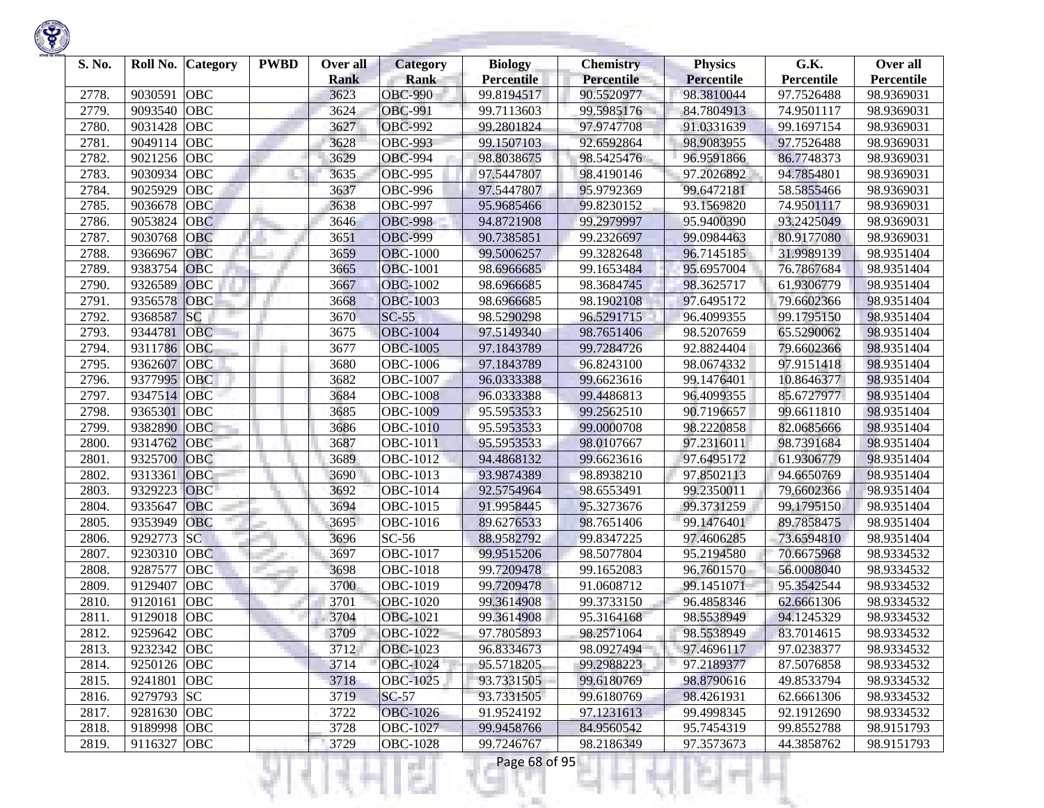| S. No. | Roll No. | Category | PWBD | Over all Rank | Category Rank | Biology Percentile | Chemistry Percentile | Physics Percentile | G.K. Percentile | Over all Percentile |
|---|---|---|---|---|---|---|---|---|---|---|
| 2778. | 9030591 | OBC | | 3623 | OBC-990 | 99.8194517 | 90.5520977 | 98.3810044 | 97.7526488 | 98.9369031 |
| 2779. | 9093540 | OBC | | 3624 | OBC-991 | 99.7113603 | 99.5985176 | 84.7804913 | 74.9501117 | 98.9369031 |
| 2780. | 9031428 | OBC | | 3627 | OBC-992 | 99.2801824 | 97.9747708 | 91.0331639 | 99.1697154 | 98.9369031 |
| 2781. | 9049114 | OBC | | 3628 | OBC-993 | 99.1507103 | 92.6592864 | 98.9083955 | 97.7526488 | 98.9369031 |
| 2782. | 9021256 | OBC | | 3629 | OBC-994 | 98.8038675 | 98.5425476 | 96.9591866 | 86.7748373 | 98.9369031 |
| 2783. | 9030934 | OBC | | 3635 | OBC-995 | 97.5447807 | 98.4190146 | 97.2026892 | 94.7854801 | 98.9369031 |
| 2784. | 9025929 | OBC | | 3637 | OBC-996 | 97.5447807 | 95.9792369 | 99.6472181 | 58.5855466 | 98.9369031 |
| 2785. | 9036678 | OBC | | 3638 | OBC-997 | 95.9685466 | 99.8230152 | 93.1569820 | 74.9501117 | 98.9369031 |
| 2786. | 9053824 | OBC | | 3646 | OBC-998 | 94.8721908 | 99.2979997 | 95.9400390 | 93.2425049 | 98.9369031 |
| 2787. | 9030768 | OBC | | 3651 | OBC-999 | 90.7385851 | 99.2326697 | 99.0984463 | 80.9177080 | 98.9369031 |
| 2788. | 9366967 | OBC | | 3659 | OBC-1000 | 99.5006257 | 99.3282648 | 96.7145185 | 31.9989139 | 98.9351404 |
| 2789. | 9383754 | OBC | | 3665 | OBC-1001 | 98.6966685 | 99.1653484 | 95.6957004 | 76.7867684 | 98.9351404 |
| 2790. | 9326589 | OBC | | 3667 | OBC-1002 | 98.6966685 | 98.3684745 | 98.3625717 | 61.9306779 | 98.9351404 |
| 2791. | 9356578 | OBC | | 3668 | OBC-1003 | 98.6966685 | 98.1902108 | 97.6495172 | 79.6602366 | 98.9351404 |
| 2792. | 9368587 | SC | | 3670 | SC-55 | 98.5290298 | 96.5291715 | 96.4099355 | 99.1795150 | 98.9351404 |
| 2793. | 9344781 | OBC | | 3675 | OBC-1004 | 97.5149340 | 98.7651406 | 98.5207659 | 65.5290062 | 98.9351404 |
| 2794. | 9311786 | OBC | | 3677 | OBC-1005 | 97.1843789 | 99.7284726 | 92.8824404 | 79.6602366 | 98.9351404 |
| 2795. | 9362607 | OBC | | 3680 | OBC-1006 | 97.1843789 | 96.8243100 | 98.0674332 | 97.9151418 | 98.9351404 |
| 2796. | 9377995 | OBC | | 3682 | OBC-1007 | 96.0333388 | 99.6623616 | 99.1476401 | 10.8646377 | 98.9351404 |
| 2797. | 9347514 | OBC | | 3684 | OBC-1008 | 96.0333388 | 99.4486813 | 96.4099355 | 85.6727977 | 98.9351404 |
| 2798. | 9365301 | OBC | | 3685 | OBC-1009 | 95.5953533 | 99.2562510 | 90.7196657 | 99.6611810 | 98.9351404 |
| 2799. | 9382890 | OBC | | 3686 | OBC-1010 | 95.5953533 | 99.0000708 | 98.2220858 | 82.0685666 | 98.9351404 |
| 2800. | 9314762 | OBC | | 3687 | OBC-1011 | 95.5953533 | 98.0107667 | 97.2316011 | 98.7391684 | 98.9351404 |
| 2801. | 9325700 | OBC | | 3689 | OBC-1012 | 94.4868132 | 99.6623616 | 97.6495172 | 61.9306779 | 98.9351404 |
| 2802. | 9313361 | OBC | | 3690 | OBC-1013 | 93.9874389 | 98.8938210 | 97.8502113 | 94.6650769 | 98.9351404 |
| 2803. | 9329223 | OBC | | 3692 | OBC-1014 | 92.5754964 | 98.6553491 | 99.2350011 | 79.6602366 | 98.9351404 |
| 2804. | 9335647 | OBC | | 3694 | OBC-1015 | 91.9958445 | 95.3273676 | 99.3731259 | 99.1795150 | 98.9351404 |
| 2805. | 9353949 | OBC | | 3695 | OBC-1016 | 89.6276533 | 98.7651406 | 99.1476401 | 89.7858475 | 98.9351404 |
| 2806. | 9292773 | SC | | 3696 | SC-56 | 88.9582792 | 99.8347225 | 97.4606285 | 73.6594810 | 98.9351404 |
| 2807. | 9230310 | OBC | | 3697 | OBC-1017 | 99.9515206 | 98.5077804 | 95.2194580 | 70.6675968 | 98.9334532 |
| 2808. | 9287577 | OBC | | 3698 | OBC-1018 | 99.7209478 | 99.1652083 | 96.7601570 | 56.0008040 | 98.9334532 |
| 2809. | 9129407 | OBC | | 3700 | OBC-1019 | 99.7209478 | 91.0608712 | 99.1451071 | 95.3542544 | 98.9334532 |
| 2810. | 9120161 | OBC | | 3701 | OBC-1020 | 99.3614908 | 99.3733150 | 96.4858346 | 62.6661306 | 98.9334532 |
| 2811. | 9129018 | OBC | | 3704 | OBC-1021 | 99.3614908 | 95.3164168 | 98.5538949 | 94.1245329 | 98.9334532 |
| 2812. | 9259642 | OBC | | 3709 | OBC-1022 | 97.7805893 | 98.2571064 | 98.5538949 | 83.7014615 | 98.9334532 |
| 2813. | 9232342 | OBC | | 3712 | OBC-1023 | 96.8334673 | 98.0927494 | 97.4696117 | 97.0238377 | 98.9334532 |
| 2814. | 9250126 | OBC | | 3714 | OBC-1024 | 95.5718205 | 99.2988223 | 97.2189377 | 87.5076858 | 98.9334532 |
| 2815. | 9241801 | OBC | | 3718 | OBC-1025 | 93.7331505 | 99.6180769 | 98.8790616 | 49.8533794 | 98.9334532 |
| 2816. | 9279793 | SC | | 3719 | SC-57 | 93.7331505 | 99.6180769 | 98.4261931 | 62.6661306 | 98.9334532 |
| 2817. | 9281630 | OBC | | 3722 | OBC-1026 | 91.9524192 | 97.1231613 | 99.4998345 | 92.1912690 | 98.9334532 |
| 2818. | 9189998 | OBC | | 3728 | OBC-1027 | 99.9458766 | 84.9560542 | 95.7454319 | 99.8552788 | 98.9151793 |
| 2819. | 9116327 | OBC | | 3729 | OBC-1028 | 99.7246767 | 98.2186349 | 97.3573673 | 44.3858762 | 98.9151793 |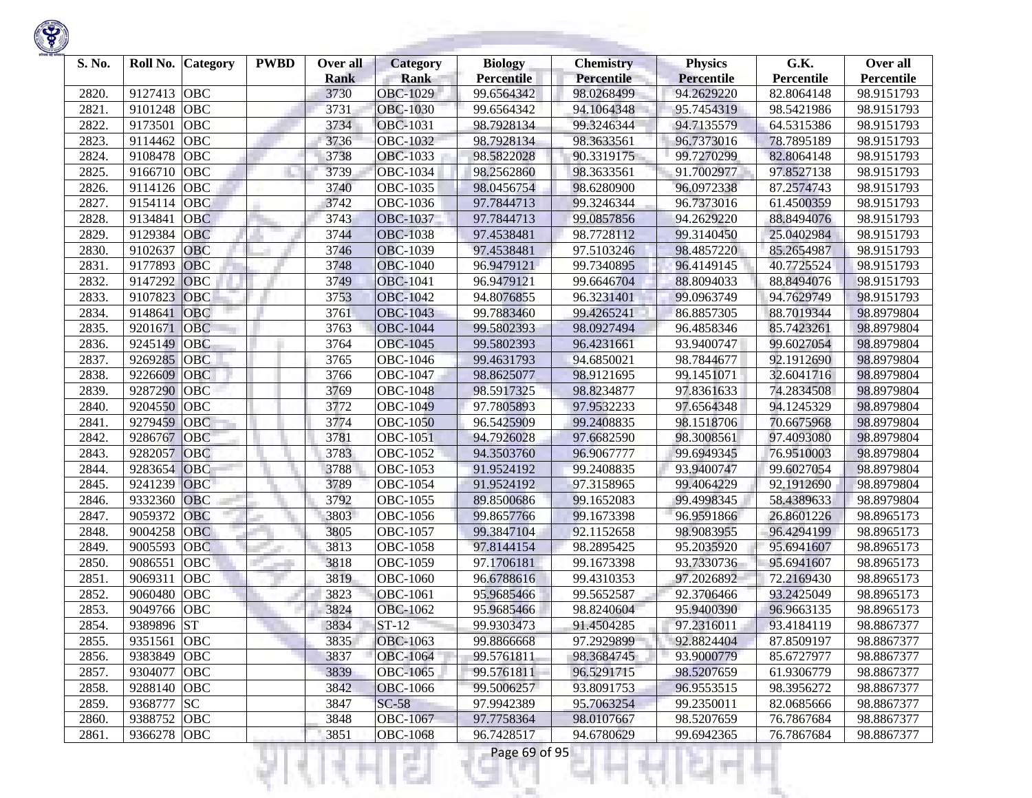| S. No. | Roll No. | Category | PWBD | Over all Rank | Category Rank | Biology Percentile | Chemistry Percentile | Physics Percentile | G.K. Percentile | Over all Percentile |
|---|---|---|---|---|---|---|---|---|---|---|
| 2820. | 9127413 | OBC | | 3730 | OBC-1029 | 99.6564342 | 98.0268499 | 94.2629220 | 82.8064148 | 98.9151793 |
| 2821. | 9101248 | OBC | | 3731 | OBC-1030 | 99.6564342 | 94.1064348 | 95.7454319 | 98.5421986 | 98.9151793 |
| 2822. | 9173501 | OBC | | 3734 | OBC-1031 | 98.7928134 | 99.3246344 | 94.7135579 | 64.5315386 | 98.9151793 |
| 2823. | 9114462 | OBC | | 3736 | OBC-1032 | 98.7928134 | 98.3633561 | 96.7373016 | 78.7895189 | 98.9151793 |
| 2824. | 9108478 | OBC | | 3738 | OBC-1033 | 98.5822028 | 90.3319175 | 99.7270299 | 82.8064148 | 98.9151793 |
| 2825. | 9166710 | OBC | | 3739 | OBC-1034 | 98.2562860 | 98.3633561 | 91.7002977 | 97.8527138 | 98.9151793 |
| 2826. | 9114126 | OBC | | 3740 | OBC-1035 | 98.0456754 | 98.6280900 | 96.0972338 | 87.2574743 | 98.9151793 |
| 2827. | 9154114 | OBC | | 3742 | OBC-1036 | 97.7844713 | 99.3246344 | 96.7373016 | 61.4500359 | 98.9151793 |
| 2828. | 9134841 | OBC | | 3743 | OBC-1037 | 97.7844713 | 99.0857856 | 94.2629220 | 88.8494076 | 98.9151793 |
| 2829. | 9129384 | OBC | | 3744 | OBC-1038 | 97.4538481 | 98.7728112 | 99.3140450 | 25.0402984 | 98.9151793 |
| 2830. | 9102637 | OBC | | 3746 | OBC-1039 | 97.4538481 | 97.5103246 | 98.4857220 | 85.2654987 | 98.9151793 |
| 2831. | 9177893 | OBC | | 3748 | OBC-1040 | 96.9479121 | 99.7340895 | 96.4149145 | 40.7725524 | 98.9151793 |
| 2832. | 9147292 | OBC | | 3749 | OBC-1041 | 96.9479121 | 99.6646704 | 88.8094033 | 88.8494076 | 98.9151793 |
| 2833. | 9107823 | OBC | | 3753 | OBC-1042 | 94.8076855 | 96.3231401 | 99.0963749 | 94.7629749 | 98.9151793 |
| 2834. | 9148641 | OBC | | 3761 | OBC-1043 | 99.7883460 | 99.4265241 | 86.8857305 | 88.7019344 | 98.8979804 |
| 2835. | 9201671 | OBC | | 3763 | OBC-1044 | 99.5802393 | 98.0927494 | 96.4858346 | 85.7423261 | 98.8979804 |
| 2836. | 9245149 | OBC | | 3764 | OBC-1045 | 99.5802393 | 96.4231661 | 93.9400747 | 99.6027054 | 98.8979804 |
| 2837. | 9269285 | OBC | | 3765 | OBC-1046 | 99.4631793 | 94.6850021 | 98.7844677 | 92.1912690 | 98.8979804 |
| 2838. | 9226609 | OBC | | 3766 | OBC-1047 | 98.8625077 | 98.9121695 | 99.1451071 | 32.6041716 | 98.8979804 |
| 2839. | 9287290 | OBC | | 3769 | OBC-1048 | 98.5917325 | 98.8234877 | 97.8361633 | 74.2834508 | 98.8979804 |
| 2840. | 9204550 | OBC | | 3772 | OBC-1049 | 97.7805893 | 97.9532233 | 97.6564348 | 94.1245329 | 98.8979804 |
| 2841. | 9279459 | OBC | | 3774 | OBC-1050 | 96.5425909 | 99.2408835 | 98.1518706 | 70.6675968 | 98.8979804 |
| 2842. | 9286767 | OBC | | 3781 | OBC-1051 | 94.7926028 | 97.6682590 | 98.3008561 | 97.4093080 | 98.8979804 |
| 2843. | 9282057 | OBC | | 3783 | OBC-1052 | 94.3503760 | 96.9067777 | 99.6949345 | 76.9510003 | 98.8979804 |
| 2844. | 9283654 | OBC | | 3788 | OBC-1053 | 91.9524192 | 99.2408835 | 93.9400747 | 99.6027054 | 98.8979804 |
| 2845. | 9241239 | OBC | | 3789 | OBC-1054 | 91.9524192 | 97.3158965 | 99.4064229 | 92.1912690 | 98.8979804 |
| 2846. | 9332360 | OBC | | 3792 | OBC-1055 | 89.8500686 | 99.1652083 | 99.4998345 | 58.4389633 | 98.8979804 |
| 2847. | 9059372 | OBC | | 3803 | OBC-1056 | 99.8657766 | 99.1673398 | 96.9591866 | 26.8601226 | 98.8965173 |
| 2848. | 9004258 | OBC | | 3805 | OBC-1057 | 99.3847104 | 92.1152658 | 98.9083955 | 96.4294199 | 98.8965173 |
| 2849. | 9005593 | OBC | | 3813 | OBC-1058 | 97.8144154 | 98.2895425 | 95.2035920 | 95.6941607 | 98.8965173 |
| 2850. | 9086551 | OBC | | 3818 | OBC-1059 | 97.1706181 | 99.1673398 | 93.7330736 | 95.6941607 | 98.8965173 |
| 2851. | 9069311 | OBC | | 3819 | OBC-1060 | 96.6788616 | 99.4310353 | 97.2026892 | 72.2169430 | 98.8965173 |
| 2852. | 9060480 | OBC | | 3823 | OBC-1061 | 95.9685466 | 99.5652587 | 92.3706466 | 93.2425049 | 98.8965173 |
| 2853. | 9049766 | OBC | | 3824 | OBC-1062 | 95.9685466 | 98.8240604 | 95.9400390 | 96.9663135 | 98.8965173 |
| 2854. | 9389896 | ST | | 3834 | ST-12 | 99.9303473 | 91.4504285 | 97.2316011 | 93.4184119 | 98.8867377 |
| 2855. | 9351561 | OBC | | 3835 | OBC-1063 | 99.8866668 | 97.2929899 | 92.8824404 | 87.8509197 | 98.8867377 |
| 2856. | 9383849 | OBC | | 3837 | OBC-1064 | 99.5761811 | 98.3684745 | 93.9000779 | 85.6727977 | 98.8867377 |
| 2857. | 9304077 | OBC | | 3839 | OBC-1065 | 99.5761811 | 96.5291715 | 98.5207659 | 61.9306779 | 98.8867377 |
| 2858. | 9288140 | OBC | | 3842 | OBC-1066 | 99.5006257 | 93.8091753 | 96.9553515 | 98.3956272 | 98.8867377 |
| 2859. | 9368777 | SC | | 3847 | SC-58 | 97.9942389 | 95.7063254 | 99.2350011 | 82.0685666 | 98.8867377 |
| 2860. | 9388752 | OBC | | 3848 | OBC-1067 | 97.7758364 | 98.0107667 | 98.5207659 | 76.7867684 | 98.8867377 |
| 2861. | 9366278 | OBC | | 3851 | OBC-1068 | 96.7428517 | 94.6780629 | 99.6942365 | 76.7867684 | 98.8867377 |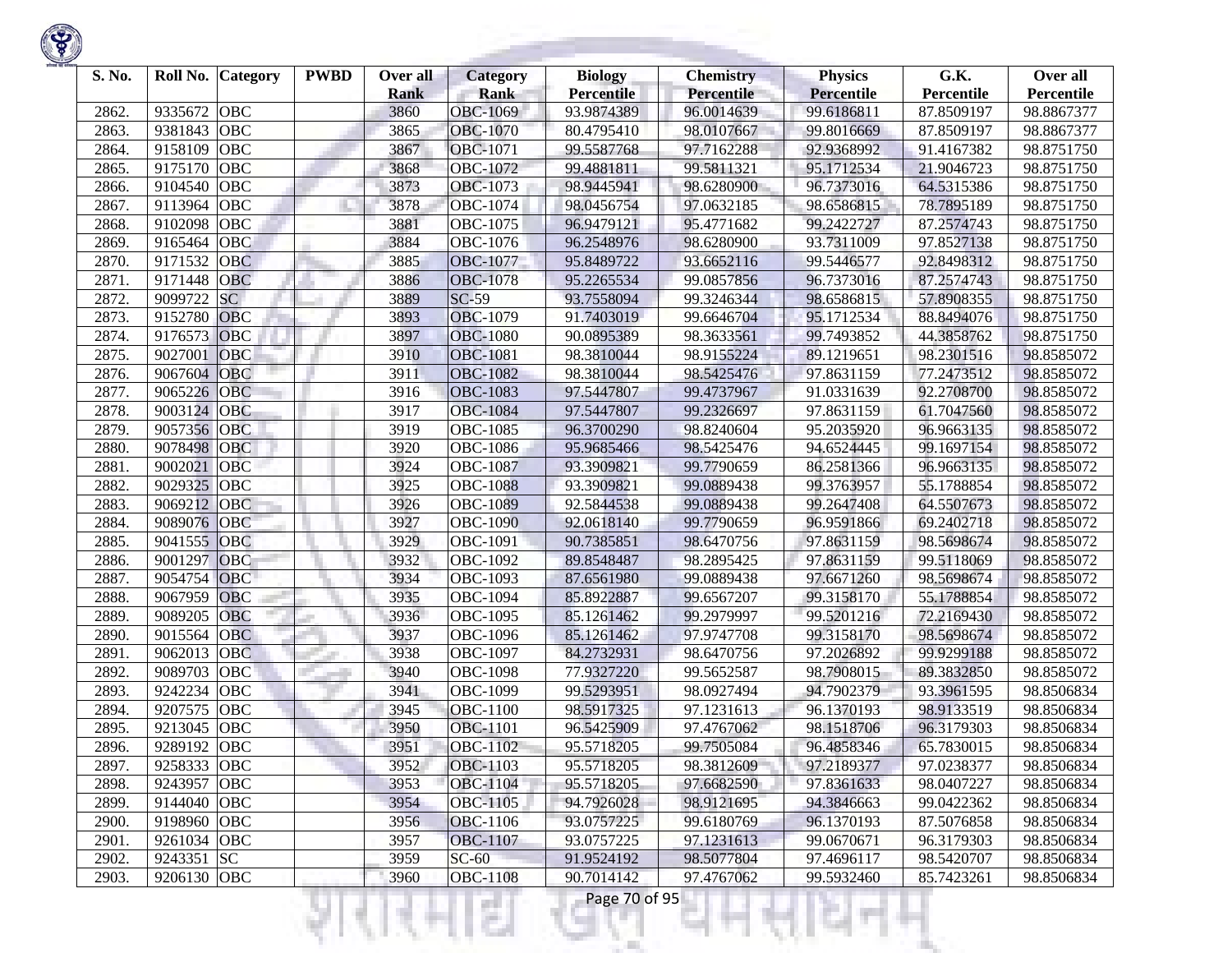| S. No. | Roll No. | Category | PWBD | Over all Rank | Category Rank | Biology Percentile | Chemistry Percentile | Physics Percentile | G.K. Percentile | Over all Percentile |
|---|---|---|---|---|---|---|---|---|---|---|
| 2862. | 9335672 | OBC | | 3860 | OBC-1069 | 93.9874389 | 96.0014639 | 99.6186811 | 87.8509197 | 98.8867377 |
| 2863. | 9381843 | OBC | | 3865 | OBC-1070 | 80.4795410 | 98.0107667 | 99.8016669 | 87.8509197 | 98.8867377 |
| 2864. | 9158109 | OBC | | 3867 | OBC-1071 | 99.5587768 | 97.7162288 | 92.9368992 | 91.4167382 | 98.8751750 |
| 2865. | 9175170 | OBC | | 3868 | OBC-1072 | 99.4881811 | 99.5811321 | 95.1712534 | 21.9046723 | 98.8751750 |
| 2866. | 9104540 | OBC | | 3873 | OBC-1073 | 98.9445941 | 98.6280900 | 96.7373016 | 64.5315386 | 98.8751750 |
| 2867. | 9113964 | OBC | | 3878 | OBC-1074 | 98.0456754 | 97.0632185 | 98.6586815 | 78.7895189 | 98.8751750 |
| 2868. | 9102098 | OBC | | 3881 | OBC-1075 | 96.9479121 | 95.4771682 | 99.2422727 | 87.2574743 | 98.8751750 |
| 2869. | 9165464 | OBC | | 3884 | OBC-1076 | 96.2548976 | 98.6280900 | 93.7311009 | 97.8527138 | 98.8751750 |
| 2870. | 9171532 | OBC | | 3885 | OBC-1077 | 95.8489722 | 93.6652116 | 99.5446577 | 92.8498312 | 98.8751750 |
| 2871. | 9171448 | OBC | | 3886 | OBC-1078 | 95.2265534 | 99.0857856 | 96.7373016 | 87.2574743 | 98.8751750 |
| 2872. | 9099722 | SC | | 3889 | SC-59 | 93.7558094 | 99.3246344 | 98.6586815 | 57.8908355 | 98.8751750 |
| 2873. | 9152780 | OBC | | 3893 | OBC-1079 | 91.7403019 | 99.6646704 | 95.1712534 | 88.8494076 | 98.8751750 |
| 2874. | 9176573 | OBC | | 3897 | OBC-1080 | 90.0895389 | 98.3633561 | 99.7493852 | 44.3858762 | 98.8751750 |
| 2875. | 9027001 | OBC | | 3910 | OBC-1081 | 98.3810044 | 98.9155224 | 89.1219651 | 98.2301516 | 98.8585072 |
| 2876. | 9067604 | OBC | | 3911 | OBC-1082 | 98.3810044 | 98.5425476 | 97.8631159 | 77.2473512 | 98.8585072 |
| 2877. | 9065226 | OBC | | 3916 | OBC-1083 | 97.5447807 | 99.4737967 | 91.0331639 | 92.2708700 | 98.8585072 |
| 2878. | 9003124 | OBC | | 3917 | OBC-1084 | 97.5447807 | 99.2326697 | 97.8631159 | 61.7047560 | 98.8585072 |
| 2879. | 9057356 | OBC | | 3919 | OBC-1085 | 96.3700290 | 98.8240604 | 95.2035920 | 96.9663135 | 98.8585072 |
| 2880. | 9078498 | OBC | | 3920 | OBC-1086 | 95.9685466 | 98.5425476 | 94.6524445 | 99.1697154 | 98.8585072 |
| 2881. | 9002021 | OBC | | 3924 | OBC-1087 | 93.3909821 | 99.7790659 | 86.2581366 | 96.9663135 | 98.8585072 |
| 2882. | 9029325 | OBC | | 3925 | OBC-1088 | 93.3909821 | 99.0889438 | 99.3763957 | 55.1788854 | 98.8585072 |
| 2883. | 9069212 | OBC | | 3926 | OBC-1089 | 92.5844538 | 99.0889438 | 99.2647408 | 64.5507673 | 98.8585072 |
| 2884. | 9089076 | OBC | | 3927 | OBC-1090 | 92.0618140 | 99.7790659 | 96.9591866 | 69.2402718 | 98.8585072 |
| 2885. | 9041555 | OBC | | 3929 | OBC-1091 | 90.7385851 | 98.6470756 | 97.8631159 | 98.5698674 | 98.8585072 |
| 2886. | 9001297 | OBC | | 3932 | OBC-1092 | 89.8548487 | 98.2895425 | 97.8631159 | 99.5118069 | 98.8585072 |
| 2887. | 9054754 | OBC | | 3934 | OBC-1093 | 87.6561980 | 99.0889438 | 97.6671260 | 98.5698674 | 98.8585072 |
| 2888. | 9067959 | OBC | | 3935 | OBC-1094 | 85.8922887 | 99.6567207 | 99.3158170 | 55.1788854 | 98.8585072 |
| 2889. | 9089205 | OBC | | 3936 | OBC-1095 | 85.1261462 | 99.2979997 | 99.5201216 | 72.2169430 | 98.8585072 |
| 2890. | 9015564 | OBC | | 3937 | OBC-1096 | 85.1261462 | 97.9747708 | 99.3158170 | 98.5698674 | 98.8585072 |
| 2891. | 9062013 | OBC | | 3938 | OBC-1097 | 84.2732931 | 98.6470756 | 97.2026892 | 99.9299188 | 98.8585072 |
| 2892. | 9089703 | OBC | | 3940 | OBC-1098 | 77.9327220 | 99.5652587 | 98.7908015 | 89.3832850 | 98.8585072 |
| 2893. | 9242234 | OBC | | 3941 | OBC-1099 | 99.5293951 | 98.0927494 | 94.7902379 | 93.3961595 | 98.8506834 |
| 2894. | 9207575 | OBC | | 3945 | OBC-1100 | 98.5917325 | 97.1231613 | 96.1370193 | 98.9133519 | 98.8506834 |
| 2895. | 9213045 | OBC | | 3950 | OBC-1101 | 96.5425909 | 97.4767062 | 98.1518706 | 96.3179303 | 98.8506834 |
| 2896. | 9289192 | OBC | | 3951 | OBC-1102 | 95.5718205 | 99.7505084 | 96.4858346 | 65.7830015 | 98.8506834 |
| 2897. | 9258333 | OBC | | 3952 | OBC-1103 | 95.5718205 | 98.3812609 | 97.2189377 | 97.0238377 | 98.8506834 |
| 2898. | 9243957 | OBC | | 3953 | OBC-1104 | 95.5718205 | 97.6682590 | 97.8361633 | 98.0407227 | 98.8506834 |
| 2899. | 9144040 | OBC | | 3954 | OBC-1105 | 94.7926028 | 98.9121695 | 94.3846663 | 99.0422362 | 98.8506834 |
| 2900. | 9198960 | OBC | | 3956 | OBC-1106 | 93.0757225 | 99.6180769 | 96.1370193 | 87.5076858 | 98.8506834 |
| 2901. | 9261034 | OBC | | 3957 | OBC-1107 | 93.0757225 | 97.1231613 | 99.0670671 | 96.3179303 | 98.8506834 |
| 2902. | 9243351 | SC | | 3959 | SC-60 | 91.9524192 | 98.5077804 | 97.4696117 | 98.5420707 | 98.8506834 |
| 2903. | 9206130 | OBC | | 3960 | OBC-1108 | 90.7014142 | 97.4767062 | 99.5932460 | 85.7423261 | 98.8506834 |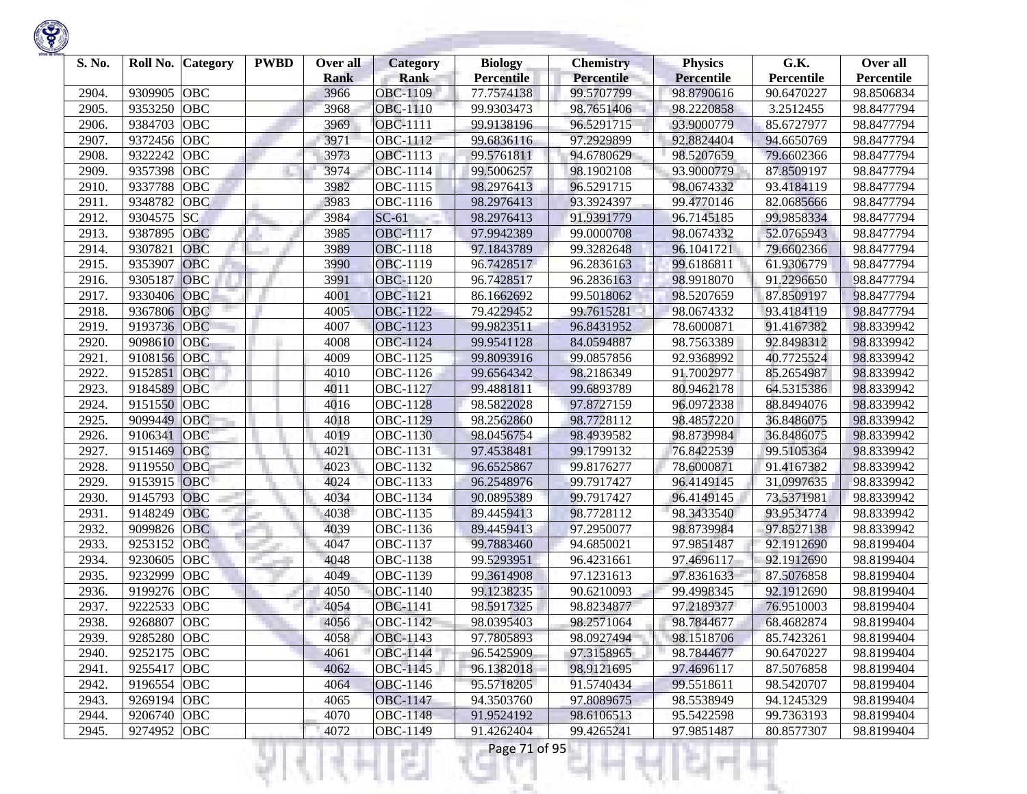| S. No. | Roll No. | Category | PWBD | Over all Rank | Category Rank | Biology Percentile | Chemistry Percentile | Physics Percentile | G.K. Percentile | Over all Percentile |
|---|---|---|---|---|---|---|---|---|---|---|
| 2904. | 9309905 | OBC | | 3966 | OBC-1109 | 77.7574138 | 99.5707799 | 98.8790616 | 90.6470227 | 98.8506834 |
| 2905. | 9353250 | OBC | | 3968 | OBC-1110 | 99.9303473 | 98.7651406 | 98.2220858 | 3.2512455 | 98.8477794 |
| 2906. | 9384703 | OBC | | 3969 | OBC-1111 | 99.9138196 | 96.5291715 | 93.9000779 | 85.6727977 | 98.8477794 |
| 2907. | 9372456 | OBC | | 3971 | OBC-1112 | 99.6836116 | 97.2929899 | 92.8824404 | 94.6650769 | 98.8477794 |
| 2908. | 9322242 | OBC | | 3973 | OBC-1113 | 99.5761811 | 94.6780629 | 98.5207659 | 79.6602366 | 98.8477794 |
| 2909. | 9357398 | OBC | | 3974 | OBC-1114 | 99.5006257 | 98.1902108 | 93.9000779 | 87.8509197 | 98.8477794 |
| 2910. | 9337788 | OBC | | 3982 | OBC-1115 | 98.2976413 | 96.5291715 | 98.0674332 | 93.4184119 | 98.8477794 |
| 2911. | 9348782 | OBC | | 3983 | OBC-1116 | 98.2976413 | 93.3924397 | 99.4770146 | 82.0685666 | 98.8477794 |
| 2912. | 9304575 | SC | | 3984 | SC-61 | 98.2976413 | 91.9391779 | 96.7145185 | 99.9858334 | 98.8477794 |
| 2913. | 9387895 | OBC | | 3985 | OBC-1117 | 97.9942389 | 99.0000708 | 98.0674332 | 52.0765943 | 98.8477794 |
| 2914. | 9307821 | OBC | | 3989 | OBC-1118 | 97.1843789 | 99.3282648 | 96.1041721 | 79.6602366 | 98.8477794 |
| 2915. | 9353907 | OBC | | 3990 | OBC-1119 | 96.7428517 | 96.2836163 | 99.6186811 | 61.9306779 | 98.8477794 |
| 2916. | 9305187 | OBC | | 3991 | OBC-1120 | 96.7428517 | 96.2836163 | 98.9918070 | 91.2296650 | 98.8477794 |
| 2917. | 9330406 | OBC | | 4001 | OBC-1121 | 86.1662692 | 99.5018062 | 98.5207659 | 87.8509197 | 98.8477794 |
| 2918. | 9367806 | OBC | | 4005 | OBC-1122 | 79.4229452 | 99.7615281 | 98.0674332 | 93.4184119 | 98.8477794 |
| 2919. | 9193736 | OBC | | 4007 | OBC-1123 | 99.9823511 | 96.8431952 | 78.6000871 | 91.4167382 | 98.8339942 |
| 2920. | 9098610 | OBC | | 4008 | OBC-1124 | 99.9541128 | 84.0594887 | 98.7563389 | 92.8498312 | 98.8339942 |
| 2921. | 9108156 | OBC | | 4009 | OBC-1125 | 99.8093916 | 99.0857856 | 92.9368992 | 40.7725524 | 98.8339942 |
| 2922. | 9152851 | OBC | | 4010 | OBC-1126 | 99.6564342 | 98.2186349 | 91.7002977 | 85.2654987 | 98.8339942 |
| 2923. | 9184589 | OBC | | 4011 | OBC-1127 | 99.4881811 | 99.6893789 | 80.9462178 | 64.5315386 | 98.8339942 |
| 2924. | 9151550 | OBC | | 4016 | OBC-1128 | 98.5822028 | 97.8727159 | 96.0972338 | 88.8494076 | 98.8339942 |
| 2925. | 9099449 | OBC | | 4018 | OBC-1129 | 98.2562860 | 98.7728112 | 98.4857220 | 36.8486075 | 98.8339942 |
| 2926. | 9106341 | OBC | | 4019 | OBC-1130 | 98.0456754 | 98.4939582 | 98.8739984 | 36.8486075 | 98.8339942 |
| 2927. | 9151469 | OBC | | 4021 | OBC-1131 | 97.4538481 | 99.1799132 | 76.8422539 | 99.5105364 | 98.8339942 |
| 2928. | 9119550 | OBC | | 4023 | OBC-1132 | 96.6525867 | 99.8176277 | 78.6000871 | 91.4167382 | 98.8339942 |
| 2929. | 9153915 | OBC | | 4024 | OBC-1133 | 96.2548976 | 99.7917427 | 96.4149145 | 31.0997635 | 98.8339942 |
| 2930. | 9145793 | OBC | | 4034 | OBC-1134 | 90.0895389 | 99.7917427 | 96.4149145 | 73.5371981 | 98.8339942 |
| 2931. | 9148249 | OBC | | 4038 | OBC-1135 | 89.4459413 | 98.7728112 | 98.3433540 | 93.9534774 | 98.8339942 |
| 2932. | 9099826 | OBC | | 4039 | OBC-1136 | 89.4459413 | 97.2950077 | 98.8739984 | 97.8527138 | 98.8339942 |
| 2933. | 9253152 | OBC | | 4047 | OBC-1137 | 99.7883460 | 94.6850021 | 97.9851487 | 92.1912690 | 98.8199404 |
| 2934. | 9230605 | OBC | | 4048 | OBC-1138 | 99.5293951 | 96.4231661 | 97.4696117 | 92.1912690 | 98.8199404 |
| 2935. | 9232999 | OBC | | 4049 | OBC-1139 | 99.3614908 | 97.1231613 | 97.8361633 | 87.5076858 | 98.8199404 |
| 2936. | 9199276 | OBC | | 4050 | OBC-1140 | 99.1238235 | 90.6210093 | 99.4998345 | 92.1912690 | 98.8199404 |
| 2937. | 9222533 | OBC | | 4054 | OBC-1141 | 98.5917325 | 98.8234877 | 97.2189377 | 76.9510003 | 98.8199404 |
| 2938. | 9268807 | OBC | | 4056 | OBC-1142 | 98.0395403 | 98.2571064 | 98.7844677 | 68.4682874 | 98.8199404 |
| 2939. | 9285280 | OBC | | 4058 | OBC-1143 | 97.7805893 | 98.0927494 | 98.1518706 | 85.7423261 | 98.8199404 |
| 2940. | 9252175 | OBC | | 4061 | OBC-1144 | 96.5425909 | 97.3158965 | 98.7844677 | 90.6470227 | 98.8199404 |
| 2941. | 9255417 | OBC | | 4062 | OBC-1145 | 96.1382018 | 98.9121695 | 97.4696117 | 87.5076858 | 98.8199404 |
| 2942. | 9196554 | OBC | | 4064 | OBC-1146 | 95.5718205 | 91.5740434 | 99.5518611 | 98.5420707 | 98.8199404 |
| 2943. | 9269194 | OBC | | 4065 | OBC-1147 | 94.3503760 | 97.8089675 | 98.5538949 | 94.1245329 | 98.8199404 |
| 2944. | 9206740 | OBC | | 4070 | OBC-1148 | 91.9524192 | 98.6106513 | 95.5422598 | 99.7363193 | 98.8199404 |
| 2945. | 9274952 | OBC | | 4072 | OBC-1149 | 91.4262404 | 99.4265241 | 97.9851487 | 80.8577307 | 98.8199404 |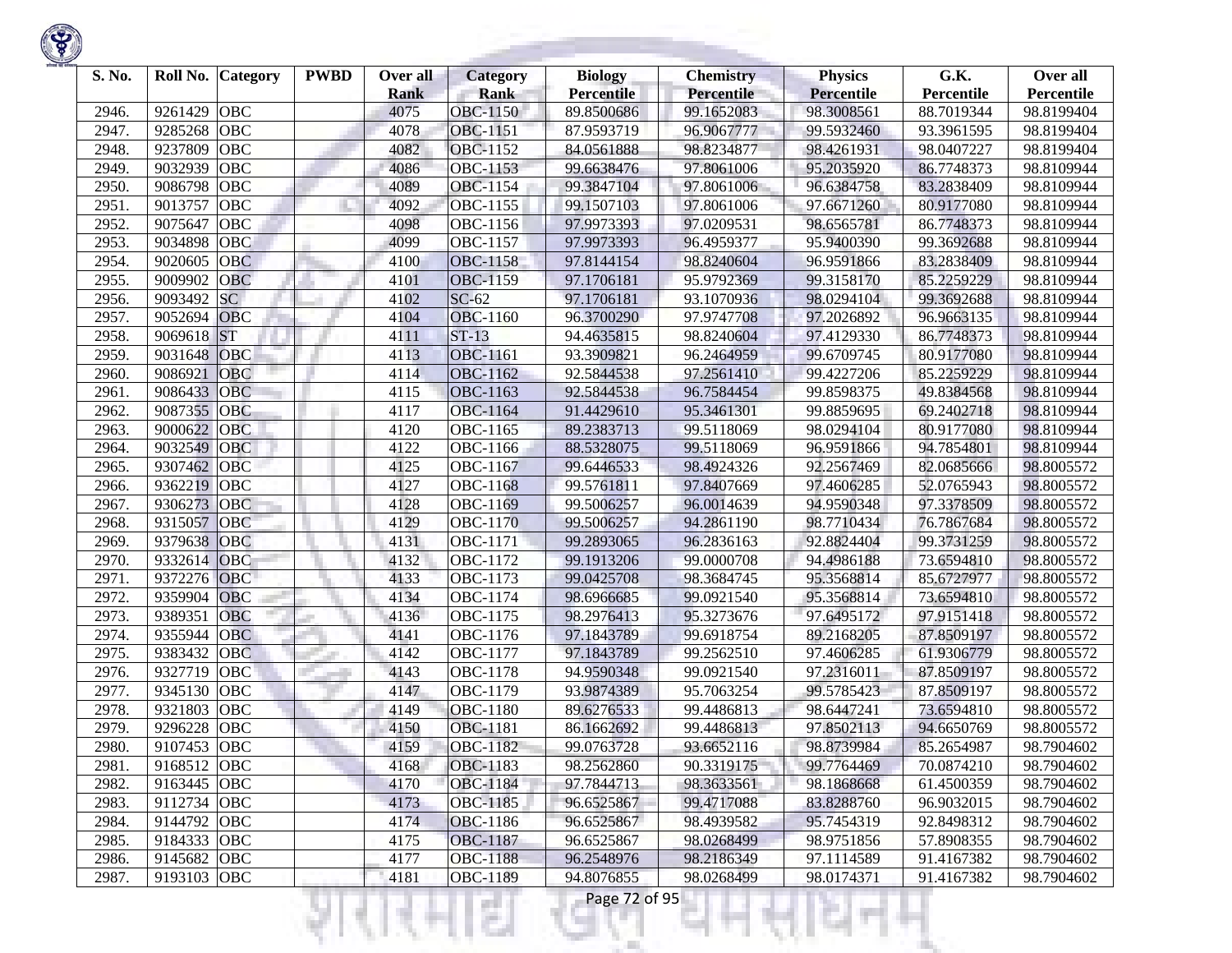| S. No. | Roll No. | Category | PWBD | Over all Rank | Category Rank | Biology Percentile | Chemistry Percentile | Physics Percentile | G.K. Percentile | Over all Percentile |
|---|---|---|---|---|---|---|---|---|---|---|
| 2946. | 9261429 | OBC | | 4075 | OBC-1150 | 89.8500686 | 99.1652083 | 98.3008561 | 88.7019344 | 98.8199404 |
| 2947. | 9285268 | OBC | | 4078 | OBC-1151 | 87.9593719 | 96.9067777 | 99.5932460 | 93.3961595 | 98.8199404 |
| 2948. | 9237809 | OBC | | 4082 | OBC-1152 | 84.0561888 | 98.8234877 | 98.4261931 | 98.0407227 | 98.8199404 |
| 2949. | 9032939 | OBC | | 4086 | OBC-1153 | 99.6638476 | 97.8061006 | 95.2035920 | 86.7748373 | 98.8109944 |
| 2950. | 9086798 | OBC | | 4089 | OBC-1154 | 99.3847104 | 97.8061006 | 96.6384758 | 83.2838409 | 98.8109944 |
| 2951. | 9013757 | OBC | | 4092 | OBC-1155 | 99.1507103 | 97.8061006 | 97.6671260 | 80.9177080 | 98.8109944 |
| 2952. | 9075647 | OBC | | 4098 | OBC-1156 | 97.9973393 | 97.0209531 | 98.6565781 | 86.7748373 | 98.8109944 |
| 2953. | 9034898 | OBC | | 4099 | OBC-1157 | 97.9973393 | 96.4959377 | 95.9400390 | 99.3692688 | 98.8109944 |
| 2954. | 9020605 | OBC | | 4100 | OBC-1158 | 97.8144154 | 98.8240604 | 96.9591866 | 83.2838409 | 98.8109944 |
| 2955. | 9009902 | OBC | | 4101 | OBC-1159 | 97.1706181 | 95.9792369 | 99.3158170 | 85.2259229 | 98.8109944 |
| 2956. | 9093492 | SC | | 4102 | SC-62 | 97.1706181 | 93.1070936 | 98.0294104 | 99.3692688 | 98.8109944 |
| 2957. | 9052694 | OBC | | 4104 | OBC-1160 | 96.3700290 | 97.9747708 | 97.2026892 | 96.9663135 | 98.8109944 |
| 2958. | 9069618 | ST | | 4111 | ST-13 | 94.4635815 | 98.8240604 | 97.4129330 | 86.7748373 | 98.8109944 |
| 2959. | 9031648 | OBC | | 4113 | OBC-1161 | 93.3909821 | 96.2464959 | 99.6709745 | 80.9177080 | 98.8109944 |
| 2960. | 9086921 | OBC | | 4114 | OBC-1162 | 92.5844538 | 97.2561410 | 99.4227206 | 85.2259229 | 98.8109944 |
| 2961. | 9086433 | OBC | | 4115 | OBC-1163 | 92.5844538 | 96.7584454 | 99.8598375 | 49.8384568 | 98.8109944 |
| 2962. | 9087355 | OBC | | 4117 | OBC-1164 | 91.4429610 | 95.3461301 | 99.8859695 | 69.2402718 | 98.8109944 |
| 2963. | 9000622 | OBC | | 4120 | OBC-1165 | 89.2383713 | 99.5118069 | 98.0294104 | 80.9177080 | 98.8109944 |
| 2964. | 9032549 | OBC | | 4122 | OBC-1166 | 88.5328075 | 99.5118069 | 96.9591866 | 94.7854801 | 98.8109944 |
| 2965. | 9307462 | OBC | | 4125 | OBC-1167 | 99.6446533 | 98.4924326 | 92.2567469 | 82.0685666 | 98.8005572 |
| 2966. | 9362219 | OBC | | 4127 | OBC-1168 | 99.5761811 | 97.8407669 | 97.4606285 | 52.0765943 | 98.8005572 |
| 2967. | 9306273 | OBC | | 4128 | OBC-1169 | 99.5006257 | 96.0014639 | 94.9590348 | 97.3378509 | 98.8005572 |
| 2968. | 9315057 | OBC | | 4129 | OBC-1170 | 99.5006257 | 94.2861190 | 98.7710434 | 76.7867684 | 98.8005572 |
| 2969. | 9379638 | OBC | | 4131 | OBC-1171 | 99.2893065 | 96.2836163 | 92.8824404 | 99.3731259 | 98.8005572 |
| 2970. | 9332614 | OBC | | 4132 | OBC-1172 | 99.1913206 | 99.0000708 | 94.4986188 | 73.6594810 | 98.8005572 |
| 2971. | 9372276 | OBC | | 4133 | OBC-1173 | 99.0425708 | 98.3684745 | 95.3568814 | 85.6727977 | 98.8005572 |
| 2972. | 9359904 | OBC | | 4134 | OBC-1174 | 98.6966685 | 99.0921540 | 95.3568814 | 73.6594810 | 98.8005572 |
| 2973. | 9389351 | OBC | | 4136 | OBC-1175 | 98.2976413 | 95.3273676 | 97.6495172 | 97.9151418 | 98.8005572 |
| 2974. | 9355944 | OBC | | 4141 | OBC-1176 | 97.1843789 | 99.6918754 | 89.2168205 | 87.8509197 | 98.8005572 |
| 2975. | 9383432 | OBC | | 4142 | OBC-1177 | 97.1843789 | 99.2562510 | 97.4606285 | 61.9306779 | 98.8005572 |
| 2976. | 9327719 | OBC | | 4143 | OBC-1178 | 94.9590348 | 99.0921540 | 97.2316011 | 87.8509197 | 98.8005572 |
| 2977. | 9345130 | OBC | | 4147 | OBC-1179 | 93.9874389 | 95.7063254 | 99.5785423 | 87.8509197 | 98.8005572 |
| 2978. | 9321803 | OBC | | 4149 | OBC-1180 | 89.6276533 | 99.4486813 | 98.6447241 | 73.6594810 | 98.8005572 |
| 2979. | 9296228 | OBC | | 4150 | OBC-1181 | 86.1662692 | 99.4486813 | 97.8502113 | 94.6650769 | 98.8005572 |
| 2980. | 9107453 | OBC | | 4159 | OBC-1182 | 99.0763728 | 93.6652116 | 98.8739984 | 85.2654987 | 98.7904602 |
| 2981. | 9168512 | OBC | | 4168 | OBC-1183 | 98.2562860 | 90.3319175 | 99.7764469 | 70.0874210 | 98.7904602 |
| 2982. | 9163445 | OBC | | 4170 | OBC-1184 | 97.7844713 | 98.3633561 | 98.1868668 | 61.4500359 | 98.7904602 |
| 2983. | 9112734 | OBC | | 4173 | OBC-1185 | 96.6525867 | 99.4717088 | 83.8288760 | 96.9032015 | 98.7904602 |
| 2984. | 9144792 | OBC | | 4174 | OBC-1186 | 96.6525867 | 98.4939582 | 95.7454319 | 92.8498312 | 98.7904602 |
| 2985. | 9184333 | OBC | | 4175 | OBC-1187 | 96.6525867 | 98.0268499 | 98.9751856 | 57.8908355 | 98.7904602 |
| 2986. | 9145682 | OBC | | 4177 | OBC-1188 | 96.2548976 | 98.2186349 | 97.1114589 | 91.4167382 | 98.7904602 |
| 2987. | 9193103 | OBC | | 4181 | OBC-1189 | 94.8076855 | 98.0268499 | 98.0174371 | 91.4167382 | 98.7904602 |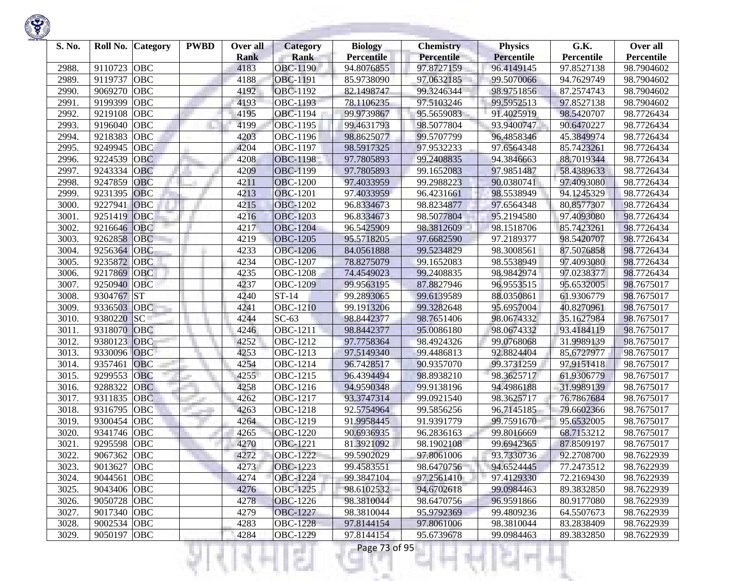| S. No. | Roll No. | Category | PWBD | Over all Rank | Category Rank | Biology Percentile | Chemistry Percentile | Physics Percentile | G.K. Percentile | Over all Percentile |
|---|---|---|---|---|---|---|---|---|---|---|
| 2988. | 9110723 | OBC | | 4183 | OBC-1190 | 94.8076855 | 97.8727159 | 96.4149145 | 97.8527138 | 98.7904602 |
| 2989. | 9119737 | OBC | | 4188 | OBC-1191 | 85.9738090 | 97.0632185 | 99.5070066 | 94.7629749 | 98.7904602 |
| 2990. | 9069270 | OBC | | 4192 | OBC-1192 | 82.1498747 | 99.3246344 | 98.9751856 | 87.2574743 | 98.7904602 |
| 2991. | 9199399 | OBC | | 4193 | OBC-1193 | 78.1106235 | 97.5103246 | 99.5952513 | 97.8527138 | 98.7904602 |
| 2992. | 9219108 | OBC | | 4195 | OBC-1194 | 99.9739867 | 95.5659083 | 91.4025919 | 98.5420707 | 98.7726434 |
| 2993. | 9196040 | OBC | | 4199 | OBC-1195 | 99.4631793 | 98.5077804 | 93.9400747 | 90.6470227 | 98.7726434 |
| 2994. | 9218383 | OBC | | 4203 | OBC-1196 | 98.8625077 | 99.5707799 | 96.4858346 | 45.3849974 | 98.7726434 |
| 2995. | 9249945 | OBC | | 4204 | OBC-1197 | 98.5917325 | 97.9532233 | 97.6564348 | 85.7423261 | 98.7726434 |
| 2996. | 9224539 | OBC | | 4208 | OBC-1198 | 97.7805893 | 99.2408835 | 94.3846663 | 88.7019344 | 98.7726434 |
| 2997. | 9243334 | OBC | | 4209 | OBC-1199 | 97.7805893 | 99.1652083 | 97.9851487 | 58.4389633 | 98.7726434 |
| 2998. | 9247859 | OBC | | 4211 | OBC-1200 | 97.4033959 | 99.2988223 | 90.0380741 | 97.4093080 | 98.7726434 |
| 2999. | 9231395 | OBC | | 4213 | OBC-1201 | 97.4033959 | 96.4231661 | 98.5538949 | 94.1245329 | 98.7726434 |
| 3000. | 9227941 | OBC | | 4215 | OBC-1202 | 96.8334673 | 98.8234877 | 97.6564348 | 80.8577307 | 98.7726434 |
| 3001. | 9251419 | OBC | | 4216 | OBC-1203 | 96.8334673 | 98.5077804 | 95.2194580 | 97.4093080 | 98.7726434 |
| 3002. | 9216646 | OBC | | 4217 | OBC-1204 | 96.5425909 | 98.3812609 | 98.1518706 | 85.7423261 | 98.7726434 |
| 3003. | 9262858 | OBC | | 4219 | OBC-1205 | 95.5718205 | 97.6682590 | 97.2189377 | 98.5420707 | 98.7726434 |
| 3004. | 9256364 | OBC | | 4233 | OBC-1206 | 84.0561888 | 99.5234829 | 98.3008561 | 87.5076858 | 98.7726434 |
| 3005. | 9235872 | OBC | | 4234 | OBC-1207 | 78.8275079 | 99.1652083 | 98.5538949 | 97.4093080 | 98.7726434 |
| 3006. | 9217869 | OBC | | 4235 | OBC-1208 | 74.4549023 | 99.2408835 | 98.9842974 | 97.0238377 | 98.7726434 |
| 3007. | 9250940 | OBC | | 4237 | OBC-1209 | 99.9563195 | 87.8827946 | 96.9553515 | 95.6532005 | 98.7675017 |
| 3008. | 9304767 | ST | | 4240 | ST-14 | 99.2893065 | 99.6139589 | 88.0350861 | 61.9306779 | 98.7675017 |
| 3009. | 9336503 | OBC | | 4241 | OBC-1210 | 99.1913206 | 99.3282648 | 95.6957004 | 40.8270961 | 98.7675017 |
| 3010. | 9380220 | SC | | 4244 | SC-63 | 98.8442377 | 98.7651406 | 98.0674332 | 35.1627984 | 98.7675017 |
| 3011. | 9318070 | OBC | | 4246 | OBC-1211 | 98.8442377 | 95.0086180 | 98.0674332 | 93.4184119 | 98.7675017 |
| 3012. | 9380123 | OBC | | 4252 | OBC-1212 | 97.7758364 | 98.4924326 | 99.0768068 | 31.9989139 | 98.7675017 |
| 3013. | 9330096 | OBC | | 4253 | OBC-1213 | 97.5149340 | 99.4486813 | 92.8824404 | 85.6727977 | 98.7675017 |
| 3014. | 9357461 | OBC | | 4254 | OBC-1214 | 96.7428517 | 90.9357070 | 99.3731259 | 97.9151418 | 98.7675017 |
| 3015. | 9299553 | OBC | | 4255 | OBC-1215 | 96.4394494 | 98.8938210 | 98.3625717 | 61.9306779 | 98.7675017 |
| 3016. | 9288322 | OBC | | 4258 | OBC-1216 | 94.9590348 | 99.9138196 | 94.4986188 | 31.9989139 | 98.7675017 |
| 3017. | 9311835 | OBC | | 4262 | OBC-1217 | 93.3747314 | 99.0921540 | 98.3625717 | 76.7867684 | 98.7675017 |
| 3018. | 9316795 | OBC | | 4263 | OBC-1218 | 92.5754964 | 99.5856256 | 96.7145185 | 79.6602366 | 98.7675017 |
| 3019. | 9300454 | OBC | | 4264 | OBC-1219 | 91.9958445 | 91.9391779 | 99.7591670 | 95.6532005 | 98.7675017 |
| 3020. | 9341746 | OBC | | 4265 | OBC-1220 | 90.6936935 | 96.2836163 | 99.8016669 | 68.7153212 | 98.7675017 |
| 3021. | 9295598 | OBC | | 4270 | OBC-1221 | 81.3921092 | 98.1902108 | 99.6942365 | 87.8509197 | 98.7675017 |
| 3022. | 9067362 | OBC | | 4272 | OBC-1222 | 99.5902029 | 97.8061006 | 93.7330736 | 92.2708700 | 98.7622939 |
| 3023. | 9013627 | OBC | | 4273 | OBC-1223 | 99.4583551 | 98.6470756 | 94.6524445 | 77.2473512 | 98.7622939 |
| 3024. | 9044561 | OBC | | 4274 | OBC-1224 | 99.3847104 | 97.2561410 | 97.4129330 | 72.2169430 | 98.7622939 |
| 3025. | 9043406 | OBC | | 4276 | OBC-1225 | 98.6102532 | 94.6702618 | 99.0984463 | 89.3832850 | 98.7622939 |
| 3026. | 9050728 | OBC | | 4278 | OBC-1226 | 98.3810044 | 98.6470756 | 96.9591866 | 80.9177080 | 98.7622939 |
| 3027. | 9017340 | OBC | | 4279 | OBC-1227 | 98.3810044 | 95.9792369 | 99.4809236 | 64.5507673 | 98.7622939 |
| 3028. | 9002534 | OBC | | 4283 | OBC-1228 | 97.8144154 | 97.8061006 | 98.3810044 | 83.2838409 | 98.7622939 |
| 3029. | 9050197 | OBC | | 4284 | OBC-1229 | 97.8144154 | 95.6739678 | 99.0984463 | 89.3832850 | 98.7622939 |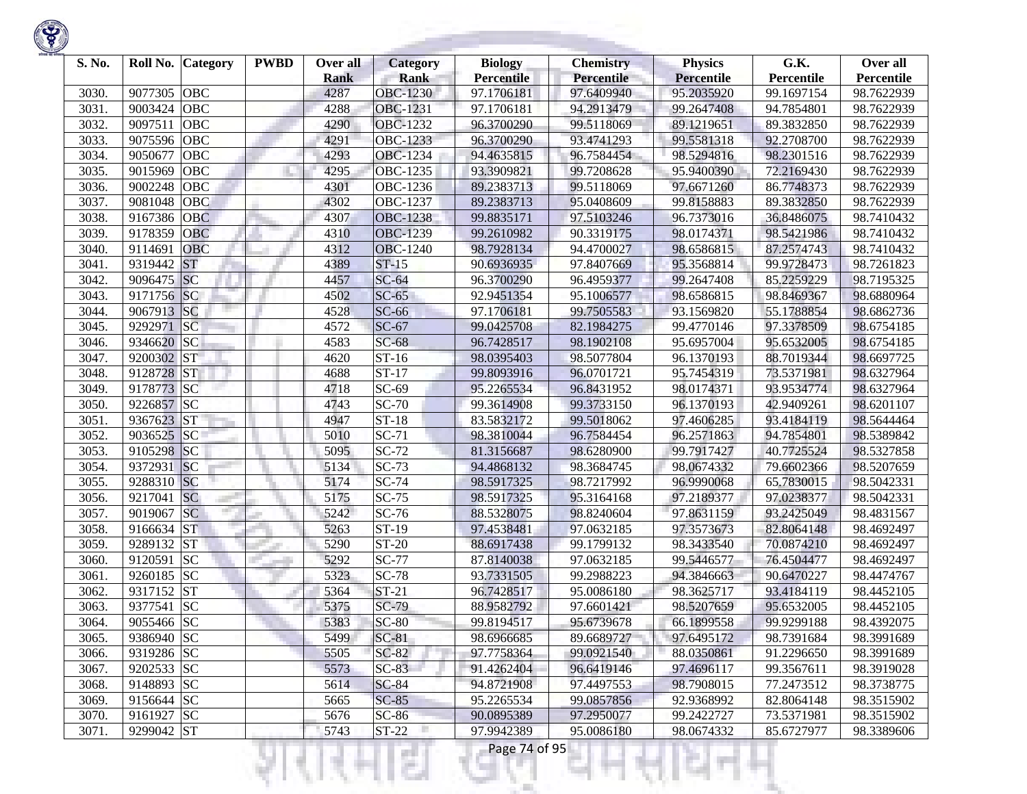| S. No. | Roll No. | Category | PWBD | Over all Rank | Category Rank | Biology Percentile | Chemistry Percentile | Physics Percentile | G.K. Percentile | Over all Percentile |
|---|---|---|---|---|---|---|---|---|---|---|
| 3030. | 9077305 | OBC | | 4287 | OBC-1230 | 97.1706181 | 97.6409940 | 95.2035920 | 99.1697154 | 98.7622939 |
| 3031. | 9003424 | OBC | | 4288 | OBC-1231 | 97.1706181 | 94.2913479 | 99.2647408 | 94.7854801 | 98.7622939 |
| 3032. | 9097511 | OBC | | 4290 | OBC-1232 | 96.3700290 | 99.5118069 | 89.1219651 | 89.3832850 | 98.7622939 |
| 3033. | 9075596 | OBC | | 4291 | OBC-1233 | 96.3700290 | 93.4741293 | 99.5581318 | 92.2708700 | 98.7622939 |
| 3034. | 9050677 | OBC | | 4293 | OBC-1234 | 94.4635815 | 96.7584454 | 98.5294816 | 98.2301516 | 98.7622939 |
| 3035. | 9015969 | OBC | | 4295 | OBC-1235 | 93.3909821 | 99.7208628 | 95.9400390 | 72.2169430 | 98.7622939 |
| 3036. | 9002248 | OBC | | 4301 | OBC-1236 | 89.2383713 | 99.5118069 | 97.6671260 | 86.7748373 | 98.7622939 |
| 3037. | 9081048 | OBC | | 4302 | OBC-1237 | 89.2383713 | 95.0408609 | 99.8158883 | 89.3832850 | 98.7622939 |
| 3038. | 9167386 | OBC | | 4307 | OBC-1238 | 99.8835171 | 97.5103246 | 96.7373016 | 36.8486075 | 98.7410432 |
| 3039. | 9178359 | OBC | | 4310 | OBC-1239 | 99.2610982 | 90.3319175 | 98.0174371 | 98.5421986 | 98.7410432 |
| 3040. | 9114691 | OBC | | 4312 | OBC-1240 | 98.7928134 | 94.4700027 | 98.6586815 | 87.2574743 | 98.7410432 |
| 3041. | 9319442 | ST | | 4389 | ST-15 | 90.6936935 | 97.8407669 | 95.3568814 | 99.9728473 | 98.7261823 |
| 3042. | 9096475 | SC | | 4457 | SC-64 | 96.3700290 | 96.4959377 | 99.2647408 | 85.2259229 | 98.7195325 |
| 3043. | 9171756 | SC | | 4502 | SC-65 | 92.9451354 | 95.1006577 | 98.6586815 | 98.8469367 | 98.6880964 |
| 3044. | 9067913 | SC | | 4528 | SC-66 | 97.1706181 | 99.7505583 | 93.1569820 | 55.1788854 | 98.6862736 |
| 3045. | 9292971 | SC | | 4572 | SC-67 | 99.0425708 | 82.1984275 | 99.4770146 | 97.3378509 | 98.6754185 |
| 3046. | 9346620 | SC | | 4583 | SC-68 | 96.7428517 | 98.1902108 | 95.6957004 | 95.6532005 | 98.6754185 |
| 3047. | 9200302 | ST | | 4620 | ST-16 | 98.0395403 | 98.5077804 | 96.1370193 | 88.7019344 | 98.6697725 |
| 3048. | 9128728 | ST | | 4688 | ST-17 | 99.8093916 | 96.0701721 | 95.7454319 | 73.5371981 | 98.6327964 |
| 3049. | 9178773 | SC | | 4718 | SC-69 | 95.2265534 | 96.8431952 | 98.0174371 | 93.9534774 | 98.6327964 |
| 3050. | 9226857 | SC | | 4743 | SC-70 | 99.3614908 | 99.3733150 | 96.1370193 | 42.9409261 | 98.6201107 |
| 3051. | 9367623 | ST | | 4947 | ST-18 | 83.5832172 | 99.5018062 | 97.4606285 | 93.4184119 | 98.5644464 |
| 3052. | 9036525 | SC | | 5010 | SC-71 | 98.3810044 | 96.7584454 | 96.2571863 | 94.7854801 | 98.5389842 |
| 3053. | 9105298 | SC | | 5095 | SC-72 | 81.3156687 | 98.6280900 | 99.7917427 | 40.7725524 | 98.5327858 |
| 3054. | 9372931 | SC | | 5134 | SC-73 | 94.4868132 | 98.3684745 | 98.0674332 | 79.6602366 | 98.5207659 |
| 3055. | 9288310 | SC | | 5174 | SC-74 | 98.5917325 | 98.7217992 | 96.9990068 | 65.7830015 | 98.5042331 |
| 3056. | 9217041 | SC | | 5175 | SC-75 | 98.5917325 | 95.3164168 | 97.2189377 | 97.0238377 | 98.5042331 |
| 3057. | 9019067 | SC | | 5242 | SC-76 | 88.5328075 | 98.8240604 | 97.8631159 | 93.2425049 | 98.4831567 |
| 3058. | 9166634 | ST | | 5263 | ST-19 | 97.4538481 | 97.0632185 | 97.3573673 | 82.8064148 | 98.4692497 |
| 3059. | 9289132 | ST | | 5290 | ST-20 | 88.6917438 | 99.1799132 | 98.3433540 | 70.0874210 | 98.4692497 |
| 3060. | 9120591 | SC | | 5292 | SC-77 | 87.8140038 | 97.0632185 | 99.5446577 | 76.4504477 | 98.4692497 |
| 3061. | 9260185 | SC | | 5323 | SC-78 | 93.7331505 | 99.2988223 | 94.3846663 | 90.6470227 | 98.4474767 |
| 3062. | 9317152 | ST | | 5364 | ST-21 | 96.7428517 | 95.0086180 | 98.3625717 | 93.4184119 | 98.4452105 |
| 3063. | 9377541 | SC | | 5375 | SC-79 | 88.9582792 | 97.6601421 | 98.5207659 | 95.6532005 | 98.4452105 |
| 3064. | 9055466 | SC | | 5383 | SC-80 | 99.8194517 | 95.6739678 | 66.1899558 | 99.9299188 | 98.4392075 |
| 3065. | 9386940 | SC | | 5499 | SC-81 | 98.6966685 | 89.6689727 | 97.6495172 | 98.7391684 | 98.3991689 |
| 3066. | 9319286 | SC | | 5505 | SC-82 | 97.7758364 | 99.0921540 | 88.0350861 | 91.2296650 | 98.3991689 |
| 3067. | 9202533 | SC | | 5573 | SC-83 | 91.4262404 | 96.6419146 | 97.4696117 | 99.3567611 | 98.3919028 |
| 3068. | 9148893 | SC | | 5614 | SC-84 | 94.8721908 | 97.4497553 | 98.7908015 | 77.2473512 | 98.3738775 |
| 3069. | 9156644 | SC | | 5665 | SC-85 | 95.2265534 | 99.0857856 | 92.9368992 | 82.8064148 | 98.3515902 |
| 3070. | 9161927 | SC | | 5676 | SC-86 | 90.0895389 | 97.2950077 | 99.2422727 | 73.5371981 | 98.3515902 |
| 3071. | 9299042 | ST | | 5743 | ST-22 | 97.9942389 | 95.0086180 | 98.0674332 | 85.6727977 | 98.3389606 |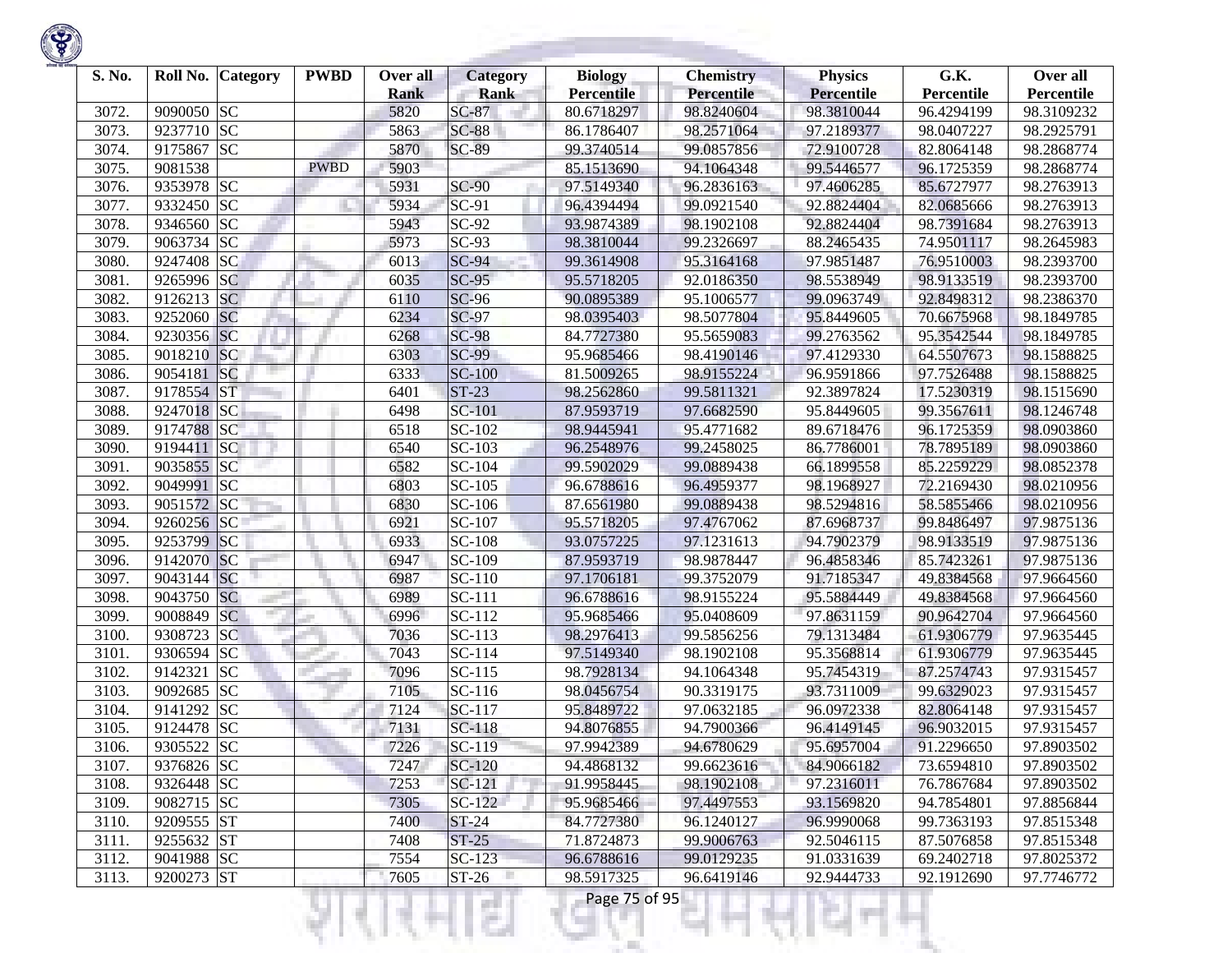| S. No. | Roll No. | Category | PWBD | Over all Rank | Category Rank | Biology Percentile | Chemistry Percentile | Physics Percentile | G.K. Percentile | Over all Percentile |
|---|---|---|---|---|---|---|---|---|---|---|
| 3072. | 9090050 | SC | | 5820 | SC-87 | 80.6718297 | 98.8240604 | 98.3810044 | 96.4294199 | 98.3109232 |
| 3073. | 9237710 | SC | | 5863 | SC-88 | 86.1786407 | 98.2571064 | 97.2189377 | 98.0407227 | 98.2925791 |
| 3074. | 9175867 | SC | | 5870 | SC-89 | 99.3740514 | 99.0857856 | 72.9100728 | 82.8064148 | 98.2868774 |
| 3075. | 9081538 | | PWBD | 5903 | | 85.1513690 | 94.1064348 | 99.5446577 | 96.1725359 | 98.2868774 |
| 3076. | 9353978 | SC | | 5931 | SC-90 | 97.5149340 | 96.2836163 | 97.4606285 | 85.6727977 | 98.2763913 |
| 3077. | 9332450 | SC | | 5934 | SC-91 | 96.4394494 | 99.0921540 | 92.8824404 | 82.0685666 | 98.2763913 |
| 3078. | 9346560 | SC | | 5943 | SC-92 | 93.9874389 | 98.1902108 | 92.8824404 | 98.7391684 | 98.2763913 |
| 3079. | 9063734 | SC | | 5973 | SC-93 | 98.3810044 | 99.2326697 | 88.2465435 | 74.9501117 | 98.2645983 |
| 3080. | 9247408 | SC | | 6013 | SC-94 | 99.3614908 | 95.3164168 | 97.9851487 | 76.9510003 | 98.2393700 |
| 3081. | 9265996 | SC | | 6035 | SC-95 | 95.5718205 | 92.0186350 | 98.5538949 | 98.9133519 | 98.2393700 |
| 3082. | 9126213 | SC | | 6110 | SC-96 | 90.0895389 | 95.1006577 | 99.0963749 | 92.8498312 | 98.2386370 |
| 3083. | 9252060 | SC | | 6234 | SC-97 | 98.0395403 | 98.5077804 | 95.8449605 | 70.6675968 | 98.1849785 |
| 3084. | 9230356 | SC | | 6268 | SC-98 | 84.7727380 | 95.5659083 | 99.2763562 | 95.3542544 | 98.1849785 |
| 3085. | 9018210 | SC | | 6303 | SC-99 | 95.9685466 | 98.4190146 | 97.4129330 | 64.5507673 | 98.1588825 |
| 3086. | 9054181 | SC | | 6333 | SC-100 | 81.5009265 | 98.9155224 | 96.9591866 | 97.7526488 | 98.1588825 |
| 3087. | 9178554 | ST | | 6401 | ST-23 | 98.2562860 | 99.5811321 | 92.3897824 | 17.5230319 | 98.1515690 |
| 3088. | 9247018 | SC | | 6498 | SC-101 | 87.9593719 | 97.6682590 | 95.8449605 | 99.3567611 | 98.1246748 |
| 3089. | 9174788 | SC | | 6518 | SC-102 | 98.9445941 | 95.4771682 | 89.6718476 | 96.1725359 | 98.0903860 |
| 3090. | 9194411 | SC | | 6540 | SC-103 | 96.2548976 | 99.2458025 | 86.7786001 | 78.7895189 | 98.0903860 |
| 3091. | 9035855 | SC | | 6582 | SC-104 | 99.5902029 | 99.0889438 | 66.1899558 | 85.2259229 | 98.0852378 |
| 3092. | 9049991 | SC | | 6803 | SC-105 | 96.6788616 | 96.4959377 | 98.1968927 | 72.2169430 | 98.0210956 |
| 3093. | 9051572 | SC | | 6830 | SC-106 | 87.6561980 | 99.0889438 | 98.5294816 | 58.5855466 | 98.0210956 |
| 3094. | 9260256 | SC | | 6921 | SC-107 | 95.5718205 | 97.4767062 | 87.6968737 | 99.8486497 | 97.9875136 |
| 3095. | 9253799 | SC | | 6933 | SC-108 | 93.0757225 | 97.1231613 | 94.7902379 | 98.9133519 | 97.9875136 |
| 3096. | 9142070 | SC | | 6947 | SC-109 | 87.9593719 | 98.9878447 | 96.4858346 | 85.7423261 | 97.9875136 |
| 3097. | 9043144 | SC | | 6987 | SC-110 | 97.1706181 | 99.3752079 | 91.7185347 | 49.8384568 | 97.9664560 |
| 3098. | 9043750 | SC | | 6989 | SC-111 | 96.6788616 | 98.9155224 | 95.5884449 | 49.8384568 | 97.9664560 |
| 3099. | 9008849 | SC | | 6996 | SC-112 | 95.9685466 | 95.0408609 | 97.8631159 | 90.9642704 | 97.9664560 |
| 3100. | 9308723 | SC | | 7036 | SC-113 | 98.2976413 | 99.5856256 | 79.1313484 | 61.9306779 | 97.9635445 |
| 3101. | 9306594 | SC | | 7043 | SC-114 | 97.5149340 | 98.1902108 | 95.3568814 | 61.9306779 | 97.9635445 |
| 3102. | 9142321 | SC | | 7096 | SC-115 | 98.7928134 | 94.1064348 | 95.7454319 | 87.2574743 | 97.9315457 |
| 3103. | 9092685 | SC | | 7105 | SC-116 | 98.0456754 | 90.3319175 | 93.7311009 | 99.6329023 | 97.9315457 |
| 3104. | 9141292 | SC | | 7124 | SC-117 | 95.8489722 | 97.0632185 | 96.0972338 | 82.8064148 | 97.9315457 |
| 3105. | 9124478 | SC | | 7131 | SC-118 | 94.8076855 | 94.7900366 | 96.4149145 | 96.9032015 | 97.9315457 |
| 3106. | 9305522 | SC | | 7226 | SC-119 | 97.9942389 | 94.6780629 | 95.6957004 | 91.2296650 | 97.8903502 |
| 3107. | 9376826 | SC | | 7247 | SC-120 | 94.4868132 | 99.6623616 | 84.9066182 | 73.6594810 | 97.8903502 |
| 3108. | 9326448 | SC | | 7253 | SC-121 | 91.9958445 | 98.1902108 | 97.2316011 | 76.7867684 | 97.8903502 |
| 3109. | 9082715 | SC | | 7305 | SC-122 | 95.9685466 | 97.4497553 | 93.1569820 | 94.7854801 | 97.8856844 |
| 3110. | 9209555 | ST | | 7400 | ST-24 | 84.7727380 | 96.1240127 | 96.9990068 | 99.7363193 | 97.8515348 |
| 3111. | 9255632 | ST | | 7408 | ST-25 | 71.8724873 | 99.9006763 | 92.5046115 | 87.5076858 | 97.8515348 |
| 3112. | 9041988 | SC | | 7554 | SC-123 | 96.6788616 | 99.0129235 | 91.0331639 | 69.2402718 | 97.8025372 |
| 3113. | 9200273 | ST | | 7605 | ST-26 | 98.5917325 | 96.6419146 | 92.9444733 | 92.1912690 | 97.7746772 |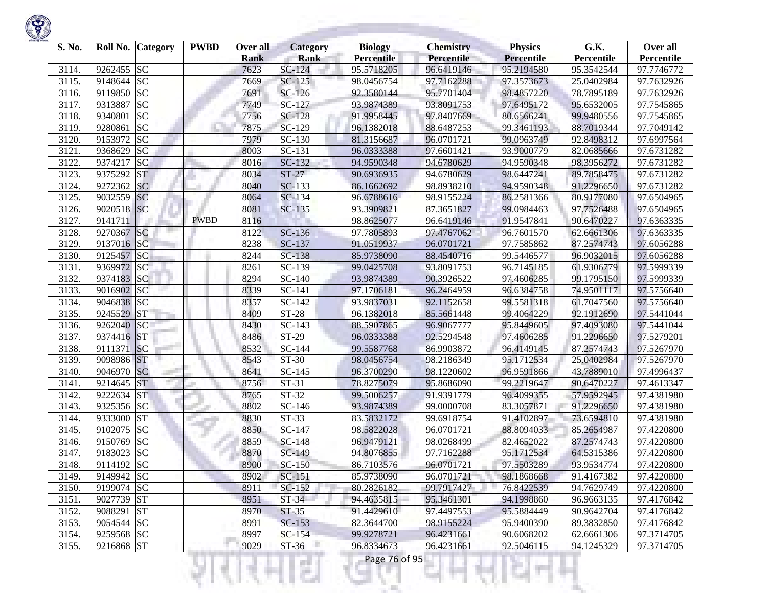| S. No. | Roll No. | Category | PWBD | Over all Rank | Category Rank | Biology Percentile | Chemistry Percentile | Physics Percentile | G.K. Percentile | Over all Percentile |
|---|---|---|---|---|---|---|---|---|---|---|
| 3114. | 9262455 | SC | | 7623 | SC-124 | 95.5718205 | 96.6419146 | 95.2194580 | 95.3542544 | 97.7746772 |
| 3115. | 9148644 | SC | | 7669 | SC-125 | 98.0456754 | 97.7162288 | 97.3573673 | 25.0402984 | 97.7632926 |
| 3116. | 9119850 | SC | | 7691 | SC-126 | 92.3580144 | 95.7701404 | 98.4857220 | 78.7895189 | 97.7632926 |
| 3117. | 9313887 | SC | | 7749 | SC-127 | 93.9874389 | 93.8091753 | 97.6495172 | 95.6532005 | 97.7545865 |
| 3118. | 9340801 | SC | | 7756 | SC-128 | 91.9958445 | 97.8407669 | 80.6566241 | 99.9480556 | 97.7545865 |
| 3119. | 9280861 | SC | | 7875 | SC-129 | 96.1382018 | 88.6487253 | 99.3461193 | 88.7019344 | 97.7049142 |
| 3120. | 9153972 | SC | | 7979 | SC-130 | 81.3156687 | 96.0701721 | 99.0963749 | 92.8498312 | 97.6997564 |
| 3121. | 9368629 | SC | | 8003 | SC-131 | 96.0333388 | 97.6601421 | 93.9000779 | 82.0685666 | 97.6731282 |
| 3122. | 9374217 | SC | | 8016 | SC-132 | 94.9590348 | 94.6780629 | 94.9590348 | 98.3956272 | 97.6731282 |
| 3123. | 9375292 | ST | | 8034 | ST-27 | 90.6936935 | 94.6780629 | 98.6447241 | 89.7858475 | 97.6731282 |
| 3124. | 9272362 | SC | | 8040 | SC-133 | 86.1662692 | 98.8938210 | 94.9590348 | 91.2296650 | 97.6731282 |
| 3125. | 9032559 | SC | | 8064 | SC-134 | 96.6788616 | 98.9155224 | 86.2581366 | 80.9177080 | 97.6504965 |
| 3126. | 9020518 | SC | | 8081 | SC-135 | 93.3909821 | 87.3651827 | 99.0984463 | 97.7526488 | 97.6504965 |
| 3127. | 9141711 | | PWBD | 8116 | | 98.8625077 | 96.6419146 | 91.9547841 | 90.6470227 | 97.6363335 |
| 3128. | 9270367 | SC | | 8122 | SC-136 | 97.7805893 | 97.4767062 | 96.7601570 | 62.6661306 | 97.6363335 |
| 3129. | 9137016 | SC | | 8238 | SC-137 | 91.0519937 | 96.0701721 | 97.7585862 | 87.2574743 | 97.6056288 |
| 3130. | 9125457 | SC | | 8244 | SC-138 | 85.9738090 | 88.4540716 | 99.5446577 | 96.9032015 | 97.6056288 |
| 3131. | 9369972 | SC | | 8261 | SC-139 | 99.0425708 | 93.8091753 | 96.7145185 | 61.9306779 | 97.5999339 |
| 3132. | 9374183 | SC | | 8294 | SC-140 | 93.9874389 | 90.3926522 | 97.4606285 | 99.1795150 | 97.5999339 |
| 3133. | 9016902 | SC | | 8339 | SC-141 | 97.1706181 | 96.2464959 | 96.6384758 | 74.9501117 | 97.5756640 |
| 3134. | 9046838 | SC | | 8357 | SC-142 | 93.9837031 | 92.1152658 | 99.5581318 | 61.7047560 | 97.5756640 |
| 3135. | 9245529 | ST | | 8409 | ST-28 | 96.1382018 | 85.5661448 | 99.4064229 | 92.1912690 | 97.5441044 |
| 3136. | 9262040 | SC | | 8430 | SC-143 | 88.5907865 | 96.9067777 | 95.8449605 | 97.4093080 | 97.5441044 |
| 3137. | 9374416 | ST | | 8486 | ST-29 | 96.0333388 | 92.5294548 | 97.4606285 | 91.2296650 | 97.5279201 |
| 3138. | 9111371 | SC | | 8532 | SC-144 | 99.5587768 | 86.9903872 | 96.4149145 | 87.2574743 | 97.5267970 |
| 3139. | 9098986 | ST | | 8543 | ST-30 | 98.0456754 | 98.2186349 | 95.1712534 | 25.0402984 | 97.5267970 |
| 3140. | 9046970 | SC | | 8641 | SC-145 | 96.3700290 | 98.1220602 | 96.9591866 | 43.7889010 | 97.4996437 |
| 3141. | 9214645 | ST | | 8756 | ST-31 | 78.8275079 | 95.8686090 | 99.2219647 | 90.6470227 | 97.4613347 |
| 3142. | 9222634 | ST | | 8765 | ST-32 | 99.5006257 | 91.9391779 | 96.4099355 | 57.9592945 | 97.4381980 |
| 3143. | 9325356 | SC | | 8802 | SC-146 | 93.9874389 | 99.0000708 | 83.3057871 | 91.2296650 | 97.4381980 |
| 3144. | 9333000 | ST | | 8830 | ST-33 | 83.5832172 | 99.6918754 | 91.4102897 | 73.6594810 | 97.4381980 |
| 3145. | 9102075 | SC | | 8850 | SC-147 | 98.5822028 | 96.0701721 | 88.8094033 | 85.2654987 | 97.4220800 |
| 3146. | 9150769 | SC | | 8859 | SC-148 | 96.9479121 | 98.0268499 | 82.4652022 | 87.2574743 | 97.4220800 |
| 3147. | 9183023 | SC | | 8870 | SC-149 | 94.8076855 | 97.7162288 | 95.1712534 | 64.5315386 | 97.4220800 |
| 3148. | 9114192 | SC | | 8900 | SC-150 | 86.7103576 | 96.0701721 | 97.5503289 | 93.9534774 | 97.4220800 |
| 3149. | 9149942 | SC | | 8902 | SC-151 | 85.9738090 | 96.0701721 | 98.1868668 | 91.4167382 | 97.4220800 |
| 3150. | 9199074 | SC | | 8911 | SC-152 | 80.2826182 | 99.7917427 | 76.8422539 | 94.7629749 | 97.4220800 |
| 3151. | 9027739 | ST | | 8951 | ST-34 | 94.4635815 | 95.3461301 | 94.1998860 | 96.9663135 | 97.4176842 |
| 3152. | 9088291 | ST | | 8970 | ST-35 | 91.4429610 | 97.4497553 | 95.5884449 | 90.9642704 | 97.4176842 |
| 3153. | 9054544 | SC | | 8991 | SC-153 | 82.3644700 | 98.9155224 | 95.9400390 | 89.3832850 | 97.4176842 |
| 3154. | 9259568 | SC | | 8997 | SC-154 | 99.9278721 | 96.4231661 | 90.6068202 | 62.6661306 | 97.3714705 |
| 3155. | 9216868 | ST | | 9029 | ST-36 | 96.8334673 | 96.4231661 | 92.5046115 | 94.1245329 | 97.3714705 |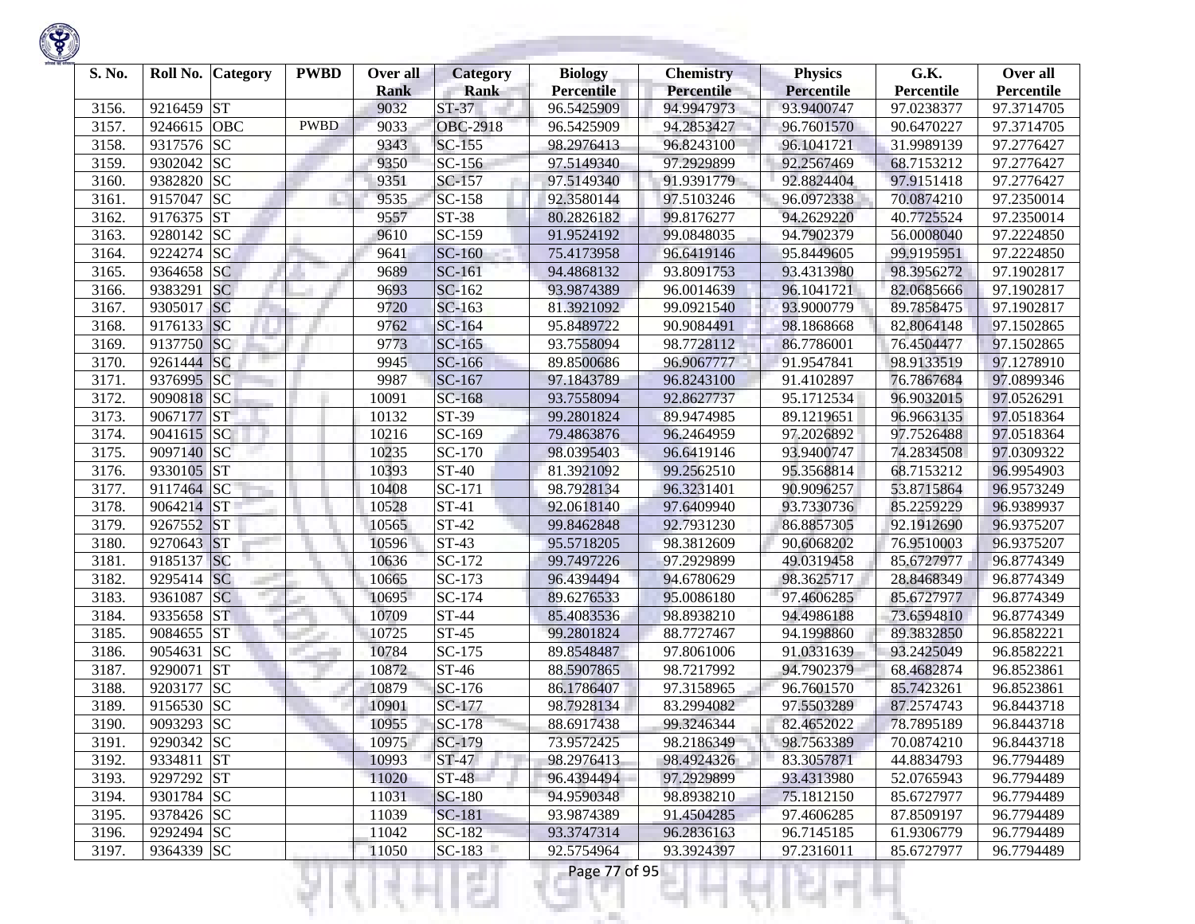| S. No. | Roll No. | Category | PWBD | Over all Rank | Category Rank | Biology Percentile | Chemistry Percentile | Physics Percentile | G.K. Percentile | Over all Percentile |
|---|---|---|---|---|---|---|---|---|---|---|
| 3156. | 9216459 | ST | | 9032 | ST-37 | 96.5425909 | 94.9947973 | 93.9400747 | 97.0238377 | 97.3714705 |
| 3157. | 9246615 | OBC | PWBD | 9033 | OBC-2918 | 96.5425909 | 94.2853427 | 96.7601570 | 90.6470227 | 97.3714705 |
| 3158. | 9317576 | SC | | 9343 | SC-155 | 98.2976413 | 96.8243100 | 96.1041721 | 31.9989139 | 97.2776427 |
| 3159. | 9302042 | SC | | 9350 | SC-156 | 97.5149340 | 97.2929899 | 92.2567469 | 68.7153212 | 97.2776427 |
| 3160. | 9382820 | SC | | 9351 | SC-157 | 97.5149340 | 91.9391779 | 92.8824404 | 97.9151418 | 97.2776427 |
| 3161. | 9157047 | SC | | 9535 | SC-158 | 92.3580144 | 97.5103246 | 96.0972338 | 70.0874210 | 97.2350014 |
| 3162. | 9176375 | ST | | 9557 | ST-38 | 80.2826182 | 99.8176277 | 94.2629220 | 40.7725524 | 97.2350014 |
| 3163. | 9280142 | SC | | 9610 | SC-159 | 91.9524192 | 99.0848035 | 94.7902379 | 56.0008040 | 97.2224850 |
| 3164. | 9224274 | SC | | 9641 | SC-160 | 75.4173958 | 96.6419146 | 95.8449605 | 99.9195951 | 97.2224850 |
| 3165. | 9364658 | SC | | 9689 | SC-161 | 94.4868132 | 93.8091753 | 93.4313980 | 98.3956272 | 97.1902817 |
| 3166. | 9383291 | SC | | 9693 | SC-162 | 93.9874389 | 96.0014639 | 96.1041721 | 82.0685666 | 97.1902817 |
| 3167. | 9305017 | SC | | 9720 | SC-163 | 81.3921092 | 99.0921540 | 93.9000779 | 89.7858475 | 97.1902817 |
| 3168. | 9176133 | SC | | 9762 | SC-164 | 95.8489722 | 90.9084491 | 98.1868668 | 82.8064148 | 97.1502865 |
| 3169. | 9137750 | SC | | 9773 | SC-165 | 93.7558094 | 98.7728112 | 86.7786001 | 76.4504477 | 97.1502865 |
| 3170. | 9261444 | SC | | 9945 | SC-166 | 89.8500686 | 96.9067777 | 91.9547841 | 98.9133519 | 97.1278910 |
| 3171. | 9376995 | SC | | 9987 | SC-167 | 97.1843789 | 96.8243100 | 91.4102897 | 76.7867684 | 97.0899346 |
| 3172. | 9090818 | SC | | 10091 | SC-168 | 93.7558094 | 92.8627737 | 95.1712534 | 96.9032015 | 97.0526291 |
| 3173. | 9067177 | ST | | 10132 | ST-39 | 99.2801824 | 89.9474985 | 89.1219651 | 96.9663135 | 97.0518364 |
| 3174. | 9041615 | SC | | 10216 | SC-169 | 79.4863876 | 96.2464959 | 97.2026892 | 97.7526488 | 97.0518364 |
| 3175. | 9097140 | SC | | 10235 | SC-170 | 98.0395403 | 96.6419146 | 93.9400747 | 74.2834508 | 97.0309322 |
| 3176. | 9330105 | ST | | 10393 | ST-40 | 81.3921092 | 99.2562510 | 95.3568814 | 68.7153212 | 96.9954903 |
| 3177. | 9117464 | SC | | 10408 | SC-171 | 98.7928134 | 96.3231401 | 90.9096257 | 53.8715864 | 96.9573249 |
| 3178. | 9064214 | ST | | 10528 | ST-41 | 92.0618140 | 97.6409940 | 93.7330736 | 85.2259229 | 96.9389937 |
| 3179. | 9267552 | ST | | 10565 | ST-42 | 99.8462848 | 92.7931230 | 86.8857305 | 92.1912690 | 96.9375207 |
| 3180. | 9270643 | ST | | 10596 | ST-43 | 95.5718205 | 98.3812609 | 90.6068202 | 76.9510003 | 96.9375207 |
| 3181. | 9185137 | SC | | 10636 | SC-172 | 99.7497226 | 97.2929899 | 49.0319458 | 85.6727977 | 96.8774349 |
| 3182. | 9295414 | SC | | 10665 | SC-173 | 96.4394494 | 94.6780629 | 98.3625717 | 28.8468349 | 96.8774349 |
| 3183. | 9361087 | SC | | 10695 | SC-174 | 89.6276533 | 95.0086180 | 97.4606285 | 85.6727977 | 96.8774349 |
| 3184. | 9335658 | ST | | 10709 | ST-44 | 85.4083536 | 98.8938210 | 94.4986188 | 73.6594810 | 96.8774349 |
| 3185. | 9084655 | ST | | 10725 | ST-45 | 99.2801824 | 88.7727467 | 94.1998860 | 89.3832850 | 96.8582221 |
| 3186. | 9054631 | SC | | 10784 | SC-175 | 89.8548487 | 97.8061006 | 91.0331639 | 93.2425049 | 96.8582221 |
| 3187. | 9290071 | ST | | 10872 | ST-46 | 88.5907865 | 98.7217992 | 94.7902379 | 68.4682874 | 96.8523861 |
| 3188. | 9203177 | SC | | 10879 | SC-176 | 86.1786407 | 97.3158965 | 96.7601570 | 85.7423261 | 96.8523861 |
| 3189. | 9156530 | SC | | 10901 | SC-177 | 98.7928134 | 83.2994082 | 97.5503289 | 87.2574743 | 96.8443718 |
| 3190. | 9093293 | SC | | 10955 | SC-178 | 88.6917438 | 99.3246344 | 82.4652022 | 78.7895189 | 96.8443718 |
| 3191. | 9290342 | SC | | 10975 | SC-179 | 73.9572425 | 98.2186349 | 98.7563389 | 70.0874210 | 96.8443718 |
| 3192. | 9334811 | ST | | 10993 | ST-47 | 98.2976413 | 98.4924326 | 83.3057871 | 44.8834793 | 96.7794489 |
| 3193. | 9297292 | ST | | 11020 | ST-48 | 96.4394494 | 97.2929899 | 93.4313980 | 52.0765943 | 96.7794489 |
| 3194. | 9301784 | SC | | 11031 | SC-180 | 94.9590348 | 98.8938210 | 75.1812150 | 85.6727977 | 96.7794489 |
| 3195. | 9378426 | SC | | 11039 | SC-181 | 93.9874389 | 91.4504285 | 97.4606285 | 87.8509197 | 96.7794489 |
| 3196. | 9292494 | SC | | 11042 | SC-182 | 93.3747314 | 96.2836163 | 96.7145185 | 61.9306779 | 96.7794489 |
| 3197. | 9364339 | SC | | 11050 | SC-183 | 92.5754964 | 93.3924397 | 97.2316011 | 85.6727977 | 96.7794489 |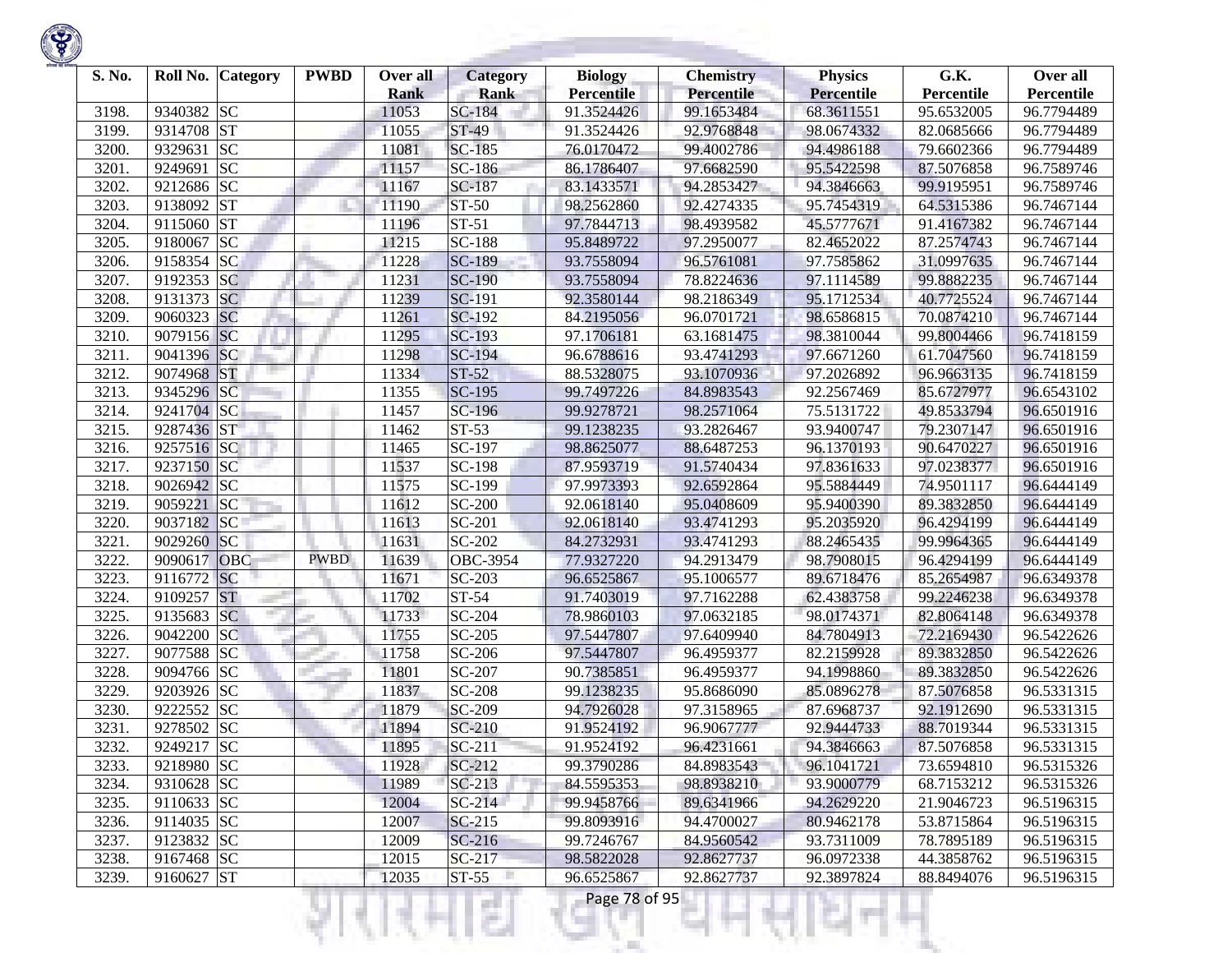| S. No. | Roll No. | Category | PWBD | Over all Rank | Category Rank | Biology Percentile | Chemistry Percentile | Physics Percentile | G.K. Percentile | Over all Percentile |
|---|---|---|---|---|---|---|---|---|---|---|
| 3198. | 9340382 | SC | | 11053 | SC-184 | 91.3524426 | 99.1653484 | 68.3611551 | 95.6532005 | 96.7794489 |
| 3199. | 9314708 | ST | | 11055 | ST-49 | 91.3524426 | 92.9768848 | 98.0674332 | 82.0685666 | 96.7794489 |
| 3200. | 9329631 | SC | | 11081 | SC-185 | 76.0170472 | 99.4002786 | 94.4986188 | 79.6602366 | 96.7794489 |
| 3201. | 9249691 | SC | | 11157 | SC-186 | 86.1786407 | 97.6682590 | 95.5422598 | 87.5076858 | 96.7589746 |
| 3202. | 9212686 | SC | | 11167 | SC-187 | 83.1433571 | 94.2853427 | 94.3846663 | 99.9195951 | 96.7589746 |
| 3203. | 9138092 | ST | | 11190 | ST-50 | 98.2562860 | 92.4274335 | 95.7454319 | 64.5315386 | 96.7467144 |
| 3204. | 9115060 | ST | | 11196 | ST-51 | 97.7844713 | 98.4939582 | 45.5777671 | 91.4167382 | 96.7467144 |
| 3205. | 9180067 | SC | | 11215 | SC-188 | 95.8489722 | 97.2950077 | 82.4652022 | 87.2574743 | 96.7467144 |
| 3206. | 9158354 | SC | | 11228 | SC-189 | 93.7558094 | 96.5761081 | 97.7585862 | 31.0997635 | 96.7467144 |
| 3207. | 9192353 | SC | | 11231 | SC-190 | 93.7558094 | 78.8224636 | 97.1114589 | 99.8882235 | 96.7467144 |
| 3208. | 9131373 | SC | | 11239 | SC-191 | 92.3580144 | 98.2186349 | 95.1712534 | 40.7725524 | 96.7467144 |
| 3209. | 9060323 | SC | | 11261 | SC-192 | 84.2195056 | 96.0701721 | 98.6586815 | 70.0874210 | 96.7467144 |
| 3210. | 9079156 | SC | | 11295 | SC-193 | 97.1706181 | 63.1681475 | 98.3810044 | 99.8004466 | 96.7418159 |
| 3211. | 9041396 | SC | | 11298 | SC-194 | 96.6788616 | 93.4741293 | 97.6671260 | 61.7047560 | 96.7418159 |
| 3212. | 9074968 | ST | | 11334 | ST-52 | 88.5328075 | 93.1070936 | 97.2026892 | 96.9663135 | 96.7418159 |
| 3213. | 9345296 | SC | | 11355 | SC-195 | 99.7497226 | 84.8983543 | 92.2567469 | 85.6727977 | 96.6543102 |
| 3214. | 9241704 | SC | | 11457 | SC-196 | 99.9278721 | 98.2571064 | 75.5131722 | 49.8533794 | 96.6501916 |
| 3215. | 9287436 | ST | | 11462 | ST-53 | 99.1238235 | 93.2826467 | 93.9400747 | 79.2307147 | 96.6501916 |
| 3216. | 9257516 | SC | | 11465 | SC-197 | 98.8625077 | 88.6487253 | 96.1370193 | 90.6470227 | 96.6501916 |
| 3217. | 9237150 | SC | | 11537 | SC-198 | 87.9593719 | 91.5740434 | 97.8361633 | 97.0238377 | 96.6501916 |
| 3218. | 9026942 | SC | | 11575 | SC-199 | 97.9973393 | 92.6592864 | 95.5884449 | 74.9501117 | 96.6444149 |
| 3219. | 9059221 | SC | | 11612 | SC-200 | 92.0618140 | 95.0408609 | 95.9400390 | 89.3832850 | 96.6444149 |
| 3220. | 9037182 | SC | | 11613 | SC-201 | 92.0618140 | 93.4741293 | 95.2035920 | 96.4294199 | 96.6444149 |
| 3221. | 9029260 | SC | | 11631 | SC-202 | 84.2732931 | 93.4741293 | 88.2465435 | 99.9964365 | 96.6444149 |
| 3222. | 9090617 | OBC | PWBD | 11639 | OBC-3954 | 77.9327220 | 94.2913479 | 98.7908015 | 96.4294199 | 96.6444149 |
| 3223. | 9116772 | SC | | 11671 | SC-203 | 96.6525867 | 95.1006577 | 89.6718476 | 85.2654987 | 96.6349378 |
| 3224. | 9109257 | ST | | 11702 | ST-54 | 91.7403019 | 97.7162288 | 62.4383758 | 99.2246238 | 96.6349378 |
| 3225. | 9135683 | SC | | 11733 | SC-204 | 78.9860103 | 97.0632185 | 98.0174371 | 82.8064148 | 96.6349378 |
| 3226. | 9042200 | SC | | 11755 | SC-205 | 97.5447807 | 97.6409940 | 84.7804913 | 72.2169430 | 96.5422626 |
| 3227. | 9077588 | SC | | 11758 | SC-206 | 97.5447807 | 96.4959377 | 82.2159928 | 89.3832850 | 96.5422626 |
| 3228. | 9094766 | SC | | 11801 | SC-207 | 90.7385851 | 96.4959377 | 94.1998860 | 89.3832850 | 96.5422626 |
| 3229. | 9203926 | SC | | 11837 | SC-208 | 99.1238235 | 95.8686090 | 85.0896278 | 87.5076858 | 96.5331315 |
| 3230. | 9222552 | SC | | 11879 | SC-209 | 94.7926028 | 97.3158965 | 87.6968737 | 92.1912690 | 96.5331315 |
| 3231. | 9278502 | SC | | 11894 | SC-210 | 91.9524192 | 96.9067777 | 92.9444733 | 88.7019344 | 96.5331315 |
| 3232. | 9249217 | SC | | 11895 | SC-211 | 91.9524192 | 96.4231661 | 94.3846663 | 87.5076858 | 96.5331315 |
| 3233. | 9218980 | SC | | 11928 | SC-212 | 99.3790286 | 84.8983543 | 96.1041721 | 73.6594810 | 96.5315326 |
| 3234. | 9310628 | SC | | 11989 | SC-213 | 84.5595353 | 98.8938210 | 93.9000779 | 68.7153212 | 96.5315326 |
| 3235. | 9110633 | SC | | 12004 | SC-214 | 99.9458766 | 89.6341966 | 94.2629220 | 21.9046723 | 96.5196315 |
| 3236. | 9114035 | SC | | 12007 | SC-215 | 99.8093916 | 94.4700027 | 80.9462178 | 53.8715864 | 96.5196315 |
| 3237. | 9123832 | SC | | 12009 | SC-216 | 99.7246767 | 84.9560542 | 93.7311009 | 78.7895189 | 96.5196315 |
| 3238. | 9167468 | SC | | 12015 | SC-217 | 98.5822028 | 92.8627737 | 96.0972338 | 44.3858762 | 96.5196315 |
| 3239. | 9160627 | ST | | 12035 | ST-55 | 96.6525867 | 92.8627737 | 92.3897824 | 88.8494076 | 96.5196315 |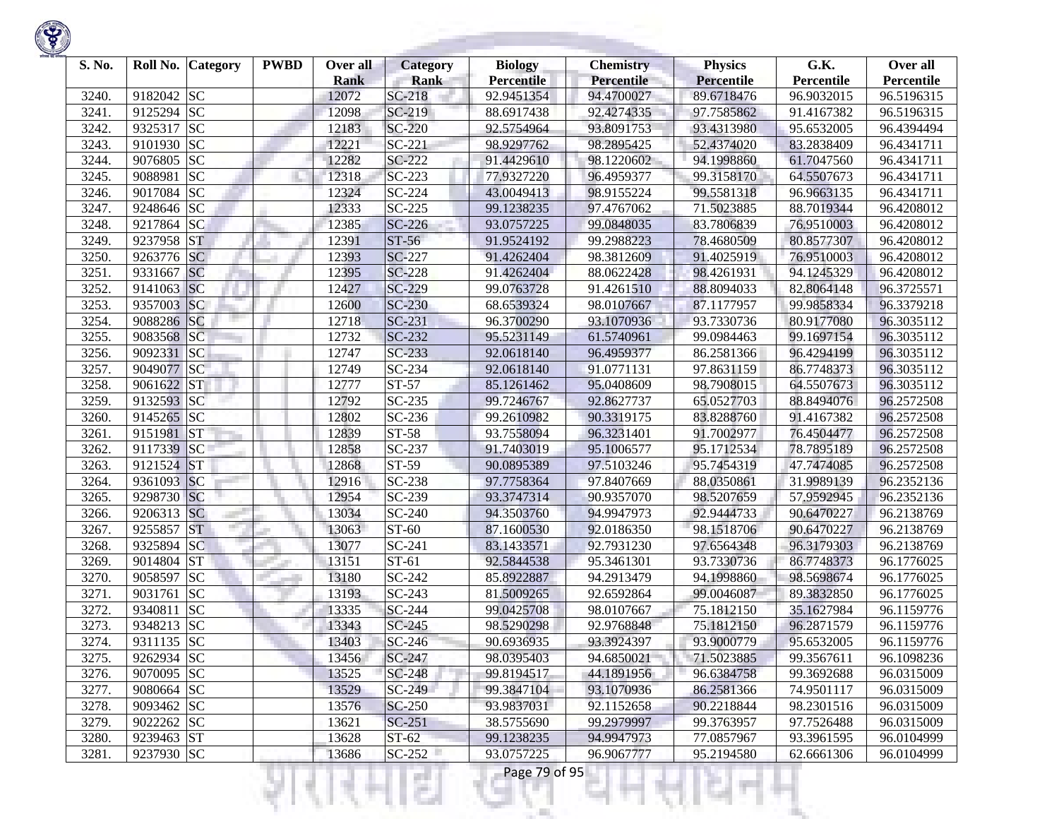| S. No. | Roll No. | Category | PWBD | Over all Rank | Category Rank | Biology Percentile | Chemistry Percentile | Physics Percentile | G.K. Percentile | Over all Percentile |
|---|---|---|---|---|---|---|---|---|---|---|
| 3240. | 9182042 | SC | | 12072 | SC-218 | 92.9451354 | 94.4700027 | 89.6718476 | 96.9032015 | 96.5196315 |
| 3241. | 9125294 | SC | | 12098 | SC-219 | 88.6917438 | 92.4274335 | 97.7585862 | 91.4167382 | 96.5196315 |
| 3242. | 9325317 | SC | | 12183 | SC-220 | 92.5754964 | 93.8091753 | 93.4313980 | 95.6532005 | 96.4394494 |
| 3243. | 9101930 | SC | | 12221 | SC-221 | 98.9297762 | 98.2895425 | 52.4374020 | 83.2838409 | 96.4341711 |
| 3244. | 9076805 | SC | | 12282 | SC-222 | 91.4429610 | 98.1220602 | 94.1998860 | 61.7047560 | 96.4341711 |
| 3245. | 9088981 | SC | | 12318 | SC-223 | 77.9327220 | 96.4959377 | 99.3158170 | 64.5507673 | 96.4341711 |
| 3246. | 9017084 | SC | | 12324 | SC-224 | 43.0049413 | 98.9155224 | 99.5581318 | 96.9663135 | 96.4341711 |
| 3247. | 9248646 | SC | | 12333 | SC-225 | 99.1238235 | 97.4767062 | 71.5023885 | 88.7019344 | 96.4208012 |
| 3248. | 9217864 | SC | | 12385 | SC-226 | 93.0757225 | 99.0848035 | 83.7806839 | 76.9510003 | 96.4208012 |
| 3249. | 9237958 | ST | | 12391 | ST-56 | 91.9524192 | 99.2988223 | 78.4680509 | 80.8577307 | 96.4208012 |
| 3250. | 9263776 | SC | | 12393 | SC-227 | 91.4262404 | 98.3812609 | 91.4025919 | 76.9510003 | 96.4208012 |
| 3251. | 9331667 | SC | | 12395 | SC-228 | 91.4262404 | 88.0622428 | 98.4261931 | 94.1245329 | 96.4208012 |
| 3252. | 9141063 | SC | | 12427 | SC-229 | 99.0763728 | 91.4261510 | 88.8094033 | 82.8064148 | 96.3725571 |
| 3253. | 9357003 | SC | | 12600 | SC-230 | 68.6539324 | 98.0107667 | 87.1177957 | 99.9858334 | 96.3379218 |
| 3254. | 9088286 | SC | | 12718 | SC-231 | 96.3700290 | 93.1070936 | 93.7330736 | 80.9177080 | 96.3035112 |
| 3255. | 9083568 | SC | | 12732 | SC-232 | 95.5231149 | 61.5740961 | 99.0984463 | 99.1697154 | 96.3035112 |
| 3256. | 9092331 | SC | | 12747 | SC-233 | 92.0618140 | 96.4959377 | 86.2581366 | 96.4294199 | 96.3035112 |
| 3257. | 9049077 | SC | | 12749 | SC-234 | 92.0618140 | 91.0771131 | 97.8631159 | 86.7748373 | 96.3035112 |
| 3258. | 9061622 | ST | | 12777 | ST-57 | 85.1261462 | 95.0408609 | 98.7908015 | 64.5507673 | 96.3035112 |
| 3259. | 9132593 | SC | | 12792 | SC-235 | 99.7246767 | 92.8627737 | 65.0527703 | 88.8494076 | 96.2572508 |
| 3260. | 9145265 | SC | | 12802 | SC-236 | 99.2610982 | 90.3319175 | 83.8288760 | 91.4167382 | 96.2572508 |
| 3261. | 9151981 | ST | | 12839 | ST-58 | 93.7558094 | 96.3231401 | 91.7002977 | 76.4504477 | 96.2572508 |
| 3262. | 9117339 | SC | | 12858 | SC-237 | 91.7403019 | 95.1006577 | 95.1712534 | 78.7895189 | 96.2572508 |
| 3263. | 9121524 | ST | | 12868 | ST-59 | 90.0895389 | 97.5103246 | 95.7454319 | 47.7474085 | 96.2572508 |
| 3264. | 9361093 | SC | | 12916 | SC-238 | 97.7758364 | 97.8407669 | 88.0350861 | 31.9989139 | 96.2352136 |
| 3265. | 9298730 | SC | | 12954 | SC-239 | 93.3747314 | 90.9357070 | 98.5207659 | 57.9592945 | 96.2352136 |
| 3266. | 9206313 | SC | | 13034 | SC-240 | 94.3503760 | 94.9947973 | 92.9444733 | 90.6470227 | 96.2138769 |
| 3267. | 9255857 | ST | | 13063 | ST-60 | 87.1600530 | 92.0186350 | 98.1518706 | 90.6470227 | 96.2138769 |
| 3268. | 9325894 | SC | | 13077 | SC-241 | 83.1433571 | 92.7931230 | 97.6564348 | 96.3179303 | 96.2138769 |
| 3269. | 9014804 | ST | | 13151 | ST-61 | 92.5844538 | 95.3461301 | 93.7330736 | 86.7748373 | 96.1776025 |
| 3270. | 9058597 | SC | | 13180 | SC-242 | 85.8922887 | 94.2913479 | 94.1998860 | 98.5698674 | 96.1776025 |
| 3271. | 9031761 | SC | | 13193 | SC-243 | 81.5009265 | 92.6592864 | 99.0046087 | 89.3832850 | 96.1776025 |
| 3272. | 9340811 | SC | | 13335 | SC-244 | 99.0425708 | 98.0107667 | 75.1812150 | 35.1627984 | 96.1159776 |
| 3273. | 9348213 | SC | | 13343 | SC-245 | 98.5290298 | 92.9768848 | 75.1812150 | 96.2871579 | 96.1159776 |
| 3274. | 9311135 | SC | | 13403 | SC-246 | 90.6936935 | 93.3924397 | 93.9000779 | 95.6532005 | 96.1159776 |
| 3275. | 9262934 | SC | | 13456 | SC-247 | 98.0395403 | 94.6850021 | 71.5023885 | 99.3567611 | 96.1098236 |
| 3276. | 9070095 | SC | | 13525 | SC-248 | 99.8194517 | 44.1891956 | 96.6384758 | 99.3692688 | 96.0315009 |
| 3277. | 9080664 | SC | | 13529 | SC-249 | 99.3847104 | 93.1070936 | 86.2581366 | 74.9501117 | 96.0315009 |
| 3278. | 9093462 | SC | | 13576 | SC-250 | 93.9837031 | 92.1152658 | 90.2218844 | 98.2301516 | 96.0315009 |
| 3279. | 9022262 | SC | | 13621 | SC-251 | 38.5755690 | 99.2979997 | 99.3763957 | 97.7526488 | 96.0315009 |
| 3280. | 9239463 | ST | | 13628 | ST-62 | 99.1238235 | 94.9947973 | 77.0857967 | 93.3961595 | 96.0104999 |
| 3281. | 9237930 | SC | | 13686 | SC-252 | 93.0757225 | 96.9067777 | 95.2194580 | 62.6661306 | 96.0104999 |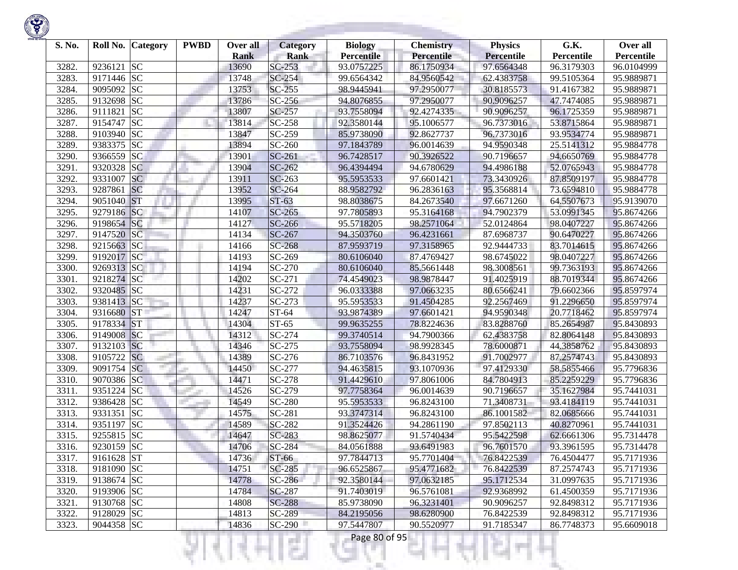| S. No. | Roll No. | Category | PWBD | Over all Rank | Category Rank | Biology Percentile | Chemistry Percentile | Physics Percentile | G.K. Percentile | Over all Percentile |
|---|---|---|---|---|---|---|---|---|---|---|
| 3282. | 9236121 | SC | | 13690 | SC-253 | 93.0757225 | 86.1750934 | 97.6564348 | 96.3179303 | 96.0104999 |
| 3283. | 9171446 | SC | | 13748 | SC-254 | 99.6564342 | 84.9560542 | 62.4383758 | 99.5105364 | 95.9889871 |
| 3284. | 9095092 | SC | | 13753 | SC-255 | 98.9445941 | 97.2950077 | 30.8185573 | 91.4167382 | 95.9889871 |
| 3285. | 9132698 | SC | | 13786 | SC-256 | 94.8076855 | 97.2950077 | 90.9096257 | 47.7474085 | 95.9889871 |
| 3286. | 9111821 | SC | | 13807 | SC-257 | 93.7558094 | 92.4274335 | 90.9096257 | 96.1725359 | 95.9889871 |
| 3287. | 9154747 | SC | | 13814 | SC-258 | 92.3580144 | 95.1006577 | 96.7373016 | 53.8715864 | 95.9889871 |
| 3288. | 9103940 | SC | | 13847 | SC-259 | 85.9738090 | 92.8627737 | 96.7373016 | 93.9534774 | 95.9889871 |
| 3289. | 9383375 | SC | | 13894 | SC-260 | 97.1843789 | 96.0014639 | 94.9590348 | 25.5141312 | 95.9884778 |
| 3290. | 9366559 | SC | | 13901 | SC-261 | 96.7428517 | 90.3926522 | 90.7196657 | 94.6650769 | 95.9884778 |
| 3291. | 9320328 | SC | | 13904 | SC-262 | 96.4394494 | 94.6780629 | 94.4986188 | 52.0765943 | 95.9884778 |
| 3292. | 9331007 | SC | | 13911 | SC-263 | 95.5953533 | 97.6601421 | 73.3430926 | 87.8509197 | 95.9884778 |
| 3293. | 9287861 | SC | | 13952 | SC-264 | 88.9582792 | 96.2836163 | 95.3568814 | 73.6594810 | 95.9884778 |
| 3294. | 9051040 | ST | | 13995 | ST-63 | 98.8038675 | 84.2673540 | 97.6671260 | 64.5507673 | 95.9139070 |
| 3295. | 9279186 | SC | | 14107 | SC-265 | 97.7805893 | 95.3164168 | 94.7902379 | 53.0991345 | 95.8674266 |
| 3296. | 9198654 | SC | | 14127 | SC-266 | 95.5718205 | 98.2571064 | 52.0124864 | 98.0407227 | 95.8674266 |
| 3297. | 9147520 | SC | | 14134 | SC-267 | 94.3503760 | 96.4231661 | 87.6968737 | 90.6470227 | 95.8674266 |
| 3298. | 9215663 | SC | | 14166 | SC-268 | 87.9593719 | 97.3158965 | 92.9444733 | 83.7014615 | 95.8674266 |
| 3299. | 9192017 | SC | | 14193 | SC-269 | 80.6106040 | 87.4769427 | 98.6745022 | 98.0407227 | 95.8674266 |
| 3300. | 9269313 | SC | | 14194 | SC-270 | 80.6106040 | 85.5661448 | 98.3008561 | 99.7363193 | 95.8674266 |
| 3301. | 9218274 | SC | | 14202 | SC-271 | 74.4549023 | 98.9878447 | 91.4025919 | 88.7019344 | 95.8674266 |
| 3302. | 9320485 | SC | | 14231 | SC-272 | 96.0333388 | 97.0663235 | 80.6566241 | 79.6602366 | 95.8597974 |
| 3303. | 9381413 | SC | | 14237 | SC-273 | 95.5953533 | 91.4504285 | 92.2567469 | 91.2296650 | 95.8597974 |
| 3304. | 9316680 | ST | | 14247 | ST-64 | 93.9874389 | 97.6601421 | 94.9590348 | 20.7718462 | 95.8597974 |
| 3305. | 9178334 | ST | | 14304 | ST-65 | 99.9635255 | 78.8224636 | 83.8288760 | 85.2654987 | 95.8430893 |
| 3306. | 9149008 | SC | | 14312 | SC-274 | 99.3740514 | 94.7900366 | 62.4383758 | 82.8064148 | 95.8430893 |
| 3307. | 9132103 | SC | | 14346 | SC-275 | 93.7558094 | 98.9928345 | 78.6000871 | 44.3858762 | 95.8430893 |
| 3308. | 9105722 | SC | | 14389 | SC-276 | 86.7103576 | 96.8431952 | 91.7002977 | 87.2574743 | 95.8430893 |
| 3309. | 9091754 | SC | | 14450 | SC-277 | 94.4635815 | 93.1070936 | 97.4129330 | 58.5855466 | 95.7796836 |
| 3310. | 9070386 | SC | | 14471 | SC-278 | 91.4429610 | 97.8061006 | 84.7804913 | 85.2259229 | 95.7796836 |
| 3311. | 9351224 | SC | | 14526 | SC-279 | 97.7758364 | 96.0014639 | 90.7196657 | 35.1627984 | 95.7441031 |
| 3312. | 9386428 | SC | | 14549 | SC-280 | 95.5953533 | 96.8243100 | 71.3408731 | 93.4184119 | 95.7441031 |
| 3313. | 9331351 | SC | | 14575 | SC-281 | 93.3747314 | 96.8243100 | 86.1001582 | 82.0685666 | 95.7441031 |
| 3314. | 9351197 | SC | | 14589 | SC-282 | 91.3524426 | 94.2861190 | 97.8502113 | 40.8270961 | 95.7441031 |
| 3315. | 9255815 | SC | | 14647 | SC-283 | 98.8625077 | 91.5740434 | 95.5422598 | 62.6661306 | 95.7314478 |
| 3316. | 9230159 | SC | | 14706 | SC-284 | 84.0561888 | 93.6491983 | 96.7601570 | 93.3961595 | 95.7314478 |
| 3317. | 9161628 | ST | | 14736 | ST-66 | 97.7844713 | 95.7701404 | 76.8422539 | 76.4504477 | 95.7171936 |
| 3318. | 9181090 | SC | | 14751 | SC-285 | 96.6525867 | 95.4771682 | 76.8422539 | 87.2574743 | 95.7171936 |
| 3319. | 9138674 | SC | | 14778 | SC-286 | 92.3580144 | 97.0632185 | 95.1712534 | 31.0997635 | 95.7171936 |
| 3320. | 9193906 | SC | | 14784 | SC-287 | 91.7403019 | 96.5761081 | 92.9368992 | 61.4500359 | 95.7171936 |
| 3321. | 9130768 | SC | | 14808 | SC-288 | 85.9738090 | 96.3231401 | 90.9096257 | 92.8498312 | 95.7171936 |
| 3322. | 9128029 | SC | | 14813 | SC-289 | 84.2195056 | 98.6280900 | 76.8422539 | 92.8498312 | 95.7171936 |
| 3323. | 9044358 | SC | | 14836 | SC-290 | 97.5447807 | 90.5520977 | 91.7185347 | 86.7748373 | 95.6609018 |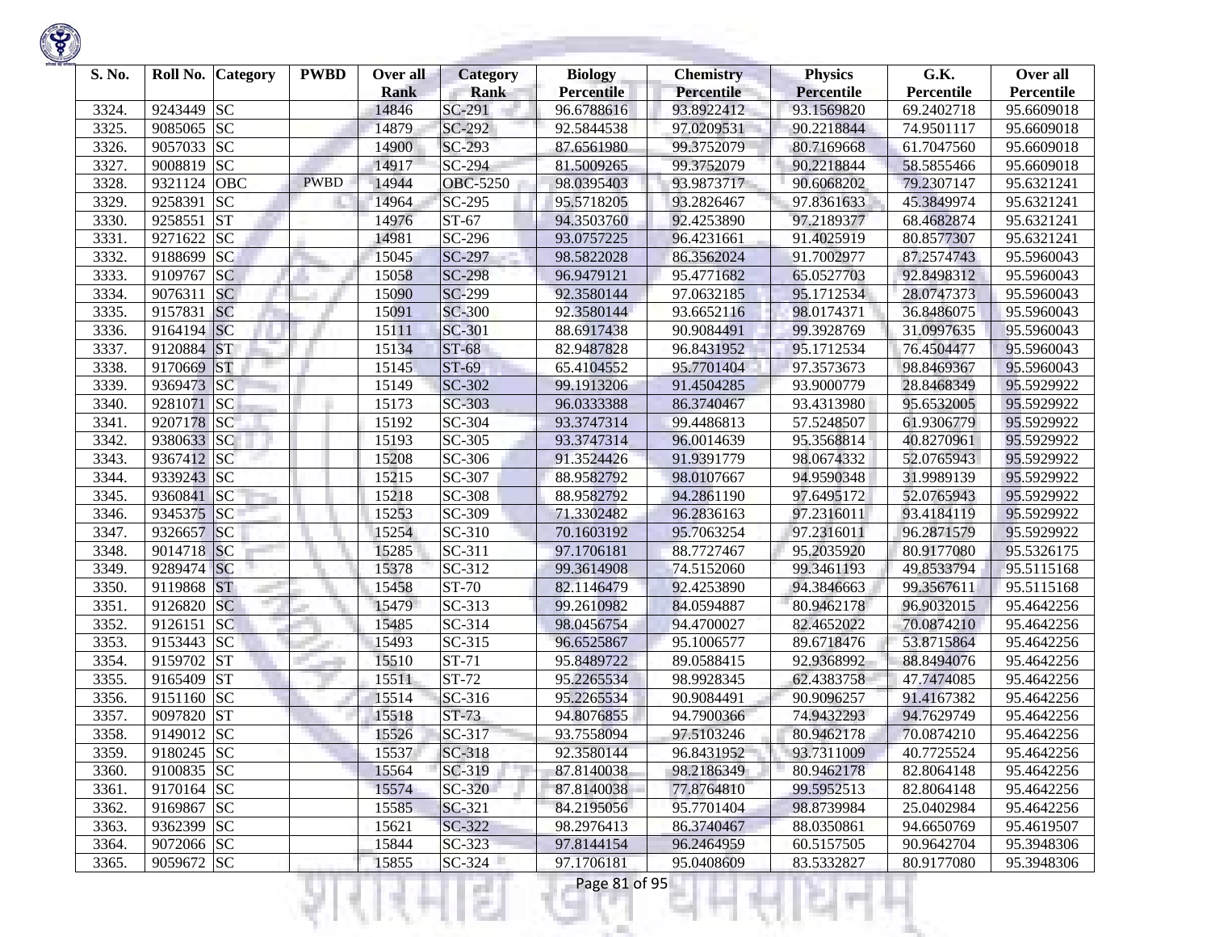| S. No. | Roll No. | Category | PWBD | Over all Rank | Category Rank | Biology Percentile | Chemistry Percentile | Physics Percentile | G.K. Percentile | Over all Percentile |
|---|---|---|---|---|---|---|---|---|---|---|
| 3324. | 9243449 | SC | | 14846 | SC-291 | 96.6788616 | 93.8922412 | 93.1569820 | 69.2402718 | 95.6609018 |
| 3325. | 9085065 | SC | | 14879 | SC-292 | 92.5844538 | 97.0209531 | 90.2218844 | 74.9501117 | 95.6609018 |
| 3326. | 9057033 | SC | | 14900 | SC-293 | 87.6561980 | 99.3752079 | 80.7169668 | 61.7047560 | 95.6609018 |
| 3327. | 9008819 | SC | | 14917 | SC-294 | 81.5009265 | 99.3752079 | 90.2218844 | 58.5855466 | 95.6609018 |
| 3328. | 9321124 | OBC | PWBD | 14944 | OBC-5250 | 98.0395403 | 93.9873717 | 90.6068202 | 79.2307147 | 95.6321241 |
| 3329. | 9258391 | SC | | 14964 | SC-295 | 95.5718205 | 93.2826467 | 97.8361633 | 45.3849974 | 95.6321241 |
| 3330. | 9258551 | ST | | 14976 | ST-67 | 94.3503760 | 92.4253890 | 97.2189377 | 68.4682874 | 95.6321241 |
| 3331. | 9271622 | SC | | 14981 | SC-296 | 93.0757225 | 96.4231661 | 91.4025919 | 80.8577307 | 95.6321241 |
| 3332. | 9188699 | SC | | 15045 | SC-297 | 98.5822028 | 86.3562024 | 91.7002977 | 87.2574743 | 95.5960043 |
| 3333. | 9109767 | SC | | 15058 | SC-298 | 96.9479121 | 95.4771682 | 65.0527703 | 92.8498312 | 95.5960043 |
| 3334. | 9076311 | SC | | 15090 | SC-299 | 92.3580144 | 97.0632185 | 95.1712534 | 28.0747373 | 95.5960043 |
| 3335. | 9157831 | SC | | 15091 | SC-300 | 92.3580144 | 93.6652116 | 98.0174371 | 36.8486075 | 95.5960043 |
| 3336. | 9164194 | SC | | 15111 | SC-301 | 88.6917438 | 90.9084491 | 99.3928769 | 31.0997635 | 95.5960043 |
| 3337. | 9120884 | ST | | 15134 | ST-68 | 82.9487828 | 96.8431952 | 95.1712534 | 76.4504477 | 95.5960043 |
| 3338. | 9170669 | ST | | 15145 | ST-69 | 65.4104552 | 95.7701404 | 97.3573673 | 98.8469367 | 95.5960043 |
| 3339. | 9369473 | SC | | 15149 | SC-302 | 99.1913206 | 91.4504285 | 93.9000779 | 28.8468349 | 95.5929922 |
| 3340. | 9281071 | SC | | 15173 | SC-303 | 96.0333388 | 86.3740467 | 93.4313980 | 95.6532005 | 95.5929922 |
| 3341. | 9207178 | SC | | 15192 | SC-304 | 93.3747314 | 99.4486813 | 57.5248507 | 61.9306779 | 95.5929922 |
| 3342. | 9380633 | SC | | 15193 | SC-305 | 93.3747314 | 96.0014639 | 95.3568814 | 40.8270961 | 95.5929922 |
| 3343. | 9367412 | SC | | 15208 | SC-306 | 91.3524426 | 91.9391779 | 98.0674332 | 52.0765943 | 95.5929922 |
| 3344. | 9339243 | SC | | 15215 | SC-307 | 88.9582792 | 98.0107667 | 94.9590348 | 31.9989139 | 95.5929922 |
| 3345. | 9360841 | SC | | 15218 | SC-308 | 88.9582792 | 94.2861190 | 97.6495172 | 52.0765943 | 95.5929922 |
| 3346. | 9345375 | SC | | 15253 | SC-309 | 71.3302482 | 96.2836163 | 97.2316011 | 93.4184119 | 95.5929922 |
| 3347. | 9326657 | SC | | 15254 | SC-310 | 70.1603192 | 95.7063254 | 97.2316011 | 96.2871579 | 95.5929922 |
| 3348. | 9014718 | SC | | 15285 | SC-311 | 97.1706181 | 88.7727467 | 95.2035920 | 80.9177080 | 95.5326175 |
| 3349. | 9289474 | SC | | 15378 | SC-312 | 99.3614908 | 74.5152060 | 99.3461193 | 49.8533794 | 95.5115168 |
| 3350. | 9119868 | ST | | 15458 | ST-70 | 82.1146479 | 92.4253890 | 94.3846663 | 99.3567611 | 95.5115168 |
| 3351. | 9126820 | SC | | 15479 | SC-313 | 99.2610982 | 84.0594887 | 80.9462178 | 96.9032015 | 95.4642256 |
| 3352. | 9126151 | SC | | 15485 | SC-314 | 98.0456754 | 94.4700027 | 82.4652022 | 70.0874210 | 95.4642256 |
| 3353. | 9153443 | SC | | 15493 | SC-315 | 96.6525867 | 95.1006577 | 89.6718476 | 53.8715864 | 95.4642256 |
| 3354. | 9159702 | ST | | 15510 | ST-71 | 95.8489722 | 89.0588415 | 92.9368992 | 88.8494076 | 95.4642256 |
| 3355. | 9165409 | ST | | 15511 | ST-72 | 95.2265534 | 98.9928345 | 62.4383758 | 47.7474085 | 95.4642256 |
| 3356. | 9151160 | SC | | 15514 | SC-316 | 95.2265534 | 90.9084491 | 90.9096257 | 91.4167382 | 95.4642256 |
| 3357. | 9097820 | ST | | 15518 | ST-73 | 94.8076855 | 94.7900366 | 74.9432293 | 94.7629749 | 95.4642256 |
| 3358. | 9149012 | SC | | 15526 | SC-317 | 93.7558094 | 97.5103246 | 80.9462178 | 70.0874210 | 95.4642256 |
| 3359. | 9180245 | SC | | 15537 | SC-318 | 92.3580144 | 96.8431952 | 93.7311009 | 40.7725524 | 95.4642256 |
| 3360. | 9100835 | SC | | 15564 | SC-319 | 87.8140038 | 98.2186349 | 80.9462178 | 82.8064148 | 95.4642256 |
| 3361. | 9170164 | SC | | 15574 | SC-320 | 87.8140038 | 77.8764810 | 99.5952513 | 82.8064148 | 95.4642256 |
| 3362. | 9169867 | SC | | 15585 | SC-321 | 84.2195056 | 95.7701404 | 98.8739984 | 25.0402984 | 95.4642256 |
| 3363. | 9362399 | SC | | 15621 | SC-322 | 98.2976413 | 86.3740467 | 88.0350861 | 94.6650769 | 95.4619507 |
| 3364. | 9072066 | SC | | 15844 | SC-323 | 97.8144154 | 96.2464959 | 60.5157505 | 90.9642704 | 95.3948306 |
| 3365. | 9059672 | SC | | 15855 | SC-324 | 97.1706181 | 95.0408609 | 83.5332827 | 80.9177080 | 95.3948306 |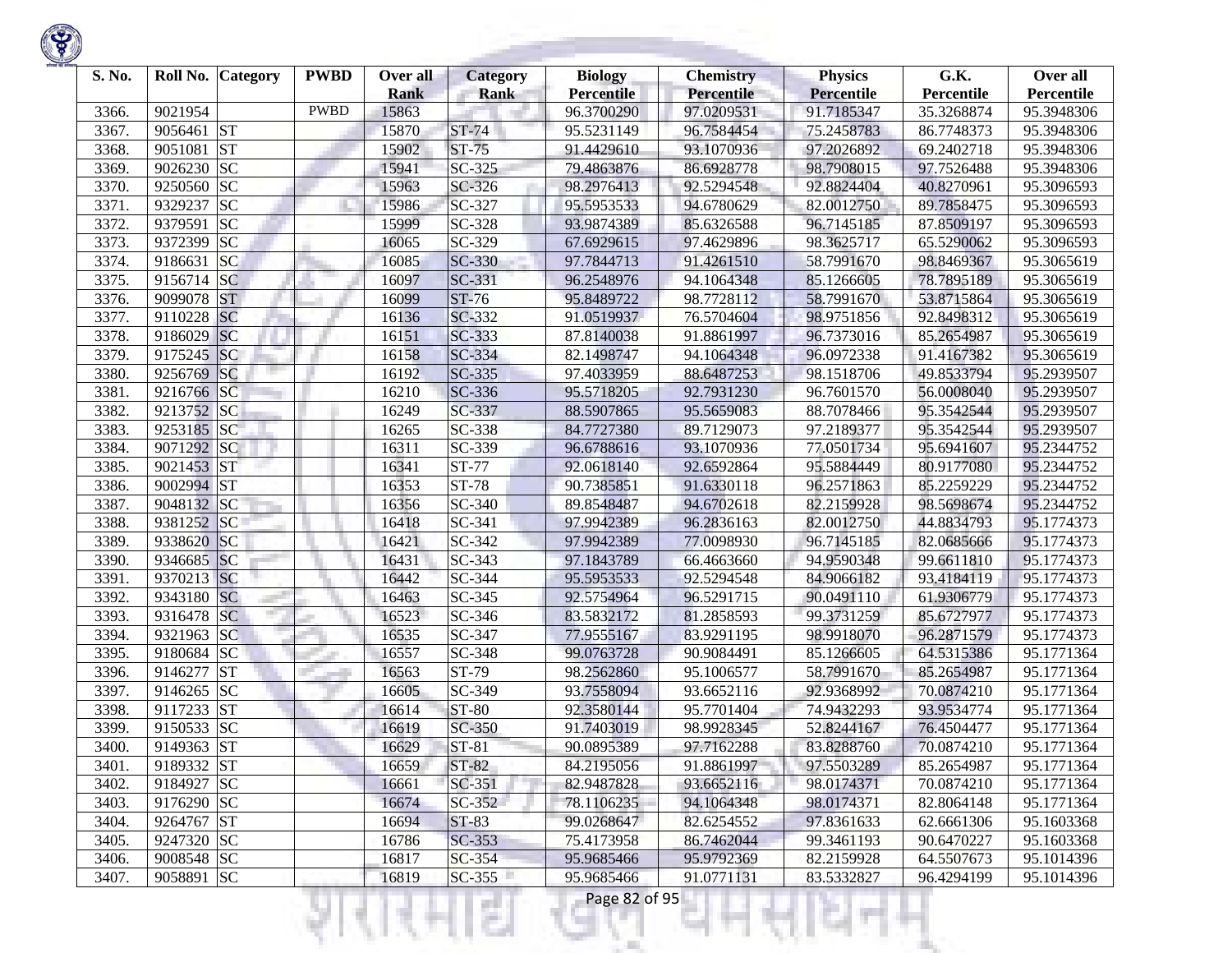| S. No. | Roll No. | Category | PWBD | Over all Rank | Category Rank | Biology Percentile | Chemistry Percentile | Physics Percentile | G.K. Percentile | Over all Percentile |
|---|---|---|---|---|---|---|---|---|---|---|
| 3366. | 9021954 | | PWBD | 15863 | | 96.3700290 | 97.0209531 | 91.7185347 | 35.3268874 | 95.3948306 |
| 3367. | 9056461 | ST | | 15870 | ST-74 | 95.5231149 | 96.7584454 | 75.2458783 | 86.7748373 | 95.3948306 |
| 3368. | 9051081 | ST | | 15902 | ST-75 | 91.4429610 | 93.1070936 | 97.2026892 | 69.2402718 | 95.3948306 |
| 3369. | 9026230 | SC | | 15941 | SC-325 | 79.4863876 | 86.6928778 | 98.7908015 | 97.7526488 | 95.3948306 |
| 3370. | 9250560 | SC | | 15963 | SC-326 | 98.2976413 | 92.5294548 | 92.8824404 | 40.8270961 | 95.3096593 |
| 3371. | 9329237 | SC | | 15986 | SC-327 | 95.5953533 | 94.6780629 | 82.0012750 | 89.7858475 | 95.3096593 |
| 3372. | 9379591 | SC | | 15999 | SC-328 | 93.9874389 | 85.6326588 | 96.7145185 | 87.8509197 | 95.3096593 |
| 3373. | 9372399 | SC | | 16065 | SC-329 | 67.6929615 | 97.4629896 | 98.3625717 | 65.5290062 | 95.3096593 |
| 3374. | 9186631 | SC | | 16085 | SC-330 | 97.7844713 | 91.4261510 | 58.7991670 | 98.8469367 | 95.3065619 |
| 3375. | 9156714 | SC | | 16097 | SC-331 | 96.2548976 | 94.1064348 | 85.1266605 | 78.7895189 | 95.3065619 |
| 3376. | 9099078 | ST | | 16099 | ST-76 | 95.8489722 | 98.7728112 | 58.7991670 | 53.8715864 | 95.3065619 |
| 3377. | 9110228 | SC | | 16136 | SC-332 | 91.0519937 | 76.5704604 | 98.9751856 | 92.8498312 | 95.3065619 |
| 3378. | 9186029 | SC | | 16151 | SC-333 | 87.8140038 | 91.8861997 | 96.7373016 | 85.2654987 | 95.3065619 |
| 3379. | 9175245 | SC | | 16158 | SC-334 | 82.1498747 | 94.1064348 | 96.0972338 | 91.4167382 | 95.3065619 |
| 3380. | 9256769 | SC | | 16192 | SC-335 | 97.4033959 | 88.6487253 | 98.1518706 | 49.8533794 | 95.2939507 |
| 3381. | 9216766 | SC | | 16210 | SC-336 | 95.5718205 | 92.7931230 | 96.7601570 | 56.0008040 | 95.2939507 |
| 3382. | 9213752 | SC | | 16249 | SC-337 | 88.5907865 | 95.5659083 | 88.7078466 | 95.3542544 | 95.2939507 |
| 3383. | 9253185 | SC | | 16265 | SC-338 | 84.7727380 | 89.7129073 | 97.2189377 | 95.3542544 | 95.2939507 |
| 3384. | 9071292 | SC | | 16311 | SC-339 | 96.6788616 | 93.1070936 | 77.0501734 | 95.6941607 | 95.2344752 |
| 3385. | 9021453 | ST | | 16341 | ST-77 | 92.0618140 | 92.6592864 | 95.5884449 | 80.9177080 | 95.2344752 |
| 3386. | 9002994 | ST | | 16353 | ST-78 | 90.7385851 | 91.6330118 | 96.2571863 | 85.2259229 | 95.2344752 |
| 3387. | 9048132 | SC | | 16356 | SC-340 | 89.8548487 | 94.6702618 | 82.2159928 | 98.5698674 | 95.2344752 |
| 3388. | 9381252 | SC | | 16418 | SC-341 | 97.9942389 | 96.2836163 | 82.0012750 | 44.8834793 | 95.1774373 |
| 3389. | 9338620 | SC | | 16421 | SC-342 | 97.9942389 | 77.0098930 | 96.7145185 | 82.0685666 | 95.1774373 |
| 3390. | 9346685 | SC | | 16431 | SC-343 | 97.1843789 | 66.4663660 | 94.9590348 | 99.6611810 | 95.1774373 |
| 3391. | 9370213 | SC | | 16442 | SC-344 | 95.5953533 | 92.5294548 | 84.9066182 | 93.4184119 | 95.1774373 |
| 3392. | 9343180 | SC | | 16463 | SC-345 | 92.5754964 | 96.5291715 | 90.0491110 | 61.9306779 | 95.1774373 |
| 3393. | 9316478 | SC | | 16523 | SC-346 | 83.5832172 | 81.2858593 | 99.3731259 | 85.6727977 | 95.1774373 |
| 3394. | 9321963 | SC | | 16535 | SC-347 | 77.9555167 | 83.9291195 | 98.9918070 | 96.2871579 | 95.1774373 |
| 3395. | 9180684 | SC | | 16557 | SC-348 | 99.0763728 | 90.9084491 | 85.1266605 | 64.5315386 | 95.1771364 |
| 3396. | 9146277 | ST | | 16563 | ST-79 | 98.2562860 | 95.1006577 | 58.7991670 | 85.2654987 | 95.1771364 |
| 3397. | 9146265 | SC | | 16605 | SC-349 | 93.7558094 | 93.6652116 | 92.9368992 | 70.0874210 | 95.1771364 |
| 3398. | 9117233 | ST | | 16614 | ST-80 | 92.3580144 | 95.7701404 | 74.9432293 | 93.9534774 | 95.1771364 |
| 3399. | 9150533 | SC | | 16619 | SC-350 | 91.7403019 | 98.9928345 | 52.8244167 | 76.4504477 | 95.1771364 |
| 3400. | 9149363 | ST | | 16629 | ST-81 | 90.0895389 | 97.7162288 | 83.8288760 | 70.0874210 | 95.1771364 |
| 3401. | 9189332 | ST | | 16659 | ST-82 | 84.2195056 | 91.8861997 | 97.5503289 | 85.2654987 | 95.1771364 |
| 3402. | 9184927 | SC | | 16661 | SC-351 | 82.9487828 | 93.6652116 | 98.0174371 | 70.0874210 | 95.1771364 |
| 3403. | 9176290 | SC | | 16674 | SC-352 | 78.1106235 | 94.1064348 | 98.0174371 | 82.8064148 | 95.1771364 |
| 3404. | 9264767 | ST | | 16694 | ST-83 | 99.0268647 | 82.6254552 | 97.8361633 | 62.6661306 | 95.1603368 |
| 3405. | 9247320 | SC | | 16786 | SC-353 | 75.4173958 | 86.7462044 | 99.3461193 | 90.6470227 | 95.1603368 |
| 3406. | 9008548 | SC | | 16817 | SC-354 | 95.9685466 | 95.9792369 | 82.2159928 | 64.5507673 | 95.1014396 |
| 3407. | 9058891 | SC | | 16819 | SC-355 | 95.9685466 | 91.0771131 | 83.5332827 | 96.4294199 | 95.1014396 |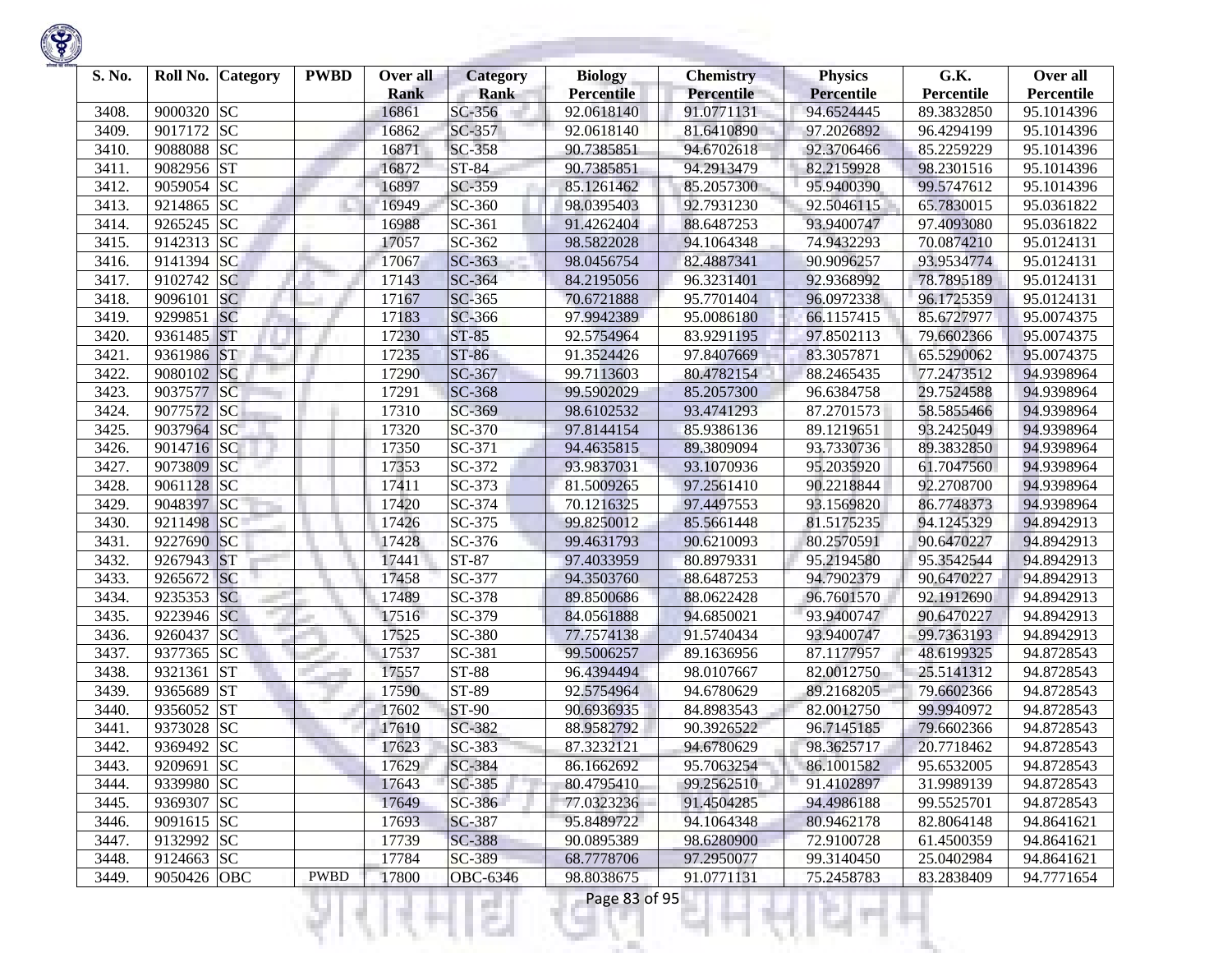| S. No. | Roll No. | Category | PWBD | Over all Rank | Category Rank | Biology Percentile | Chemistry Percentile | Physics Percentile | G.K. Percentile | Over all Percentile |
|---|---|---|---|---|---|---|---|---|---|---|
| 3408. | 9000320 | SC | | 16861 | SC-356 | 92.0618140 | 91.0771131 | 94.6524445 | 89.3832850 | 95.1014396 |
| 3409. | 9017172 | SC | | 16862 | SC-357 | 92.0618140 | 81.6410890 | 97.2026892 | 96.4294199 | 95.1014396 |
| 3410. | 9088088 | SC | | 16871 | SC-358 | 90.7385851 | 94.6702618 | 92.3706466 | 85.2259229 | 95.1014396 |
| 3411. | 9082956 | ST | | 16872 | ST-84 | 90.7385851 | 94.2913479 | 82.2159928 | 98.2301516 | 95.1014396 |
| 3412. | 9059054 | SC | | 16897 | SC-359 | 85.1261462 | 85.2057300 | 95.9400390 | 99.5747612 | 95.1014396 |
| 3413. | 9214865 | SC | | 16949 | SC-360 | 98.0395403 | 92.7931230 | 92.5046115 | 65.7830015 | 95.0361822 |
| 3414. | 9265245 | SC | | 16988 | SC-361 | 91.4262404 | 88.6487253 | 93.9400747 | 97.4093080 | 95.0361822 |
| 3415. | 9142313 | SC | | 17057 | SC-362 | 98.5822028 | 94.1064348 | 74.9432293 | 70.0874210 | 95.0124131 |
| 3416. | 9141394 | SC | | 17067 | SC-363 | 98.0456754 | 82.4887341 | 90.9096257 | 93.9534774 | 95.0124131 |
| 3417. | 9102742 | SC | | 17143 | SC-364 | 84.2195056 | 96.3231401 | 92.9368992 | 78.7895189 | 95.0124131 |
| 3418. | 9096101 | SC | | 17167 | SC-365 | 70.6721888 | 95.7701404 | 96.0972338 | 96.1725359 | 95.0124131 |
| 3419. | 9299851 | SC | | 17183 | SC-366 | 97.9942389 | 95.0086180 | 66.1157415 | 85.6727977 | 95.0074375 |
| 3420. | 9361485 | ST | | 17230 | ST-85 | 92.5754964 | 83.9291195 | 97.8502113 | 79.6602366 | 95.0074375 |
| 3421. | 9361986 | ST | | 17235 | ST-86 | 91.3524426 | 97.8407669 | 83.3057871 | 65.5290062 | 95.0074375 |
| 3422. | 9080102 | SC | | 17290 | SC-367 | 99.7113603 | 80.4782154 | 88.2465435 | 77.2473512 | 94.9398964 |
| 3423. | 9037577 | SC | | 17291 | SC-368 | 99.5902029 | 85.2057300 | 96.6384758 | 29.7524588 | 94.9398964 |
| 3424. | 9077572 | SC | | 17310 | SC-369 | 98.6102532 | 93.4741293 | 87.2701573 | 58.5855466 | 94.9398964 |
| 3425. | 9037964 | SC | | 17320 | SC-370 | 97.8144154 | 85.9386136 | 89.1219651 | 93.2425049 | 94.9398964 |
| 3426. | 9014716 | SC | | 17350 | SC-371 | 94.4635815 | 89.3809094 | 93.7330736 | 89.3832850 | 94.9398964 |
| 3427. | 9073809 | SC | | 17353 | SC-372 | 93.9837031 | 93.1070936 | 95.2035920 | 61.7047560 | 94.9398964 |
| 3428. | 9061128 | SC | | 17411 | SC-373 | 81.5009265 | 97.2561410 | 90.2218844 | 92.2708700 | 94.9398964 |
| 3429. | 9048397 | SC | | 17420 | SC-374 | 70.1216325 | 97.4497553 | 93.1569820 | 86.7748373 | 94.9398964 |
| 3430. | 9211498 | SC | | 17426 | SC-375 | 99.8250012 | 85.5661448 | 81.5175235 | 94.1245329 | 94.8942913 |
| 3431. | 9227690 | SC | | 17428 | SC-376 | 99.4631793 | 90.6210093 | 80.2570591 | 90.6470227 | 94.8942913 |
| 3432. | 9267943 | ST | | 17441 | ST-87 | 97.4033959 | 80.8979331 | 95.2194580 | 95.3542544 | 94.8942913 |
| 3433. | 9265672 | SC | | 17458 | SC-377 | 94.3503760 | 88.6487253 | 94.7902379 | 90.6470227 | 94.8942913 |
| 3434. | 9235353 | SC | | 17489 | SC-378 | 89.8500686 | 88.0622428 | 96.7601570 | 92.1912690 | 94.8942913 |
| 3435. | 9223946 | SC | | 17516 | SC-379 | 84.0561888 | 94.6850021 | 93.9400747 | 90.6470227 | 94.8942913 |
| 3436. | 9260437 | SC | | 17525 | SC-380 | 77.7574138 | 91.5740434 | 93.9400747 | 99.7363193 | 94.8942913 |
| 3437. | 9377365 | SC | | 17537 | SC-381 | 99.5006257 | 89.1636956 | 87.1177957 | 48.6199325 | 94.8728543 |
| 3438. | 9321361 | ST | | 17557 | ST-88 | 96.4394494 | 98.0107667 | 82.0012750 | 25.5141312 | 94.8728543 |
| 3439. | 9365689 | ST | | 17590 | ST-89 | 92.5754964 | 94.6780629 | 89.2168205 | 79.6602366 | 94.8728543 |
| 3440. | 9356052 | ST | | 17602 | ST-90 | 90.6936935 | 84.8983543 | 82.0012750 | 99.9940972 | 94.8728543 |
| 3441. | 9373028 | SC | | 17610 | SC-382 | 88.9582792 | 90.3926522 | 96.7145185 | 79.6602366 | 94.8728543 |
| 3442. | 9369492 | SC | | 17623 | SC-383 | 87.3232121 | 94.6780629 | 98.3625717 | 20.7718462 | 94.8728543 |
| 3443. | 9209691 | SC | | 17629 | SC-384 | 86.1662692 | 95.7063254 | 86.1001582 | 95.6532005 | 94.8728543 |
| 3444. | 9339980 | SC | | 17643 | SC-385 | 80.4795410 | 99.2562510 | 91.4102897 | 31.9989139 | 94.8728543 |
| 3445. | 9369307 | SC | | 17649 | SC-386 | 77.0323236 | 91.4504285 | 94.4986188 | 99.5525701 | 94.8728543 |
| 3446. | 9091615 | SC | | 17693 | SC-387 | 95.8489722 | 94.1064348 | 80.9462178 | 82.8064148 | 94.8641621 |
| 3447. | 9132992 | SC | | 17739 | SC-388 | 90.0895389 | 98.6280900 | 72.9100728 | 61.4500359 | 94.8641621 |
| 3448. | 9124663 | SC | | 17784 | SC-389 | 68.7778706 | 97.2950077 | 99.3140450 | 25.0402984 | 94.8641621 |
| 3449. | 9050426 | OBC | PWBD | 17800 | OBC-6346 | 98.8038675 | 91.0771131 | 75.2458783 | 83.2838409 | 94.7771654 |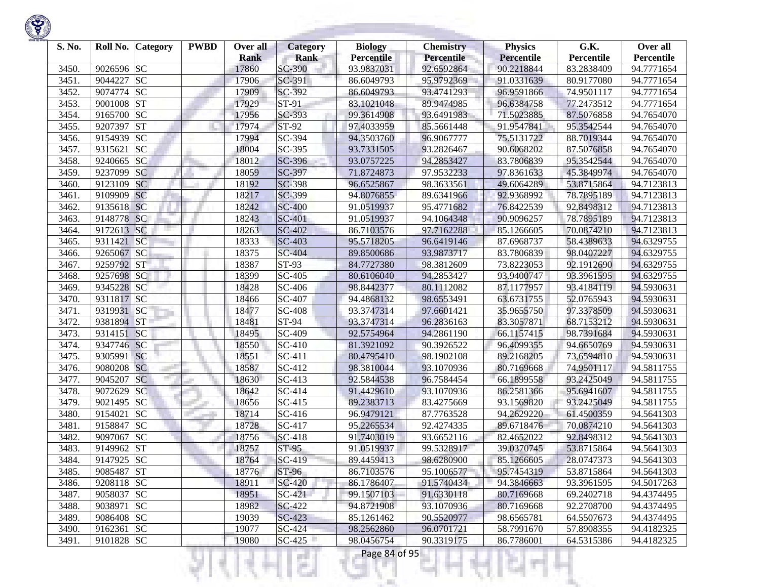| S. No. | Roll No. | Category | PWBD | Over all Rank | Category Rank | Biology Percentile | Chemistry Percentile | Physics Percentile | G.K. Percentile | Over all Percentile |
|---|---|---|---|---|---|---|---|---|---|---|
| 3450. | 9026596 | SC | | 17860 | SC-390 | 93.9837031 | 92.6592864 | 90.2218844 | 83.2838409 | 94.7771654 |
| 3451. | 9044227 | SC | | 17906 | SC-391 | 86.6049793 | 95.9792369 | 91.0331639 | 80.9177080 | 94.7771654 |
| 3452. | 9074774 | SC | | 17909 | SC-392 | 86.6049793 | 93.4741293 | 96.9591866 | 74.9501117 | 94.7771654 |
| 3453. | 9001008 | ST | | 17929 | ST-91 | 83.1021048 | 89.9474985 | 96.6384758 | 77.2473512 | 94.7771654 |
| 3454. | 9165700 | SC | | 17956 | SC-393 | 99.3614908 | 93.6491983 | 71.5023885 | 87.5076858 | 94.7654070 |
| 3455. | 9207397 | ST | | 17974 | ST-92 | 97.4033959 | 85.5661448 | 91.9547841 | 95.3542544 | 94.7654070 |
| 3456. | 9154939 | SC | | 17994 | SC-394 | 94.3503760 | 96.9067777 | 75.5131722 | 88.7019344 | 94.7654070 |
| 3457. | 9315621 | SC | | 18004 | SC-395 | 93.7331505 | 93.2826467 | 90.6068202 | 87.5076858 | 94.7654070 |
| 3458. | 9240665 | SC | | 18012 | SC-396 | 93.0757225 | 94.2853427 | 83.7806839 | 95.3542544 | 94.7654070 |
| 3459. | 9237099 | SC | | 18059 | SC-397 | 71.8724873 | 97.9532233 | 97.8361633 | 45.3849974 | 94.7654070 |
| 3460. | 9123109 | SC | | 18192 | SC-398 | 96.6525867 | 98.3633561 | 49.6064289 | 53.8715864 | 94.7123813 |
| 3461. | 9109909 | SC | | 18217 | SC-399 | 94.8076855 | 89.6341966 | 92.9368992 | 78.7895189 | 94.7123813 |
| 3462. | 9135618 | SC | | 18242 | SC-400 | 91.0519937 | 95.4771682 | 76.8422539 | 92.8498312 | 94.7123813 |
| 3463. | 9148778 | SC | | 18243 | SC-401 | 91.0519937 | 94.1064348 | 90.9096257 | 78.7895189 | 94.7123813 |
| 3464. | 9172613 | SC | | 18263 | SC-402 | 86.7103576 | 97.7162288 | 85.1266605 | 70.0874210 | 94.7123813 |
| 3465. | 9311421 | SC | | 18333 | SC-403 | 95.5718205 | 96.6419146 | 87.6968737 | 58.4389633 | 94.6329755 |
| 3466. | 9265067 | SC | | 18375 | SC-404 | 89.8500686 | 93.9873717 | 83.7806839 | 98.0407227 | 94.6329755 |
| 3467. | 9259792 | ST | | 18387 | ST-93 | 84.7727380 | 98.3812609 | 73.8223053 | 92.1912690 | 94.6329755 |
| 3468. | 9257698 | SC | | 18399 | SC-405 | 80.6106040 | 94.2853427 | 93.9400747 | 93.3961595 | 94.6329755 |
| 3469. | 9345228 | SC | | 18428 | SC-406 | 98.8442377 | 80.1112082 | 87.1177957 | 93.4184119 | 94.5930631 |
| 3470. | 9311817 | SC | | 18466 | SC-407 | 94.4868132 | 98.6553491 | 63.6731755 | 52.0765943 | 94.5930631 |
| 3471. | 9319931 | SC | | 18477 | SC-408 | 93.3747314 | 97.6601421 | 35.9655750 | 97.3378509 | 94.5930631 |
| 3472. | 9381894 | ST | | 18481 | ST-94 | 93.3747314 | 96.2836163 | 83.3057871 | 68.7153212 | 94.5930631 |
| 3473. | 9314151 | SC | | 18495 | SC-409 | 92.5754964 | 94.2861190 | 66.1157415 | 98.7391684 | 94.5930631 |
| 3474. | 9347746 | SC | | 18550 | SC-410 | 81.3921092 | 90.3926522 | 96.4099355 | 94.6650769 | 94.5930631 |
| 3475. | 9305991 | SC | | 18551 | SC-411 | 80.4795410 | 98.1902108 | 89.2168205 | 73.6594810 | 94.5930631 |
| 3476. | 9080208 | SC | | 18587 | SC-412 | 98.3810044 | 93.1070936 | 80.7169668 | 74.9501117 | 94.5811755 |
| 3477. | 9045207 | SC | | 18630 | SC-413 | 92.5844538 | 96.7584454 | 66.1899558 | 93.2425049 | 94.5811755 |
| 3478. | 9072629 | SC | | 18642 | SC-414 | 91.4429610 | 93.1070936 | 86.2581366 | 95.6941607 | 94.5811755 |
| 3479. | 9021495 | SC | | 18656 | SC-415 | 89.2383713 | 83.4275669 | 93.1569820 | 93.2425049 | 94.5811755 |
| 3480. | 9154021 | SC | | 18714 | SC-416 | 96.9479121 | 87.7763528 | 94.2629220 | 61.4500359 | 94.5641303 |
| 3481. | 9158847 | SC | | 18728 | SC-417 | 95.2265534 | 92.4274335 | 89.6718476 | 70.0874210 | 94.5641303 |
| 3482. | 9097067 | SC | | 18756 | SC-418 | 91.7403019 | 93.6652116 | 82.4652022 | 92.8498312 | 94.5641303 |
| 3483. | 9149962 | ST | | 18757 | ST-95 | 91.0519937 | 99.5328917 | 39.0370745 | 53.8715864 | 94.5641303 |
| 3484. | 9147925 | SC | | 18764 | SC-419 | 89.4459413 | 98.6280900 | 85.1266605 | 28.0747373 | 94.5641303 |
| 3485. | 9085487 | ST | | 18776 | ST-96 | 86.7103576 | 95.1006577 | 95.7454319 | 53.8715864 | 94.5641303 |
| 3486. | 9208118 | SC | | 18911 | SC-420 | 86.1786407 | 91.5740434 | 94.3846663 | 93.3961595 | 94.5017263 |
| 3487. | 9058037 | SC | | 18951 | SC-421 | 99.1507103 | 91.6330118 | 80.7169668 | 69.2402718 | 94.4374495 |
| 3488. | 9038971 | SC | | 18982 | SC-422 | 94.8721908 | 93.1070936 | 80.7169668 | 92.2708700 | 94.4374495 |
| 3489. | 9086408 | SC | | 19039 | SC-423 | 85.1261462 | 90.5520977 | 98.6565781 | 64.5507673 | 94.4374495 |
| 3490. | 9162361 | SC | | 19077 | SC-424 | 98.2562860 | 96.0701721 | 58.7991670 | 57.8908355 | 94.4182325 |
| 3491. | 9101828 | SC | | 19080 | SC-425 | 98.0456754 | 90.3319175 | 86.7786001 | 64.5315386 | 94.4182325 |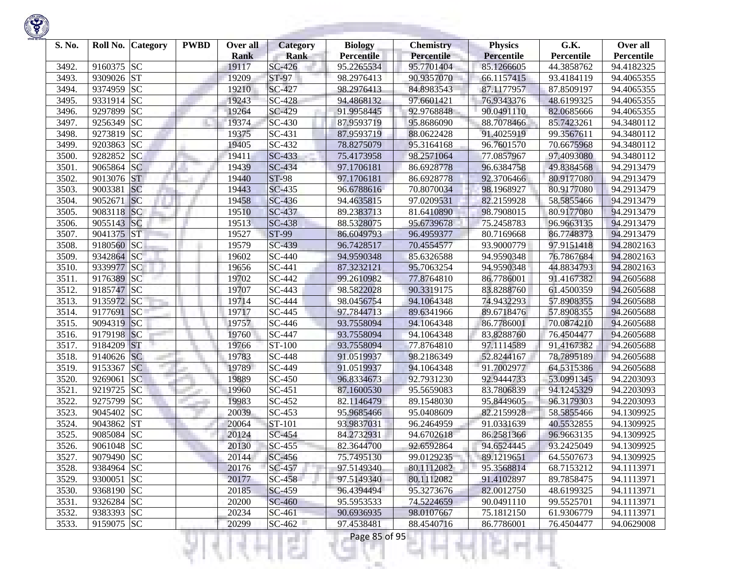| S. No. | Roll No. | Category | PWBD | Over all Rank | Category Rank | Biology Percentile | Chemistry Percentile | Physics Percentile | G.K. Percentile | Over all Percentile |
|---|---|---|---|---|---|---|---|---|---|---|
| 3492. | 9160375 | SC | | 19117 | SC-426 | 95.2265534 | 95.7701404 | 85.1266605 | 44.3858762 | 94.4182325 |
| 3493. | 9309026 | ST | | 19209 | ST-97 | 98.2976413 | 90.9357070 | 66.1157415 | 93.4184119 | 94.4065355 |
| 3494. | 9374959 | SC | | 19210 | SC-427 | 98.2976413 | 84.8983543 | 87.1177957 | 87.8509197 | 94.4065355 |
| 3495. | 9331914 | SC | | 19243 | SC-428 | 94.4868132 | 97.6601421 | 76.9343376 | 48.6199325 | 94.4065355 |
| 3496. | 9297899 | SC | | 19264 | SC-429 | 91.9958445 | 92.9768848 | 90.0491110 | 82.0685666 | 94.4065355 |
| 3497. | 9256349 | SC | | 19374 | SC-430 | 87.9593719 | 95.8686090 | 88.7078466 | 85.7423261 | 94.3480112 |
| 3498. | 9273819 | SC | | 19375 | SC-431 | 87.9593719 | 88.0622428 | 91.4025919 | 99.3567611 | 94.3480112 |
| 3499. | 9203863 | SC | | 19405 | SC-432 | 78.8275079 | 95.3164168 | 96.7601570 | 70.6675968 | 94.3480112 |
| 3500. | 9282852 | SC | | 19411 | SC-433 | 75.4173958 | 98.2571064 | 77.0857967 | 97.4093080 | 94.3480112 |
| 3501. | 9065864 | SC | | 19439 | SC-434 | 97.1706181 | 86.6928778 | 96.6384758 | 49.8384568 | 94.2913479 |
| 3502. | 9013076 | ST | | 19440 | ST-98 | 97.1706181 | 86.6928778 | 92.3706466 | 80.9177080 | 94.2913479 |
| 3503. | 9003381 | SC | | 19443 | SC-435 | 96.6788616 | 70.8070034 | 98.1968927 | 80.9177080 | 94.2913479 |
| 3504. | 9052671 | SC | | 19458 | SC-436 | 94.4635815 | 97.0209531 | 82.2159928 | 58.5855466 | 94.2913479 |
| 3505. | 9083118 | SC | | 19510 | SC-437 | 89.2383713 | 81.6410890 | 98.7908015 | 80.9177080 | 94.2913479 |
| 3506. | 9055143 | SC | | 19513 | SC-438 | 88.5328075 | 95.6739678 | 75.2458783 | 96.9663135 | 94.2913479 |
| 3507. | 9041375 | ST | | 19527 | ST-99 | 86.6049793 | 96.4959377 | 80.7169668 | 86.7748373 | 94.2913479 |
| 3508. | 9180560 | SC | | 19579 | SC-439 | 96.7428517 | 70.4554577 | 93.9000779 | 97.9151418 | 94.2802163 |
| 3509. | 9342864 | SC | | 19602 | SC-440 | 94.9590348 | 85.6326588 | 94.9590348 | 76.7867684 | 94.2802163 |
| 3510. | 9339977 | SC | | 19656 | SC-441 | 87.3232121 | 95.7063254 | 94.9590348 | 44.8834793 | 94.2802163 |
| 3511. | 9176389 | SC | | 19702 | SC-442 | 99.2610982 | 77.8764810 | 86.7786001 | 91.4167382 | 94.2605688 |
| 3512. | 9185747 | SC | | 19707 | SC-443 | 98.5822028 | 90.3319175 | 83.8288760 | 61.4500359 | 94.2605688 |
| 3513. | 9135972 | SC | | 19714 | SC-444 | 98.0456754 | 94.1064348 | 74.9432293 | 57.8908355 | 94.2605688 |
| 3514. | 9177691 | SC | | 19717 | SC-445 | 97.7844713 | 89.6341966 | 89.6718476 | 57.8908355 | 94.2605688 |
| 3515. | 9094319 | SC | | 19757 | SC-446 | 93.7558094 | 94.1064348 | 86.7786001 | 70.0874210 | 94.2605688 |
| 3516. | 9179198 | SC | | 19760 | SC-447 | 93.7558094 | 94.1064348 | 83.8288760 | 76.4504477 | 94.2605688 |
| 3517. | 9184209 | ST | | 19766 | ST-100 | 93.7558094 | 77.8764810 | 97.1114589 | 91.4167382 | 94.2605688 |
| 3518. | 9140626 | SC | | 19783 | SC-448 | 91.0519937 | 98.2186349 | 52.8244167 | 78.7895189 | 94.2605688 |
| 3519. | 9153367 | SC | | 19789 | SC-449 | 91.0519937 | 94.1064348 | 91.7002977 | 64.5315386 | 94.2605688 |
| 3520. | 9269061 | SC | | 19889 | SC-450 | 96.8334673 | 92.7931230 | 92.9444733 | 53.0991345 | 94.2203093 |
| 3521. | 9219725 | SC | | 19960 | SC-451 | 87.1600530 | 95.5659083 | 83.7806839 | 94.1245329 | 94.2203093 |
| 3522. | 9275799 | SC | | 19983 | SC-452 | 82.1146479 | 89.1548030 | 95.8449605 | 96.3179303 | 94.2203093 |
| 3523. | 9045402 | SC | | 20039 | SC-453 | 95.9685466 | 95.0408609 | 82.2159928 | 58.5855466 | 94.1309925 |
| 3524. | 9043862 | ST | | 20064 | ST-101 | 93.9837031 | 96.2464959 | 91.0331639 | 40.5532855 | 94.1309925 |
| 3525. | 9085084 | SC | | 20124 | SC-454 | 84.2732931 | 94.6702618 | 86.2581366 | 96.9663135 | 94.1309925 |
| 3526. | 9061048 | SC | | 20130 | SC-455 | 82.3644700 | 92.6592864 | 94.6524445 | 93.2425049 | 94.1309925 |
| 3527. | 9079490 | SC | | 20144 | SC-456 | 75.7495130 | 99.0129235 | 89.1219651 | 64.5507673 | 94.1309925 |
| 3528. | 9384964 | SC | | 20176 | SC-457 | 97.5149340 | 80.1112082 | 95.3568814 | 68.7153212 | 94.1113971 |
| 3529. | 9300051 | SC | | 20177 | SC-458 | 97.5149340 | 80.1112082 | 91.4102897 | 89.7858475 | 94.1113971 |
| 3530. | 9368190 | SC | | 20185 | SC-459 | 96.4394494 | 95.3273676 | 82.0012750 | 48.6199325 | 94.1113971 |
| 3531. | 9326284 | SC | | 20200 | SC-460 | 95.5953533 | 74.5224659 | 90.0491110 | 99.5525701 | 94.1113971 |
| 3532. | 9383393 | SC | | 20234 | SC-461 | 90.6936935 | 98.0107667 | 75.1812150 | 61.9306779 | 94.1113971 |
| 3533. | 9159075 | SC | | 20299 | SC-462 | 97.4538481 | 88.4540716 | 86.7786001 | 76.4504477 | 94.0629008 |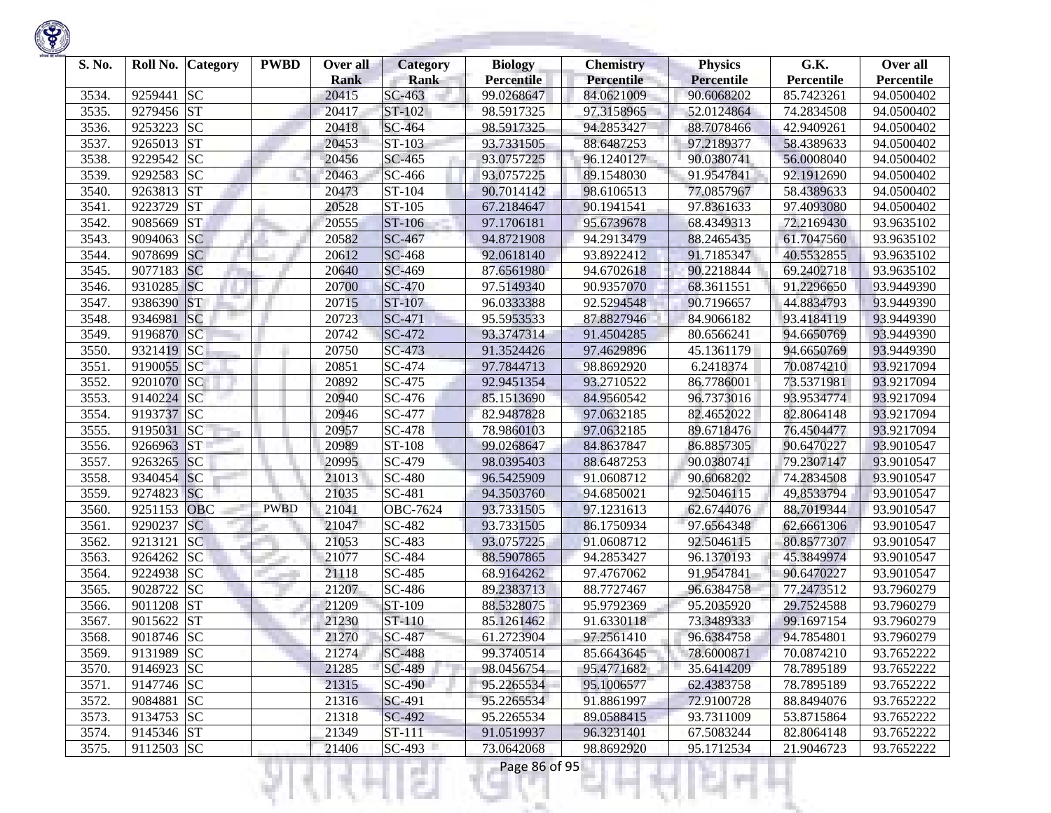| S. No. | Roll No. | Category | PWBD | Over all Rank | Category Rank | Biology Percentile | Chemistry Percentile | Physics Percentile | G.K. Percentile | Over all Percentile |
|---|---|---|---|---|---|---|---|---|---|---|
| 3534. | 9259441 | SC | | 20415 | SC-463 | 99.0268647 | 84.0621009 | 90.6068202 | 85.7423261 | 94.0500402 |
| 3535. | 9279456 | ST | | 20417 | ST-102 | 98.5917325 | 97.3158965 | 52.0124864 | 74.2834508 | 94.0500402 |
| 3536. | 9253223 | SC | | 20418 | SC-464 | 98.5917325 | 94.2853427 | 88.7078466 | 42.9409261 | 94.0500402 |
| 3537. | 9265013 | ST | | 20453 | ST-103 | 93.7331505 | 88.6487253 | 97.2189377 | 58.4389633 | 94.0500402 |
| 3538. | 9229542 | SC | | 20456 | SC-465 | 93.0757225 | 96.1240127 | 90.0380741 | 56.0008040 | 94.0500402 |
| 3539. | 9292583 | SC | | 20463 | SC-466 | 93.0757225 | 89.1548030 | 91.9547841 | 92.1912690 | 94.0500402 |
| 3540. | 9263813 | ST | | 20473 | ST-104 | 90.7014142 | 98.6106513 | 77.0857967 | 58.4389633 | 94.0500402 |
| 3541. | 9223729 | ST | | 20528 | ST-105 | 67.2184647 | 90.1941541 | 97.8361633 | 97.4093080 | 94.0500402 |
| 3542. | 9085669 | ST | | 20555 | ST-106 | 97.1706181 | 95.6739678 | 68.4349313 | 72.2169430 | 93.9635102 |
| 3543. | 9094063 | SC | | 20582 | SC-467 | 94.8721908 | 94.2913479 | 88.2465435 | 61.7047560 | 93.9635102 |
| 3544. | 9078699 | SC | | 20612 | SC-468 | 92.0618140 | 93.8922412 | 91.7185347 | 40.5532855 | 93.9635102 |
| 3545. | 9077183 | SC | | 20640 | SC-469 | 87.6561980 | 94.6702618 | 90.2218844 | 69.2402718 | 93.9635102 |
| 3546. | 9310285 | SC | | 20700 | SC-470 | 97.5149340 | 90.9357070 | 68.3611551 | 91.2296650 | 93.9449390 |
| 3547. | 9386390 | ST | | 20715 | ST-107 | 96.0333388 | 92.5294548 | 90.7196657 | 44.8834793 | 93.9449390 |
| 3548. | 9346981 | SC | | 20723 | SC-471 | 95.5953533 | 87.8827946 | 84.9066182 | 93.4184119 | 93.9449390 |
| 3549. | 9196870 | SC | | 20742 | SC-472 | 93.3747314 | 91.4504285 | 80.6566241 | 94.6650769 | 93.9449390 |
| 3550. | 9321419 | SC | | 20750 | SC-473 | 91.3524426 | 97.4629896 | 45.1361179 | 94.6650769 | 93.9449390 |
| 3551. | 9190055 | SC | | 20851 | SC-474 | 97.7844713 | 98.8692920 | 6.2418374 | 70.0874210 | 93.9217094 |
| 3552. | 9201070 | SC | | 20892 | SC-475 | 92.9451354 | 93.2710522 | 86.7786001 | 73.5371981 | 93.9217094 |
| 3553. | 9140224 | SC | | 20940 | SC-476 | 85.1513690 | 84.9560542 | 96.7373016 | 93.9534774 | 93.9217094 |
| 3554. | 9193737 | SC | | 20946 | SC-477 | 82.9487828 | 97.0632185 | 82.4652022 | 82.8064148 | 93.9217094 |
| 3555. | 9195031 | SC | | 20957 | SC-478 | 78.9860103 | 97.0632185 | 89.6718476 | 76.4504477 | 93.9217094 |
| 3556. | 9266963 | ST | | 20989 | ST-108 | 99.0268647 | 84.8637847 | 86.8857305 | 90.6470227 | 93.9010547 |
| 3557. | 9263265 | SC | | 20995 | SC-479 | 98.0395403 | 88.6487253 | 90.0380741 | 79.2307147 | 93.9010547 |
| 3558. | 9340454 | SC | | 21013 | SC-480 | 96.5425909 | 91.0608712 | 90.6068202 | 74.2834508 | 93.9010547 |
| 3559. | 9274823 | SC | | 21035 | SC-481 | 94.3503760 | 94.6850021 | 92.5046115 | 49.8533794 | 93.9010547 |
| 3560. | 9251153 | OBC | PWBD | 21041 | OBC-7624 | 93.7331505 | 97.1231613 | 62.6744076 | 88.7019344 | 93.9010547 |
| 3561. | 9290237 | SC | | 21047 | SC-482 | 93.7331505 | 86.1750934 | 97.6564348 | 62.6661306 | 93.9010547 |
| 3562. | 9213121 | SC | | 21053 | SC-483 | 93.0757225 | 91.0608712 | 92.5046115 | 80.8577307 | 93.9010547 |
| 3563. | 9264262 | SC | | 21077 | SC-484 | 88.5907865 | 94.2853427 | 96.1370193 | 45.3849974 | 93.9010547 |
| 3564. | 9224938 | SC | | 21118 | SC-485 | 68.9164262 | 97.4767062 | 91.9547841 | 90.6470227 | 93.9010547 |
| 3565. | 9028722 | SC | | 21207 | SC-486 | 89.2383713 | 88.7727467 | 96.6384758 | 77.2473512 | 93.7960279 |
| 3566. | 9011208 | ST | | 21209 | ST-109 | 88.5328075 | 95.9792369 | 95.2035920 | 29.7524588 | 93.7960279 |
| 3567. | 9015622 | ST | | 21230 | ST-110 | 85.1261462 | 91.6330118 | 73.3489333 | 99.1697154 | 93.7960279 |
| 3568. | 9018746 | SC | | 21270 | SC-487 | 61.2723904 | 97.2561410 | 96.6384758 | 94.7854801 | 93.7960279 |
| 3569. | 9131989 | SC | | 21274 | SC-488 | 99.3740514 | 85.6643645 | 78.6000871 | 70.0874210 | 93.7652222 |
| 3570. | 9146923 | SC | | 21285 | SC-489 | 98.0456754 | 95.4771682 | 35.6414209 | 78.7895189 | 93.7652222 |
| 3571. | 9147746 | SC | | 21315 | SC-490 | 95.2265534 | 95.1006577 | 62.4383758 | 78.7895189 | 93.7652222 |
| 3572. | 9084881 | SC | | 21316 | SC-491 | 95.2265534 | 91.8861997 | 72.9100728 | 88.8494076 | 93.7652222 |
| 3573. | 9134753 | SC | | 21318 | SC-492 | 95.2265534 | 89.0588415 | 93.7311009 | 53.8715864 | 93.7652222 |
| 3574. | 9145346 | ST | | 21349 | ST-111 | 91.0519937 | 96.3231401 | 67.5083244 | 82.8064148 | 93.7652222 |
| 3575. | 9112503 | SC | | 21406 | SC-493 | 73.0642068 | 98.8692920 | 95.1712534 | 21.9046723 | 93.7652222 |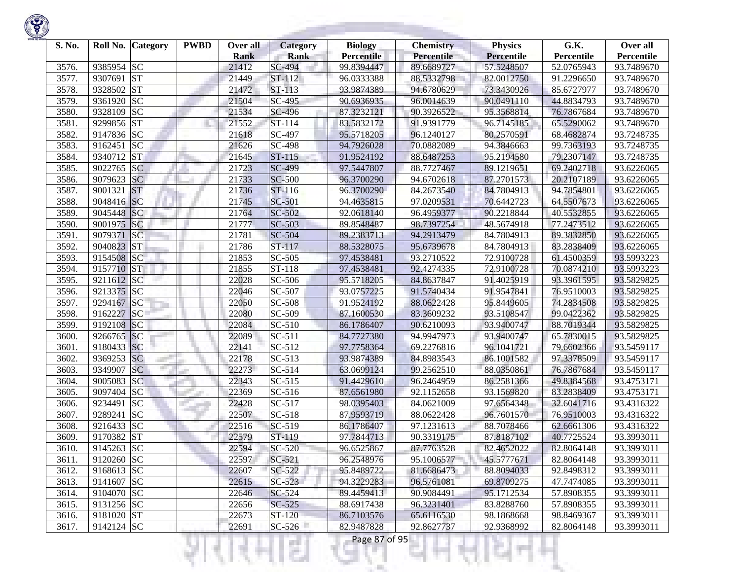| S. No. | Roll No. | Category | PWBD | Over all Rank | Category Rank | Biology Percentile | Chemistry Percentile | Physics Percentile | G.K. Percentile | Over all Percentile |
|---|---|---|---|---|---|---|---|---|---|---|
| 3576. | 9385954 | SC | | 21412 | SC-494 | 99.8394447 | 89.6689727 | 57.5248507 | 52.0765943 | 93.7489670 |
| 3577. | 9307691 | ST | | 21449 | ST-112 | 96.0333388 | 88.5332798 | 82.0012750 | 91.2296650 | 93.7489670 |
| 3578. | 9328502 | ST | | 21472 | ST-113 | 93.9874389 | 94.6780629 | 73.3430926 | 85.6727977 | 93.7489670 |
| 3579. | 9361920 | SC | | 21504 | SC-495 | 90.6936935 | 96.0014639 | 90.0491110 | 44.8834793 | 93.7489670 |
| 3580. | 9328109 | SC | | 21534 | SC-496 | 87.3232121 | 90.3926522 | 95.3568814 | 76.7867684 | 93.7489670 |
| 3581. | 9299856 | ST | | 21552 | ST-114 | 83.5832172 | 91.9391779 | 96.7145185 | 65.5290062 | 93.7489670 |
| 3582. | 9147836 | SC | | 21618 | SC-497 | 95.5718205 | 96.1240127 | 80.2570591 | 68.4682874 | 93.7248735 |
| 3583. | 9162451 | SC | | 21626 | SC-498 | 94.7926028 | 70.0882089 | 94.3846663 | 99.7363193 | 93.7248735 |
| 3584. | 9340712 | ST | | 21645 | ST-115 | 91.9524192 | 88.6487253 | 95.2194580 | 79.2307147 | 93.7248735 |
| 3585. | 9022765 | SC | | 21723 | SC-499 | 97.5447807 | 88.7727467 | 89.1219651 | 69.2402718 | 93.6226065 |
| 3586. | 9079623 | SC | | 21733 | SC-500 | 96.3700290 | 94.6702618 | 87.2701573 | 20.2107189 | 93.6226065 |
| 3587. | 9001321 | ST | | 21736 | ST-116 | 96.3700290 | 84.2673540 | 84.7804913 | 94.7854801 | 93.6226065 |
| 3588. | 9048416 | SC | | 21745 | SC-501 | 94.4635815 | 97.0209531 | 70.6442723 | 64.5507673 | 93.6226065 |
| 3589. | 9045448 | SC | | 21764 | SC-502 | 92.0618140 | 96.4959377 | 90.2218844 | 40.5532855 | 93.6226065 |
| 3590. | 9001975 | SC | | 21777 | SC-503 | 89.8548487 | 98.7397254 | 48.5674918 | 77.2473512 | 93.6226065 |
| 3591. | 9079371 | SC | | 21781 | SC-504 | 89.2383713 | 94.2913479 | 84.7804913 | 89.3832850 | 93.6226065 |
| 3592. | 9040823 | ST | | 21786 | ST-117 | 88.5328075 | 95.6739678 | 84.7804913 | 83.2838409 | 93.6226065 |
| 3593. | 9154508 | SC | | 21853 | SC-505 | 97.4538481 | 93.2710522 | 72.9100728 | 61.4500359 | 93.5993223 |
| 3594. | 9157710 | ST | | 21855 | ST-118 | 97.4538481 | 92.4274335 | 72.9100728 | 70.0874210 | 93.5993223 |
| 3595. | 9211612 | SC | | 22028 | SC-506 | 95.5718205 | 84.8637847 | 91.4025919 | 93.3961595 | 93.5829825 |
| 3596. | 9213375 | SC | | 22046 | SC-507 | 93.0757225 | 91.5740434 | 91.9547841 | 76.9510003 | 93.5829825 |
| 3597. | 9294167 | SC | | 22050 | SC-508 | 91.9524192 | 88.0622428 | 95.8449605 | 74.2834508 | 93.5829825 |
| 3598. | 9162227 | SC | | 22080 | SC-509 | 87.1600530 | 83.3609232 | 93.5108547 | 99.0422362 | 93.5829825 |
| 3599. | 9192108 | SC | | 22084 | SC-510 | 86.1786407 | 90.6210093 | 93.9400747 | 88.7019344 | 93.5829825 |
| 3600. | 9266765 | SC | | 22089 | SC-511 | 84.7727380 | 94.9947973 | 93.9400747 | 65.7830015 | 93.5829825 |
| 3601. | 9180433 | SC | | 22141 | SC-512 | 97.7758364 | 69.2276816 | 96.1041721 | 79.6602366 | 93.5459117 |
| 3602. | 9369253 | SC | | 22178 | SC-513 | 93.9874389 | 84.8983543 | 86.1001582 | 97.3378509 | 93.5459117 |
| 3603. | 9349907 | SC | | 22273 | SC-514 | 63.0699124 | 99.2562510 | 88.0350861 | 76.7867684 | 93.5459117 |
| 3604. | 9005083 | SC | | 22343 | SC-515 | 91.4429610 | 96.2464959 | 86.2581366 | 49.8384568 | 93.4753171 |
| 3605. | 9097404 | SC | | 22369 | SC-516 | 87.6561980 | 92.1152658 | 93.1569820 | 83.2838409 | 93.4753171 |
| 3606. | 9234491 | SC | | 22428 | SC-517 | 98.0395403 | 84.0621009 | 97.6564348 | 32.6041716 | 93.4316322 |
| 3607. | 9289241 | SC | | 22507 | SC-518 | 87.9593719 | 88.0622428 | 96.7601570 | 76.9510003 | 93.4316322 |
| 3608. | 9216433 | SC | | 22516 | SC-519 | 86.1786407 | 97.1231613 | 88.7078466 | 62.6661306 | 93.4316322 |
| 3609. | 9170382 | ST | | 22579 | ST-119 | 97.7844713 | 90.3319175 | 87.8187102 | 40.7725524 | 93.3993011 |
| 3610. | 9145263 | SC | | 22594 | SC-520 | 96.6525867 | 87.7763528 | 82.4652022 | 82.8064148 | 93.3993011 |
| 3611. | 9120260 | SC | | 22597 | SC-521 | 96.2548976 | 95.1006577 | 45.5777671 | 82.8064148 | 93.3993011 |
| 3612. | 9168613 | SC | | 22607 | SC-522 | 95.8489722 | 81.6686473 | 88.8094033 | 92.8498312 | 93.3993011 |
| 3613. | 9141607 | SC | | 22615 | SC-523 | 94.3229283 | 96.5761081 | 69.8709275 | 47.7474085 | 93.3993011 |
| 3614. | 9104070 | SC | | 22646 | SC-524 | 89.4459413 | 90.9084491 | 95.1712534 | 57.8908355 | 93.3993011 |
| 3615. | 9131256 | SC | | 22656 | SC-525 | 88.6917438 | 96.3231401 | 83.8288760 | 57.8908355 | 93.3993011 |
| 3616. | 9181020 | ST | | 22673 | ST-120 | 86.7103576 | 65.6116530 | 98.1868668 | 98.8469367 | 93.3993011 |
| 3617. | 9142124 | SC | | 22691 | SC-526 | 82.9487828 | 92.8627737 | 92.9368992 | 82.8064148 | 93.3993011 |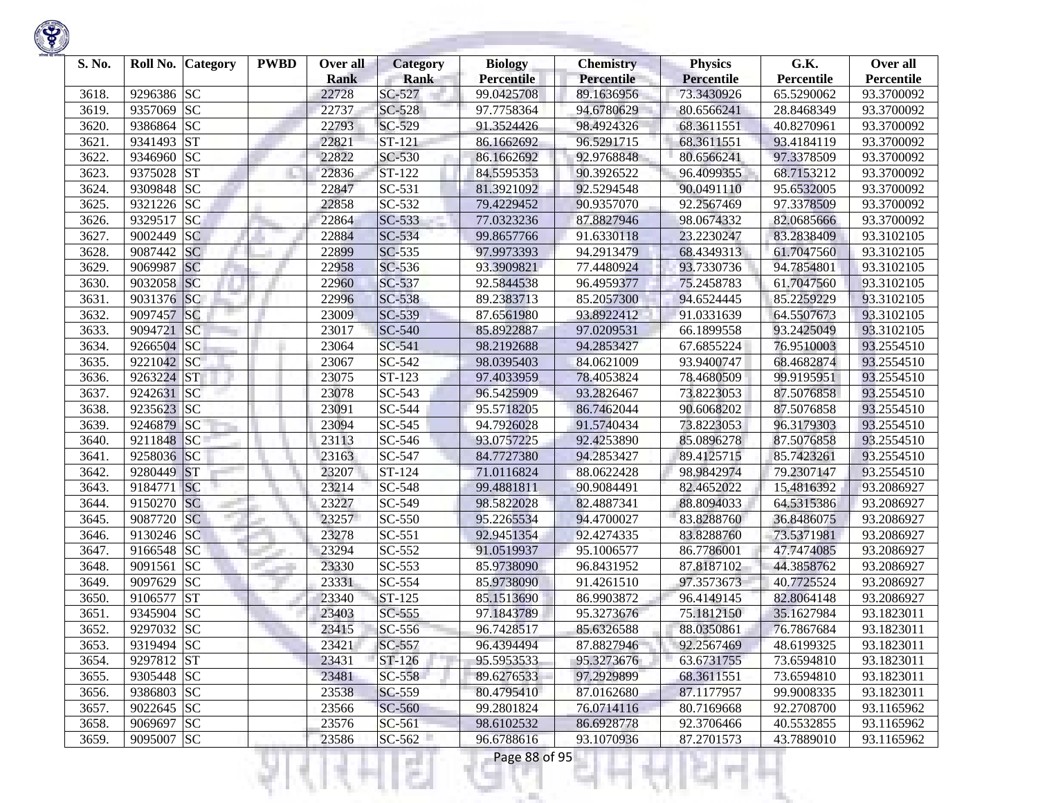| S. No. | Roll No. | Category | PWBD | Over all Rank | Category Rank | Biology Percentile | Chemistry Percentile | Physics Percentile | G.K. Percentile | Over all Percentile |
|---|---|---|---|---|---|---|---|---|---|---|
| 3618. | 9296386 | SC | | 22728 | SC-527 | 99.0425708 | 89.1636956 | 73.3430926 | 65.5290062 | 93.3700092 |
| 3619. | 9357069 | SC | | 22737 | SC-528 | 97.7758364 | 94.6780629 | 80.6566241 | 28.8468349 | 93.3700092 |
| 3620. | 9386864 | SC | | 22793 | SC-529 | 91.3524426 | 98.4924326 | 68.3611551 | 40.8270961 | 93.3700092 |
| 3621. | 9341493 | ST | | 22821 | ST-121 | 86.1662692 | 96.5291715 | 68.3611551 | 93.4184119 | 93.3700092 |
| 3622. | 9346960 | SC | | 22822 | SC-530 | 86.1662692 | 92.9768848 | 80.6566241 | 97.3378509 | 93.3700092 |
| 3623. | 9375028 | ST | | 22836 | ST-122 | 84.5595353 | 90.3926522 | 96.4099355 | 68.7153212 | 93.3700092 |
| 3624. | 9309848 | SC | | 22847 | SC-531 | 81.3921092 | 92.5294548 | 90.0491110 | 95.6532005 | 93.3700092 |
| 3625. | 9321226 | SC | | 22858 | SC-532 | 79.4229452 | 90.9357070 | 92.2567469 | 97.3378509 | 93.3700092 |
| 3626. | 9329517 | SC | | 22864 | SC-533 | 77.0323236 | 87.8827946 | 98.0674332 | 82.0685666 | 93.3700092 |
| 3627. | 9002449 | SC | | 22884 | SC-534 | 99.8657766 | 91.6330118 | 23.2230247 | 83.2838409 | 93.3102105 |
| 3628. | 9087442 | SC | | 22899 | SC-535 | 97.9973393 | 94.2913479 | 68.4349313 | 61.7047560 | 93.3102105 |
| 3629. | 9069987 | SC | | 22958 | SC-536 | 93.3909821 | 77.4480924 | 93.7330736 | 94.7854801 | 93.3102105 |
| 3630. | 9032058 | SC | | 22960 | SC-537 | 92.5844538 | 96.4959377 | 75.2458783 | 61.7047560 | 93.3102105 |
| 3631. | 9031376 | SC | | 22996 | SC-538 | 89.2383713 | 85.2057300 | 94.6524445 | 85.2259229 | 93.3102105 |
| 3632. | 9097457 | SC | | 23009 | SC-539 | 87.6561980 | 93.8922412 | 91.0331639 | 64.5507673 | 93.3102105 |
| 3633. | 9094721 | SC | | 23017 | SC-540 | 85.8922887 | 97.0209531 | 66.1899558 | 93.2425049 | 93.3102105 |
| 3634. | 9266504 | SC | | 23064 | SC-541 | 98.2192688 | 94.2853427 | 67.6855224 | 76.9510003 | 93.2554510 |
| 3635. | 9221042 | SC | | 23067 | SC-542 | 98.0395403 | 84.0621009 | 93.9400747 | 68.4682874 | 93.2554510 |
| 3636. | 9263224 | ST | | 23075 | ST-123 | 97.4033959 | 78.4053824 | 78.4680509 | 99.9195951 | 93.2554510 |
| 3637. | 9242631 | SC | | 23078 | SC-543 | 96.5425909 | 93.2826467 | 73.8223053 | 87.5076858 | 93.2554510 |
| 3638. | 9235623 | SC | | 23091 | SC-544 | 95.5718205 | 86.7462044 | 90.6068202 | 87.5076858 | 93.2554510 |
| 3639. | 9246879 | SC | | 23094 | SC-545 | 94.7926028 | 91.5740434 | 73.8223053 | 96.3179303 | 93.2554510 |
| 3640. | 9211848 | SC | | 23113 | SC-546 | 93.0757225 | 92.4253890 | 85.0896278 | 87.5076858 | 93.2554510 |
| 3641. | 9258036 | SC | | 23163 | SC-547 | 84.7727380 | 94.2853427 | 89.4125715 | 85.7423261 | 93.2554510 |
| 3642. | 9280449 | ST | | 23207 | ST-124 | 71.0116824 | 88.0622428 | 98.9842974 | 79.2307147 | 93.2554510 |
| 3643. | 9184771 | SC | | 23214 | SC-548 | 99.4881811 | 90.9084491 | 82.4652022 | 15.4816392 | 93.2086927 |
| 3644. | 9150270 | SC | | 23227 | SC-549 | 98.5822028 | 82.4887341 | 88.8094033 | 64.5315386 | 93.2086927 |
| 3645. | 9087720 | SC | | 23257 | SC-550 | 95.2265534 | 94.4700027 | 83.8288760 | 36.8486075 | 93.2086927 |
| 3646. | 9130246 | SC | | 23278 | SC-551 | 92.9451354 | 92.4274335 | 83.8288760 | 73.5371981 | 93.2086927 |
| 3647. | 9166548 | SC | | 23294 | SC-552 | 91.0519937 | 95.1006577 | 86.7786001 | 47.7474085 | 93.2086927 |
| 3648. | 9091561 | SC | | 23330 | SC-553 | 85.9738090 | 96.8431952 | 87.8187102 | 44.3858762 | 93.2086927 |
| 3649. | 9097629 | SC | | 23331 | SC-554 | 85.9738090 | 91.4261510 | 97.3573673 | 40.7725524 | 93.2086927 |
| 3650. | 9106577 | ST | | 23340 | ST-125 | 85.1513690 | 86.9903872 | 96.4149145 | 82.8064148 | 93.2086927 |
| 3651. | 9345904 | SC | | 23403 | SC-555 | 97.1843789 | 95.3273676 | 75.1812150 | 35.1627984 | 93.1823011 |
| 3652. | 9297032 | SC | | 23415 | SC-556 | 96.7428517 | 85.6326588 | 88.0350861 | 76.7867684 | 93.1823011 |
| 3653. | 9319494 | SC | | 23421 | SC-557 | 96.4394494 | 87.8827946 | 92.2567469 | 48.6199325 | 93.1823011 |
| 3654. | 9297812 | ST | | 23431 | ST-126 | 95.5953533 | 95.3273676 | 63.6731755 | 73.6594810 | 93.1823011 |
| 3655. | 9305448 | SC | | 23481 | SC-558 | 89.6276533 | 97.2929899 | 68.3611551 | 73.6594810 | 93.1823011 |
| 3656. | 9386803 | SC | | 23538 | SC-559 | 80.4795410 | 87.0162680 | 87.1177957 | 99.9008335 | 93.1823011 |
| 3657. | 9022645 | SC | | 23566 | SC-560 | 99.2801824 | 76.0714116 | 80.7169668 | 92.2708700 | 93.1165962 |
| 3658. | 9069697 | SC | | 23576 | SC-561 | 98.6102532 | 86.6928778 | 92.3706466 | 40.5532855 | 93.1165962 |
| 3659. | 9095007 | SC | | 23586 | SC-562 | 96.6788616 | 93.1070936 | 87.2701573 | 43.7889010 | 93.1165962 |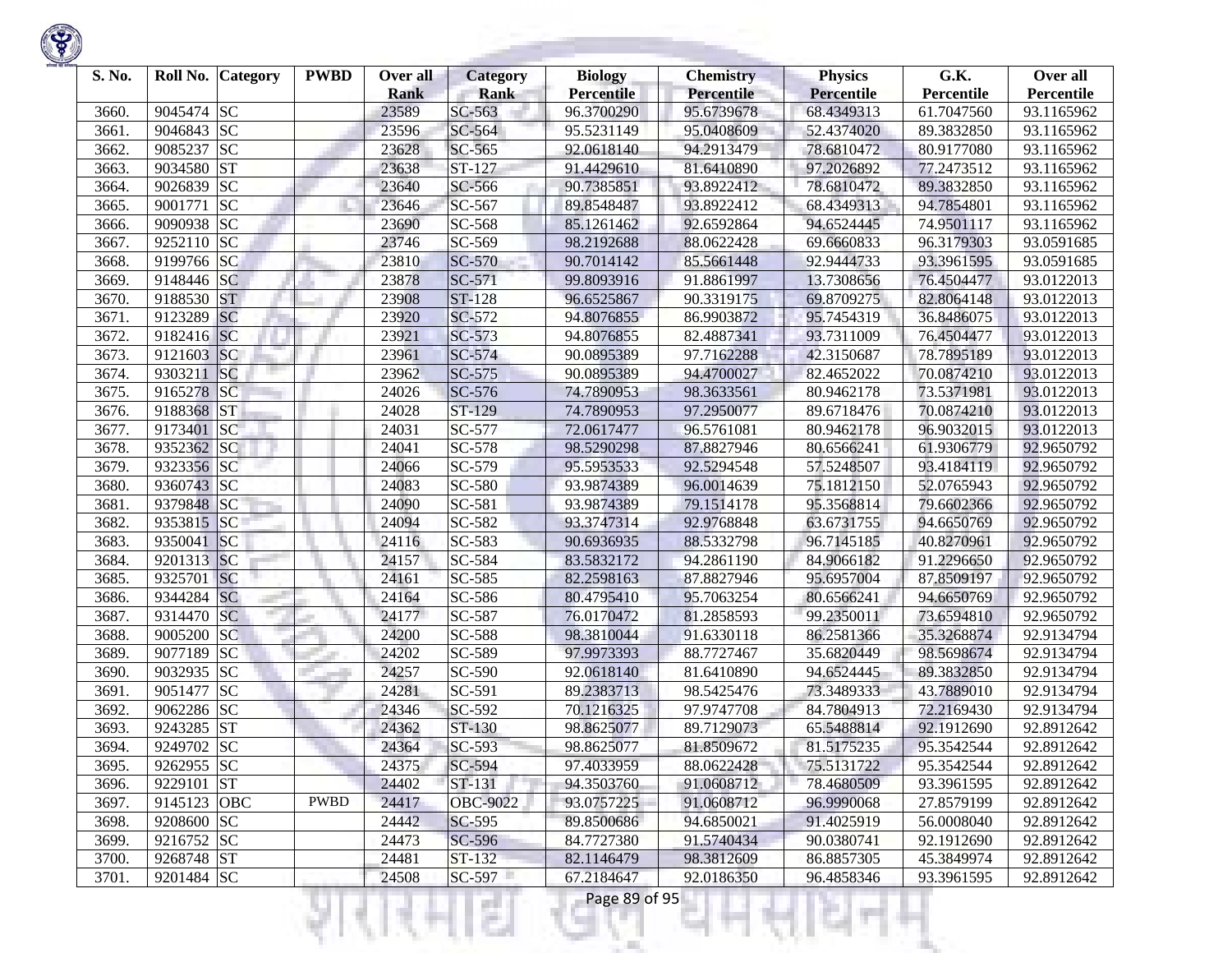| S. No. | Roll No. | Category | PWBD | Over all Rank | Category Rank | Biology Percentile | Chemistry Percentile | Physics Percentile | G.K. Percentile | Over all Percentile |
|---|---|---|---|---|---|---|---|---|---|---|
| 3660. | 9045474 | SC | | 23589 | SC-563 | 96.3700290 | 95.6739678 | 68.4349313 | 61.7047560 | 93.1165962 |
| 3661. | 9046843 | SC | | 23596 | SC-564 | 95.5231149 | 95.0408609 | 52.4374020 | 89.3832850 | 93.1165962 |
| 3662. | 9085237 | SC | | 23628 | SC-565 | 92.0618140 | 94.2913479 | 78.6810472 | 80.9177080 | 93.1165962 |
| 3663. | 9034580 | ST | | 23638 | ST-127 | 91.4429610 | 81.6410890 | 97.2026892 | 77.2473512 | 93.1165962 |
| 3664. | 9026839 | SC | | 23640 | SC-566 | 90.7385851 | 93.8922412 | 78.6810472 | 89.3832850 | 93.1165962 |
| 3665. | 9001771 | SC | | 23646 | SC-567 | 89.8548487 | 93.8922412 | 68.4349313 | 94.7854801 | 93.1165962 |
| 3666. | 9090938 | SC | | 23690 | SC-568 | 85.1261462 | 92.6592864 | 94.6524445 | 74.9501117 | 93.1165962 |
| 3667. | 9252110 | SC | | 23746 | SC-569 | 98.2192688 | 88.0622428 | 69.6660833 | 96.3179303 | 93.0591685 |
| 3668. | 9199766 | SC | | 23810 | SC-570 | 90.7014142 | 85.5661448 | 92.9444733 | 93.3961595 | 93.0591685 |
| 3669. | 9148446 | SC | | 23878 | SC-571 | 99.8093916 | 91.8861997 | 13.7308656 | 76.4504477 | 93.0122013 |
| 3670. | 9188530 | ST | | 23908 | ST-128 | 96.6525867 | 90.3319175 | 69.8709275 | 82.8064148 | 93.0122013 |
| 3671. | 9123289 | SC | | 23920 | SC-572 | 94.8076855 | 86.9903872 | 95.7454319 | 36.8486075 | 93.0122013 |
| 3672. | 9182416 | SC | | 23921 | SC-573 | 94.8076855 | 82.4887341 | 93.7311009 | 76.4504477 | 93.0122013 |
| 3673. | 9121603 | SC | | 23961 | SC-574 | 90.0895389 | 97.7162288 | 42.3150687 | 78.7895189 | 93.0122013 |
| 3674. | 9303211 | SC | | 23962 | SC-575 | 90.0895389 | 94.4700027 | 82.4652022 | 70.0874210 | 93.0122013 |
| 3675. | 9165278 | SC | | 24026 | SC-576 | 74.7890953 | 98.3633561 | 80.9462178 | 73.5371981 | 93.0122013 |
| 3676. | 9188368 | ST | | 24028 | ST-129 | 74.7890953 | 97.2950077 | 89.6718476 | 70.0874210 | 93.0122013 |
| 3677. | 9173401 | SC | | 24031 | SC-577 | 72.0617477 | 96.5761081 | 80.9462178 | 96.9032015 | 93.0122013 |
| 3678. | 9352362 | SC | | 24041 | SC-578 | 98.5290298 | 87.8827946 | 80.6566241 | 61.9306779 | 92.9650792 |
| 3679. | 9323356 | SC | | 24066 | SC-579 | 95.5953533 | 92.5294548 | 57.5248507 | 93.4184119 | 92.9650792 |
| 3680. | 9360743 | SC | | 24083 | SC-580 | 93.9874389 | 96.0014639 | 75.1812150 | 52.0765943 | 92.9650792 |
| 3681. | 9379848 | SC | | 24090 | SC-581 | 93.9874389 | 79.1514178 | 95.3568814 | 79.6602366 | 92.9650792 |
| 3682. | 9353815 | SC | | 24094 | SC-582 | 93.3747314 | 92.9768848 | 63.6731755 | 94.6650769 | 92.9650792 |
| 3683. | 9350041 | SC | | 24116 | SC-583 | 90.6936935 | 88.5332798 | 96.7145185 | 40.8270961 | 92.9650792 |
| 3684. | 9201313 | SC | | 24157 | SC-584 | 83.5832172 | 94.2861190 | 84.9066182 | 91.2296650 | 92.9650792 |
| 3685. | 9325701 | SC | | 24161 | SC-585 | 82.2598163 | 87.8827946 | 95.6957004 | 87.8509197 | 92.9650792 |
| 3686. | 9344284 | SC | | 24164 | SC-586 | 80.4795410 | 95.7063254 | 80.6566241 | 94.6650769 | 92.9650792 |
| 3687. | 9314470 | SC | | 24177 | SC-587 | 76.0170472 | 81.2858593 | 99.2350011 | 73.6594810 | 92.9650792 |
| 3688. | 9005200 | SC | | 24200 | SC-588 | 98.3810044 | 91.6330118 | 86.2581366 | 35.3268874 | 92.9134794 |
| 3689. | 9077189 | SC | | 24202 | SC-589 | 97.9973393 | 88.7727467 | 35.6820449 | 98.5698674 | 92.9134794 |
| 3690. | 9032935 | SC | | 24257 | SC-590 | 92.0618140 | 81.6410890 | 94.6524445 | 89.3832850 | 92.9134794 |
| 3691. | 9051477 | SC | | 24281 | SC-591 | 89.2383713 | 98.5425476 | 73.3489333 | 43.7889010 | 92.9134794 |
| 3692. | 9062286 | SC | | 24346 | SC-592 | 70.1216325 | 97.9747708 | 84.7804913 | 72.2169430 | 92.9134794 |
| 3693. | 9243285 | ST | | 24362 | ST-130 | 98.8625077 | 89.7129073 | 65.5488814 | 92.1912690 | 92.8912642 |
| 3694. | 9249702 | SC | | 24364 | SC-593 | 98.8625077 | 81.8509672 | 81.5175235 | 95.3542544 | 92.8912642 |
| 3695. | 9262955 | SC | | 24375 | SC-594 | 97.4033959 | 88.0622428 | 75.5131722 | 95.3542544 | 92.8912642 |
| 3696. | 9229101 | ST | | 24402 | ST-131 | 94.3503760 | 91.0608712 | 78.4680509 | 93.3961595 | 92.8912642 |
| 3697. | 9145123 | OBC | PWBD | 24417 | OBC-9022 | 93.0757225 | 91.0608712 | 96.9990068 | 27.8579199 | 92.8912642 |
| 3698. | 9208600 | SC | | 24442 | SC-595 | 89.8500686 | 94.6850021 | 91.4025919 | 56.0008040 | 92.8912642 |
| 3699. | 9216752 | SC | | 24473 | SC-596 | 84.7727380 | 91.5740434 | 90.0380741 | 92.1912690 | 92.8912642 |
| 3700. | 9268748 | ST | | 24481 | ST-132 | 82.1146479 | 98.3812609 | 86.8857305 | 45.3849974 | 92.8912642 |
| 3701. | 9201484 | SC | | 24508 | SC-597 | 67.2184647 | 92.0186350 | 96.4858346 | 93.3961595 | 92.8912642 |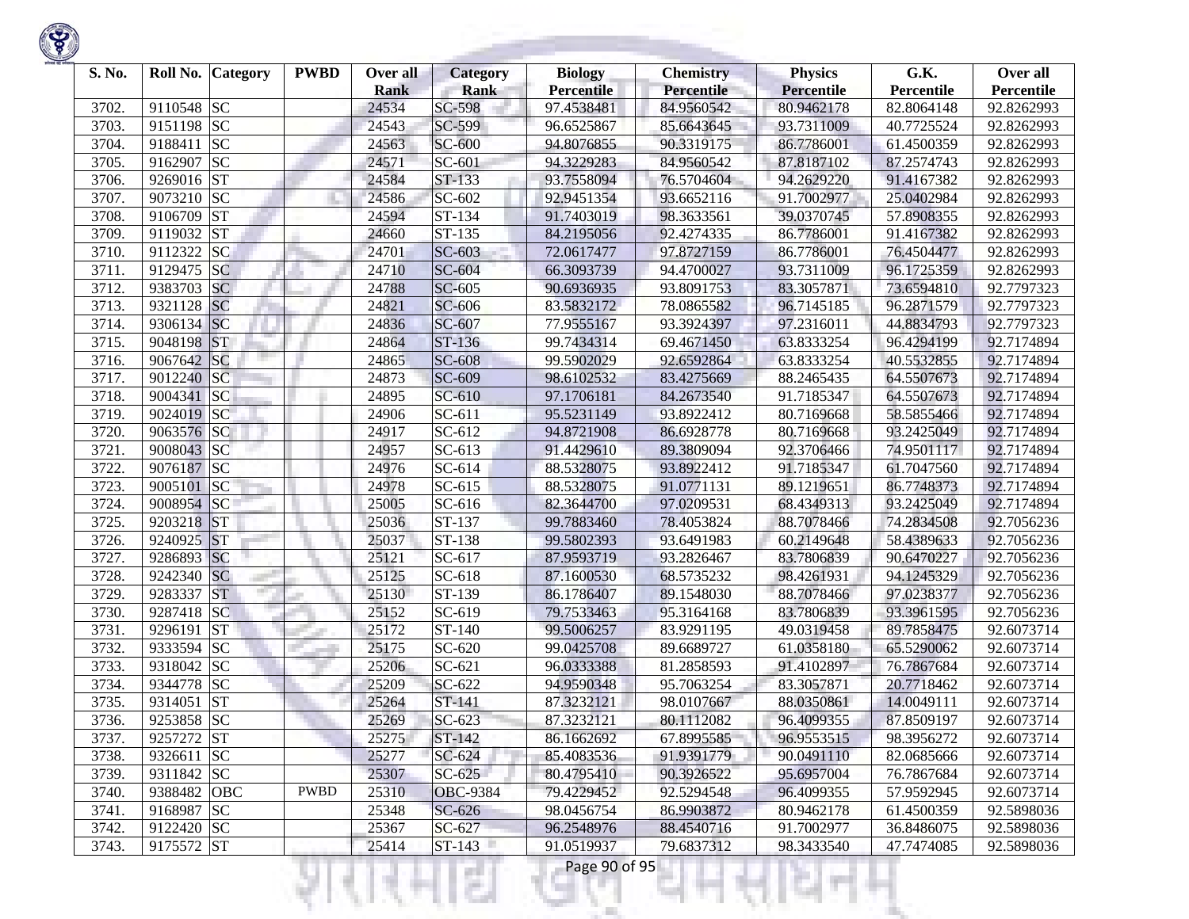| S. No. | Roll No. | Category | PWBD | Over all Rank | Category Rank | Biology Percentile | Chemistry Percentile | Physics Percentile | G.K. Percentile | Over all Percentile |
|---|---|---|---|---|---|---|---|---|---|---|
| 3702. | 9110548 | SC | | 24534 | SC-598 | 97.4538481 | 84.9560542 | 80.9462178 | 82.8064148 | 92.8262993 |
| 3703. | 9151198 | SC | | 24543 | SC-599 | 96.6525867 | 85.6643645 | 93.7311009 | 40.7725524 | 92.8262993 |
| 3704. | 9188411 | SC | | 24563 | SC-600 | 94.8076855 | 90.3319175 | 86.7786001 | 61.4500359 | 92.8262993 |
| 3705. | 9162907 | SC | | 24571 | SC-601 | 94.3229283 | 84.9560542 | 87.8187102 | 87.2574743 | 92.8262993 |
| 3706. | 9269016 | ST | | 24584 | ST-133 | 93.7558094 | 76.5704604 | 94.2629220 | 91.4167382 | 92.8262993 |
| 3707. | 9073210 | SC | | 24586 | SC-602 | 92.9451354 | 93.6652116 | 91.7002977 | 25.0402984 | 92.8262993 |
| 3708. | 9106709 | ST | | 24594 | ST-134 | 91.7403019 | 98.3633561 | 39.0370745 | 57.8908355 | 92.8262993 |
| 3709. | 9119032 | ST | | 24660 | ST-135 | 84.2195056 | 92.4274335 | 86.7786001 | 91.4167382 | 92.8262993 |
| 3710. | 9112322 | SC | | 24701 | SC-603 | 72.0617477 | 97.8727159 | 86.7786001 | 76.4504477 | 92.8262993 |
| 3711. | 9129475 | SC | | 24710 | SC-604 | 66.3093739 | 94.4700027 | 93.7311009 | 96.1725359 | 92.8262993 |
| 3712. | 9383703 | SC | | 24788 | SC-605 | 90.6936935 | 93.8091753 | 83.3057871 | 73.6594810 | 92.7797323 |
| 3713. | 9321128 | SC | | 24821 | SC-606 | 83.5832172 | 78.0865582 | 96.7145185 | 96.2871579 | 92.7797323 |
| 3714. | 9306134 | SC | | 24836 | SC-607 | 77.9555167 | 93.3924397 | 97.2316011 | 44.8834793 | 92.7797323 |
| 3715. | 9048198 | ST | | 24864 | ST-136 | 99.7434314 | 69.4671450 | 63.8333254 | 96.4294199 | 92.7174894 |
| 3716. | 9067642 | SC | | 24865 | SC-608 | 99.5902029 | 92.6592864 | 63.8333254 | 40.5532855 | 92.7174894 |
| 3717. | 9012240 | SC | | 24873 | SC-609 | 98.6102532 | 83.4275669 | 88.2465435 | 64.5507673 | 92.7174894 |
| 3718. | 9004341 | SC | | 24895 | SC-610 | 97.1706181 | 84.2673540 | 91.7185347 | 64.5507673 | 92.7174894 |
| 3719. | 9024019 | SC | | 24906 | SC-611 | 95.5231149 | 93.8922412 | 80.7169668 | 58.5855466 | 92.7174894 |
| 3720. | 9063576 | SC | | 24917 | SC-612 | 94.8721908 | 86.6928778 | 80.7169668 | 93.2425049 | 92.7174894 |
| 3721. | 9008043 | SC | | 24957 | SC-613 | 91.4429610 | 89.3809094 | 92.3706466 | 74.9501117 | 92.7174894 |
| 3722. | 9076187 | SC | | 24976 | SC-614 | 88.5328075 | 93.8922412 | 91.7185347 | 61.7047560 | 92.7174894 |
| 3723. | 9005101 | SC | | 24978 | SC-615 | 88.5328075 | 91.0771131 | 89.1219651 | 86.7748373 | 92.7174894 |
| 3724. | 9008954 | SC | | 25005 | SC-616 | 82.3644700 | 97.0209531 | 68.4349313 | 93.2425049 | 92.7174894 |
| 3725. | 9203218 | ST | | 25036 | ST-137 | 99.7883460 | 78.4053824 | 88.7078466 | 74.2834508 | 92.7056236 |
| 3726. | 9240925 | ST | | 25037 | ST-138 | 99.5802393 | 93.6491983 | 60.2149648 | 58.4389633 | 92.7056236 |
| 3727. | 9286893 | SC | | 25121 | SC-617 | 87.9593719 | 93.2826467 | 83.7806839 | 90.6470227 | 92.7056236 |
| 3728. | 9242340 | SC | | 25125 | SC-618 | 87.1600530 | 68.5735232 | 98.4261931 | 94.1245329 | 92.7056236 |
| 3729. | 9283337 | ST | | 25130 | ST-139 | 86.1786407 | 89.1548030 | 88.7078466 | 97.0238377 | 92.7056236 |
| 3730. | 9287418 | SC | | 25152 | SC-619 | 79.7533463 | 95.3164168 | 83.7806839 | 93.3961595 | 92.7056236 |
| 3731. | 9296191 | ST | | 25172 | ST-140 | 99.5006257 | 83.9291195 | 49.0319458 | 89.7858475 | 92.6073714 |
| 3732. | 9333594 | SC | | 25175 | SC-620 | 99.0425708 | 89.6689727 | 61.0358180 | 65.5290062 | 92.6073714 |
| 3733. | 9318042 | SC | | 25206 | SC-621 | 96.0333388 | 81.2858593 | 91.4102897 | 76.7867684 | 92.6073714 |
| 3734. | 9344778 | SC | | 25209 | SC-622 | 94.9590348 | 95.7063254 | 83.3057871 | 20.7718462 | 92.6073714 |
| 3735. | 9314051 | ST | | 25264 | ST-141 | 87.3232121 | 98.0107667 | 88.0350861 | 14.0049111 | 92.6073714 |
| 3736. | 9253858 | SC | | 25269 | SC-623 | 87.3232121 | 80.1112082 | 96.4099355 | 87.8509197 | 92.6073714 |
| 3737. | 9257272 | ST | | 25275 | ST-142 | 86.1662692 | 67.8995585 | 96.9553515 | 98.3956272 | 92.6073714 |
| 3738. | 9326611 | SC | | 25277 | SC-624 | 85.4083536 | 91.9391779 | 90.0491110 | 82.0685666 | 92.6073714 |
| 3739. | 9311842 | SC | | 25307 | SC-625 | 80.4795410 | 90.3926522 | 95.6957004 | 76.7867684 | 92.6073714 |
| 3740. | 9388482 | OBC | PWBD | 25310 | OBC-9384 | 79.4229452 | 92.5294548 | 96.4099355 | 57.9592945 | 92.6073714 |
| 3741. | 9168987 | SC | | 25348 | SC-626 | 98.0456754 | 86.9903872 | 80.9462178 | 61.4500359 | 92.5898036 |
| 3742. | 9122420 | SC | | 25367 | SC-627 | 96.2548976 | 88.4540716 | 91.7002977 | 36.8486075 | 92.5898036 |
| 3743. | 9175572 | ST | | 25414 | ST-143 | 91.0519937 | 79.6837312 | 98.3433540 | 47.7474085 | 92.5898036 |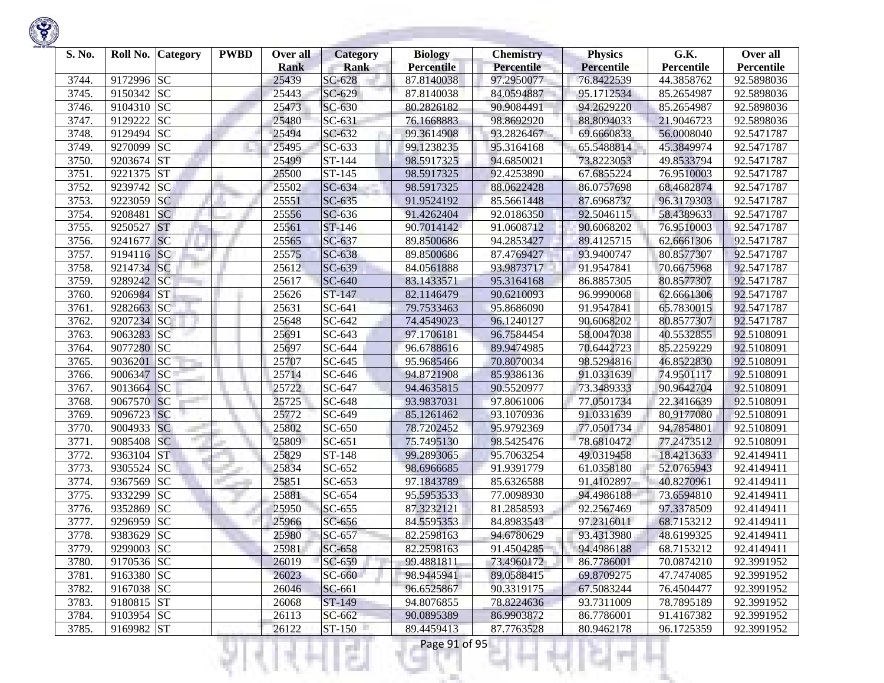| S. No. | Roll No. | Category | PWBD | Over all Rank | Category Rank | Biology Percentile | Chemistry Percentile | Physics Percentile | G.K. Percentile | Over all Percentile |
|---|---|---|---|---|---|---|---|---|---|---|
| 3744. | 9172996 | SC | | 25439 | SC-628 | 87.8140038 | 97.2950077 | 76.8422539 | 44.3858762 | 92.5898036 |
| 3745. | 9150342 | SC | | 25443 | SC-629 | 87.8140038 | 84.0594887 | 95.1712534 | 85.2654987 | 92.5898036 |
| 3746. | 9104310 | SC | | 25473 | SC-630 | 80.2826182 | 90.9084491 | 94.2629220 | 85.2654987 | 92.5898036 |
| 3747. | 9129222 | SC | | 25480 | SC-631 | 76.1668883 | 98.8692920 | 88.8094033 | 21.9046723 | 92.5898036 |
| 3748. | 9129494 | SC | | 25494 | SC-632 | 99.3614908 | 93.2826467 | 69.6660833 | 56.0008040 | 92.5471787 |
| 3749. | 9270099 | SC | | 25495 | SC-633 | 99.1238235 | 95.3164168 | 65.5488814 | 45.3849974 | 92.5471787 |
| 3750. | 9203674 | ST | | 25499 | ST-144 | 98.5917325 | 94.6850021 | 73.8223053 | 49.8533794 | 92.5471787 |
| 3751. | 9221375 | ST | | 25500 | ST-145 | 98.5917325 | 92.4253890 | 67.6855224 | 76.9510003 | 92.5471787 |
| 3752. | 9239742 | SC | | 25502 | SC-634 | 98.5917325 | 88.0622428 | 86.0757698 | 68.4682874 | 92.5471787 |
| 3753. | 9223059 | SC | | 25551 | SC-635 | 91.9524192 | 85.5661448 | 87.6968737 | 96.3179303 | 92.5471787 |
| 3754. | 9208481 | SC | | 25556 | SC-636 | 91.4262404 | 92.0186350 | 92.5046115 | 58.4389633 | 92.5471787 |
| 3755. | 9250527 | ST | | 25561 | ST-146 | 90.7014142 | 91.0608712 | 90.6068202 | 76.9510003 | 92.5471787 |
| 3756. | 9241677 | SC | | 25565 | SC-637 | 89.8500686 | 94.2853427 | 89.4125715 | 62.6661306 | 92.5471787 |
| 3757. | 9194116 | SC | | 25575 | SC-638 | 89.8500686 | 87.4769427 | 93.9400747 | 80.8577307 | 92.5471787 |
| 3758. | 9214734 | SC | | 25612 | SC-639 | 84.0561888 | 93.9873717 | 91.9547841 | 70.6675968 | 92.5471787 |
| 3759. | 9289242 | SC | | 25617 | SC-640 | 83.1433571 | 95.3164168 | 86.8857305 | 80.8577307 | 92.5471787 |
| 3760. | 9206984 | ST | | 25626 | ST-147 | 82.1146479 | 90.6210093 | 96.9990068 | 62.6661306 | 92.5471787 |
| 3761. | 9282663 | SC | | 25631 | SC-641 | 79.7533463 | 95.8686090 | 91.9547841 | 65.7830015 | 92.5471787 |
| 3762. | 9207234 | SC | | 25648 | SC-642 | 74.4549023 | 96.1240127 | 90.6068202 | 80.8577307 | 92.5471787 |
| 3763. | 9063283 | SC | | 25691 | SC-643 | 97.1706181 | 96.7584454 | 58.0047038 | 40.5532855 | 92.5108091 |
| 3764. | 9077280 | SC | | 25697 | SC-644 | 96.6788616 | 89.9474985 | 70.6442723 | 85.2259229 | 92.5108091 |
| 3765. | 9036201 | SC | | 25707 | SC-645 | 95.9685466 | 70.8070034 | 98.5294816 | 46.8522830 | 92.5108091 |
| 3766. | 9006347 | SC | | 25714 | SC-646 | 94.8721908 | 85.9386136 | 91.0331639 | 74.9501117 | 92.5108091 |
| 3767. | 9013664 | SC | | 25722 | SC-647 | 94.4635815 | 90.5520977 | 73.3489333 | 90.9642704 | 92.5108091 |
| 3768. | 9067570 | SC | | 25725 | SC-648 | 93.9837031 | 97.8061006 | 77.0501734 | 22.3416639 | 92.5108091 |
| 3769. | 9096723 | SC | | 25772 | SC-649 | 85.1261462 | 93.1070936 | 91.0331639 | 80.9177080 | 92.5108091 |
| 3770. | 9004933 | SC | | 25802 | SC-650 | 78.7202452 | 95.9792369 | 77.0501734 | 94.7854801 | 92.5108091 |
| 3771. | 9085408 | SC | | 25809 | SC-651 | 75.7495130 | 98.5425476 | 78.6810472 | 77.2473512 | 92.5108091 |
| 3772. | 9363104 | ST | | 25829 | ST-148 | 99.2893065 | 95.7063254 | 49.0319458 | 18.4213633 | 92.4149411 |
| 3773. | 9305524 | SC | | 25834 | SC-652 | 98.6966685 | 91.9391779 | 61.0358180 | 52.0765943 | 92.4149411 |
| 3774. | 9367569 | SC | | 25851 | SC-653 | 97.1843789 | 85.6326588 | 91.4102897 | 40.8270961 | 92.4149411 |
| 3775. | 9332299 | SC | | 25881 | SC-654 | 95.5953533 | 77.0098930 | 94.4986188 | 73.6594810 | 92.4149411 |
| 3776. | 9352869 | SC | | 25950 | SC-655 | 87.3232121 | 81.2858593 | 92.2567469 | 97.3378509 | 92.4149411 |
| 3777. | 9296959 | SC | | 25966 | SC-656 | 84.5595353 | 84.8983543 | 97.2316011 | 68.7153212 | 92.4149411 |
| 3778. | 9383629 | SC | | 25980 | SC-657 | 82.2598163 | 94.6780629 | 93.4313980 | 48.6199325 | 92.4149411 |
| 3779. | 9299003 | SC | | 25981 | SC-658 | 82.2598163 | 91.4504285 | 94.4986188 | 68.7153212 | 92.4149411 |
| 3780. | 9170536 | SC | | 26019 | SC-659 | 99.4881811 | 73.4960172 | 86.7786001 | 70.0874210 | 92.3991952 |
| 3781. | 9163380 | SC | | 26023 | SC-660 | 98.9445941 | 89.0588415 | 69.8709275 | 47.7474085 | 92.3991952 |
| 3782. | 9167038 | SC | | 26046 | SC-661 | 96.6525867 | 90.3319175 | 67.5083244 | 76.4504477 | 92.3991952 |
| 3783. | 9180815 | ST | | 26068 | ST-149 | 94.8076855 | 78.8224636 | 93.7311009 | 78.7895189 | 92.3991952 |
| 3784. | 9103954 | SC | | 26113 | SC-662 | 90.0895389 | 86.9903872 | 86.7786001 | 91.4167382 | 92.3991952 |
| 3785. | 9169982 | ST | | 26122 | ST-150 | 89.4459413 | 87.7763528 | 80.9462178 | 96.1725359 | 92.3991952 |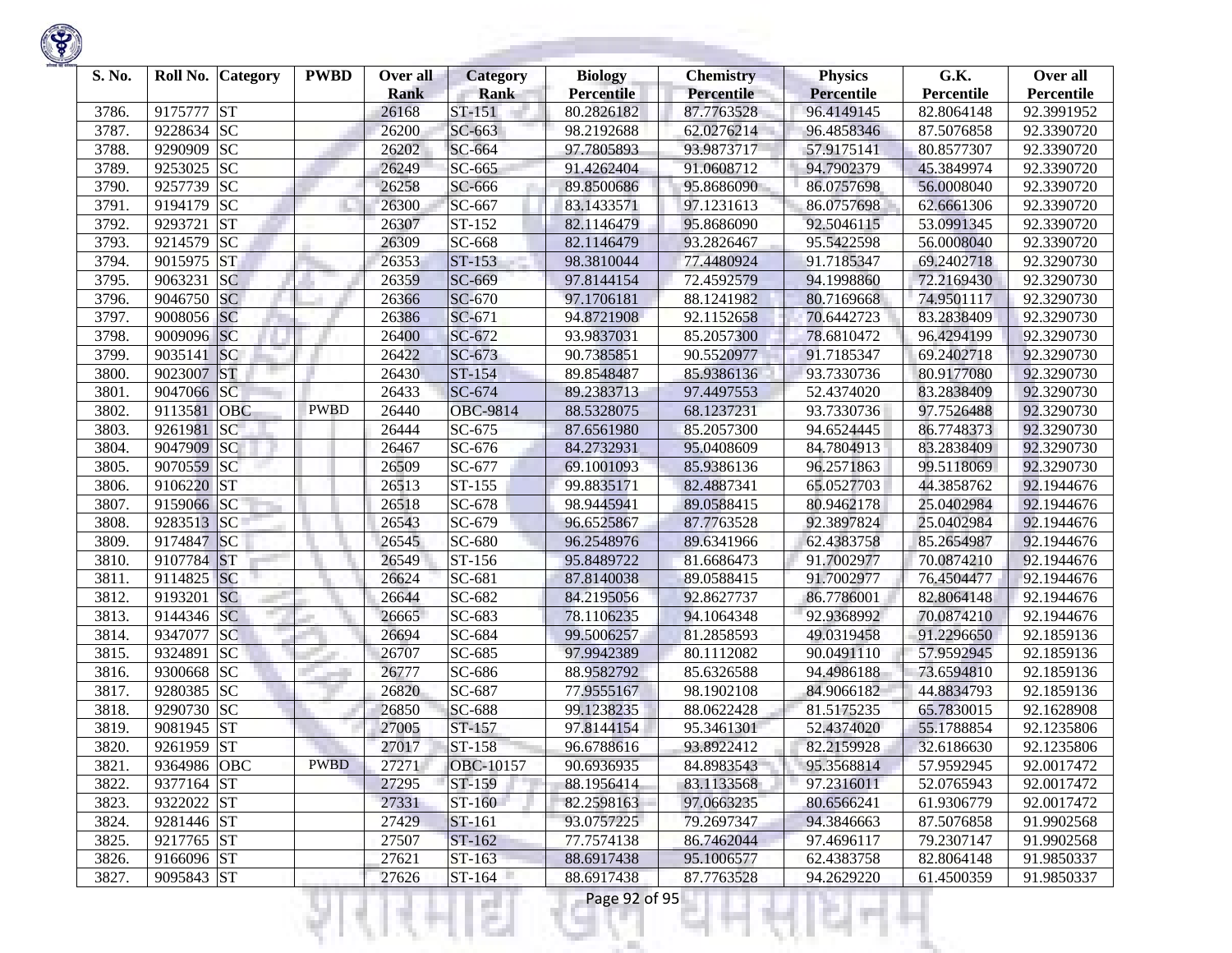| S. No. | Roll No. | Category | PWBD | Over all Rank | Category Rank | Biology Percentile | Chemistry Percentile | Physics Percentile | G.K. Percentile | Over all Percentile |
|---|---|---|---|---|---|---|---|---|---|---|
| 3786. | 9175777 | ST | | 26168 | ST-151 | 80.2826182 | 87.7763528 | 96.4149145 | 82.8064148 | 92.3991952 |
| 3787. | 9228634 | SC | | 26200 | SC-663 | 98.2192688 | 62.0276214 | 96.4858346 | 87.5076858 | 92.3390720 |
| 3788. | 9290909 | SC | | 26202 | SC-664 | 97.7805893 | 93.9873717 | 57.9175141 | 80.8577307 | 92.3390720 |
| 3789. | 9253025 | SC | | 26249 | SC-665 | 91.4262404 | 91.0608712 | 94.7902379 | 45.3849974 | 92.3390720 |
| 3790. | 9257739 | SC | | 26258 | SC-666 | 89.8500686 | 95.8686090 | 86.0757698 | 56.0008040 | 92.3390720 |
| 3791. | 9194179 | SC | | 26300 | SC-667 | 83.1433571 | 97.1231613 | 86.0757698 | 62.6661306 | 92.3390720 |
| 3792. | 9293721 | ST | | 26307 | ST-152 | 82.1146479 | 95.8686090 | 92.5046115 | 53.0991345 | 92.3390720 |
| 3793. | 9214579 | SC | | 26309 | SC-668 | 82.1146479 | 93.2826467 | 95.5422598 | 56.0008040 | 92.3390720 |
| 3794. | 9015975 | ST | | 26353 | ST-153 | 98.3810044 | 77.4480924 | 91.7185347 | 69.2402718 | 92.3290730 |
| 3795. | 9063231 | SC | | 26359 | SC-669 | 97.8144154 | 72.4592579 | 94.1998860 | 72.2169430 | 92.3290730 |
| 3796. | 9046750 | SC | | 26366 | SC-670 | 97.1706181 | 88.1241982 | 80.7169668 | 74.9501117 | 92.3290730 |
| 3797. | 9008056 | SC | | 26386 | SC-671 | 94.8721908 | 92.1152658 | 70.6442723 | 83.2838409 | 92.3290730 |
| 3798. | 9009096 | SC | | 26400 | SC-672 | 93.9837031 | 85.2057300 | 78.6810472 | 96.4294199 | 92.3290730 |
| 3799. | 9035141 | SC | | 26422 | SC-673 | 90.7385851 | 90.5520977 | 91.7185347 | 69.2402718 | 92.3290730 |
| 3800. | 9023007 | ST | | 26430 | ST-154 | 89.8548487 | 85.9386136 | 93.7330736 | 80.9177080 | 92.3290730 |
| 3801. | 9047066 | SC | | 26433 | SC-674 | 89.2383713 | 97.4497553 | 52.4374020 | 83.2838409 | 92.3290730 |
| 3802. | 9113581 | OBC | PWBD | 26440 | OBC-9814 | 88.5328075 | 68.1237231 | 93.7330736 | 97.7526488 | 92.3290730 |
| 3803. | 9261981 | SC | | 26444 | SC-675 | 87.6561980 | 85.2057300 | 94.6524445 | 86.7748373 | 92.3290730 |
| 3804. | 9047909 | SC | | 26467 | SC-676 | 84.2732931 | 95.0408609 | 84.7804913 | 83.2838409 | 92.3290730 |
| 3805. | 9070559 | SC | | 26509 | SC-677 | 69.1001093 | 85.9386136 | 96.2571863 | 99.5118069 | 92.3290730 |
| 3806. | 9106220 | ST | | 26513 | ST-155 | 99.8835171 | 82.4887341 | 65.0527703 | 44.3858762 | 92.1944676 |
| 3807. | 9159066 | SC | | 26518 | SC-678 | 98.9445941 | 89.0588415 | 80.9462178 | 25.0402984 | 92.1944676 |
| 3808. | 9283513 | SC | | 26543 | SC-679 | 96.6525867 | 87.7763528 | 92.3897824 | 25.0402984 | 92.1944676 |
| 3809. | 9174847 | SC | | 26545 | SC-680 | 96.2548976 | 89.6341966 | 62.4383758 | 85.2654987 | 92.1944676 |
| 3810. | 9107784 | ST | | 26549 | ST-156 | 95.8489722 | 81.6686473 | 91.7002977 | 70.0874210 | 92.1944676 |
| 3811. | 9114825 | SC | | 26624 | SC-681 | 87.8140038 | 89.0588415 | 91.7002977 | 76.4504477 | 92.1944676 |
| 3812. | 9193201 | SC | | 26644 | SC-682 | 84.2195056 | 92.8627737 | 86.7786001 | 82.8064148 | 92.1944676 |
| 3813. | 9144346 | SC | | 26665 | SC-683 | 78.1106235 | 94.1064348 | 92.9368992 | 70.0874210 | 92.1944676 |
| 3814. | 9347077 | SC | | 26694 | SC-684 | 99.5006257 | 81.2858593 | 49.0319458 | 91.2296650 | 92.1859136 |
| 3815. | 9324891 | SC | | 26707 | SC-685 | 97.9942389 | 80.1112082 | 90.0491110 | 57.9592945 | 92.1859136 |
| 3816. | 9300668 | SC | | 26777 | SC-686 | 88.9582792 | 85.6326588 | 94.4986188 | 73.6594810 | 92.1859136 |
| 3817. | 9280385 | SC | | 26820 | SC-687 | 77.9555167 | 98.1902108 | 84.9066182 | 44.8834793 | 92.1859136 |
| 3818. | 9290730 | SC | | 26850 | SC-688 | 99.1238235 | 88.0622428 | 81.5175235 | 65.7830015 | 92.1628908 |
| 3819. | 9081945 | ST | | 27005 | ST-157 | 97.8144154 | 95.3461301 | 52.4374020 | 55.1788854 | 92.1235806 |
| 3820. | 9261959 | ST | | 27017 | ST-158 | 96.6788616 | 93.8922412 | 82.2159928 | 32.6186630 | 92.1235806 |
| 3821. | 9364986 | OBC | PWBD | 27271 | OBC-10157 | 90.6936935 | 84.8983543 | 95.3568814 | 57.9592945 | 92.0017472 |
| 3822. | 9377164 | ST | | 27295 | ST-159 | 88.1956414 | 83.1133568 | 97.2316011 | 52.0765943 | 92.0017472 |
| 3823. | 9322022 | ST | | 27331 | ST-160 | 82.2598163 | 97.0663235 | 80.6566241 | 61.9306779 | 92.0017472 |
| 3824. | 9281446 | ST | | 27429 | ST-161 | 93.0757225 | 79.2697347 | 94.3846663 | 87.5076858 | 91.9902568 |
| 3825. | 9217765 | ST | | 27507 | ST-162 | 77.7574138 | 86.7462044 | 97.4696117 | 79.2307147 | 91.9902568 |
| 3826. | 9166096 | ST | | 27621 | ST-163 | 88.6917438 | 95.1006577 | 62.4383758 | 82.8064148 | 91.9850337 |
| 3827. | 9095843 | ST | | 27626 | ST-164 | 88.6917438 | 87.7763528 | 94.2629220 | 61.4500359 | 91.9850337 |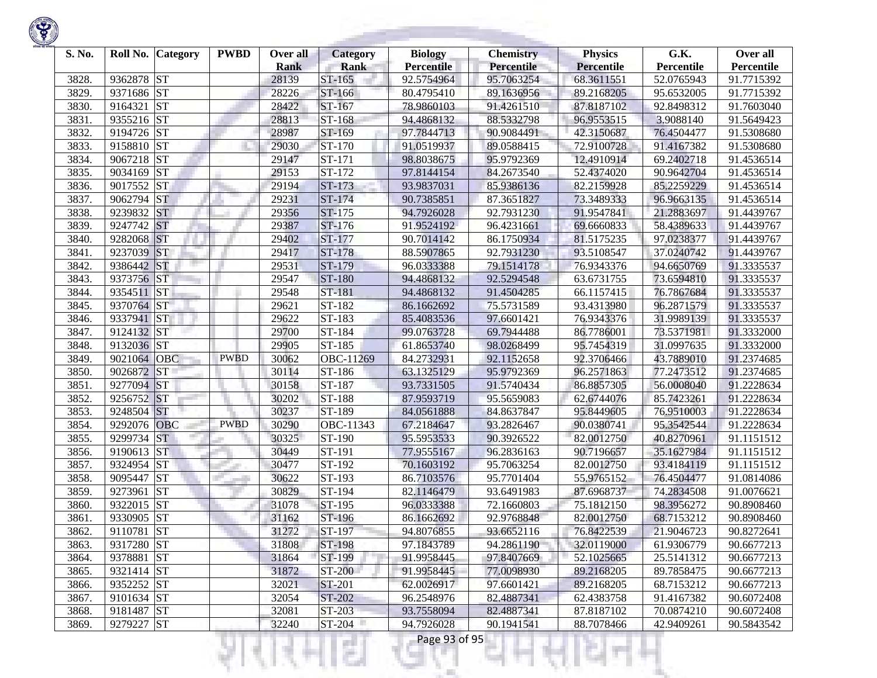| S. No. | Roll No. | Category | PWBD | Over all Rank | Category Rank | Biology Percentile | Chemistry Percentile | Physics Percentile | G.K. Percentile | Over all Percentile |
|---|---|---|---|---|---|---|---|---|---|---|
| 3828. | 9362878 | ST | | 28139 | ST-165 | 92.5754964 | 95.7063254 | 68.3611551 | 52.0765943 | 91.7715392 |
| 3829. | 9371686 | ST | | 28226 | ST-166 | 80.4795410 | 89.1636956 | 89.2168205 | 95.6532005 | 91.7715392 |
| 3830. | 9164321 | ST | | 28422 | ST-167 | 78.9860103 | 91.4261510 | 87.8187102 | 92.8498312 | 91.7603040 |
| 3831. | 9355216 | ST | | 28813 | ST-168 | 94.4868132 | 88.5332798 | 96.9553515 | 3.9088140 | 91.5649423 |
| 3832. | 9194726 | ST | | 28987 | ST-169 | 97.7844713 | 90.9084491 | 42.3150687 | 76.4504477 | 91.5308680 |
| 3833. | 9158810 | ST | | 29030 | ST-170 | 91.0519937 | 89.0588415 | 72.9100728 | 91.4167382 | 91.5308680 |
| 3834. | 9067218 | ST | | 29147 | ST-171 | 98.8038675 | 95.9792369 | 12.4910914 | 69.2402718 | 91.4536514 |
| 3835. | 9034169 | ST | | 29153 | ST-172 | 97.8144154 | 84.2673540 | 52.4374020 | 90.9642704 | 91.4536514 |
| 3836. | 9017552 | ST | | 29194 | ST-173 | 93.9837031 | 85.9386136 | 82.2159928 | 85.2259229 | 91.4536514 |
| 3837. | 9062794 | ST | | 29231 | ST-174 | 90.7385851 | 87.3651827 | 73.3489333 | 96.9663135 | 91.4536514 |
| 3838. | 9239832 | ST | | 29356 | ST-175 | 94.7926028 | 92.7931230 | 91.9547841 | 21.2883697 | 91.4439767 |
| 3839. | 9247742 | ST | | 29387 | ST-176 | 91.9524192 | 96.4231661 | 69.6660833 | 58.4389633 | 91.4439767 |
| 3840. | 9282068 | ST | | 29402 | ST-177 | 90.7014142 | 86.1750934 | 81.5175235 | 97.0238377 | 91.4439767 |
| 3841. | 9237039 | ST | | 29417 | ST-178 | 88.5907865 | 92.7931230 | 93.5108547 | 37.0240742 | 91.4439767 |
| 3842. | 9386442 | ST | | 29531 | ST-179 | 96.0333388 | 79.1514178 | 76.9343376 | 94.6650769 | 91.3335537 |
| 3843. | 9373756 | ST | | 29547 | ST-180 | 94.4868132 | 92.5294548 | 63.6731755 | 73.6594810 | 91.3335537 |
| 3844. | 9354511 | ST | | 29548 | ST-181 | 94.4868132 | 91.4504285 | 66.1157415 | 76.7867684 | 91.3335537 |
| 3845. | 9370764 | ST | | 29621 | ST-182 | 86.1662692 | 75.5731589 | 93.4313980 | 96.2871579 | 91.3335537 |
| 3846. | 9337941 | ST | | 29622 | ST-183 | 85.4083536 | 97.6601421 | 76.9343376 | 31.9989139 | 91.3335537 |
| 3847. | 9124132 | ST | | 29700 | ST-184 | 99.0763728 | 69.7944488 | 86.7786001 | 73.5371981 | 91.3332000 |
| 3848. | 9132036 | ST | | 29905 | ST-185 | 61.8653740 | 98.0268499 | 95.7454319 | 31.0997635 | 91.3332000 |
| 3849. | 9021064 | OBC | PWBD | 30062 | OBC-11269 | 84.2732931 | 92.1152658 | 92.3706466 | 43.7889010 | 91.2374685 |
| 3850. | 9026872 | ST | | 30114 | ST-186 | 63.1325129 | 95.9792369 | 96.2571863 | 77.2473512 | 91.2374685 |
| 3851. | 9277094 | ST | | 30158 | ST-187 | 93.7331505 | 91.5740434 | 86.8857305 | 56.0008040 | 91.2228634 |
| 3852. | 9256752 | ST | | 30202 | ST-188 | 87.9593719 | 95.5659083 | 62.6744076 | 85.7423261 | 91.2228634 |
| 3853. | 9248504 | ST | | 30237 | ST-189 | 84.0561888 | 84.8637847 | 95.8449605 | 76.9510003 | 91.2228634 |
| 3854. | 9292076 | OBC | PWBD | 30290 | OBC-11343 | 67.2184647 | 93.2826467 | 90.0380741 | 95.3542544 | 91.2228634 |
| 3855. | 9299734 | ST | | 30325 | ST-190 | 95.5953533 | 90.3926522 | 82.0012750 | 40.8270961 | 91.1151512 |
| 3856. | 9190613 | ST | | 30449 | ST-191 | 77.9555167 | 96.2836163 | 90.7196657 | 35.1627984 | 91.1151512 |
| 3857. | 9324954 | ST | | 30477 | ST-192 | 70.1603192 | 95.7063254 | 82.0012750 | 93.4184119 | 91.1151512 |
| 3858. | 9095447 | ST | | 30622 | ST-193 | 86.7103576 | 95.7701404 | 55.9765152 | 76.4504477 | 91.0814086 |
| 3859. | 9273961 | ST | | 30829 | ST-194 | 82.1146479 | 93.6491983 | 87.6968737 | 74.2834508 | 91.0076621 |
| 3860. | 9322015 | ST | | 31078 | ST-195 | 96.0333388 | 72.1660803 | 75.1812150 | 98.3956272 | 90.8908460 |
| 3861. | 9330905 | ST | | 31162 | ST-196 | 86.1662692 | 92.9768848 | 82.0012750 | 68.7153212 | 90.8908460 |
| 3862. | 9110781 | ST | | 31272 | ST-197 | 94.8076855 | 93.6652116 | 76.8422539 | 21.9046723 | 90.8272641 |
| 3863. | 9317280 | ST | | 31808 | ST-198 | 97.1843789 | 94.2861190 | 32.0119000 | 61.9306779 | 90.6677213 |
| 3864. | 9378881 | ST | | 31864 | ST-199 | 91.9958445 | 97.8407669 | 52.1025665 | 25.5141312 | 90.6677213 |
| 3865. | 9321414 | ST | | 31872 | ST-200 | 91.9958445 | 77.0098930 | 89.2168205 | 89.7858475 | 90.6677213 |
| 3866. | 9352252 | ST | | 32021 | ST-201 | 62.0026917 | 97.6601421 | 89.2168205 | 68.7153212 | 90.6677213 |
| 3867. | 9101634 | ST | | 32054 | ST-202 | 96.2548976 | 82.4887341 | 62.4383758 | 91.4167382 | 90.6072408 |
| 3868. | 9181487 | ST | | 32081 | ST-203 | 93.7558094 | 82.4887341 | 87.8187102 | 70.0874210 | 90.6072408 |
| 3869. | 9279227 | ST | | 32240 | ST-204 | 94.7926028 | 90.1941541 | 88.7078466 | 42.9409261 | 90.5843542 |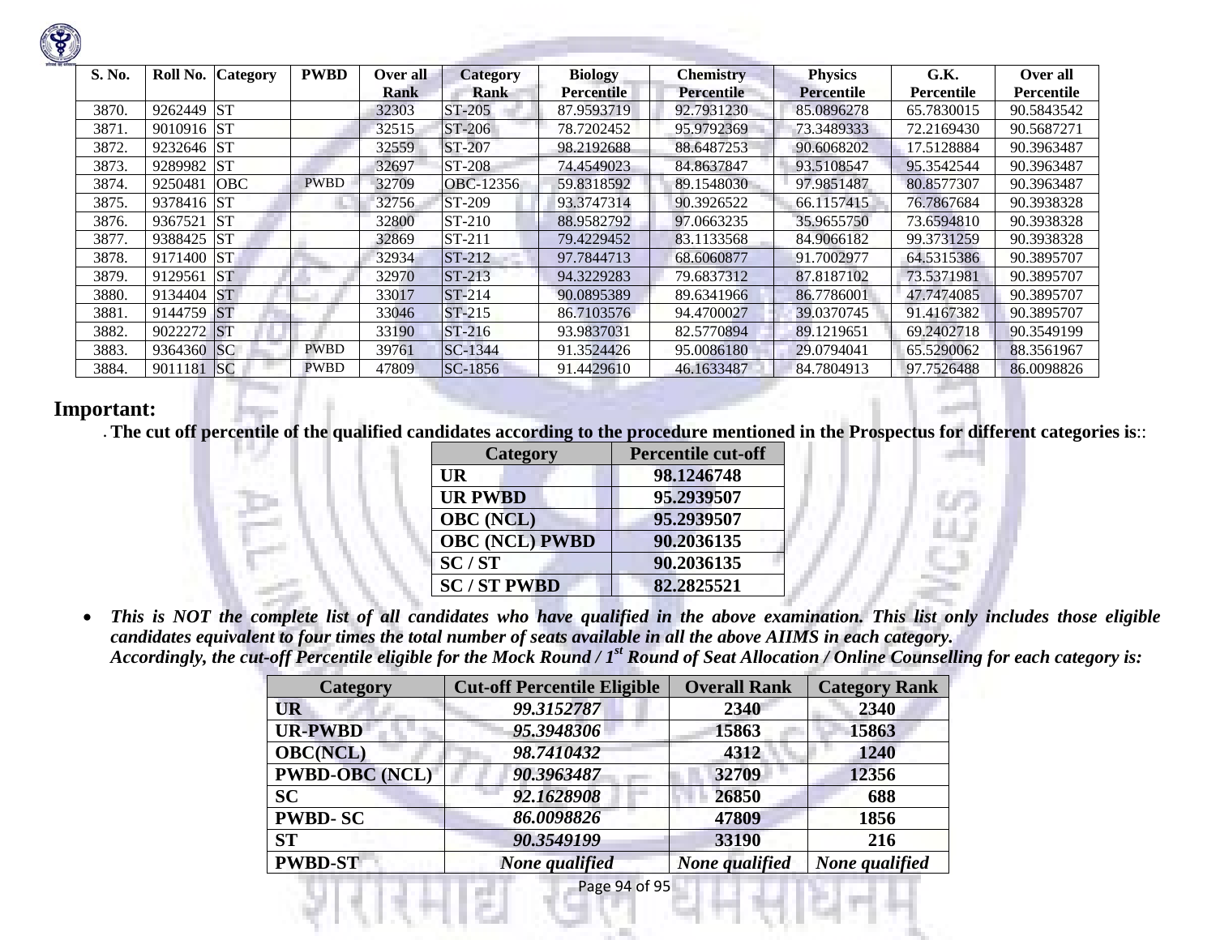| S. No. | Roll No. | Category | PWBD | Over all Rank | Category Rank | Biology Percentile | Chemistry Percentile | Physics Percentile | G.K. Percentile | Over all Percentile |
|---|---|---|---|---|---|---|---|---|---|---|
| 3870. | 9262449 | ST | | 32303 | ST-205 | 87.9593719 | 92.7931230 | 85.0896278 | 65.7830015 | 90.5843542 |
| 3871. | 9010916 | ST | | 32515 | ST-206 | 78.7202452 | 95.9792369 | 73.3489333 | 72.2169430 | 90.5687271 |
| 3872. | 9232646 | ST | | 32559 | ST-207 | 98.2192688 | 88.6487253 | 90.6068202 | 17.5128884 | 90.3963487 |
| 3873. | 9289982 | ST | | 32697 | ST-208 | 74.4549023 | 84.8637847 | 93.5108547 | 95.3542544 | 90.3963487 |
| 3874. | 9250481 | OBC | PWBD | 32709 | OBC-12356 | 59.8318592 | 89.1548030 | 97.9851487 | 80.8577307 | 90.3963487 |
| 3875. | 9378416 | ST | | 32756 | ST-209 | 93.3747314 | 90.3926522 | 66.1157415 | 76.7867684 | 90.3938328 |
| 3876. | 9367521 | ST | | 32800 | ST-210 | 88.9582792 | 97.0663235 | 35.9655750 | 73.6594810 | 90.3938328 |
| 3877. | 9388425 | ST | | 32869 | ST-211 | 79.4229452 | 83.1133568 | 84.9066182 | 99.3731259 | 90.3938328 |
| 3878. | 9171400 | ST | | 32934 | ST-212 | 97.7844713 | 68.6060877 | 91.7002977 | 64.5315386 | 90.3895707 |
| 3879. | 9129561 | ST | | 32970 | ST-213 | 94.3229283 | 79.6837312 | 87.8187102 | 73.5371981 | 90.3895707 |
| 3880. | 9134404 | ST | | 33017 | ST-214 | 90.0895389 | 89.6341966 | 86.7786001 | 47.7474085 | 90.3895707 |
| 3881. | 9144759 | ST | | 33046 | ST-215 | 86.7103576 | 94.4700027 | 39.0370745 | 91.4167382 | 90.3895707 |
| 3882. | 9022272 | ST | | 33190 | ST-216 | 93.9837031 | 82.5770894 | 89.1219651 | 69.2402718 | 90.3549199 |
| 3883. | 9364360 | SC | PWBD | 39761 | SC-1344 | 91.3524426 | 95.0086180 | 29.0794041 | 65.5290062 | 88.3561967 |
| 3884. | 9011181 | SC | PWBD | 47809 | SC-1856 | 91.4429610 | 46.1633487 | 84.7804913 | 97.7526488 | 86.0098826 |

## Important:

. **The cut off percentile of the qualified candidates according to the procedure mentioned in the Prospectus for different categories is::**

| Category | Percentile cut-off |
|---|---|
| **UR** | **98.1246748** |
| **UR PWBD** | **95.2939507** |
| **OBC (NCL)** | **95.2939507** |
| **OBC (NCL) PWBD** | **90.2036135** |
| **SC / ST** | **90.2036135** |
| **SC / ST PWBD** | **82.2825521** |

- ***This is NOT the complete list of all candidates who have qualified in the above examination. This list only includes those eligible candidates equivalent to four times the total number of seats available in all the above AIIMS in each category.***
  ***Accordingly, the cut-off Percentile eligible for the Mock Round / 1st Round of Seat Allocation / Online Counselling for each category is:***

| Category | Cut-off Percentile Eligible | Overall Rank | Category Rank |
|---|---|---|---|
| **UR** | ***99.3152787*** | **2340** | **2340** |
| **UR-PWBD** | ***95.3948306*** | **15863** | **15863** |
| **OBC(NCL)** | ***98.7410432*** | **4312** | **1240** |
| **PWBD-OBC (NCL)** | ***90.3963487*** | **32709** | **12356** |
| **SC** | ***92.1628908*** | **26850** | **688** |
| **PWBD- SC** | ***86.0098826*** | **47809** | **1856** |
| **ST** | ***90.3549199*** | **33190** | **216** |
| **PWBD-ST** | ***None qualified*** | ***None qualified*** | ***None qualified*** |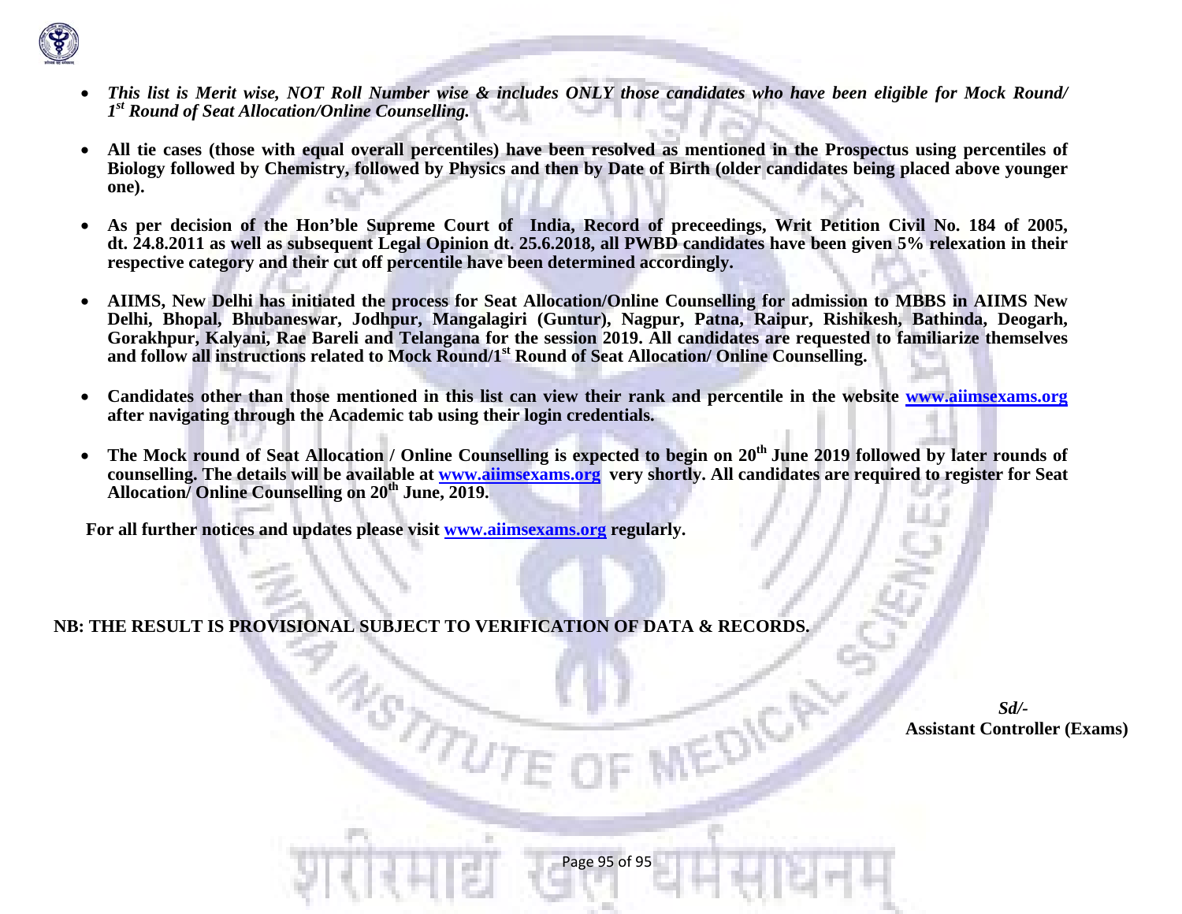- ***This list is Merit wise, NOT Roll Number wise & includes ONLY those candidates who have been eligible for Mock Round/ 1st Round of Seat Allocation/Online Counselling.***

- **All tie cases (those with equal overall percentiles) have been resolved as mentioned in the Prospectus using percentiles of Biology followed by Chemistry, followed by Physics and then by Date of Birth (older candidates being placed above younger one).**

- **As per decision of the Hon'ble Supreme Court of India, Record of preceedings, Writ Petition Civil No. 184 of 2005, dt. 24.8.2011 as well as subsequent Legal Opinion dt. 25.6.2018, all PWBD candidates have been given 5% relexation in their respective category and their cut off percentile have been determined accordingly.**

- **AIIMS, New Delhi has initiated the process for Seat Allocation/Online Counselling for admission to MBBS in AIIMS New Delhi, Bhopal, Bhubaneswar, Jodhpur, Mangalagiri (Guntur), Nagpur, Patna, Raipur, Rishikesh, Bathinda, Deogarh, Gorakhpur, Kalyani, Rae Bareli and Telangana for the session 2019. All candidates are requested to familiarize themselves and follow all instructions related to Mock Round/1st Round of Seat Allocation/ Online Counselling.**

- **Candidates other than those mentioned in this list can view their rank and percentile in the website www.aiimsexams.org after navigating through the Academic tab using their login credentials.**

- **The Mock round of Seat Allocation / Online Counselling is expected to begin on 20th June 2019 followed by later rounds of counselling. The details will be available at www.aiimsexams.org very shortly. All candidates are required to register for Seat Allocation/ Online Counselling on 20th June, 2019.**

**For all further notices and updates please visit www.aiimsexams.org regularly.**

**NB: THE RESULT IS PROVISIONAL SUBJECT TO VERIFICATION OF DATA & RECORDS.**

***Sd/-***

**Assistant Controller (Exams)**